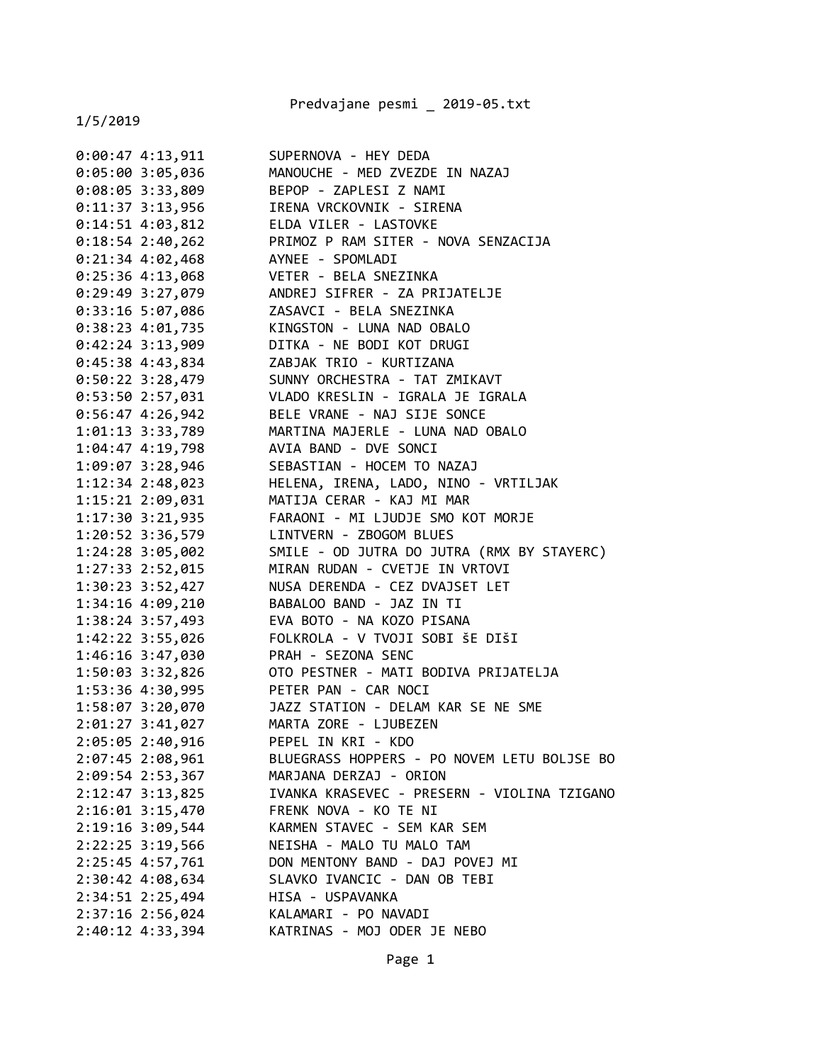Predvajane pesmi _ 2019-05.txt

1/5/2019

```
0:00:47 4:13,911        SUPERNOVA - HEY DEDA
0:05:00 3:05,036        MANOUCHE - MED ZVEZDE IN NAZAJ
0:08:05 3:33,809        BEPOP - ZAPLESI Z NAMI
0:11:37 3:13,956        IRENA VRCKOVNIK - SIRENA
0:14:51 4:03,812        ELDA VILER - LASTOVKE
0:18:54 2:40,262        PRIMOZ P RAM SITER - NOVA SENZACIJA
0:21:34 4:02,468        AYNEE - SPOMLADI
0:25:36 4:13,068        VETER - BELA SNEZINKA
0:29:49 3:27,079        ANDREJ SIFRER - ZA PRIJATELJE
0:33:16 5:07,086        ZASAVCI - BELA SNEZINKA
0:38:23 4:01,735        KINGSTON - LUNA NAD OBALO
0:42:24 3:13,909        DITKA - NE BODI KOT DRUGI
0:45:38 4:43,834        ZABJAK TRIO - KURTIZANA
0:50:22 3:28,479        SUNNY ORCHESTRA - TAT ZMIKAVT
0:53:50 2:57,031        VLADO KRESLIN - IGRALA JE IGRALA
0:56:47 4:26,942        BELE VRANE - NAJ SIJE SONCE
1:01:13 3:33,789        MARTINA MAJERLE - LUNA NAD OBALO
1:04:47 4:19,798        AVIA BAND - DVE SONCI
1:09:07 3:28,946        SEBASTIAN - HOCEM TO NAZAJ
1:12:34 2:48,023        HELENA, IRENA, LADO, NINO - VRTILJAK
1:15:21 2:09,031        MATIJA CERAR - KAJ MI MAR
1:17:30 3:21,935        FARAONI - MI LJUDJE SMO KOT MORJE
1:20:52 3:36,579        LINTVERN - ZBOGOM BLUES
1:24:28 3:05,002        SMILE - OD JUTRA DO JUTRA (RMX BY STAYERC)
1:27:33 2:52,015        MIRAN RUDAN - CVETJE IN VRTOVI
1:30:23 3:52,427        NUSA DERENDA - CEZ DVAJSET LET
1:34:16 4:09,210        BABALOO BAND - JAZ IN TI
1:38:24 3:57,493        EVA BOTO - NA KOZO PISANA
1:42:22 3:55,026        FOLKROLA - V TVOJI SOBI ŠE DIŠI
1:46:16 3:47,030        PRAH - SEZONA SENC
1:50:03 3:32,826        OTO PESTNER - MATI BODIVA PRIJATELJA
1:53:36 4:30,995        PETER PAN - CAR NOCI
1:58:07 3:20,070        JAZZ STATION - DELAM KAR SE NE SME
2:01:27 3:41,027        MARTA ZORE - LJUBEZEN
2:05:05 2:40,916        PEPEL IN KRI - KDO
2:07:45 2:08,961        BLUEGRASS HOPPERS - PO NOVEM LETU BOLJSE BO
2:09:54 2:53,367        MARJANA DERZAJ - ORION
2:12:47 3:13,825        IVANKA KRASEVEC - PRESERN - VIOLINA TZIGANO
2:16:01 3:15,470        FRENK NOVA - KO TE NI
2:19:16 3:09,544        KARMEN STAVEC - SEM KAR SEM
2:22:25 3:19,566        NEISHA - MALO TU MALO TAM
2:25:45 4:57,761        DON MENTONY BAND - DAJ POVEJ MI
2:30:42 4:08,634        SLAVKO IVANCIC - DAN OB TEBI
2:34:51 2:25,494        HISA - USPAVANKA
2:37:16 2:56,024        KALAMARI - PO NAVADI
2:40:12 4:33,394        KATRINAS - MOJ ODER JE NEBO
```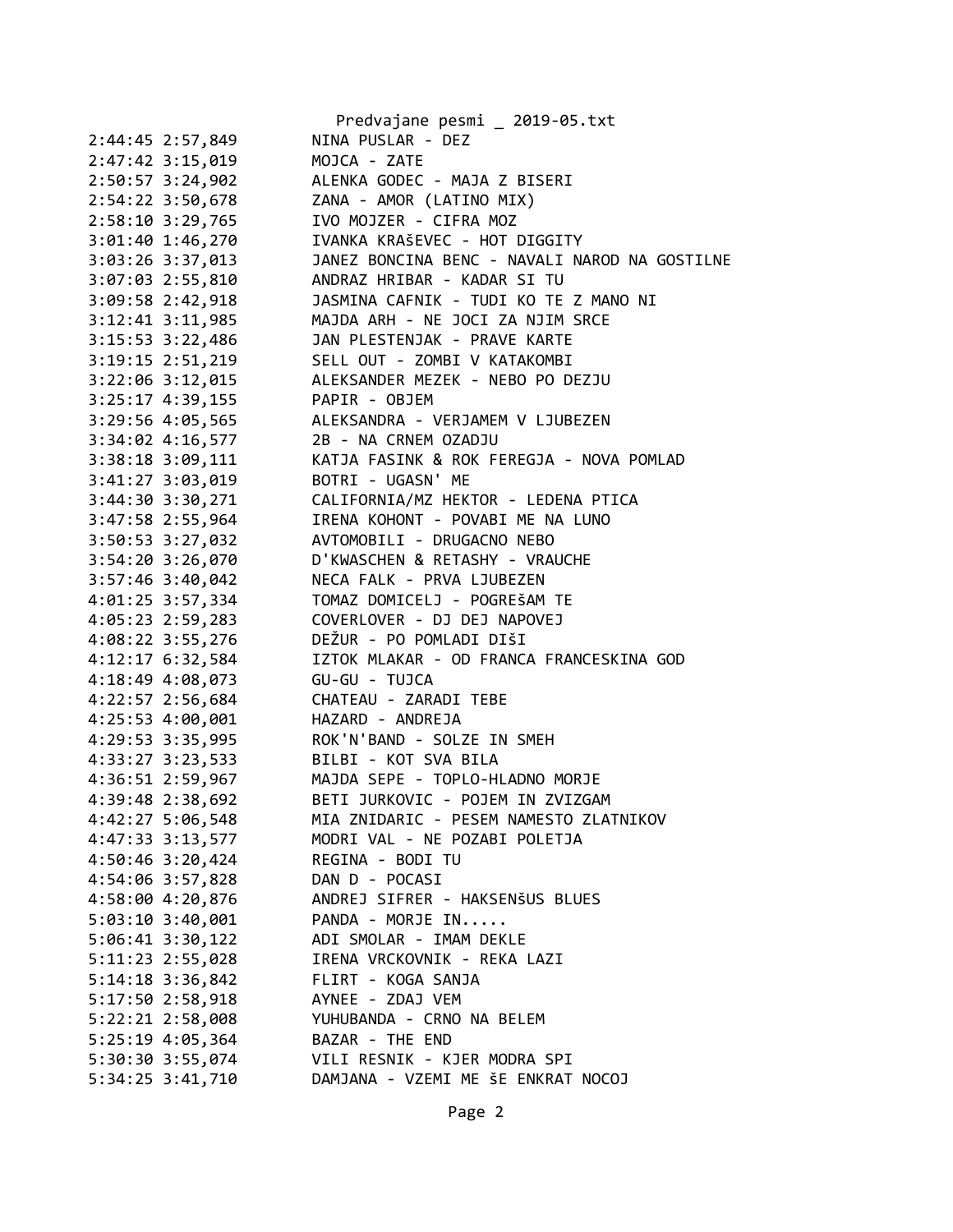```
2:44:45 2:57,849        NINA PUSLAR - DEZ
2:47:42 3:15,019        MOJCA - ZATE
2:50:57 3:24,902        ALENKA GODEC - MAJA Z BISERI
2:54:22 3:50,678        ZANA - AMOR (LATINO MIX)
2:58:10 3:29,765        IVO MOJZER - CIFRA MOZ
3:01:40 1:46,270        IVANKA KRAŠEVEC - HOT DIGGITY
3:03:26 3:37,013        JANEZ BONCINA BENC - NAVALI NAROD NA GOSTILNE
3:07:03 2:55,810        ANDRAZ HRIBAR - KADAR SI TU
3:09:58 2:42,918        JASMINA CAFNIK - TUDI KO TE Z MANO NI
3:12:41 3:11,985        MAJDA ARH - NE JOCI ZA NJIM SRCE
3:15:53 3:22,486        JAN PLESTENJAK - PRAVE KARTE
3:19:15 2:51,219        SELL OUT - ZOMBI V KATAKOMBI
3:22:06 3:12,015        ALEKSANDER MEZEK - NEBO PO DEZJU
3:25:17 4:39,155        PAPIR - OBJEM
3:29:56 4:05,565        ALEKSANDRA - VERJAMEM V LJUBEZEN
3:34:02 4:16,577        2B - NA CRNEM OZADJU
3:38:18 3:09,111        KATJA FASINK & ROK FEREGJA - NOVA POMLAD
3:41:27 3:03,019        BOTRI - UGASN' ME
3:44:30 3:30,271        CALIFORNIA/MZ HEKTOR - LEDENA PTICA
3:47:58 2:55,964        IRENA KOHONT - POVABI ME NA LUNO
3:50:53 3:27,032        AVTOMOBILI - DRUGACNO NEBO
3:54:20 3:26,070        D'KWASCHEN & RETASHY - VRAUCHE
3:57:46 3:40,042        NECA FALK - PRVA LJUBEZEN
4:01:25 3:57,334        TOMAZ DOMICELJ - POGREŠAM TE
4:05:23 2:59,283        COVERLOVER - DJ DEJ NAPOVEJ
4:08:22 3:55,276        DEŽUR - PO POMLADI DIŠI
4:12:17 6:32,584        IZTOK MLAKAR - OD FRANCA FRANCESKINA GOD
4:18:49 4:08,073        GU-GU - TUJCA
4:22:57 2:56,684        CHATEAU - ZARADI TEBE
4:25:53 4:00,001        HAZARD - ANDREJA
4:29:53 3:35,995        ROK'N'BAND - SOLZE IN SMEH
4:33:27 3:23,533        BILBI - KOT SVA BILA
4:36:51 2:59,967        MAJDA SEPE - TOPLO-HLADNO MORJE
4:39:48 2:38,692        BETI JURKOVIC - POJEM IN ZVIZGAM
4:42:27 5:06,548        MIA ZNIDARIC - PESEM NAMESTO ZLATNIKOV
4:47:33 3:13,577        MODRI VAL - NE POZABI POLETJA
4:50:46 3:20,424        REGINA - BODI TU
4:54:06 3:57,828        DAN D - POCASI
4:58:00 4:20,876        ANDREJ SIFRER - HAKSENŠUS BLUES
5:03:10 3:40,001        PANDA - MORJE IN.....
5:06:41 3:30,122        ADI SMOLAR - IMAM DEKLE
5:11:23 2:55,028        IRENA VRCKOVNIK - REKA LAZI
5:14:18 3:36,842        FLIRT - KOGA SANJA
5:17:50 2:58,918        AYNEE - ZDAJ VEM
5:22:21 2:58,008        YUHUBANDA - CRNO NA BELEM
5:25:19 4:05,364        BAZAR - THE END
5:30:30 3:55,074        VILI RESNIK - KJER MODRA SPI
5:34:25 3:41,710        DAMJANA - VZEMI ME ŠE ENKRAT NOCOJ
```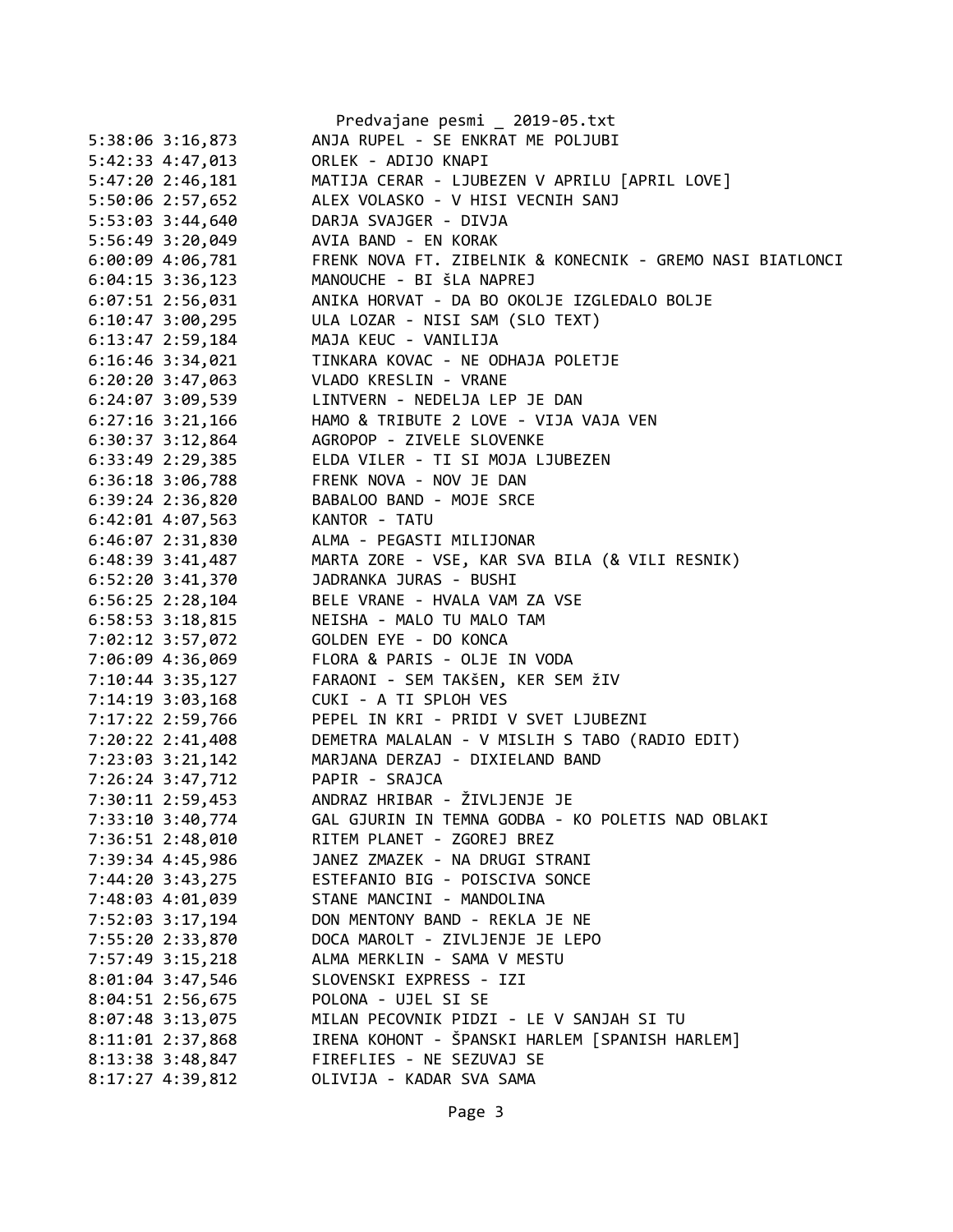```
5:38:06 3:16,873        ANJA RUPEL - SE ENKRAT ME POLJUBI
5:42:33 4:47,013        ORLEK - ADIJO KNAPI
5:47:20 2:46,181        MATIJA CERAR - LJUBEZEN V APRILU [APRIL LOVE]
5:50:06 2:57,652        ALEX VOLASKO - V HISI VECNIH SANJ
5:53:03 3:44,640        DARJA SVAJGER - DIVJA
5:56:49 3:20,049        AVIA BAND - EN KORAK
6:00:09 4:06,781        FRENK NOVA FT. ZIBELNIK & KONECNIK - GREMO NASI BIATLONCI
6:04:15 3:36,123        MANOUCHE - BI šLA NAPREJ
6:07:51 2:56,031        ANIKA HORVAT - DA BO OKOLJE IZGLEDALO BOLJE
6:10:47 3:00,295        ULA LOZAR - NISI SAM (SLO TEXT)
6:13:47 2:59,184        MAJA KEUC - VANILIJA
6:16:46 3:34,021        TINKARA KOVAC - NE ODHAJA POLETJE
6:20:20 3:47,063        VLADO KRESLIN - VRANE
6:24:07 3:09,539        LINTVERN - NEDELJA LEP JE DAN
6:27:16 3:21,166        HAMO & TRIBUTE 2 LOVE - VIJA VAJA VEN
6:30:37 3:12,864        AGROPOP - ZIVELE SLOVENKE
6:33:49 2:29,385        ELDA VILER - TI SI MOJA LJUBEZEN
6:36:18 3:06,788        FRENK NOVA - NOV JE DAN
6:39:24 2:36,820        BABALOO BAND - MOJE SRCE
6:42:01 4:07,563        KANTOR - TATU
6:46:07 2:31,830        ALMA - PEGASTI MILIJONAR
6:48:39 3:41,487        MARTA ZORE - VSE, KAR SVA BILA (& VILI RESNIK)
6:52:20 3:41,370        JADRANKA JURAS - BUSHI
6:56:25 2:28,104        BELE VRANE - HVALA VAM ZA VSE
6:58:53 3:18,815        NEISHA - MALO TU MALO TAM
7:02:12 3:57,072        GOLDEN EYE - DO KONCA
7:06:09 4:36,069        FLORA & PARIS - OLJE IN VODA
7:10:44 3:35,127        FARAONI - SEM TAKšEN, KER SEM žIV
7:14:19 3:03,168        CUKI - A TI SPLOH VES
7:17:22 2:59,766        PEPEL IN KRI - PRIDI V SVET LJUBEZNI
7:20:22 2:41,408        DEMETRA MALALAN - V MISLIH S TABO (RADIO EDIT)
7:23:03 3:21,142        MARJANA DERZAJ - DIXIELAND BAND
7:26:24 3:47,712        PAPIR - SRAJCA
7:30:11 2:59,453        ANDRAZ HRIBAR - ŽIVLJENJE JE
7:33:10 3:40,774        GAL GJURIN IN TEMNA GODBA - KO POLETIS NAD OBLAKI
7:36:51 2:48,010        RITEM PLANET - ZGOREJ BREZ
7:39:34 4:45,986        JANEZ ZMAZEK - NA DRUGI STRANI
7:44:20 3:43,275        ESTEFANIO BIG - POISCIVA SONCE
7:48:03 4:01,039        STANE MANCINI - MANDOLINA
7:52:03 3:17,194        DON MENTONY BAND - REKLA JE NE
7:55:20 2:33,870        DOCA MAROLT - ZIVLJENJE JE LEPO
7:57:49 3:15,218        ALMA MERKLIN - SAMA V MESTU
8:01:04 3:47,546        SLOVENSKI EXPRESS - IZI
8:04:51 2:56,675        POLONA - UJEL SI SE
8:07:48 3:13,075        MILAN PECOVNIK PIDZI - LE V SANJAH SI TU
8:11:01 2:37,868        IRENA KOHONT - ŠPANSKI HARLEM [SPANISH HARLEM]
8:13:38 3:48,847        FIREFLIES - NE SEZUVAJ SE
8:17:27 4:39,812        OLIVIJA - KADAR SVA SAMA
```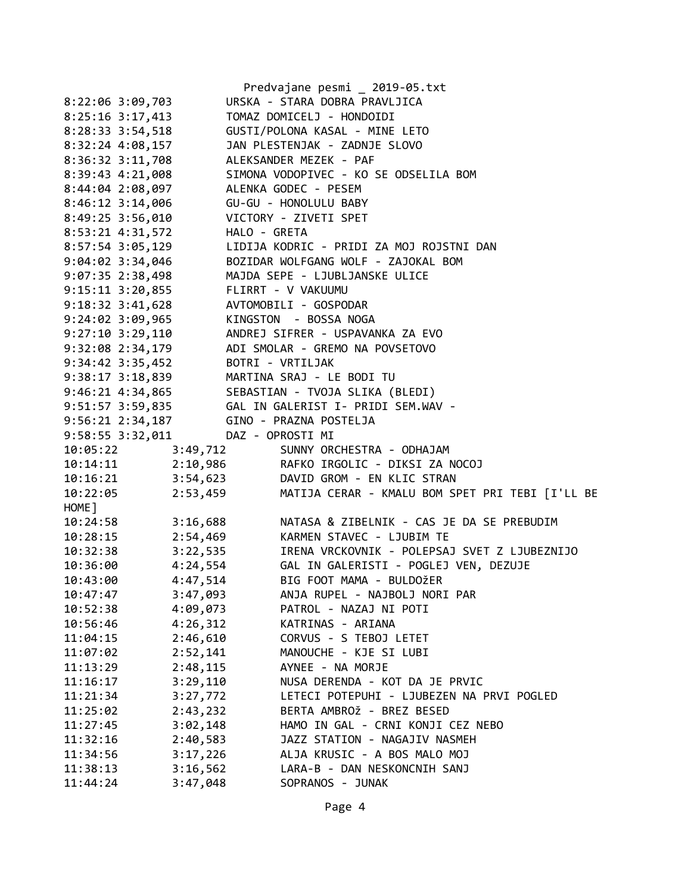```
8:22:06 3:09,703        URSKA - STARA DOBRA PRAVLJICA
8:25:16 3:17,413        TOMAZ DOMICELJ - HONDOIDI
8:28:33 3:54,518        GUSTI/POLONA KASAL - MINE LETO
8:32:24 4:08,157        JAN PLESTENJAK - ZADNJE SLOVO
8:36:32 3:11,708        ALEKSANDER MEZEK - PAF
8:39:43 4:21,008        SIMONA VODOPIVEC - KO SE ODSELILA BOM
8:44:04 2:08,097        ALENKA GODEC - PESEM
8:46:12 3:14,006        GU-GU - HONOLULU BABY
8:49:25 3:56,010        VICTORY - ZIVETI SPET
8:53:21 4:31,572        HALO - GRETA
8:57:54 3:05,129        LIDIJA KODRIC - PRIDI ZA MOJ ROJSTNI DAN
9:04:02 3:34,046        BOZIDAR WOLFGANG WOLF - ZAJOKAL BOM
9:07:35 2:38,498        MAJDA SEPE - LJUBLJANSKE ULICE
9:15:11 3:20,855        FLIRRT - V VAKUUMU
9:18:32 3:41,628        AVTOMOBILI - GOSPODAR
9:24:02 3:09,965        KINGSTON  - BOSSA NOGA
9:27:10 3:29,110        ANDREJ SIFRER - USPAVANKA ZA EVO
9:32:08 2:34,179        ADI SMOLAR - GREMO NA POVSETOVO
9:34:42 3:35,452        BOTRI - VRTILJAK
9:38:17 3:18,839        MARTINA SRAJ - LE BODI TU
9:46:21 4:34,865        SEBASTIAN - TVOJA SLIKA (BLEDI)
9:51:57 3:59,835        GAL IN GALERIST I- PRIDI SEM.WAV -
9:56:21 2:34,187        GINO - PRAZNA POSTELJA
9:58:55 3:32,011        DAZ - OPROSTI MI
10:05:22        3:49,712        SUNNY ORCHESTRA - ODHAJAM
10:14:11        2:10,986        RAFKO IRGOLIC - DIKSI ZA NOCOJ
10:16:21        3:54,623        DAVID GROM - EN KLIC STRAN
10:22:05        2:53,459        MATIJA CERAR - KMALU BOM SPET PRI TEBI [I'LL BE
HOME]
10:24:58        3:16,688        NATASA & ZIBELNIK - CAS JE DA SE PREBUDIM
10:28:15        2:54,469        KARMEN STAVEC - LJUBIM TE
10:32:38        3:22,535        IRENA VRCKOVNIK - POLEPSAJ SVET Z LJUBEZNIJO
10:36:00        4:24,554        GAL IN GALERISTI - POGLEJ VEN, DEZUJE
10:43:00        4:47,514        BIG FOOT MAMA - BULDOžER
10:47:47        3:47,093        ANJA RUPEL - NAJBOLJ NORI PAR
10:52:38        4:09,073        PATROL - NAZAJ NI POTI
10:56:46        4:26,312        KATRINAS - ARIANA
11:04:15        2:46,610        CORVUS - S TEBOJ LETET
11:07:02        2:52,141        MANOUCHE - KJE SI LUBI
11:13:29        2:48,115        AYNEE - NA MORJE
11:16:17        3:29,110        NUSA DERENDA - KOT DA JE PRVIC
11:21:34        3:27,772        LETECI POTEPUHI - LJUBEZEN NA PRVI POGLED
11:25:02        2:43,232        BERTA AMBROž - BREZ BESED
11:27:45        3:02,148        HAMO IN GAL - CRNI KONJI CEZ NEBO
11:32:16        2:40,583        JAZZ STATION - NAGAJIV NASMEH
11:34:56        3:17,226        ALJA KRUSIC - A BOS MALO MOJ
11:38:13        3:16,562        LARA-B - DAN NESKONCNIH SANJ
11:44:24        3:47,048        SOPRANOS - JUNAK
```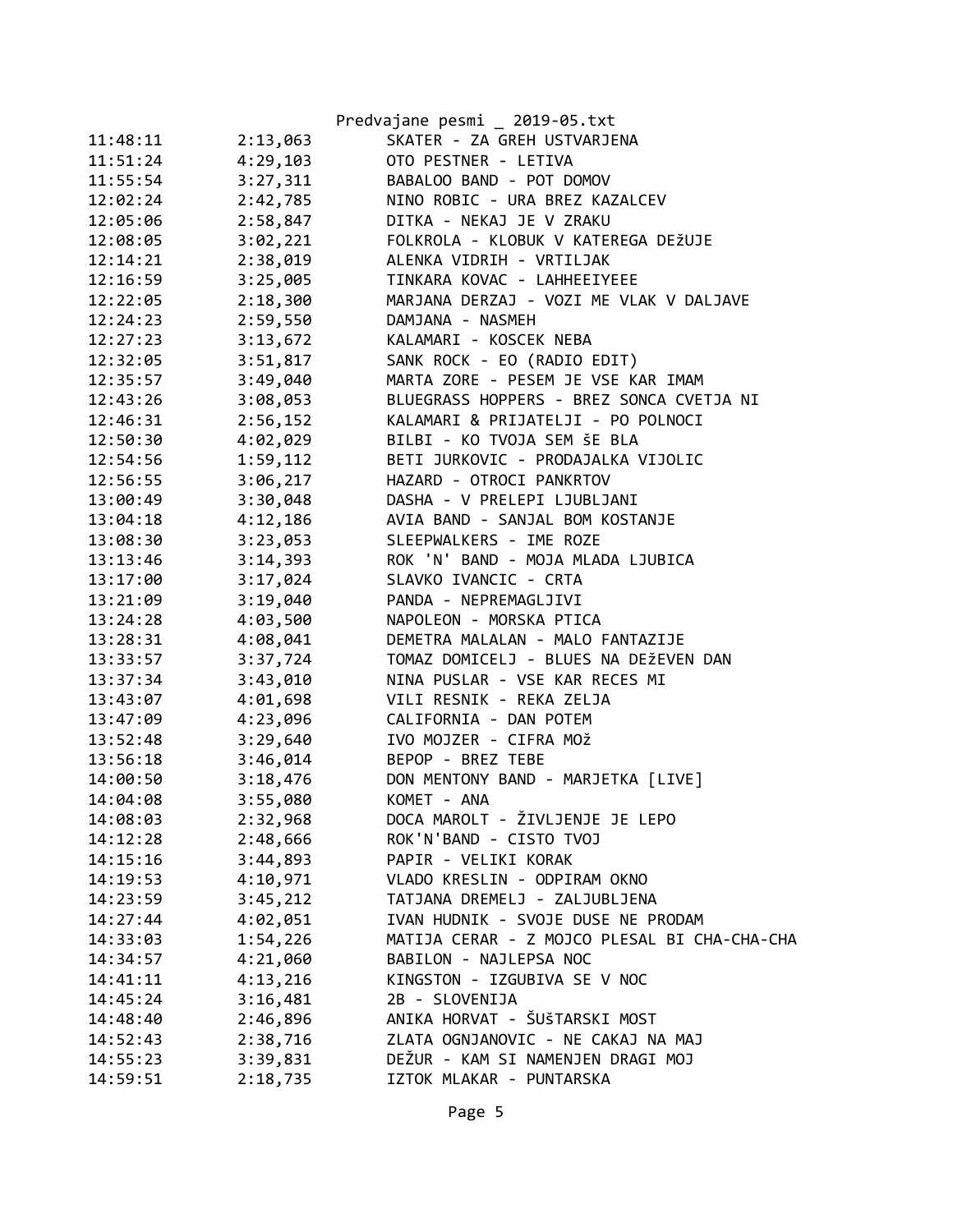| | | |
|---|---|---|
| 11:48:11 | 2:13,063 | SKATER - ZA GREH USTVARJENA |
| 11:51:24 | 4:29,103 | OTO PESTNER - LETIVA |
| 11:55:54 | 3:27,311 | BABALOO BAND - POT DOMOV |
| 12:02:24 | 2:42,785 | NINO ROBIC - URA BREZ KAZALCEV |
| 12:05:06 | 2:58,847 | DITKA - NEKAJ JE V ZRAKU |
| 12:08:05 | 3:02,221 | FOLKROLA - KLOBUK V KATEREGA DEžUJE |
| 12:14:21 | 2:38,019 | ALENKA VIDRIH - VRTILJAK |
| 12:16:59 | 3:25,005 | TINKARA KOVAC - LAHHEEIYEEE |
| 12:22:05 | 2:18,300 | MARJANA DERZAJ - VOZI ME VLAK V DALJAVE |
| 12:24:23 | 2:59,550 | DAMJANA - NASMEH |
| 12:27:23 | 3:13,672 | KALAMARI - KOSCEK NEBA |
| 12:32:05 | 3:51,817 | SANK ROCK - EO (RADIO EDIT) |
| 12:35:57 | 3:49,040 | MARTA ZORE - PESEM JE VSE KAR IMAM |
| 12:43:26 | 3:08,053 | BLUEGRASS HOPPERS - BREZ SONCA CVETJA NI |
| 12:46:31 | 2:56,152 | KALAMARI & PRIJATELJI - PO POLNOCI |
| 12:50:30 | 4:02,029 | BILBI - KO TVOJA SEM šE BLA |
| 12:54:56 | 1:59,112 | BETI JURKOVIC - PRODAJALKA VIJOLIC |
| 12:56:55 | 3:06,217 | HAZARD - OTROCI PANKRTOV |
| 13:00:49 | 3:30,048 | DASHA - V PRELEPI LJUBLJANI |
| 13:04:18 | 4:12,186 | AVIA BAND - SANJAL BOM KOSTANJE |
| 13:08:30 | 3:23,053 | SLEEPWALKERS - IME ROZE |
| 13:13:46 | 3:14,393 | ROK 'N' BAND - MOJA MLADA LJUBICA |
| 13:17:00 | 3:17,024 | SLAVKO IVANCIC - CRTA |
| 13:21:09 | 3:19,040 | PANDA - NEPREMAGLJIVI |
| 13:24:28 | 4:03,500 | NAPOLEON - MORSKA PTICA |
| 13:28:31 | 4:08,041 | DEMETRA MALALAN - MALO FANTAZIJE |
| 13:33:57 | 3:37,724 | TOMAZ DOMICELJ - BLUES NA DEžEVEN DAN |
| 13:37:34 | 3:43,010 | NINA PUSLAR - VSE KAR RECES MI |
| 13:43:07 | 4:01,698 | VILI RESNIK - REKA ZELJA |
| 13:47:09 | 4:23,096 | CALIFORNIA - DAN POTEM |
| 13:52:48 | 3:29,640 | IVO MOJZER - CIFRA MOž |
| 13:56:18 | 3:46,014 | BEPOP - BREZ TEBE |
| 14:00:50 | 3:18,476 | DON MENTONY BAND - MARJETKA [LIVE] |
| 14:04:08 | 3:55,080 | KOMET - ANA |
| 14:08:03 | 2:32,968 | DOCA MAROLT - ŽIVLJENJE JE LEPO |
| 14:12:28 | 2:48,666 | ROK'N'BAND - CISTO TVOJ |
| 14:15:16 | 3:44,893 | PAPIR - VELIKI KORAK |
| 14:19:53 | 4:10,971 | VLADO KRESLIN - ODPIRAM OKNO |
| 14:23:59 | 3:45,212 | TATJANA DREMELJ - ZALJUBLJENA |
| 14:27:44 | 4:02,051 | IVAN HUDNIK - SVOJE DUSE NE PRODAM |
| 14:33:03 | 1:54,226 | MATIJA CERAR - Z MOJCO PLESAL BI CHA-CHA-CHA |
| 14:34:57 | 4:21,060 | BABILON - NAJLEPSA NOC |
| 14:41:11 | 4:13,216 | KINGSTON - IZGUBIVA SE V NOC |
| 14:45:24 | 3:16,481 | 2B - SLOVENIJA |
| 14:48:40 | 2:46,896 | ANIKA HORVAT - ŠUšTARSKI MOST |
| 14:52:43 | 2:38,716 | ZLATA OGNJANOVIC - NE CAKAJ NA MAJ |
| 14:55:23 | 3:39,831 | DEŽUR - KAM SI NAMENJEN DRAGI MOJ |
| 14:59:51 | 2:18,735 | IZTOK MLAKAR - PUNTARSKA |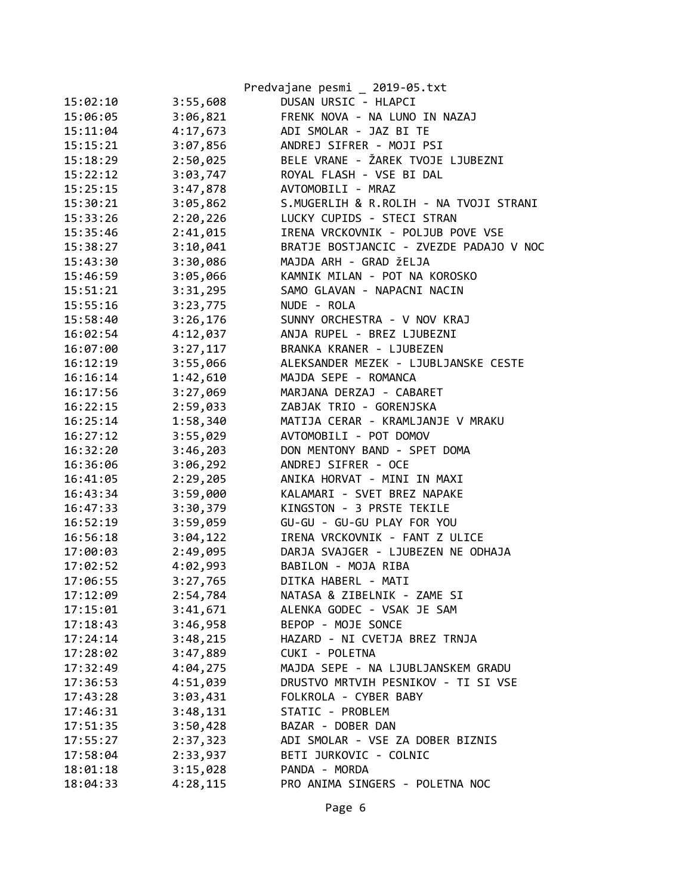| | | |
|---|---|---|
| 15:02:10 | 3:55,608 | DUSAN URSIC - HLAPCI |
| 15:06:05 | 3:06,821 | FRENK NOVA - NA LUNO IN NAZAJ |
| 15:11:04 | 4:17,673 | ADI SMOLAR - JAZ BI TE |
| 15:15:21 | 3:07,856 | ANDREJ SIFRER - MOJI PSI |
| 15:18:29 | 2:50,025 | BELE VRANE - ŽAREK TVOJE LJUBEZNI |
| 15:22:12 | 3:03,747 | ROYAL FLASH - VSE BI DAL |
| 15:25:15 | 3:47,878 | AVTOMOBILI - MRAZ |
| 15:30:21 | 3:05,862 | S.MUGERLIH & R.ROLIH - NA TVOJI STRANI |
| 15:33:26 | 2:20,226 | LUCKY CUPIDS - STECI STRAN |
| 15:35:46 | 2:41,015 | IRENA VRCKOVNIK - POLJUB POVE VSE |
| 15:38:27 | 3:10,041 | BRATJE BOSTJANCIC - ZVEZDE PADAJO V NOC |
| 15:43:30 | 3:30,086 | MAJDA ARH - GRAD žELJA |
| 15:46:59 | 3:05,066 | KAMNIK MILAN - POT NA KOROSKO |
| 15:51:21 | 3:31,295 | SAMO GLAVAN - NAPACNI NACIN |
| 15:55:16 | 3:23,775 | NUDE - ROLA |
| 15:58:40 | 3:26,176 | SUNNY ORCHESTRA - V NOV KRAJ |
| 16:02:54 | 4:12,037 | ANJA RUPEL - BREZ LJUBEZNI |
| 16:07:00 | 3:27,117 | BRANKA KRANER - LJUBEZEN |
| 16:12:19 | 3:55,066 | ALEKSANDER MEZEK - LJUBLJANSKE CESTE |
| 16:16:14 | 1:42,610 | MAJDA SEPE - ROMANCA |
| 16:17:56 | 3:27,069 | MARJANA DERZAJ - CABARET |
| 16:22:15 | 2:59,033 | ZABJAK TRIO - GORENJSKA |
| 16:25:14 | 1:58,340 | MATIJA CERAR - KRAMLJANJE V MRAKU |
| 16:27:12 | 3:55,029 | AVTOMOBILI - POT DOMOV |
| 16:32:20 | 3:46,203 | DON MENTONY BAND - SPET DOMA |
| 16:36:06 | 3:06,292 | ANDREJ SIFRER - OCE |
| 16:41:05 | 2:29,205 | ANIKA HORVAT - MINI IN MAXI |
| 16:43:34 | 3:59,000 | KALAMARI - SVET BREZ NAPAKE |
| 16:47:33 | 3:30,379 | KINGSTON - 3 PRSTE TEKILE |
| 16:52:19 | 3:59,059 | GU-GU - GU-GU PLAY FOR YOU |
| 16:56:18 | 3:04,122 | IRENA VRCKOVNIK - FANT Z ULICE |
| 17:00:03 | 2:49,095 | DARJA SVAJGER - LJUBEZEN NE ODHAJA |
| 17:02:52 | 4:02,993 | BABILON - MOJA RIBA |
| 17:06:55 | 3:27,765 | DITKA HABERL - MATI |
| 17:12:09 | 2:54,784 | NATASA & ZIBELNIK - ZAME SI |
| 17:15:01 | 3:41,671 | ALENKA GODEC - VSAK JE SAM |
| 17:18:43 | 3:46,958 | BEPOP - MOJE SONCE |
| 17:24:14 | 3:48,215 | HAZARD - NI CVETJA BREZ TRNJA |
| 17:28:02 | 3:47,889 | CUKI - POLETNA |
| 17:32:49 | 4:04,275 | MAJDA SEPE - NA LJUBLJANSKEM GRADU |
| 17:36:53 | 4:51,039 | DRUSTVO MRTVIH PESNIKOV - TI SI VSE |
| 17:43:28 | 3:03,431 | FOLKROLA - CYBER BABY |
| 17:46:31 | 3:48,131 | STATIC - PROBLEM |
| 17:51:35 | 3:50,428 | BAZAR - DOBER DAN |
| 17:55:27 | 2:37,323 | ADI SMOLAR - VSE ZA DOBER BIZNIS |
| 17:58:04 | 2:33,937 | BETI JURKOVIC - COLNIC |
| 18:01:18 | 3:15,028 | PANDA - MORDA |
| 18:04:33 | 4:28,115 | PRO ANIMA SINGERS - POLETNA NOC |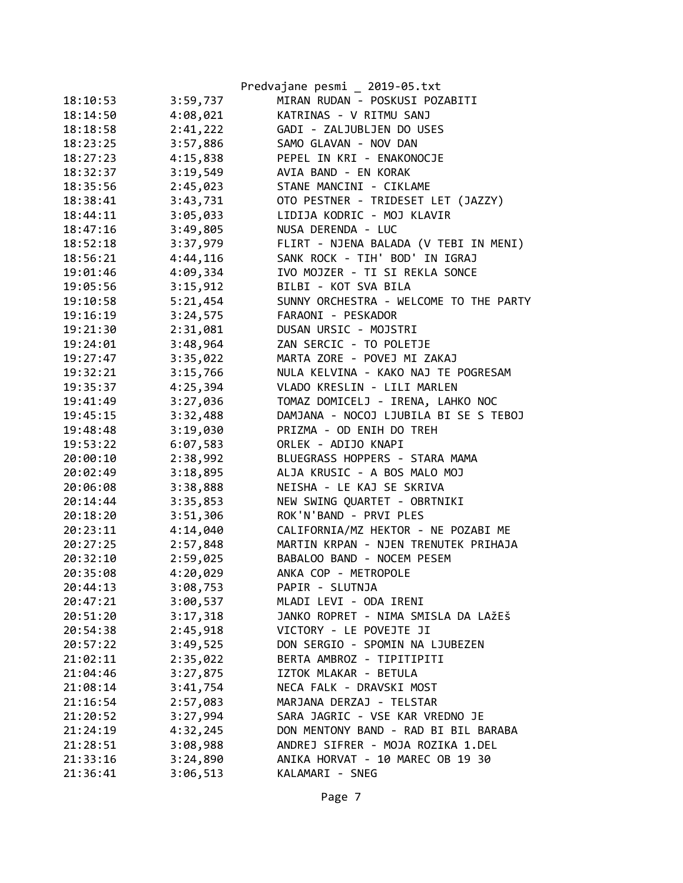Predvajane pesmi _ 2019-05.txt

| | | |
|---|---|---|
| 18:10:53 | 3:59,737 | MIRAN RUDAN - POSKUSI POZABITI |
| 18:14:50 | 4:08,021 | KATRINAS - V RITMU SANJ |
| 18:18:58 | 2:41,222 | GADI - ZALJUBLJEN DO USES |
| 18:23:25 | 3:57,886 | SAMO GLAVAN - NOV DAN |
| 18:27:23 | 4:15,838 | PEPEL IN KRI - ENAKONOCJE |
| 18:32:37 | 3:19,549 | AVIA BAND - EN KORAK |
| 18:35:56 | 2:45,023 | STANE MANCINI - CIKLAME |
| 18:38:41 | 3:43,731 | OTO PESTNER - TRIDESET LET (JAZZY) |
| 18:44:11 | 3:05,033 | LIDIJA KODRIC - MOJ KLAVIR |
| 18:47:16 | 3:49,805 | NUSA DERENDA - LUC |
| 18:52:18 | 3:37,979 | FLIRT - NJENA BALADA (V TEBI IN MENI) |
| 18:56:21 | 4:44,116 | SANK ROCK - TIH' BOD' IN IGRAJ |
| 19:01:46 | 4:09,334 | IVO MOJZER - TI SI REKLA SONCE |
| 19:05:56 | 3:15,912 | BILBI - KOT SVA BILA |
| 19:10:58 | 5:21,454 | SUNNY ORCHESTRA - WELCOME TO THE PARTY |
| 19:16:19 | 3:24,575 | FARAONI - PESKADOR |
| 19:21:30 | 2:31,081 | DUSAN URSIC - MOJSTRI |
| 19:24:01 | 3:48,964 | ZAN SERCIC - TO POLETJE |
| 19:27:47 | 3:35,022 | MARTA ZORE - POVEJ MI ZAKAJ |
| 19:32:21 | 3:15,766 | NULA KELVINA - KAKO NAJ TE POGRESAM |
| 19:35:37 | 4:25,394 | VLADO KRESLIN - LILI MARLEN |
| 19:41:49 | 3:27,036 | TOMAZ DOMICELJ - IRENA, LAHKO NOC |
| 19:45:15 | 3:32,488 | DAMJANA - NOCOJ LJUBILA BI SE S TEBOJ |
| 19:48:48 | 3:19,030 | PRIZMA - OD ENIH DO TREH |
| 19:53:22 | 6:07,583 | ORLEK - ADIJO KNAPI |
| 20:00:10 | 2:38,992 | BLUEGRASS HOPPERS - STARA MAMA |
| 20:02:49 | 3:18,895 | ALJA KRUSIC - A BOS MALO MOJ |
| 20:06:08 | 3:38,888 | NEISHA - LE KAJ SE SKRIVA |
| 20:14:44 | 3:35,853 | NEW SWING QUARTET - OBRTNIKI |
| 20:18:20 | 3:51,306 | ROK'N'BAND - PRVI PLES |
| 20:23:11 | 4:14,040 | CALIFORNIA/MZ HEKTOR - NE POZABI ME |
| 20:27:25 | 2:57,848 | MARTIN KRPAN - NJEN TRENUTEK PRIHAJA |
| 20:32:10 | 2:59,025 | BABALOO BAND - NOCEM PESEM |
| 20:35:08 | 4:20,029 | ANKA COP - METROPOLE |
| 20:44:13 | 3:08,753 | PAPIR - SLUTNJA |
| 20:47:21 | 3:00,537 | MLADI LEVI - ODA IRENI |
| 20:51:20 | 3:17,318 | JANKO ROPRET - NIMA SMISLA DA LAžEš |
| 20:54:38 | 2:45,918 | VICTORY - LE POVEJTE JI |
| 20:57:22 | 3:49,525 | DON SERGIO - SPOMIN NA LJUBEZEN |
| 21:02:11 | 2:35,022 | BERTA AMBROZ - TIPITIPITI |
| 21:04:46 | 3:27,875 | IZTOK MLAKAR - BETULA |
| 21:08:14 | 3:41,754 | NECA FALK - DRAVSKI MOST |
| 21:16:54 | 2:57,083 | MARJANA DERZAJ - TELSTAR |
| 21:20:52 | 3:27,994 | SARA JAGRIC - VSE KAR VREDNO JE |
| 21:24:19 | 4:32,245 | DON MENTONY BAND - RAD BI BIL BARABA |
| 21:28:51 | 3:08,988 | ANDREJ SIFRER - MOJA ROZIKA 1.DEL |
| 21:33:16 | 3:24,890 | ANIKA HORVAT - 10 MAREC OB 19 30 |
| 21:36:41 | 3:06,513 | KALAMARI - SNEG |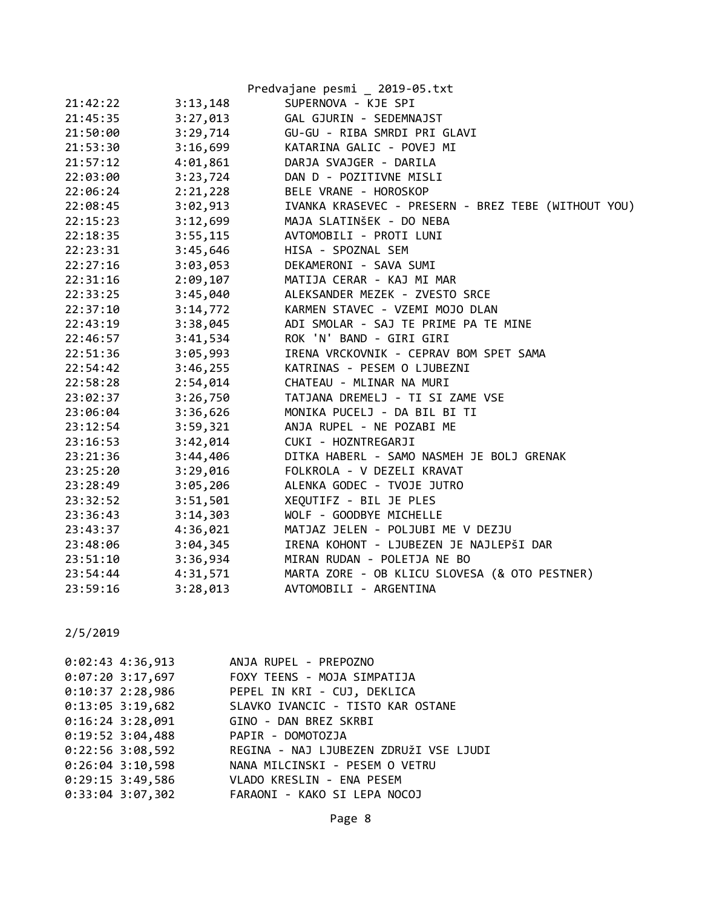| | | |
|---|---|---|
| 21:42:22 | 3:13,148 | SUPERNOVA - KJE SPI |
| 21:45:35 | 3:27,013 | GAL GJURIN - SEDEMNAJST |
| 21:50:00 | 3:29,714 | GU-GU - RIBA SMRDI PRI GLAVI |
| 21:53:30 | 3:16,699 | KATARINA GALIC - POVEJ MI |
| 21:57:12 | 4:01,861 | DARJA SVAJGER - DARILA |
| 22:03:00 | 3:23,724 | DAN D - POZITIVNE MISLI |
| 22:06:24 | 2:21,228 | BELE VRANE - HOROSKOP |
| 22:08:45 | 3:02,913 | IVANKA KRASEVEC - PRESERN - BREZ TEBE (WITHOUT YOU) |
| 22:15:23 | 3:12,699 | MAJA SLATINšEK - DO NEBA |
| 22:18:35 | 3:55,115 | AVTOMOBILI - PROTI LUNI |
| 22:23:31 | 3:45,646 | HISA - SPOZNAL SEM |
| 22:27:16 | 3:03,053 | DEKAMERONI - SAVA SUMI |
| 22:31:16 | 2:09,107 | MATIJA CERAR - KAJ MI MAR |
| 22:33:25 | 3:45,040 | ALEKSANDER MEZEK - ZVESTO SRCE |
| 22:37:10 | 3:14,772 | KARMEN STAVEC - VZEMI MOJO DLAN |
| 22:43:19 | 3:38,045 | ADI SMOLAR - SAJ TE PRIME PA TE MINE |
| 22:46:57 | 3:41,534 | ROK 'N' BAND - GIRI GIRI |
| 22:51:36 | 3:05,993 | IRENA VRCKOVNIK - CEPRAV BOM SPET SAMA |
| 22:54:42 | 3:46,255 | KATRINAS - PESEM O LJUBEZNI |
| 22:58:28 | 2:54,014 | CHATEAU - MLINAR NA MURI |
| 23:02:37 | 3:26,750 | TATJANA DREMELJ - TI SI ZAME VSE |
| 23:06:04 | 3:36,626 | MONIKA PUCELJ - DA BIL BI TI |
| 23:12:54 | 3:59,321 | ANJA RUPEL - NE POZABI ME |
| 23:16:53 | 3:42,014 | CUKI - HOZNTREGARJI |
| 23:21:36 | 3:44,406 | DITKA HABERL - SAMO NASMEH JE BOLJ GRENAK |
| 23:25:20 | 3:29,016 | FOLKROLA - V DEZELI KRAVAT |
| 23:28:49 | 3:05,206 | ALENKA GODEC - TVOJE JUTRO |
| 23:32:52 | 3:51,501 | XEQUTIFZ - BIL JE PLES |
| 23:36:43 | 3:14,303 | WOLF - GOODBYE MICHELLE |
| 23:43:37 | 4:36,021 | MATJAZ JELEN - POLJUBI ME V DEZJU |
| 23:48:06 | 3:04,345 | IRENA KOHONT - LJUBEZEN JE NAJLEPšI DAR |
| 23:51:10 | 3:36,934 | MIRAN RUDAN - POLETJA NE BO |
| 23:54:44 | 4:31,571 | MARTA ZORE - OB KLICU SLOVESA (& OTO PESTNER) |
| 23:59:16 | 3:28,013 | AVTOMOBILI - ARGENTINA |

2/5/2019

| | | |
|---|---|---|
| 0:02:43 | 4:36,913 | ANJA RUPEL - PREPOZNO |
| 0:07:20 | 3:17,697 | FOXY TEENS - MOJA SIMPATIJA |
| 0:10:37 | 2:28,986 | PEPEL IN KRI - CUJ, DEKLICA |
| 0:13:05 | 3:19,682 | SLAVKO IVANCIC - TISTO KAR OSTANE |
| 0:16:24 | 3:28,091 | GINO - DAN BREZ SKRBI |
| 0:19:52 | 3:04,488 | PAPIR - DOMOTOZJA |
| 0:22:56 | 3:08,592 | REGINA - NAJ LJUBEZEN ZDRUžI VSE LJUDI |
| 0:26:04 | 3:10,598 | NANA MILCINSKI - PESEM O VETRU |
| 0:29:15 | 3:49,586 | VLADO KRESLIN - ENA PESEM |
| 0:33:04 | 3:07,302 | FARAONI - KAKO SI LEPA NOCOJ |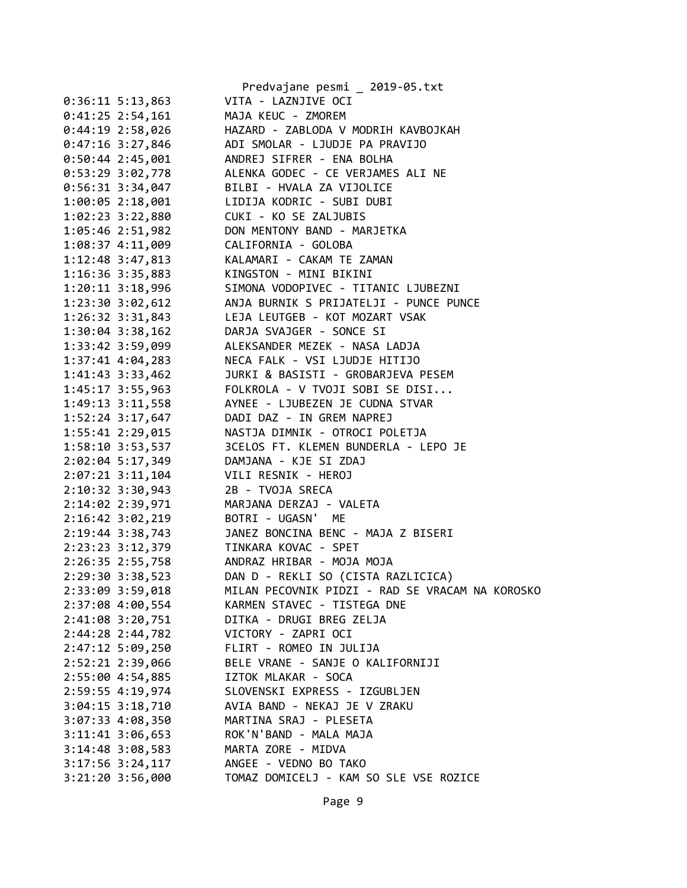```
0:36:11 5:13,863        VITA - LAZNJIVE OCI
0:41:25 2:54,161        MAJA KEUC - ZMOREM
0:44:19 2:58,026        HAZARD - ZABLODA V MODRIH KAVBOJKAH
0:47:16 3:27,846        ADI SMOLAR - LJUDJE PA PRAVIJO
0:50:44 2:45,001        ANDREJ SIFRER - ENA BOLHA
0:53:29 3:02,778        ALENKA GODEC - CE VERJAMES ALI NE
0:56:31 3:34,047        BILBI - HVALA ZA VIJOLICE
1:00:05 2:18,001        LIDIJA KODRIC - SUBI DUBI
1:02:23 3:22,880        CUKI - KO SE ZALJUBIS
1:05:46 2:51,982        DON MENTONY BAND - MARJETKA
1:08:37 4:11,009        CALIFORNIA - GOLOBA
1:12:48 3:47,813        KALAMARI - CAKAM TE ZAMAN
1:16:36 3:35,883        KINGSTON - MINI BIKINI
1:20:11 3:18,996        SIMONA VODOPIVEC - TITANIC LJUBEZNI
1:23:30 3:02,612        ANJA BURNIK S PRIJATELJI - PUNCE PUNCE
1:26:32 3:31,843        LEJA LEUTGEB - KOT MOZART VSAK
1:30:04 3:38,162        DARJA SVAJGER - SONCE SI
1:33:42 3:59,099        ALEKSANDER MEZEK - NASA LADJA
1:37:41 4:04,283        NECA FALK - VSI LJUDJE HITIJO
1:41:43 3:33,462        JURKI & BASISTI - GROBARJEVA PESEM
1:45:17 3:55,963        FOLKROLA - V TVOJI SOBI SE DISI...
1:49:13 3:11,558        AYNEE - LJUBEZEN JE CUDNA STVAR
1:52:24 3:17,647        DADI DAZ - IN GREM NAPREJ
1:55:41 2:29,015        NASTJA DIMNIK - OTROCI POLETJA
1:58:10 3:53,537        3CELOS FT. KLEMEN BUNDERLA - LEPO JE
2:02:04 5:17,349        DAMJANA - KJE SI ZDAJ
2:07:21 3:11,104        VILI RESNIK - HEROJ
2:10:32 3:30,943        2B - TVOJA SRECA
2:14:02 2:39,971        MARJANA DERZAJ - VALETA
2:16:42 3:02,219        BOTRI - UGASN'  ME
2:19:44 3:38,743        JANEZ BONCINA BENC - MAJA Z BISERI
2:23:23 3:12,379        TINKARA KOVAC - SPET
2:26:35 2:55,758        ANDRAZ HRIBAR - MOJA MOJA
2:29:30 3:38,523        DAN D - REKLI SO (CISTA RAZLICICA)
2:33:09 3:59,018        MILAN PECOVNIK PIDZI - RAD SE VRACAM NA KOROSKO
2:37:08 4:00,554        KARMEN STAVEC - TISTEGA DNE
2:41:08 3:20,751        DITKA - DRUGI BREG ZELJA
2:44:28 2:44,782        VICTORY - ZAPRI OCI
2:47:12 5:09,250        FLIRT - ROMEO IN JULIJA
2:52:21 2:39,066        BELE VRANE - SANJE O KALIFORNIJI
2:55:00 4:54,885        IZTOK MLAKAR - SOCA
2:59:55 4:19,974        SLOVENSKI EXPRESS - IZGUBLJEN
3:04:15 3:18,710        AVIA BAND - NEKAJ JE V ZRAKU
3:07:33 4:08,350        MARTINA SRAJ - PLESETA
3:11:41 3:06,653        ROK'N'BAND - MALA MAJA
3:14:48 3:08,583        MARTA ZORE - MIDVA
3:17:56 3:24,117        ANGEE - VEDNO BO TAKO
3:21:20 3:56,000        TOMAZ DOMICELJ - KAM SO SLE VSE ROZICE
```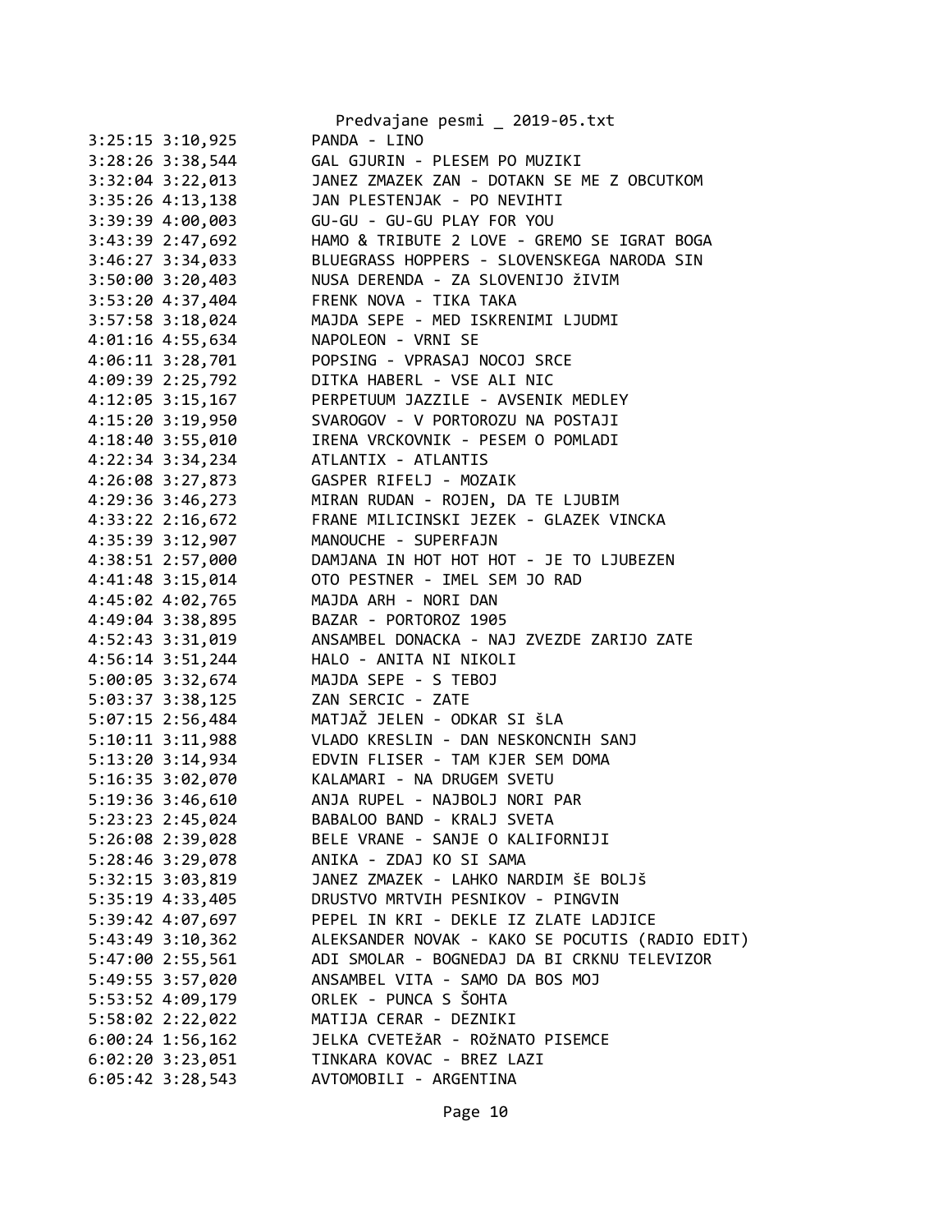```
3:25:15 3:10,925        PANDA - LINO
3:28:26 3:38,544        GAL GJURIN - PLESEM PO MUZIKI
3:32:04 3:22,013        JANEZ ZMAZEK ZAN - DOTAKN SE ME Z OBCUTKOM
3:35:26 4:13,138        JAN PLESTENJAK - PO NEVIHTI
3:39:39 4:00,003        GU-GU - GU-GU PLAY FOR YOU
3:43:39 2:47,692        HAMO & TRIBUTE 2 LOVE - GREMO SE IGRAT BOGA
3:46:27 3:34,033        BLUEGRASS HOPPERS - SLOVENSKEGA NARODA SIN
3:50:00 3:20,403        NUSA DERENDA - ZA SLOVENIJO žIVIM
3:53:20 4:37,404        FRENK NOVA - TIKA TAKA
3:57:58 3:18,024        MAJDA SEPE - MED ISKRENIMI LJUDMI
4:01:16 4:55,634        NAPOLEON - VRNI SE
4:06:11 3:28,701        POPSING - VPRASAJ NOCOJ SRCE
4:09:39 2:25,792        DITKA HABERL - VSE ALI NIC
4:12:05 3:15,167        PERPETUUM JAZZILE - AVSENIK MEDLEY
4:15:20 3:19,950        SVAROGOV - V PORTOROZU NA POSTAJI
4:18:40 3:55,010        IRENA VRCKOVNIK - PESEM O POMLADI
4:22:34 3:34,234        ATLANTIX - ATLANTIS
4:26:08 3:27,873        GASPER RIFELJ - MOZAIK
4:29:36 3:46,273        MIRAN RUDAN - ROJEN, DA TE LJUBIM
4:33:22 2:16,672        FRANE MILICINSKI JEZEK - GLAZEK VINCKA
4:35:39 3:12,907        MANOUCHE - SUPERFAJN
4:38:51 2:57,000        DAMJANA IN HOT HOT HOT - JE TO LJUBEZEN
4:41:48 3:15,014        OTO PESTNER - IMEL SEM JO RAD
4:45:02 4:02,765        MAJDA ARH - NORI DAN
4:49:04 3:38,895        BAZAR - PORTOROZ 1905
4:52:43 3:31,019        ANSAMBEL DONACKA - NAJ ZVEZDE ZARIJO ZATE
4:56:14 3:51,244        HALO - ANITA NI NIKOLI
5:00:05 3:32,674        MAJDA SEPE - S TEBOJ
5:03:37 3:38,125        ZAN SERCIC - ZATE
5:07:15 2:56,484        MATJAŽ JELEN - ODKAR SI šLA
5:10:11 3:11,988        VLADO KRESLIN - DAN NESKONCNIH SANJ
5:13:20 3:14,934        EDVIN FLISER - TAM KJER SEM DOMA
5:16:35 3:02,070        KALAMARI - NA DRUGEM SVETU
5:19:36 3:46,610        ANJA RUPEL - NAJBOLJ NORI PAR
5:23:23 2:45,024        BABALOO BAND - KRALJ SVETA
5:26:08 2:39,028        BELE VRANE - SANJE O KALIFORNIJI
5:28:46 3:29,078        ANIKA - ZDAJ KO SI SAMA
5:32:15 3:03,819        JANEZ ZMAZEK - LAHKO NARDIM ŠE BOLJŠ
5:35:19 4:33,405        DRUSTVO MRTVIH PESNIKOV - PINGVIN
5:39:42 4:07,697        PEPEL IN KRI - DEKLE IZ ZLATE LADJICE
5:43:49 3:10,362        ALEKSANDER NOVAK - KAKO SE POCUTIS (RADIO EDIT)
5:47:00 2:55,561        ADI SMOLAR - BOGNEDAJ DA BI CRKNU TELEVIZOR
5:49:55 3:57,020        ANSAMBEL VITA - SAMO DA BOS MOJ
5:53:52 4:09,179        ORLEK - PUNCA S ŠOHTA
5:58:02 2:22,022        MATIJA CERAR - DEZNIKI
6:00:24 1:56,162        JELKA CVETEžAR - ROžNATO PISEMCE
6:02:20 3:23,051        TINKARA KOVAC - BREZ LAZI
6:05:42 3:28,543        AVTOMOBILI - ARGENTINA
```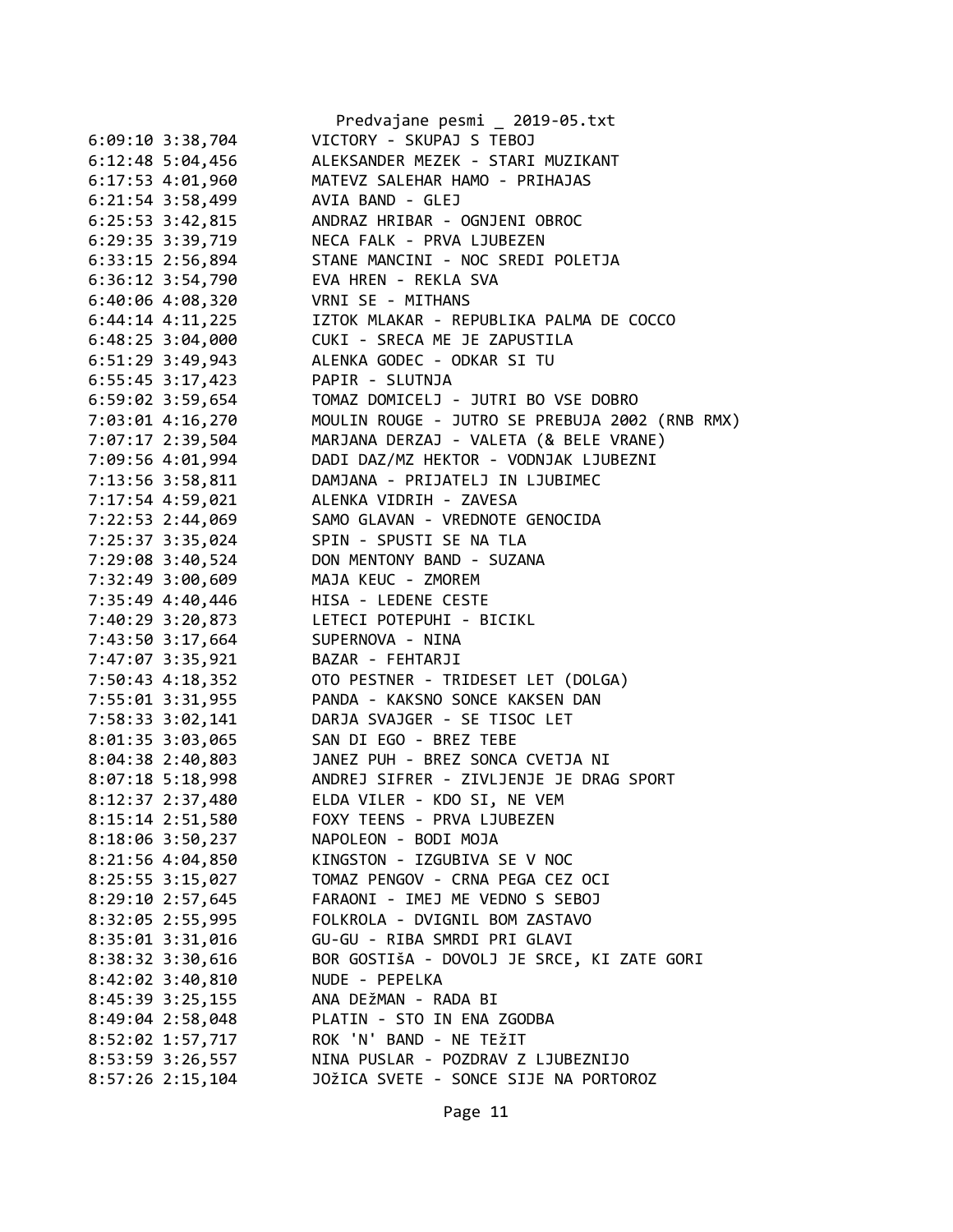```
6:09:10 3:38,704        VICTORY - SKUPAJ S TEBOJ
6:12:48 5:04,456        ALEKSANDER MEZEK - STARI MUZIKANT
6:17:53 4:01,960        MATEVZ SALEHAR HAMO - PRIHAJAS
6:21:54 3:58,499        AVIA BAND - GLEJ
6:25:53 3:42,815        ANDRAZ HRIBAR - OGNJENI OBROC
6:29:35 3:39,719        NECA FALK - PRVA LJUBEZEN
6:33:15 2:56,894        STANE MANCINI - NOC SREDI POLETJA
6:36:12 3:54,790        EVA HREN - REKLA SVA
6:40:06 4:08,320        VRNI SE - MITHANS
6:44:14 4:11,225        IZTOK MLAKAR - REPUBLIKA PALMA DE COCCO
6:48:25 3:04,000        CUKI - SRECA ME JE ZAPUSTILA
6:51:29 3:49,943        ALENKA GODEC - ODKAR SI TU
6:55:45 3:17,423        PAPIR - SLUTNJA
6:59:02 3:59,654        TOMAZ DOMICELJ - JUTRI BO VSE DOBRO
7:03:01 4:16,270        MOULIN ROUGE - JUTRO SE PREBUJA 2002 (RNB RMX)
7:07:17 2:39,504        MARJANA DERZAJ - VALETA (& BELE VRANE)
7:09:56 4:01,994        DADI DAZ/MZ HEKTOR - VODNJAK LJUBEZNI
7:13:56 3:58,811        DAMJANA - PRIJATELJ IN LJUBIMEC
7:17:54 4:59,021        ALENKA VIDRIH - ZAVESA
7:22:53 2:44,069        SAMO GLAVAN - VREDNOTE GENOCIDA
7:25:37 3:35,024        SPIN - SPUSTI SE NA TLA
7:29:08 3:40,524        DON MENTONY BAND - SUZANA
7:32:49 3:00,609        MAJA KEUC - ZMOREM
7:35:49 4:40,446        HISA - LEDENE CESTE
7:40:29 3:20,873        LETECI POTEPUHI - BICIKL
7:43:50 3:17,664        SUPERNOVA - NINA
7:47:07 3:35,921        BAZAR - FEHTARJI
7:50:43 4:18,352        OTO PESTNER - TRIDESET LET (DOLGA)
7:55:01 3:31,955        PANDA - KAKSNO SONCE KAKSEN DAN
7:58:33 3:02,141        DARJA SVAJGER - SE TISOC LET
8:01:35 3:03,065        SAN DI EGO - BREZ TEBE
8:04:38 2:40,803        JANEZ PUH - BREZ SONCA CVETJA NI
8:07:18 5:18,998        ANDREJ SIFRER - ZIVLJENJE JE DRAG SPORT
8:12:37 2:37,480        ELDA VILER - KDO SI, NE VEM
8:15:14 2:51,580        FOXY TEENS - PRVA LJUBEZEN
8:18:06 3:50,237        NAPOLEON - BODI MOJA
8:21:56 4:04,850        KINGSTON - IZGUBIVA SE V NOC
8:25:55 3:15,027        TOMAZ PENGOV - CRNA PEGA CEZ OCI
8:29:10 2:57,645        FARAONI - IMEJ ME VEDNO S SEBOJ
8:32:05 2:55,995        FOLKROLA - DVIGNIL BOM ZASTAVO
8:35:01 3:31,016        GU-GU - RIBA SMRDI PRI GLAVI
8:38:32 3:30,616        BOR GOSTIŠA - DOVOLJ JE SRCE, KI ZATE GORI
8:42:02 3:40,810        NUDE - PEPELKA
8:45:39 3:25,155        ANA DEžMAN - RADA BI
8:49:04 2:58,048        PLATIN - STO IN ENA ZGODBA
8:52:02 1:57,717        ROK 'N' BAND - NE TEžIT
8:53:59 3:26,557        NINA PUSLAR - POZDRAV Z LJUBEZNIJO
8:57:26 2:15,104        JOžICA SVETE - SONCE SIJE NA PORTOROZ
```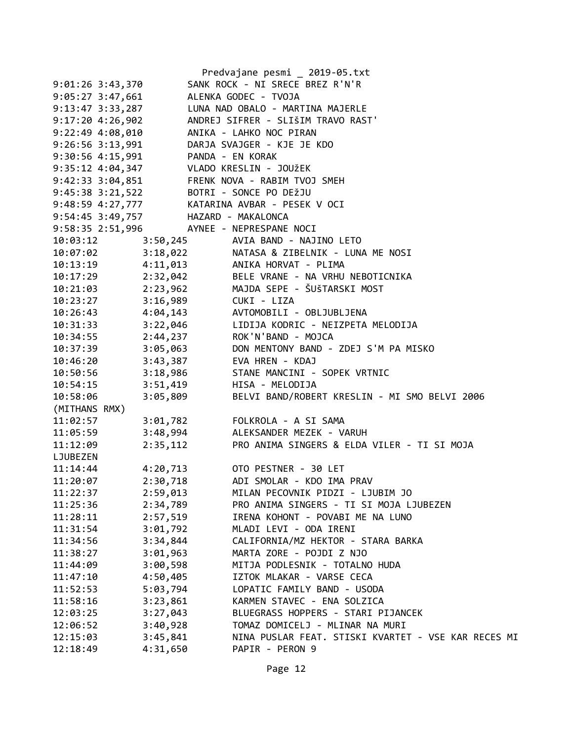```
Predvajane pesmi _ 2019-05.txt
9:01:26 3:43,370        SANK ROCK - NI SRECE BREZ R'N'R
9:05:27 3:47,661        ALENKA GODEC - TVOJA
9:13:47 3:33,287        LUNA NAD OBALO - MARTINA MAJERLE
9:17:20 4:26,902        ANDREJ SIFRER - SLIŠIM TRAVO RAST'
9:22:49 4:08,010        ANIKA - LAHKO NOC PIRAN
9:26:56 3:13,991        DARJA SVAJGER - KJE JE KDO
9:30:56 4:15,991        PANDA - EN KORAK
9:35:12 4:04,347        VLADO KRESLIN - JOUžEK
9:42:33 3:04,851        FRENK NOVA - RABIM TVOJ SMEH
9:45:38 3:21,522        BOTRI - SONCE PO DEžJU
9:48:59 4:27,777        KATARINA AVBAR - PESEK V OCI
9:54:45 3:49,757        HAZARD - MAKALONCA
9:58:35 2:51,996        AYNEE - NEPRESPANE NOCI
10:03:12        3:50,245        AVIA BAND - NAJINO LETO
10:07:02        3:18,022        NATASA & ZIBELNIK - LUNA ME NOSI
10:13:19        4:11,013        ANIKA HORVAT - PLIMA
10:17:29        2:32,042        BELE VRANE - NA VRHU NEBOTICNIKA
10:21:03        2:23,962        MAJDA SEPE - ŠUŠTARSKI MOST
10:23:27        3:16,989        CUKI - LIZA
10:26:43        4:04,143        AVTOMOBILI - OBLJUBLJENA
10:31:33        3:22,046        LIDIJA KODRIC - NEIZPETA MELODIJA
10:34:55        2:44,237        ROK'N'BAND - MOJCA
10:37:39        3:05,063        DON MENTONY BAND - ZDEJ S'M PA MISKO
10:46:20        3:43,387        EVA HREN - KDAJ
10:50:56        3:18,986        STANE MANCINI - SOPEK VRTNIC
10:54:15        3:51,419        HISA - MELODIJA
10:58:06        3:05,809        BELVI BAND/ROBERT KRESLIN - MI SMO BELVI 2006
(MITHANS RMX)
11:02:57        3:01,782        FOLKROLA - A SI SAMA
11:05:59        3:48,994        ALEKSANDER MEZEK - VARUH
11:12:09        2:35,112        PRO ANIMA SINGERS & ELDA VILER - TI SI MOJA
LJUBEZEN
11:14:44        4:20,713        OTO PESTNER - 30 LET
11:20:07        2:30,718        ADI SMOLAR - KDO IMA PRAV
11:22:37        2:59,013        MILAN PECOVNIK PIDZI - LJUBIM JO
11:25:36        2:34,789        PRO ANIMA SINGERS - TI SI MOJA LJUBEZEN
11:28:11        2:57,519        IRENA KOHONT - POVABI ME NA LUNO
11:31:54        3:01,792        MLADI LEVI - ODA IRENI
11:34:56        3:34,844        CALIFORNIA/MZ HEKTOR - STARA BARKA
11:38:27        3:01,963        MARTA ZORE - POJDI Z NJO
11:44:09        3:00,598        MITJA PODLESNIK - TOTALNO HUDA
11:47:10        4:50,405        IZTOK MLAKAR - VARSE CECA
11:52:53        5:03,794        LOPATIC FAMILY BAND - USODA
11:58:16        3:23,861        KARMEN STAVEC - ENA SOLZICA
12:03:25        3:27,043        BLUEGRASS HOPPERS - STARI PIJANCEK
12:06:52        3:40,928        TOMAZ DOMICELJ - MLINAR NA MURI
12:15:03        3:45,841        NINA PUSLAR FEAT. STISKI KVARTET - VSE KAR RECES MI
12:18:49        4:31,650        PAPIR - PERON 9
```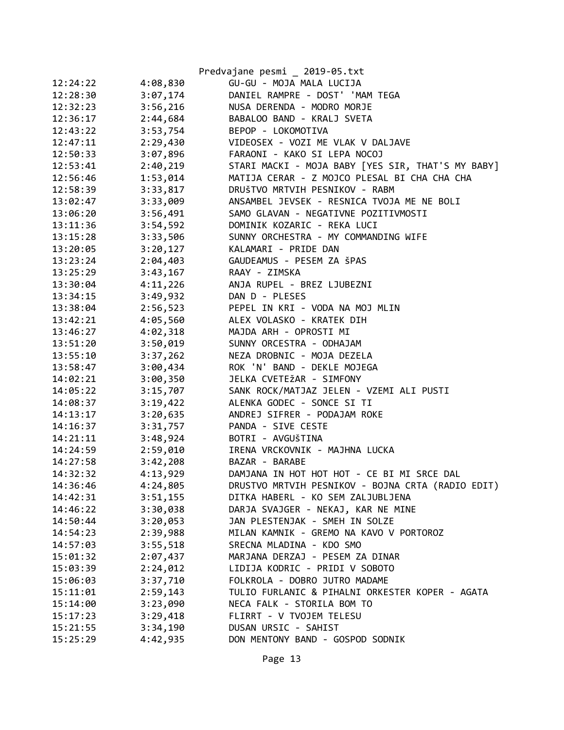| | | |
|---|---|---|
| 12:24:22 | 4:08,830 | GU-GU - MOJA MALA LUCIJA |
| 12:28:30 | 3:07,174 | DANIEL RAMPRE - DOST' 'MAM TEGA |
| 12:32:23 | 3:56,216 | NUSA DERENDA - MODRO MORJE |
| 12:36:17 | 2:44,684 | BABALOO BAND - KRALJ SVETA |
| 12:43:22 | 3:53,754 | BEPOP - LOKOMOTIVA |
| 12:47:11 | 2:29,430 | VIDEOSEX - VOZI ME VLAK V DALJAVE |
| 12:50:33 | 3:07,896 | FARAONI - KAKO SI LEPA NOCOJ |
| 12:53:41 | 2:40,219 | STARI MACKI - MOJA BABY [YES SIR, THAT'S MY BABY] |
| 12:56:46 | 1:53,014 | MATIJA CERAR - Z MOJCO PLESAL BI CHA CHA CHA |
| 12:58:39 | 3:33,817 | DRUšTVO MRTVIH PESNIKOV - RABM |
| 13:02:47 | 3:33,009 | ANSAMBEL JEVSEK - RESNICA TVOJA ME NE BOLI |
| 13:06:20 | 3:56,491 | SAMO GLAVAN - NEGATIVNE POZITIVMOSTI |
| 13:11:36 | 3:54,592 | DOMINIK KOZARIC - REKA LUCI |
| 13:15:28 | 3:33,506 | SUNNY ORCHESTRA - MY COMMANDING WIFE |
| 13:20:05 | 3:20,127 | KALAMARI - PRIDE DAN |
| 13:23:24 | 2:04,403 | GAUDEAMUS - PESEM ZA šPAS |
| 13:25:29 | 3:43,167 | RAAY - ZIMSKA |
| 13:30:04 | 4:11,226 | ANJA RUPEL - BREZ LJUBEZNI |
| 13:34:15 | 3:49,932 | DAN D - PLESES |
| 13:38:04 | 2:56,523 | PEPEL IN KRI - VODA NA MOJ MLIN |
| 13:42:21 | 4:05,560 | ALEX VOLASKO - KRATEK DIH |
| 13:46:27 | 4:02,318 | MAJDA ARH - OPROSTI MI |
| 13:51:20 | 3:50,019 | SUNNY ORCESTRA - ODHAJAM |
| 13:55:10 | 3:37,262 | NEZA DROBNIC - MOJA DEZELA |
| 13:58:47 | 3:00,434 | ROK 'N' BAND - DEKLE MOJEGA |
| 14:02:21 | 3:00,350 | JELKA CVETEžAR - SIMFONY |
| 14:05:22 | 3:15,707 | SANK ROCK/MATJAZ JELEN - VZEMI ALI PUSTI |
| 14:08:37 | 3:19,422 | ALENKA GODEC - SONCE SI TI |
| 14:13:17 | 3:20,635 | ANDREJ SIFRER - PODAJAM ROKE |
| 14:16:37 | 3:31,757 | PANDA - SIVE CESTE |
| 14:21:11 | 3:48,924 | BOTRI - AVGUšTINA |
| 14:24:59 | 2:59,010 | IRENA VRCKOVNIK - MAJHNA LUCKA |
| 14:27:58 | 3:42,208 | BAZAR - BARABE |
| 14:32:32 | 4:13,929 | DAMJANA IN HOT HOT HOT - CE BI MI SRCE DAL |
| 14:36:46 | 4:24,805 | DRUSTVO MRTVIH PESNIKOV - BOJNA CRTA (RADIO EDIT) |
| 14:42:31 | 3:51,155 | DITKA HABERL - KO SEM ZALJUBLJENA |
| 14:46:22 | 3:30,038 | DARJA SVAJGER - NEKAJ, KAR NE MINE |
| 14:50:44 | 3:20,053 | JAN PLESTENJAK - SMEH IN SOLZE |
| 14:54:23 | 2:39,988 | MILAN KAMNIK - GREMO NA KAVO V PORTOROZ |
| 14:57:03 | 3:55,518 | SRECNA MLADINA - KDO SMO |
| 15:01:32 | 2:07,437 | MARJANA DERZAJ - PESEM ZA DINAR |
| 15:03:39 | 2:24,012 | LIDIJA KODRIC - PRIDI V SOBOTO |
| 15:06:03 | 3:37,710 | FOLKROLA - DOBRO JUTRO MADAME |
| 15:11:01 | 2:59,143 | TULIO FURLANIC & PIHALNI ORKESTER KOPER - AGATA |
| 15:14:00 | 3:23,090 | NECA FALK - STORILA BOM TO |
| 15:17:23 | 3:29,418 | FLIRRT - V TVOJEM TELESU |
| 15:21:55 | 3:34,190 | DUSAN URSIC - SAHIST |
| 15:25:29 | 4:42,935 | DON MENTONY BAND - GOSPOD SODNIK |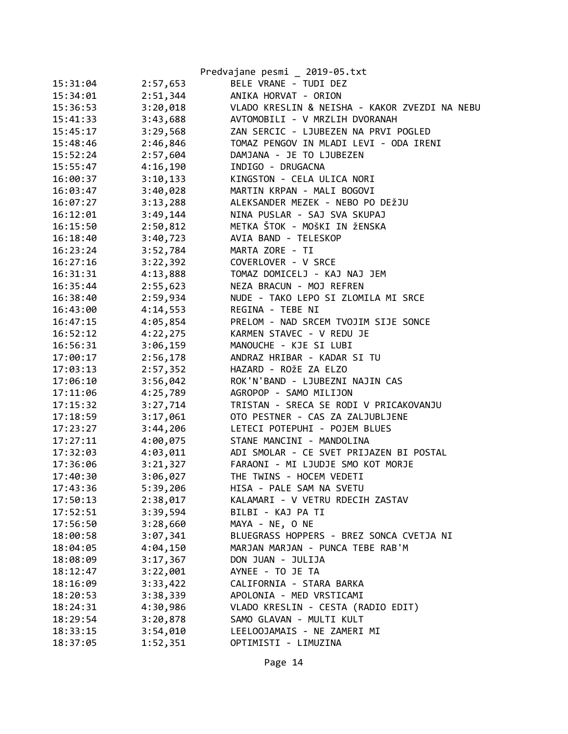| | | |
|---|---|---|
| 15:31:04 | 2:57,653 | BELE VRANE - TUDI DEZ |
| 15:34:01 | 2:51,344 | ANIKA HORVAT - ORION |
| 15:36:53 | 3:20,018 | VLADO KRESLIN & NEISHA - KAKOR ZVEZDI NA NEBU |
| 15:41:33 | 3:43,688 | AVTOMOBILI - V MRZLIH DVORANAH |
| 15:45:17 | 3:29,568 | ZAN SERCIC - LJUBEZEN NA PRVI POGLED |
| 15:48:46 | 2:46,846 | TOMAZ PENGOV IN MLADI LEVI - ODA IRENI |
| 15:52:24 | 2:57,604 | DAMJANA - JE TO LJUBEZEN |
| 15:55:47 | 4:16,190 | INDIGO - DRUGACNA |
| 16:00:37 | 3:10,133 | KINGSTON - CELA ULICA NORI |
| 16:03:47 | 3:40,028 | MARTIN KRPAN - MALI BOGOVI |
| 16:07:27 | 3:13,288 | ALEKSANDER MEZEK - NEBO PO DEžJU |
| 16:12:01 | 3:49,144 | NINA PUSLAR - SAJ SVA SKUPAJ |
| 16:15:50 | 2:50,812 | METKA ŠTOK - MOŠKI IN žENSKA |
| 16:18:40 | 3:40,723 | AVIA BAND - TELESKOP |
| 16:23:24 | 3:52,784 | MARTA ZORE - TI |
| 16:27:16 | 3:22,392 | COVERLOVER - V SRCE |
| 16:31:31 | 4:13,888 | TOMAZ DOMICELJ - KAJ NAJ JEM |
| 16:35:44 | 2:55,623 | NEZA BRACUN - MOJ REFREN |
| 16:38:40 | 2:59,934 | NUDE - TAKO LEPO SI ZLOMILA MI SRCE |
| 16:43:00 | 4:14,553 | REGINA - TEBE NI |
| 16:47:15 | 4:05,854 | PRELOM - NAD SRCEM TVOJIM SIJE SONCE |
| 16:52:12 | 4:22,275 | KARMEN STAVEC - V REDU JE |
| 16:56:31 | 3:06,159 | MANOUCHE - KJE SI LUBI |
| 17:00:17 | 2:56,178 | ANDRAZ HRIBAR - KADAR SI TU |
| 17:03:13 | 2:57,352 | HAZARD - ROžE ZA ELZO |
| 17:06:10 | 3:56,042 | ROK'N'BAND - LJUBEZNI NAJIN CAS |
| 17:11:06 | 4:25,789 | AGROPOP - SAMO MILIJON |
| 17:15:32 | 3:27,714 | TRISTAN - SRECA SE RODI V PRICAKOVANJU |
| 17:18:59 | 3:17,061 | OTO PESTNER - CAS ZA ZALJUBLJENE |
| 17:23:27 | 3:44,206 | LETECI POTEPUHI - POJEM BLUES |
| 17:27:11 | 4:00,075 | STANE MANCINI - MANDOLINA |
| 17:32:03 | 4:03,011 | ADI SMOLAR - CE SVET PRIJAZEN BI POSTAL |
| 17:36:06 | 3:21,327 | FARAONI - MI LJUDJE SMO KOT MORJE |
| 17:40:30 | 3:06,027 | THE TWINS - HOCEM VEDETI |
| 17:43:36 | 5:39,206 | HISA - PALE SAM NA SVETU |
| 17:50:13 | 2:38,017 | KALAMARI - V VETRU RDECIH ZASTAV |
| 17:52:51 | 3:39,594 | BILBI - KAJ PA TI |
| 17:56:50 | 3:28,660 | MAYA - NE, O NE |
| 18:00:58 | 3:07,341 | BLUEGRASS HOPPERS - BREZ SONCA CVETJA NI |
| 18:04:05 | 4:04,150 | MARJAN MARJAN - PUNCA TEBE RAB'M |
| 18:08:09 | 3:17,367 | DON JUAN - JULIJA |
| 18:12:47 | 3:22,001 | AYNEE - TO JE TA |
| 18:16:09 | 3:33,422 | CALIFORNIA - STARA BARKA |
| 18:20:53 | 3:38,339 | APOLONIA - MED VRSTICAMI |
| 18:24:31 | 4:30,986 | VLADO KRESLIN - CESTA (RADIO EDIT) |
| 18:29:54 | 3:20,878 | SAMO GLAVAN - MULTI KULT |
| 18:33:15 | 3:54,010 | LEELOOJAMAIS - NE ZAMERI MI |
| 18:37:05 | 1:52,351 | OPTIMISTI - LIMUZINA |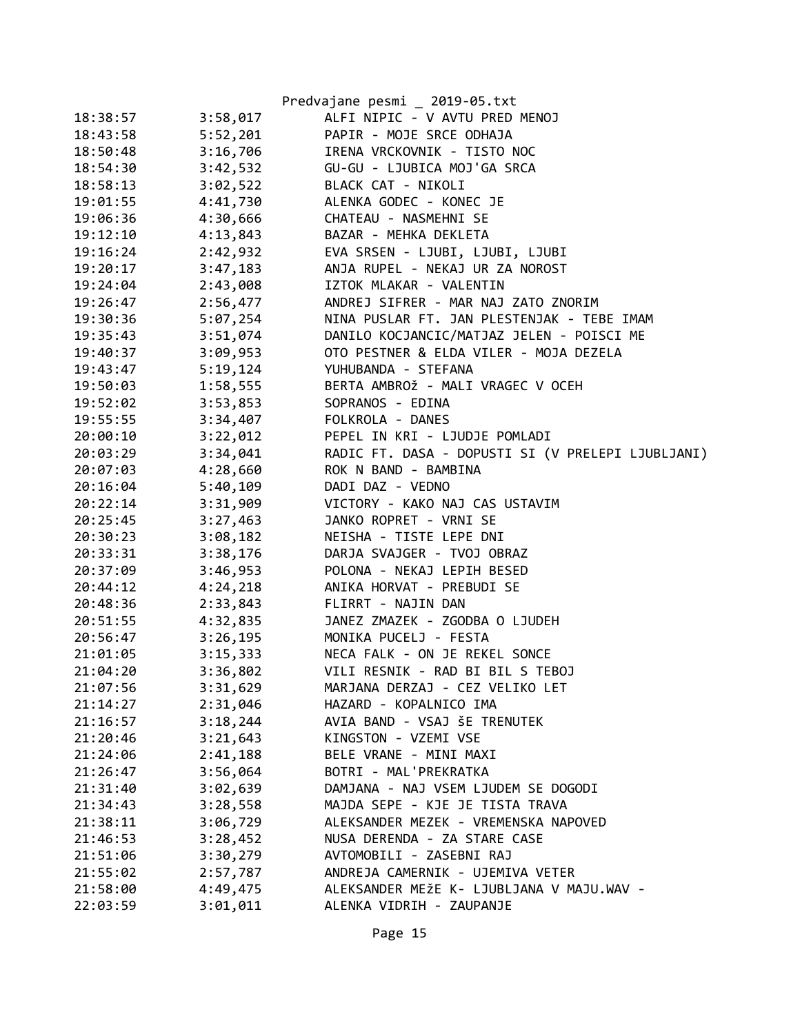Predvajane pesmi _ 2019-05.txt

```
18:38:57        3:58,017        ALFI NIPIC - V AVTU PRED MENOJ
18:43:58        5:52,201        PAPIR - MOJE SRCE ODHAJA
18:50:48        3:16,706        IRENA VRCKOVNIK - TISTO NOC
18:54:30        3:42,532        GU-GU - LJUBICA MOJ'GA SRCA
18:58:13        3:02,522        BLACK CAT - NIKOLI
19:01:55        4:41,730        ALENKA GODEC - KONEC JE
19:06:36        4:30,666        CHATEAU - NASMEHNI SE
19:12:10        4:13,843        BAZAR - MEHKA DEKLETA
19:16:24        2:42,932        EVA SRSEN - LJUBI, LJUBI, LJUBI
19:20:17        3:47,183        ANJA RUPEL - NEKAJ UR ZA NOROST
19:24:04        2:43,008        IZTOK MLAKAR - VALENTIN
19:26:47        2:56,477        ANDREJ SIFRER - MAR NAJ ZATO ZNORIM
19:30:36        5:07,254        NINA PUSLAR FT. JAN PLESTENJAK - TEBE IMAM
19:35:43        3:51,074        DANILO KOCJANCIC/MATJAZ JELEN - POISCI ME
19:40:37        3:09,953        OTO PESTNER & ELDA VILER - MOJA DEZELA
19:43:47        5:19,124        YUHUBANDA - STEFANA
19:50:03        1:58,555        BERTA AMBROž - MALI VRAGEC V OCEH
19:52:02        3:53,853        SOPRANOS - EDINA
19:55:55        3:34,407        FOLKROLA - DANES
20:00:10        3:22,012        PEPEL IN KRI - LJUDJE POMLADI
20:03:29        3:34,041        RADIC FT. DASA - DOPUSTI SI (V PRELEPI LJUBLJANI)
20:07:03        4:28,660        ROK N BAND - BAMBINA
20:16:04        5:40,109        DADI DAZ - VEDNO
20:22:14        3:31,909        VICTORY - KAKO NAJ CAS USTAVIM
20:25:45        3:27,463        JANKO ROPRET - VRNI SE
20:30:23        3:08,182        NEISHA - TISTE LEPE DNI
20:33:31        3:38,176        DARJA SVAJGER - TVOJ OBRAZ
20:37:09        3:46,953        POLONA - NEKAJ LEPIH BESED
20:44:12        4:24,218        ANIKA HORVAT - PREBUDI SE
20:48:36        2:33,843        FLIRRT - NAJIN DAN
20:51:55        4:32,835        JANEZ ZMAZEK - ZGODBA O LJUDEH
20:56:47        3:26,195        MONIKA PUCELJ - FESTA
21:01:05        3:15,333        NECA FALK - ON JE REKEL SONCE
21:04:20        3:36,802        VILI RESNIK - RAD BI BIL S TEBOJ
21:07:56        3:31,629        MARJANA DERZAJ - CEZ VELIKO LET
21:14:27        2:31,046        HAZARD - KOPALNICO IMA
21:16:57        3:18,244        AVIA BAND - VSAJ šE TRENUTEK
21:20:46        3:21,643        KINGSTON - VZEMI VSE
21:24:06        2:41,188        BELE VRANE - MINI MAXI
21:26:47        3:56,064        BOTRI - MAL'PREKRATKA
21:31:40        3:02,639        DAMJANA - NAJ VSEM LJUDEM SE DOGODI
21:34:43        3:28,558        MAJDA SEPE - KJE JE TISTA TRAVA
21:38:11        3:06,729        ALEKSANDER MEZEK - VREMENSKA NAPOVED
21:46:53        3:28,452        NUSA DERENDA - ZA STARE CASE
21:51:06        3:30,279        AVTOMOBILI - ZASEBNI RAJ
21:55:02        2:57,787        ANDREJA CAMERNIK - UJEMIVA VETER
21:58:00        4:49,475        ALEKSANDER MEžE K- LJUBLJANA V MAJU.WAV -
22:03:59        3:01,011        ALENKA VIDRIH - ZAUPANJE
```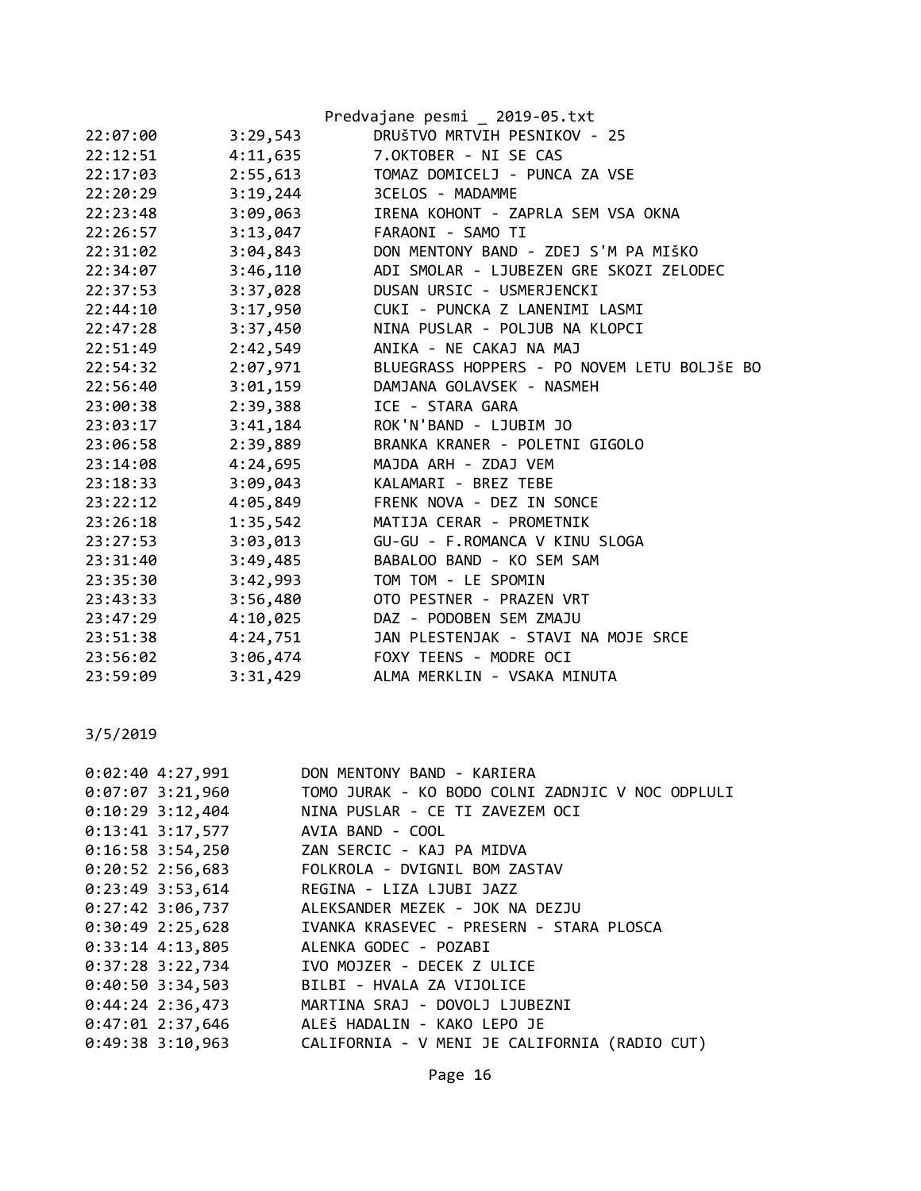| | | |
|---|---|---|
| 22:07:00 | 3:29,543 | DRUŠTVO MRTVIH PESNIKOV - 25 |
| 22:12:51 | 4:11,635 | 7.OKTOBER - NI SE CAS |
| 22:17:03 | 2:55,613 | TOMAZ DOMICELJ - PUNCA ZA VSE |
| 22:20:29 | 3:19,244 | 3CELOS - MADAMME |
| 22:23:48 | 3:09,063 | IRENA KOHONT - ZAPRLA SEM VSA OKNA |
| 22:26:57 | 3:13,047 | FARAONI - SAMO TI |
| 22:31:02 | 3:04,843 | DON MENTONY BAND - ZDEJ S'M PA MIŠKO |
| 22:34:07 | 3:46,110 | ADI SMOLAR - LJUBEZEN GRE SKOZI ZELODEC |
| 22:37:53 | 3:37,028 | DUSAN URSIC - USMERJENCKI |
| 22:44:10 | 3:17,950 | CUKI - PUNCKA Z LANENIMI LASMI |
| 22:47:28 | 3:37,450 | NINA PUSLAR - POLJUB NA KLOPCI |
| 22:51:49 | 2:42,549 | ANIKA - NE CAKAJ NA MAJ |
| 22:54:32 | 2:07,971 | BLUEGRASS HOPPERS - PO NOVEM LETU BOLJŠE BO |
| 22:56:40 | 3:01,159 | DAMJANA GOLAVSEK - NASMEH |
| 23:00:38 | 2:39,388 | ICE - STARA GARA |
| 23:03:17 | 3:41,184 | ROK'N'BAND - LJUBIM JO |
| 23:06:58 | 2:39,889 | BRANKA KRANER - POLETNI GIGOLO |
| 23:14:08 | 4:24,695 | MAJDA ARH - ZDAJ VEM |
| 23:18:33 | 3:09,043 | KALAMARI - BREZ TEBE |
| 23:22:12 | 4:05,849 | FRENK NOVA - DEZ IN SONCE |
| 23:26:18 | 1:35,542 | MATIJA CERAR - PROMETNIK |
| 23:27:53 | 3:03,013 | GU-GU - F.ROMANCA V KINU SLOGA |
| 23:31:40 | 3:49,485 | BABALOO BAND - KO SEM SAM |
| 23:35:30 | 3:42,993 | TOM TOM - LE SPOMIN |
| 23:43:33 | 3:56,480 | OTO PESTNER - PRAZEN VRT |
| 23:47:29 | 4:10,025 | DAZ - PODOBEN SEM ZMAJU |
| 23:51:38 | 4:24,751 | JAN PLESTENJAK - STAVI NA MOJE SRCE |
| 23:56:02 | 3:06,474 | FOXY TEENS - MODRE OCI |
| 23:59:09 | 3:31,429 | ALMA MERKLIN - VSAKA MINUTA |

3/5/2019

| | | |
|---|---|---|
| 0:02:40 | 4:27,991 | DON MENTONY BAND - KARIERA |
| 0:07:07 | 3:21,960 | TOMO JURAK - KO BODO COLNI ZADNJIC V NOC ODPLULI |
| 0:10:29 | 3:12,404 | NINA PUSLAR - CE TI ZAVEZEM OCI |
| 0:13:41 | 3:17,577 | AVIA BAND - COOL |
| 0:16:58 | 3:54,250 | ZAN SERCIC - KAJ PA MIDVA |
| 0:20:52 | 2:56,683 | FOLKROLA - DVIGNIL BOM ZASTAV |
| 0:23:49 | 3:53,614 | REGINA - LIZA LJUBI JAZZ |
| 0:27:42 | 3:06,737 | ALEKSANDER MEZEK - JOK NA DEZJU |
| 0:30:49 | 2:25,628 | IVANKA KRASEVEC - PRESERN - STARA PLOSCA |
| 0:33:14 | 4:13,805 | ALENKA GODEC - POZABI |
| 0:37:28 | 3:22,734 | IVO MOJZER - DECEK Z ULICE |
| 0:40:50 | 3:34,503 | BILBI - HVALA ZA VIJOLICE |
| 0:44:24 | 2:36,473 | MARTINA SRAJ - DOVOLJ LJUBEZNI |
| 0:47:01 | 2:37,646 | ALEš HADALIN - KAKO LEPO JE |
| 0:49:38 | 3:10,963 | CALIFORNIA - V MENI JE CALIFORNIA (RADIO CUT) |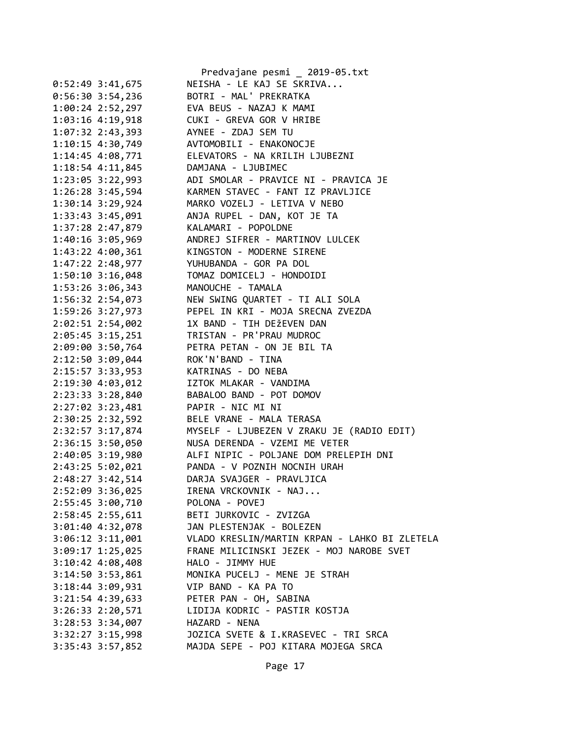```
0:52:49 3:41,675        NEISHA - LE KAJ SE SKRIVA...
0:56:30 3:54,236        BOTRI - MAL' PREKRATKA
1:00:24 2:52,297        EVA BEUS - NAZAJ K MAMI
1:03:16 4:19,918        CUKI - GREVA GOR V HRIBE
1:07:32 2:43,393        AYNEE - ZDAJ SEM TU
1:10:15 4:30,749        AVTOMOBILI - ENAKONOCJE
1:14:45 4:08,771        ELEVATORS - NA KRILIH LJUBEZNI
1:18:54 4:11,845        DAMJANA - LJUBIMEC
1:23:05 3:22,993        ADI SMOLAR - PRAVICE NI - PRAVICA JE
1:26:28 3:45,594        KARMEN STAVEC - FANT IZ PRAVLJICE
1:30:14 3:29,924        MARKO VOZELJ - LETIVA V NEBO
1:33:43 3:45,091        ANJA RUPEL - DAN, KOT JE TA
1:37:28 2:47,879        KALAMARI - POPOLDNE
1:40:16 3:05,969        ANDREJ SIFRER - MARTINOV LULCEK
1:43:22 4:00,361        KINGSTON - MODERNE SIRENE
1:47:22 2:48,977        YUHUBANDA - GOR PA DOL
1:50:10 3:16,048        TOMAZ DOMICELJ - HONDOIDI
1:53:26 3:06,343        MANOUCHE - TAMALA
1:56:32 2:54,073        NEW SWING QUARTET - TI ALI SOLA
1:59:26 3:27,973        PEPEL IN KRI - MOJA SRECNA ZVEZDA
2:02:51 2:54,002        1X BAND - TIH DEžEVEN DAN
2:05:45 3:15,251        TRISTAN - PR'PRAU MUDROC
2:09:00 3:50,764        PETRA PETAN - ON JE BIL TA
2:12:50 3:09,044        ROK'N'BAND - TINA
2:15:57 3:33,953        KATRINAS - DO NEBA
2:19:30 4:03,012        IZTOK MLAKAR - VANDIMA
2:23:33 3:28,840        BABALOO BAND - POT DOMOV
2:27:02 3:23,481        PAPIR - NIC MI NI
2:30:25 2:32,592        BELE VRANE - MALA TERASA
2:32:57 3:17,874        MYSELF - LJUBEZEN V ZRAKU JE (RADIO EDIT)
2:36:15 3:50,050        NUSA DERENDA - VZEMI ME VETER
2:40:05 3:19,980        ALFI NIPIC - POLJANE DOM PRELEPIH DNI
2:43:25 5:02,021        PANDA - V POZNIH NOCNIH URAH
2:48:27 3:42,514        DARJA SVAJGER - PRAVLJICA
2:52:09 3:36,025        IRENA VRCKOVNIK - NAJ...
2:55:45 3:00,710        POLONA - POVEJ
2:58:45 2:55,611        BETI JURKOVIC - ZVIZGA
3:01:40 4:32,078        JAN PLESTENJAK - BOLEZEN
3:06:12 3:11,001        VLADO KRESLIN/MARTIN KRPAN - LAHKO BI ZLETELA
3:09:17 1:25,025        FRANE MILICINSKI JEZEK - MOJ NAROBE SVET
3:10:42 4:08,408        HALO - JIMMY HUE
3:14:50 3:53,861        MONIKA PUCELJ - MENE JE STRAH
3:18:44 3:09,931        VIP BAND - KA PA TO
3:21:54 4:39,633        PETER PAN - OH, SABINA
3:26:33 2:20,571        LIDIJA KODRIC - PASTIR KOSTJA
3:28:53 3:34,007        HAZARD - NENA
3:32:27 3:15,998        JOZICA SVETE & I.KRASEVEC - TRI SRCA
3:35:43 3:57,852        MAJDA SEPE - POJ KITARA MOJEGA SRCA
```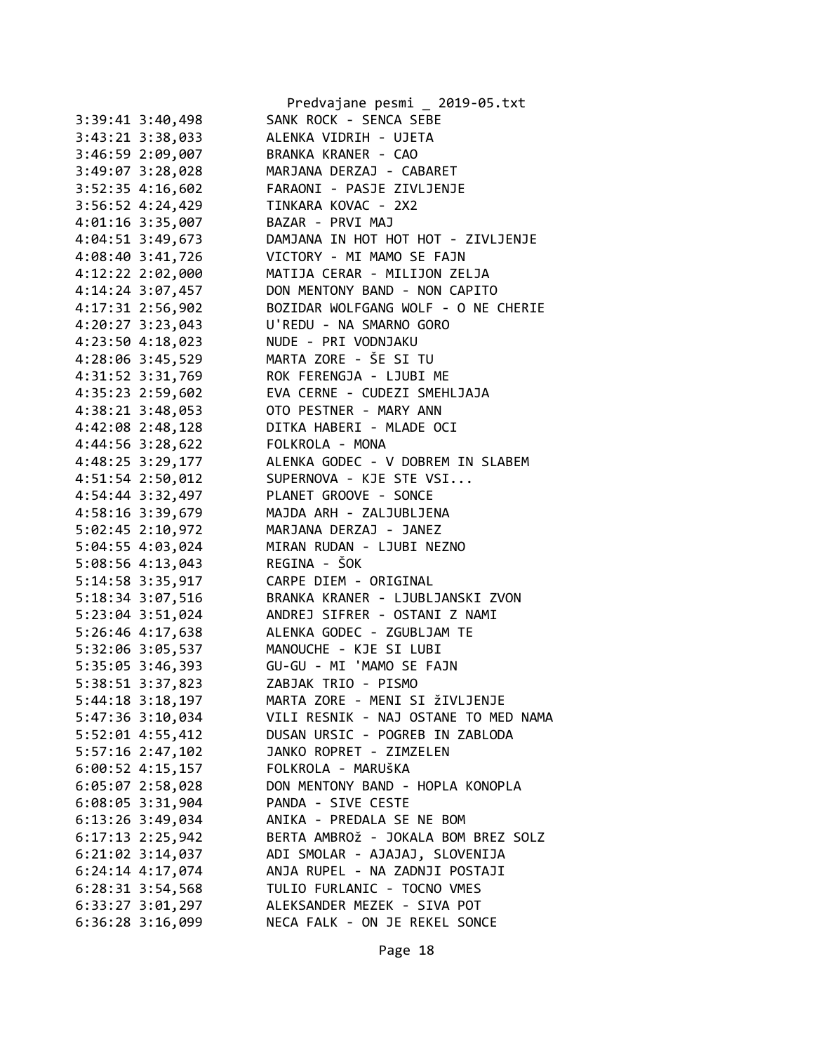```
3:39:41 3:40,498        SANK ROCK - SENCA SEBE
3:43:21 3:38,033        ALENKA VIDRIH - UJETA
3:46:59 2:09,007        BRANKA KRANER - CAO
3:49:07 3:28,028        MARJANA DERZAJ - CABARET
3:52:35 4:16,602        FARAONI - PASJE ZIVLJENJE
3:56:52 4:24,429        TINKARA KOVAC - 2X2
4:01:16 3:35,007        BAZAR - PRVI MAJ
4:04:51 3:49,673        DAMJANA IN HOT HOT HOT - ZIVLJENJE
4:08:40 3:41,726        VICTORY - MI MAMO SE FAJN
4:12:22 2:02,000        MATIJA CERAR - MILIJON ZELJA
4:14:24 3:07,457        DON MENTONY BAND - NON CAPITO
4:17:31 2:56,902        BOZIDAR WOLFGANG WOLF - O NE CHERIE
4:20:27 3:23,043        U'REDU - NA SMARNO GORO
4:23:50 4:18,023        NUDE - PRI VODNJAKU
4:28:06 3:45,529        MARTA ZORE - ŠE SI TU
4:31:52 3:31,769        ROK FERENGJA - LJUBI ME
4:35:23 2:59,602        EVA CERNE - CUDEZI SMEHLJAJA
4:38:21 3:48,053        OTO PESTNER - MARY ANN
4:42:08 2:48,128        DITKA HABERI - MLADE OCI
4:44:56 3:28,622        FOLKROLA - MONA
4:48:25 3:29,177        ALENKA GODEC - V DOBREM IN SLABEM
4:51:54 2:50,012        SUPERNOVA - KJE STE VSI...
4:54:44 3:32,497        PLANET GROOVE - SONCE
4:58:16 3:39,679        MAJDA ARH - ZALJUBLJENA
5:02:45 2:10,972        MARJANA DERZAJ - JANEZ
5:04:55 4:03,024        MIRAN RUDAN - LJUBI NEZNO
5:08:56 4:13,043        REGINA - ŠOK
5:14:58 3:35,917        CARPE DIEM - ORIGINAL
5:18:34 3:07,516        BRANKA KRANER - LJUBLJANSKI ZVON
5:23:04 3:51,024        ANDREJ SIFRER - OSTANI Z NAMI
5:26:46 4:17,638        ALENKA GODEC - ZGUBLJAM TE
5:32:06 3:05,537        MANOUCHE - KJE SI LUBI
5:35:05 3:46,393        GU-GU - MI 'MAMO SE FAJN
5:38:51 3:37,823        ZABJAK TRIO - PISMO
5:44:18 3:18,197        MARTA ZORE - MENI SI žIVLJENJE
5:47:36 3:10,034        VILI RESNIK - NAJ OSTANE TO MED NAMA
5:52:01 4:55,412        DUSAN URSIC - POGREB IN ZABLODA
5:57:16 2:47,102        JANKO ROPRET - ZIMZELEN
6:00:52 4:15,157        FOLKROLA - MARUŠKA
6:05:07 2:58,028        DON MENTONY BAND - HOPLA KONOPLA
6:08:05 3:31,904        PANDA - SIVE CESTE
6:13:26 3:49,034        ANIKA - PREDALA SE NE BOM
6:17:13 2:25,942        BERTA AMBROž - JOKALA BOM BREZ SOLZ
6:21:02 3:14,037        ADI SMOLAR - AJAJAJ, SLOVENIJA
6:24:14 4:17,074        ANJA RUPEL - NA ZADNJI POSTAJI
6:28:31 3:54,568        TULIO FURLANIC - TOCNO VMES
6:33:27 3:01,297        ALEKSANDER MEZEK - SIVA POT
6:36:28 3:16,099        NECA FALK - ON JE REKEL SONCE
```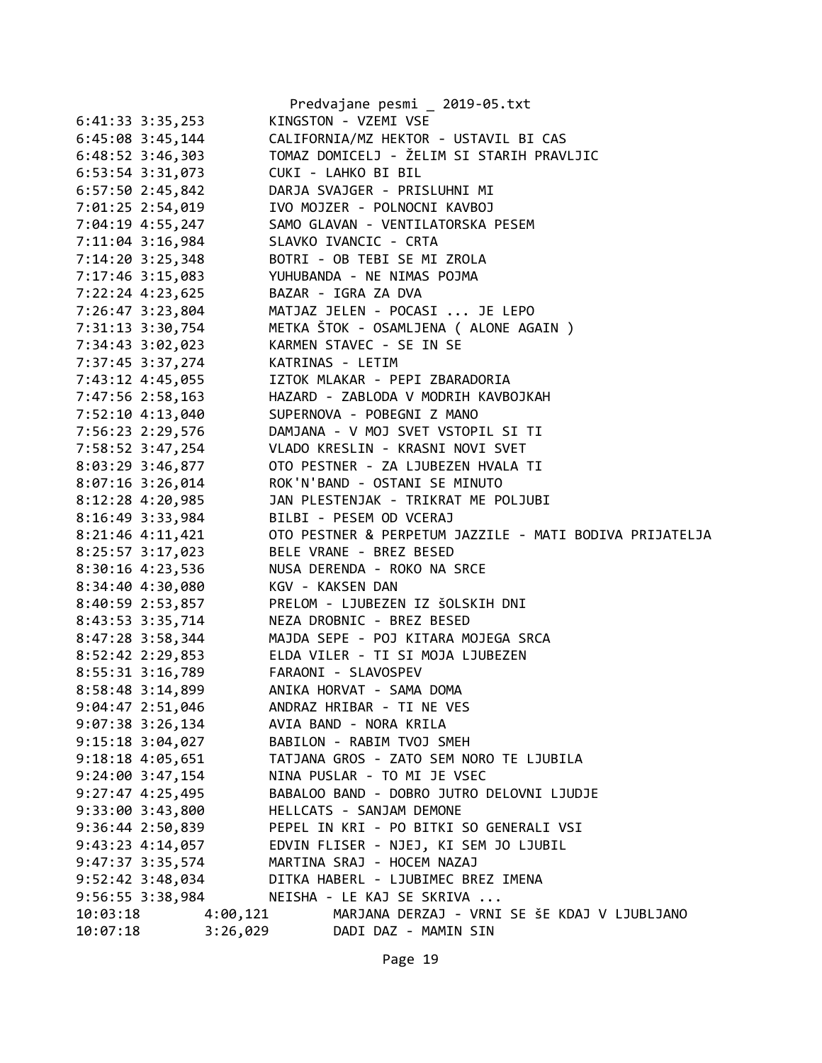```
6:41:33 3:35,253        KINGSTON - VZEMI VSE
6:45:08 3:45,144        CALIFORNIA/MZ HEKTOR - USTAVIL BI CAS
6:48:52 3:46,303        TOMAZ DOMICELJ - ŽELIM SI STARIH PRAVLJIC
6:53:54 3:31,073        CUKI - LAHKO BI BIL
6:57:50 2:45,842        DARJA SVAJGER - PRISLUHNI MI
7:01:25 2:54,019        IVO MOJZER - POLNOCNI KAVBOJ
7:04:19 4:55,247        SAMO GLAVAN - VENTILATORSKA PESEM
7:11:04 3:16,984        SLAVKO IVANCIC - CRTA
7:14:20 3:25,348        BOTRI - OB TEBI SE MI ZROLA
7:17:46 3:15,083        YUHUBANDA - NE NIMAS POJMA
7:22:24 4:23,625        BAZAR - IGRA ZA DVA
7:26:47 3:23,804        MATJAZ JELEN - POCASI ... JE LEPO
7:31:13 3:30,754        METKA ŠTOK - OSAMLJENA ( ALONE AGAIN )
7:34:43 3:02,023        KARMEN STAVEC - SE IN SE
7:37:45 3:37,274        KATRINAS - LETIM
7:43:12 4:45,055        IZTOK MLAKAR - PEPI ZBARADORIA
7:47:56 2:58,163        HAZARD - ZABLODA V MODRIH KAVBOJKAH
7:52:10 4:13,040        SUPERNOVA - POBEGNI Z MANO
7:56:23 2:29,576        DAMJANA - V MOJ SVET VSTOPIL SI TI
7:58:52 3:47,254        VLADO KRESLIN - KRASNI NOVI SVET
8:03:29 3:46,877        OTO PESTNER - ZA LJUBEZEN HVALA TI
8:07:16 3:26,014        ROK'N'BAND - OSTANI SE MINUTO
8:12:28 4:20,985        JAN PLESTENJAK - TRIKRAT ME POLJUBI
8:16:49 3:33,984        BILBI - PESEM OD VCERAJ
8:21:46 4:11,421        OTO PESTNER & PERPETUM JAZZILE - MATI BODIVA PRIJATELJA
8:25:57 3:17,023        BELE VRANE - BREZ BESED
8:30:16 4:23,536        NUSA DERENDA - ROKO NA SRCE
8:34:40 4:30,080        KGV - KAKSEN DAN
8:40:59 2:53,857        PRELOM - LJUBEZEN IZ šOLSKIH DNI
8:43:53 3:35,714        NEZA DROBNIC - BREZ BESED
8:47:28 3:58,344        MAJDA SEPE - POJ KITARA MOJEGA SRCA
8:52:42 2:29,853        ELDA VILER - TI SI MOJA LJUBEZEN
8:55:31 3:16,789        FARAONI - SLAVOSPEV
8:58:48 3:14,899        ANIKA HORVAT - SAMA DOMA
9:04:47 2:51,046        ANDRAZ HRIBAR - TI NE VES
9:07:38 3:26,134        AVIA BAND - NORA KRILA
9:15:18 3:04,027        BABILON - RABIM TVOJ SMEH
9:18:18 4:05,651        TATJANA GROS - ZATO SEM NORO TE LJUBILA
9:24:00 3:47,154        NINA PUSLAR - TO MI JE VSEC
9:27:47 4:25,495        BABALOO BAND - DOBRO JUTRO DELOVNI LJUDJE
9:33:00 3:43,800        HELLCATS - SANJAM DEMONE
9:36:44 2:50,839        PEPEL IN KRI - PO BITKI SO GENERALI VSI
9:43:23 4:14,057        EDVIN FLISER - NJEJ, KI SEM JO LJUBIL
9:47:37 3:35,574        MARTINA SRAJ - HOCEM NAZAJ
9:52:42 3:48,034        DITKA HABERL - LJUBIMEC BREZ IMENA
9:56:55 3:38,984        NEISHA - LE KAJ SE SKRIVA ...
10:03:18        4:00,121        MARJANA DERZAJ - VRNI SE ŠE KDAJ V LJUBLJANO
10:07:18        3:26,029        DADI DAZ - MAMIN SIN
```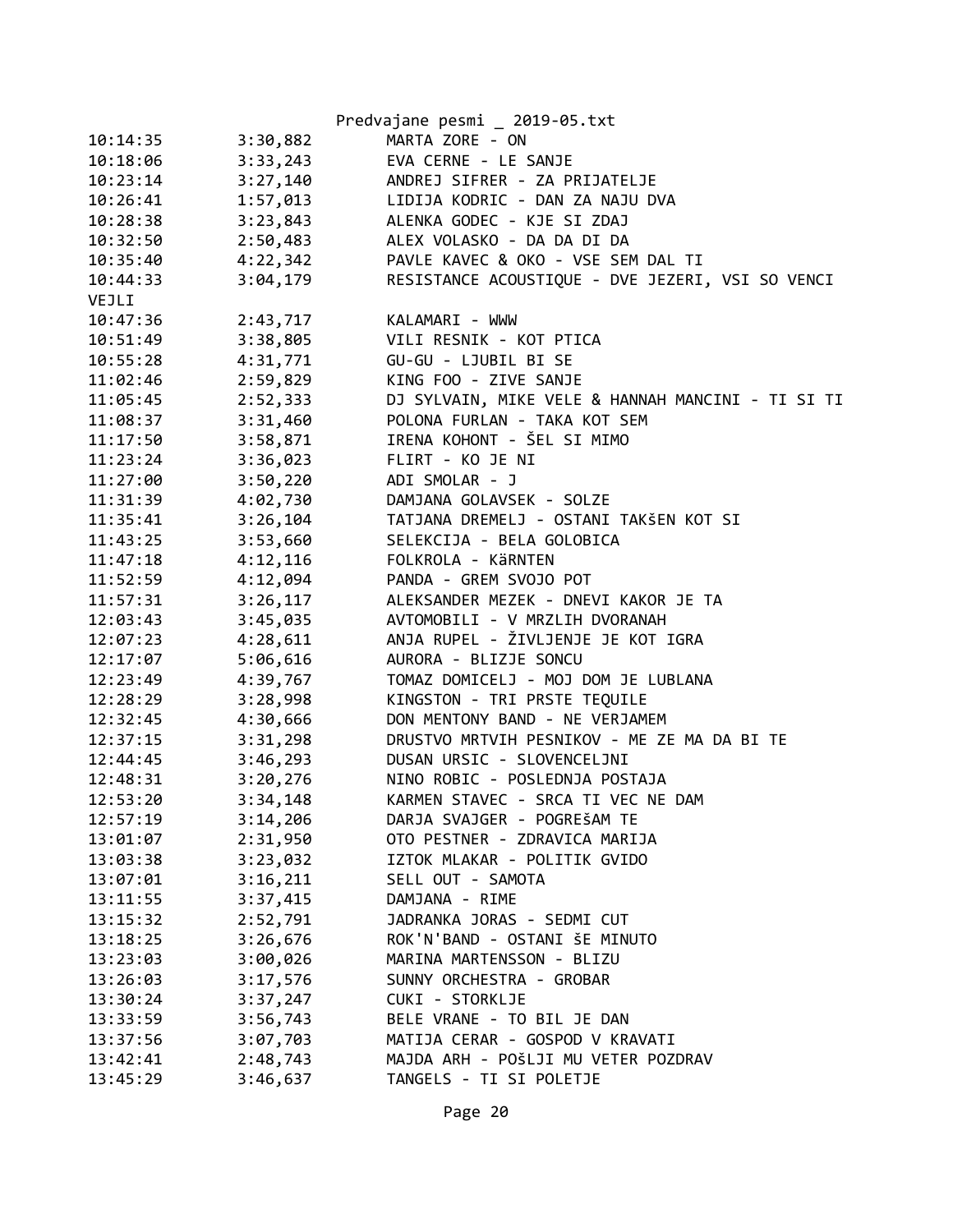| | | |
|---|---|---|
| 10:14:35 | 3:30,882 | MARTA ZORE - ON |
| 10:18:06 | 3:33,243 | EVA CERNE - LE SANJE |
| 10:23:14 | 3:27,140 | ANDREJ SIFRER - ZA PRIJATELJE |
| 10:26:41 | 1:57,013 | LIDIJA KODRIC - DAN ZA NAJU DVA |
| 10:28:38 | 3:23,843 | ALENKA GODEC - KJE SI ZDAJ |
| 10:32:50 | 2:50,483 | ALEX VOLASKO - DA DA DI DA |
| 10:35:40 | 4:22,342 | PAVLE KAVEC & OKO - VSE SEM DAL TI |
| 10:44:33 | 3:04,179 | RESISTANCE ACOUSTIQUE - DVE JEZERI, VSI SO VENCI VEJLI |
| 10:47:36 | 2:43,717 | KALAMARI - WWW |
| 10:51:49 | 3:38,805 | VILI RESNIK - KOT PTICA |
| 10:55:28 | 4:31,771 | GU-GU - LJUBIL BI SE |
| 11:02:46 | 2:59,829 | KING FOO - ZIVE SANJE |
| 11:05:45 | 2:52,333 | DJ SYLVAIN, MIKE VELE & HANNAH MANCINI - TI SI TI |
| 11:08:37 | 3:31,460 | POLONA FURLAN - TAKA KOT SEM |
| 11:17:50 | 3:58,871 | IRENA KOHONT - ŠEL SI MIMO |
| 11:23:24 | 3:36,023 | FLIRT - KO JE NI |
| 11:27:00 | 3:50,220 | ADI SMOLAR - J |
| 11:31:39 | 4:02,730 | DAMJANA GOLAVSEK - SOLZE |
| 11:35:41 | 3:26,104 | TATJANA DREMELJ - OSTANI TAKšEN KOT SI |
| 11:43:25 | 3:53,660 | SELEKCIJA - BELA GOLOBICA |
| 11:47:18 | 4:12,116 | FOLKROLA - KäRNTEN |
| 11:52:59 | 4:12,094 | PANDA - GREM SVOJO POT |
| 11:57:31 | 3:26,117 | ALEKSANDER MEZEK - DNEVI KAKOR JE TA |
| 12:03:43 | 3:45,035 | AVTOMOBILI - V MRZLIH DVORANAH |
| 12:07:23 | 4:28,611 | ANJA RUPEL - ŽIVLJENJE JE KOT IGRA |
| 12:17:07 | 5:06,616 | AURORA - BLIZJE SONCU |
| 12:23:49 | 4:39,767 | TOMAZ DOMICELJ - MOJ DOM JE LUBLANA |
| 12:28:29 | 3:28,998 | KINGSTON - TRI PRSTE TEQUILE |
| 12:32:45 | 4:30,666 | DON MENTONY BAND - NE VERJAMEM |
| 12:37:15 | 3:31,298 | DRUSTVO MRTVIH PESNIKOV - ME ZE MA DA BI TE |
| 12:44:45 | 3:46,293 | DUSAN URSIC - SLOVENCELJNI |
| 12:48:31 | 3:20,276 | NINO ROBIC - POSLEDNJA POSTAJA |
| 12:53:20 | 3:34,148 | KARMEN STAVEC - SRCA TI VEC NE DAM |
| 12:57:19 | 3:14,206 | DARJA SVAJGER - POGREŠAM TE |
| 13:01:07 | 2:31,950 | OTO PESTNER - ZDRAVICA MARIJA |
| 13:03:38 | 3:23,032 | IZTOK MLAKAR - POLITIK GVIDO |
| 13:07:01 | 3:16,211 | SELL OUT - SAMOTA |
| 13:11:55 | 3:37,415 | DAMJANA - RIME |
| 13:15:32 | 2:52,791 | JADRANKA JORAS - SEDMI CUT |
| 13:18:25 | 3:26,676 | ROK'N'BAND - OSTANI šE MINUTO |
| 13:23:03 | 3:00,026 | MARINA MARTENSSON - BLIZU |
| 13:26:03 | 3:17,576 | SUNNY ORCHESTRA - GROBAR |
| 13:30:24 | 3:37,247 | CUKI - STORKLJE |
| 13:33:59 | 3:56,743 | BELE VRANE - TO BIL JE DAN |
| 13:37:56 | 3:07,703 | MATIJA CERAR - GOSPOD V KRAVATI |
| 13:42:41 | 2:48,743 | MAJDA ARH - POŠLJI MU VETER POZDRAV |
| 13:45:29 | 3:46,637 | TANGELS - TI SI POLETJE |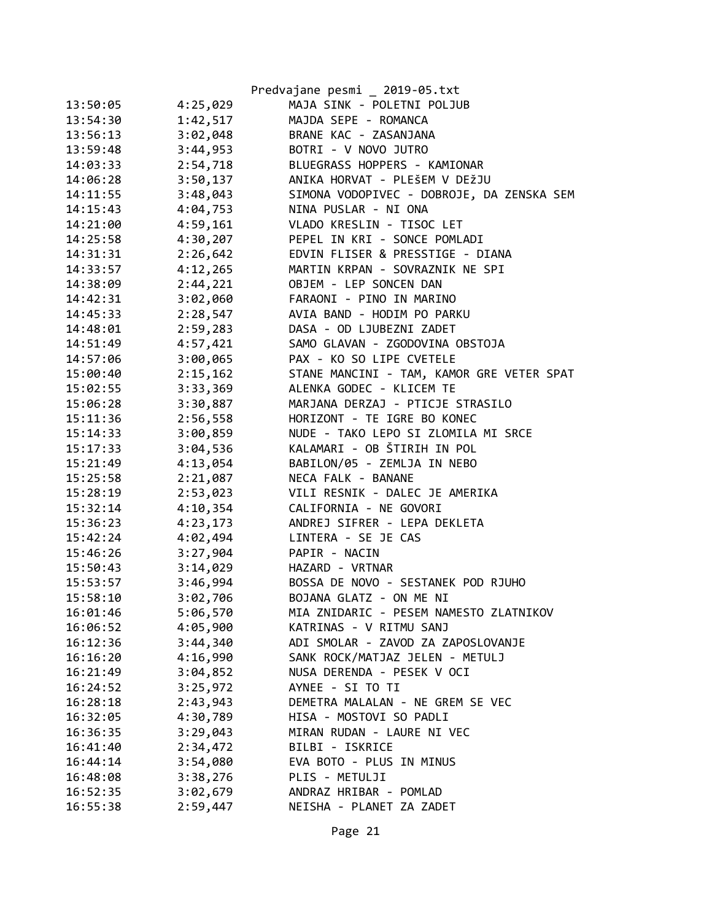Predvajane pesmi _ 2019-05.txt

```
13:50:05        4:25,029        MAJA SINK - POLETNI POLJUB
13:54:30        1:42,517        MAJDA SEPE - ROMANCA
13:56:13        3:02,048        BRANE KAC - ZASANJANA
13:59:48        3:44,953        BOTRI - V NOVO JUTRO
14:03:33        2:54,718        BLUEGRASS HOPPERS - KAMIONAR
14:06:28        3:50,137        ANIKA HORVAT - PLEŠEM V DEŽJU
14:11:55        3:48,043        SIMONA VODOPIVEC - DOBROJE, DA ZENSKA SEM
14:15:43        4:04,753        NINA PUSLAR - NI ONA
14:21:00        4:59,161        VLADO KRESLIN - TISOC LET
14:25:58        4:30,207        PEPEL IN KRI - SONCE POMLADI
14:31:31        2:26,642        EDVIN FLISER & PRESSTIGE - DIANA
14:33:57        4:12,265        MARTIN KRPAN - SOVRAZNIK NE SPI
14:38:09        2:44,221        OBJEM - LEP SONCEN DAN
14:42:31        3:02,060        FARAONI - PINO IN MARINO
14:45:33        2:28,547        AVIA BAND - HODIM PO PARKU
14:48:01        2:59,283        DASA - OD LJUBEZNI ZADET
14:51:49        4:57,421        SAMO GLAVAN - ZGODOVINA OBSTOJA
14:57:06        3:00,065        PAX - KO SO LIPE CVETELE
15:00:40        2:15,162        STANE MANCINI - TAM, KAMOR GRE VETER SPAT
15:02:55        3:33,369        ALENKA GODEC - KLICEM TE
15:06:28        3:30,887        MARJANA DERZAJ - PTICJE STRASILO
15:11:36        2:56,558        HORIZONT - TE IGRE BO KONEC
15:14:33        3:00,859        NUDE - TAKO LEPO SI ZLOMILA MI SRCE
15:17:33        3:04,536        KALAMARI - OB ŠTIRIH IN POL
15:21:49        4:13,054        BABILON/05 - ZEMLJA IN NEBO
15:25:58        2:21,087        NECA FALK - BANANE
15:28:19        2:53,023        VILI RESNIK - DALEC JE AMERIKA
15:32:14        4:10,354        CALIFORNIA - NE GOVORI
15:36:23        4:23,173        ANDREJ SIFRER - LEPA DEKLETA
15:42:24        4:02,494        LINTERA - SE JE CAS
15:46:26        3:27,904        PAPIR - NACIN
15:50:43        3:14,029        HAZARD - VRTNAR
15:53:57        3:46,994        BOSSA DE NOVO - SESTANEK POD RJUHO
15:58:10        3:02,706        BOJANA GLATZ - ON ME NI
16:01:46        5:06,570        MIA ZNIDARIC - PESEM NAMESTO ZLATNIKOV
16:06:52        4:05,900        KATRINAS - V RITMU SANJ
16:12:36        3:44,340        ADI SMOLAR - ZAVOD ZA ZAPOSLOVANJE
16:16:20        4:16,990        SANK ROCK/MATJAZ JELEN - METULJ
16:21:49        3:04,852        NUSA DERENDA - PESEK V OCI
16:24:52        3:25,972        AYNEE - SI TO TI
16:28:18        2:43,943        DEMETRA MALALAN - NE GREM SE VEC
16:32:05        4:30,789        HISA - MOSTOVI SO PADLI
16:36:35        3:29,043        MIRAN RUDAN - LAURE NI VEC
16:41:40        2:34,472        BILBI - ISKRICE
16:44:14        3:54,080        EVA BOTO - PLUS IN MINUS
16:48:08        3:38,276        PLIS - METULJI
16:52:35        3:02,679        ANDRAZ HRIBAR - POMLAD
16:55:38        2:59,447        NEISHA - PLANET ZA ZADET
```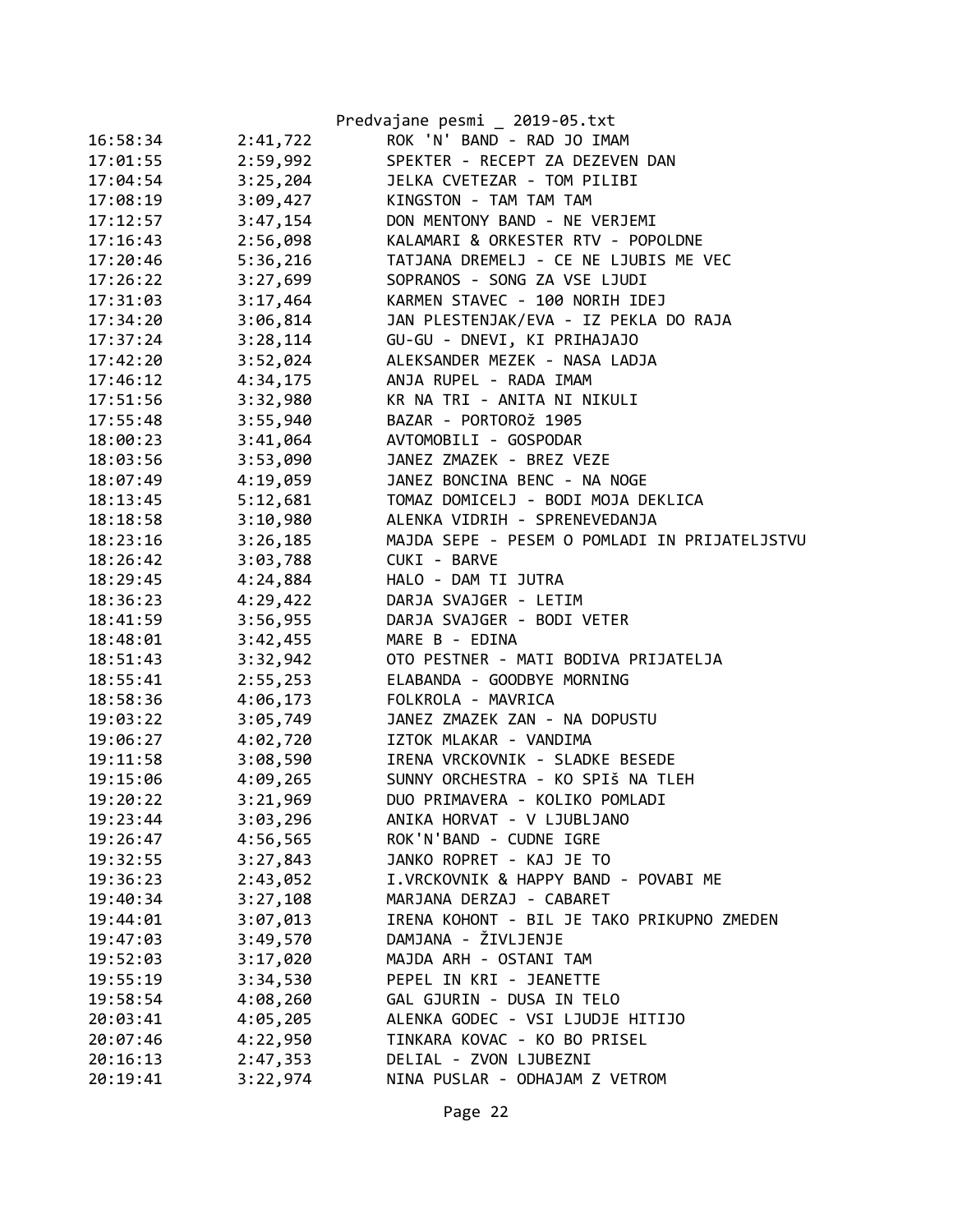| | | |
|---|---|---|
| 16:58:34 | 2:41,722 | ROK 'N' BAND - RAD JO IMAM |
| 17:01:55 | 2:59,992 | SPEKTER - RECEPT ZA DEZEVEN DAN |
| 17:04:54 | 3:25,204 | JELKA CVETEZAR - TOM PILIBI |
| 17:08:19 | 3:09,427 | KINGSTON - TAM TAM TAM |
| 17:12:57 | 3:47,154 | DON MENTONY BAND - NE VERJEMI |
| 17:16:43 | 2:56,098 | KALAMARI & ORKESTER RTV - POPOLDNE |
| 17:20:46 | 5:36,216 | TATJANA DREMELJ - CE NE LJUBIS ME VEC |
| 17:26:22 | 3:27,699 | SOPRANOS - SONG ZA VSE LJUDI |
| 17:31:03 | 3:17,464 | KARMEN STAVEC - 100 NORIH IDEJ |
| 17:34:20 | 3:06,814 | JAN PLESTENJAK/EVA - IZ PEKLA DO RAJA |
| 17:37:24 | 3:28,114 | GU-GU - DNEVI, KI PRIHAJAJO |
| 17:42:20 | 3:52,024 | ALEKSANDER MEZEK - NASA LADJA |
| 17:46:12 | 4:34,175 | ANJA RUPEL - RADA IMAM |
| 17:51:56 | 3:32,980 | KR NA TRI - ANITA NI NIKULI |
| 17:55:48 | 3:55,940 | BAZAR - PORTOROž 1905 |
| 18:00:23 | 3:41,064 | AVTOMOBILI - GOSPODAR |
| 18:03:56 | 3:53,090 | JANEZ ZMAZEK - BREZ VEZE |
| 18:07:49 | 4:19,059 | JANEZ BONCINA BENC - NA NOGE |
| 18:13:45 | 5:12,681 | TOMAZ DOMICELJ - BODI MOJA DEKLICA |
| 18:18:58 | 3:10,980 | ALENKA VIDRIH - SPRENEVEDANJA |
| 18:23:16 | 3:26,185 | MAJDA SEPE - PESEM O POMLADI IN PRIJATELJSTVU |
| 18:26:42 | 3:03,788 | CUKI - BARVE |
| 18:29:45 | 4:24,884 | HALO - DAM TI JUTRA |
| 18:36:23 | 4:29,422 | DARJA SVAJGER - LETIM |
| 18:41:59 | 3:56,955 | DARJA SVAJGER - BODI VETER |
| 18:48:01 | 3:42,455 | MARE B - EDINA |
| 18:51:43 | 3:32,942 | OTO PESTNER - MATI BODIVA PRIJATELJA |
| 18:55:41 | 2:55,253 | ELABANDA - GOODBYE MORNING |
| 18:58:36 | 4:06,173 | FOLKROLA - MAVRICA |
| 19:03:22 | 3:05,749 | JANEZ ZMAZEK ZAN - NA DOPUSTU |
| 19:06:27 | 4:02,720 | IZTOK MLAKAR - VANDIMA |
| 19:11:58 | 3:08,590 | IRENA VRCKOVNIK - SLADKE BESEDE |
| 19:15:06 | 4:09,265 | SUNNY ORCHESTRA - KO SPIš NA TLEH |
| 19:20:22 | 3:21,969 | DUO PRIMAVERA - KOLIKO POMLADI |
| 19:23:44 | 3:03,296 | ANIKA HORVAT - V LJUBLJANO |
| 19:26:47 | 4:56,565 | ROK'N'BAND - CUDNE IGRE |
| 19:32:55 | 3:27,843 | JANKO ROPRET - KAJ JE TO |
| 19:36:23 | 2:43,052 | I.VRCKOVNIK & HAPPY BAND - POVABI ME |
| 19:40:34 | 3:27,108 | MARJANA DERZAJ - CABARET |
| 19:44:01 | 3:07,013 | IRENA KOHONT - BIL JE TAKO PRIKUPNO ZMEDEN |
| 19:47:03 | 3:49,570 | DAMJANA - ŽIVLJENJE |
| 19:52:03 | 3:17,020 | MAJDA ARH - OSTANI TAM |
| 19:55:19 | 3:34,530 | PEPEL IN KRI - JEANETTE |
| 19:58:54 | 4:08,260 | GAL GJURIN - DUSA IN TELO |
| 20:03:41 | 4:05,205 | ALENKA GODEC - VSI LJUDJE HITIJO |
| 20:07:46 | 4:22,950 | TINKARA KOVAC - KO BO PRISEL |
| 20:16:13 | 2:47,353 | DELIAL - ZVON LJUBEZNI |
| 20:19:41 | 3:22,974 | NINA PUSLAR - ODHAJAM Z VETROM |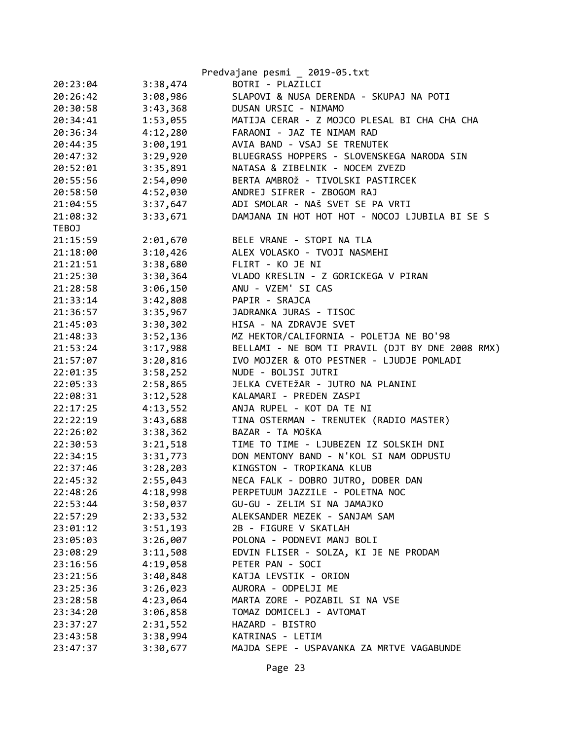| | | |
|---|---|---|
| 20:23:04 | 3:38,474 | BOTRI - PLAZILCI |
| 20:26:42 | 3:08,986 | SLAPOVI & NUSA DERENDA - SKUPAJ NA POTI |
| 20:30:58 | 3:43,368 | DUSAN URSIC - NIMAMO |
| 20:34:41 | 1:53,055 | MATIJA CERAR - Z MOJCO PLESAL BI CHA CHA CHA |
| 20:36:34 | 4:12,280 | FARAONI - JAZ TE NIMAM RAD |
| 20:44:35 | 3:00,191 | AVIA BAND - VSAJ SE TRENUTEK |
| 20:47:32 | 3:29,920 | BLUEGRASS HOPPERS - SLOVENSKEGA NARODA SIN |
| 20:52:01 | 3:35,891 | NATASA & ZIBELNIK - NOCEM ZVEZD |
| 20:55:56 | 2:54,090 | BERTA AMBROž - TIVOLSKI PASTIRCEK |
| 20:58:50 | 4:52,030 | ANDREJ SIFRER - ZBOGOM RAJ |
| 21:04:55 | 3:37,647 | ADI SMOLAR - NAš SVET SE PA VRTI |
| 21:08:32 | 3:33,671 | DAMJANA IN HOT HOT HOT - NOCOJ LJUBILA BI SE S TEBOJ |
| 21:15:59 | 2:01,670 | BELE VRANE - STOPI NA TLA |
| 21:18:00 | 3:10,426 | ALEX VOLASKO - TVOJI NASMEHI |
| 21:21:51 | 3:38,680 | FLIRT - KO JE NI |
| 21:25:30 | 3:30,364 | VLADO KRESLIN - Z GORICKEGA V PIRAN |
| 21:28:58 | 3:06,150 | ANU - VZEM' SI CAS |
| 21:33:14 | 3:42,808 | PAPIR - SRAJCA |
| 21:36:57 | 3:35,967 | JADRANKA JURAS - TISOC |
| 21:45:03 | 3:30,302 | HISA - NA ZDRAVJE SVET |
| 21:48:33 | 3:52,136 | MZ HEKTOR/CALIFORNIA - POLETJA NE BO'98 |
| 21:53:24 | 3:17,988 | BELLAMI - NE BOM TI PRAVIL (DJT BY DNE 2008 RMX) |
| 21:57:07 | 3:20,816 | IVO MOJZER & OTO PESTNER - LJUDJE POMLADI |
| 22:01:35 | 3:58,252 | NUDE - BOLJSI JUTRI |
| 22:05:33 | 2:58,865 | JELKA CVETEžAR - JUTRO NA PLANINI |
| 22:08:31 | 3:12,528 | KALAMARI - PREDEN ZASPI |
| 22:17:25 | 4:13,552 | ANJA RUPEL - KOT DA TE NI |
| 22:22:19 | 3:43,688 | TINA OSTERMAN - TRENUTEK (RADIO MASTER) |
| 22:26:02 | 3:38,362 | BAZAR - TA MOšKA |
| 22:30:53 | 3:21,518 | TIME TO TIME - LJUBEZEN IZ SOLSKIH DNI |
| 22:34:15 | 3:31,773 | DON MENTONY BAND - N'KOL SI NAM ODPUSTU |
| 22:37:46 | 3:28,203 | KINGSTON - TROPIKANA KLUB |
| 22:45:32 | 2:55,043 | NECA FALK - DOBRO JUTRO, DOBER DAN |
| 22:48:26 | 4:18,998 | PERPETUUM JAZZILE - POLETNA NOC |
| 22:53:44 | 3:50,037 | GU-GU - ZELIM SI NA JAMAJKO |
| 22:57:29 | 2:33,532 | ALEKSANDER MEZEK - SANJAM SAM |
| 23:01:12 | 3:51,193 | 2B - FIGURE V SKATLAH |
| 23:05:03 | 3:26,007 | POLONA - PODNEVI MANJ BOLI |
| 23:08:29 | 3:11,508 | EDVIN FLISER - SOLZA, KI JE NE PRODAM |
| 23:16:56 | 4:19,058 | PETER PAN - SOCI |
| 23:21:56 | 3:40,848 | KATJA LEVSTIK - ORION |
| 23:25:36 | 3:26,023 | AURORA - ODPELJI ME |
| 23:28:58 | 4:23,064 | MARTA ZORE - POZABIL SI NA VSE |
| 23:34:20 | 3:06,858 | TOMAZ DOMICELJ - AVTOMAT |
| 23:37:27 | 2:31,552 | HAZARD - BISTRO |
| 23:43:58 | 3:38,994 | KATRINAS - LETIM |
| 23:47:37 | 3:30,677 | MAJDA SEPE - USPAVANKA ZA MRTVE VAGABUNDE |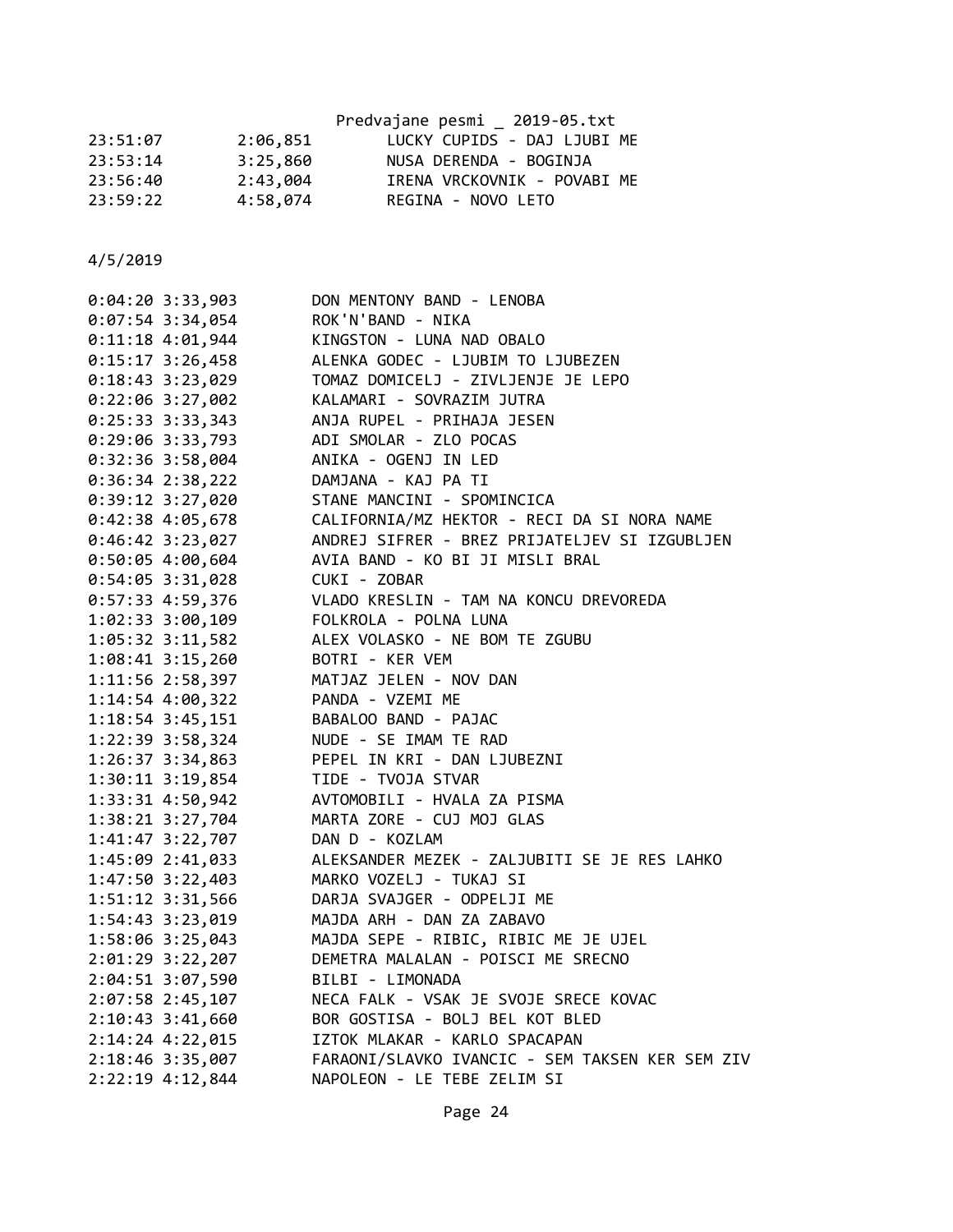```
23:51:07        2:06,851        LUCKY CUPIDS - DAJ LJUBI ME
23:53:14        3:25,860        NUSA DERENDA - BOGINJA
23:56:40        2:43,004        IRENA VRCKOVNIK - POVABI ME
23:59:22        4:58,074        REGINA - NOVO LETO
```

4/5/2019

```
0:04:20 3:33,903        DON MENTONY BAND - LENOBA
0:07:54 3:34,054        ROK'N'BAND - NIKA
0:11:18 4:01,944        KINGSTON - LUNA NAD OBALO
0:15:17 3:26,458        ALENKA GODEC - LJUBIM TO LJUBEZEN
0:18:43 3:23,029        TOMAZ DOMICELJ - ZIVLJENJE JE LEPO
0:22:06 3:27,002        KALAMARI - SOVRAZIM JUTRA
0:25:33 3:33,343        ANJA RUPEL - PRIHAJA JESEN
0:29:06 3:33,793        ADI SMOLAR - ZLO POCAS
0:32:36 3:58,004        ANIKA - OGENJ IN LED
0:36:34 2:38,222        DAMJANA - KAJ PA TI
0:39:12 3:27,020        STANE MANCINI - SPOMINCICA
0:42:38 4:05,678        CALIFORNIA/MZ HEKTOR - RECI DA SI NORA NAME
0:46:42 3:23,027        ANDREJ SIFRER - BREZ PRIJATELJEV SI IZGUBLJEN
0:50:05 4:00,604        AVIA BAND - KO BI JI MISLI BRAL
0:54:05 3:31,028        CUKI - ZOBAR
0:57:33 4:59,376        VLADO KRESLIN - TAM NA KONCU DREVOREDA
1:02:33 3:00,109        FOLKROLA - POLNA LUNA
1:05:32 3:11,582        ALEX VOLASKO - NE BOM TE ZGUBU
1:08:41 3:15,260        BOTRI - KER VEM
1:11:56 2:58,397        MATJAZ JELEN - NOV DAN
1:14:54 4:00,322        PANDA - VZEMI ME
1:18:54 3:45,151        BABALOO BAND - PAJAC
1:22:39 3:58,324        NUDE - SE IMAM TE RAD
1:26:37 3:34,863        PEPEL IN KRI - DAN LJUBEZNI
1:30:11 3:19,854        TIDE - TVOJA STVAR
1:33:31 4:50,942        AVTOMOBILI - HVALA ZA PISMA
1:38:21 3:27,704        MARTA ZORE - CUJ MOJ GLAS
1:41:47 3:22,707        DAN D - KOZLAM
1:45:09 2:41,033        ALEKSANDER MEZEK - ZALJUBITI SE JE RES LAHKO
1:47:50 3:22,403        MARKO VOZELJ - TUKAJ SI
1:51:12 3:31,566        DARJA SVAJGER - ODPELJI ME
1:54:43 3:23,019        MAJDA ARH - DAN ZA ZABAVO
1:58:06 3:25,043        MAJDA SEPE - RIBIC, RIBIC ME JE UJEL
2:01:29 3:22,207        DEMETRA MALALAN - POISCI ME SRECNO
2:04:51 3:07,590        BILBI - LIMONADA
2:07:58 2:45,107        NECA FALK - VSAK JE SVOJE SRECE KOVAC
2:10:43 3:41,660        BOR GOSTISA - BOLJ BEL KOT BLED
2:14:24 4:22,015        IZTOK MLAKAR - KARLO SPACAPAN
2:18:46 3:35,007        FARAONI/SLAVKO IVANCIC - SEM TAKSEN KER SEM ZIV
2:22:19 4:12,844        NAPOLEON - LE TEBE ZELIM SI
```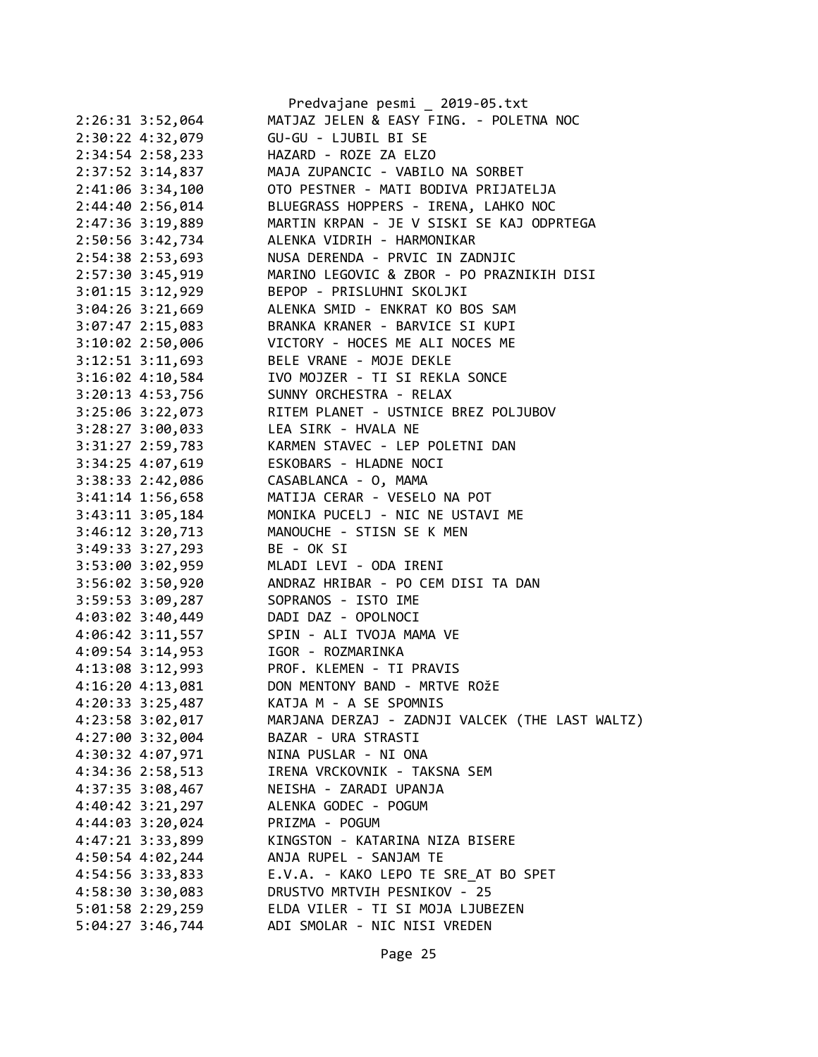2:26:31 3:52,064 MATJAZ JELEN & EASY FING. - POLETNA NOC
2:30:22 4:32,079 GU-GU - LJUBIL BI SE
2:34:54 2:58,233 HAZARD - ROZE ZA ELZO
2:37:52 3:14,837 MAJA ZUPANCIC - VABILO NA SORBET
2:41:06 3:34,100 OTO PESTNER - MATI BODIVA PRIJATELJA
2:44:40 2:56,014 BLUEGRASS HOPPERS - IRENA, LAHKO NOC
2:47:36 3:19,889 MARTIN KRPAN - JE V SISKI SE KAJ ODPRTEGA
2:50:56 3:42,734 ALENKA VIDRIH - HARMONIKAR
2:54:38 2:53,693 NUSA DERENDA - PRVIC IN ZADNJIC
2:57:30 3:45,919 MARINO LEGOVIC & ZBOR - PO PRAZNIKIH DISI
3:01:15 3:12,929 BEPOP - PRISLUHNI SKOLJKI
3:04:26 3:21,669 ALENKA SMID - ENKRAT KO BOS SAM
3:07:47 2:15,083 BRANKA KRANER - BARVICE SI KUPI
3:10:02 2:50,006 VICTORY - HOCES ME ALI NOCES ME
3:12:51 3:11,693 BELE VRANE - MOJE DEKLE
3:16:02 4:10,584 IVO MOJZER - TI SI REKLA SONCE
3:20:13 4:53,756 SUNNY ORCHESTRA - RELAX
3:25:06 3:22,073 RITEM PLANET - USTNICE BREZ POLJUBOV
3:28:27 3:00,033 LEA SIRK - HVALA NE
3:31:27 2:59,783 KARMEN STAVEC - LEP POLETNI DAN
3:34:25 4:07,619 ESKOBARS - HLADNE NOCI
3:38:33 2:42,086 CASABLANCA - O, MAMA
3:41:14 1:56,658 MATIJA CERAR - VESELO NA POT
3:43:11 3:05,184 MONIKA PUCELJ - NIC NE USTAVI ME
3:46:12 3:20,713 MANOUCHE - STISN SE K MEN
3:49:33 3:27,293 BE - OK SI
3:53:00 3:02,959 MLADI LEVI - ODA IRENI
3:56:02 3:50,920 ANDRAZ HRIBAR - PO CEM DISI TA DAN
3:59:53 3:09,287 SOPRANOS - ISTO IME
4:03:02 3:40,449 DADI DAZ - OPOLNOCI
4:06:42 3:11,557 SPIN - ALI TVOJA MAMA VE
4:09:54 3:14,953 IGOR - ROZMARINKA
4:13:08 3:12,993 PROF. KLEMEN - TI PRAVIS
4:16:20 4:13,081 DON MENTONY BAND - MRTVE ROžE
4:20:33 3:25,487 KATJA M - A SE SPOMNIS
4:23:58 3:02,017 MARJANA DERZAJ - ZADNJI VALCEK (THE LAST WALTZ)
4:27:00 3:32,004 BAZAR - URA STRASTI
4:30:32 4:07,971 NINA PUSLAR - NI ONA
4:34:36 2:58,513 IRENA VRCKOVNIK - TAKSNA SEM
4:37:35 3:08,467 NEISHA - ZARADI UPANJA
4:40:42 3:21,297 ALENKA GODEC - POGUM
4:44:03 3:20,024 PRIZMA - POGUM
4:47:21 3:33,899 KINGSTON - KATARINA NIZA BISERE
4:50:54 4:02,244 ANJA RUPEL - SANJAM TE
4:54:56 3:33,833 E.V.A. - KAKO LEPO TE SRE_AT BO SPET
4:58:30 3:30,083 DRUSTVO MRTVIH PESNIKOV - 25
5:01:58 2:29,259 ELDA VILER - TI SI MOJA LJUBEZEN
5:04:27 3:46,744 ADI SMOLAR - NIC NISI VREDEN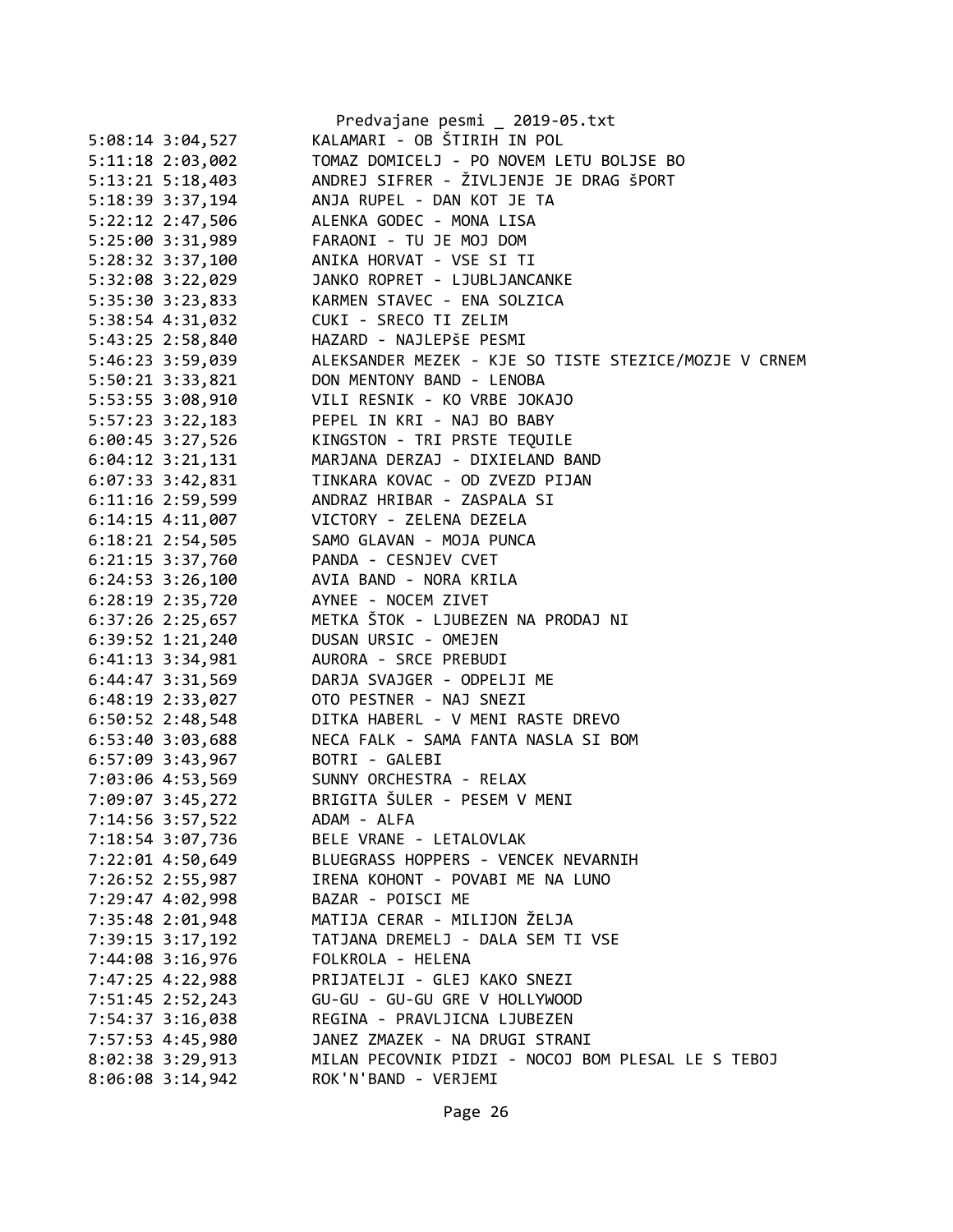```
5:08:14 3:04,527        KALAMARI - OB ŠTIRIH IN POL
5:11:18 2:03,002        TOMAZ DOMICELJ - PO NOVEM LETU BOLJSE BO
5:13:21 5:18,403        ANDREJ SIFRER - ŽIVLJENJE JE DRAG šPORT
5:18:39 3:37,194        ANJA RUPEL - DAN KOT JE TA
5:22:12 2:47,506        ALENKA GODEC - MONA LISA
5:25:00 3:31,989        FARAONI - TU JE MOJ DOM
5:28:32 3:37,100        ANIKA HORVAT - VSE SI TI
5:32:08 3:22,029        JANKO ROPRET - LJUBLJANCANKE
5:35:30 3:23,833        KARMEN STAVEC - ENA SOLZICA
5:38:54 4:31,032        CUKI - SRECO TI ZELIM
5:43:25 2:58,840        HAZARD - NAJLEPšE PESMI
5:46:23 3:59,039        ALEKSANDER MEZEK - KJE SO TISTE STEZICE/MOZJE V CRNEM
5:50:21 3:33,821        DON MENTONY BAND - LENOBA
5:53:55 3:08,910        VILI RESNIK - KO VRBE JOKAJO
5:57:23 3:22,183        PEPEL IN KRI - NAJ BO BABY
6:00:45 3:27,526        KINGSTON - TRI PRSTE TEQUILE
6:04:12 3:21,131        MARJANA DERZAJ - DIXIELAND BAND
6:07:33 3:42,831        TINKARA KOVAC - OD ZVEZD PIJAN
6:11:16 2:59,599        ANDRAZ HRIBAR - ZASPALA SI
6:14:15 4:11,007        VICTORY - ZELENA DEZELA
6:18:21 2:54,505        SAMO GLAVAN - MOJA PUNCA
6:21:15 3:37,760        PANDA - CESNJEV CVET
6:24:53 3:26,100        AVIA BAND - NORA KRILA
6:28:19 2:35,720        AYNEE - NOCEM ZIVET
6:37:26 2:25,657        METKA ŠTOK - LJUBEZEN NA PRODAJ NI
6:39:52 1:21,240        DUSAN URSIC - OMEJEN
6:41:13 3:34,981        AURORA - SRCE PREBUDI
6:44:47 3:31,569        DARJA SVAJGER - ODPELJI ME
6:48:19 2:33,027        OTO PESTNER - NAJ SNEZI
6:50:52 2:48,548        DITKA HABERL - V MENI RASTE DREVO
6:53:40 3:03,688        NECA FALK - SAMA FANTA NASLA SI BOM
6:57:09 3:43,967        BOTRI - GALEBI
7:03:06 4:53,569        SUNNY ORCHESTRA - RELAX
7:09:07 3:45,272        BRIGITA ŠULER - PESEM V MENI
7:14:56 3:57,522        ADAM - ALFA
7:18:54 3:07,736        BELE VRANE - LETALOVLAK
7:22:01 4:50,649        BLUEGRASS HOPPERS - VENCEK NEVARNIH
7:26:52 2:55,987        IRENA KOHONT - POVABI ME NA LUNO
7:29:47 4:02,998        BAZAR - POISCI ME
7:35:48 2:01,948        MATIJA CERAR - MILIJON ŽELJA
7:39:15 3:17,192        TATJANA DREMELJ - DALA SEM TI VSE
7:44:08 3:16,976        FOLKROLA - HELENA
7:47:25 4:22,988        PRIJATELJI - GLEJ KAKO SNEZI
7:51:45 2:52,243        GU-GU - GU-GU GRE V HOLLYWOOD
7:54:37 3:16,038        REGINA - PRAVLJICNA LJUBEZEN
7:57:53 4:45,980        JANEZ ZMAZEK - NA DRUGI STRANI
8:02:38 3:29,913        MILAN PECOVNIK PIDZI - NOCOJ BOM PLESAL LE S TEBOJ
8:06:08 3:14,942        ROK'N'BAND - VERJEMI
```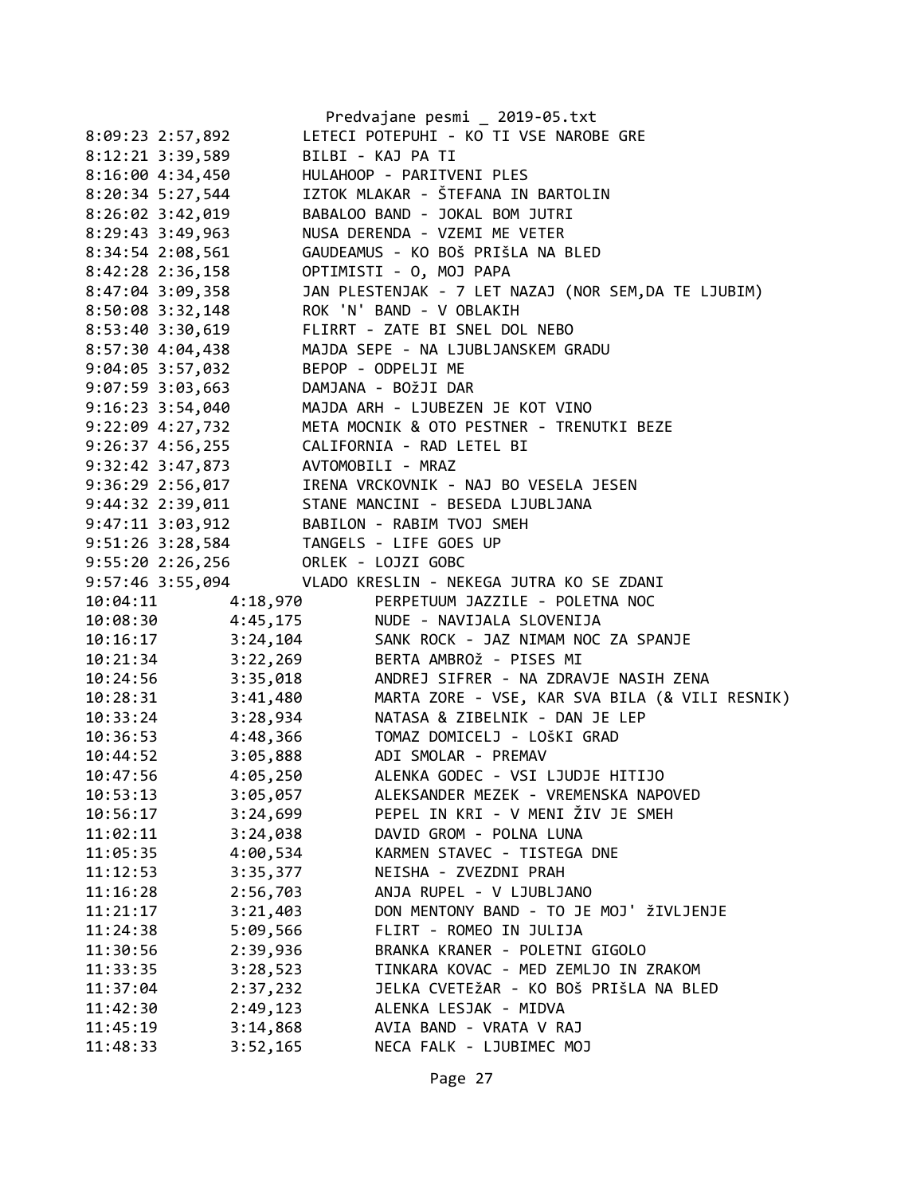```
8:09:23 2:57,892        LETECI POTEPUHI - KO TI VSE NAROBE GRE
8:12:21 3:39,589        BILBI - KAJ PA TI
8:16:00 4:34,450        HULAHOOP - PARITVENI PLES
8:20:34 5:27,544        IZTOK MLAKAR - ŠTEFANA IN BARTOLIN
8:26:02 3:42,019        BABALOO BAND - JOKAL BOM JUTRI
8:29:43 3:49,963        NUSA DERENDA - VZEMI ME VETER
8:34:54 2:08,561        GAUDEAMUS - KO BOš PRIšLA NA BLED
8:42:28 2:36,158        OPTIMISTI - O, MOJ PAPA
8:47:04 3:09,358        JAN PLESTENJAK - 7 LET NAZAJ (NOR SEM,DA TE LJUBIM)
8:50:08 3:32,148        ROK 'N' BAND - V OBLAKIH
8:53:40 3:30,619        FLIRRT - ZATE BI SNEL DOL NEBO
8:57:30 4:04,438        MAJDA SEPE - NA LJUBLJANSKEM GRADU
9:04:05 3:57,032        BEPOP - ODPELJI ME
9:07:59 3:03,663        DAMJANA - BOžJI DAR
9:16:23 3:54,040        MAJDA ARH - LJUBEZEN JE KOT VINO
9:22:09 4:27,732        META MOCNIK & OTO PESTNER - TRENUTKI BEZE
9:26:37 4:56,255        CALIFORNIA - RAD LETEL BI
9:32:42 3:47,873        AVTOMOBILI - MRAZ
9:36:29 2:56,017        IRENA VRCKOVNIK - NAJ BO VESELA JESEN
9:44:32 2:39,011        STANE MANCINI - BESEDA LJUBLJANA
9:47:11 3:03,912        BABILON - RABIM TVOJ SMEH
9:51:26 3:28,584        TANGELS - LIFE GOES UP
9:55:20 2:26,256        ORLEK - LOJZI GOBC
9:57:46 3:55,094        VLADO KRESLIN - NEKEGA JUTRA KO SE ZDANI
10:04:11        4:18,970        PERPETUUM JAZZILE - POLETNA NOC
10:08:30        4:45,175        NUDE - NAVIJALA SLOVENIJA
10:16:17        3:24,104        SANK ROCK - JAZ NIMAM NOC ZA SPANJE
10:21:34        3:22,269        BERTA AMBROž - PISES MI
10:24:56        3:35,018        ANDREJ SIFRER - NA ZDRAVJE NASIH ZENA
10:28:31        3:41,480        MARTA ZORE - VSE, KAR SVA BILA (& VILI RESNIK)
10:33:24        3:28,934        NATASA & ZIBELNIK - DAN JE LEP
10:36:53        4:48,366        TOMAZ DOMICELJ - LOšKI GRAD
10:44:52        3:05,888        ADI SMOLAR - PREMAV
10:47:56        4:05,250        ALENKA GODEC - VSI LJUDJE HITIJO
10:53:13        3:05,057        ALEKSANDER MEZEK - VREMENSKA NAPOVED
10:56:17        3:24,699        PEPEL IN KRI - V MENI ŽIV JE SMEH
11:02:11        3:24,038        DAVID GROM - POLNA LUNA
11:05:35        4:00,534        KARMEN STAVEC - TISTEGA DNE
11:12:53        3:35,377        NEISHA - ZVEZDNI PRAH
11:16:28        2:56,703        ANJA RUPEL - V LJUBLJANO
11:21:17        3:21,403        DON MENTONY BAND - TO JE MOJ' žIVLJENJE
11:24:38        5:09,566        FLIRT - ROMEO IN JULIJA
11:30:56        2:39,936        BRANKA KRANER - POLETNI GIGOLO
11:33:35        3:28,523        TINKARA KOVAC - MED ZEMLJO IN ZRAKOM
11:37:04        2:37,232        JELKA CVETEžAR - KO BOš PRIšLA NA BLED
11:42:30        2:49,123        ALENKA LESJAK - MIDVA
11:45:19        3:14,868        AVIA BAND - VRATA V RAJ
11:48:33        3:52,165        NECA FALK - LJUBIMEC MOJ
```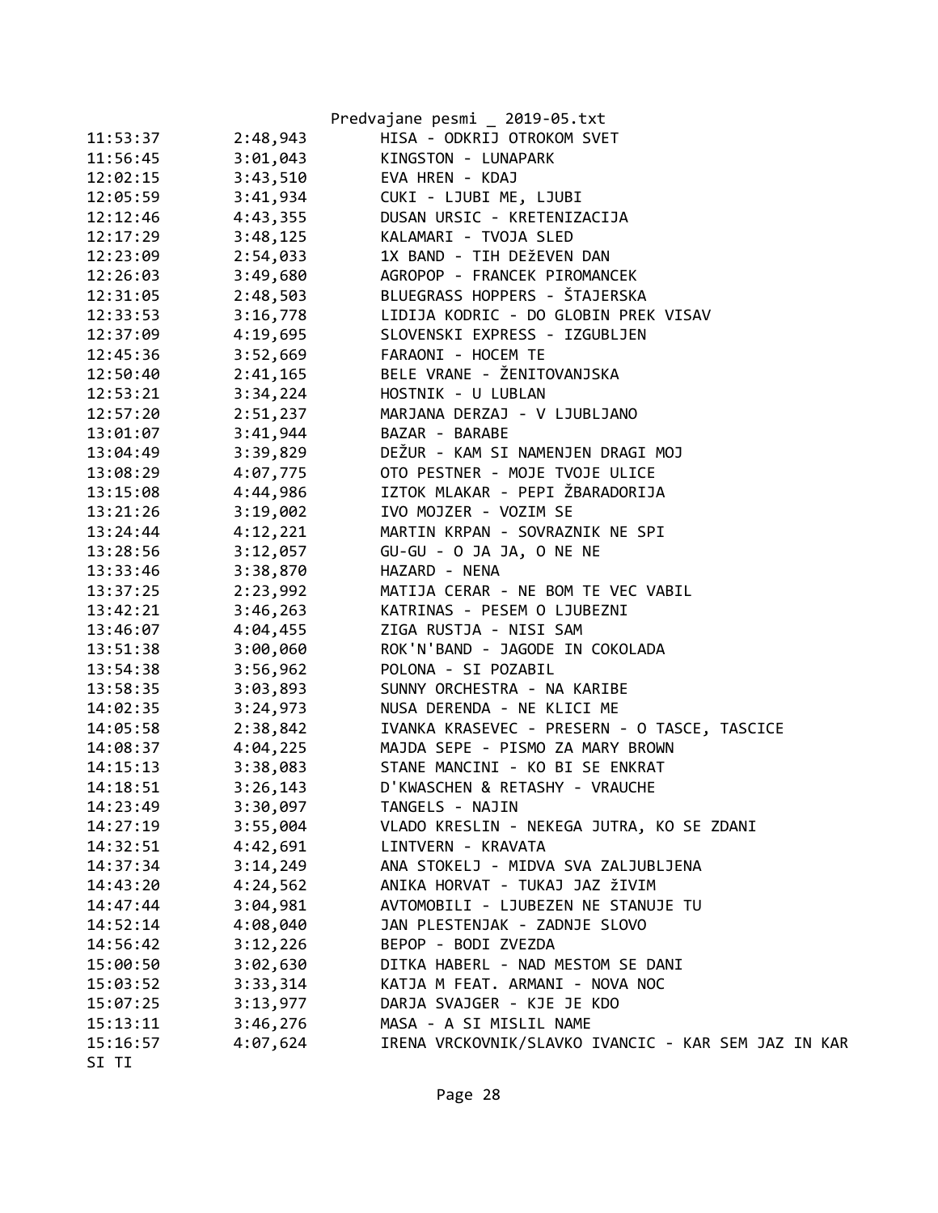| | | |
|---|---|---|
| 11:53:37 | 2:48,943 | HISA - ODKRIJ OTROKOM SVET |
| 11:56:45 | 3:01,043 | KINGSTON - LUNAPARK |
| 12:02:15 | 3:43,510 | EVA HREN - KDAJ |
| 12:05:59 | 3:41,934 | CUKI - LJUBI ME, LJUBI |
| 12:12:46 | 4:43,355 | DUSAN URSIC - KRETENIZACIJA |
| 12:17:29 | 3:48,125 | KALAMARI - TVOJA SLED |
| 12:23:09 | 2:54,033 | 1X BAND - TIH DEŽEVEN DAN |
| 12:26:03 | 3:49,680 | AGROPOP - FRANCEK PIROMANCEK |
| 12:31:05 | 2:48,503 | BLUEGRASS HOPPERS - ŠTAJERSKA |
| 12:33:53 | 3:16,778 | LIDIJA KODRIC - DO GLOBIN PREK VISAV |
| 12:37:09 | 4:19,695 | SLOVENSKI EXPRESS - IZGUBLJEN |
| 12:45:36 | 3:52,669 | FARAONI - HOCEM TE |
| 12:50:40 | 2:41,165 | BELE VRANE - ŽENITOVANJSKA |
| 12:53:21 | 3:34,224 | HOSTNIK - U LUBLAN |
| 12:57:20 | 2:51,237 | MARJANA DERZAJ - V LJUBLJANO |
| 13:01:07 | 3:41,944 | BAZAR - BARABE |
| 13:04:49 | 3:39,829 | DEŽUR - KAM SI NAMENJEN DRAGI MOJ |
| 13:08:29 | 4:07,775 | OTO PESTNER - MOJE TVOJE ULICE |
| 13:15:08 | 4:44,986 | IZTOK MLAKAR - PEPI ŽBARADORIJA |
| 13:21:26 | 3:19,002 | IVO MOJZER - VOZIM SE |
| 13:24:44 | 4:12,221 | MARTIN KRPAN - SOVRAZNIK NE SPI |
| 13:28:56 | 3:12,057 | GU-GU - O JA JA, O NE NE |
| 13:33:46 | 3:38,870 | HAZARD - NENA |
| 13:37:25 | 2:23,992 | MATIJA CERAR - NE BOM TE VEC VABIL |
| 13:42:21 | 3:46,263 | KATRINAS - PESEM O LJUBEZNI |
| 13:46:07 | 4:04,455 | ZIGA RUSTJA - NISI SAM |
| 13:51:38 | 3:00,060 | ROK'N'BAND - JAGODE IN COKOLADA |
| 13:54:38 | 3:56,962 | POLONA - SI POZABIL |
| 13:58:35 | 3:03,893 | SUNNY ORCHESTRA - NA KARIBE |
| 14:02:35 | 3:24,973 | NUSA DERENDA - NE KLICI ME |
| 14:05:58 | 2:38,842 | IVANKA KRASEVEC - PRESERN - O TASCE, TASCICE |
| 14:08:37 | 4:04,225 | MAJDA SEPE - PISMO ZA MARY BROWN |
| 14:15:13 | 3:38,083 | STANE MANCINI - KO BI SE ENKRAT |
| 14:18:51 | 3:26,143 | D'KWASCHEN & RETASHY - VRAUCHE |
| 14:23:49 | 3:30,097 | TANGELS - NAJIN |
| 14:27:19 | 3:55,004 | VLADO KRESLIN - NEKEGA JUTRA, KO SE ZDANI |
| 14:32:51 | 4:42,691 | LINTVERN - KRAVATA |
| 14:37:34 | 3:14,249 | ANA STOKELJ - MIDVA SVA ZALJUBLJENA |
| 14:43:20 | 4:24,562 | ANIKA HORVAT - TUKAJ JAZ žIVIM |
| 14:47:44 | 3:04,981 | AVTOMOBILI - LJUBEZEN NE STANUJE TU |
| 14:52:14 | 4:08,040 | JAN PLESTENJAK - ZADNJE SLOVO |
| 14:56:42 | 3:12,226 | BEPOP - BODI ZVEZDA |
| 15:00:50 | 3:02,630 | DITKA HABERL - NAD MESTOM SE DANI |
| 15:03:52 | 3:33,314 | KATJA M FEAT. ARMANI - NOVA NOC |
| 15:07:25 | 3:13,977 | DARJA SVAJGER - KJE JE KDO |
| 15:13:11 | 3:46,276 | MASA - A SI MISLIL NAME |
| 15:16:57 | 4:07,624 | IRENA VRCKOVNIK/SLAVKO IVANCIC - KAR SEM JAZ IN KAR SI TI |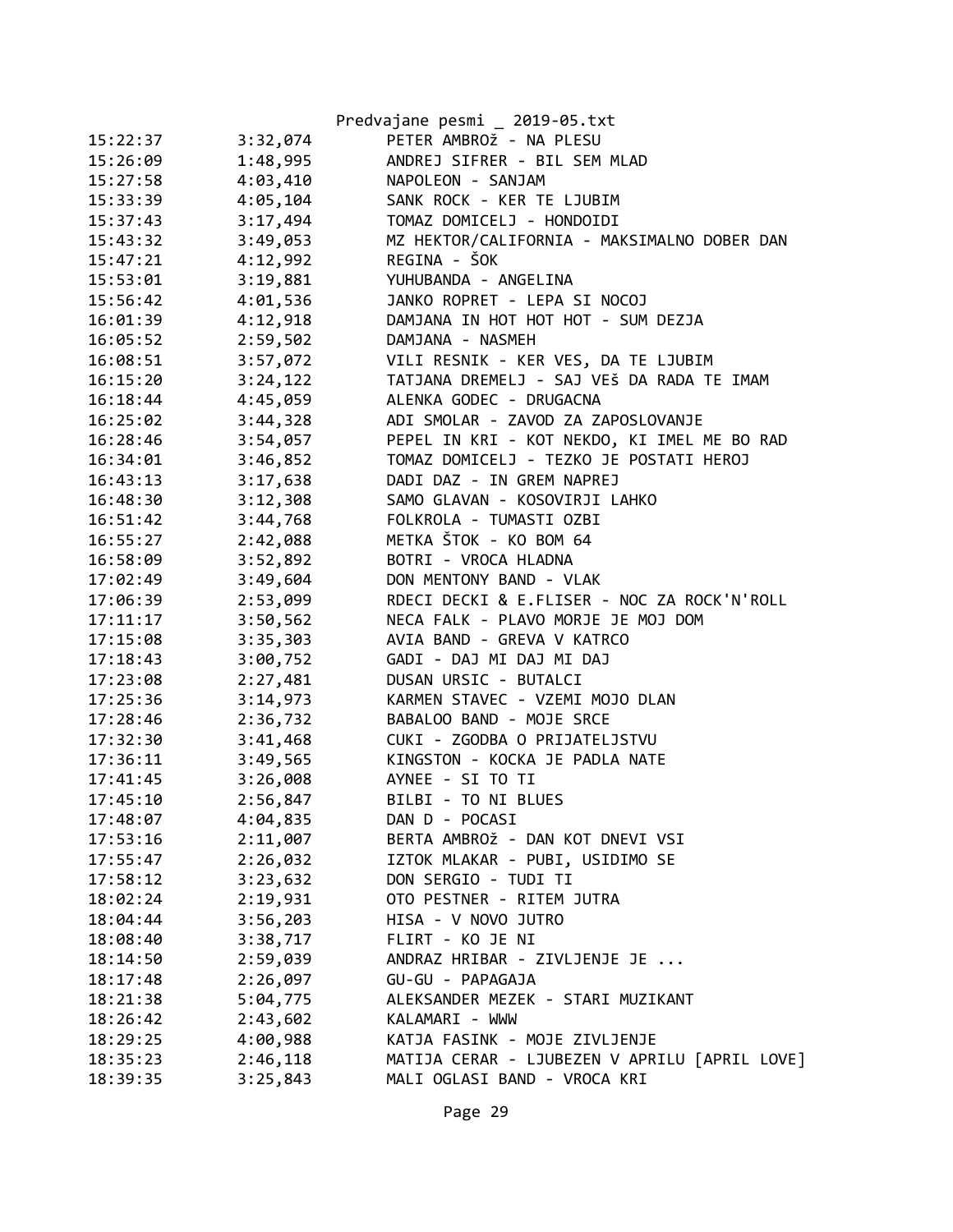| | | |
|---|---|---|
| 15:22:37 | 3:32,074 | PETER AMBROž - NA PLESU |
| 15:26:09 | 1:48,995 | ANDREJ SIFRER - BIL SEM MLAD |
| 15:27:58 | 4:03,410 | NAPOLEON - SANJAM |
| 15:33:39 | 4:05,104 | SANK ROCK - KER TE LJUBIM |
| 15:37:43 | 3:17,494 | TOMAZ DOMICELJ - HONDOIDI |
| 15:43:32 | 3:49,053 | MZ HEKTOR/CALIFORNIA - MAKSIMALNO DOBER DAN |
| 15:47:21 | 4:12,992 | REGINA - ŠOK |
| 15:53:01 | 3:19,881 | YUHUBANDA - ANGELINA |
| 15:56:42 | 4:01,536 | JANKO ROPRET - LEPA SI NOCOJ |
| 16:01:39 | 4:12,918 | DAMJANA IN HOT HOT HOT - SUM DEZJA |
| 16:05:52 | 2:59,502 | DAMJANA - NASMEH |
| 16:08:51 | 3:57,072 | VILI RESNIK - KER VES, DA TE LJUBIM |
| 16:15:20 | 3:24,122 | TATJANA DREMELJ - SAJ VEš DA RADA TE IMAM |
| 16:18:44 | 4:45,059 | ALENKA GODEC - DRUGACNA |
| 16:25:02 | 3:44,328 | ADI SMOLAR - ZAVOD ZA ZAPOSLOVANJE |
| 16:28:46 | 3:54,057 | PEPEL IN KRI - KOT NEKDO, KI IMEL ME BO RAD |
| 16:34:01 | 3:46,852 | TOMAZ DOMICELJ - TEZKO JE POSTATI HEROJ |
| 16:43:13 | 3:17,638 | DADI DAZ - IN GREM NAPREJ |
| 16:48:30 | 3:12,308 | SAMO GLAVAN - KOSOVIRJI LAHKO |
| 16:51:42 | 3:44,768 | FOLKROLA - TUMASTI OZBI |
| 16:55:27 | 2:42,088 | METKA ŠTOK - KO BOM 64 |
| 16:58:09 | 3:52,892 | BOTRI - VROCA HLADNA |
| 17:02:49 | 3:49,604 | DON MENTONY BAND - VLAK |
| 17:06:39 | 2:53,099 | RDECI DECKI & E.FLISER - NOC ZA ROCK'N'ROLL |
| 17:11:17 | 3:50,562 | NECA FALK - PLAVO MORJE JE MOJ DOM |
| 17:15:08 | 3:35,303 | AVIA BAND - GREVA V KATRCO |
| 17:18:43 | 3:00,752 | GADI - DAJ MI DAJ MI DAJ |
| 17:23:08 | 2:27,481 | DUSAN URSIC - BUTALCI |
| 17:25:36 | 3:14,973 | KARMEN STAVEC - VZEMI MOJO DLAN |
| 17:28:46 | 2:36,732 | BABALOO BAND - MOJE SRCE |
| 17:32:30 | 3:41,468 | CUKI - ZGODBA O PRIJATELJSTVU |
| 17:36:11 | 3:49,565 | KINGSTON - KOCKA JE PADLA NATE |
| 17:41:45 | 3:26,008 | AYNEE - SI TO TI |
| 17:45:10 | 2:56,847 | BILBI - TO NI BLUES |
| 17:48:07 | 4:04,835 | DAN D - POCASI |
| 17:53:16 | 2:11,007 | BERTA AMBROž - DAN KOT DNEVI VSI |
| 17:55:47 | 2:26,032 | IZTOK MLAKAR - PUBI, USIDIMO SE |
| 17:58:12 | 3:23,632 | DON SERGIO - TUDI TI |
| 18:02:24 | 2:19,931 | OTO PESTNER - RITEM JUTRA |
| 18:04:44 | 3:56,203 | HISA - V NOVO JUTRO |
| 18:08:40 | 3:38,717 | FLIRT - KO JE NI |
| 18:14:50 | 2:59,039 | ANDRAZ HRIBAR - ZIVLJENJE JE ... |
| 18:17:48 | 2:26,097 | GU-GU - PAPAGAJA |
| 18:21:38 | 5:04,775 | ALEKSANDER MEZEK - STARI MUZIKANT |
| 18:26:42 | 2:43,602 | KALAMARI - WWW |
| 18:29:25 | 4:00,988 | KATJA FASINK - MOJE ZIVLJENJE |
| 18:35:23 | 2:46,118 | MATIJA CERAR - LJUBEZEN V APRILU [APRIL LOVE] |
| 18:39:35 | 3:25,843 | MALI OGLASI BAND - VROCA KRI |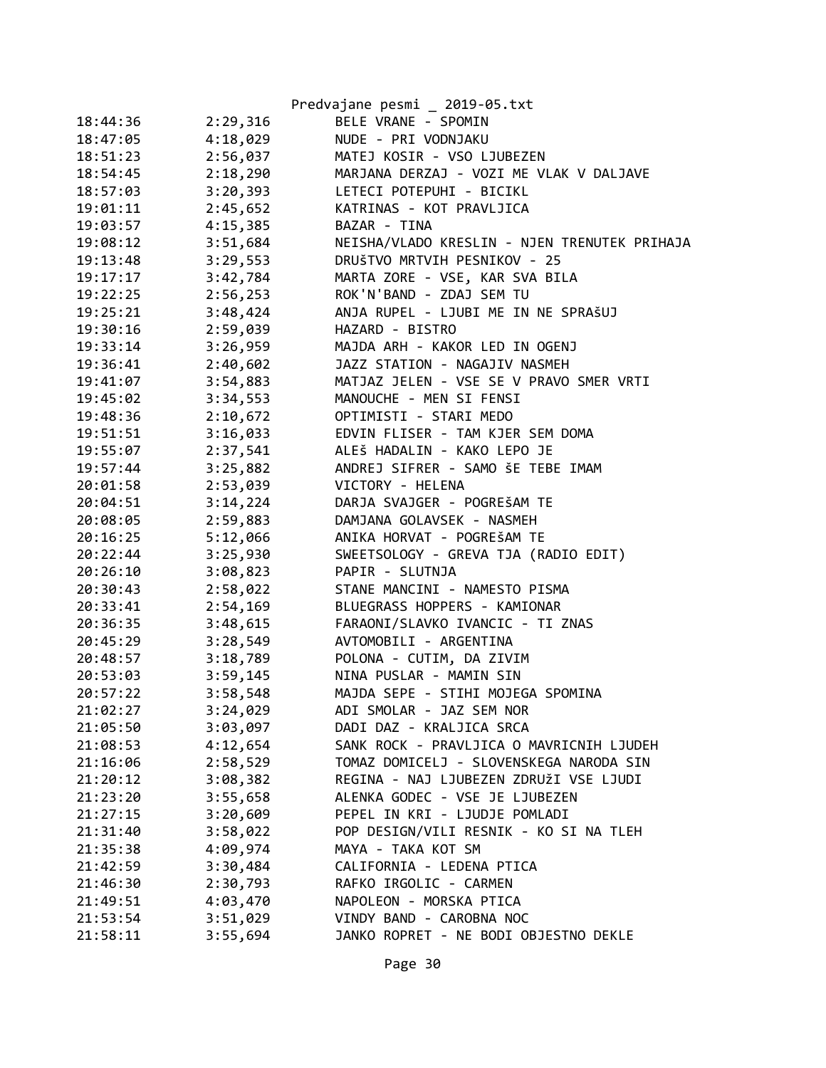| | | |
|---|---|---|
| 18:44:36 | 2:29,316 | BELE VRANE - SPOMIN |
| 18:47:05 | 4:18,029 | NUDE - PRI VODNJAKU |
| 18:51:23 | 2:56,037 | MATEJ KOSIR - VSO LJUBEZEN |
| 18:54:45 | 2:18,290 | MARJANA DERZAJ - VOZI ME VLAK V DALJAVE |
| 18:57:03 | 3:20,393 | LETECI POTEPUHI - BICIKL |
| 19:01:11 | 2:45,652 | KATRINAS - KOT PRAVLJICA |
| 19:03:57 | 4:15,385 | BAZAR - TINA |
| 19:08:12 | 3:51,684 | NEISHA/VLADO KRESLIN - NJEN TRENUTEK PRIHAJA |
| 19:13:48 | 3:29,553 | DRUŠTVO MRTVIH PESNIKOV - 25 |
| 19:17:17 | 3:42,784 | MARTA ZORE - VSE, KAR SVA BILA |
| 19:22:25 | 2:56,253 | ROK'N'BAND - ZDAJ SEM TU |
| 19:25:21 | 3:48,424 | ANJA RUPEL - LJUBI ME IN NE SPRAŠUJ |
| 19:30:16 | 2:59,039 | HAZARD - BISTRO |
| 19:33:14 | 3:26,959 | MAJDA ARH - KAKOR LED IN OGENJ |
| 19:36:41 | 2:40,602 | JAZZ STATION - NAGAJIV NASMEH |
| 19:41:07 | 3:54,883 | MATJAZ JELEN - VSE SE V PRAVO SMER VRTI |
| 19:45:02 | 3:34,553 | MANOUCHE - MEN SI FENSI |
| 19:48:36 | 2:10,672 | OPTIMISTI - STARI MEDO |
| 19:51:51 | 3:16,033 | EDVIN FLISER - TAM KJER SEM DOMA |
| 19:55:07 | 2:37,541 | ALEŠ HADALIN - KAKO LEPO JE |
| 19:57:44 | 3:25,882 | ANDREJ SIFRER - SAMO ŠE TEBE IMAM |
| 20:01:58 | 2:53,039 | VICTORY - HELENA |
| 20:04:51 | 3:14,224 | DARJA SVAJGER - POGREŠAM TE |
| 20:08:05 | 2:59,883 | DAMJANA GOLAVSEK - NASMEH |
| 20:16:25 | 5:12,066 | ANIKA HORVAT - POGREŠAM TE |
| 20:22:44 | 3:25,930 | SWEETSOLOGY - GREVA TJA (RADIO EDIT) |
| 20:26:10 | 3:08,823 | PAPIR - SLUTNJA |
| 20:30:43 | 2:58,022 | STANE MANCINI - NAMESTO PISMA |
| 20:33:41 | 2:54,169 | BLUEGRASS HOPPERS - KAMIONAR |
| 20:36:35 | 3:48,615 | FARAONI/SLAVKO IVANCIC - TI ZNAS |
| 20:45:29 | 3:28,549 | AVTOMOBILI - ARGENTINA |
| 20:48:57 | 3:18,789 | POLONA - CUTIM, DA ZIVIM |
| 20:53:03 | 3:59,145 | NINA PUSLAR - MAMIN SIN |
| 20:57:22 | 3:58,548 | MAJDA SEPE - STIHI MOJEGA SPOMINA |
| 21:02:27 | 3:24,029 | ADI SMOLAR - JAZ SEM NOR |
| 21:05:50 | 3:03,097 | DADI DAZ - KRALJICA SRCA |
| 21:08:53 | 4:12,654 | SANK ROCK - PRAVLJICA O MAVRICNIH LJUDEH |
| 21:16:06 | 2:58,529 | TOMAZ DOMICELJ - SLOVENSKEGA NARODA SIN |
| 21:20:12 | 3:08,382 | REGINA - NAJ LJUBEZEN ZDRUŽI VSE LJUDI |
| 21:23:20 | 3:55,658 | ALENKA GODEC - VSE JE LJUBEZEN |
| 21:27:15 | 3:20,609 | PEPEL IN KRI - LJUDJE POMLADI |
| 21:31:40 | 3:58,022 | POP DESIGN/VILI RESNIK - KO SI NA TLEH |
| 21:35:38 | 4:09,974 | MAYA - TAKA KOT SM |
| 21:42:59 | 3:30,484 | CALIFORNIA - LEDENA PTICA |
| 21:46:30 | 2:30,793 | RAFKO IRGOLIC - CARMEN |
| 21:49:51 | 4:03,470 | NAPOLEON - MORSKA PTICA |
| 21:53:54 | 3:51,029 | VINDY BAND - CAROBNA NOC |
| 21:58:11 | 3:55,694 | JANKO ROPRET - NE BODI OBJESTNO DEKLE |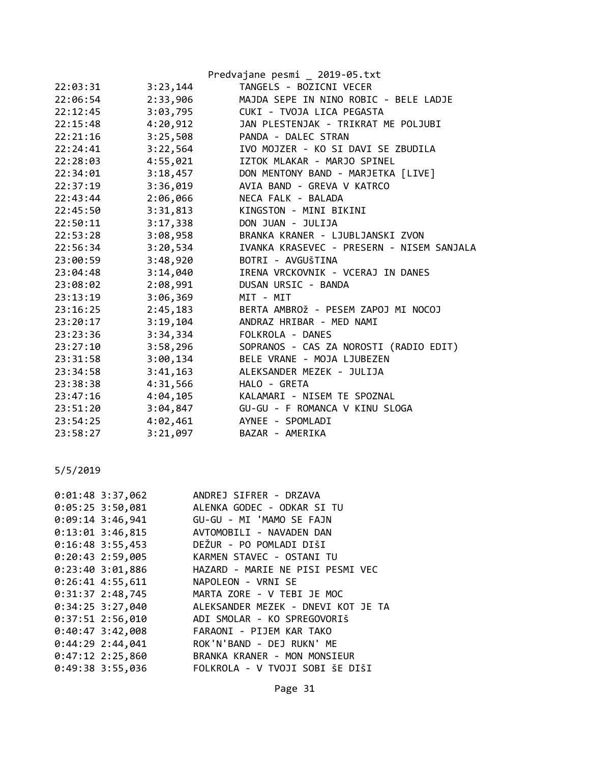```
22:03:31        3:23,144        TANGELS - BOZICNI VECER
22:06:54        2:33,906        MAJDA SEPE IN NINO ROBIC - BELE LADJE
22:12:45        3:03,795        CUKI - TVOJA LICA PEGASTA
22:15:48        4:20,912        JAN PLESTENJAK - TRIKRAT ME POLJUBI
22:21:16        3:25,508        PANDA - DALEC STRAN
22:24:41        3:22,564        IVO MOJZER - KO SI DAVI SE ZBUDILA
22:28:03        4:55,021        IZTOK MLAKAR - MARJO SPINEL
22:34:01        3:18,457        DON MENTONY BAND - MARJETKA [LIVE]
22:37:19        3:36,019        AVIA BAND - GREVA V KATRCO
22:43:44        2:06,066        NECA FALK - BALADA
22:45:50        3:31,813        KINGSTON - MINI BIKINI
22:50:11        3:17,338        DON JUAN - JULIJA
22:53:28        3:08,958        BRANKA KRANER - LJUBLJANSKI ZVON
22:56:34        3:20,534        IVANKA KRASEVEC - PRESERN - NISEM SANJALA
23:00:59        3:48,920        BOTRI - AVGUšTINA
23:04:48        3:14,040        IRENA VRCKOVNIK - VCERAJ IN DANES
23:08:02        2:08,991        DUSAN URSIC - BANDA
23:13:19        3:06,369        MIT - MIT
23:16:25        2:45,183        BERTA AMBROž - PESEM ZAPOJ MI NOCOJ
23:20:17        3:19,104        ANDRAZ HRIBAR - MED NAMI
23:23:36        3:34,334        FOLKROLA - DANES
23:27:10        3:58,296        SOPRANOS - CAS ZA NOROSTI (RADIO EDIT)
23:31:58        3:00,134        BELE VRANE - MOJA LJUBEZEN
23:34:58        3:41,163        ALEKSANDER MEZEK - JULIJA
23:38:38        4:31,566        HALO - GRETA
23:47:16        4:04,105        KALAMARI - NISEM TE SPOZNAL
23:51:20        3:04,847        GU-GU - F ROMANCA V KINU SLOGA
23:54:25        4:02,461        AYNEE - SPOMLADI
23:58:27        3:21,097        BAZAR - AMERIKA
```

5/5/2019

```
0:01:48 3:37,062        ANDREJ SIFRER - DRZAVA
0:05:25 3:50,081        ALENKA GODEC - ODKAR SI TU
0:09:14 3:46,941        GU-GU - MI 'MAMO SE FAJN
0:13:01 3:46,815        AVTOMOBILI - NAVADEN DAN
0:16:48 3:55,453        DEŽUR - PO POMLADI DIŠI
0:20:43 2:59,005        KARMEN STAVEC - OSTANI TU
0:23:40 3:01,886        HAZARD - MARIE NE PISI PESMI VEC
0:26:41 4:55,611        NAPOLEON - VRNI SE
0:31:37 2:48,745        MARTA ZORE - V TEBI JE MOC
0:34:25 3:27,040        ALEKSANDER MEZEK - DNEVI KOT JE TA
0:37:51 2:56,010        ADI SMOLAR - KO SPREGOVORIš
0:40:47 3:42,008        FARAONI - PIJEM KAR TAKO
0:44:29 2:44,041        ROK'N'BAND - DEJ RUKN' ME
0:47:12 2:25,860        BRANKA KRANER - MON MONSIEUR
0:49:38 3:55,036        FOLKROLA - V TVOJI SOBI šE DIšI
```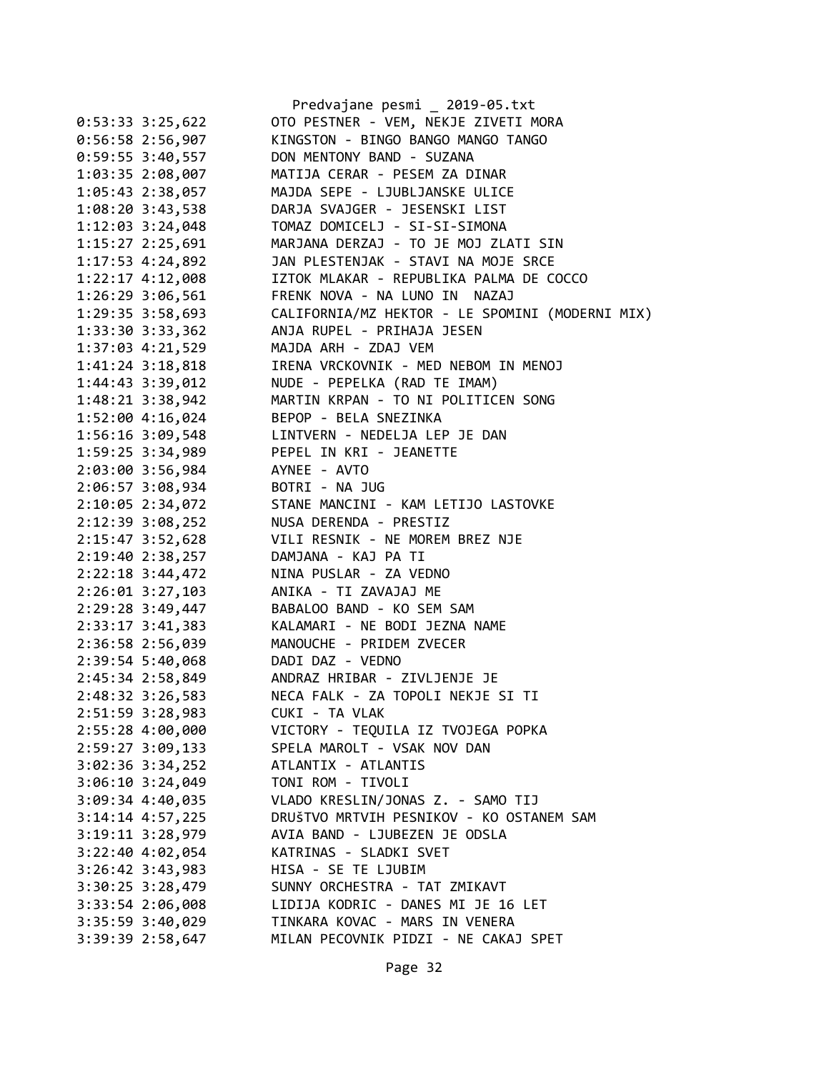```
0:53:33 3:25,622        OTO PESTNER - VEM, NEKJE ZIVETI MORA
0:56:58 2:56,907        KINGSTON - BINGO BANGO MANGO TANGO
0:59:55 3:40,557        DON MENTONY BAND - SUZANA
1:03:35 2:08,007        MATIJA CERAR - PESEM ZA DINAR
1:05:43 2:38,057        MAJDA SEPE - LJUBLJANSKE ULICE
1:08:20 3:43,538        DARJA SVAJGER - JESENSKI LIST
1:12:03 3:24,048        TOMAZ DOMICELJ - SI-SI-SIMONA
1:15:27 2:25,691        MARJANA DERZAJ - TO JE MOJ ZLATI SIN
1:17:53 4:24,892        JAN PLESTENJAK - STAVI NA MOJE SRCE
1:22:17 4:12,008        IZTOK MLAKAR - REPUBLIKA PALMA DE COCCO
1:26:29 3:06,561        FRENK NOVA - NA LUNO IN  NAZAJ
1:29:35 3:58,693        CALIFORNIA/MZ HEKTOR - LE SPOMINI (MODERNI MIX)
1:33:30 3:33,362        ANJA RUPEL - PRIHAJA JESEN
1:37:03 4:21,529        MAJDA ARH - ZDAJ VEM
1:41:24 3:18,818        IRENA VRCKOVNIK - MED NEBOM IN MENOJ
1:44:43 3:39,012        NUDE - PEPELKA (RAD TE IMAM)
1:48:21 3:38,942        MARTIN KRPAN - TO NI POLITICEN SONG
1:52:00 4:16,024        BEPOP - BELA SNEZINKA
1:56:16 3:09,548        LINTVERN - NEDELJA LEP JE DAN
1:59:25 3:34,989        PEPEL IN KRI - JEANETTE
2:03:00 3:56,984        AYNEE - AVTO
2:06:57 3:08,934        BOTRI - NA JUG
2:10:05 2:34,072        STANE MANCINI - KAM LETIJO LASTOVKE
2:12:39 3:08,252        NUSA DERENDA - PRESTIZ
2:15:47 3:52,628        VILI RESNIK - NE MOREM BREZ NJE
2:19:40 2:38,257        DAMJANA - KAJ PA TI
2:22:18 3:44,472        NINA PUSLAR - ZA VEDNO
2:26:01 3:27,103        ANIKA - TI ZAVAJAJ ME
2:29:28 3:49,447        BABALOO BAND - KO SEM SAM
2:33:17 3:41,383        KALAMARI - NE BODI JEZNA NAME
2:36:58 2:56,039        MANOUCHE - PRIDEM ZVECER
2:39:54 5:40,068        DADI DAZ - VEDNO
2:45:34 2:58,849        ANDRAZ HRIBAR - ZIVLJENJE JE
2:48:32 3:26,583        NECA FALK - ZA TOPOLI NEKJE SI TI
2:51:59 3:28,983        CUKI - TA VLAK
2:55:28 4:00,000        VICTORY - TEQUILA IZ TVOJEGA POPKA
2:59:27 3:09,133        SPELA MAROLT - VSAK NOV DAN
3:02:36 3:34,252        ATLANTIX - ATLANTIS
3:06:10 3:24,049        TONI ROM - TIVOLI
3:09:34 4:40,035        VLADO KRESLIN/JONAS Z. - SAMO TIJ
3:14:14 4:57,225        DRUŠTVO MRTVIH PESNIKOV - KO OSTANEM SAM
3:19:11 3:28,979        AVIA BAND - LJUBEZEN JE ODSLA
3:22:40 4:02,054        KATRINAS - SLADKI SVET
3:26:42 3:43,983        HISA - SE TE LJUBIM
3:30:25 3:28,479        SUNNY ORCHESTRA - TAT ZMIKAVT
3:33:54 2:06,008        LIDIJA KODRIC - DANES MI JE 16 LET
3:35:59 3:40,029        TINKARA KOVAC - MARS IN VENERA
3:39:39 2:58,647        MILAN PECOVNIK PIDZI - NE CAKAJ SPET
```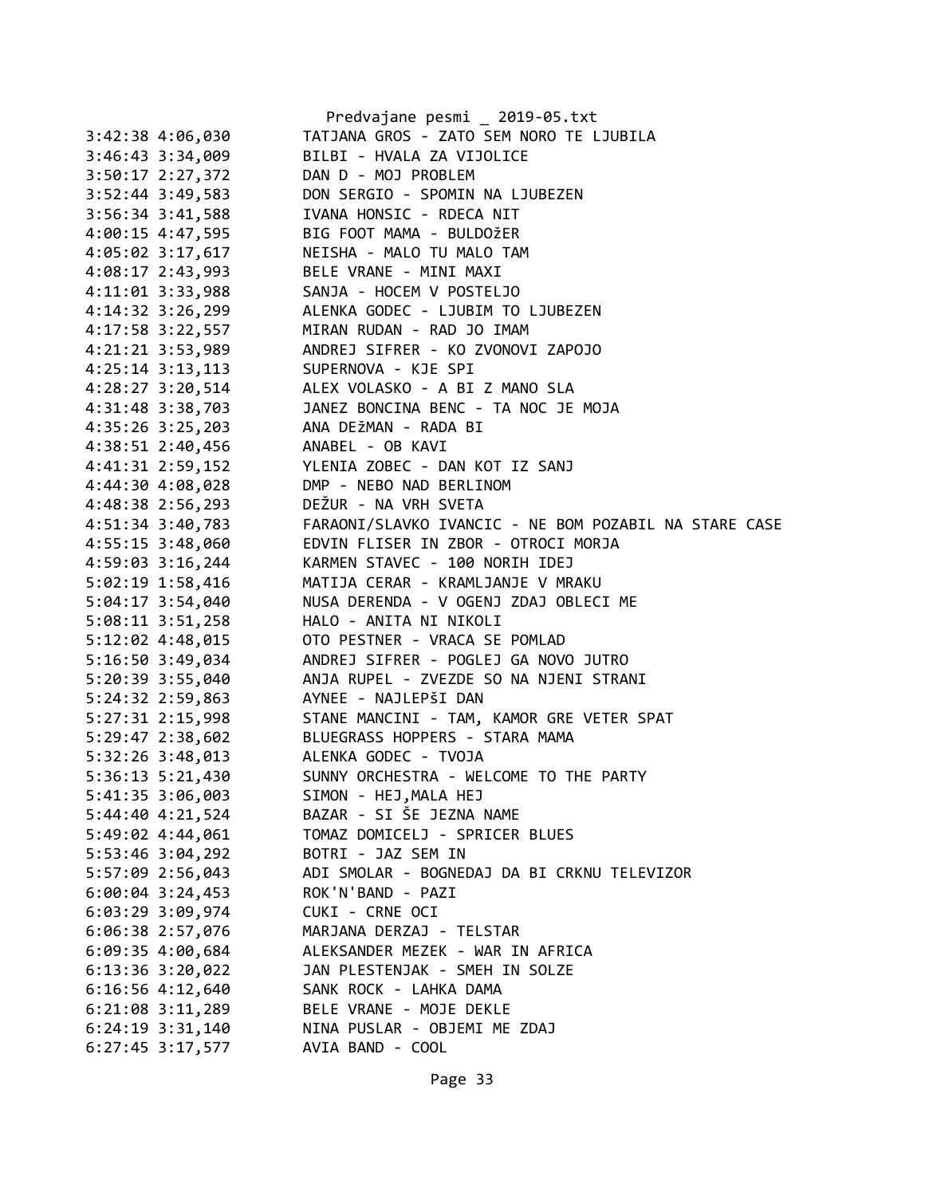```
3:42:38 4:06,030        TATJANA GROS - ZATO SEM NORO TE LJUBILA
3:46:43 3:34,009        BILBI - HVALA ZA VIJOLICE
3:50:17 2:27,372        DAN D - MOJ PROBLEM
3:52:44 3:49,583        DON SERGIO - SPOMIN NA LJUBEZEN
3:56:34 3:41,588        IVANA HONSIC - RDECA NIT
4:00:15 4:47,595        BIG FOOT MAMA - BULDOžER
4:05:02 3:17,617        NEISHA - MALO TU MALO TAM
4:08:17 2:43,993        BELE VRANE - MINI MAXI
4:11:01 3:33,988        SANJA - HOCEM V POSTELJO
4:14:32 3:26,299        ALENKA GODEC - LJUBIM TO LJUBEZEN
4:17:58 3:22,557        MIRAN RUDAN - RAD JO IMAM
4:21:21 3:53,989        ANDREJ SIFRER - KO ZVONOVI ZAPOJO
4:25:14 3:13,113        SUPERNOVA - KJE SPI
4:28:27 3:20,514        ALEX VOLASKO - A BI Z MANO SLA
4:31:48 3:38,703        JANEZ BONCINA BENC - TA NOC JE MOJA
4:35:26 3:25,203        ANA DEžMAN - RADA BI
4:38:51 2:40,456        ANABEL - OB KAVI
4:41:31 2:59,152        YLENIA ZOBEC - DAN KOT IZ SANJ
4:44:30 4:08,028        DMP - NEBO NAD BERLINOM
4:48:38 2:56,293        DEŽUR - NA VRH SVETA
4:51:34 3:40,783        FARAONI/SLAVKO IVANCIC - NE BOM POZABIL NA STARE CASE
4:55:15 3:48,060        EDVIN FLISER IN ZBOR - OTROCI MORJA
4:59:03 3:16,244        KARMEN STAVEC - 100 NORIH IDEJ
5:02:19 1:58,416        MATIJA CERAR - KRAMLJANJE V MRAKU
5:04:17 3:54,040        NUSA DERENDA - V OGENJ ZDAJ OBLECI ME
5:08:11 3:51,258        HALO - ANITA NI NIKOLI
5:12:02 4:48,015        OTO PESTNER - VRACA SE POMLAD
5:16:50 3:49,034        ANDREJ SIFRER - POGLEJ GA NOVO JUTRO
5:20:39 3:55,040        ANJA RUPEL - ZVEZDE SO NA NJENI STRANI
5:24:32 2:59,863        AYNEE - NAJLEPŠI DAN
5:27:31 2:15,998        STANE MANCINI - TAM, KAMOR GRE VETER SPAT
5:29:47 2:38,602        BLUEGRASS HOPPERS - STARA MAMA
5:32:26 3:48,013        ALENKA GODEC - TVOJA
5:36:13 5:21,430        SUNNY ORCHESTRA - WELCOME TO THE PARTY
5:41:35 3:06,003        SIMON - HEJ,MALA HEJ
5:44:40 4:21,524        BAZAR - SI ŠE JEZNA NAME
5:49:02 4:44,061        TOMAZ DOMICELJ - SPRICER BLUES
5:53:46 3:04,292        BOTRI - JAZ SEM IN
5:57:09 2:56,043        ADI SMOLAR - BOGNEDAJ DA BI CRKNU TELEVIZOR
6:00:04 3:24,453        ROK'N'BAND - PAZI
6:03:29 3:09,974        CUKI - CRNE OCI
6:06:38 2:57,076        MARJANA DERZAJ - TELSTAR
6:09:35 4:00,684        ALEKSANDER MEZEK - WAR IN AFRICA
6:13:36 3:20,022        JAN PLESTENJAK - SMEH IN SOLZE
6:16:56 4:12,640        SANK ROCK - LAHKA DAMA
6:21:08 3:11,289        BELE VRANE - MOJE DEKLE
6:24:19 3:31,140        NINA PUSLAR - OBJEMI ME ZDAJ
6:27:45 3:17,577        AVIA BAND - COOL
```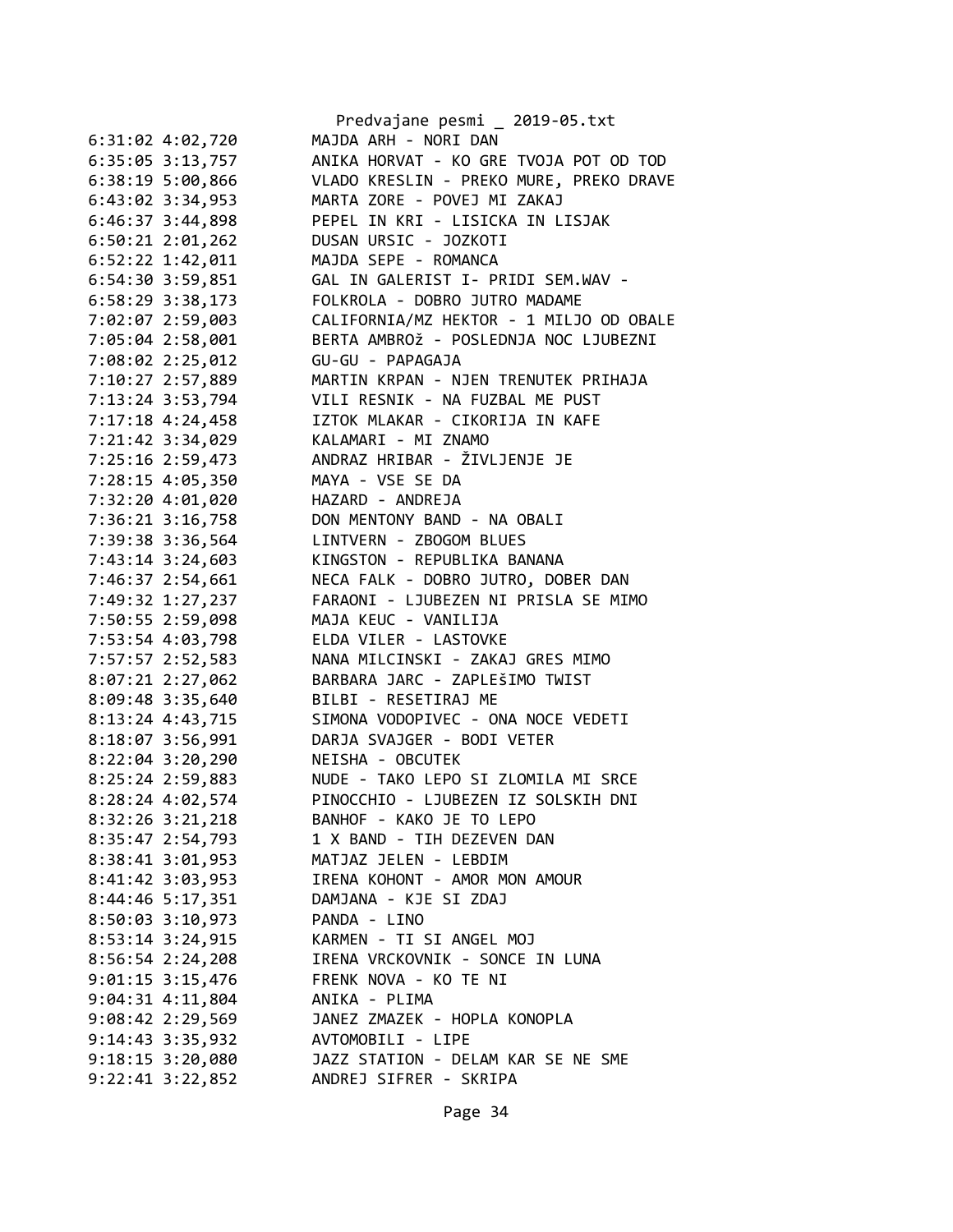```
6:31:02 4:02,720        MAJDA ARH - NORI DAN
6:35:05 3:13,757        ANIKA HORVAT - KO GRE TVOJA POT OD TOD
6:38:19 5:00,866        VLADO KRESLIN - PREKO MURE, PREKO DRAVE
6:43:02 3:34,953        MARTA ZORE - POVEJ MI ZAKAJ
6:46:37 3:44,898        PEPEL IN KRI - LISICKA IN LISJAK
6:50:21 2:01,262        DUSAN URSIC - JOZKOTI
6:52:22 1:42,011        MAJDA SEPE - ROMANCA
6:54:30 3:59,851        GAL IN GALERIST I- PRIDI SEM.WAV -
6:58:29 3:38,173        FOLKROLA - DOBRO JUTRO MADAME
7:02:07 2:59,003        CALIFORNIA/MZ HEKTOR - 1 MILJO OD OBALE
7:05:04 2:58,001        BERTA AMBROž - POSLEDNJA NOC LJUBEZNI
7:08:02 2:25,012        GU-GU - PAPAGAJA
7:10:27 2:57,889        MARTIN KRPAN - NJEN TRENUTEK PRIHAJA
7:13:24 3:53,794        VILI RESNIK - NA FUZBAL ME PUST
7:17:18 4:24,458        IZTOK MLAKAR - CIKORIJA IN KAFE
7:21:42 3:34,029        KALAMARI - MI ZNAMO
7:25:16 2:59,473        ANDRAZ HRIBAR - ŽIVLJENJE JE
7:28:15 4:05,350        MAYA - VSE SE DA
7:32:20 4:01,020        HAZARD - ANDREJA
7:36:21 3:16,758        DON MENTONY BAND - NA OBALI
7:39:38 3:36,564        LINTVERN - ZBOGOM BLUES
7:43:14 3:24,603        KINGSTON - REPUBLIKA BANANA
7:46:37 2:54,661        NECA FALK - DOBRO JUTRO, DOBER DAN
7:49:32 1:27,237        FARAONI - LJUBEZEN NI PRISLA SE MIMO
7:50:55 2:59,098        MAJA KEUC - VANILIJA
7:53:54 4:03,798        ELDA VILER - LASTOVKE
7:57:57 2:52,583        NANA MILCINSKI - ZAKAJ GRES MIMO
8:07:21 2:27,062        BARBARA JARC - ZAPLEŠIMO TWIST
8:09:48 3:35,640        BILBI - RESETIRAJ ME
8:13:24 4:43,715        SIMONA VODOPIVEC - ONA NOCE VEDETI
8:18:07 3:56,991        DARJA SVAJGER - BODI VETER
8:22:04 3:20,290        NEISHA - OBCUTEK
8:25:24 2:59,883        NUDE - TAKO LEPO SI ZLOMILA MI SRCE
8:28:24 4:02,574        PINOCCHIO - LJUBEZEN IZ SOLSKIH DNI
8:32:26 3:21,218        BANHOF - KAKO JE TO LEPO
8:35:47 2:54,793        1 X BAND - TIH DEZEVEN DAN
8:38:41 3:01,953        MATJAZ JELEN - LEBDIM
8:41:42 3:03,953        IRENA KOHONT - AMOR MON AMOUR
8:44:46 5:17,351        DAMJANA - KJE SI ZDAJ
8:50:03 3:10,973        PANDA - LINO
8:53:14 3:24,915        KARMEN - TI SI ANGEL MOJ
8:56:54 2:24,208        IRENA VRCKOVNIK - SONCE IN LUNA
9:01:15 3:15,476        FRENK NOVA - KO TE NI
9:04:31 4:11,804        ANIKA - PLIMA
9:08:42 2:29,569        JANEZ ZMAZEK - HOPLA KONOPLA
9:14:43 3:35,932        AVTOMOBILI - LIPE
9:18:15 3:20,080        JAZZ STATION - DELAM KAR SE NE SME
9:22:41 3:22,852        ANDREJ SIFRER - SKRIPA
```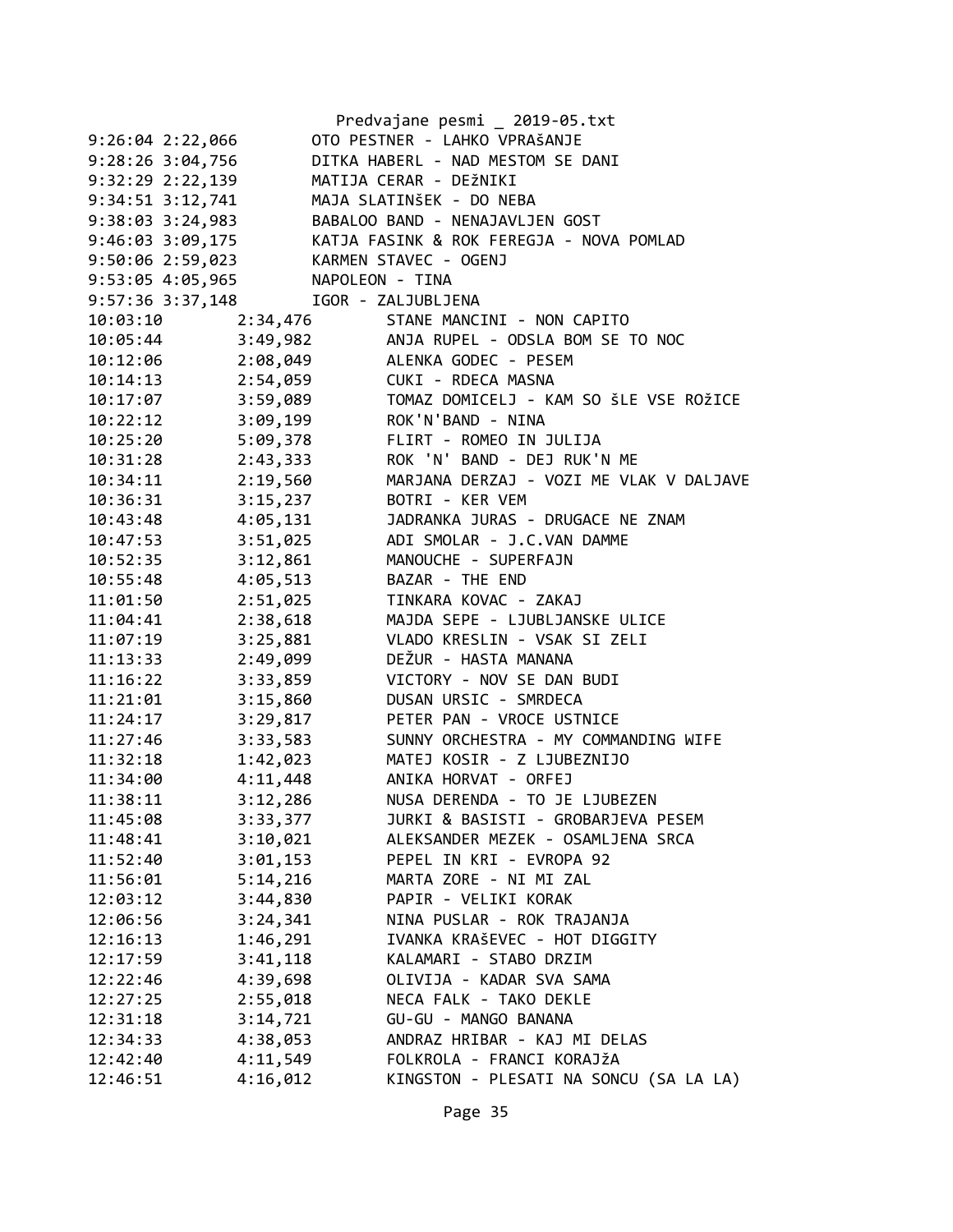Predvajane pesmi _ 2019-05.txt

```
9:26:04 2:22,066        OTO PESTNER - LAHKO VPRAŠANJE
9:28:26 3:04,756        DITKA HABERL - NAD MESTOM SE DANI
9:32:29 2:22,139        MATIJA CERAR - DEžNIKI
9:34:51 3:12,741        MAJA SLATINŠEK - DO NEBA
9:38:03 3:24,983        BABALOO BAND - NENAJAVLJEN GOST
9:46:03 3:09,175        KATJA FASINK & ROK FEREGJA - NOVA POMLAD
9:50:06 2:59,023        KARMEN STAVEC - OGENJ
9:53:05 4:05,965        NAPOLEON - TINA
9:57:36 3:37,148        IGOR - ZALJUBLJENA
10:03:10        2:34,476        STANE MANCINI - NON CAPITO
10:05:44        3:49,982        ANJA RUPEL - ODSLA BOM SE TO NOC
10:12:06        2:08,049        ALENKA GODEC - PESEM
10:14:13        2:54,059        CUKI - RDECA MASNA
10:17:07        3:59,089        TOMAZ DOMICELJ - KAM SO šLE VSE ROžICE
10:22:12        3:09,199        ROK'N'BAND - NINA
10:25:20        5:09,378        FLIRT - ROMEO IN JULIJA
10:31:28        2:43,333        ROK 'N' BAND - DEJ RUK'N ME
10:34:11        2:19,560        MARJANA DERZAJ - VOZI ME VLAK V DALJAVE
10:36:31        3:15,237        BOTRI - KER VEM
10:43:48        4:05,131        JADRANKA JURAS - DRUGACE NE ZNAM
10:47:53        3:51,025        ADI SMOLAR - J.C.VAN DAMME
10:52:35        3:12,861        MANOUCHE - SUPERFAJN
10:55:48        4:05,513        BAZAR - THE END
11:01:50        2:51,025        TINKARA KOVAC - ZAKAJ
11:04:41        2:38,618        MAJDA SEPE - LJUBLJANSKE ULICE
11:07:19        3:25,881        VLADO KRESLIN - VSAK SI ZELI
11:13:33        2:49,099        DEŽUR - HASTA MANANA
11:16:22        3:33,859        VICTORY - NOV SE DAN BUDI
11:21:01        3:15,860        DUSAN URSIC - SMRDECA
11:24:17        3:29,817        PETER PAN - VROCE USTNICE
11:27:46        3:33,583        SUNNY ORCHESTRA - MY COMMANDING WIFE
11:32:18        1:42,023        MATEJ KOSIR - Z LJUBEZNIJO
11:34:00        4:11,448        ANIKA HORVAT - ORFEJ
11:38:11        3:12,286        NUSA DERENDA - TO JE LJUBEZEN
11:45:08        3:33,377        JURKI & BASISTI - GROBARJEVA PESEM
11:48:41        3:10,021        ALEKSANDER MEZEK - OSAMLJENA SRCA
11:52:40        3:01,153        PEPEL IN KRI - EVROPA 92
11:56:01        5:14,216        MARTA ZORE - NI MI ZAL
12:03:12        3:44,830        PAPIR - VELIKI KORAK
12:06:56        3:24,341        NINA PUSLAR - ROK TRAJANJA
12:16:13        1:46,291        IVANKA KRAŠEVEC - HOT DIGGITY
12:17:59        3:41,118        KALAMARI - STABO DRZIM
12:22:46        4:39,698        OLIVIJA - KADAR SVA SAMA
12:27:25        2:55,018        NECA FALK - TAKO DEKLE
12:31:18        3:14,721        GU-GU - MANGO BANANA
12:34:33        4:38,053        ANDRAZ HRIBAR - KAJ MI DELAS
12:42:40        4:11,549        FOLKROLA - FRANCI KORAJžA
12:46:51        4:16,012        KINGSTON - PLESATI NA SONCU (SA LA LA)
```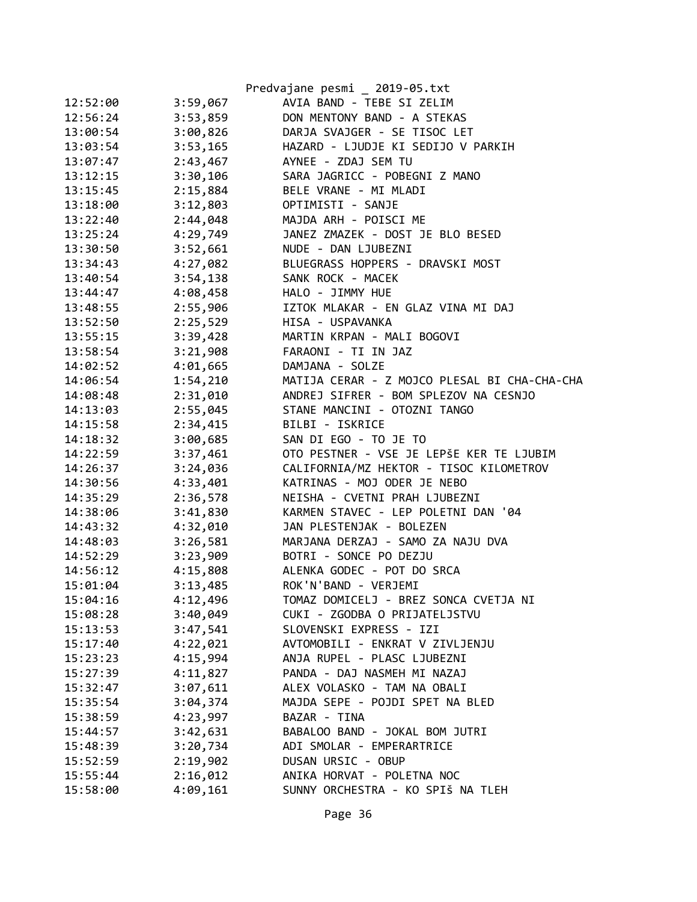Predvajane pesmi _ 2019-05.txt

| | | |
|---|---|---|
| 12:52:00 | 3:59,067 | AVIA BAND - TEBE SI ZELIM |
| 12:56:24 | 3:53,859 | DON MENTONY BAND - A STEKAS |
| 13:00:54 | 3:00,826 | DARJA SVAJGER - SE TISOC LET |
| 13:03:54 | 3:53,165 | HAZARD - LJUDJE KI SEDIJO V PARKIH |
| 13:07:47 | 2:43,467 | AYNEE - ZDAJ SEM TU |
| 13:12:15 | 3:30,106 | SARA JAGRICC - POBEGNI Z MANO |
| 13:15:45 | 2:15,884 | BELE VRANE - MI MLADI |
| 13:18:00 | 3:12,803 | OPTIMISTI - SANJE |
| 13:22:40 | 2:44,048 | MAJDA ARH - POISCI ME |
| 13:25:24 | 4:29,749 | JANEZ ZMAZEK - DOST JE BLO BESED |
| 13:30:50 | 3:52,661 | NUDE - DAN LJUBEZNI |
| 13:34:43 | 4:27,082 | BLUEGRASS HOPPERS - DRAVSKI MOST |
| 13:40:54 | 3:54,138 | SANK ROCK - MACEK |
| 13:44:47 | 4:08,458 | HALO - JIMMY HUE |
| 13:48:55 | 2:55,906 | IZTOK MLAKAR - EN GLAZ VINA MI DAJ |
| 13:52:50 | 2:25,529 | HISA - USPAVANKA |
| 13:55:15 | 3:39,428 | MARTIN KRPAN - MALI BOGOVI |
| 13:58:54 | 3:21,908 | FARAONI - TI IN JAZ |
| 14:02:52 | 4:01,665 | DAMJANA - SOLZE |
| 14:06:54 | 1:54,210 | MATIJA CERAR - Z MOJCO PLESAL BI CHA-CHA-CHA |
| 14:08:48 | 2:31,010 | ANDREJ SIFRER - BOM SPLEZOV NA CESNJO |
| 14:13:03 | 2:55,045 | STANE MANCINI - OTOZNI TANGO |
| 14:15:58 | 2:34,415 | BILBI - ISKRICE |
| 14:18:32 | 3:00,685 | SAN DI EGO - TO JE TO |
| 14:22:59 | 3:37,461 | OTO PESTNER - VSE JE LEPšE KER TE LJUBIM |
| 14:26:37 | 3:24,036 | CALIFORNIA/MZ HEKTOR - TISOC KILOMETROV |
| 14:30:56 | 4:33,401 | KATRINAS - MOJ ODER JE NEBO |
| 14:35:29 | 2:36,578 | NEISHA - CVETNI PRAH LJUBEZNI |
| 14:38:06 | 3:41,830 | KARMEN STAVEC - LEP POLETNI DAN '04 |
| 14:43:32 | 4:32,010 | JAN PLESTENJAK - BOLEZEN |
| 14:48:03 | 3:26,581 | MARJANA DERZAJ - SAMO ZA NAJU DVA |
| 14:52:29 | 3:23,909 | BOTRI - SONCE PO DEZJU |
| 14:56:12 | 4:15,808 | ALENKA GODEC - POT DO SRCA |
| 15:01:04 | 3:13,485 | ROK'N'BAND - VERJEMI |
| 15:04:16 | 4:12,496 | TOMAZ DOMICELJ - BREZ SONCA CVETJA NI |
| 15:08:28 | 3:40,049 | CUKI - ZGODBA O PRIJATELJSTVU |
| 15:13:53 | 3:47,541 | SLOVENSKI EXPRESS - IZI |
| 15:17:40 | 4:22,021 | AVTOMOBILI - ENKRAT V ZIVLJENJU |
| 15:23:23 | 4:15,994 | ANJA RUPEL - PLASC LJUBEZNI |
| 15:27:39 | 4:11,827 | PANDA - DAJ NASMEH MI NAZAJ |
| 15:32:47 | 3:07,611 | ALEX VOLASKO - TAM NA OBALI |
| 15:35:54 | 3:04,374 | MAJDA SEPE - POJDI SPET NA BLED |
| 15:38:59 | 4:23,997 | BAZAR - TINA |
| 15:44:57 | 3:42,631 | BABALOO BAND - JOKAL BOM JUTRI |
| 15:48:39 | 3:20,734 | ADI SMOLAR - EMPERARTRICE |
| 15:52:59 | 2:19,902 | DUSAN URSIC - OBUP |
| 15:55:44 | 2:16,012 | ANIKA HORVAT - POLETNA NOC |
| 15:58:00 | 4:09,161 | SUNNY ORCHESTRA - KO SPIš NA TLEH |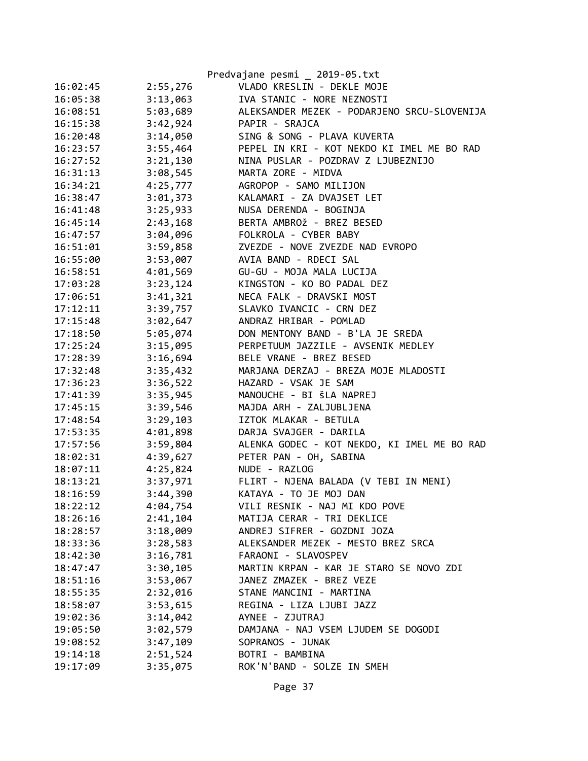Predvajane pesmi _ 2019-05.txt

| | | |
|---|---|---|
| 16:02:45 | 2:55,276 | VLADO KRESLIN - DEKLE MOJE |
| 16:05:38 | 3:13,063 | IVA STANIC - NORE NEZNOSTI |
| 16:08:51 | 5:03,689 | ALEKSANDER MEZEK - PODARJENO SRCU-SLOVENIJA |
| 16:15:38 | 3:42,924 | PAPIR - SRAJCA |
| 16:20:48 | 3:14,050 | SING & SONG - PLAVA KUVERTA |
| 16:23:57 | 3:55,464 | PEPEL IN KRI - KOT NEKDO KI IMEL ME BO RAD |
| 16:27:52 | 3:21,130 | NINA PUSLAR - POZDRAV Z LJUBEZNIJO |
| 16:31:13 | 3:08,545 | MARTA ZORE - MIDVA |
| 16:34:21 | 4:25,777 | AGROPOP - SAMO MILIJON |
| 16:38:47 | 3:01,373 | KALAMARI - ZA DVAJSET LET |
| 16:41:48 | 3:25,933 | NUSA DERENDA - BOGINJA |
| 16:45:14 | 2:43,168 | BERTA AMBROž - BREZ BESED |
| 16:47:57 | 3:04,096 | FOLKROLA - CYBER BABY |
| 16:51:01 | 3:59,858 | ZVEZDE - NOVE ZVEZDE NAD EVROPO |
| 16:55:00 | 3:53,007 | AVIA BAND - RDECI SAL |
| 16:58:51 | 4:01,569 | GU-GU - MOJA MALA LUCIJA |
| 17:03:28 | 3:23,124 | KINGSTON - KO BO PADAL DEZ |
| 17:06:51 | 3:41,321 | NECA FALK - DRAVSKI MOST |
| 17:12:11 | 3:39,757 | SLAVKO IVANCIC - CRN DEZ |
| 17:15:48 | 3:02,647 | ANDRAZ HRIBAR - POMLAD |
| 17:18:50 | 5:05,074 | DON MENTONY BAND - B'LA JE SREDA |
| 17:25:24 | 3:15,095 | PERPETUUM JAZZILE - AVSENIK MEDLEY |
| 17:28:39 | 3:16,694 | BELE VRANE - BREZ BESED |
| 17:32:48 | 3:35,432 | MARJANA DERZAJ - BREZA MOJE MLADOSTI |
| 17:36:23 | 3:36,522 | HAZARD - VSAK JE SAM |
| 17:41:39 | 3:35,945 | MANOUCHE - BI šLA NAPREJ |
| 17:45:15 | 3:39,546 | MAJDA ARH - ZALJUBLJENA |
| 17:48:54 | 3:29,103 | IZTOK MLAKAR - BETULA |
| 17:53:35 | 4:01,898 | DARJA SVAJGER - DARILA |
| 17:57:56 | 3:59,804 | ALENKA GODEC - KOT NEKDO, KI IMEL ME BO RAD |
| 18:02:31 | 4:39,627 | PETER PAN - OH, SABINA |
| 18:07:11 | 4:25,824 | NUDE - RAZLOG |
| 18:13:21 | 3:37,971 | FLIRT - NJENA BALADA (V TEBI IN MENI) |
| 18:16:59 | 3:44,390 | KATAYA - TO JE MOJ DAN |
| 18:22:12 | 4:04,754 | VILI RESNIK - NAJ MI KDO POVE |
| 18:26:16 | 2:41,104 | MATIJA CERAR - TRI DEKLICE |
| 18:28:57 | 3:18,009 | ANDREJ SIFRER - GOZDNI JOZA |
| 18:33:36 | 3:28,583 | ALEKSANDER MEZEK - MESTO BREZ SRCA |
| 18:42:30 | 3:16,781 | FARAONI - SLAVOSPEV |
| 18:47:47 | 3:30,105 | MARTIN KRPAN - KAR JE STARO SE NOVO ZDI |
| 18:51:16 | 3:53,067 | JANEZ ZMAZEK - BREZ VEZE |
| 18:55:35 | 2:32,016 | STANE MANCINI - MARTINA |
| 18:58:07 | 3:53,615 | REGINA - LIZA LJUBI JAZZ |
| 19:02:36 | 3:14,042 | AYNEE - ZJUTRAJ |
| 19:05:50 | 3:02,579 | DAMJANA - NAJ VSEM LJUDEM SE DOGODI |
| 19:08:52 | 3:47,109 | SOPRANOS - JUNAK |
| 19:14:18 | 2:51,524 | BOTRI - BAMBINA |
| 19:17:09 | 3:35,075 | ROK'N'BAND - SOLZE IN SMEH |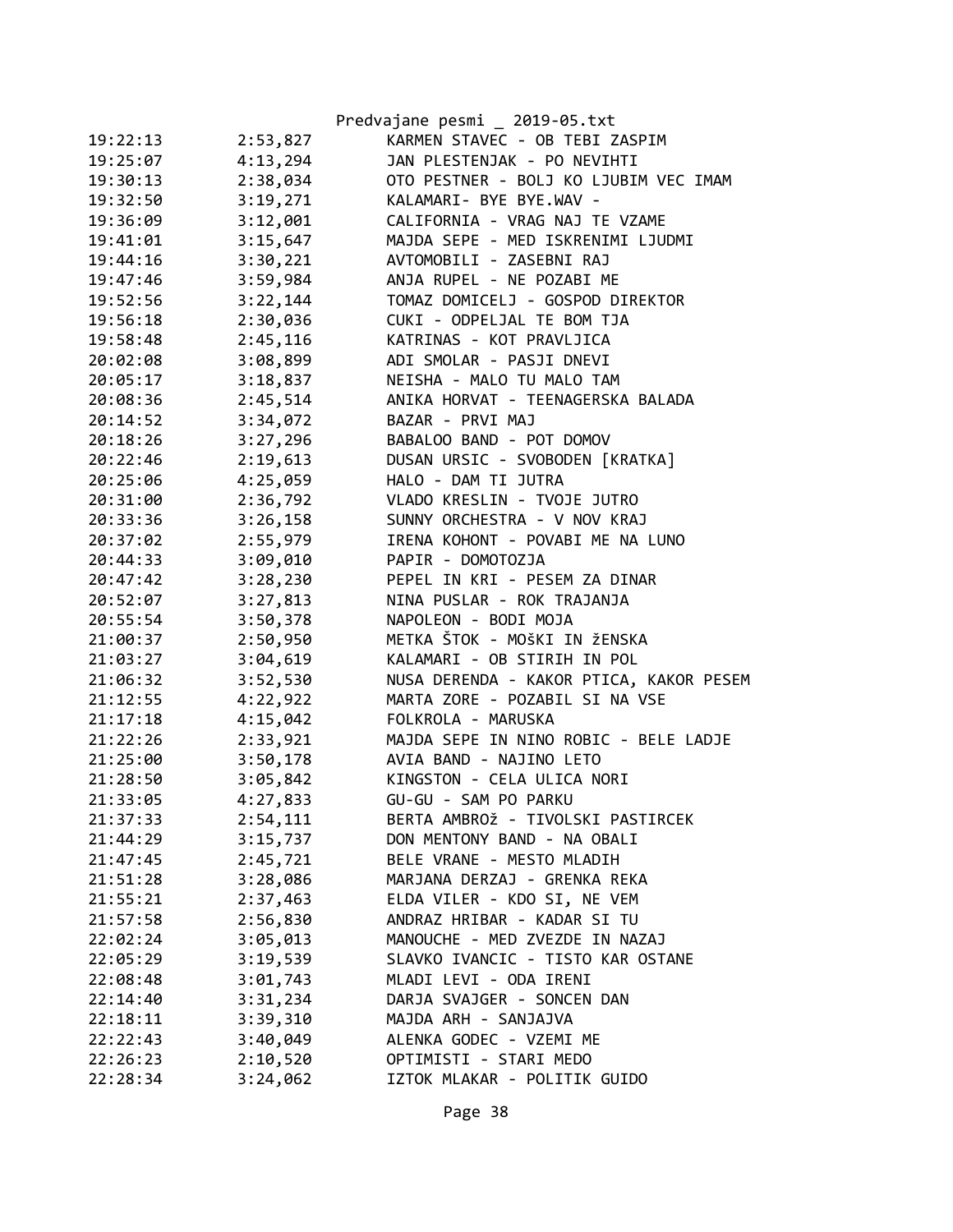| | | |
|---|---|---|
| 19:22:13 | 2:53,827 | KARMEN STAVEC - OB TEBI ZASPIM |
| 19:25:07 | 4:13,294 | JAN PLESTENJAK - PO NEVIHTI |
| 19:30:13 | 2:38,034 | OTO PESTNER - BOLJ KO LJUBIM VEC IMAM |
| 19:32:50 | 3:19,271 | KALAMARI- BYE BYE.WAV - |
| 19:36:09 | 3:12,001 | CALIFORNIA - VRAG NAJ TE VZAME |
| 19:41:01 | 3:15,647 | MAJDA SEPE - MED ISKRENIMI LJUDMI |
| 19:44:16 | 3:30,221 | AVTOMOBILI - ZASEBNI RAJ |
| 19:47:46 | 3:59,984 | ANJA RUPEL - NE POZABI ME |
| 19:52:56 | 3:22,144 | TOMAZ DOMICELJ - GOSPOD DIREKTOR |
| 19:56:18 | 2:30,036 | CUKI - ODPELJAL TE BOM TJA |
| 19:58:48 | 2:45,116 | KATRINAS - KOT PRAVLJICA |
| 20:02:08 | 3:08,899 | ADI SMOLAR - PASJI DNEVI |
| 20:05:17 | 3:18,837 | NEISHA - MALO TU MALO TAM |
| 20:08:36 | 2:45,514 | ANIKA HORVAT - TEENAGERSKA BALADA |
| 20:14:52 | 3:34,072 | BAZAR - PRVI MAJ |
| 20:18:26 | 3:27,296 | BABALOO BAND - POT DOMOV |
| 20:22:46 | 2:19,613 | DUSAN URSIC - SVOBODEN [KRATKA] |
| 20:25:06 | 4:25,059 | HALO - DAM TI JUTRA |
| 20:31:00 | 2:36,792 | VLADO KRESLIN - TVOJE JUTRO |
| 20:33:36 | 3:26,158 | SUNNY ORCHESTRA - V NOV KRAJ |
| 20:37:02 | 2:55,979 | IRENA KOHONT - POVABI ME NA LUNO |
| 20:44:33 | 3:09,010 | PAPIR - DOMOTOZJA |
| 20:47:42 | 3:28,230 | PEPEL IN KRI - PESEM ZA DINAR |
| 20:52:07 | 3:27,813 | NINA PUSLAR - ROK TRAJANJA |
| 20:55:54 | 3:50,378 | NAPOLEON - BODI MOJA |
| 21:00:37 | 2:50,950 | METKA ŠTOK - MOŠKI IN žENSKA |
| 21:03:27 | 3:04,619 | KALAMARI - OB STIRIH IN POL |
| 21:06:32 | 3:52,530 | NUSA DERENDA - KAKOR PTICA, KAKOR PESEM |
| 21:12:55 | 4:22,922 | MARTA ZORE - POZABIL SI NA VSE |
| 21:17:18 | 4:15,042 | FOLKROLA - MARUSKA |
| 21:22:26 | 2:33,921 | MAJDA SEPE IN NINO ROBIC - BELE LADJE |
| 21:25:00 | 3:50,178 | AVIA BAND - NAJINO LETO |
| 21:28:50 | 3:05,842 | KINGSTON - CELA ULICA NORI |
| 21:33:05 | 4:27,833 | GU-GU - SAM PO PARKU |
| 21:37:33 | 2:54,111 | BERTA AMBROž - TIVOLSKI PASTIRCEK |
| 21:44:29 | 3:15,737 | DON MENTONY BAND - NA OBALI |
| 21:47:45 | 2:45,721 | BELE VRANE - MESTO MLADIH |
| 21:51:28 | 3:28,086 | MARJANA DERZAJ - GRENKA REKA |
| 21:55:21 | 2:37,463 | ELDA VILER - KDO SI, NE VEM |
| 21:57:58 | 2:56,830 | ANDRAZ HRIBAR - KADAR SI TU |
| 22:02:24 | 3:05,013 | MANOUCHE - MED ZVEZDE IN NAZAJ |
| 22:05:29 | 3:19,539 | SLAVKO IVANCIC - TISTO KAR OSTANE |
| 22:08:48 | 3:01,743 | MLADI LEVI - ODA IRENI |
| 22:14:40 | 3:31,234 | DARJA SVAJGER - SONCEN DAN |
| 22:18:11 | 3:39,310 | MAJDA ARH - SANJAJVA |
| 22:22:43 | 3:40,049 | ALENKA GODEC - VZEMI ME |
| 22:26:23 | 2:10,520 | OPTIMISTI - STARI MEDO |
| 22:28:34 | 3:24,062 | IZTOK MLAKAR - POLITIK GUIDO |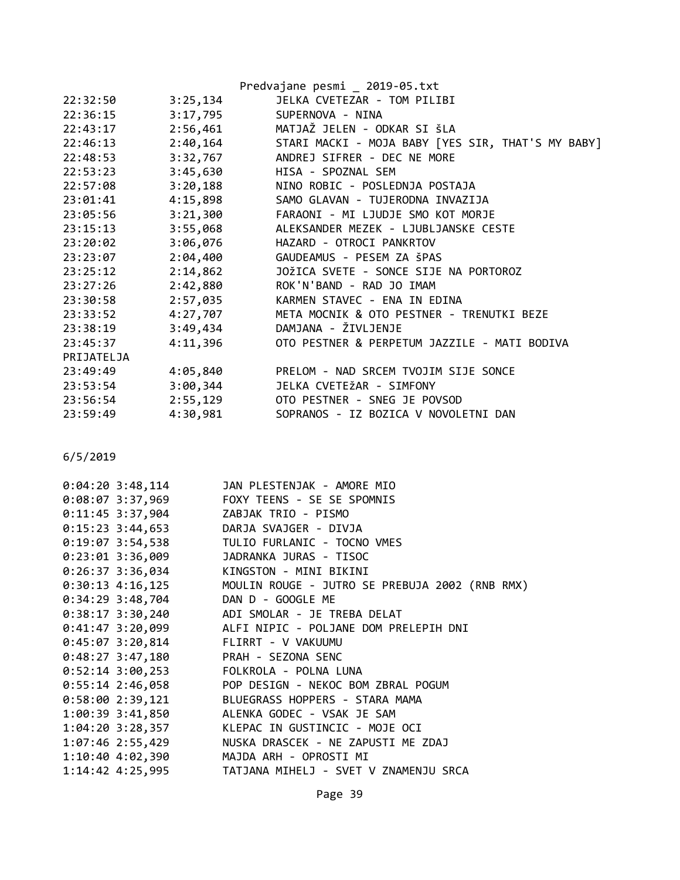```
22:32:50        3:25,134        JELKA CVETEZAR - TOM PILIBI
22:36:15        3:17,795        SUPERNOVA - NINA
22:43:17        2:56,461        MATJAŽ JELEN - ODKAR SI ŠLA
22:46:13        2:40,164        STARI MACKI - MOJA BABY [YES SIR, THAT'S MY BABY]
22:48:53        3:32,767        ANDREJ SIFRER - DEC NE MORE
22:53:23        3:45,630        HISA - SPOZNAL SEM
22:57:08        3:20,188        NINO ROBIC - POSLEDNJA POSTAJA
23:01:41        4:15,898        SAMO GLAVAN - TUJERODNA INVAZIJA
23:05:56        3:21,300        FARAONI - MI LJUDJE SMO KOT MORJE
23:15:13        3:55,068        ALEKSANDER MEZEK - LJUBLJANSKE CESTE
23:20:02        3:06,076        HAZARD - OTROCI PANKRTOV
23:23:07        2:04,400        GAUDEAMUS - PESEM ZA ŠPAS
23:25:12        2:14,862        JOžICA SVETE - SONCE SIJE NA PORTOROZ
23:27:26        2:42,880        ROK'N'BAND - RAD JO IMAM
23:30:58        2:57,035        KARMEN STAVEC - ENA IN EDINA
23:33:52        4:27,707        META MOCNIK & OTO PESTNER - TRENUTKI BEZE
23:38:19        3:49,434        DAMJANA - ŽIVLJENJE
23:45:37        4:11,396        OTO PESTNER & PERPETUM JAZZILE - MATI BODIVA
PRIJATELJA
23:49:49        4:05,840        PRELOM - NAD SRCEM TVOJIM SIJE SONCE
23:53:54        3:00,344        JELKA CVETEžAR - SIMFONY
23:56:54        2:55,129        OTO PESTNER - SNEG JE POVSOD
23:59:49        4:30,981        SOPRANOS - IZ BOZICA V NOVOLETNI DAN
```

6/5/2019

```
0:04:20 3:48,114        JAN PLESTENJAK - AMORE MIO
0:08:07 3:37,969        FOXY TEENS - SE SE SPOMNIS
0:11:45 3:37,904        ZABJAK TRIO - PISMO
0:15:23 3:44,653        DARJA SVAJGER - DIVJA
0:19:07 3:54,538        TULIO FURLANIC - TOCNO VMES
0:23:01 3:36,009        JADRANKA JURAS - TISOC
0:26:37 3:36,034        KINGSTON - MINI BIKINI
0:30:13 4:16,125        MOULIN ROUGE - JUTRO SE PREBUJA 2002 (RNB RMX)
0:34:29 3:48,704        DAN D - GOOGLE ME
0:38:17 3:30,240        ADI SMOLAR - JE TREBA DELAT
0:41:47 3:20,099        ALFI NIPIC - POLJANE DOM PRELEPIH DNI
0:45:07 3:20,814        FLIRRT - V VAKUUMU
0:48:27 3:47,180        PRAH - SEZONA SENC
0:52:14 3:00,253        FOLKROLA - POLNA LUNA
0:55:14 2:46,058        POP DESIGN - NEKOC BOM ZBRAL POGUM
0:58:00 2:39,121        BLUEGRASS HOPPERS - STARA MAMA
1:00:39 3:41,850        ALENKA GODEC - VSAK JE SAM
1:04:20 3:28,357        KLEPAC IN GUSTINCIC - MOJE OCI
1:07:46 2:55,429        NUSKA DRASCEK - NE ZAPUSTI ME ZDAJ
1:10:40 4:02,390        MAJDA ARH - OPROSTI MI
1:14:42 4:25,995        TATJANA MIHELJ - SVET V ZNAMENJU SRCA
```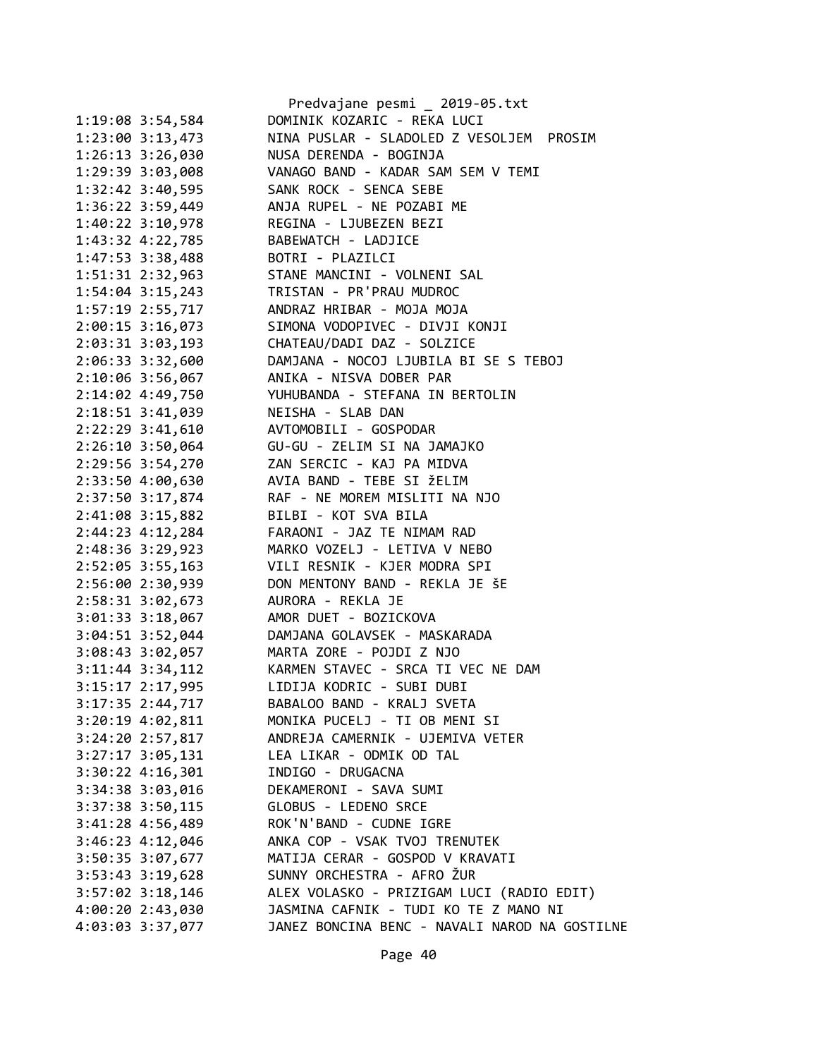```
1:19:08 3:54,584        DOMINIK KOZARIC - REKA LUCI
1:23:00 3:13,473        NINA PUSLAR - SLADOLED Z VESOLJEM  PROSIM
1:26:13 3:26,030        NUSA DERENDA - BOGINJA
1:29:39 3:03,008        VANAGO BAND - KADAR SAM SEM V TEMI
1:32:42 3:40,595        SANK ROCK - SENCA SEBE
1:36:22 3:59,449        ANJA RUPEL - NE POZABI ME
1:40:22 3:10,978        REGINA - LJUBEZEN BEZI
1:43:32 4:22,785        BABEWATCH - LADJICE
1:47:53 3:38,488        BOTRI - PLAZILCI
1:51:31 2:32,963        STANE MANCINI - VOLNENI SAL
1:54:04 3:15,243        TRISTAN - PR'PRAU MUDROC
1:57:19 2:55,717        ANDRAZ HRIBAR - MOJA MOJA
2:00:15 3:16,073        SIMONA VODOPIVEC - DIVJI KONJI
2:03:31 3:03,193        CHATEAU/DADI DAZ - SOLZICE
2:06:33 3:32,600        DAMJANA - NOCOJ LJUBILA BI SE S TEBOJ
2:10:06 3:56,067        ANIKA - NISVA DOBER PAR
2:14:02 4:49,750        YUHUBANDA - STEFANA IN BERTOLIN
2:18:51 3:41,039        NEISHA - SLAB DAN
2:22:29 3:41,610        AVTOMOBILI - GOSPODAR
2:26:10 3:50,064        GU-GU - ZELIM SI NA JAMAJKO
2:29:56 3:54,270        ZAN SERCIC - KAJ PA MIDVA
2:33:50 4:00,630        AVIA BAND - TEBE SI žELIM
2:37:50 3:17,874        RAF - NE MOREM MISLITI NA NJO
2:41:08 3:15,882        BILBI - KOT SVA BILA
2:44:23 4:12,284        FARAONI - JAZ TE NIMAM RAD
2:48:36 3:29,923        MARKO VOZELJ - LETIVA V NEBO
2:52:05 3:55,163        VILI RESNIK - KJER MODRA SPI
2:56:00 2:30,939        DON MENTONY BAND - REKLA JE šE
2:58:31 3:02,673        AURORA - REKLA JE
3:01:33 3:18,067        AMOR DUET - BOZICKOVA
3:04:51 3:52,044        DAMJANA GOLAVSEK - MASKARADA
3:08:43 3:02,057        MARTA ZORE - POJDI Z NJO
3:11:44 3:34,112        KARMEN STAVEC - SRCA TI VEC NE DAM
3:15:17 2:17,995        LIDIJA KODRIC - SUBI DUBI
3:17:35 2:44,717        BABALOO BAND - KRALJ SVETA
3:20:19 4:02,811        MONIKA PUCELJ - TI OB MENI SI
3:24:20 2:57,817        ANDREJA CAMERNIK - UJEMIVA VETER
3:27:17 3:05,131        LEA LIKAR - ODMIK OD TAL
3:30:22 4:16,301        INDIGO - DRUGACNA
3:34:38 3:03,016        DEKAMERONI - SAVA SUMI
3:37:38 3:50,115        GLOBUS - LEDENO SRCE
3:41:28 4:56,489        ROK'N'BAND - CUDNE IGRE
3:46:23 4:12,046        ANKA COP - VSAK TVOJ TRENUTEK
3:50:35 3:07,677        MATIJA CERAR - GOSPOD V KRAVATI
3:53:43 3:19,628        SUNNY ORCHESTRA - AFRO ŽUR
3:57:02 3:18,146        ALEX VOLASKO - PRIZIGAM LUCI (RADIO EDIT)
4:00:20 2:43,030        JASMINA CAFNIK - TUDI KO TE Z MANO NI
4:03:03 3:37,077        JANEZ BONCINA BENC - NAVALI NAROD NA GOSTILNE
```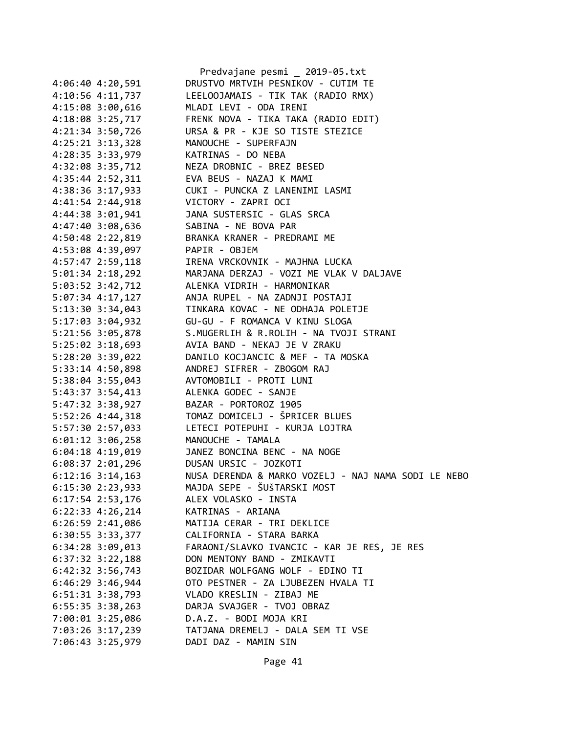```
4:06:40 4:20,591        DRUSTVO MRTVIH PESNIKOV - CUTIM TE
4:10:56 4:11,737        LEELOOJAMAIS - TIK TAK (RADIO RMX)
4:15:08 3:00,616        MLADI LEVI - ODA IRENI
4:18:08 3:25,717        FRENK NOVA - TIKA TAKA (RADIO EDIT)
4:21:34 3:50,726        URSA & PR - KJE SO TISTE STEZICE
4:25:21 3:13,328        MANOUCHE - SUPERFAJN
4:28:35 3:33,979        KATRINAS - DO NEBA
4:32:08 3:35,712        NEZA DROBNIC - BREZ BESED
4:35:44 2:52,311        EVA BEUS - NAZAJ K MAMI
4:38:36 3:17,933        CUKI - PUNCKA Z LANENIMI LASMI
4:41:54 2:44,918        VICTORY - ZAPRI OCI
4:44:38 3:01,941        JANA SUSTERSIC - GLAS SRCA
4:47:40 3:08,636        SABINA - NE BOVA PAR
4:50:48 2:22,819        BRANKA KRANER - PREDRAMI ME
4:53:08 4:39,097        PAPIR - OBJEM
4:57:47 2:59,118        IRENA VRCKOVNIK - MAJHNA LUCKA
5:01:34 2:18,292        MARJANA DERZAJ - VOZI ME VLAK V DALJAVE
5:03:52 3:42,712        ALENKA VIDRIH - HARMONIKAR
5:07:34 4:17,127        ANJA RUPEL - NA ZADNJI POSTAJI
5:13:30 3:34,043        TINKARA KOVAC - NE ODHAJA POLETJE
5:17:03 3:04,932        GU-GU - F ROMANCA V KINU SLOGA
5:21:56 3:05,878        S.MUGERLIH & R.ROLIH - NA TVOJI STRANI
5:25:02 3:18,693        AVIA BAND - NEKAJ JE V ZRAKU
5:28:20 3:39,022        DANILO KOCJANCIC & MEF - TA MOSKA
5:33:14 4:50,898        ANDREJ SIFRER - ZBOGOM RAJ
5:38:04 3:55,043        AVTOMOBILI - PROTI LUNI
5:43:37 3:54,413        ALENKA GODEC - SANJE
5:47:32 3:38,927        BAZAR - PORTOROZ 1905
5:52:26 4:44,318        TOMAZ DOMICELJ - ŠPRICER BLUES
5:57:30 2:57,033        LETECI POTEPUHI - KURJA LOJTRA
6:01:12 3:06,258        MANOUCHE - TAMALA
6:04:18 4:19,019        JANEZ BONCINA BENC - NA NOGE
6:08:37 2:01,296        DUSAN URSIC - JOZKOTI
6:12:16 3:14,163        NUSA DERENDA & MARKO VOZELJ - NAJ NAMA SODI LE NEBO
6:15:30 2:23,933        MAJDA SEPE - ŠUŠTARSKI MOST
6:17:54 2:53,176        ALEX VOLASKO - INSTA
6:22:33 4:26,214        KATRINAS - ARIANA
6:26:59 2:41,086        MATIJA CERAR - TRI DEKLICE
6:30:55 3:33,377        CALIFORNIA - STARA BARKA
6:34:28 3:09,013        FARAONI/SLAVKO IVANCIC - KAR JE RES, JE RES
6:37:32 3:22,188        DON MENTONY BAND - ZMIKAVTI
6:42:32 3:56,743        BOZIDAR WOLFGANG WOLF - EDINO TI
6:46:29 3:46,944        OTO PESTNER - ZA LJUBEZEN HVALA TI
6:51:31 3:38,793        VLADO KRESLIN - ZIBAJ ME
6:55:35 3:38,263        DARJA SVAJGER - TVOJ OBRAZ
7:00:01 3:25,086        D.A.Z. - BODI MOJA KRI
7:03:26 3:17,239        TATJANA DREMELJ - DALA SEM TI VSE
7:06:43 3:25,979        DADI DAZ - MAMIN SIN
```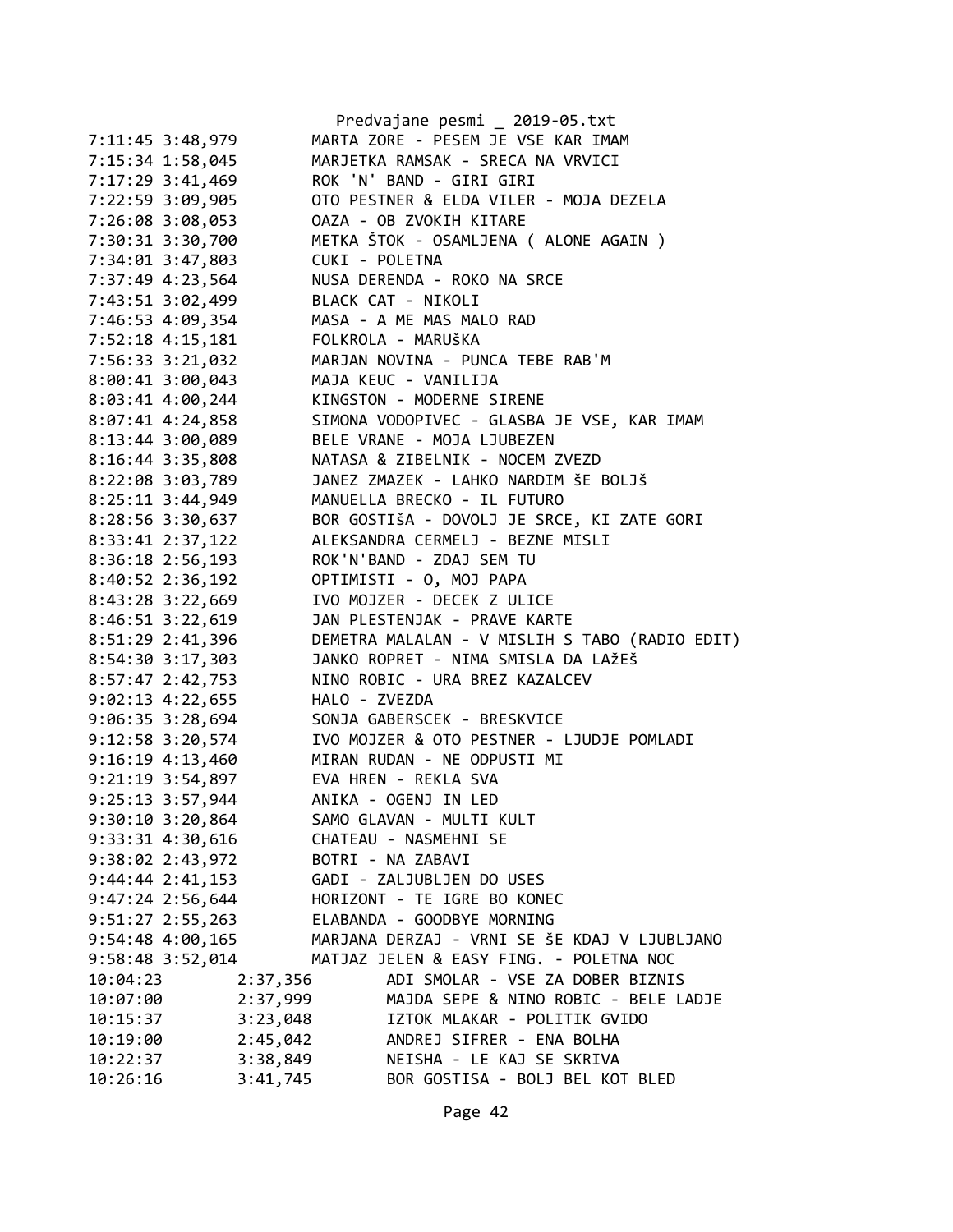Predvajane pesmi _ 2019-05.txt

```
7:11:45 3:48,979        MARTA ZORE - PESEM JE VSE KAR IMAM
7:15:34 1:58,045        MARJETKA RAMSAK - SRECA NA VRVICI
7:17:29 3:41,469        ROK 'N' BAND - GIRI GIRI
7:22:59 3:09,905        OTO PESTNER & ELDA VILER - MOJA DEZELA
7:26:08 3:08,053        OAZA - OB ZVOKIH KITARE
7:30:31 3:30,700        METKA ŠTOK - OSAMLJENA ( ALONE AGAIN )
7:34:01 3:47,803        CUKI - POLETNA
7:37:49 4:23,564        NUSA DERENDA - ROKO NA SRCE
7:43:51 3:02,499        BLACK CAT - NIKOLI
7:46:53 4:09,354        MASA - A ME MAS MALO RAD
7:52:18 4:15,181        FOLKROLA - MARUŠKA
7:56:33 3:21,032        MARJAN NOVINA - PUNCA TEBE RAB'M
8:00:41 3:00,043        MAJA KEUC - VANILIJA
8:03:41 4:00,244        KINGSTON - MODERNE SIRENE
8:07:41 4:24,858        SIMONA VODOPIVEC - GLASBA JE VSE, KAR IMAM
8:13:44 3:00,089        BELE VRANE - MOJA LJUBEZEN
8:16:44 3:35,808        NATASA & ZIBELNIK - NOCEM ZVEZD
8:22:08 3:03,789        JANEZ ZMAZEK - LAHKO NARDIM šE BOLJš
8:25:11 3:44,949        MANUELLA BRECKO - IL FUTURO
8:28:56 3:30,637        BOR GOSTIšA - DOVOLJ JE SRCE, KI ZATE GORI
8:33:41 2:37,122        ALEKSANDRA CERMELJ - BEZNE MISLI
8:36:18 2:56,193        ROK'N'BAND - ZDAJ SEM TU
8:40:52 2:36,192        OPTIMISTI - O, MOJ PAPA
8:43:28 3:22,669        IVO MOJZER - DECEK Z ULICE
8:46:51 3:22,619        JAN PLESTENJAK - PRAVE KARTE
8:51:29 2:41,396        DEMETRA MALALAN - V MISLIH S TABO (RADIO EDIT)
8:54:30 3:17,303        JANKO ROPRET - NIMA SMISLA DA LAžEš
8:57:47 2:42,753        NINO ROBIC - URA BREZ KAZALCEV
9:02:13 4:22,655        HALO - ZVEZDA
9:06:35 3:28,694        SONJA GABERSCEK - BRESKVICE
9:12:58 3:20,574        IVO MOJZER & OTO PESTNER - LJUDJE POMLADI
9:16:19 4:13,460        MIRAN RUDAN - NE ODPUSTI MI
9:21:19 3:54,897        EVA HREN - REKLA SVA
9:25:13 3:57,944        ANIKA - OGENJ IN LED
9:30:10 3:20,864        SAMO GLAVAN - MULTI KULT
9:33:31 4:30,616        CHATEAU - NASMEHNI SE
9:38:02 2:43,972        BOTRI - NA ZABAVI
9:44:44 2:41,153        GADI - ZALJUBLJEN DO USES
9:47:24 2:56,644        HORIZONT - TE IGRE BO KONEC
9:51:27 2:55,263        ELABANDA - GOODBYE MORNING
9:54:48 4:00,165        MARJANA DERZAJ - VRNI SE šE KDAJ V LJUBLJANO
9:58:48 3:52,014        MATJAZ JELEN & EASY FING. - POLETNA NOC
10:04:23        2:37,356        ADI SMOLAR - VSE ZA DOBER BIZNIS
10:07:00        2:37,999        MAJDA SEPE & NINO ROBIC - BELE LADJE
10:15:37        3:23,048        IZTOK MLAKAR - POLITIK GVIDO
10:19:00        2:45,042        ANDREJ SIFRER - ENA BOLHA
10:22:37        3:38,849        NEISHA - LE KAJ SE SKRIVA
10:26:16        3:41,745        BOR GOSTISA - BOLJ BEL KOT BLED
```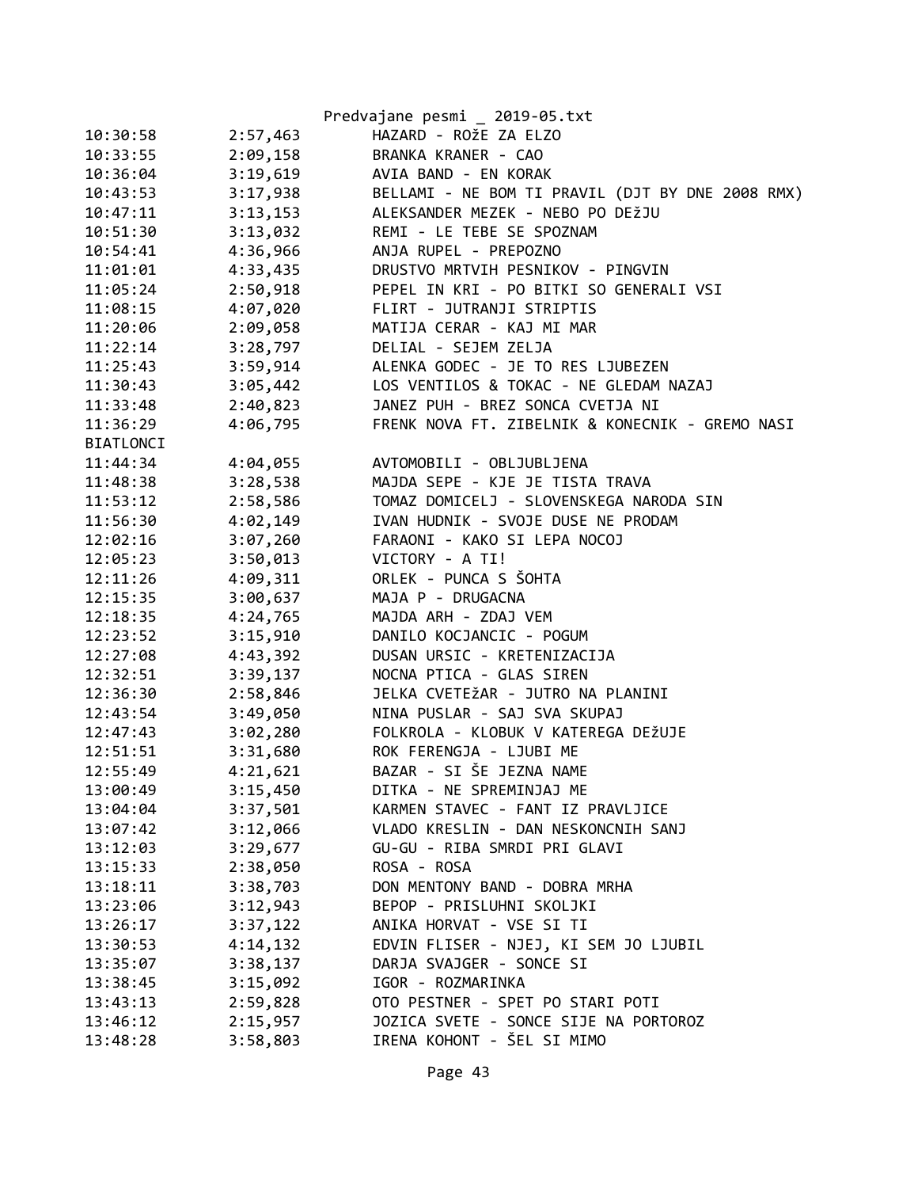| | | |
|---|---|---|
| 10:30:58 | 2:57,463 | HAZARD - ROžE ZA ELZO |
| 10:33:55 | 2:09,158 | BRANKA KRANER - CAO |
| 10:36:04 | 3:19,619 | AVIA BAND - EN KORAK |
| 10:43:53 | 3:17,938 | BELLAMI - NE BOM TI PRAVIL (DJT BY DNE 2008 RMX) |
| 10:47:11 | 3:13,153 | ALEKSANDER MEZEK - NEBO PO DEžJU |
| 10:51:30 | 3:13,032 | REMI - LE TEBE SE SPOZNAM |
| 10:54:41 | 4:36,966 | ANJA RUPEL - PREPOZNO |
| 11:01:01 | 4:33,435 | DRUSTVO MRTVIH PESNIKOV - PINGVIN |
| 11:05:24 | 2:50,918 | PEPEL IN KRI - PO BITKI SO GENERALI VSI |
| 11:08:15 | 4:07,020 | FLIRT - JUTRANJI STRIPTIS |
| 11:20:06 | 2:09,058 | MATIJA CERAR - KAJ MI MAR |
| 11:22:14 | 3:28,797 | DELIAL - SEJEM ZELJA |
| 11:25:43 | 3:59,914 | ALENKA GODEC - JE TO RES LJUBEZEN |
| 11:30:43 | 3:05,442 | LOS VENTILOS & TOKAC - NE GLEDAM NAZAJ |
| 11:33:48 | 2:40,823 | JANEZ PUH - BREZ SONCA CVETJA NI |
| 11:36:29 | 4:06,795 | FRENK NOVA FT. ZIBELNIK & KONECNIK - GREMO NASI BIATLONCI |
| 11:44:34 | 4:04,055 | AVTOMOBILI - OBLJUBLJENA |
| 11:48:38 | 3:28,538 | MAJDA SEPE - KJE JE TISTA TRAVA |
| 11:53:12 | 2:58,586 | TOMAZ DOMICELJ - SLOVENSKEGA NARODA SIN |
| 11:56:30 | 4:02,149 | IVAN HUDNIK - SVOJE DUSE NE PRODAM |
| 12:02:16 | 3:07,260 | FARAONI - KAKO SI LEPA NOCOJ |
| 12:05:23 | 3:50,013 | VICTORY - A TI! |
| 12:11:26 | 4:09,311 | ORLEK - PUNCA S ŠOHTA |
| 12:15:35 | 3:00,637 | MAJA P - DRUGACNA |
| 12:18:35 | 4:24,765 | MAJDA ARH - ZDAJ VEM |
| 12:23:52 | 3:15,910 | DANILO KOCJANCIC - POGUM |
| 12:27:08 | 4:43,392 | DUSAN URSIC - KRETENIZACIJA |
| 12:32:51 | 3:39,137 | NOCNA PTICA - GLAS SIREN |
| 12:36:30 | 2:58,846 | JELKA CVETEžAR - JUTRO NA PLANINI |
| 12:43:54 | 3:49,050 | NINA PUSLAR - SAJ SVA SKUPAJ |
| 12:47:43 | 3:02,280 | FOLKROLA - KLOBUK V KATEREGA DEžUJE |
| 12:51:51 | 3:31,680 | ROK FERENGJA - LJUBI ME |
| 12:55:49 | 4:21,621 | BAZAR - SI ŠE JEZNA NAME |
| 13:00:49 | 3:15,450 | DITKA - NE SPREMINJAJ ME |
| 13:04:04 | 3:37,501 | KARMEN STAVEC - FANT IZ PRAVLJICE |
| 13:07:42 | 3:12,066 | VLADO KRESLIN - DAN NESKONCNIH SANJ |
| 13:12:03 | 3:29,677 | GU-GU - RIBA SMRDI PRI GLAVI |
| 13:15:33 | 2:38,050 | ROSA - ROSA |
| 13:18:11 | 3:38,703 | DON MENTONY BAND - DOBRA MRHA |
| 13:23:06 | 3:12,943 | BEPOP - PRISLUHNI SKOLJKI |
| 13:26:17 | 3:37,122 | ANIKA HORVAT - VSE SI TI |
| 13:30:53 | 4:14,132 | EDVIN FLISER - NJEJ, KI SEM JO LJUBIL |
| 13:35:07 | 3:38,137 | DARJA SVAJGER - SONCE SI |
| 13:38:45 | 3:15,092 | IGOR - ROZMARINKA |
| 13:43:13 | 2:59,828 | OTO PESTNER - SPET PO STARI POTI |
| 13:46:12 | 2:15,957 | JOZICA SVETE - SONCE SIJE NA PORTOROZ |
| 13:48:28 | 3:58,803 | IRENA KOHONT - ŠEL SI MIMO |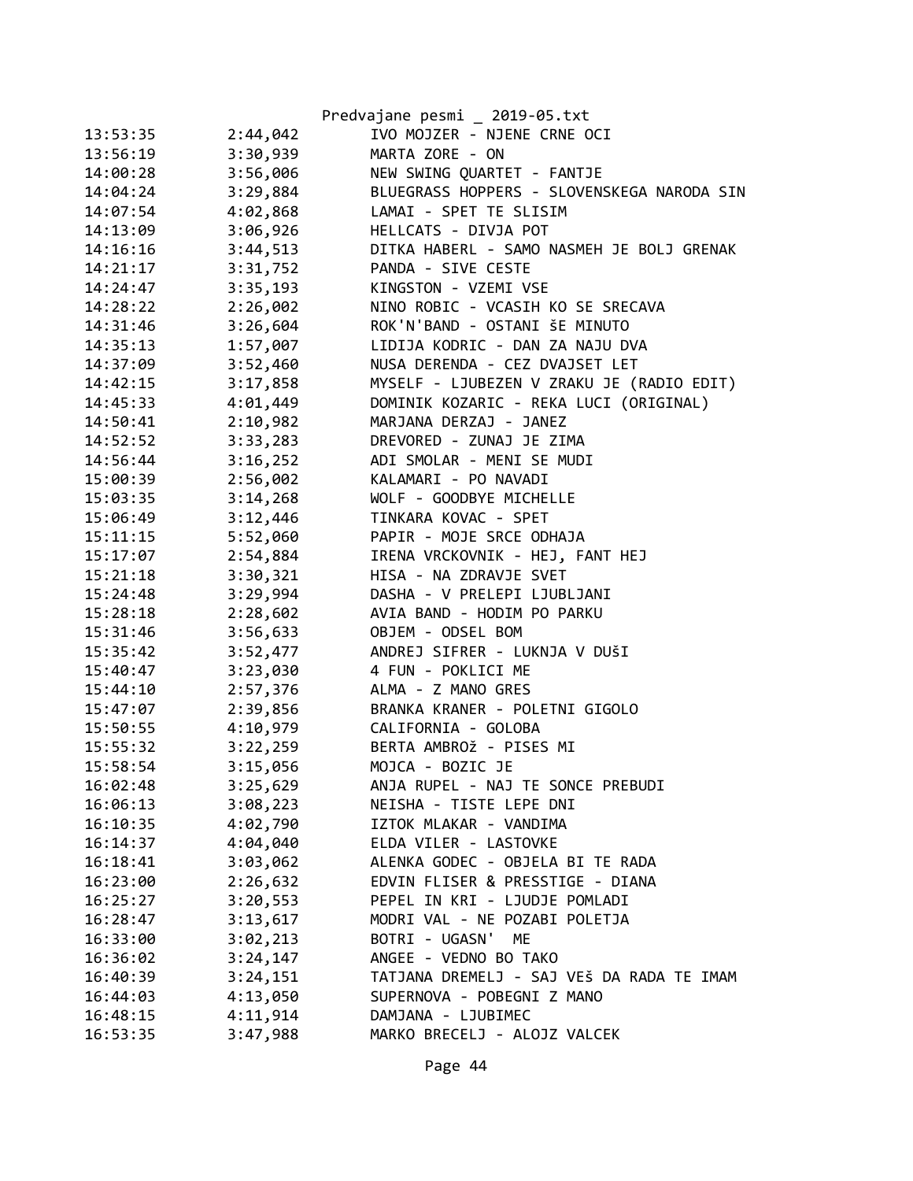Predvajane pesmi _ 2019-05.txt

| | | |
|---|---|---|
| 13:53:35 | 2:44,042 | IVO MOJZER - NJENE CRNE OCI |
| 13:56:19 | 3:30,939 | MARTA ZORE - ON |
| 14:00:28 | 3:56,006 | NEW SWING QUARTET - FANTJE |
| 14:04:24 | 3:29,884 | BLUEGRASS HOPPERS - SLOVENSKEGA NARODA SIN |
| 14:07:54 | 4:02,868 | LAMAI - SPET TE SLISIM |
| 14:13:09 | 3:06,926 | HELLCATS - DIVJA POT |
| 14:16:16 | 3:44,513 | DITKA HABERL - SAMO NASMEH JE BOLJ GRENAK |
| 14:21:17 | 3:31,752 | PANDA - SIVE CESTE |
| 14:24:47 | 3:35,193 | KINGSTON - VZEMI VSE |
| 14:28:22 | 2:26,002 | NINO ROBIC - VCASIH KO SE SRECAVA |
| 14:31:46 | 3:26,604 | ROK'N'BAND - OSTANI šE MINUTO |
| 14:35:13 | 1:57,007 | LIDIJA KODRIC - DAN ZA NAJU DVA |
| 14:37:09 | 3:52,460 | NUSA DERENDA - CEZ DVAJSET LET |
| 14:42:15 | 3:17,858 | MYSELF - LJUBEZEN V ZRAKU JE (RADIO EDIT) |
| 14:45:33 | 4:01,449 | DOMINIK KOZARIC - REKA LUCI (ORIGINAL) |
| 14:50:41 | 2:10,982 | MARJANA DERZAJ - JANEZ |
| 14:52:52 | 3:33,283 | DREVORED - ZUNAJ JE ZIMA |
| 14:56:44 | 3:16,252 | ADI SMOLAR - MENI SE MUDI |
| 15:00:39 | 2:56,002 | KALAMARI - PO NAVADI |
| 15:03:35 | 3:14,268 | WOLF - GOODBYE MICHELLE |
| 15:06:49 | 3:12,446 | TINKARA KOVAC - SPET |
| 15:11:15 | 5:52,060 | PAPIR - MOJE SRCE ODHAJA |
| 15:17:07 | 2:54,884 | IRENA VRCKOVNIK - HEJ, FANT HEJ |
| 15:21:18 | 3:30,321 | HISA - NA ZDRAVJE SVET |
| 15:24:48 | 3:29,994 | DASHA - V PRELEPI LJUBLJANI |
| 15:28:18 | 2:28,602 | AVIA BAND - HODIM PO PARKU |
| 15:31:46 | 3:56,633 | OBJEM - ODSEL BOM |
| 15:35:42 | 3:52,477 | ANDREJ SIFRER - LUKNJA V DUŠI |
| 15:40:47 | 3:23,030 | 4 FUN - POKLICI ME |
| 15:44:10 | 2:57,376 | ALMA - Z MANO GRES |
| 15:47:07 | 2:39,856 | BRANKA KRANER - POLETNI GIGOLO |
| 15:50:55 | 4:10,979 | CALIFORNIA - GOLOBA |
| 15:55:32 | 3:22,259 | BERTA AMBROž - PISES MI |
| 15:58:54 | 3:15,056 | MOJCA - BOZIC JE |
| 16:02:48 | 3:25,629 | ANJA RUPEL - NAJ TE SONCE PREBUDI |
| 16:06:13 | 3:08,223 | NEISHA - TISTE LEPE DNI |
| 16:10:35 | 4:02,790 | IZTOK MLAKAR - VANDIMA |
| 16:14:37 | 4:04,040 | ELDA VILER - LASTOVKE |
| 16:18:41 | 3:03,062 | ALENKA GODEC - OBJELA BI TE RADA |
| 16:23:00 | 2:26,632 | EDVIN FLISER & PRESSTIGE - DIANA |
| 16:25:27 | 3:20,553 | PEPEL IN KRI - LJUDJE POMLADI |
| 16:28:47 | 3:13,617 | MODRI VAL - NE POZABI POLETJA |
| 16:33:00 | 3:02,213 | BOTRI - UGASN' ME |
| 16:36:02 | 3:24,147 | ANGEE - VEDNO BO TAKO |
| 16:40:39 | 3:24,151 | TATJANA DREMELJ - SAJ VEš DA RADA TE IMAM |
| 16:44:03 | 4:13,050 | SUPERNOVA - POBEGNI Z MANO |
| 16:48:15 | 4:11,914 | DAMJANA - LJUBIMEC |
| 16:53:35 | 3:47,988 | MARKO BRECELJ - ALOJZ VALCEK |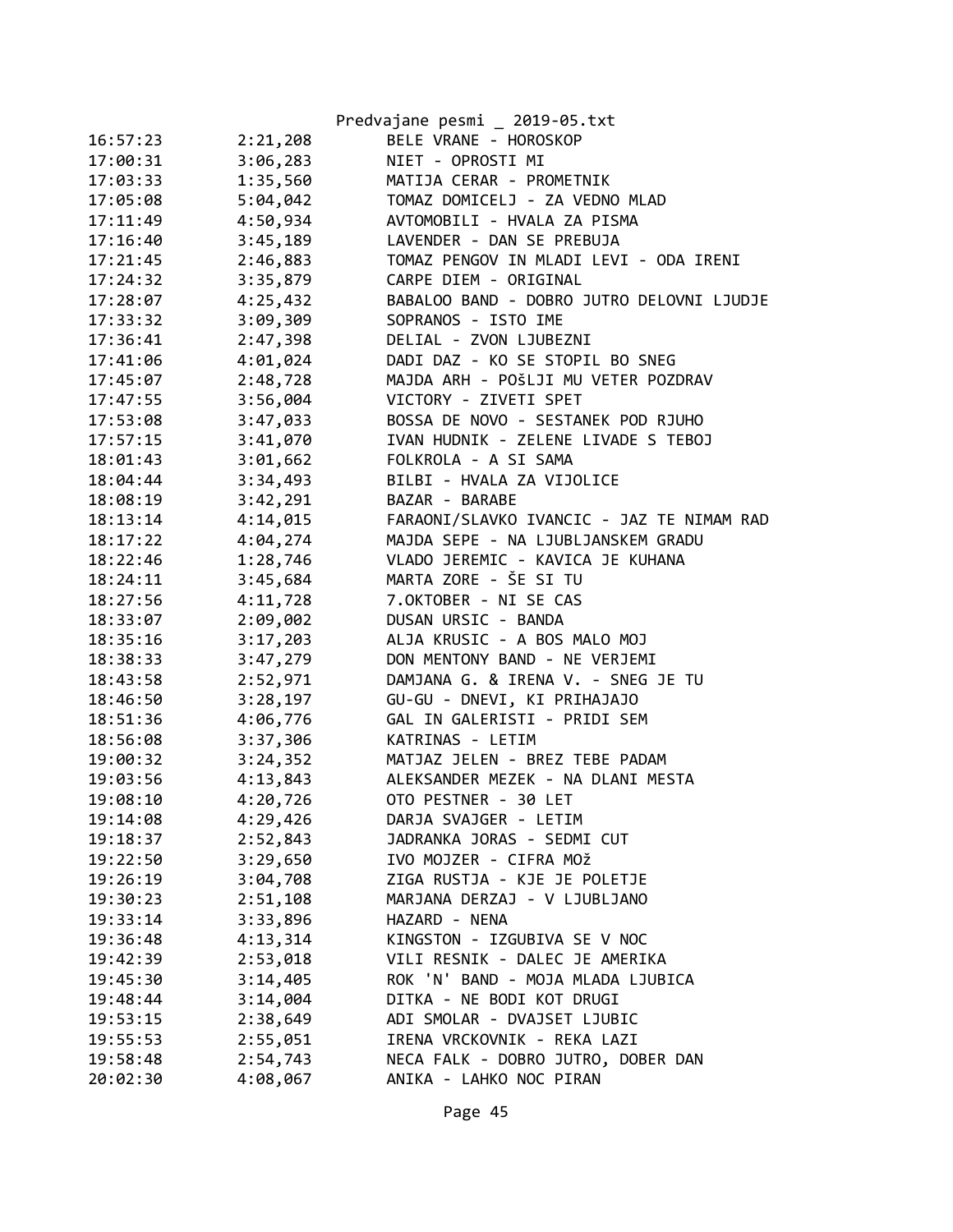Predvajane pesmi _ 2019-05.txt

| | | |
|---|---|---|
| 16:57:23 | 2:21,208 | BELE VRANE - HOROSKOP |
| 17:00:31 | 3:06,283 | NIET - OPROSTI MI |
| 17:03:33 | 1:35,560 | MATIJA CERAR - PROMETNIK |
| 17:05:08 | 5:04,042 | TOMAZ DOMICELJ - ZA VEDNO MLAD |
| 17:11:49 | 4:50,934 | AVTOMOBILI - HVALA ZA PISMA |
| 17:16:40 | 3:45,189 | LAVENDER - DAN SE PREBUJA |
| 17:21:45 | 2:46,883 | TOMAZ PENGOV IN MLADI LEVI - ODA IRENI |
| 17:24:32 | 3:35,879 | CARPE DIEM - ORIGINAL |
| 17:28:07 | 4:25,432 | BABALOO BAND - DOBRO JUTRO DELOVNI LJUDJE |
| 17:33:32 | 3:09,309 | SOPRANOS - ISTO IME |
| 17:36:41 | 2:47,398 | DELIAL - ZVON LJUBEZNI |
| 17:41:06 | 4:01,024 | DADI DAZ - KO SE STOPIL BO SNEG |
| 17:45:07 | 2:48,728 | MAJDA ARH - POŠLJI MU VETER POZDRAV |
| 17:47:55 | 3:56,004 | VICTORY - ZIVETI SPET |
| 17:53:08 | 3:47,033 | BOSSA DE NOVO - SESTANEK POD RJUHO |
| 17:57:15 | 3:41,070 | IVAN HUDNIK - ZELENE LIVADE S TEBOJ |
| 18:01:43 | 3:01,662 | FOLKROLA - A SI SAMA |
| 18:04:44 | 3:34,493 | BILBI - HVALA ZA VIJOLICE |
| 18:08:19 | 3:42,291 | BAZAR - BARABE |
| 18:13:14 | 4:14,015 | FARAONI/SLAVKO IVANCIC - JAZ TE NIMAM RAD |
| 18:17:22 | 4:04,274 | MAJDA SEPE - NA LJUBLJANSKEM GRADU |
| 18:22:46 | 1:28,746 | VLADO JEREMIC - KAVICA JE KUHANA |
| 18:24:11 | 3:45,684 | MARTA ZORE - ŠE SI TU |
| 18:27:56 | 4:11,728 | 7.OKTOBER - NI SE CAS |
| 18:33:07 | 2:09,002 | DUSAN URSIC - BANDA |
| 18:35:16 | 3:17,203 | ALJA KRUSIC - A BOS MALO MOJ |
| 18:38:33 | 3:47,279 | DON MENTONY BAND - NE VERJEMI |
| 18:43:58 | 2:52,971 | DAMJANA G. & IRENA V. - SNEG JE TU |
| 18:46:50 | 3:28,197 | GU-GU - DNEVI, KI PRIHAJAJO |
| 18:51:36 | 4:06,776 | GAL IN GALERISTI - PRIDI SEM |
| 18:56:08 | 3:37,306 | KATRINAS - LETIM |
| 19:00:32 | 3:24,352 | MATJAZ JELEN - BREZ TEBE PADAM |
| 19:03:56 | 4:13,843 | ALEKSANDER MEZEK - NA DLANI MESTA |
| 19:08:10 | 4:20,726 | OTO PESTNER - 30 LET |
| 19:14:08 | 4:29,426 | DARJA SVAJGER - LETIM |
| 19:18:37 | 2:52,843 | JADRANKA JORAS - SEDMI CUT |
| 19:22:50 | 3:29,650 | IVO MOJZER - CIFRA MOž |
| 19:26:19 | 3:04,708 | ZIGA RUSTJA - KJE JE POLETJE |
| 19:30:23 | 2:51,108 | MARJANA DERZAJ - V LJUBLJANO |
| 19:33:14 | 3:33,896 | HAZARD - NENA |
| 19:36:48 | 4:13,314 | KINGSTON - IZGUBIVA SE V NOC |
| 19:42:39 | 2:53,018 | VILI RESNIK - DALEC JE AMERIKA |
| 19:45:30 | 3:14,405 | ROK 'N' BAND - MOJA MLADA LJUBICA |
| 19:48:44 | 3:14,004 | DITKA - NE BODI KOT DRUGI |
| 19:53:15 | 2:38,649 | ADI SMOLAR - DVAJSET LJUBIC |
| 19:55:53 | 2:55,051 | IRENA VRCKOVNIK - REKA LAZI |
| 19:58:48 | 2:54,743 | NECA FALK - DOBRO JUTRO, DOBER DAN |
| 20:02:30 | 4:08,067 | ANIKA - LAHKO NOC PIRAN |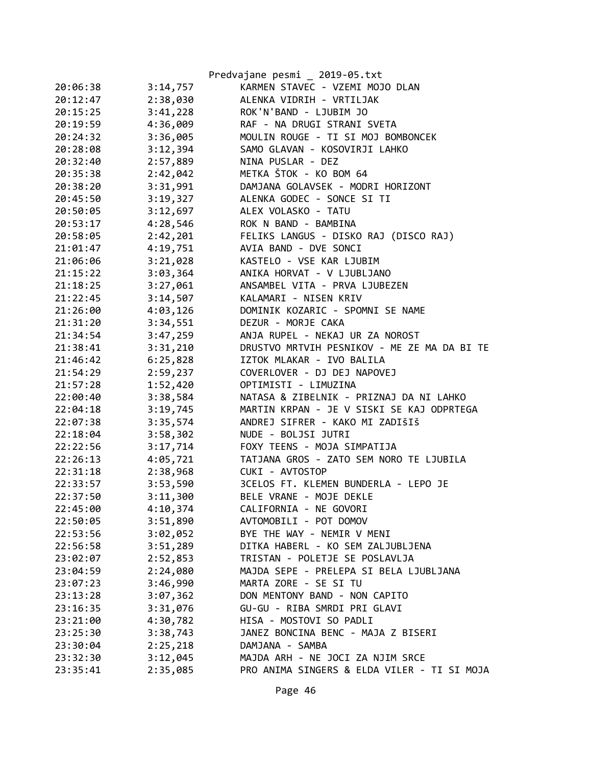| | | |
|---|---|---|
| 20:06:38 | 3:14,757 | KARMEN STAVEC - VZEMI MOJO DLAN |
| 20:12:47 | 2:38,030 | ALENKA VIDRIH - VRTILJAK |
| 20:15:25 | 3:41,228 | ROK'N'BAND - LJUBIM JO |
| 20:19:59 | 4:36,009 | RAF - NA DRUGI STRANI SVETA |
| 20:24:32 | 3:36,005 | MOULIN ROUGE - TI SI MOJ BOMBONCEK |
| 20:28:08 | 3:12,394 | SAMO GLAVAN - KOSOVIRJI LAHKO |
| 20:32:40 | 2:57,889 | NINA PUSLAR - DEZ |
| 20:35:38 | 2:42,042 | METKA ŠTOK - KO BOM 64 |
| 20:38:20 | 3:31,991 | DAMJANA GOLAVSEK - MODRI HORIZONT |
| 20:45:50 | 3:19,327 | ALENKA GODEC - SONCE SI TI |
| 20:50:05 | 3:12,697 | ALEX VOLASKO - TATU |
| 20:53:17 | 4:28,546 | ROK N BAND - BAMBINA |
| 20:58:05 | 2:42,201 | FELIKS LANGUS - DISKO RAJ (DISCO RAJ) |
| 21:01:47 | 4:19,751 | AVIA BAND - DVE SONCI |
| 21:06:06 | 3:21,028 | KASTELO - VSE KAR LJUBIM |
| 21:15:22 | 3:03,364 | ANIKA HORVAT - V LJUBLJANO |
| 21:18:25 | 3:27,061 | ANSAMBEL VITA - PRVA LJUBEZEN |
| 21:22:45 | 3:14,507 | KALAMARI - NISEN KRIV |
| 21:26:00 | 4:03,126 | DOMINIK KOZARIC - SPOMNI SE NAME |
| 21:31:20 | 3:34,551 | DEZUR - MORJE CAKA |
| 21:34:54 | 3:47,259 | ANJA RUPEL - NEKAJ UR ZA NOROST |
| 21:38:41 | 3:31,210 | DRUSTVO MRTVIH PESNIKOV - ME ZE MA DA BI TE |
| 21:46:42 | 6:25,828 | IZTOK MLAKAR - IVO BALILA |
| 21:54:29 | 2:59,237 | COVERLOVER - DJ DEJ NAPOVEJ |
| 21:57:28 | 1:52,420 | OPTIMISTI - LIMUZINA |
| 22:00:40 | 3:38,584 | NATASA & ZIBELNIK - PRIZNAJ DA NI LAHKO |
| 22:04:18 | 3:19,745 | MARTIN KRPAN - JE V SISKI SE KAJ ODPRTEGA |
| 22:07:38 | 3:35,574 | ANDREJ SIFRER - KAKO MI ZADIŠIŠ |
| 22:18:04 | 3:58,302 | NUDE - BOLJSI JUTRI |
| 22:22:56 | 3:17,714 | FOXY TEENS - MOJA SIMPATIJA |
| 22:26:13 | 4:05,721 | TATJANA GROS - ZATO SEM NORO TE LJUBILA |
| 22:31:18 | 2:38,968 | CUKI - AVTOSTOP |
| 22:33:57 | 3:53,590 | 3CELOS FT. KLEMEN BUNDERLA - LEPO JE |
| 22:37:50 | 3:11,300 | BELE VRANE - MOJE DEKLE |
| 22:45:00 | 4:10,374 | CALIFORNIA - NE GOVORI |
| 22:50:05 | 3:51,890 | AVTOMOBILI - POT DOMOV |
| 22:53:56 | 3:02,052 | BYE THE WAY - NEMIR V MENI |
| 22:56:58 | 3:51,289 | DITKA HABERL - KO SEM ZALJUBLJENA |
| 23:02:07 | 2:52,853 | TRISTAN - POLETJE SE POSLAVLJA |
| 23:04:59 | 2:24,080 | MAJDA SEPE - PRELEPA SI BELA LJUBLJANA |
| 23:07:23 | 3:46,990 | MARTA ZORE - SE SI TU |
| 23:13:28 | 3:07,362 | DON MENTONY BAND - NON CAPITO |
| 23:16:35 | 3:31,076 | GU-GU - RIBA SMRDI PRI GLAVI |
| 23:21:00 | 4:30,782 | HISA - MOSTOVI SO PADLI |
| 23:25:30 | 3:38,743 | JANEZ BONCINA BENC - MAJA Z BISERI |
| 23:30:04 | 2:25,218 | DAMJANA - SAMBA |
| 23:32:30 | 3:12,045 | MAJDA ARH - NE JOCI ZA NJIM SRCE |
| 23:35:41 | 2:35,085 | PRO ANIMA SINGERS & ELDA VILER - TI SI MOJA |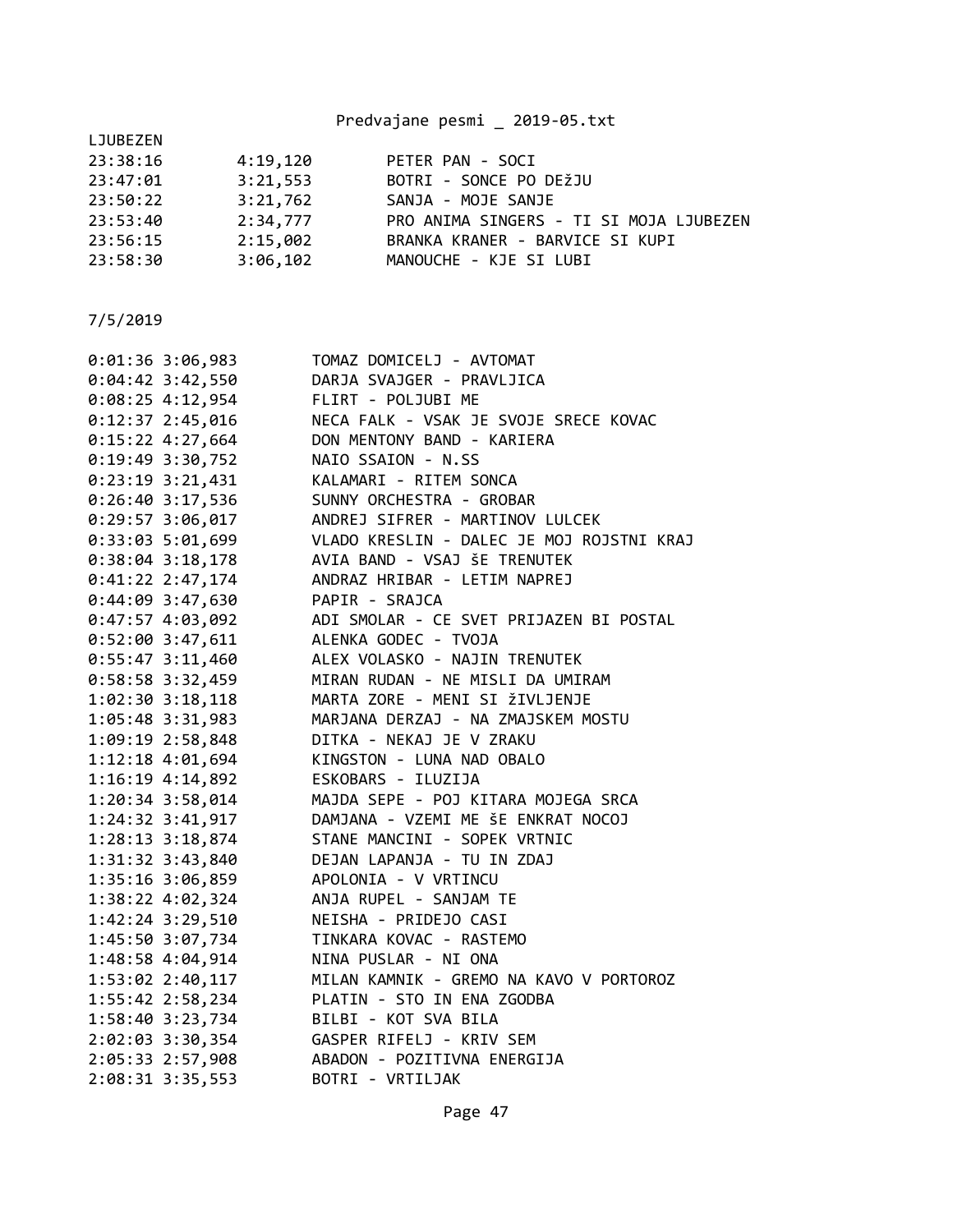LJUBEZEN

```
23:38:16        4:19,120        PETER PAN - SOCI
23:47:01        3:21,553        BOTRI - SONCE PO DEžJU
23:50:22        3:21,762        SANJA - MOJE SANJE
23:53:40        2:34,777        PRO ANIMA SINGERS - TI SI MOJA LJUBEZEN
23:56:15        2:15,002        BRANKA KRANER - BARVICE SI KUPI
23:58:30        3:06,102        MANOUCHE - KJE SI LUBI
```

7/5/2019

```
0:01:36 3:06,983        TOMAZ DOMICELJ - AVTOMAT
0:04:42 3:42,550        DARJA SVAJGER - PRAVLJICA
0:08:25 4:12,954        FLIRT - POLJUBI ME
0:12:37 2:45,016        NECA FALK - VSAK JE SVOJE SRECE KOVAC
0:15:22 4:27,664        DON MENTONY BAND - KARIERA
0:19:49 3:30,752        NAIO SSAION - N.SS
0:23:19 3:21,431        KALAMARI - RITEM SONCA
0:26:40 3:17,536        SUNNY ORCHESTRA - GROBAR
0:29:57 3:06,017        ANDREJ SIFRER - MARTINOV LULCEK
0:33:03 5:01,699        VLADO KRESLIN - DALEC JE MOJ ROJSTNI KRAJ
0:38:04 3:18,178        AVIA BAND - VSAJ ŠE TRENUTEK
0:41:22 2:47,174        ANDRAZ HRIBAR - LETIM NAPREJ
0:44:09 3:47,630        PAPIR - SRAJCA
0:47:57 4:03,092        ADI SMOLAR - CE SVET PRIJAZEN BI POSTAL
0:52:00 3:47,611        ALENKA GODEC - TVOJA
0:55:47 3:11,460        ALEX VOLASKO - NAJIN TRENUTEK
0:58:58 3:32,459        MIRAN RUDAN - NE MISLI DA UMIRAM
1:02:30 3:18,118        MARTA ZORE - MENI SI žIVLJENJE
1:05:48 3:31,983        MARJANA DERZAJ - NA ZMAJSKEM MOSTU
1:09:19 2:58,848        DITKA - NEKAJ JE V ZRAKU
1:12:18 4:01,694        KINGSTON - LUNA NAD OBALO
1:16:19 4:14,892        ESKOBARS - ILUZIJA
1:20:34 3:58,014        MAJDA SEPE - POJ KITARA MOJEGA SRCA
1:24:32 3:41,917        DAMJANA - VZEMI ME ŠE ENKRAT NOCOJ
1:28:13 3:18,874        STANE MANCINI - SOPEK VRTNIC
1:31:32 3:43,840        DEJAN LAPANJA - TU IN ZDAJ
1:35:16 3:06,859        APOLONIA - V VRTINCU
1:38:22 4:02,324        ANJA RUPEL - SANJAM TE
1:42:24 3:29,510        NEISHA - PRIDEJO CASI
1:45:50 3:07,734        TINKARA KOVAC - RASTEMO
1:48:58 4:04,914        NINA PUSLAR - NI ONA
1:53:02 2:40,117        MILAN KAMNIK - GREMO NA KAVO V PORTOROZ
1:55:42 2:58,234        PLATIN - STO IN ENA ZGODBA
1:58:40 3:23,734        BILBI - KOT SVA BILA
2:02:03 3:30,354        GASPER RIFELJ - KRIV SEM
2:05:33 2:57,908        ABADON - POZITIVNA ENERGIJA
2:08:31 3:35,553        BOTRI - VRTILJAK
```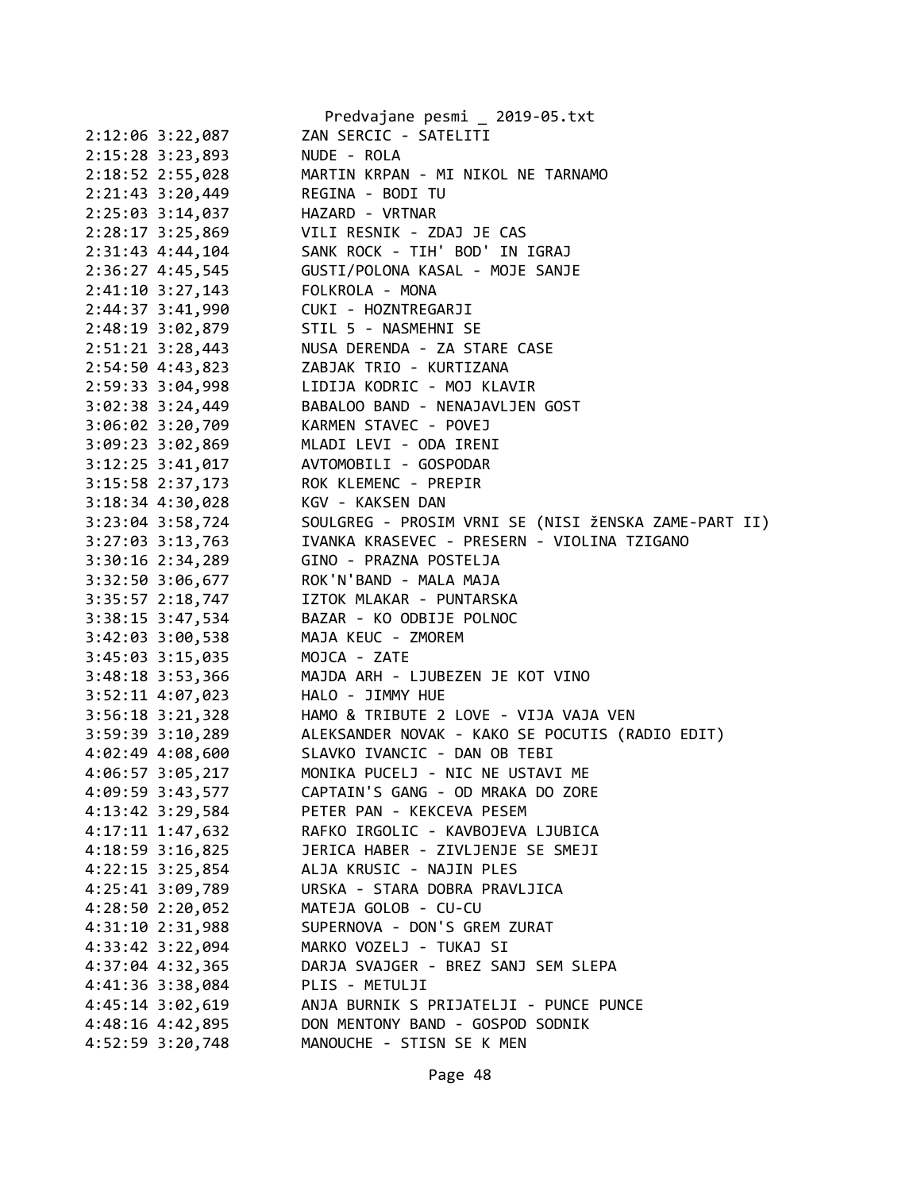```
2:12:06 3:22,087        ZAN SERCIC - SATELITI
2:15:28 3:23,893        NUDE - ROLA
2:18:52 2:55,028        MARTIN KRPAN - MI NIKOL NE TARNAMO
2:21:43 3:20,449        REGINA - BODI TU
2:25:03 3:14,037        HAZARD - VRTNAR
2:28:17 3:25,869        VILI RESNIK - ZDAJ JE CAS
2:31:43 4:44,104        SANK ROCK - TIH' BOD' IN IGRAJ
2:36:27 4:45,545        GUSTI/POLONA KASAL - MOJE SANJE
2:41:10 3:27,143        FOLKROLA - MONA
2:44:37 3:41,990        CUKI - HOZNTREGARJI
2:48:19 3:02,879        STIL 5 - NASMEHNI SE
2:51:21 3:28,443        NUSA DERENDA - ZA STARE CASE
2:54:50 4:43,823        ZABJAK TRIO - KURTIZANA
2:59:33 3:04,998        LIDIJA KODRIC - MOJ KLAVIR
3:02:38 3:24,449        BABALOO BAND - NENAJAVLJEN GOST
3:06:02 3:20,709        KARMEN STAVEC - POVEJ
3:09:23 3:02,869        MLADI LEVI - ODA IRENI
3:12:25 3:41,017        AVTOMOBILI - GOSPODAR
3:15:58 2:37,173        ROK KLEMENC - PREPIR
3:18:34 4:30,028        KGV - KAKSEN DAN
3:23:04 3:58,724        SOULGREG - PROSIM VRNI SE (NISI žENSKA ZAME-PART II)
3:27:03 3:13,763        IVANKA KRASEVEC - PRESERN - VIOLINA TZIGANO
3:30:16 2:34,289        GINO - PRAZNA POSTELJA
3:32:50 3:06,677        ROK'N'BAND - MALA MAJA
3:35:57 2:18,747        IZTOK MLAKAR - PUNTARSKA
3:38:15 3:47,534        BAZAR - KO ODBIJE POLNOC
3:42:03 3:00,538        MAJA KEUC - ZMOREM
3:45:03 3:15,035        MOJCA - ZATE
3:48:18 3:53,366        MAJDA ARH - LJUBEZEN JE KOT VINO
3:52:11 4:07,023        HALO - JIMMY HUE
3:56:18 3:21,328        HAMO & TRIBUTE 2 LOVE - VIJA VAJA VEN
3:59:39 3:10,289        ALEKSANDER NOVAK - KAKO SE POCUTIS (RADIO EDIT)
4:02:49 4:08,600        SLAVKO IVANCIC - DAN OB TEBI
4:06:57 3:05,217        MONIKA PUCELJ - NIC NE USTAVI ME
4:09:59 3:43,577        CAPTAIN'S GANG - OD MRAKA DO ZORE
4:13:42 3:29,584        PETER PAN - KEKCEVA PESEM
4:17:11 1:47,632        RAFKO IRGOLIC - KAVBOJEVA LJUBICA
4:18:59 3:16,825        JERICA HABER - ZIVLJENJE SE SMEJI
4:22:15 3:25,854        ALJA KRUSIC - NAJIN PLES
4:25:41 3:09,789        URSKA - STARA DOBRA PRAVLJICA
4:28:50 2:20,052        MATEJA GOLOB - CU-CU
4:31:10 2:31,988        SUPERNOVA - DON'S GREM ZURAT
4:33:42 3:22,094        MARKO VOZELJ - TUKAJ SI
4:37:04 4:32,365        DARJA SVAJGER - BREZ SANJ SEM SLEPA
4:41:36 3:38,084        PLIS - METULJI
4:45:14 3:02,619        ANJA BURNIK S PRIJATELJI - PUNCE PUNCE
4:48:16 4:42,895        DON MENTONY BAND - GOSPOD SODNIK
4:52:59 3:20,748        MANOUCHE - STISN SE K MEN
```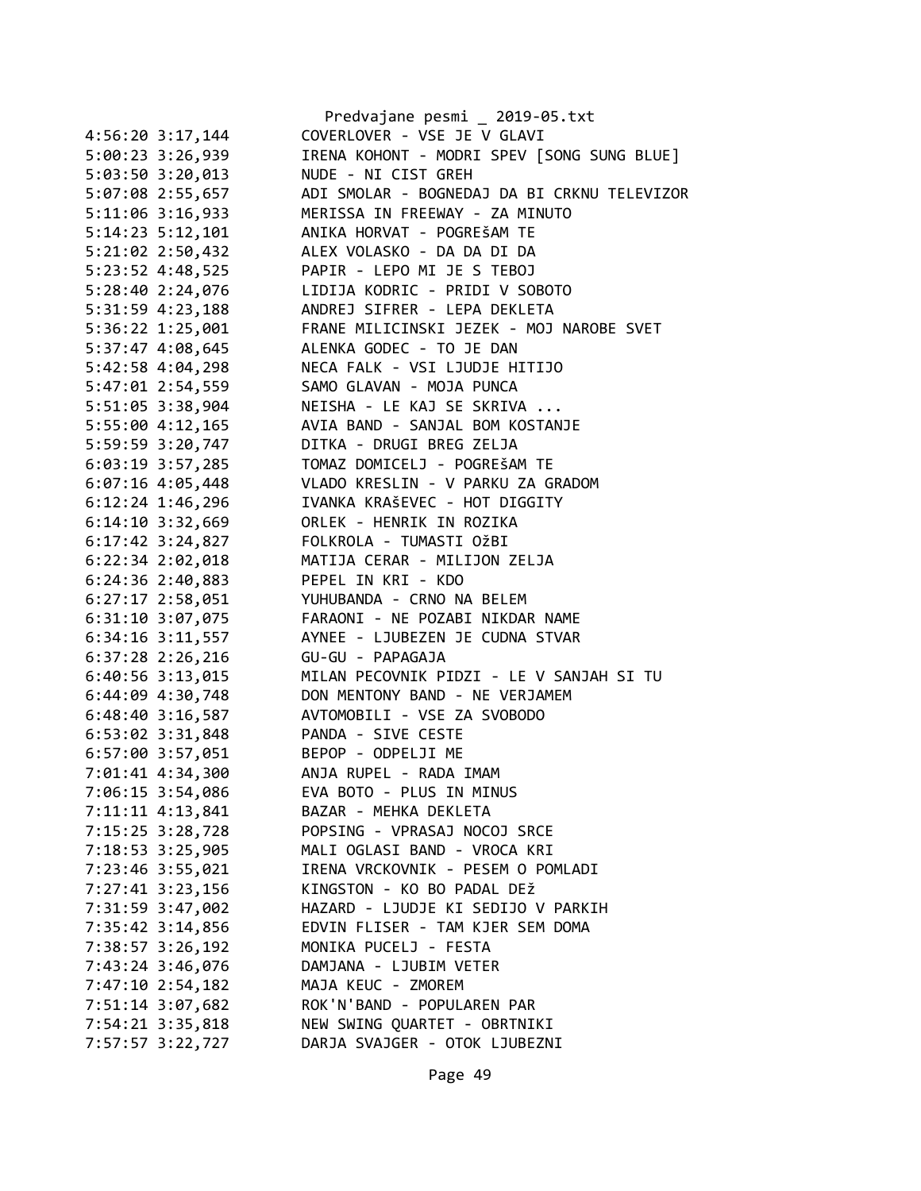4:56:20 3:17,144 COVERLOVER - VSE JE V GLAVI
5:00:23 3:26,939 IRENA KOHONT - MODRI SPEV [SONG SUNG BLUE]
5:03:50 3:20,013 NUDE - NI CIST GREH
5:07:08 2:55,657 ADI SMOLAR - BOGNEDAJ DA BI CRKNU TELEVIZOR
5:11:06 3:16,933 MERISSA IN FREEWAY - ZA MINUTO
5:14:23 5:12,101 ANIKA HORVAT - POGREŠAM TE
5:21:02 2:50,432 ALEX VOLASKO - DA DA DI DA
5:23:52 4:48,525 PAPIR - LEPO MI JE S TEBOJ
5:28:40 2:24,076 LIDIJA KODRIC - PRIDI V SOBOTO
5:31:59 4:23,188 ANDREJ SIFRER - LEPA DEKLETA
5:36:22 1:25,001 FRANE MILICINSKI JEZEK - MOJ NAROBE SVET
5:37:47 4:08,645 ALENKA GODEC - TO JE DAN
5:42:58 4:04,298 NECA FALK - VSI LJUDJE HITIJO
5:47:01 2:54,559 SAMO GLAVAN - MOJA PUNCA
5:51:05 3:38,904 NEISHA - LE KAJ SE SKRIVA ...
5:55:00 4:12,165 AVIA BAND - SANJAL BOM KOSTANJE
5:59:59 3:20,747 DITKA - DRUGI BREG ZELJA
6:03:19 3:57,285 TOMAZ DOMICELJ - POGREŠAM TE
6:07:16 4:05,448 VLADO KRESLIN - V PARKU ZA GRADOM
6:12:24 1:46,296 IVANKA KRAŠEVEC - HOT DIGGITY
6:14:10 3:32,669 ORLEK - HENRIK IN ROZIKA
6:17:42 3:24,827 FOLKROLA - TUMASTI OžBI
6:22:34 2:02,018 MATIJA CERAR - MILIJON ZELJA
6:24:36 2:40,883 PEPEL IN KRI - KDO
6:27:17 2:58,051 YUHUBANDA - CRNO NA BELEM
6:31:10 3:07,075 FARAONI - NE POZABI NIKDAR NAME
6:34:16 3:11,557 AYNEE - LJUBEZEN JE CUDNA STVAR
6:37:28 2:26,216 GU-GU - PAPAGAJA
6:40:56 3:13,015 MILAN PECOVNIK PIDZI - LE V SANJAH SI TU
6:44:09 4:30,748 DON MENTONY BAND - NE VERJAMEM
6:48:40 3:16,587 AVTOMOBILI - VSE ZA SVOBODO
6:53:02 3:31,848 PANDA - SIVE CESTE
6:57:00 3:57,051 BEPOP - ODPELJI ME
7:01:41 4:34,300 ANJA RUPEL - RADA IMAM
7:06:15 3:54,086 EVA BOTO - PLUS IN MINUS
7:11:11 4:13,841 BAZAR - MEHKA DEKLETA
7:15:25 3:28,728 POPSING - VPRASAJ NOCOJ SRCE
7:18:53 3:25,905 MALI OGLASI BAND - VROCA KRI
7:23:46 3:55,021 IRENA VRCKOVNIK - PESEM O POMLADI
7:27:41 3:23,156 KINGSTON - KO BO PADAL DEž
7:31:59 3:47,002 HAZARD - LJUDJE KI SEDIJO V PARKIH
7:35:42 3:14,856 EDVIN FLISER - TAM KJER SEM DOMA
7:38:57 3:26,192 MONIKA PUCELJ - FESTA
7:43:24 3:46,076 DAMJANA - LJUBIM VETER
7:47:10 2:54,182 MAJA KEUC - ZMOREM
7:51:14 3:07,682 ROK'N'BAND - POPULAREN PAR
7:54:21 3:35,818 NEW SWING QUARTET - OBRTNIKI
7:57:57 3:22,727 DARJA SVAJGER - OTOK LJUBEZNI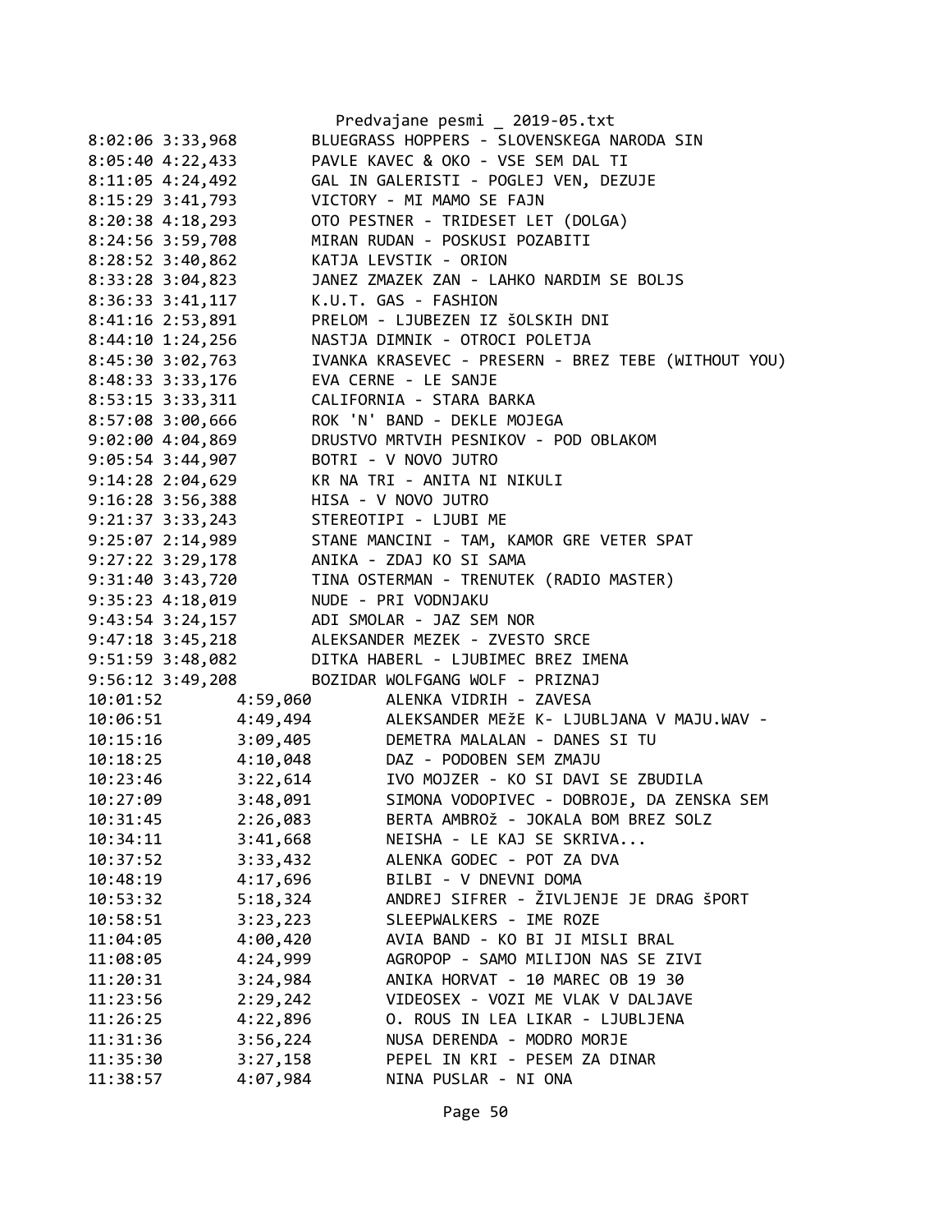```
8:02:06 3:33,968        BLUEGRASS HOPPERS - SLOVENSKEGA NARODA SIN
8:05:40 4:22,433        PAVLE KAVEC & OKO - VSE SEM DAL TI
8:11:05 4:24,492        GAL IN GALERISTI - POGLEJ VEN, DEZUJE
8:15:29 3:41,793        VICTORY - MI MAMO SE FAJN
8:20:38 4:18,293        OTO PESTNER - TRIDESET LET (DOLGA)
8:24:56 3:59,708        MIRAN RUDAN - POSKUSI POZABITI
8:28:52 3:40,862        KATJA LEVSTIK - ORION
8:33:28 3:04,823        JANEZ ZMAZEK ZAN - LAHKO NARDIM SE BOLJS
8:36:33 3:41,117        K.U.T. GAS - FASHION
8:41:16 2:53,891        PRELOM - LJUBEZEN IZ šOLSKIH DNI
8:44:10 1:24,256        NASTJA DIMNIK - OTROCI POLETJA
8:45:30 3:02,763        IVANKA KRASEVEC - PRESERN - BREZ TEBE (WITHOUT YOU)
8:48:33 3:33,176        EVA CERNE - LE SANJE
8:53:15 3:33,311        CALIFORNIA - STARA BARKA
8:57:08 3:00,666        ROK 'N' BAND - DEKLE MOJEGA
9:02:00 4:04,869        DRUSTVO MRTVIH PESNIKOV - POD OBLAKOM
9:05:54 3:44,907        BOTRI - V NOVO JUTRO
9:14:28 2:04,629        KR NA TRI - ANITA NI NIKULI
9:16:28 3:56,388        HISA - V NOVO JUTRO
9:21:37 3:33,243        STEREOTIPI - LJUBI ME
9:25:07 2:14,989        STANE MANCINI - TAM, KAMOR GRE VETER SPAT
9:27:22 3:29,178        ANIKA - ZDAJ KO SI SAMA
9:31:40 3:43,720        TINA OSTERMAN - TRENUTEK (RADIO MASTER)
9:35:23 4:18,019        NUDE - PRI VODNJAKU
9:43:54 3:24,157        ADI SMOLAR - JAZ SEM NOR
9:47:18 3:45,218        ALEKSANDER MEZEK - ZVESTO SRCE
9:51:59 3:48,082        DITKA HABERL - LJUBIMEC BREZ IMENA
9:56:12 3:49,208        BOZIDAR WOLFGANG WOLF - PRIZNAJ
10:01:52        4:59,060        ALENKA VIDRIH - ZAVESA
10:06:51        4:49,494        ALEKSANDER MEžE K- LJUBLJANA V MAJU.WAV -
10:15:16        3:09,405        DEMETRA MALALAN - DANES SI TU
10:18:25        4:10,048        DAZ - PODOBEN SEM ZMAJU
10:23:46        3:22,614        IVO MOJZER - KO SI DAVI SE ZBUDILA
10:27:09        3:48,091        SIMONA VODOPIVEC - DOBROJE, DA ZENSKA SEM
10:31:45        2:26,083        BERTA AMBROž - JOKALA BOM BREZ SOLZ
10:34:11        3:41,668        NEISHA - LE KAJ SE SKRIVA...
10:37:52        3:33,432        ALENKA GODEC - POT ZA DVA
10:48:19        4:17,696        BILBI - V DNEVNI DOMA
10:53:32        5:18,324        ANDREJ SIFRER - žIVLJENJE JE DRAG šPORT
10:58:51        3:23,223        SLEEPWALKERS - IME ROZE
11:04:05        4:00,420        AVIA BAND - KO BI JI MISLI BRAL
11:08:05        4:24,999        AGROPOP - SAMO MILIJON NAS SE ZIVI
11:20:31        3:24,984        ANIKA HORVAT - 10 MAREC OB 19 30
11:23:56        2:29,242        VIDEOSEX - VOZI ME VLAK V DALJAVE
11:26:25        4:22,896        O. ROUS IN LEA LIKAR - LJUBLJENA
11:31:36        3:56,224        NUSA DERENDA - MODRO MORJE
11:35:30        3:27,158        PEPEL IN KRI - PESEM ZA DINAR
11:38:57        4:07,984        NINA PUSLAR - NI ONA
```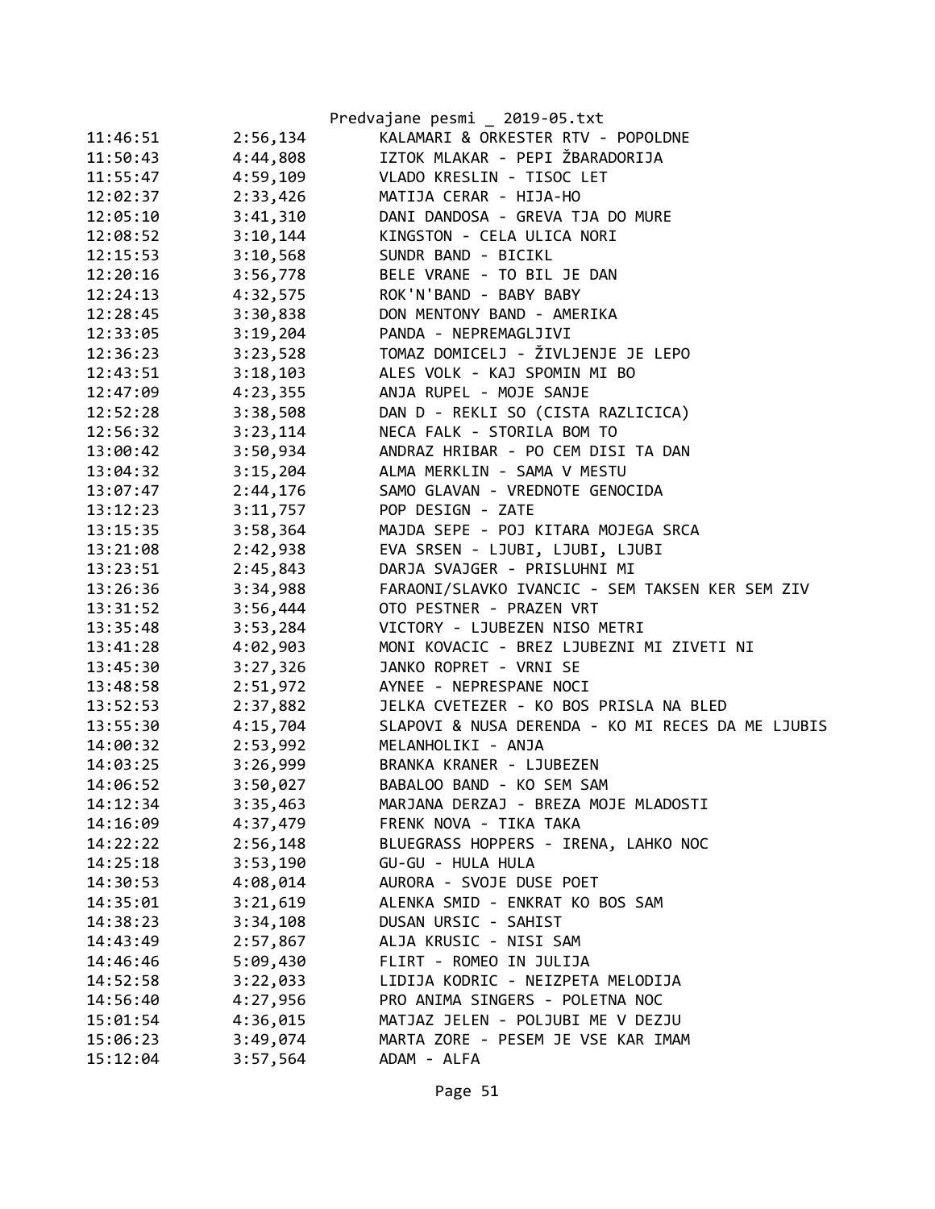| | | |
|---|---|---|
| 11:46:51 | 2:56,134 | KALAMARI & ORKESTER RTV - POPOLDNE |
| 11:50:43 | 4:44,808 | IZTOK MLAKAR - PEPI ŽBARADORIJA |
| 11:55:47 | 4:59,109 | VLADO KRESLIN - TISOC LET |
| 12:02:37 | 2:33,426 | MATIJA CERAR - HIJA-HO |
| 12:05:10 | 3:41,310 | DANI DANDOSA - GREVA TJA DO MURE |
| 12:08:52 | 3:10,144 | KINGSTON - CELA ULICA NORI |
| 12:15:53 | 3:10,568 | SUNDR BAND - BICIKL |
| 12:20:16 | 3:56,778 | BELE VRANE - TO BIL JE DAN |
| 12:24:13 | 4:32,575 | ROK'N'BAND - BABY BABY |
| 12:28:45 | 3:30,838 | DON MENTONY BAND - AMERIKA |
| 12:33:05 | 3:19,204 | PANDA - NEPREMAGLJIVI |
| 12:36:23 | 3:23,528 | TOMAZ DOMICELJ - ŽIVLJENJE JE LEPO |
| 12:43:51 | 3:18,103 | ALES VOLK - KAJ SPOMIN MI BO |
| 12:47:09 | 4:23,355 | ANJA RUPEL - MOJE SANJE |
| 12:52:28 | 3:38,508 | DAN D - REKLI SO (CISTA RAZLICICA) |
| 12:56:32 | 3:23,114 | NECA FALK - STORILA BOM TO |
| 13:00:42 | 3:50,934 | ANDRAZ HRIBAR - PO CEM DISI TA DAN |
| 13:04:32 | 3:15,204 | ALMA MERKLIN - SAMA V MESTU |
| 13:07:47 | 2:44,176 | SAMO GLAVAN - VREDNOTE GENOCIDA |
| 13:12:23 | 3:11,757 | POP DESIGN - ZATE |
| 13:15:35 | 3:58,364 | MAJDA SEPE - POJ KITARA MOJEGA SRCA |
| 13:21:08 | 2:42,938 | EVA SRSEN - LJUBI, LJUBI, LJUBI |
| 13:23:51 | 2:45,843 | DARJA SVAJGER - PRISLUHNI MI |
| 13:26:36 | 3:34,988 | FARAONI/SLAVKO IVANCIC - SEM TAKSEN KER SEM ZIV |
| 13:31:52 | 3:56,444 | OTO PESTNER - PRAZEN VRT |
| 13:35:48 | 3:53,284 | VICTORY - LJUBEZEN NISO METRI |
| 13:41:28 | 4:02,903 | MONI KOVACIC - BREZ LJUBEZNI MI ZIVETI NI |
| 13:45:30 | 3:27,326 | JANKO ROPRET - VRNI SE |
| 13:48:58 | 2:51,972 | AYNEE - NEPRESPANE NOCI |
| 13:52:53 | 2:37,882 | JELKA CVETEZER - KO BOS PRISLA NA BLED |
| 13:55:30 | 4:15,704 | SLAPOVI & NUSA DERENDA - KO MI RECES DA ME LJUBIS |
| 14:00:32 | 2:53,992 | MELANHOLIKI - ANJA |
| 14:03:25 | 3:26,999 | BRANKA KRANER - LJUBEZEN |
| 14:06:52 | 3:50,027 | BABALOO BAND - KO SEM SAM |
| 14:12:34 | 3:35,463 | MARJANA DERZAJ - BREZA MOJE MLADOSTI |
| 14:16:09 | 4:37,479 | FRENK NOVA - TIKA TAKA |
| 14:22:22 | 2:56,148 | BLUEGRASS HOPPERS - IRENA, LAHKO NOC |
| 14:25:18 | 3:53,190 | GU-GU - HULA HULA |
| 14:30:53 | 4:08,014 | AURORA - SVOJE DUSE POET |
| 14:35:01 | 3:21,619 | ALENKA SMID - ENKRAT KO BOS SAM |
| 14:38:23 | 3:34,108 | DUSAN URSIC - SAHIST |
| 14:43:49 | 2:57,867 | ALJA KRUSIC - NISI SAM |
| 14:46:46 | 5:09,430 | FLIRT - ROMEO IN JULIJA |
| 14:52:58 | 3:22,033 | LIDIJA KODRIC - NEIZPETA MELODIJA |
| 14:56:40 | 4:27,956 | PRO ANIMA SINGERS - POLETNA NOC |
| 15:01:54 | 4:36,015 | MATJAZ JELEN - POLJUBI ME V DEZJU |
| 15:06:23 | 3:49,074 | MARTA ZORE - PESEM JE VSE KAR IMAM |
| 15:12:04 | 3:57,564 | ADAM - ALFA |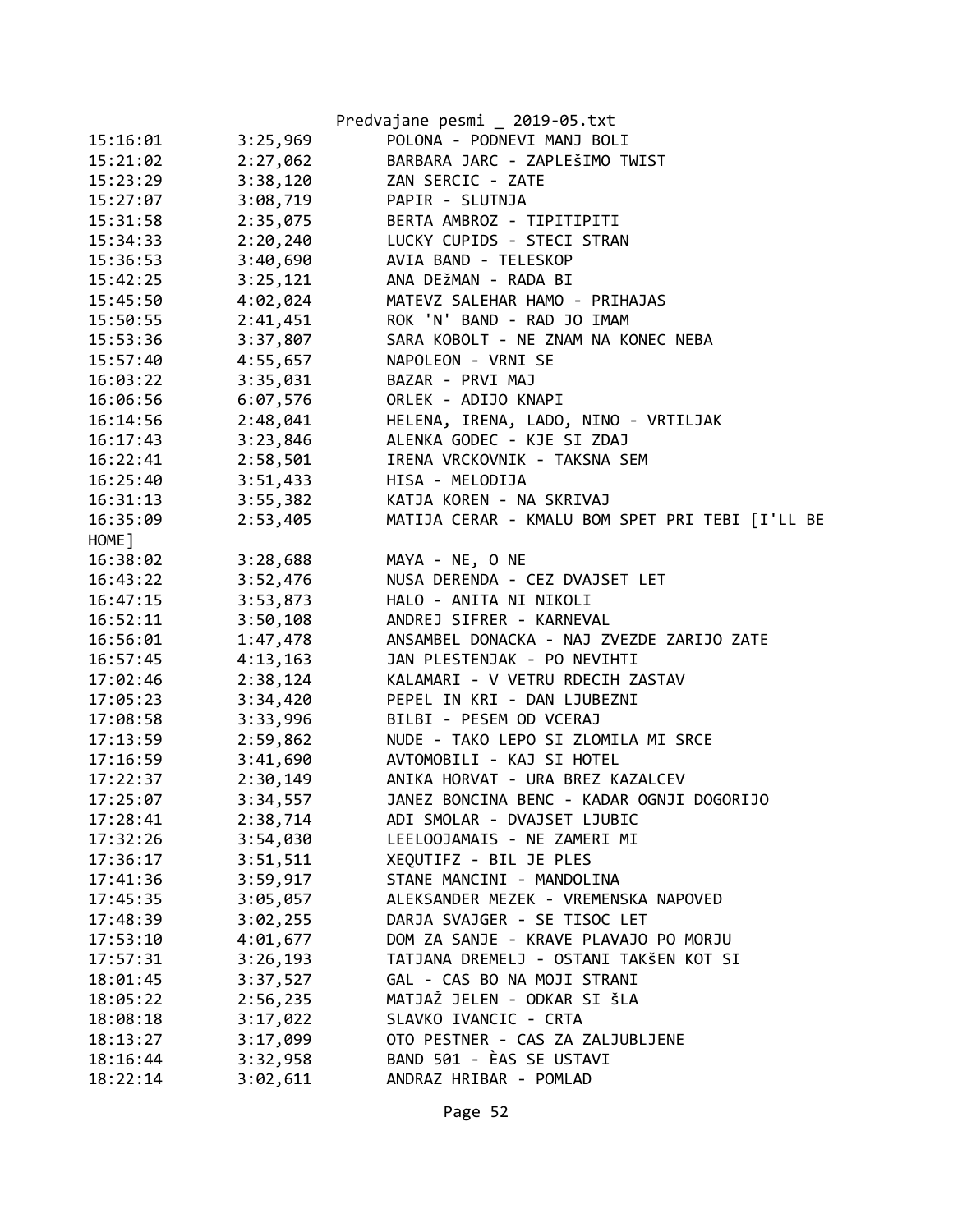| | | |
|---|---|---|
| 15:16:01 | 3:25,969 | POLONA - PODNEVI MANJ BOLI |
| 15:21:02 | 2:27,062 | BARBARA JARC - ZAPLEŠIMO TWIST |
| 15:23:29 | 3:38,120 | ZAN SERCIC - ZATE |
| 15:27:07 | 3:08,719 | PAPIR - SLUTNJA |
| 15:31:58 | 2:35,075 | BERTA AMBROZ - TIPITIPITI |
| 15:34:33 | 2:20,240 | LUCKY CUPIDS - STECI STRAN |
| 15:36:53 | 3:40,690 | AVIA BAND - TELESKOP |
| 15:42:25 | 3:25,121 | ANA DEžMAN - RADA BI |
| 15:45:50 | 4:02,024 | MATEVZ SALEHAR HAMO - PRIHAJAS |
| 15:50:55 | 2:41,451 | ROK 'N' BAND - RAD JO IMAM |
| 15:53:36 | 3:37,807 | SARA KOBOLT - NE ZNAM NA KONEC NEBA |
| 15:57:40 | 4:55,657 | NAPOLEON - VRNI SE |
| 16:03:22 | 3:35,031 | BAZAR - PRVI MAJ |
| 16:06:56 | 6:07,576 | ORLEK - ADIJO KNAPI |
| 16:14:56 | 2:48,041 | HELENA, IRENA, LADO, NINO - VRTILJAK |
| 16:17:43 | 3:23,846 | ALENKA GODEC - KJE SI ZDAJ |
| 16:22:41 | 2:58,501 | IRENA VRCKOVNIK - TAKSNA SEM |
| 16:25:40 | 3:51,433 | HISA - MELODIJA |
| 16:31:13 | 3:55,382 | KATJA KOREN - NA SKRIVAJ |
| 16:35:09 | 2:53,405 | MATIJA CERAR - KMALU BOM SPET PRI TEBI [I'LL BE HOME] |
| 16:38:02 | 3:28,688 | MAYA - NE, O NE |
| 16:43:22 | 3:52,476 | NUSA DERENDA - CEZ DVAJSET LET |
| 16:47:15 | 3:53,873 | HALO - ANITA NI NIKOLI |
| 16:52:11 | 3:50,108 | ANDREJ SIFRER - KARNEVAL |
| 16:56:01 | 1:47,478 | ANSAMBEL DONACKA - NAJ ZVEZDE ZARIJO ZATE |
| 16:57:45 | 4:13,163 | JAN PLESTENJAK - PO NEVIHTI |
| 17:02:46 | 2:38,124 | KALAMARI - V VETRU RDECIH ZASTAV |
| 17:05:23 | 3:34,420 | PEPEL IN KRI - DAN LJUBEZNI |
| 17:08:58 | 3:33,996 | BILBI - PESEM OD VCERAJ |
| 17:13:59 | 2:59,862 | NUDE - TAKO LEPO SI ZLOMILA MI SRCE |
| 17:16:59 | 3:41,690 | AVTOMOBILI - KAJ SI HOTEL |
| 17:22:37 | 2:30,149 | ANIKA HORVAT - URA BREZ KAZALCEV |
| 17:25:07 | 3:34,557 | JANEZ BONCINA BENC - KADAR OGNJI DOGORIJO |
| 17:28:41 | 2:38,714 | ADI SMOLAR - DVAJSET LJUBIC |
| 17:32:26 | 3:54,030 | LEELOOJAMAIS - NE ZAMERI MI |
| 17:36:17 | 3:51,511 | XEQUTIFZ - BIL JE PLES |
| 17:41:36 | 3:59,917 | STANE MANCINI - MANDOLINA |
| 17:45:35 | 3:05,057 | ALEKSANDER MEZEK - VREMENSKA NAPOVED |
| 17:48:39 | 3:02,255 | DARJA SVAJGER - SE TISOC LET |
| 17:53:10 | 4:01,677 | DOM ZA SANJE - KRAVE PLAVAJO PO MORJU |
| 17:57:31 | 3:26,193 | TATJANA DREMELJ - OSTANI TAKšEN KOT SI |
| 18:01:45 | 3:37,527 | GAL - CAS BO NA MOJI STRANI |
| 18:05:22 | 2:56,235 | MATJAŽ JELEN - ODKAR SI šLA |
| 18:08:18 | 3:17,022 | SLAVKO IVANCIC - CRTA |
| 18:13:27 | 3:17,099 | OTO PESTNER - CAS ZA ZALJUBLJENE |
| 18:16:44 | 3:32,958 | BAND 501 - ÈAS SE USTAVI |
| 18:22:14 | 3:02,611 | ANDRAZ HRIBAR - POMLAD |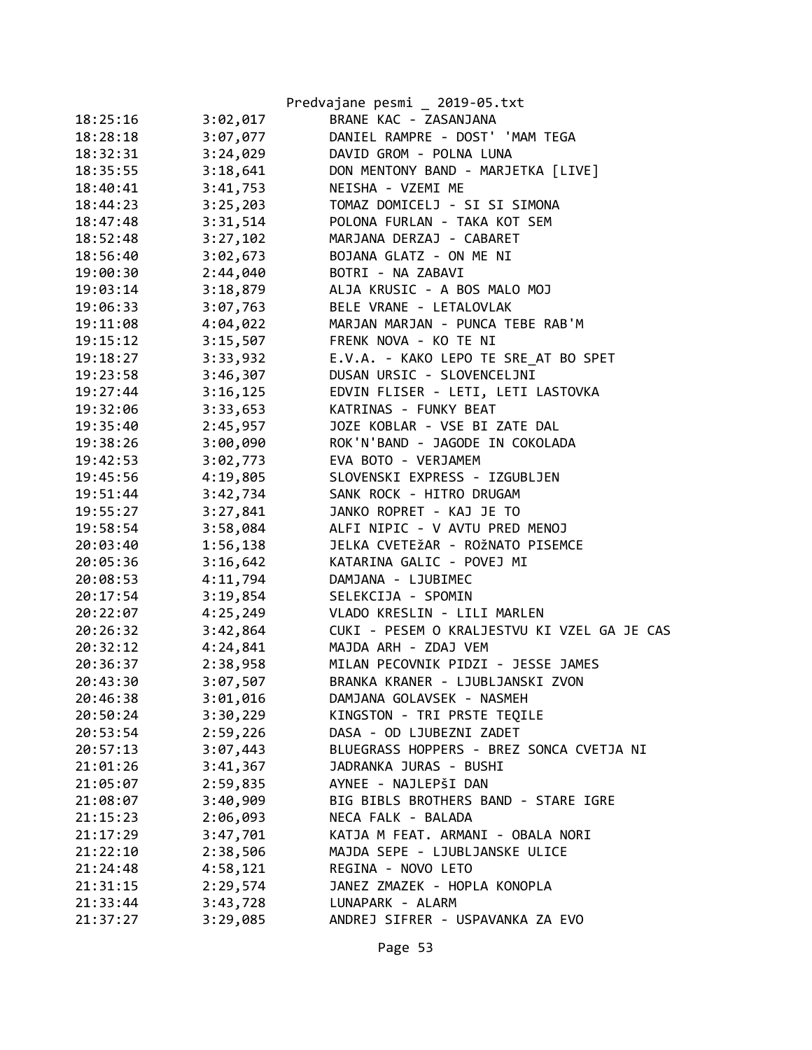| | | |
|---|---|---|
| 18:25:16 | 3:02,017 | BRANE KAC - ZASANJANA |
| 18:28:18 | 3:07,077 | DANIEL RAMPRE - DOST' 'MAM TEGA |
| 18:32:31 | 3:24,029 | DAVID GROM - POLNA LUNA |
| 18:35:55 | 3:18,641 | DON MENTONY BAND - MARJETKA [LIVE] |
| 18:40:41 | 3:41,753 | NEISHA - VZEMI ME |
| 18:44:23 | 3:25,203 | TOMAZ DOMICELJ - SI SI SIMONA |
| 18:47:48 | 3:31,514 | POLONA FURLAN - TAKA KOT SEM |
| 18:52:48 | 3:27,102 | MARJANA DERZAJ - CABARET |
| 18:56:40 | 3:02,673 | BOJANA GLATZ - ON ME NI |
| 19:00:30 | 2:44,040 | BOTRI - NA ZABAVI |
| 19:03:14 | 3:18,879 | ALJA KRUSIC - A BOS MALO MOJ |
| 19:06:33 | 3:07,763 | BELE VRANE - LETALOVLAK |
| 19:11:08 | 4:04,022 | MARJAN MARJAN - PUNCA TEBE RAB'M |
| 19:15:12 | 3:15,507 | FRENK NOVA - KO TE NI |
| 19:18:27 | 3:33,932 | E.V.A. - KAKO LEPO TE SRE_AT BO SPET |
| 19:23:58 | 3:46,307 | DUSAN URSIC - SLOVENCELJNI |
| 19:27:44 | 3:16,125 | EDVIN FLISER - LETI, LETI LASTOVKA |
| 19:32:06 | 3:33,653 | KATRINAS - FUNKY BEAT |
| 19:35:40 | 2:45,957 | JOZE KOBLAR - VSE BI ZATE DAL |
| 19:38:26 | 3:00,090 | ROK'N'BAND - JAGODE IN COKOLADA |
| 19:42:53 | 3:02,773 | EVA BOTO - VERJAMEM |
| 19:45:56 | 4:19,805 | SLOVENSKI EXPRESS - IZGUBLJEN |
| 19:51:44 | 3:42,734 | SANK ROCK - HITRO DRUGAM |
| 19:55:27 | 3:27,841 | JANKO ROPRET - KAJ JE TO |
| 19:58:54 | 3:58,084 | ALFI NIPIC - V AVTU PRED MENOJ |
| 20:03:40 | 1:56,138 | JELKA CVETEžAR - ROžNATO PISEMCE |
| 20:05:36 | 3:16,642 | KATARINA GALIC - POVEJ MI |
| 20:08:53 | 4:11,794 | DAMJANA - LJUBIMEC |
| 20:17:54 | 3:19,854 | SELEKCIJA - SPOMIN |
| 20:22:07 | 4:25,249 | VLADO KRESLIN - LILI MARLEN |
| 20:26:32 | 3:42,864 | CUKI - PESEM O KRALJESTVU KI VZEL GA JE CAS |
| 20:32:12 | 4:24,841 | MAJDA ARH - ZDAJ VEM |
| 20:36:37 | 2:38,958 | MILAN PECOVNIK PIDZI - JESSE JAMES |
| 20:43:30 | 3:07,507 | BRANKA KRANER - LJUBLJANSKI ZVON |
| 20:46:38 | 3:01,016 | DAMJANA GOLAVSEK - NASMEH |
| 20:50:24 | 3:30,229 | KINGSTON - TRI PRSTE TEQILE |
| 20:53:54 | 2:59,226 | DASA - OD LJUBEZNI ZADET |
| 20:57:13 | 3:07,443 | BLUEGRASS HOPPERS - BREZ SONCA CVETJA NI |
| 21:01:26 | 3:41,367 | JADRANKA JURAS - BUSHI |
| 21:05:07 | 2:59,835 | AYNEE - NAJLEPšI DAN |
| 21:08:07 | 3:40,909 | BIG BIBLS BROTHERS BAND - STARE IGRE |
| 21:15:23 | 2:06,093 | NECA FALK - BALADA |
| 21:17:29 | 3:47,701 | KATJA M FEAT. ARMANI - OBALA NORI |
| 21:22:10 | 2:38,506 | MAJDA SEPE - LJUBLJANSKE ULICE |
| 21:24:48 | 4:58,121 | REGINA - NOVO LETO |
| 21:31:15 | 2:29,574 | JANEZ ZMAZEK - HOPLA KONOPLA |
| 21:33:44 | 3:43,728 | LUNAPARK - ALARM |
| 21:37:27 | 3:29,085 | ANDREJ SIFRER - USPAVANKA ZA EVO |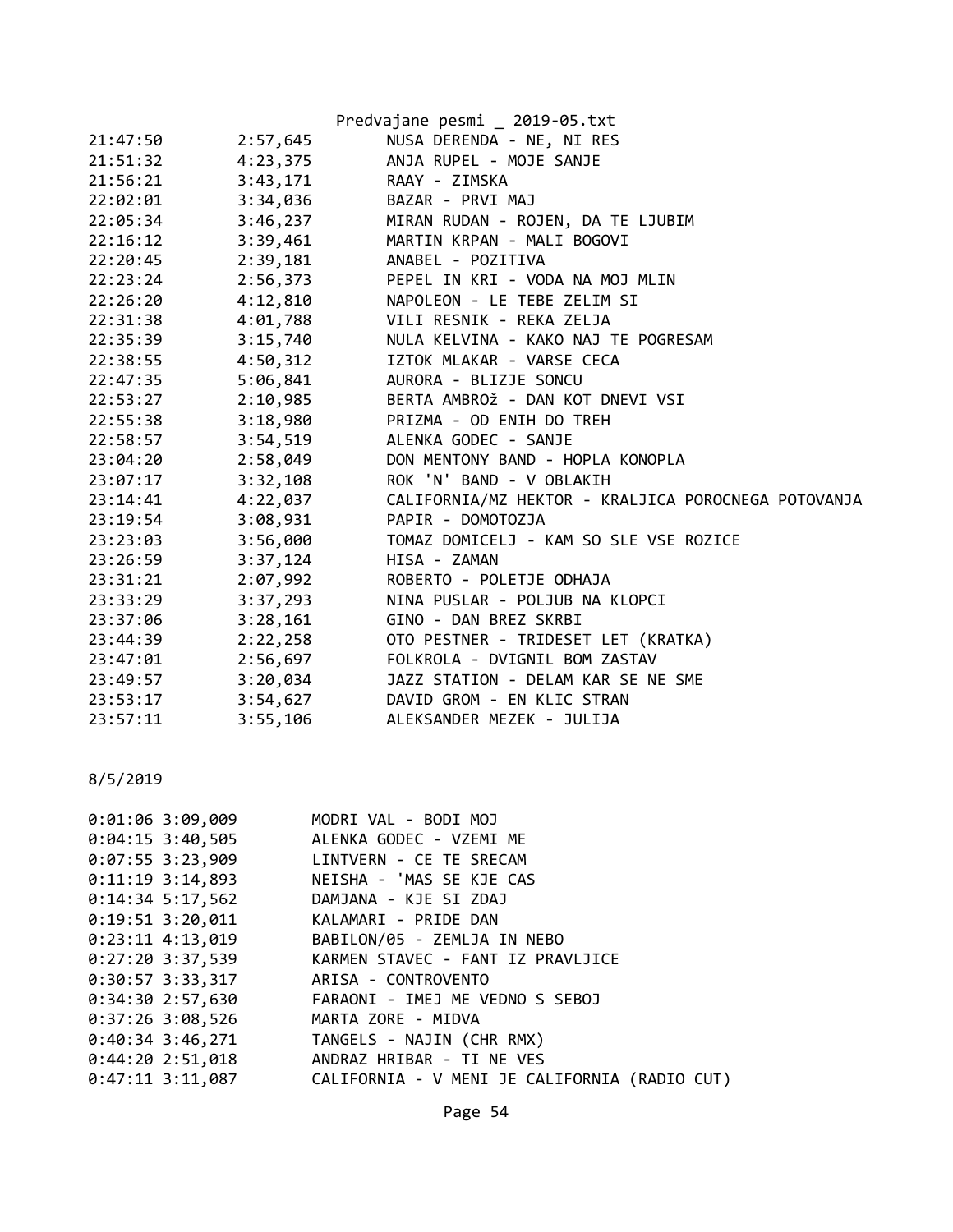| | | |
|---|---|---|
| 21:47:50 | 2:57,645 | NUSA DERENDA - NE, NI RES |
| 21:51:32 | 4:23,375 | ANJA RUPEL - MOJE SANJE |
| 21:56:21 | 3:43,171 | RAAY - ZIMSKA |
| 22:02:01 | 3:34,036 | BAZAR - PRVI MAJ |
| 22:05:34 | 3:46,237 | MIRAN RUDAN - ROJEN, DA TE LJUBIM |
| 22:16:12 | 3:39,461 | MARTIN KRPAN - MALI BOGOVI |
| 22:20:45 | 2:39,181 | ANABEL - POZITIVA |
| 22:23:24 | 2:56,373 | PEPEL IN KRI - VODA NA MOJ MLIN |
| 22:26:20 | 4:12,810 | NAPOLEON - LE TEBE ZELIM SI |
| 22:31:38 | 4:01,788 | VILI RESNIK - REKA ZELJA |
| 22:35:39 | 3:15,740 | NULA KELVINA - KAKO NAJ TE POGRESAM |
| 22:38:55 | 4:50,312 | IZTOK MLAKAR - VARSE CECA |
| 22:47:35 | 5:06,841 | AURORA - BLIZJE SONCU |
| 22:53:27 | 2:10,985 | BERTA AMBROž - DAN KOT DNEVI VSI |
| 22:55:38 | 3:18,980 | PRIZMA - OD ENIH DO TREH |
| 22:58:57 | 3:54,519 | ALENKA GODEC - SANJE |
| 23:04:20 | 2:58,049 | DON MENTONY BAND - HOPLA KONOPLA |
| 23:07:17 | 3:32,108 | ROK 'N' BAND - V OBLAKIH |
| 23:14:41 | 4:22,037 | CALIFORNIA/MZ HEKTOR - KRALJICA POROCNEGA POTOVANJA |
| 23:19:54 | 3:08,931 | PAPIR - DOMOTOZJA |
| 23:23:03 | 3:56,000 | TOMAZ DOMICELJ - KAM SO SLE VSE ROZICE |
| 23:26:59 | 3:37,124 | HISA - ZAMAN |
| 23:31:21 | 2:07,992 | ROBERTO - POLETJE ODHAJA |
| 23:33:29 | 3:37,293 | NINA PUSLAR - POLJUB NA KLOPCI |
| 23:37:06 | 3:28,161 | GINO - DAN BREZ SKRBI |
| 23:44:39 | 2:22,258 | OTO PESTNER - TRIDESET LET (KRATKA) |
| 23:47:01 | 2:56,697 | FOLKROLA - DVIGNIL BOM ZASTAV |
| 23:49:57 | 3:20,034 | JAZZ STATION - DELAM KAR SE NE SME |
| 23:53:17 | 3:54,627 | DAVID GROM - EN KLIC STRAN |
| 23:57:11 | 3:55,106 | ALEKSANDER MEZEK - JULIJA |

8/5/2019

| | | |
|---|---|---|
| 0:01:06 | 3:09,009 | MODRI VAL - BODI MOJ |
| 0:04:15 | 3:40,505 | ALENKA GODEC - VZEMI ME |
| 0:07:55 | 3:23,909 | LINTVERN - CE TE SRECAM |
| 0:11:19 | 3:14,893 | NEISHA - 'MAS SE KJE CAS |
| 0:14:34 | 5:17,562 | DAMJANA - KJE SI ZDAJ |
| 0:19:51 | 3:20,011 | KALAMARI - PRIDE DAN |
| 0:23:11 | 4:13,019 | BABILON/05 - ZEMLJA IN NEBO |
| 0:27:20 | 3:37,539 | KARMEN STAVEC - FANT IZ PRAVLJICE |
| 0:30:57 | 3:33,317 | ARISA - CONTROVENTO |
| 0:34:30 | 2:57,630 | FARAONI - IMEJ ME VEDNO S SEBOJ |
| 0:37:26 | 3:08,526 | MARTA ZORE - MIDVA |
| 0:40:34 | 3:46,271 | TANGELS - NAJIN (CHR RMX) |
| 0:44:20 | 2:51,018 | ANDRAZ HRIBAR - TI NE VES |
| 0:47:11 | 3:11,087 | CALIFORNIA - V MENI JE CALIFORNIA (RADIO CUT) |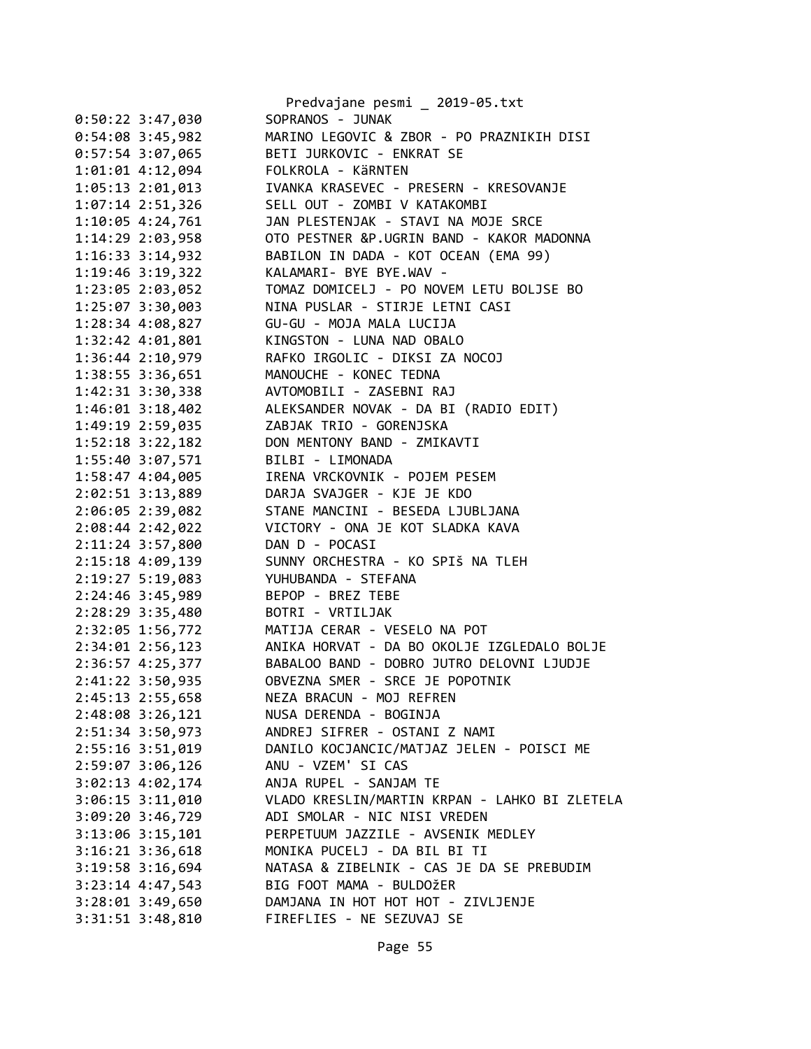```
0:50:22 3:47,030        SOPRANOS - JUNAK
0:54:08 3:45,982        MARINO LEGOVIC & ZBOR - PO PRAZNIKIH DISI
0:57:54 3:07,065        BETI JURKOVIC - ENKRAT SE
1:01:01 4:12,094        FOLKROLA - KäRNTEN
1:05:13 2:01,013        IVANKA KRASEVEC - PRESERN - KRESOVANJE
1:07:14 2:51,326        SELL OUT - ZOMBI V KATAKOMBI
1:10:05 4:24,761        JAN PLESTENJAK - STAVI NA MOJE SRCE
1:14:29 2:03,958        OTO PESTNER &P.UGRIN BAND - KAKOR MADONNA
1:16:33 3:14,932        BABILON IN DADA - KOT OCEAN (EMA 99)
1:19:46 3:19,322        KALAMARI- BYE BYE.WAV -
1:23:05 2:03,052        TOMAZ DOMICELJ - PO NOVEM LETU BOLJSE BO
1:25:07 3:30,003        NINA PUSLAR - STIRJE LETNI CASI
1:28:34 4:08,827        GU-GU - MOJA MALA LUCIJA
1:32:42 4:01,801        KINGSTON - LUNA NAD OBALO
1:36:44 2:10,979        RAFKO IRGOLIC - DIKSI ZA NOCOJ
1:38:55 3:36,651        MANOUCHE - KONEC TEDNA
1:42:31 3:30,338        AVTOMOBILI - ZASEBNI RAJ
1:46:01 3:18,402        ALEKSANDER NOVAK - DA BI (RADIO EDIT)
1:49:19 2:59,035        ZABJAK TRIO - GORENJSKA
1:52:18 3:22,182        DON MENTONY BAND - ZMIKAVTI
1:55:40 3:07,571        BILBI - LIMONADA
1:58:47 4:04,005        IRENA VRCKOVNIK - POJEM PESEM
2:02:51 3:13,889        DARJA SVAJGER - KJE JE KDO
2:06:05 2:39,082        STANE MANCINI - BESEDA LJUBLJANA
2:08:44 2:42,022        VICTORY - ONA JE KOT SLADKA KAVA
2:11:24 3:57,800        DAN D - POCASI
2:15:18 4:09,139        SUNNY ORCHESTRA - KO SPIš NA TLEH
2:19:27 5:19,083        YUHUBANDA - STEFANA
2:24:46 3:45,989        BEPOP - BREZ TEBE
2:28:29 3:35,480        BOTRI - VRTILJAK
2:32:05 1:56,772        MATIJA CERAR - VESELO NA POT
2:34:01 2:56,123        ANIKA HORVAT - DA BO OKOLJE IZGLEDALO BOLJE
2:36:57 4:25,377        BABALOO BAND - DOBRO JUTRO DELOVNI LJUDJE
2:41:22 3:50,935        OBVEZNA SMER - SRCE JE POPOTNIK
2:45:13 2:55,658        NEZA BRACUN - MOJ REFREN
2:48:08 3:26,121        NUSA DERENDA - BOGINJA
2:51:34 3:50,973        ANDREJ SIFRER - OSTANI Z NAMI
2:55:16 3:51,019        DANILO KOCJANCIC/MATJAZ JELEN - POISCI ME
2:59:07 3:06,126        ANU - VZEM' SI CAS
3:02:13 4:02,174        ANJA RUPEL - SANJAM TE
3:06:15 3:11,010        VLADO KRESLIN/MARTIN KRPAN - LAHKO BI ZLETELA
3:09:20 3:46,729        ADI SMOLAR - NIC NISI VREDEN
3:13:06 3:15,101        PERPETUUM JAZZILE - AVSENIK MEDLEY
3:16:21 3:36,618        MONIKA PUCELJ - DA BIL BI TI
3:19:58 3:16,694        NATASA & ZIBELNIK - CAS JE DA SE PREBUDIM
3:23:14 4:47,543        BIG FOOT MAMA - BULDOžER
3:28:01 3:49,650        DAMJANA IN HOT HOT HOT - ZIVLJENJE
3:31:51 3:48,810        FIREFLIES - NE SEZUVAJ SE
```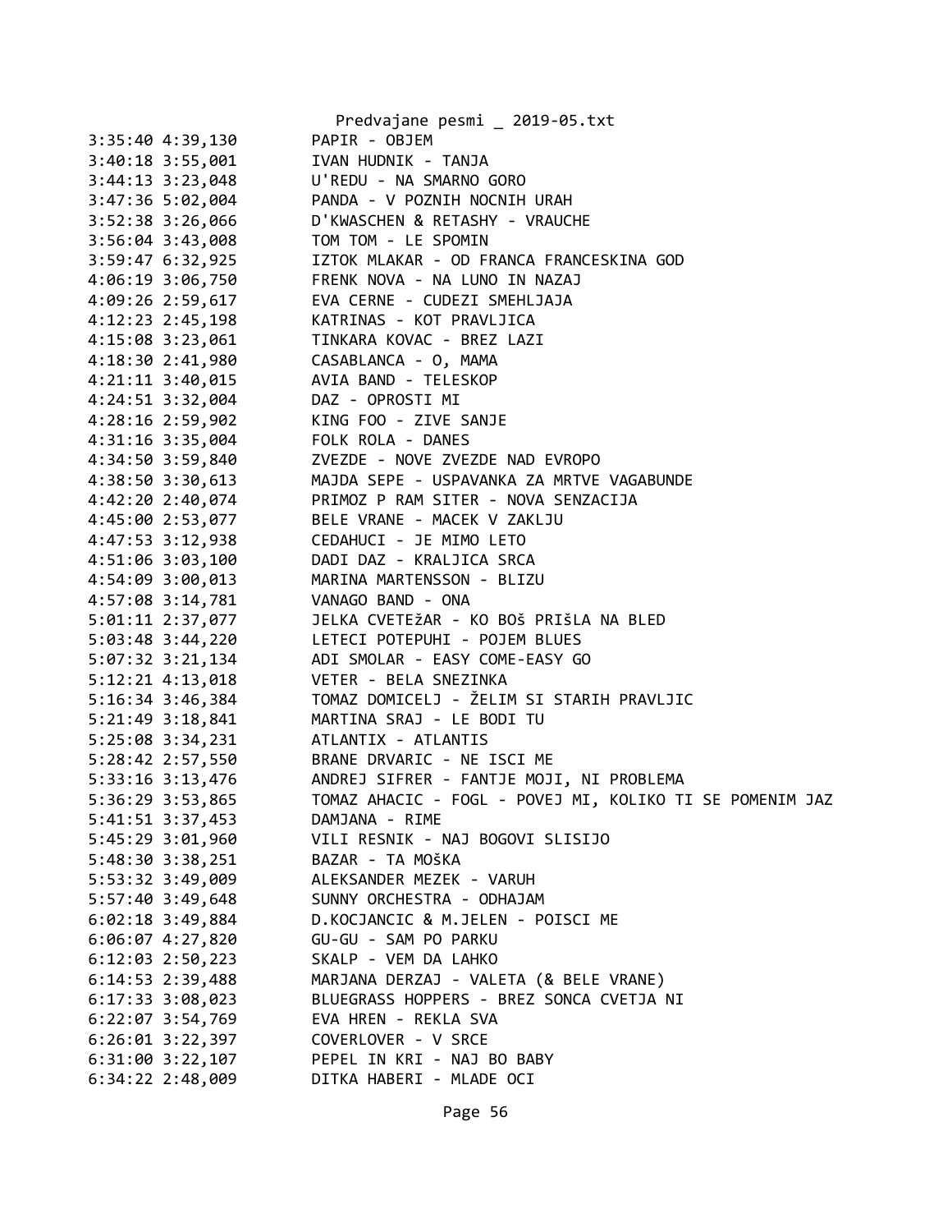```
3:35:40 4:39,130        PAPIR - OBJEM
3:40:18 3:55,001        IVAN HUDNIK - TANJA
3:44:13 3:23,048        U'REDU - NA SMARNO GORO
3:47:36 5:02,004        PANDA - V POZNIH NOCNIH URAH
3:52:38 3:26,066        D'KWASCHEN & RETASHY - VRAUCHE
3:56:04 3:43,008        TOM TOM - LE SPOMIN
3:59:47 6:32,925        IZTOK MLAKAR - OD FRANCA FRANCESKINA GOD
4:06:19 3:06,750        FRENK NOVA - NA LUNO IN NAZAJ
4:09:26 2:59,617        EVA CERNE - CUDEZI SMEHLJAJA
4:12:23 2:45,198        KATRINAS - KOT PRAVLJICA
4:15:08 3:23,061        TINKARA KOVAC - BREZ LAZI
4:18:30 2:41,980        CASABLANCA - O, MAMA
4:21:11 3:40,015        AVIA BAND - TELESKOP
4:24:51 3:32,004        DAZ - OPROSTI MI
4:28:16 2:59,902        KING FOO - ZIVE SANJE
4:31:16 3:35,004        FOLK ROLA - DANES
4:34:50 3:59,840        ZVEZDE - NOVE ZVEZDE NAD EVROPO
4:38:50 3:30,613        MAJDA SEPE - USPAVANKA ZA MRTVE VAGABUNDE
4:42:20 2:40,074        PRIMOZ P RAM SITER - NOVA SENZACIJA
4:45:00 2:53,077        BELE VRANE - MACEK V ZAKLJU
4:47:53 3:12,938        CEDAHUCI - JE MIMO LETO
4:51:06 3:03,100        DADI DAZ - KRALJICA SRCA
4:54:09 3:00,013        MARINA MARTENSSON - BLIZU
4:57:08 3:14,781        VANAGO BAND - ONA
5:01:11 2:37,077        JELKA CVETEžAR - KO BOš PRIšLA NA BLED
5:03:48 3:44,220        LETECI POTEPUHI - POJEM BLUES
5:07:32 3:21,134        ADI SMOLAR - EASY COME-EASY GO
5:12:21 4:13,018        VETER - BELA SNEZINKA
5:16:34 3:46,384        TOMAZ DOMICELJ - ŽELIM SI STARIH PRAVLJIC
5:21:49 3:18,841        MARTINA SRAJ - LE BODI TU
5:25:08 3:34,231        ATLANTIX - ATLANTIS
5:28:42 2:57,550        BRANE DRVARIC - NE ISCI ME
5:33:16 3:13,476        ANDREJ SIFRER - FANTJE MOJI, NI PROBLEMA
5:36:29 3:53,865        TOMAZ AHACIC - FOGL - POVEJ MI, KOLIKO TI SE POMENIM JAZ
5:41:51 3:37,453        DAMJANA - RIME
5:45:29 3:01,960        VILI RESNIK - NAJ BOGOVI SLISIJO
5:48:30 3:38,251        BAZAR - TA MOšKA
5:53:32 3:49,009        ALEKSANDER MEZEK - VARUH
5:57:40 3:49,648        SUNNY ORCHESTRA - ODHAJAM
6:02:18 3:49,884        D.KOCJANCIC & M.JELEN - POISCI ME
6:06:07 4:27,820        GU-GU - SAM PO PARKU
6:12:03 2:50,223        SKALP - VEM DA LAHKO
6:14:53 2:39,488        MARJANA DERZAJ - VALETA (& BELE VRANE)
6:17:33 3:08,023        BLUEGRASS HOPPERS - BREZ SONCA CVETJA NI
6:22:07 3:54,769        EVA HREN - REKLA SVA
6:26:01 3:22,397        COVERLOVER - V SRCE
6:31:00 3:22,107        PEPEL IN KRI - NAJ BO BABY
6:34:22 2:48,009        DITKA HABERI - MLADE OCI
```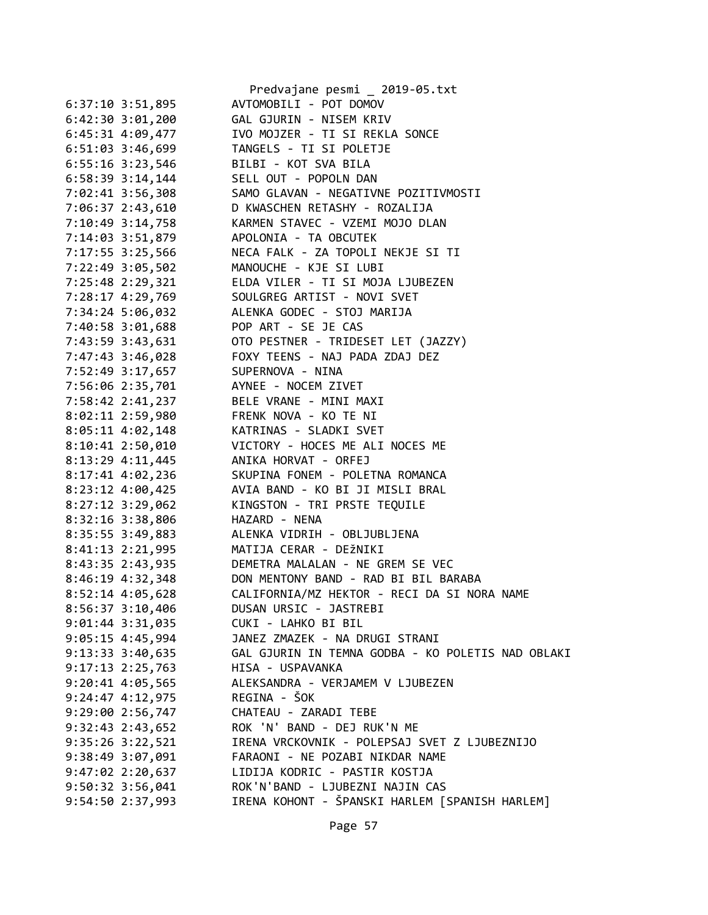```
6:37:10 3:51,895        AVTOMOBILI - POT DOMOV
6:42:30 3:01,200        GAL GJURIN - NISEM KRIV
6:45:31 4:09,477        IVO MOJZER - TI SI REKLA SONCE
6:51:03 3:46,699        TANGELS - TI SI POLETJE
6:55:16 3:23,546        BILBI - KOT SVA BILA
6:58:39 3:14,144        SELL OUT - POPOLN DAN
7:02:41 3:56,308        SAMO GLAVAN - NEGATIVNE POZITIVMOSTI
7:06:37 2:43,610        D KWASCHEN RETASHY - ROZALIJA
7:10:49 3:14,758        KARMEN STAVEC - VZEMI MOJO DLAN
7:14:03 3:51,879        APOLONIA - TA OBCUTEK
7:17:55 3:25,566        NECA FALK - ZA TOPOLI NEKJE SI TI
7:22:49 3:05,502        MANOUCHE - KJE SI LUBI
7:25:48 2:29,321        ELDA VILER - TI SI MOJA LJUBEZEN
7:28:17 4:29,769        SOULGREG ARTIST - NOVI SVET
7:34:24 5:06,032        ALENKA GODEC - STOJ MARIJA
7:40:58 3:01,688        POP ART - SE JE CAS
7:43:59 3:43,631        OTO PESTNER - TRIDESET LET (JAZZY)
7:47:43 3:46,028        FOXY TEENS - NAJ PADA ZDAJ DEZ
7:52:49 3:17,657        SUPERNOVA - NINA
7:56:06 2:35,701        AYNEE - NOCEM ZIVET
7:58:42 2:41,237        BELE VRANE - MINI MAXI
8:02:11 2:59,980        FRENK NOVA - KO TE NI
8:05:11 4:02,148        KATRINAS - SLADKI SVET
8:10:41 2:50,010        VICTORY - HOCES ME ALI NOCES ME
8:13:29 4:11,445        ANIKA HORVAT - ORFEJ
8:17:41 4:02,236        SKUPINA FONEM - POLETNA ROMANCA
8:23:12 4:00,425        AVIA BAND - KO BI JI MISLI BRAL
8:27:12 3:29,062        KINGSTON - TRI PRSTE TEQUILE
8:32:16 3:38,806        HAZARD - NENA
8:35:55 3:49,883        ALENKA VIDRIH - OBLJUBLJENA
8:41:13 2:21,995        MATIJA CERAR - DEžNIKI
8:43:35 2:43,935        DEMETRA MALALAN - NE GREM SE VEC
8:46:19 4:32,348        DON MENTONY BAND - RAD BI BIL BARABA
8:52:14 4:05,628        CALIFORNIA/MZ HEKTOR - RECI DA SI NORA NAME
8:56:37 3:10,406        DUSAN URSIC - JASTREBI
9:01:44 3:31,035        CUKI - LAHKO BI BIL
9:05:15 4:45,994        JANEZ ZMAZEK - NA DRUGI STRANI
9:13:33 3:40,635        GAL GJURIN IN TEMNA GODBA - KO POLETIS NAD OBLAKI
9:17:13 2:25,763        HISA - USPAVANKA
9:20:41 4:05,565        ALEKSANDRA - VERJAMEM V LJUBEZEN
9:24:47 4:12,975        REGINA - ŠOK
9:29:00 2:56,747        CHATEAU - ZARADI TEBE
9:32:43 2:43,652        ROK 'N' BAND - DEJ RUK'N ME
9:35:26 3:22,521        IRENA VRCKOVNIK - POLEPSAJ SVET Z LJUBEZNIJO
9:38:49 3:07,091        FARAONI - NE POZABI NIKDAR NAME
9:47:02 2:20,637        LIDIJA KODRIC - PASTIR KOSTJA
9:50:32 3:56,041        ROK'N'BAND - LJUBEZNI NAJIN CAS
9:54:50 2:37,993        IRENA KOHONT - ŠPANSKI HARLEM [SPANISH HARLEM]
```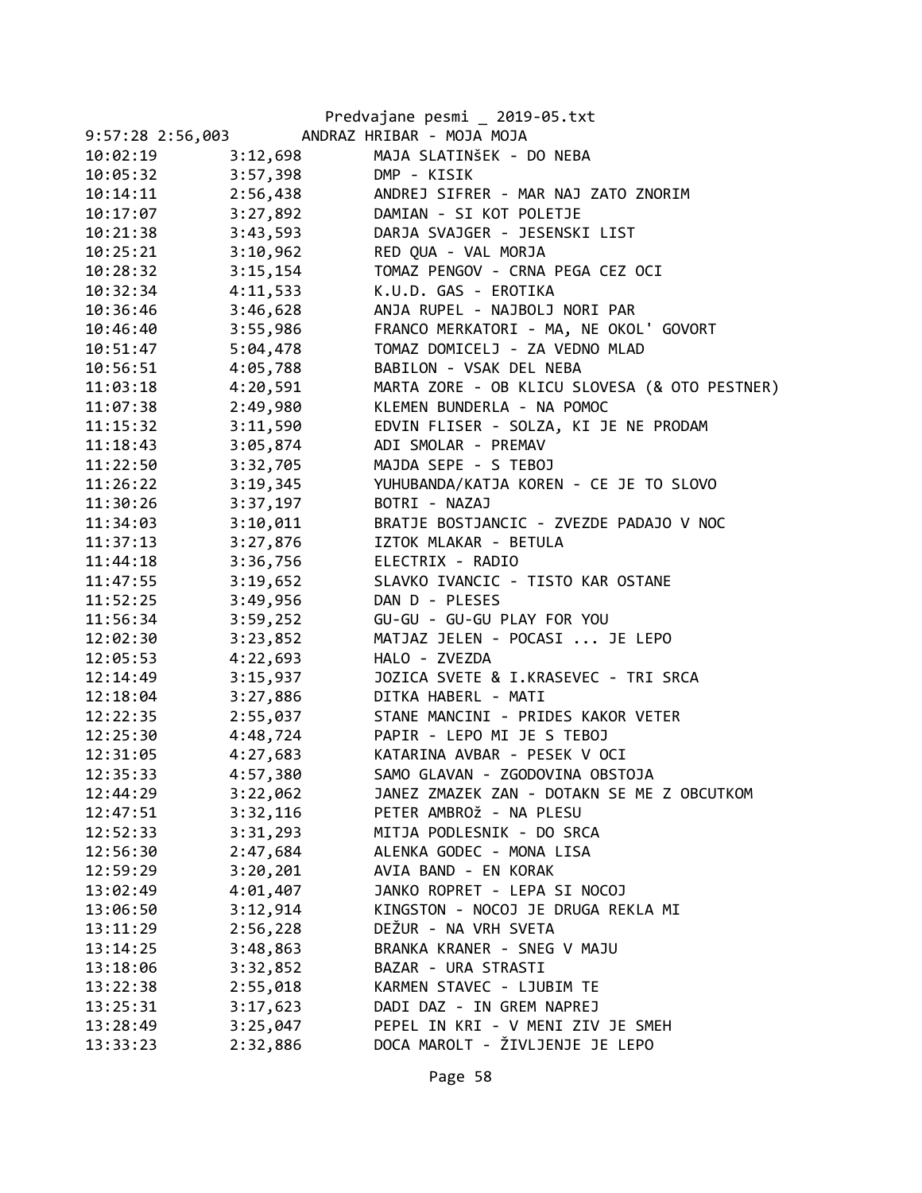Predvajane pesmi _ 2019-05.txt

| | | |
|---|---|---|
| 9:57:28 | 2:56,003 | ANDRAZ HRIBAR - MOJA MOJA |
| 10:02:19 | 3:12,698 | MAJA SLATINŠEK - DO NEBA |
| 10:05:32 | 3:57,398 | DMP - KISIK |
| 10:14:11 | 2:56,438 | ANDREJ SIFRER - MAR NAJ ZATO ZNORIM |
| 10:17:07 | 3:27,892 | DAMIAN - SI KOT POLETJE |
| 10:21:38 | 3:43,593 | DARJA SVAJGER - JESENSKI LIST |
| 10:25:21 | 3:10,962 | RED QUA - VAL MORJA |
| 10:28:32 | 3:15,154 | TOMAZ PENGOV - CRNA PEGA CEZ OCI |
| 10:32:34 | 4:11,533 | K.U.D. GAS - EROTIKA |
| 10:36:46 | 3:46,628 | ANJA RUPEL - NAJBOLJ NORI PAR |
| 10:46:40 | 3:55,986 | FRANCO MERKATORI - MA, NE OKOL' GOVORT |
| 10:51:47 | 5:04,478 | TOMAZ DOMICELJ - ZA VEDNO MLAD |
| 10:56:51 | 4:05,788 | BABILON - VSAK DEL NEBA |
| 11:03:18 | 4:20,591 | MARTA ZORE - OB KLICU SLOVESA (& OTO PESTNER) |
| 11:07:38 | 2:49,980 | KLEMEN BUNDERLA - NA POMOC |
| 11:15:32 | 3:11,590 | EDVIN FLISER - SOLZA, KI JE NE PRODAM |
| 11:18:43 | 3:05,874 | ADI SMOLAR - PREMAV |
| 11:22:50 | 3:32,705 | MAJDA SEPE - S TEBOJ |
| 11:26:22 | 3:19,345 | YUHUBANDA/KATJA KOREN - CE JE TO SLOVO |
| 11:30:26 | 3:37,197 | BOTRI - NAZAJ |
| 11:34:03 | 3:10,011 | BRATJE BOSTJANCIC - ZVEZDE PADAJO V NOC |
| 11:37:13 | 3:27,876 | IZTOK MLAKAR - BETULA |
| 11:44:18 | 3:36,756 | ELECTRIX - RADIO |
| 11:47:55 | 3:19,652 | SLAVKO IVANCIC - TISTO KAR OSTANE |
| 11:52:25 | 3:49,956 | DAN D - PLESES |
| 11:56:34 | 3:59,252 | GU-GU - GU-GU PLAY FOR YOU |
| 12:02:30 | 3:23,852 | MATJAZ JELEN - POCASI ... JE LEPO |
| 12:05:53 | 4:22,693 | HALO - ZVEZDA |
| 12:14:49 | 3:15,937 | JOZICA SVETE & I.KRASEVEC - TRI SRCA |
| 12:18:04 | 3:27,886 | DITKA HABERL - MATI |
| 12:22:35 | 2:55,037 | STANE MANCINI - PRIDES KAKOR VETER |
| 12:25:30 | 4:48,724 | PAPIR - LEPO MI JE S TEBOJ |
| 12:31:05 | 4:27,683 | KATARINA AVBAR - PESEK V OCI |
| 12:35:33 | 4:57,380 | SAMO GLAVAN - ZGODOVINA OBSTOJA |
| 12:44:29 | 3:22,062 | JANEZ ZMAZEK ZAN - DOTAKN SE ME Z OBCUTKOM |
| 12:47:51 | 3:32,116 | PETER AMBROž - NA PLESU |
| 12:52:33 | 3:31,293 | MITJA PODLESNIK - DO SRCA |
| 12:56:30 | 2:47,684 | ALENKA GODEC - MONA LISA |
| 12:59:29 | 3:20,201 | AVIA BAND - EN KORAK |
| 13:02:49 | 4:01,407 | JANKO ROPRET - LEPA SI NOCOJ |
| 13:06:50 | 3:12,914 | KINGSTON - NOCOJ JE DRUGA REKLA MI |
| 13:11:29 | 2:56,228 | DEŽUR - NA VRH SVETA |
| 13:14:25 | 3:48,863 | BRANKA KRANER - SNEG V MAJU |
| 13:18:06 | 3:32,852 | BAZAR - URA STRASTI |
| 13:22:38 | 2:55,018 | KARMEN STAVEC - LJUBIM TE |
| 13:25:31 | 3:17,623 | DADI DAZ - IN GREM NAPREJ |
| 13:28:49 | 3:25,047 | PEPEL IN KRI - V MENI ZIV JE SMEH |
| 13:33:23 | 2:32,886 | DOCA MAROLT - ŽIVLJENJE JE LEPO |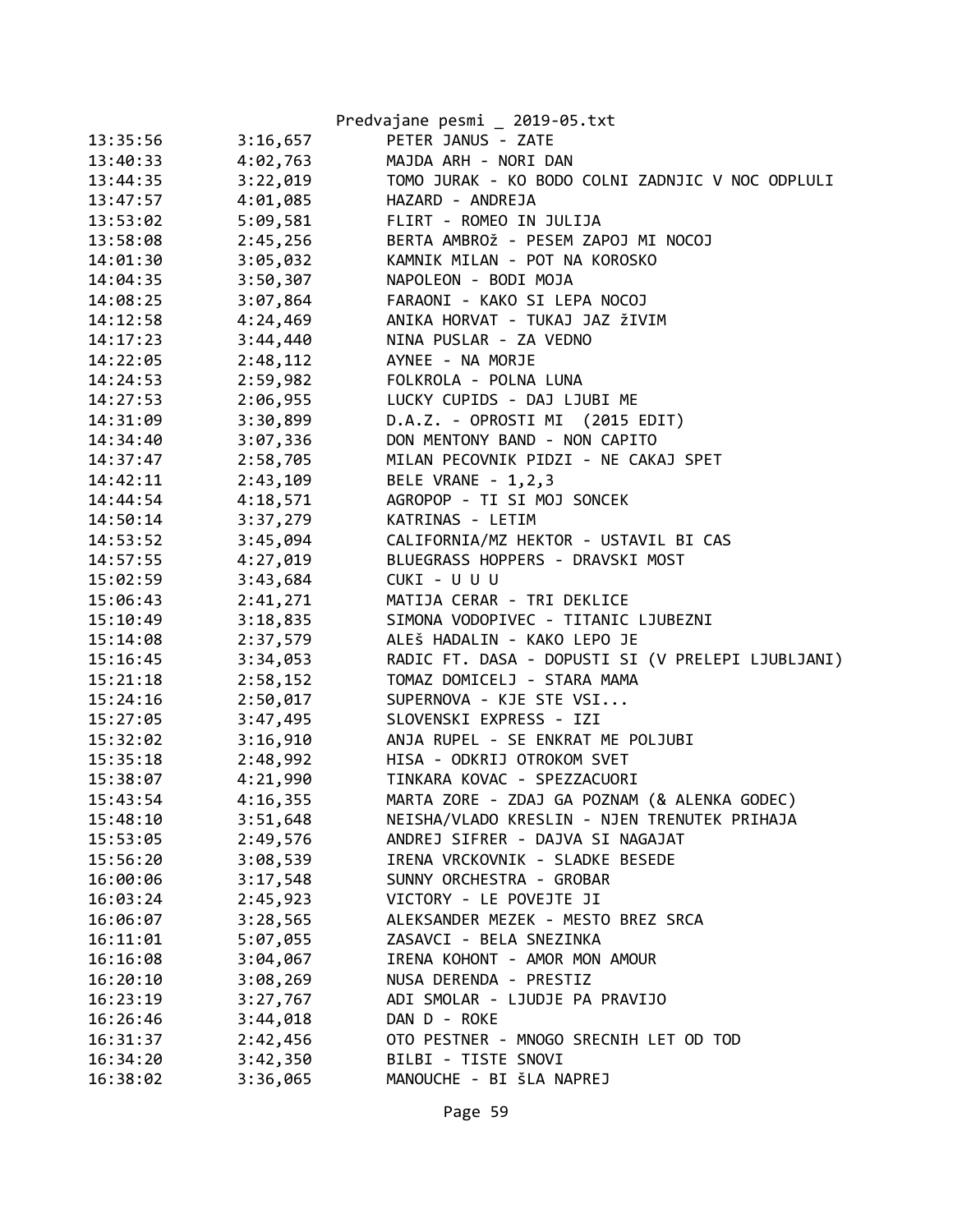| | | |
|---|---|---|
| 13:35:56 | 3:16,657 | PETER JANUS - ZATE |
| 13:40:33 | 4:02,763 | MAJDA ARH - NORI DAN |
| 13:44:35 | 3:22,019 | TOMO JURAK - KO BODO COLNI ZADNJIC V NOC ODPLULI |
| 13:47:57 | 4:01,085 | HAZARD - ANDREJA |
| 13:53:02 | 5:09,581 | FLIRT - ROMEO IN JULIJA |
| 13:58:08 | 2:45,256 | BERTA AMBROž - PESEM ZAPOJ MI NOCOJ |
| 14:01:30 | 3:05,032 | KAMNIK MILAN - POT NA KOROSKO |
| 14:04:35 | 3:50,307 | NAPOLEON - BODI MOJA |
| 14:08:25 | 3:07,864 | FARAONI - KAKO SI LEPA NOCOJ |
| 14:12:58 | 4:24,469 | ANIKA HORVAT - TUKAJ JAZ žIVIM |
| 14:17:23 | 3:44,440 | NINA PUSLAR - ZA VEDNO |
| 14:22:05 | 2:48,112 | AYNEE - NA MORJE |
| 14:24:53 | 2:59,982 | FOLKROLA - POLNA LUNA |
| 14:27:53 | 2:06,955 | LUCKY CUPIDS - DAJ LJUBI ME |
| 14:31:09 | 3:30,899 | D.A.Z. - OPROSTI MI  (2015 EDIT) |
| 14:34:40 | 3:07,336 | DON MENTONY BAND - NON CAPITO |
| 14:37:47 | 2:58,705 | MILAN PECOVNIK PIDZI - NE CAKAJ SPET |
| 14:42:11 | 2:43,109 | BELE VRANE - 1,2,3 |
| 14:44:54 | 4:18,571 | AGROPOP - TI SI MOJ SONCEK |
| 14:50:14 | 3:37,279 | KATRINAS - LETIM |
| 14:53:52 | 3:45,094 | CALIFORNIA/MZ HEKTOR - USTAVIL BI CAS |
| 14:57:55 | 4:27,019 | BLUEGRASS HOPPERS - DRAVSKI MOST |
| 15:02:59 | 3:43,684 | CUKI - U U U |
| 15:06:43 | 2:41,271 | MATIJA CERAR - TRI DEKLICE |
| 15:10:49 | 3:18,835 | SIMONA VODOPIVEC - TITANIC LJUBEZNI |
| 15:14:08 | 2:37,579 | ALEš HADALIN - KAKO LEPO JE |
| 15:16:45 | 3:34,053 | RADIC FT. DASA - DOPUSTI SI (V PRELEPI LJUBLJANI) |
| 15:21:18 | 2:58,152 | TOMAZ DOMICELJ - STARA MAMA |
| 15:24:16 | 2:50,017 | SUPERNOVA - KJE STE VSI... |
| 15:27:05 | 3:47,495 | SLOVENSKI EXPRESS - IZI |
| 15:32:02 | 3:16,910 | ANJA RUPEL - SE ENKRAT ME POLJUBI |
| 15:35:18 | 2:48,992 | HISA - ODKRIJ OTROKOM SVET |
| 15:38:07 | 4:21,990 | TINKARA KOVAC - SPEZZACUORI |
| 15:43:54 | 4:16,355 | MARTA ZORE - ZDAJ GA POZNAM (& ALENKA GODEC) |
| 15:48:10 | 3:51,648 | NEISHA/VLADO KRESLIN - NJEN TRENUTEK PRIHAJA |
| 15:53:05 | 2:49,576 | ANDREJ SIFRER - DAJVA SI NAGAJAT |
| 15:56:20 | 3:08,539 | IRENA VRCKOVNIK - SLADKE BESEDE |
| 16:00:06 | 3:17,548 | SUNNY ORCHESTRA - GROBAR |
| 16:03:24 | 2:45,923 | VICTORY - LE POVEJTE JI |
| 16:06:07 | 3:28,565 | ALEKSANDER MEZEK - MESTO BREZ SRCA |
| 16:11:01 | 5:07,055 | ZASAVCI - BELA SNEZINKA |
| 16:16:08 | 3:04,067 | IRENA KOHONT - AMOR MON AMOUR |
| 16:20:10 | 3:08,269 | NUSA DERENDA - PRESTIZ |
| 16:23:19 | 3:27,767 | ADI SMOLAR - LJUDJE PA PRAVIJO |
| 16:26:46 | 3:44,018 | DAN D - ROKE |
| 16:31:37 | 2:42,456 | OTO PESTNER - MNOGO SRECNIH LET OD TOD |
| 16:34:20 | 3:42,350 | BILBI - TISTE SNOVI |
| 16:38:02 | 3:36,065 | MANOUCHE - BI šLA NAPREJ |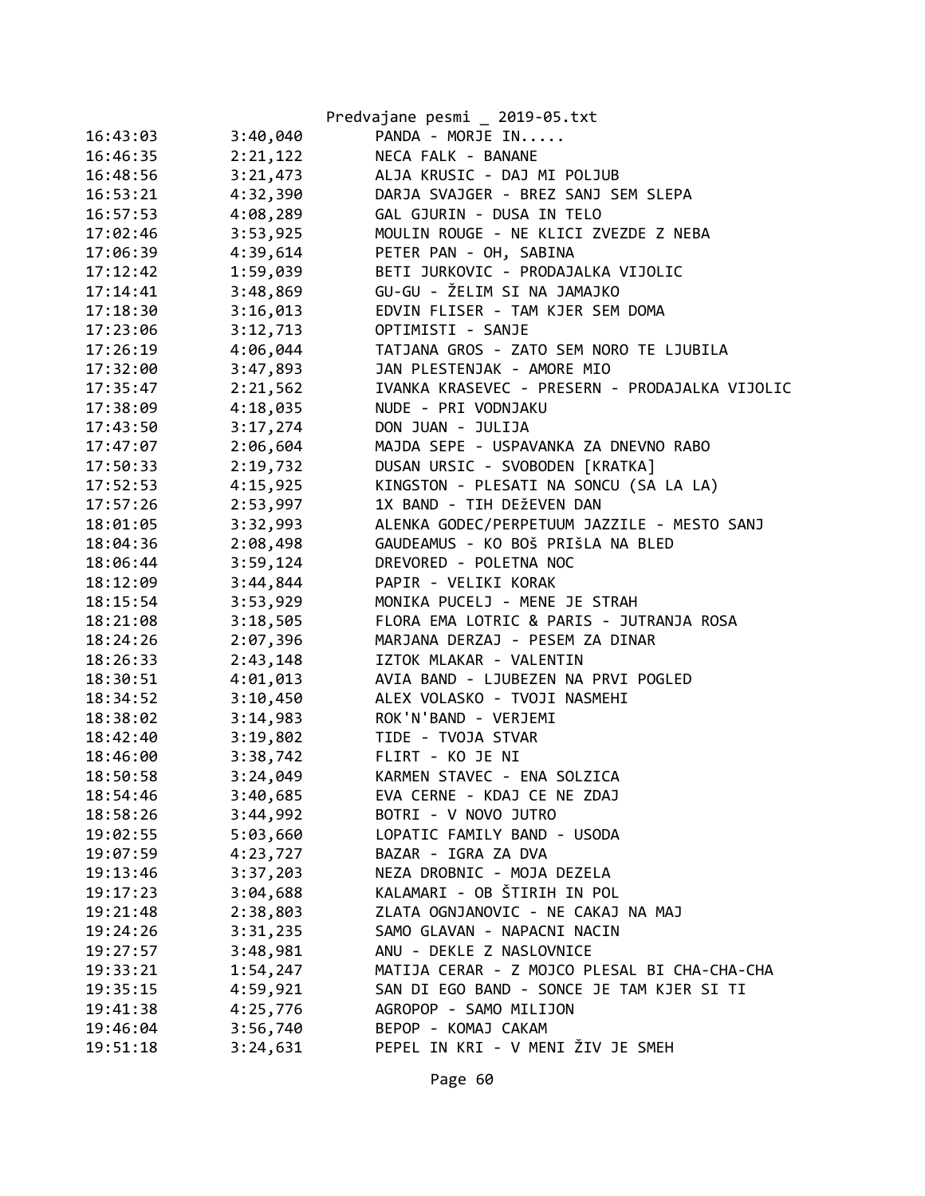| | | |
|---|---|---|
| 16:43:03 | 3:40,040 | PANDA - MORJE IN..... |
| 16:46:35 | 2:21,122 | NECA FALK - BANANE |
| 16:48:56 | 3:21,473 | ALJA KRUSIC - DAJ MI POLJUB |
| 16:53:21 | 4:32,390 | DARJA SVAJGER - BREZ SANJ SEM SLEPA |
| 16:57:53 | 4:08,289 | GAL GJURIN - DUSA IN TELO |
| 17:02:46 | 3:53,925 | MOULIN ROUGE - NE KLICI ZVEZDE Z NEBA |
| 17:06:39 | 4:39,614 | PETER PAN - OH, SABINA |
| 17:12:42 | 1:59,039 | BETI JURKOVIC - PRODAJALKA VIJOLIC |
| 17:14:41 | 3:48,869 | GU-GU - ŽELIM SI NA JAMAJKO |
| 17:18:30 | 3:16,013 | EDVIN FLISER - TAM KJER SEM DOMA |
| 17:23:06 | 3:12,713 | OPTIMISTI - SANJE |
| 17:26:19 | 4:06,044 | TATJANA GROS - ZATO SEM NORO TE LJUBILA |
| 17:32:00 | 3:47,893 | JAN PLESTENJAK - AMORE MIO |
| 17:35:47 | 2:21,562 | IVANKA KRASEVEC - PRESERN - PRODAJALKA VIJOLIC |
| 17:38:09 | 4:18,035 | NUDE - PRI VODNJAKU |
| 17:43:50 | 3:17,274 | DON JUAN - JULIJA |
| 17:47:07 | 2:06,604 | MAJDA SEPE - USPAVANKA ZA DNEVNO RABO |
| 17:50:33 | 2:19,732 | DUSAN URSIC - SVOBODEN [KRATKA] |
| 17:52:53 | 4:15,925 | KINGSTON - PLESATI NA SONCU (SA LA LA) |
| 17:57:26 | 2:53,997 | 1X BAND - TIH DEŽEVEN DAN |
| 18:01:05 | 3:32,993 | ALENKA GODEC/PERPETUUM JAZZILE - MESTO SANJ |
| 18:04:36 | 2:08,498 | GAUDEAMUS - KO BOš PRIšLA NA BLED |
| 18:06:44 | 3:59,124 | DREVORED - POLETNA NOC |
| 18:12:09 | 3:44,844 | PAPIR - VELIKI KORAK |
| 18:15:54 | 3:53,929 | MONIKA PUCELJ - MENE JE STRAH |
| 18:21:08 | 3:18,505 | FLORA EMA LOTRIC & PARIS - JUTRANJA ROSA |
| 18:24:26 | 2:07,396 | MARJANA DERZAJ - PESEM ZA DINAR |
| 18:26:33 | 2:43,148 | IZTOK MLAKAR - VALENTIN |
| 18:30:51 | 4:01,013 | AVIA BAND - LJUBEZEN NA PRVI POGLED |
| 18:34:52 | 3:10,450 | ALEX VOLASKO - TVOJI NASMEHI |
| 18:38:02 | 3:14,983 | ROK'N'BAND - VERJEMI |
| 18:42:40 | 3:19,802 | TIDE - TVOJA STVAR |
| 18:46:00 | 3:38,742 | FLIRT - KO JE NI |
| 18:50:58 | 3:24,049 | KARMEN STAVEC - ENA SOLZICA |
| 18:54:46 | 3:40,685 | EVA CERNE - KDAJ CE NE ZDAJ |
| 18:58:26 | 3:44,992 | BOTRI - V NOVO JUTRO |
| 19:02:55 | 5:03,660 | LOPATIC FAMILY BAND - USODA |
| 19:07:59 | 4:23,727 | BAZAR - IGRA ZA DVA |
| 19:13:46 | 3:37,203 | NEZA DROBNIC - MOJA DEZELA |
| 19:17:23 | 3:04,688 | KALAMARI - OB ŠTIRIH IN POL |
| 19:21:48 | 2:38,803 | ZLATA OGNJANOVIC - NE CAKAJ NA MAJ |
| 19:24:26 | 3:31,235 | SAMO GLAVAN - NAPACNI NACIN |
| 19:27:57 | 3:48,981 | ANU - DEKLE Z NASLOVNICE |
| 19:33:21 | 1:54,247 | MATIJA CERAR - Z MOJCO PLESAL BI CHA-CHA-CHA |
| 19:35:15 | 4:59,921 | SAN DI EGO BAND - SONCE JE TAM KJER SI TI |
| 19:41:38 | 4:25,776 | AGROPOP - SAMO MILIJON |
| 19:46:04 | 3:56,740 | BEPOP - KOMAJ CAKAM |
| 19:51:18 | 3:24,631 | PEPEL IN KRI - V MENI ŽIV JE SMEH |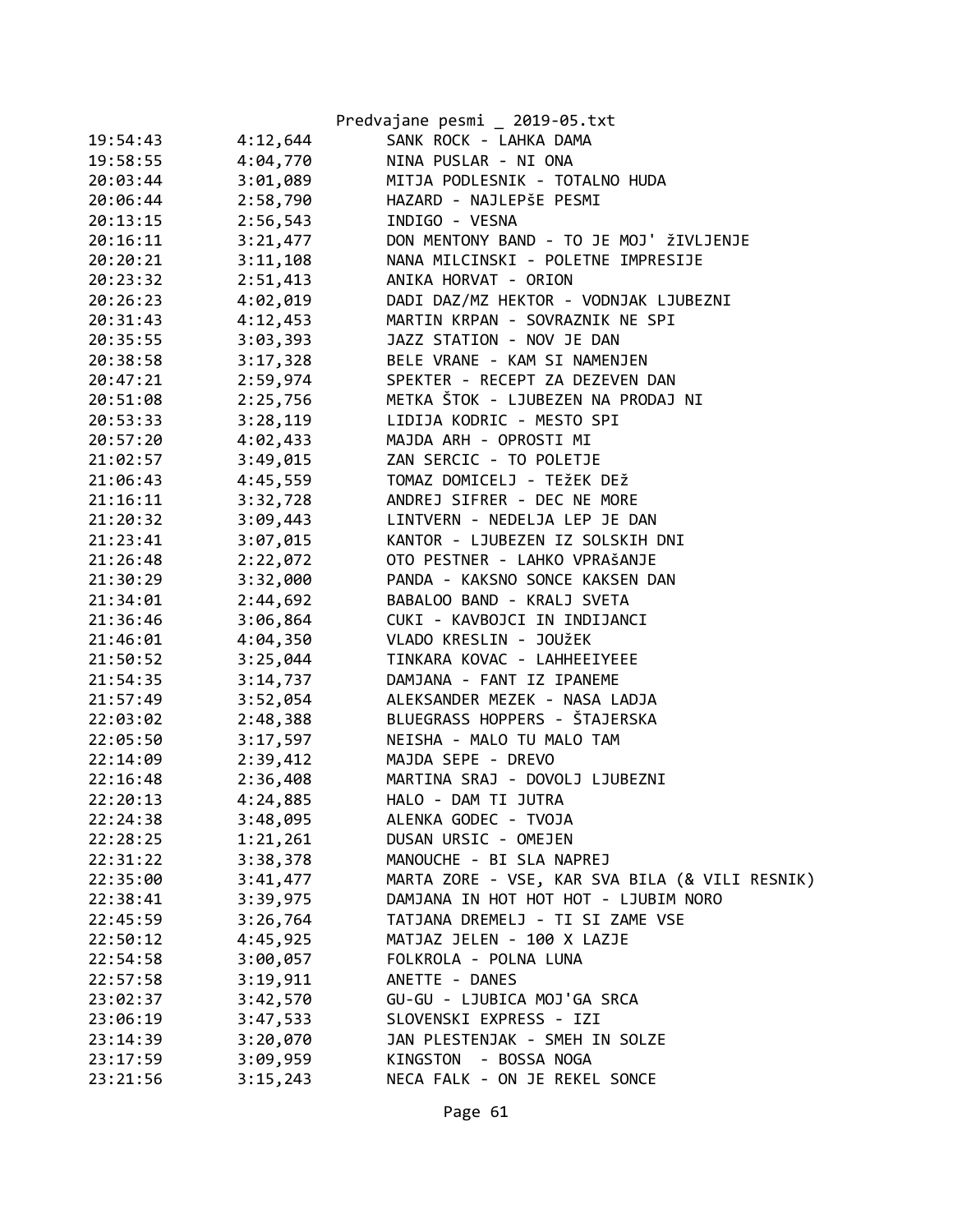| | | |
|---|---|---|
| 19:54:43 | 4:12,644 | SANK ROCK - LAHKA DAMA |
| 19:58:55 | 4:04,770 | NINA PUSLAR - NI ONA |
| 20:03:44 | 3:01,089 | MITJA PODLESNIK - TOTALNO HUDA |
| 20:06:44 | 2:58,790 | HAZARD - NAJLEPšE PESMI |
| 20:13:15 | 2:56,543 | INDIGO - VESNA |
| 20:16:11 | 3:21,477 | DON MENTONY BAND - TO JE MOJ' žIVLJENJE |
| 20:20:21 | 3:11,108 | NANA MILCINSKI - POLETNE IMPRESIJE |
| 20:23:32 | 2:51,413 | ANIKA HORVAT - ORION |
| 20:26:23 | 4:02,019 | DADI DAZ/MZ HEKTOR - VODNJAK LJUBEZNI |
| 20:31:43 | 4:12,453 | MARTIN KRPAN - SOVRAZNIK NE SPI |
| 20:35:55 | 3:03,393 | JAZZ STATION - NOV JE DAN |
| 20:38:58 | 3:17,328 | BELE VRANE - KAM SI NAMENJEN |
| 20:47:21 | 2:59,974 | SPEKTER - RECEPT ZA DEZEVEN DAN |
| 20:51:08 | 2:25,756 | METKA ŠTOK - LJUBEZEN NA PRODAJ NI |
| 20:53:33 | 3:28,119 | LIDIJA KODRIC - MESTO SPI |
| 20:57:20 | 4:02,433 | MAJDA ARH - OPROSTI MI |
| 21:02:57 | 3:49,015 | ZAN SERCIC - TO POLETJE |
| 21:06:43 | 4:45,559 | TOMAZ DOMICELJ - TEžEK DEž |
| 21:16:11 | 3:32,728 | ANDREJ SIFRER - DEC NE MORE |
| 21:20:32 | 3:09,443 | LINTVERN - NEDELJA LEP JE DAN |
| 21:23:41 | 3:07,015 | KANTOR - LJUBEZEN IZ SOLSKIH DNI |
| 21:26:48 | 2:22,072 | OTO PESTNER - LAHKO VPRAšANJE |
| 21:30:29 | 3:32,000 | PANDA - KAKSNO SONCE KAKSEN DAN |
| 21:34:01 | 2:44,692 | BABALOO BAND - KRALJ SVETA |
| 21:36:46 | 3:06,864 | CUKI - KAVBOJCI IN INDIJANCI |
| 21:46:01 | 4:04,350 | VLADO KRESLIN - JOUžEK |
| 21:50:52 | 3:25,044 | TINKARA KOVAC - LAHHEEIYEEE |
| 21:54:35 | 3:14,737 | DAMJANA - FANT IZ IPANEME |
| 21:57:49 | 3:52,054 | ALEKSANDER MEZEK - NASA LADJA |
| 22:03:02 | 2:48,388 | BLUEGRASS HOPPERS - ŠTAJERSKA |
| 22:05:50 | 3:17,597 | NEISHA - MALO TU MALO TAM |
| 22:14:09 | 2:39,412 | MAJDA SEPE - DREVO |
| 22:16:48 | 2:36,408 | MARTINA SRAJ - DOVOLJ LJUBEZNI |
| 22:20:13 | 4:24,885 | HALO - DAM TI JUTRA |
| 22:24:38 | 3:48,095 | ALENKA GODEC - TVOJA |
| 22:28:25 | 1:21,261 | DUSAN URSIC - OMEJEN |
| 22:31:22 | 3:38,378 | MANOUCHE - BI SLA NAPREJ |
| 22:35:00 | 3:41,477 | MARTA ZORE - VSE, KAR SVA BILA (& VILI RESNIK) |
| 22:38:41 | 3:39,975 | DAMJANA IN HOT HOT HOT - LJUBIM NORO |
| 22:45:59 | 3:26,764 | TATJANA DREMELJ - TI SI ZAME VSE |
| 22:50:12 | 4:45,925 | MATJAZ JELEN - 100 X LAZJE |
| 22:54:58 | 3:00,057 | FOLKROLA - POLNA LUNA |
| 22:57:58 | 3:19,911 | ANETTE - DANES |
| 23:02:37 | 3:42,570 | GU-GU - LJUBICA MOJ'GA SRCA |
| 23:06:19 | 3:47,533 | SLOVENSKI EXPRESS - IZI |
| 23:14:39 | 3:20,070 | JAN PLESTENJAK - SMEH IN SOLZE |
| 23:17:59 | 3:09,959 | KINGSTON  - BOSSA NOGA |
| 23:21:56 | 3:15,243 | NECA FALK - ON JE REKEL SONCE |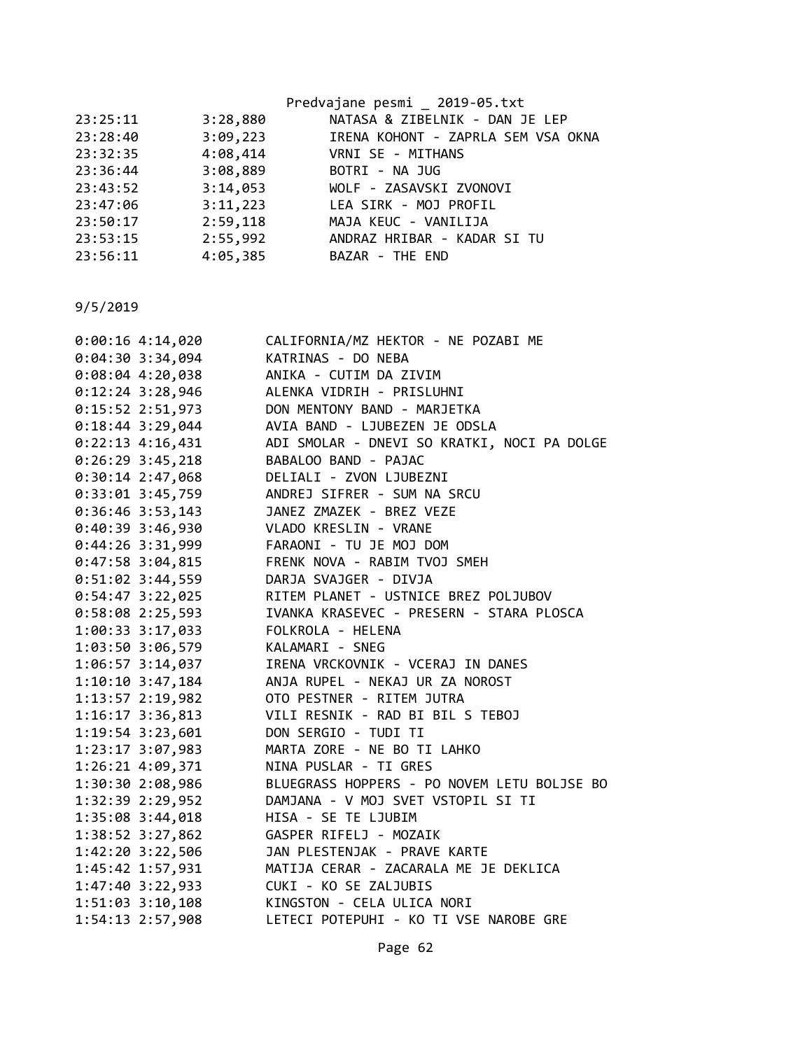```
23:25:11        3:28,880        NATASA & ZIBELNIK - DAN JE LEP
23:28:40        3:09,223        IRENA KOHONT - ZAPRLA SEM VSA OKNA
23:32:35        4:08,414        VRNI SE - MITHANS
23:36:44        3:08,889        BOTRI - NA JUG
23:43:52        3:14,053        WOLF - ZASAVSKI ZVONOVI
23:47:06        3:11,223        LEA SIRK - MOJ PROFIL
23:50:17        2:59,118        MAJA KEUC - VANILIJA
23:53:15        2:55,992        ANDRAZ HRIBAR - KADAR SI TU
23:56:11        4:05,385        BAZAR - THE END
```

9/5/2019

```
0:00:16 4:14,020        CALIFORNIA/MZ HEKTOR - NE POZABI ME
0:04:30 3:34,094        KATRINAS - DO NEBA
0:08:04 4:20,038        ANIKA - CUTIM DA ZIVIM
0:12:24 3:28,946        ALENKA VIDRIH - PRISLUHNI
0:15:52 2:51,973        DON MENTONY BAND - MARJETKA
0:18:44 3:29,044        AVIA BAND - LJUBEZEN JE ODSLA
0:22:13 4:16,431        ADI SMOLAR - DNEVI SO KRATKI, NOCI PA DOLGE
0:26:29 3:45,218        BABALOO BAND - PAJAC
0:30:14 2:47,068        DELIALI - ZVON LJUBEZNI
0:33:01 3:45,759        ANDREJ SIFRER - SUM NA SRCU
0:36:46 3:53,143        JANEZ ZMAZEK - BREZ VEZE
0:40:39 3:46,930        VLADO KRESLIN - VRANE
0:44:26 3:31,999        FARAONI - TU JE MOJ DOM
0:47:58 3:04,815        FRENK NOVA - RABIM TVOJ SMEH
0:51:02 3:44,559        DARJA SVAJGER - DIVJA
0:54:47 3:22,025        RITEM PLANET - USTNICE BREZ POLJUBOV
0:58:08 2:25,593        IVANKA KRASEVEC - PRESERN - STARA PLOSCA
1:00:33 3:17,033        FOLKROLA - HELENA
1:03:50 3:06,579        KALAMARI - SNEG
1:06:57 3:14,037        IRENA VRCKOVNIK - VCERAJ IN DANES
1:10:10 3:47,184        ANJA RUPEL - NEKAJ UR ZA NOROST
1:13:57 2:19,982        OTO PESTNER - RITEM JUTRA
1:16:17 3:36,813        VILI RESNIK - RAD BI BIL S TEBOJ
1:19:54 3:23,601        DON SERGIO - TUDI TI
1:23:17 3:07,983        MARTA ZORE - NE BO TI LAHKO
1:26:21 4:09,371        NINA PUSLAR - TI GRES
1:30:30 2:08,986        BLUEGRASS HOPPERS - PO NOVEM LETU BOLJSE BO
1:32:39 2:29,952        DAMJANA - V MOJ SVET VSTOPIL SI TI
1:35:08 3:44,018        HISA - SE TE LJUBIM
1:38:52 3:27,862        GASPER RIFELJ - MOZAIK
1:42:20 3:22,506        JAN PLESTENJAK - PRAVE KARTE
1:45:42 1:57,931        MATIJA CERAR - ZACARALA ME JE DEKLICA
1:47:40 3:22,933        CUKI - KO SE ZALJUBIS
1:51:03 3:10,108        KINGSTON - CELA ULICA NORI
1:54:13 2:57,908        LETECI POTEPUHI - KO TI VSE NAROBE GRE
```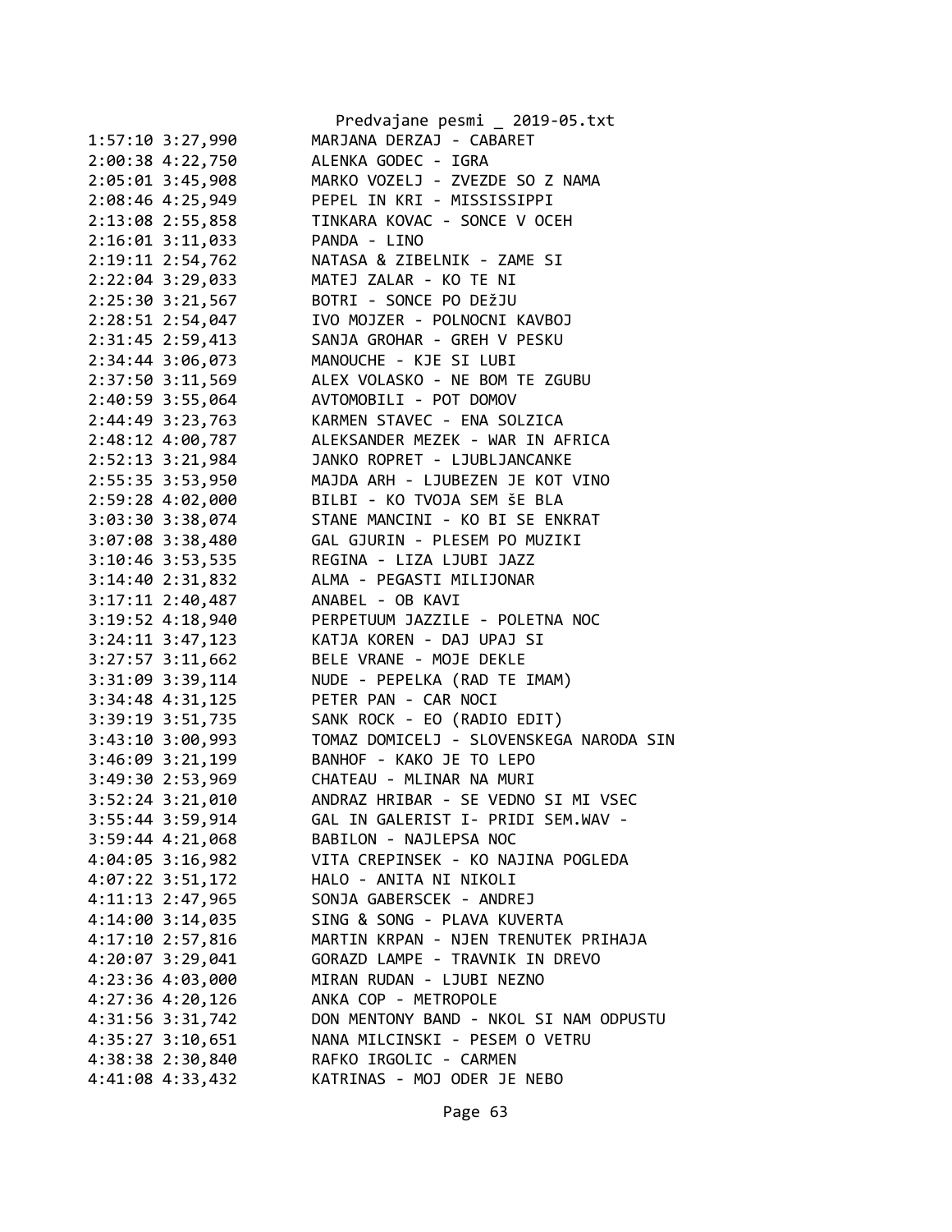```
1:57:10 3:27,990        MARJANA DERZAJ - CABARET
2:00:38 4:22,750        ALENKA GODEC - IGRA
2:05:01 3:45,908        MARKO VOZELJ - ZVEZDE SO Z NAMA
2:08:46 4:25,949        PEPEL IN KRI - MISSISSIPPI
2:13:08 2:55,858        TINKARA KOVAC - SONCE V OCEH
2:16:01 3:11,033        PANDA - LINO
2:19:11 2:54,762        NATASA & ZIBELNIK - ZAME SI
2:22:04 3:29,033        MATEJ ZALAR - KO TE NI
2:25:30 3:21,567        BOTRI - SONCE PO DEžJU
2:28:51 2:54,047        IVO MOJZER - POLNOCNI KAVBOJ
2:31:45 2:59,413        SANJA GROHAR - GREH V PESKU
2:34:44 3:06,073        MANOUCHE - KJE SI LUBI
2:37:50 3:11,569        ALEX VOLASKO - NE BOM TE ZGUBU
2:40:59 3:55,064        AVTOMOBILI - POT DOMOV
2:44:49 3:23,763        KARMEN STAVEC - ENA SOLZICA
2:48:12 4:00,787        ALEKSANDER MEZEK - WAR IN AFRICA
2:52:13 3:21,984        JANKO ROPRET - LJUBLJANCANKE
2:55:35 3:53,950        MAJDA ARH - LJUBEZEN JE KOT VINO
2:59:28 4:02,000        BILBI - KO TVOJA SEM ŠE BLA
3:03:30 3:38,074        STANE MANCINI - KO BI SE ENKRAT
3:07:08 3:38,480        GAL GJURIN - PLESEM PO MUZIKI
3:10:46 3:53,535        REGINA - LIZA LJUBI JAZZ
3:14:40 2:31,832        ALMA - PEGASTI MILIJONAR
3:17:11 2:40,487        ANABEL - OB KAVI
3:19:52 4:18,940        PERPETUUM JAZZILE - POLETNA NOC
3:24:11 3:47,123        KATJA KOREN - DAJ UPAJ SI
3:27:57 3:11,662        BELE VRANE - MOJE DEKLE
3:31:09 3:39,114        NUDE - PEPELKA (RAD TE IMAM)
3:34:48 4:31,125        PETER PAN - CAR NOCI
3:39:19 3:51,735        SANK ROCK - EO (RADIO EDIT)
3:43:10 3:00,993        TOMAZ DOMICELJ - SLOVENSKEGA NARODA SIN
3:46:09 3:21,199        BANHOF - KAKO JE TO LEPO
3:49:30 2:53,969        CHATEAU - MLINAR NA MURI
3:52:24 3:21,010        ANDRAZ HRIBAR - SE VEDNO SI MI VSEC
3:55:44 3:59,914        GAL IN GALERIST I- PRIDI SEM.WAV -
3:59:44 4:21,068        BABILON - NAJLEPSA NOC
4:04:05 3:16,982        VITA CREPINSEK - KO NAJINA POGLEDA
4:07:22 3:51,172        HALO - ANITA NI NIKOLI
4:11:13 2:47,965        SONJA GABERSCEK - ANDREJ
4:14:00 3:14,035        SING & SONG - PLAVA KUVERTA
4:17:10 2:57,816        MARTIN KRPAN - NJEN TRENUTEK PRIHAJA
4:20:07 3:29,041        GORAZD LAMPE - TRAVNIK IN DREVO
4:23:36 4:03,000        MIRAN RUDAN - LJUBI NEZNO
4:27:36 4:20,126        ANKA COP - METROPOLE
4:31:56 3:31,742        DON MENTONY BAND - NKOL SI NAM ODPUSTU
4:35:27 3:10,651        NANA MILCINSKI - PESEM O VETRU
4:38:38 2:30,840        RAFKO IRGOLIC - CARMEN
4:41:08 4:33,432        KATRINAS - MOJ ODER JE NEBO
```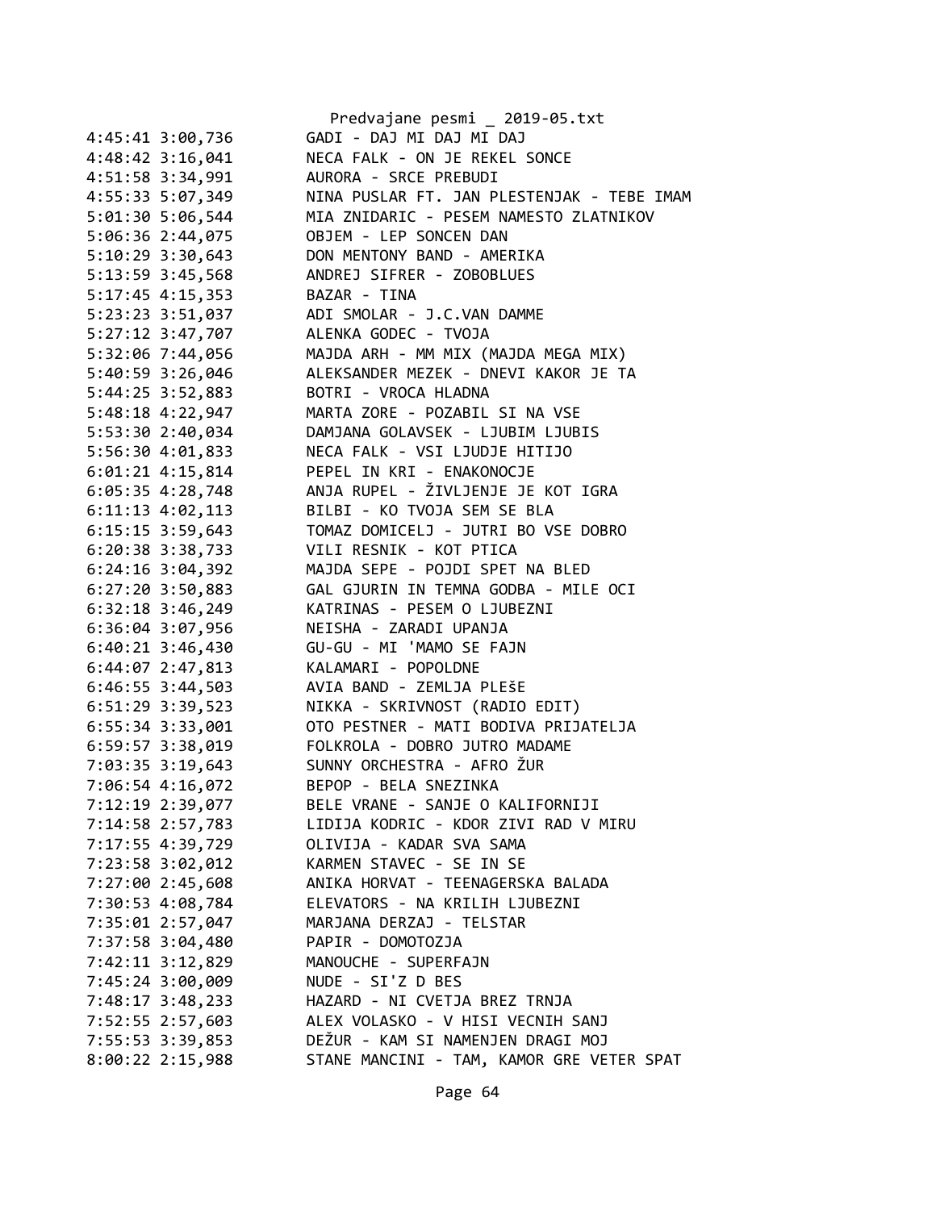```
4:45:41 3:00,736        GADI - DAJ MI DAJ MI DAJ
4:48:42 3:16,041        NECA FALK - ON JE REKEL SONCE
4:51:58 3:34,991        AURORA - SRCE PREBUDI
4:55:33 5:07,349        NINA PUSLAR FT. JAN PLESTENJAK - TEBE IMAM
5:01:30 5:06,544        MIA ZNIDARIC - PESEM NAMESTO ZLATNIKOV
5:06:36 2:44,075        OBJEM - LEP SONCEN DAN
5:10:29 3:30,643        DON MENTONY BAND - AMERIKA
5:13:59 3:45,568        ANDREJ SIFRER - ZOBOBLUES
5:17:45 4:15,353        BAZAR - TINA
5:23:23 3:51,037        ADI SMOLAR - J.C.VAN DAMME
5:27:12 3:47,707        ALENKA GODEC - TVOJA
5:32:06 7:44,056        MAJDA ARH - MM MIX (MAJDA MEGA MIX)
5:40:59 3:26,046        ALEKSANDER MEZEK - DNEVI KAKOR JE TA
5:44:25 3:52,883        BOTRI - VROCA HLADNA
5:48:18 4:22,947        MARTA ZORE - POZABIL SI NA VSE
5:53:30 2:40,034        DAMJANA GOLAVSEK - LJUBIM LJUBIS
5:56:30 4:01,833        NECA FALK - VSI LJUDJE HITIJO
6:01:21 4:15,814        PEPEL IN KRI - ENAKONOCJE
6:05:35 4:28,748        ANJA RUPEL - ŽIVLJENJE JE KOT IGRA
6:11:13 4:02,113        BILBI - KO TVOJA SEM SE BLA
6:15:15 3:59,643        TOMAZ DOMICELJ - JUTRI BO VSE DOBRO
6:20:38 3:38,733        VILI RESNIK - KOT PTICA
6:24:16 3:04,392        MAJDA SEPE - POJDI SPET NA BLED
6:27:20 3:50,883        GAL GJURIN IN TEMNA GODBA - MILE OCI
6:32:18 3:46,249        KATRINAS - PESEM O LJUBEZNI
6:36:04 3:07,956        NEISHA - ZARADI UPANJA
6:40:21 3:46,430        GU-GU - MI 'MAMO SE FAJN
6:44:07 2:47,813        KALAMARI - POPOLDNE
6:46:55 3:44,503        AVIA BAND - ZEMLJA PLEŠE
6:51:29 3:39,523        NIKKA - SKRIVNOST (RADIO EDIT)
6:55:34 3:33,001        OTO PESTNER - MATI BODIVA PRIJATELJA
6:59:57 3:38,019        FOLKROLA - DOBRO JUTRO MADAME
7:03:35 3:19,643        SUNNY ORCHESTRA - AFRO ŽUR
7:06:54 4:16,072        BEPOP - BELA SNEZINKA
7:12:19 2:39,077        BELE VRANE - SANJE O KALIFORNIJI
7:14:58 2:57,783        LIDIJA KODRIC - KDOR ZIVI RAD V MIRU
7:17:55 4:39,729        OLIVIJA - KADAR SVA SAMA
7:23:58 3:02,012        KARMEN STAVEC - SE IN SE
7:27:00 2:45,608        ANIKA HORVAT - TEENAGERSKA BALADA
7:30:53 4:08,784        ELEVATORS - NA KRILIH LJUBEZNI
7:35:01 2:57,047        MARJANA DERZAJ - TELSTAR
7:37:58 3:04,480        PAPIR - DOMOTOZJA
7:42:11 3:12,829        MANOUCHE - SUPERFAJN
7:45:24 3:00,009        NUDE - SI'Z D BES
7:48:17 3:48,233        HAZARD - NI CVETJA BREZ TRNJA
7:52:55 2:57,603        ALEX VOLASKO - V HISI VECNIH SANJ
7:55:53 3:39,853        DEŽUR - KAM SI NAMENJEN DRAGI MOJ
8:00:22 2:15,988        STANE MANCINI - TAM, KAMOR GRE VETER SPAT
```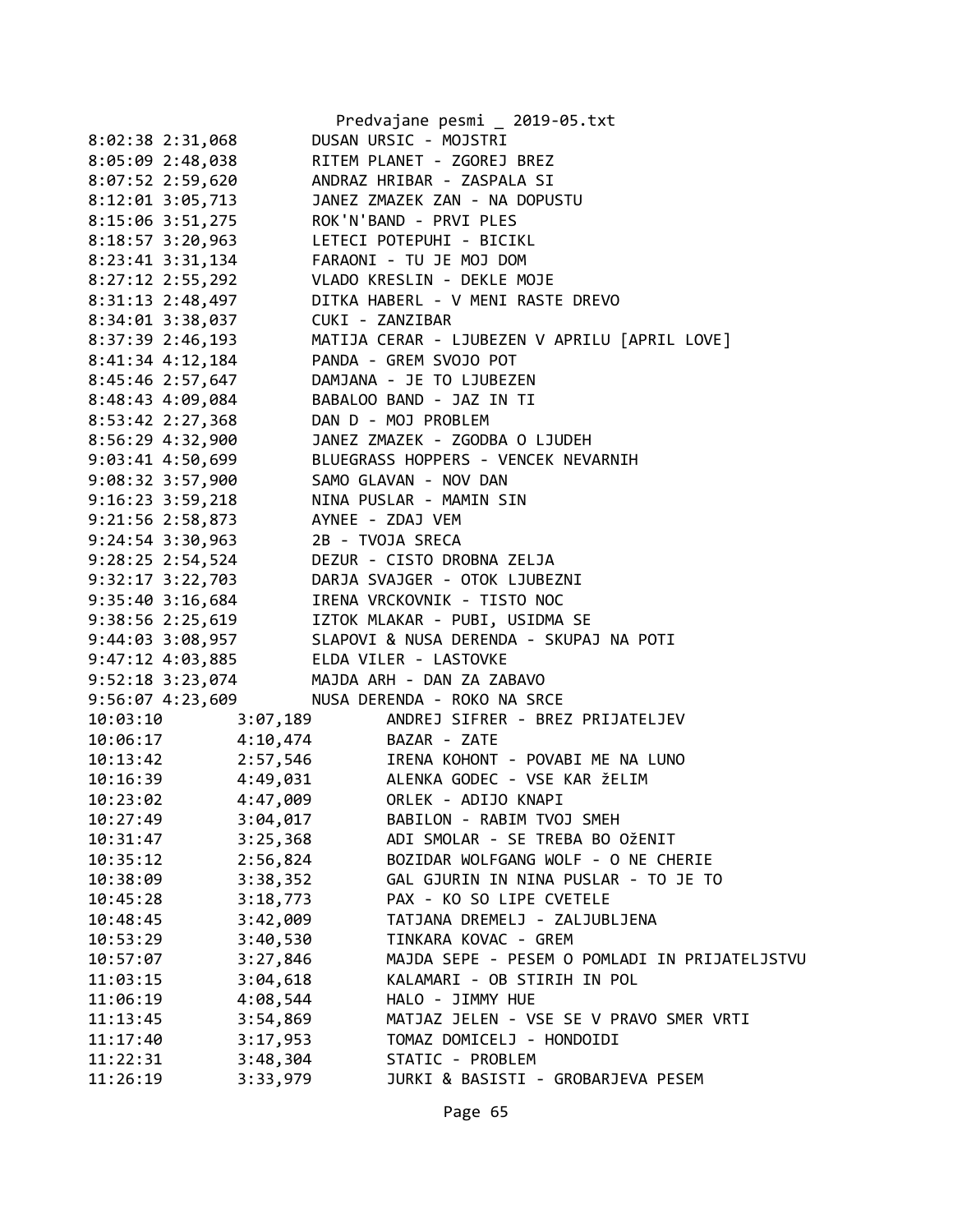```
8:02:38 2:31,068        DUSAN URSIC - MOJSTRI
8:05:09 2:48,038        RITEM PLANET - ZGOREJ BREZ
8:07:52 2:59,620        ANDRAZ HRIBAR - ZASPALA SI
8:12:01 3:05,713        JANEZ ZMAZEK ZAN - NA DOPUSTU
8:15:06 3:51,275        ROK'N'BAND - PRVI PLES
8:18:57 3:20,963        LETECI POTEPUHI - BICIKL
8:23:41 3:31,134        FARAONI - TU JE MOJ DOM
8:27:12 2:55,292        VLADO KRESLIN - DEKLE MOJE
8:31:13 2:48,497        DITKA HABERL - V MENI RASTE DREVO
8:34:01 3:38,037        CUKI - ZANZIBAR
8:37:39 2:46,193        MATIJA CERAR - LJUBEZEN V APRILU [APRIL LOVE]
8:41:34 4:12,184        PANDA - GREM SVOJO POT
8:45:46 2:57,647        DAMJANA - JE TO LJUBEZEN
8:48:43 4:09,084        BABALOO BAND - JAZ IN TI
8:53:42 2:27,368        DAN D - MOJ PROBLEM
8:56:29 4:32,900        JANEZ ZMAZEK - ZGODBA O LJUDEH
9:03:41 4:50,699        BLUEGRASS HOPPERS - VENCEK NEVARNIH
9:08:32 3:57,900        SAMO GLAVAN - NOV DAN
9:16:23 3:59,218        NINA PUSLAR - MAMIN SIN
9:21:56 2:58,873        AYNEE - ZDAJ VEM
9:24:54 3:30,963        2B - TVOJA SRECA
9:28:25 2:54,524        DEZUR - CISTO DROBNA ZELJA
9:32:17 3:22,703        DARJA SVAJGER - OTOK LJUBEZNI
9:35:40 3:16,684        IRENA VRCKOVNIK - TISTO NOC
9:38:56 2:25,619        IZTOK MLAKAR - PUBI, USIDMA SE
9:44:03 3:08,957        SLAPOVI & NUSA DERENDA - SKUPAJ NA POTI
9:47:12 4:03,885        ELDA VILER - LASTOVKE
9:52:18 3:23,074        MAJDA ARH - DAN ZA ZABAVO
9:56:07 4:23,609        NUSA DERENDA - ROKO NA SRCE
10:03:10        3:07,189        ANDREJ SIFRER - BREZ PRIJATELJEV
10:06:17        4:10,474        BAZAR - ZATE
10:13:42        2:57,546        IRENA KOHONT - POVABI ME NA LUNO
10:16:39        4:49,031        ALENKA GODEC - VSE KAR žELIM
10:23:02        4:47,009        ORLEK - ADIJO KNAPI
10:27:49        3:04,017        BABILON - RABIM TVOJ SMEH
10:31:47        3:25,368        ADI SMOLAR - SE TREBA BO OžENIT
10:35:12        2:56,824        BOZIDAR WOLFGANG WOLF - O NE CHERIE
10:38:09        3:38,352        GAL GJURIN IN NINA PUSLAR - TO JE TO
10:45:28        3:18,773        PAX - KO SO LIPE CVETELE
10:48:45        3:42,009        TATJANA DREMELJ - ZALJUBLJENA
10:53:29        3:40,530        TINKARA KOVAC - GREM
10:57:07        3:27,846        MAJDA SEPE - PESEM O POMLADI IN PRIJATELJSTVU
11:03:15        3:04,618        KALAMARI - OB STIRIH IN POL
11:06:19        4:08,544        HALO - JIMMY HUE
11:13:45        3:54,869        MATJAZ JELEN - VSE SE V PRAVO SMER VRTI
11:17:40        3:17,953        TOMAZ DOMICELJ - HONDOIDI
11:22:31        3:48,304        STATIC - PROBLEM
11:26:19        3:33,979        JURKI & BASISTI - GROBARJEVA PESEM
```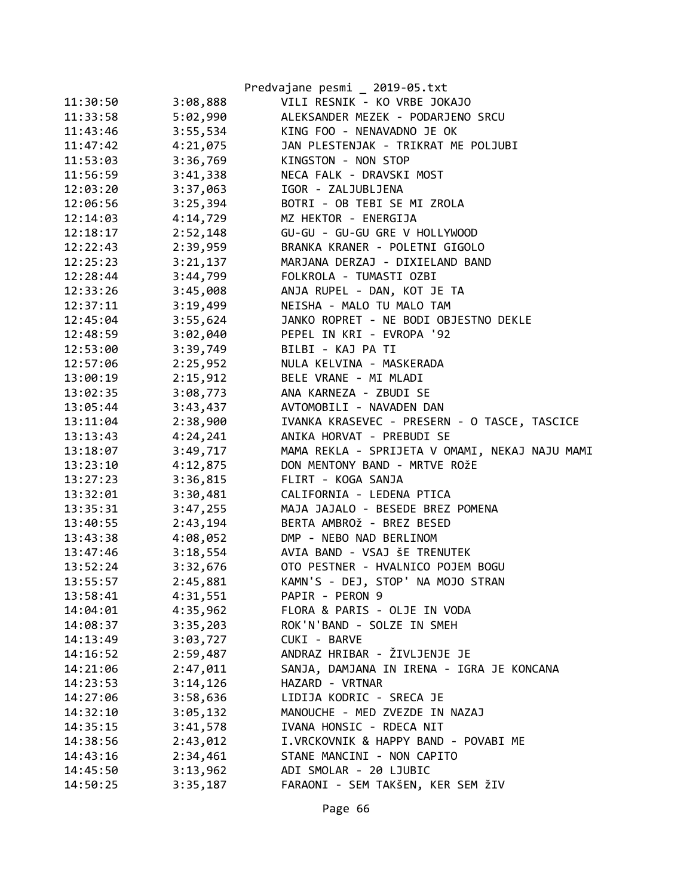Predvajane pesmi _ 2019-05.txt

| | | |
|---|---|---|
| 11:30:50 | 3:08,888 | VILI RESNIK - KO VRBE JOKAJO |
| 11:33:58 | 5:02,990 | ALEKSANDER MEZEK - PODARJENO SRCU |
| 11:43:46 | 3:55,534 | KING FOO - NENAVADNO JE OK |
| 11:47:42 | 4:21,075 | JAN PLESTENJAK - TRIKRAT ME POLJUBI |
| 11:53:03 | 3:36,769 | KINGSTON - NON STOP |
| 11:56:59 | 3:41,338 | NECA FALK - DRAVSKI MOST |
| 12:03:20 | 3:37,063 | IGOR - ZALJUBLJENA |
| 12:06:56 | 3:25,394 | BOTRI - OB TEBI SE MI ZROLA |
| 12:14:03 | 4:14,729 | MZ HEKTOR - ENERGIJA |
| 12:18:17 | 2:52,148 | GU-GU - GU-GU GRE V HOLLYWOOD |
| 12:22:43 | 2:39,959 | BRANKA KRANER - POLETNI GIGOLO |
| 12:25:23 | 3:21,137 | MARJANA DERZAJ - DIXIELAND BAND |
| 12:28:44 | 3:44,799 | FOLKROLA - TUMASTI OZBI |
| 12:33:26 | 3:45,008 | ANJA RUPEL - DAN, KOT JE TA |
| 12:37:11 | 3:19,499 | NEISHA - MALO TU MALO TAM |
| 12:45:04 | 3:55,624 | JANKO ROPRET - NE BODI OBJESTNO DEKLE |
| 12:48:59 | 3:02,040 | PEPEL IN KRI - EVROPA '92 |
| 12:53:00 | 3:39,749 | BILBI - KAJ PA TI |
| 12:57:06 | 2:25,952 | NULA KELVINA - MASKERADA |
| 13:00:19 | 2:15,912 | BELE VRANE - MI MLADI |
| 13:02:35 | 3:08,773 | ANA KARNEZA - ZBUDI SE |
| 13:05:44 | 3:43,437 | AVTOMOBILI - NAVADEN DAN |
| 13:11:04 | 2:38,900 | IVANKA KRASEVEC - PRESERN - O TASCE, TASCICE |
| 13:13:43 | 4:24,241 | ANIKA HORVAT - PREBUDI SE |
| 13:18:07 | 3:49,717 | MAMA REKLA - SPRIJETA V OMAMI, NEKAJ NAJU MAMI |
| 13:23:10 | 4:12,875 | DON MENTONY BAND - MRTVE ROžE |
| 13:27:23 | 3:36,815 | FLIRT - KOGA SANJA |
| 13:32:01 | 3:30,481 | CALIFORNIA - LEDENA PTICA |
| 13:35:31 | 3:47,255 | MAJA JAJALO - BESEDE BREZ POMENA |
| 13:40:55 | 2:43,194 | BERTA AMBROž - BREZ BESED |
| 13:43:38 | 4:08,052 | DMP - NEBO NAD BERLINOM |
| 13:47:46 | 3:18,554 | AVIA BAND - VSAJ šE TRENUTEK |
| 13:52:24 | 3:32,676 | OTO PESTNER - HVALNICO POJEM BOGU |
| 13:55:57 | 2:45,881 | KAMN'S - DEJ, STOP' NA MOJO STRAN |
| 13:58:41 | 4:31,551 | PAPIR - PERON 9 |
| 14:04:01 | 4:35,962 | FLORA & PARIS - OLJE IN VODA |
| 14:08:37 | 3:35,203 | ROK'N'BAND - SOLZE IN SMEH |
| 14:13:49 | 3:03,727 | CUKI - BARVE |
| 14:16:52 | 2:59,487 | ANDRAZ HRIBAR - ŽIVLJENJE JE |
| 14:21:06 | 2:47,011 | SANJA, DAMJANA IN IRENA - IGRA JE KONCANA |
| 14:23:53 | 3:14,126 | HAZARD - VRTNAR |
| 14:27:06 | 3:58,636 | LIDIJA KODRIC - SRECA JE |
| 14:32:10 | 3:05,132 | MANOUCHE - MED ZVEZDE IN NAZAJ |
| 14:35:15 | 3:41,578 | IVANA HONSIC - RDECA NIT |
| 14:38:56 | 2:43,012 | I.VRCKOVNIK & HAPPY BAND - POVABI ME |
| 14:43:16 | 2:34,461 | STANE MANCINI - NON CAPITO |
| 14:45:50 | 3:13,962 | ADI SMOLAR - 20 LJUBIC |
| 14:50:25 | 3:35,187 | FARAONI - SEM TAKšEN, KER SEM žIV |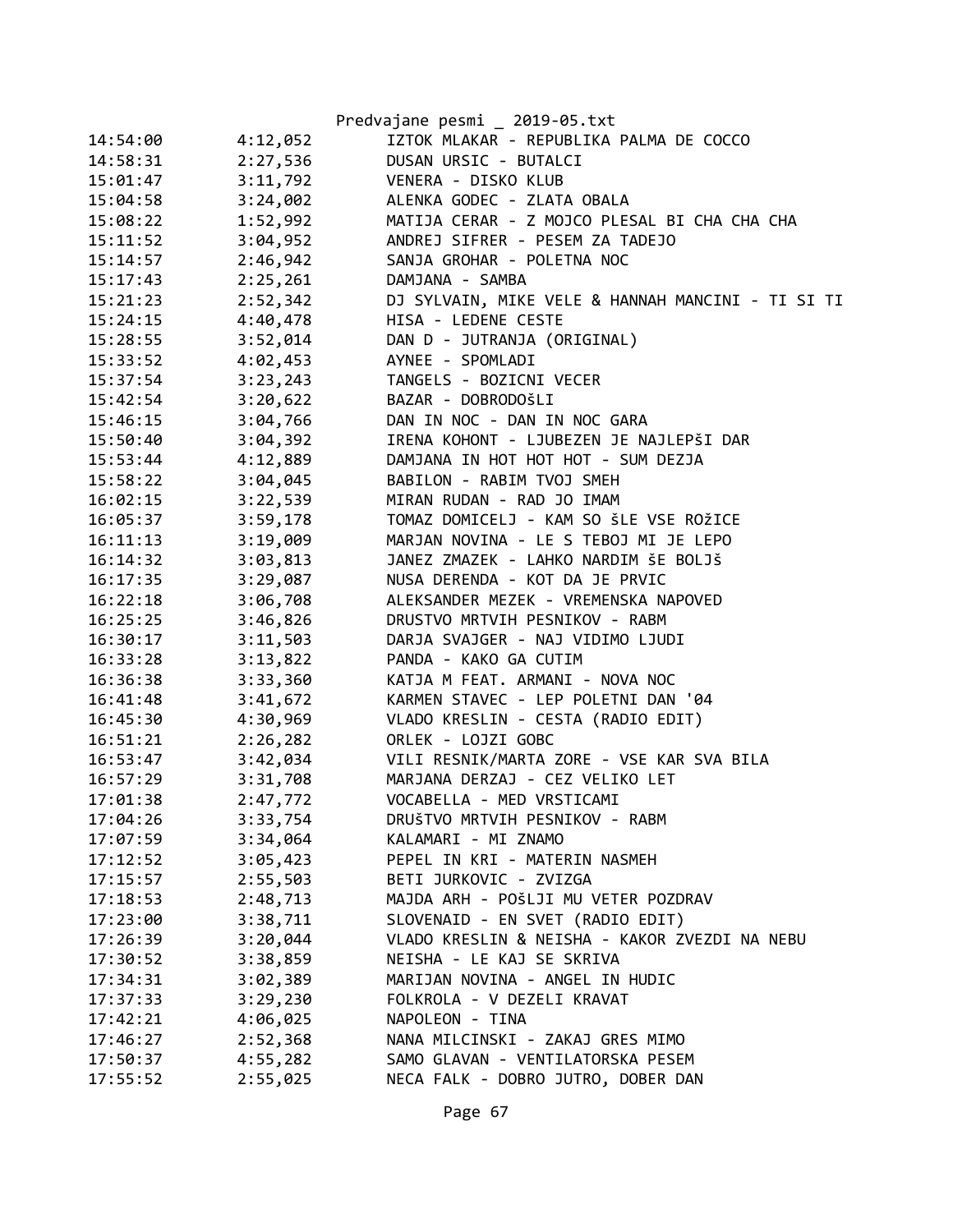| | | |
|---|---|---|
| 14:54:00 | 4:12,052 | IZTOK MLAKAR - REPUBLIKA PALMA DE COCCO |
| 14:58:31 | 2:27,536 | DUSAN URSIC - BUTALCI |
| 15:01:47 | 3:11,792 | VENERA - DISKO KLUB |
| 15:04:58 | 3:24,002 | ALENKA GODEC - ZLATA OBALA |
| 15:08:22 | 1:52,992 | MATIJA CERAR - Z MOJCO PLESAL BI CHA CHA CHA |
| 15:11:52 | 3:04,952 | ANDREJ SIFRER - PESEM ZA TADEJO |
| 15:14:57 | 2:46,942 | SANJA GROHAR - POLETNA NOC |
| 15:17:43 | 2:25,261 | DAMJANA - SAMBA |
| 15:21:23 | 2:52,342 | DJ SYLVAIN, MIKE VELE & HANNAH MANCINI - TI SI TI |
| 15:24:15 | 4:40,478 | HISA - LEDENE CESTE |
| 15:28:55 | 3:52,014 | DAN D - JUTRANJA (ORIGINAL) |
| 15:33:52 | 4:02,453 | AYNEE - SPOMLADI |
| 15:37:54 | 3:23,243 | TANGELS - BOZICNI VECER |
| 15:42:54 | 3:20,622 | BAZAR - DOBRODOŠLI |
| 15:46:15 | 3:04,766 | DAN IN NOC - DAN IN NOC GARA |
| 15:50:40 | 3:04,392 | IRENA KOHONT - LJUBEZEN JE NAJLEPŠI DAR |
| 15:53:44 | 4:12,889 | DAMJANA IN HOT HOT HOT - SUM DEZJA |
| 15:58:22 | 3:04,045 | BABILON - RABIM TVOJ SMEH |
| 16:02:15 | 3:22,539 | MIRAN RUDAN - RAD JO IMAM |
| 16:05:37 | 3:59,178 | TOMAZ DOMICELJ - KAM SO ŠLE VSE ROŽICE |
| 16:11:13 | 3:19,009 | MARJAN NOVINA - LE S TEBOJ MI JE LEPO |
| 16:14:32 | 3:03,813 | JANEZ ZMAZEK - LAHKO NARDIM ŠE BOLJŠ |
| 16:17:35 | 3:29,087 | NUSA DERENDA - KOT DA JE PRVIC |
| 16:22:18 | 3:06,708 | ALEKSANDER MEZEK - VREMENSKA NAPOVED |
| 16:25:25 | 3:46,826 | DRUSTVO MRTVIH PESNIKOV - RABM |
| 16:30:17 | 3:11,503 | DARJA SVAJGER - NAJ VIDIMO LJUDI |
| 16:33:28 | 3:13,822 | PANDA - KAKO GA CUTIM |
| 16:36:38 | 3:33,360 | KATJA M FEAT. ARMANI - NOVA NOC |
| 16:41:48 | 3:41,672 | KARMEN STAVEC - LEP POLETNI DAN '04 |
| 16:45:30 | 4:30,969 | VLADO KRESLIN - CESTA (RADIO EDIT) |
| 16:51:21 | 2:26,282 | ORLEK - LOJZI GOBC |
| 16:53:47 | 3:42,034 | VILI RESNIK/MARTA ZORE - VSE KAR SVA BILA |
| 16:57:29 | 3:31,708 | MARJANA DERZAJ - CEZ VELIKO LET |
| 17:01:38 | 2:47,772 | VOCABELLA - MED VRSTICAMI |
| 17:04:26 | 3:33,754 | DRUŠTVO MRTVIH PESNIKOV - RABM |
| 17:07:59 | 3:34,064 | KALAMARI - MI ZNAMO |
| 17:12:52 | 3:05,423 | PEPEL IN KRI - MATERIN NASMEH |
| 17:15:57 | 2:55,503 | BETI JURKOVIC - ZVIZGA |
| 17:18:53 | 2:48,713 | MAJDA ARH - POŠLJI MU VETER POZDRAV |
| 17:23:00 | 3:38,711 | SLOVENAID - EN SVET (RADIO EDIT) |
| 17:26:39 | 3:20,044 | VLADO KRESLIN & NEISHA - KAKOR ZVEZDI NA NEBU |
| 17:30:52 | 3:38,859 | NEISHA - LE KAJ SE SKRIVA |
| 17:34:31 | 3:02,389 | MARIJAN NOVINA - ANGEL IN HUDIC |
| 17:37:33 | 3:29,230 | FOLKROLA - V DEZELI KRAVAT |
| 17:42:21 | 4:06,025 | NAPOLEON - TINA |
| 17:46:27 | 2:52,368 | NANA MILCINSKI - ZAKAJ GRES MIMO |
| 17:50:37 | 4:55,282 | SAMO GLAVAN - VENTILATORSKA PESEM |
| 17:55:52 | 2:55,025 | NECA FALK - DOBRO JUTRO, DOBER DAN |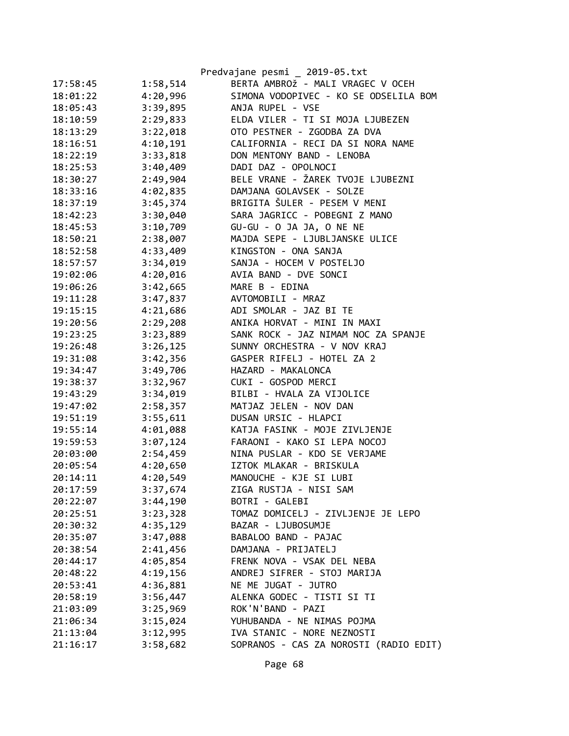| | | |
|---|---|---|
| 17:58:45 | 1:58,514 | BERTA AMBROŽ - MALI VRAGEC V OCEH |
| 18:01:22 | 4:20,996 | SIMONA VODOPIVEC - KO SE ODSELILA BOM |
| 18:05:43 | 3:39,895 | ANJA RUPEL - VSE |
| 18:10:59 | 2:29,833 | ELDA VILER - TI SI MOJA LJUBEZEN |
| 18:13:29 | 3:22,018 | OTO PESTNER - ZGODBA ZA DVA |
| 18:16:51 | 4:10,191 | CALIFORNIA - RECI DA SI NORA NAME |
| 18:22:19 | 3:33,818 | DON MENTONY BAND - LENOBA |
| 18:25:53 | 3:40,409 | DADI DAZ - OPOLNOCI |
| 18:30:27 | 2:49,904 | BELE VRANE - ŽAREK TVOJE LJUBEZNI |
| 18:33:16 | 4:02,835 | DAMJANA GOLAVSEK - SOLZE |
| 18:37:19 | 3:45,374 | BRIGITA ŠULER - PESEM V MENI |
| 18:42:23 | 3:30,040 | SARA JAGRICC - POBEGNI Z MANO |
| 18:45:53 | 3:10,709 | GU-GU - O JA JA, O NE NE |
| 18:50:21 | 2:38,007 | MAJDA SEPE - LJUBLJANSKE ULICE |
| 18:52:58 | 4:33,409 | KINGSTON - ONA SANJA |
| 18:57:57 | 3:34,019 | SANJA - HOCEM V POSTELJO |
| 19:02:06 | 4:20,016 | AVIA BAND - DVE SONCI |
| 19:06:26 | 3:42,665 | MARE B - EDINA |
| 19:11:28 | 3:47,837 | AVTOMOBILI - MRAZ |
| 19:15:15 | 4:21,686 | ADI SMOLAR - JAZ BI TE |
| 19:20:56 | 2:29,208 | ANIKA HORVAT - MINI IN MAXI |
| 19:23:25 | 3:23,889 | SANK ROCK - JAZ NIMAM NOC ZA SPANJE |
| 19:26:48 | 3:26,125 | SUNNY ORCHESTRA - V NOV KRAJ |
| 19:31:08 | 3:42,356 | GASPER RIFELJ - HOTEL ZA 2 |
| 19:34:47 | 3:49,706 | HAZARD - MAKALONCA |
| 19:38:37 | 3:32,967 | CUKI - GOSPOD MERCI |
| 19:43:29 | 3:34,019 | BILBI - HVALA ZA VIJOLICE |
| 19:47:02 | 2:58,357 | MATJAZ JELEN - NOV DAN |
| 19:51:19 | 3:55,611 | DUSAN URSIC - HLAPCI |
| 19:55:14 | 4:01,088 | KATJA FASINK - MOJE ZIVLJENJE |
| 19:59:53 | 3:07,124 | FARAONI - KAKO SI LEPA NOCOJ |
| 20:03:00 | 2:54,459 | NINA PUSLAR - KDO SE VERJAME |
| 20:05:54 | 4:20,650 | IZTOK MLAKAR - BRISKULA |
| 20:14:11 | 4:20,549 | MANOUCHE - KJE SI LUBI |
| 20:17:59 | 3:37,674 | ZIGA RUSTJA - NISI SAM |
| 20:22:07 | 3:44,190 | BOTRI - GALEBI |
| 20:25:51 | 3:23,328 | TOMAZ DOMICELJ - ZIVLJENJE JE LEPO |
| 20:30:32 | 4:35,129 | BAZAR - LJUBOSUMJE |
| 20:35:07 | 3:47,088 | BABALOO BAND - PAJAC |
| 20:38:54 | 2:41,456 | DAMJANA - PRIJATELJ |
| 20:44:17 | 4:05,854 | FRENK NOVA - VSAK DEL NEBA |
| 20:48:22 | 4:19,156 | ANDREJ SIFRER - STOJ MARIJA |
| 20:53:41 | 4:36,881 | NE ME JUGAT - JUTRO |
| 20:58:19 | 3:56,447 | ALENKA GODEC - TISTI SI TI |
| 21:03:09 | 3:25,969 | ROK'N'BAND - PAZI |
| 21:06:34 | 3:15,024 | YUHUBANDA - NE NIMAS POJMA |
| 21:13:04 | 3:12,995 | IVA STANIC - NORE NEZNOSTI |
| 21:16:17 | 3:58,682 | SOPRANOS - CAS ZA NOROSTI (RADIO EDIT) |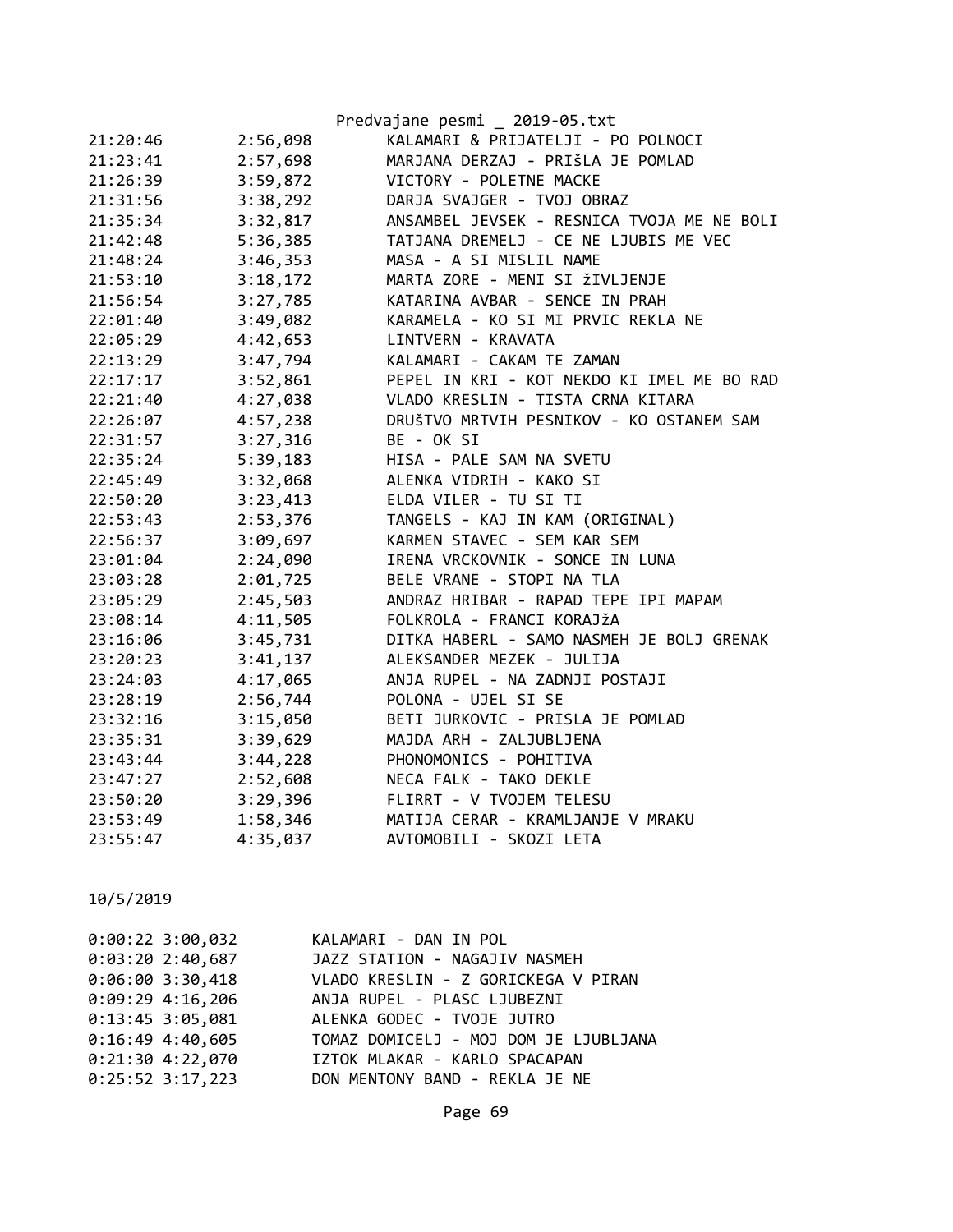| | | |
|---|---|---|
| 21:20:46 | 2:56,098 | KALAMARI & PRIJATELJI - PO POLNOCI |
| 21:23:41 | 2:57,698 | MARJANA DERZAJ - PRIŠLA JE POMLAD |
| 21:26:39 | 3:59,872 | VICTORY - POLETNE MACKE |
| 21:31:56 | 3:38,292 | DARJA SVAJGER - TVOJ OBRAZ |
| 21:35:34 | 3:32,817 | ANSAMBEL JEVSEK - RESNICA TVOJA ME NE BOLI |
| 21:42:48 | 5:36,385 | TATJANA DREMELJ - CE NE LJUBIS ME VEC |
| 21:48:24 | 3:46,353 | MASA - A SI MISLIL NAME |
| 21:53:10 | 3:18,172 | MARTA ZORE - MENI SI žIVLJENJE |
| 21:56:54 | 3:27,785 | KATARINA AVBAR - SENCE IN PRAH |
| 22:01:40 | 3:49,082 | KARAMELA - KO SI MI PRVIC REKLA NE |
| 22:05:29 | 4:42,653 | LINTVERN - KRAVATA |
| 22:13:29 | 3:47,794 | KALAMARI - CAKAM TE ZAMAN |
| 22:17:17 | 3:52,861 | PEPEL IN KRI - KOT NEKDO KI IMEL ME BO RAD |
| 22:21:40 | 4:27,038 | VLADO KRESLIN - TISTA CRNA KITARA |
| 22:26:07 | 4:57,238 | DRUŠTVO MRTVIH PESNIKOV - KO OSTANEM SAM |
| 22:31:57 | 3:27,316 | BE - OK SI |
| 22:35:24 | 5:39,183 | HISA - PALE SAM NA SVETU |
| 22:45:49 | 3:32,068 | ALENKA VIDRIH - KAKO SI |
| 22:50:20 | 3:23,413 | ELDA VILER - TU SI TI |
| 22:53:43 | 2:53,376 | TANGELS - KAJ IN KAM (ORIGINAL) |
| 22:56:37 | 3:09,697 | KARMEN STAVEC - SEM KAR SEM |
| 23:01:04 | 2:24,090 | IRENA VRCKOVNIK - SONCE IN LUNA |
| 23:03:28 | 2:01,725 | BELE VRANE - STOPI NA TLA |
| 23:05:29 | 2:45,503 | ANDRAZ HRIBAR - RAPAD TEPE IPI MAPAM |
| 23:08:14 | 4:11,505 | FOLKROLA - FRANCI KORAJžA |
| 23:16:06 | 3:45,731 | DITKA HABERL - SAMO NASMEH JE BOLJ GRENAK |
| 23:20:23 | 3:41,137 | ALEKSANDER MEZEK - JULIJA |
| 23:24:03 | 4:17,065 | ANJA RUPEL - NA ZADNJI POSTAJI |
| 23:28:19 | 2:56,744 | POLONA - UJEL SI SE |
| 23:32:16 | 3:15,050 | BETI JURKOVIC - PRISLA JE POMLAD |
| 23:35:31 | 3:39,629 | MAJDA ARH - ZALJUBLJENA |
| 23:43:44 | 3:44,228 | PHONOMONICS - POHITIVA |
| 23:47:27 | 2:52,608 | NECA FALK - TAKO DEKLE |
| 23:50:20 | 3:29,396 | FLIRRT - V TVOJEM TELESU |
| 23:53:49 | 1:58,346 | MATIJA CERAR - KRAMLJANJE V MRAKU |
| 23:55:47 | 4:35,037 | AVTOMOBILI - SKOZI LETA |

10/5/2019

| | | |
|---|---|---|
| 0:00:22 | 3:00,032 | KALAMARI - DAN IN POL |
| 0:03:20 | 2:40,687 | JAZZ STATION - NAGAJIV NASMEH |
| 0:06:00 | 3:30,418 | VLADO KRESLIN - Z GORICKEGA V PIRAN |
| 0:09:29 | 4:16,206 | ANJA RUPEL - PLASC LJUBEZNI |
| 0:13:45 | 3:05,081 | ALENKA GODEC - TVOJE JUTRO |
| 0:16:49 | 4:40,605 | TOMAZ DOMICELJ - MOJ DOM JE LJUBLJANA |
| 0:21:30 | 4:22,070 | IZTOK MLAKAR - KARLO SPACAPAN |
| 0:25:52 | 3:17,223 | DON MENTONY BAND - REKLA JE NE |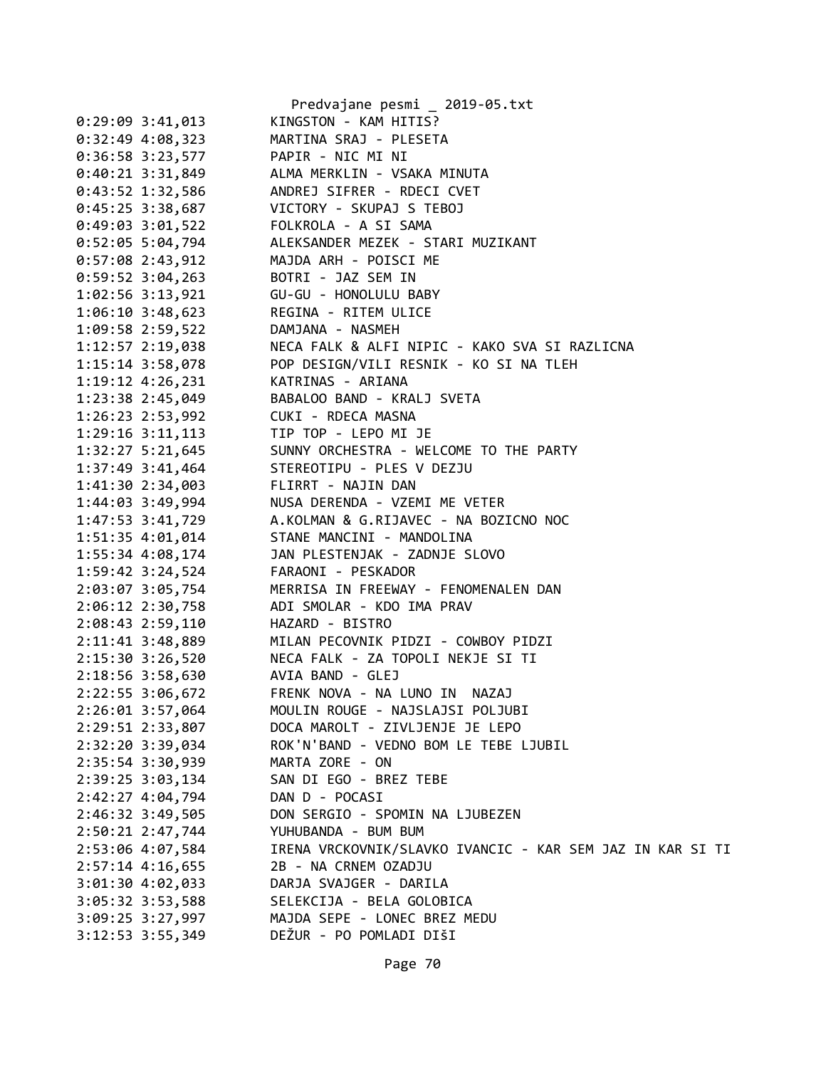```
0:29:09 3:41,013        KINGSTON - KAM HITIS?
0:32:49 4:08,323        MARTINA SRAJ - PLESETA
0:36:58 3:23,577        PAPIR - NIC MI NI
0:40:21 3:31,849        ALMA MERKLIN - VSAKA MINUTA
0:43:52 1:32,586        ANDREJ SIFRER - RDECI CVET
0:45:25 3:38,687        VICTORY - SKUPAJ S TEBOJ
0:49:03 3:01,522        FOLKROLA - A SI SAMA
0:52:05 5:04,794        ALEKSANDER MEZEK - STARI MUZIKANT
0:57:08 2:43,912        MAJDA ARH - POISCI ME
0:59:52 3:04,263        BOTRI - JAZ SEM IN
1:02:56 3:13,921        GU-GU - HONOLULU BABY
1:06:10 3:48,623        REGINA - RITEM ULICE
1:09:58 2:59,522        DAMJANA - NASMEH
1:12:57 2:19,038        NECA FALK & ALFI NIPIC - KAKO SVA SI RAZLICNA
1:15:14 3:58,078        POP DESIGN/VILI RESNIK - KO SI NA TLEH
1:19:12 4:26,231        KATRINAS - ARIANA
1:23:38 2:45,049        BABALOO BAND - KRALJ SVETA
1:26:23 2:53,992        CUKI - RDECA MASNA
1:29:16 3:11,113        TIP TOP - LEPO MI JE
1:32:27 5:21,645        SUNNY ORCHESTRA - WELCOME TO THE PARTY
1:37:49 3:41,464        STEREOTIPU - PLES V DEZJU
1:41:30 2:34,003        FLIRRT - NAJIN DAN
1:44:03 3:49,994        NUSA DERENDA - VZEMI ME VETER
1:47:53 3:41,729        A.KOLMAN & G.RIJAVEC - NA BOZICNO NOC
1:51:35 4:01,014        STANE MANCINI - MANDOLINA
1:55:34 4:08,174        JAN PLESTENJAK - ZADNJE SLOVO
1:59:42 3:24,524        FARAONI - PESKADOR
2:03:07 3:05,754        MERRISA IN FREEWAY - FENOMENALEN DAN
2:06:12 2:30,758        ADI SMOLAR - KDO IMA PRAV
2:08:43 2:59,110        HAZARD - BISTRO
2:11:41 3:48,889        MILAN PECOVNIK PIDZI - COWBOY PIDZI
2:15:30 3:26,520        NECA FALK - ZA TOPOLI NEKJE SI TI
2:18:56 3:58,630        AVIA BAND - GLEJ
2:22:55 3:06,672        FRENK NOVA - NA LUNO IN  NAZAJ
2:26:01 3:57,064        MOULIN ROUGE - NAJSLAJSI POLJUBI
2:29:51 2:33,807        DOCA MAROLT - ZIVLJENJE JE LEPO
2:32:20 3:39,034        ROK'N'BAND - VEDNO BOM LE TEBE LJUBIL
2:35:54 3:30,939        MARTA ZORE - ON
2:39:25 3:03,134        SAN DI EGO - BREZ TEBE
2:42:27 4:04,794        DAN D - POCASI
2:46:32 3:49,505        DON SERGIO - SPOMIN NA LJUBEZEN
2:50:21 2:47,744        YUHUBANDA - BUM BUM
2:53:06 4:07,584        IRENA VRCKOVNIK/SLAVKO IVANCIC - KAR SEM JAZ IN KAR SI TI
2:57:14 4:16,655        2B - NA CRNEM OZADJU
3:01:30 4:02,033        DARJA SVAJGER - DARILA
3:05:32 3:53,588        SELEKCIJA - BELA GOLOBICA
3:09:25 3:27,997        MAJDA SEPE - LONEC BREZ MEDU
3:12:53 3:55,349        DEŽUR - PO POMLADI DIšI
```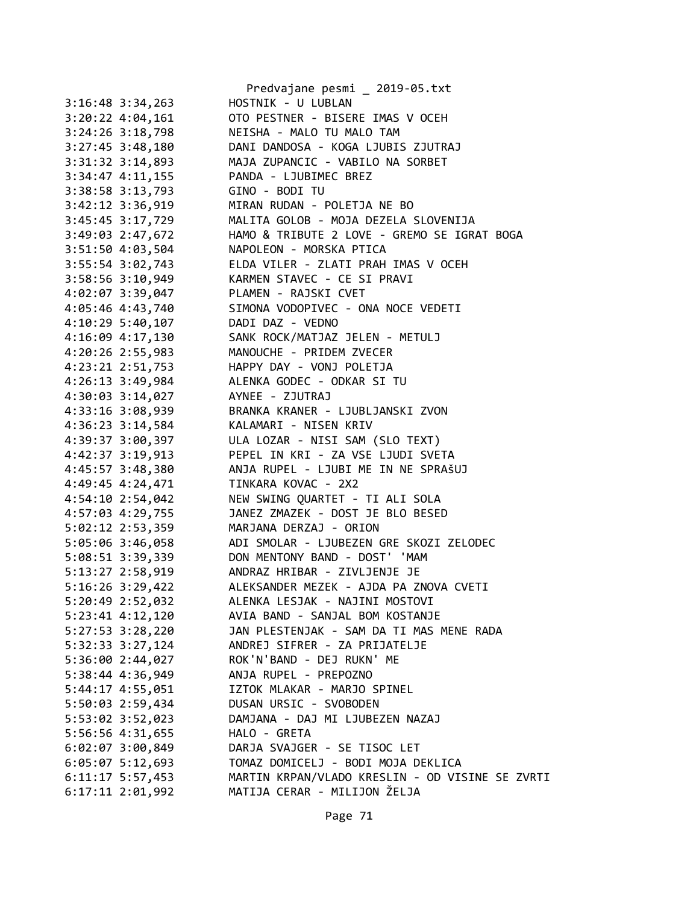```
3:16:48 3:34,263        HOSTNIK - U LUBLAN
3:20:22 4:04,161        OTO PESTNER - BISERE IMAS V OCEH
3:24:26 3:18,798        NEISHA - MALO TU MALO TAM
3:27:45 3:48,180        DANI DANDOSA - KOGA LJUBIS ZJUTRAJ
3:31:32 3:14,893        MAJA ZUPANCIC - VABILO NA SORBET
3:34:47 4:11,155        PANDA - LJUBIMEC BREZ
3:38:58 3:13,793        GINO - BODI TU
3:42:12 3:36,919        MIRAN RUDAN - POLETJA NE BO
3:45:45 3:17,729        MALITA GOLOB - MOJA DEZELA SLOVENIJA
3:49:03 2:47,672        HAMO & TRIBUTE 2 LOVE - GREMO SE IGRAT BOGA
3:51:50 4:03,504        NAPOLEON - MORSKA PTICA
3:55:54 3:02,743        ELDA VILER - ZLATI PRAH IMAS V OCEH
3:58:56 3:10,949        KARMEN STAVEC - CE SI PRAVI
4:02:07 3:39,047        PLAMEN - RAJSKI CVET
4:05:46 4:43,740        SIMONA VODOPIVEC - ONA NOCE VEDETI
4:10:29 5:40,107        DADI DAZ - VEDNO
4:16:09 4:17,130        SANK ROCK/MATJAZ JELEN - METULJ
4:20:26 2:55,983        MANOUCHE - PRIDEM ZVECER
4:23:21 2:51,753        HAPPY DAY - VONJ POLETJA
4:26:13 3:49,984        ALENKA GODEC - ODKAR SI TU
4:30:03 3:14,027        AYNEE - ZJUTRAJ
4:33:16 3:08,939        BRANKA KRANER - LJUBLJANSKI ZVON
4:36:23 3:14,584        KALAMARI - NISEN KRIV
4:39:37 3:00,397        ULA LOZAR - NISI SAM (SLO TEXT)
4:42:37 3:19,913        PEPEL IN KRI - ZA VSE LJUDI SVETA
4:45:57 3:48,380        ANJA RUPEL - LJUBI ME IN NE SPRAšUJ
4:49:45 4:24,471        TINKARA KOVAC - 2X2
4:54:10 2:54,042        NEW SWING QUARTET - TI ALI SOLA
4:57:03 4:29,755        JANEZ ZMAZEK - DOST JE BLO BESED
5:02:12 2:53,359        MARJANA DERZAJ - ORION
5:05:06 3:46,058        ADI SMOLAR - LJUBEZEN GRE SKOZI ZELODEC
5:08:51 3:39,339        DON MENTONY BAND - DOST' 'MAM
5:13:27 2:58,919        ANDRAZ HRIBAR - ZIVLJENJE JE
5:16:26 3:29,422        ALEKSANDER MEZEK - AJDA PA ZNOVA CVETI
5:20:49 2:52,032        ALENKA LESJAK - NAJINI MOSTOVI
5:23:41 4:12,120        AVIA BAND - SANJAL BOM KOSTANJE
5:27:53 3:28,220        JAN PLESTENJAK - SAM DA TI MAS MENE RADA
5:32:33 3:27,124        ANDREJ SIFRER - ZA PRIJATELJE
5:36:00 2:44,027        ROK'N'BAND - DEJ RUKN' ME
5:38:44 4:36,949        ANJA RUPEL - PREPOZNO
5:44:17 4:55,051        IZTOK MLAKAR - MARJO SPINEL
5:50:03 2:59,434        DUSAN URSIC - SVOBODEN
5:53:02 3:52,023        DAMJANA - DAJ MI LJUBEZEN NAZAJ
5:56:56 4:31,655        HALO - GRETA
6:02:07 3:00,849        DARJA SVAJGER - SE TISOC LET
6:05:07 5:12,693        TOMAZ DOMICELJ - BODI MOJA DEKLICA
6:11:17 5:57,453        MARTIN KRPAN/VLADO KRESLIN - OD VISINE SE ZVRTI
6:17:11 2:01,992        MATIJA CERAR - MILIJON ŽELJA
```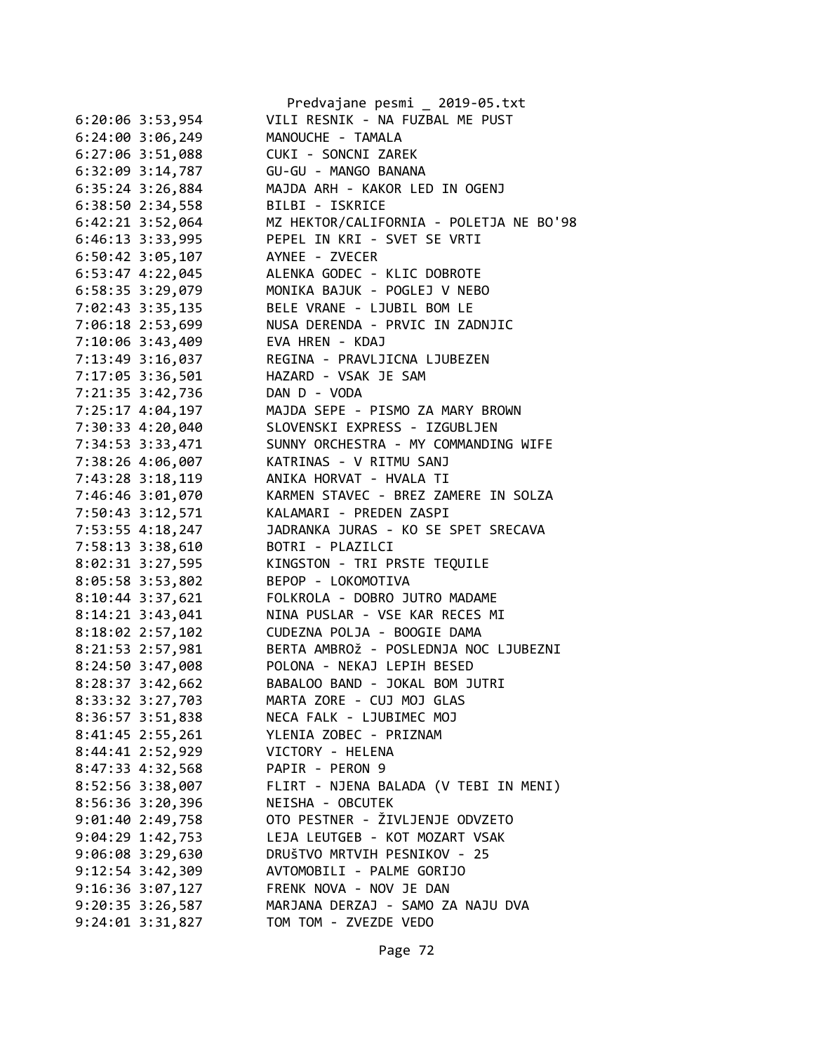```
6:20:06 3:53,954        VILI RESNIK - NA FUZBAL ME PUST
6:24:00 3:06,249        MANOUCHE - TAMALA
6:27:06 3:51,088        CUKI - SONCNI ZAREK
6:32:09 3:14,787        GU-GU - MANGO BANANA
6:35:24 3:26,884        MAJDA ARH - KAKOR LED IN OGENJ
6:38:50 2:34,558        BILBI - ISKRICE
6:42:21 3:52,064        MZ HEKTOR/CALIFORNIA - POLETJA NE BO'98
6:46:13 3:33,995        PEPEL IN KRI - SVET SE VRTI
6:50:42 3:05,107        AYNEE - ZVECER
6:53:47 4:22,045        ALENKA GODEC - KLIC DOBROTE
6:58:35 3:29,079        MONIKA BAJUK - POGLEJ V NEBO
7:02:43 3:35,135        BELE VRANE - LJUBIL BOM LE
7:06:18 2:53,699        NUSA DERENDA - PRVIC IN ZADNJIC
7:10:06 3:43,409        EVA HREN - KDAJ
7:13:49 3:16,037        REGINA - PRAVLJICNA LJUBEZEN
7:17:05 3:36,501        HAZARD - VSAK JE SAM
7:21:35 3:42,736        DAN D - VODA
7:25:17 4:04,197        MAJDA SEPE - PISMO ZA MARY BROWN
7:30:33 4:20,040        SLOVENSKI EXPRESS - IZGUBLJEN
7:34:53 3:33,471        SUNNY ORCHESTRA - MY COMMANDING WIFE
7:38:26 4:06,007        KATRINAS - V RITMU SANJ
7:43:28 3:18,119        ANIKA HORVAT - HVALA TI
7:46:46 3:01,070        KARMEN STAVEC - BREZ ZAMERE IN SOLZA
7:50:43 3:12,571        KALAMARI - PREDEN ZASPI
7:53:55 4:18,247        JADRANKA JURAS - KO SE SPET SRECAVA
7:58:13 3:38,610        BOTRI - PLAZILCI
8:02:31 3:27,595        KINGSTON - TRI PRSTE TEQUILE
8:05:58 3:53,802        BEPOP - LOKOMOTIVA
8:10:44 3:37,621        FOLKROLA - DOBRO JUTRO MADAME
8:14:21 3:43,041        NINA PUSLAR - VSE KAR RECES MI
8:18:02 2:57,102        CUDEZNA POLJA - BOOGIE DAMA
8:21:53 2:57,981        BERTA AMBROž - POSLEDNJA NOC LJUBEZNI
8:24:50 3:47,008        POLONA - NEKAJ LEPIH BESED
8:28:37 3:42,662        BABALOO BAND - JOKAL BOM JUTRI
8:33:32 3:27,703        MARTA ZORE - CUJ MOJ GLAS
8:36:57 3:51,838        NECA FALK - LJUBIMEC MOJ
8:41:45 2:55,261        YLENIA ZOBEC - PRIZNAM
8:44:41 2:52,929        VICTORY - HELENA
8:47:33 4:32,568        PAPIR - PERON 9
8:52:56 3:38,007        FLIRT - NJENA BALADA (V TEBI IN MENI)
8:56:36 3:20,396        NEISHA - OBCUTEK
9:01:40 2:49,758        OTO PESTNER - ŽIVLJENJE ODVZETO
9:04:29 1:42,753        LEJA LEUTGEB - KOT MOZART VSAK
9:06:08 3:29,630        DRUŠTVO MRTVIH PESNIKOV - 25
9:12:54 3:42,309        AVTOMOBILI - PALME GORIJO
9:16:36 3:07,127        FRENK NOVA - NOV JE DAN
9:20:35 3:26,587        MARJANA DERZAJ - SAMO ZA NAJU DVA
9:24:01 3:31,827        TOM TOM - ZVEZDE VEDO
```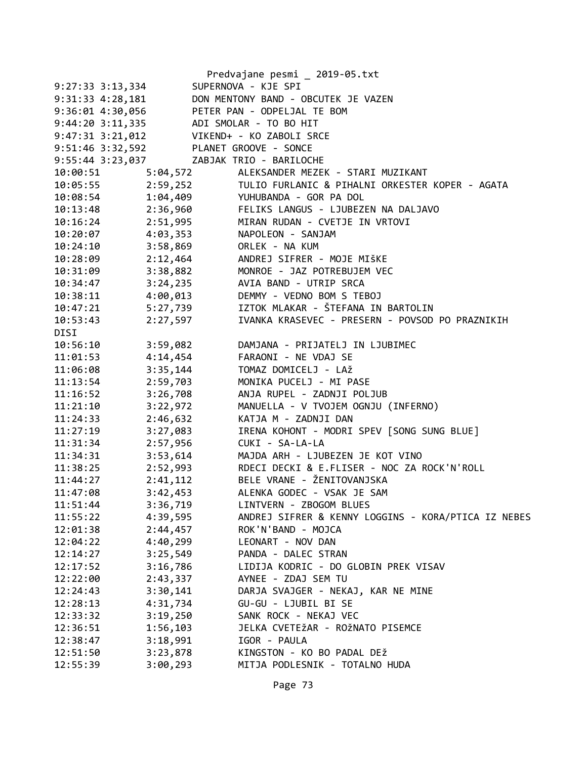```
9:27:33 3:13,334        SUPERNOVA - KJE SPI
9:31:33 4:28,181        DON MENTONY BAND - OBCUTEK JE VAZEN
9:36:01 4:30,056        PETER PAN - ODPELJAL TE BOM
9:44:20 3:11,335        ADI SMOLAR - TO BO HIT
9:47:31 3:21,012        VIKEND+ - KO ZABOLI SRCE
9:51:46 3:32,592        PLANET GROOVE - SONCE
9:55:44 3:23,037        ZABJAK TRIO - BARILOCHE
10:00:51        5:04,572        ALEKSANDER MEZEK - STARI MUZIKANT
10:05:55        2:59,252        TULIO FURLANIC & PIHALNI ORKESTER KOPER - AGATA
10:08:54        1:04,409        YUHUBANDA - GOR PA DOL
10:13:48        2:36,960        FELIKS LANGUS - LJUBEZEN NA DALJAVO
10:16:24        2:51,995        MIRAN RUDAN - CVETJE IN VRTOVI
10:20:07        4:03,353        NAPOLEON - SANJAM
10:24:10        3:58,869        ORLEK - NA KUM
10:28:09        2:12,464        ANDREJ SIFRER - MOJE MIŠKE
10:31:09        3:38,882        MONROE - JAZ POTREBUJEM VEC
10:34:47        3:24,235        AVIA BAND - UTRIP SRCA
10:38:11        4:00,013        DEMMY - VEDNO BOM S TEBOJ
10:47:21        5:27,739        IZTOK MLAKAR - ŠTEFANA IN BARTOLIN
10:53:43        2:27,597        IVANKA KRASEVEC - PRESERN - POVSOD PO PRAZNIKIH
DISI
10:56:10        3:59,082        DAMJANA - PRIJATELJ IN LJUBIMEC
11:01:53        4:14,454        FARAONI - NE VDAJ SE
11:06:08        3:35,144        TOMAZ DOMICELJ - LAž
11:13:54        2:59,703        MONIKA PUCELJ - MI PASE
11:16:52        3:26,708        ANJA RUPEL - ZADNJI POLJUB
11:21:10        3:22,972        MANUELLA - V TVOJEM OGNJU (INFERNO)
11:24:33        2:46,632        KATJA M - ZADNJI DAN
11:27:19        3:27,083        IRENA KOHONT - MODRI SPEV [SONG SUNG BLUE]
11:31:34        2:57,956        CUKI - SA-LA-LA
11:34:31        3:53,614        MAJDA ARH - LJUBEZEN JE KOT VINO
11:38:25        2:52,993        RDECI DECKI & E.FLISER - NOC ZA ROCK'N'ROLL
11:44:27        2:41,112        BELE VRANE - ŽENITOVANJSKA
11:47:08        3:42,453        ALENKA GODEC - VSAK JE SAM
11:51:44        3:36,719        LINTVERN - ZBOGOM BLUES
11:55:22        4:39,595        ANDREJ SIFRER & KENNY LOGGINS - KORA/PTICA IZ NEBES
12:01:38        2:44,457        ROK'N'BAND - MOJCA
12:04:22        4:40,299        LEONART - NOV DAN
12:14:27        3:25,549        PANDA - DALEC STRAN
12:17:52        3:16,786        LIDIJA KODRIC - DO GLOBIN PREK VISAV
12:22:00        2:43,337        AYNEE - ZDAJ SEM TU
12:24:43        3:30,141        DARJA SVAJGER - NEKAJ, KAR NE MINE
12:28:13        4:31,734        GU-GU - LJUBIL BI SE
12:33:32        3:19,250        SANK ROCK - NEKAJ VEC
12:36:51        1:56,103        JELKA CVETEžAR - ROžNATO PISEMCE
12:38:47        3:18,991        IGOR - PAULA
12:51:50        3:23,878        KINGSTON - KO BO PADAL DEž
12:55:39        3:00,293        MITJA PODLESNIK - TOTALNO HUDA
```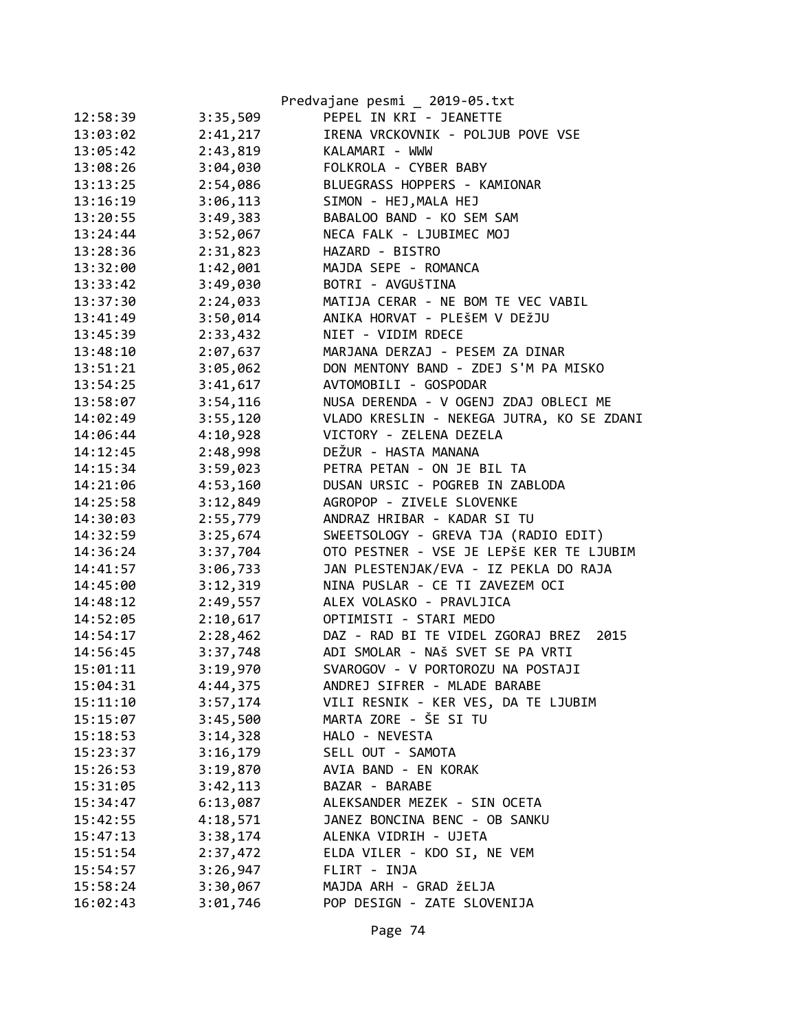Predvajane pesmi _ 2019-05.txt

| | | |
|---|---|---|
| 12:58:39 | 3:35,509 | PEPEL IN KRI - JEANETTE |
| 13:03:02 | 2:41,217 | IRENA VRCKOVNIK - POLJUB POVE VSE |
| 13:05:42 | 2:43,819 | KALAMARI - WWW |
| 13:08:26 | 3:04,030 | FOLKROLA - CYBER BABY |
| 13:13:25 | 2:54,086 | BLUEGRASS HOPPERS - KAMIONAR |
| 13:16:19 | 3:06,113 | SIMON - HEJ,MALA HEJ |
| 13:20:55 | 3:49,383 | BABALOO BAND - KO SEM SAM |
| 13:24:44 | 3:52,067 | NECA FALK - LJUBIMEC MOJ |
| 13:28:36 | 2:31,823 | HAZARD - BISTRO |
| 13:32:00 | 1:42,001 | MAJDA SEPE - ROMANCA |
| 13:33:42 | 3:49,030 | BOTRI - AVGUŠTINA |
| 13:37:30 | 2:24,033 | MATIJA CERAR - NE BOM TE VEC VABIL |
| 13:41:49 | 3:50,014 | ANIKA HORVAT - PLEŠEM V DEŽJU |
| 13:45:39 | 2:33,432 | NIET - VIDIM RDECE |
| 13:48:10 | 2:07,637 | MARJANA DERZAJ - PESEM ZA DINAR |
| 13:51:21 | 3:05,062 | DON MENTONY BAND - ZDEJ S'M PA MISKO |
| 13:54:25 | 3:41,617 | AVTOMOBILI - GOSPODAR |
| 13:58:07 | 3:54,116 | NUSA DERENDA - V OGENJ ZDAJ OBLECI ME |
| 14:02:49 | 3:55,120 | VLADO KRESLIN - NEKEGA JUTRA, KO SE ZDANI |
| 14:06:44 | 4:10,928 | VICTORY - ZELENA DEZELA |
| 14:12:45 | 2:48,998 | DEŽUR - HASTA MANANA |
| 14:15:34 | 3:59,023 | PETRA PETAN - ON JE BIL TA |
| 14:21:06 | 4:53,160 | DUSAN URSIC - POGREB IN ZABLODA |
| 14:25:58 | 3:12,849 | AGROPOP - ZIVELE SLOVENKE |
| 14:30:03 | 2:55,779 | ANDRAZ HRIBAR - KADAR SI TU |
| 14:32:59 | 3:25,674 | SWEETSOLOGY - GREVA TJA (RADIO EDIT) |
| 14:36:24 | 3:37,704 | OTO PESTNER - VSE JE LEPŠE KER TE LJUBIM |
| 14:41:57 | 3:06,733 | JAN PLESTENJAK/EVA - IZ PEKLA DO RAJA |
| 14:45:00 | 3:12,319 | NINA PUSLAR - CE TI ZAVEZEM OCI |
| 14:48:12 | 2:49,557 | ALEX VOLASKO - PRAVLJICA |
| 14:52:05 | 2:10,617 | OPTIMISTI - STARI MEDO |
| 14:54:17 | 2:28,462 | DAZ - RAD BI TE VIDEL ZGORAJ BREZ  2015 |
| 14:56:45 | 3:37,748 | ADI SMOLAR - NAŠ SVET SE PA VRTI |
| 15:01:11 | 3:19,970 | SVAROGOV - V PORTOROZU NA POSTAJI |
| 15:04:31 | 4:44,375 | ANDREJ SIFRER - MLADE BARABE |
| 15:11:10 | 3:57,174 | VILI RESNIK - KER VES, DA TE LJUBIM |
| 15:15:07 | 3:45,500 | MARTA ZORE - ŠE SI TU |
| 15:18:53 | 3:14,328 | HALO - NEVESTA |
| 15:23:37 | 3:16,179 | SELL OUT - SAMOTA |
| 15:26:53 | 3:19,870 | AVIA BAND - EN KORAK |
| 15:31:05 | 3:42,113 | BAZAR - BARABE |
| 15:34:47 | 6:13,087 | ALEKSANDER MEZEK - SIN OCETA |
| 15:42:55 | 4:18,571 | JANEZ BONCINA BENC - OB SANKU |
| 15:47:13 | 3:38,174 | ALENKA VIDRIH - UJETA |
| 15:51:54 | 2:37,472 | ELDA VILER - KDO SI, NE VEM |
| 15:54:57 | 3:26,947 | FLIRT - INJA |
| 15:58:24 | 3:30,067 | MAJDA ARH - GRAD žELJA |
| 16:02:43 | 3:01,746 | POP DESIGN - ZATE SLOVENIJA |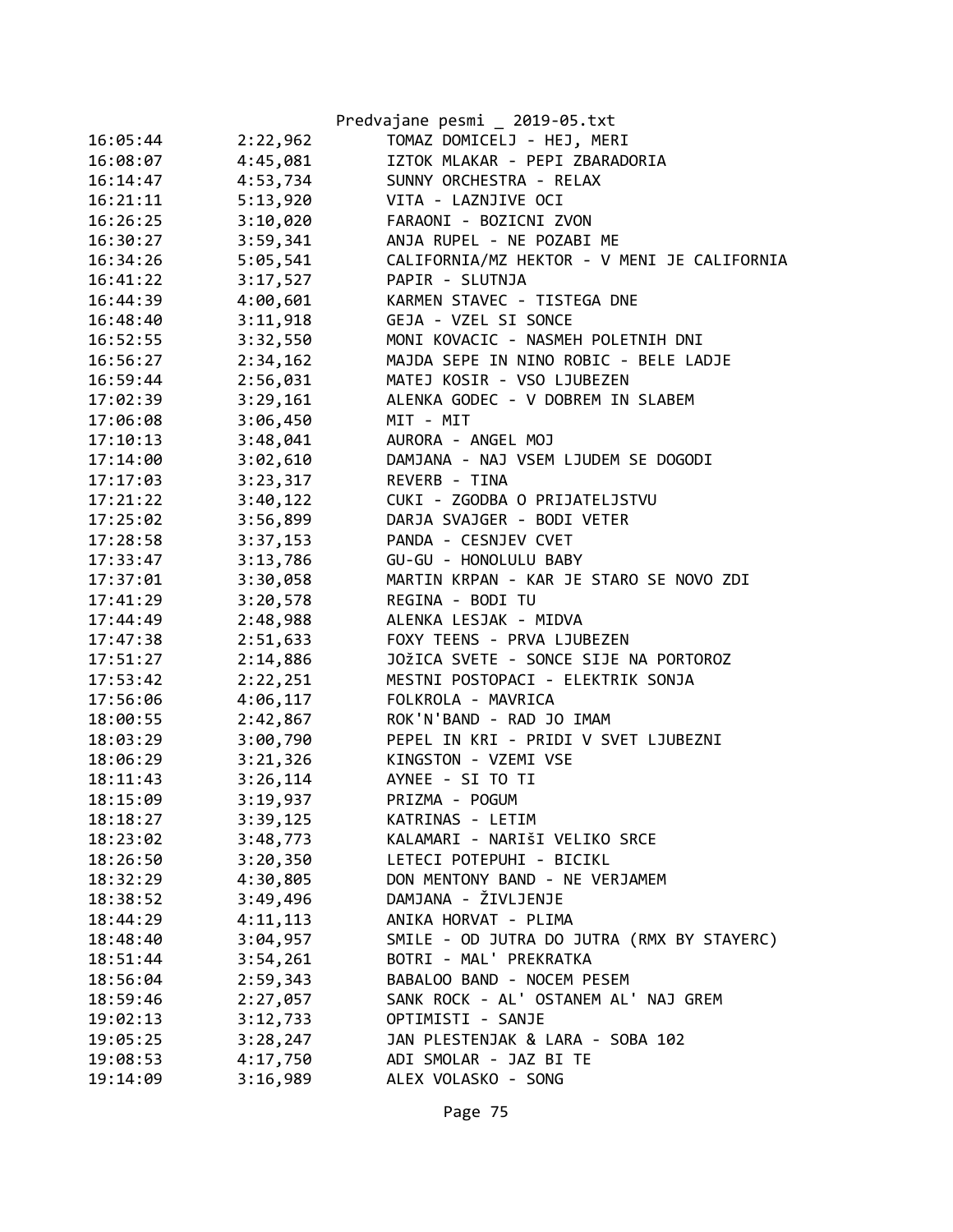Predvajane pesmi _ 2019-05.txt

| | | |
|---|---|---|
| 16:05:44 | 2:22,962 | TOMAZ DOMICELJ - HEJ, MERI |
| 16:08:07 | 4:45,081 | IZTOK MLAKAR - PEPI ZBARADORIA |
| 16:14:47 | 4:53,734 | SUNNY ORCHESTRA - RELAX |
| 16:21:11 | 5:13,920 | VITA - LAZNJIVE OCI |
| 16:26:25 | 3:10,020 | FARAONI - BOZICNI ZVON |
| 16:30:27 | 3:59,341 | ANJA RUPEL - NE POZABI ME |
| 16:34:26 | 5:05,541 | CALIFORNIA/MZ HEKTOR - V MENI JE CALIFORNIA |
| 16:41:22 | 3:17,527 | PAPIR - SLUTNJA |
| 16:44:39 | 4:00,601 | KARMEN STAVEC - TISTEGA DNE |
| 16:48:40 | 3:11,918 | GEJA - VZEL SI SONCE |
| 16:52:55 | 3:32,550 | MONI KOVACIC - NASMEH POLETNIH DNI |
| 16:56:27 | 2:34,162 | MAJDA SEPE IN NINO ROBIC - BELE LADJE |
| 16:59:44 | 2:56,031 | MATEJ KOSIR - VSO LJUBEZEN |
| 17:02:39 | 3:29,161 | ALENKA GODEC - V DOBREM IN SLABEM |
| 17:06:08 | 3:06,450 | MIT - MIT |
| 17:10:13 | 3:48,041 | AURORA - ANGEL MOJ |
| 17:14:00 | 3:02,610 | DAMJANA - NAJ VSEM LJUDEM SE DOGODI |
| 17:17:03 | 3:23,317 | REVERB - TINA |
| 17:21:22 | 3:40,122 | CUKI - ZGODBA O PRIJATELJSTVU |
| 17:25:02 | 3:56,899 | DARJA SVAJGER - BODI VETER |
| 17:28:58 | 3:37,153 | PANDA - CESNJEV CVET |
| 17:33:47 | 3:13,786 | GU-GU - HONOLULU BABY |
| 17:37:01 | 3:30,058 | MARTIN KRPAN - KAR JE STARO SE NOVO ZDI |
| 17:41:29 | 3:20,578 | REGINA - BODI TU |
| 17:44:49 | 2:48,988 | ALENKA LESJAK - MIDVA |
| 17:47:38 | 2:51,633 | FOXY TEENS - PRVA LJUBEZEN |
| 17:51:27 | 2:14,886 | JOžICA SVETE - SONCE SIJE NA PORTOROZ |
| 17:53:42 | 2:22,251 | MESTNI POSTOPACI - ELEKTRIK SONJA |
| 17:56:06 | 4:06,117 | FOLKROLA - MAVRICA |
| 18:00:55 | 2:42,867 | ROK'N'BAND - RAD JO IMAM |
| 18:03:29 | 3:00,790 | PEPEL IN KRI - PRIDI V SVET LJUBEZNI |
| 18:06:29 | 3:21,326 | KINGSTON - VZEMI VSE |
| 18:11:43 | 3:26,114 | AYNEE - SI TO TI |
| 18:15:09 | 3:19,937 | PRIZMA - POGUM |
| 18:18:27 | 3:39,125 | KATRINAS - LETIM |
| 18:23:02 | 3:48,773 | KALAMARI - NARIŠI VELIKO SRCE |
| 18:26:50 | 3:20,350 | LETECI POTEPUHI - BICIKL |
| 18:32:29 | 4:30,805 | DON MENTONY BAND - NE VERJAMEM |
| 18:38:52 | 3:49,496 | DAMJANA - ŽIVLJENJE |
| 18:44:29 | 4:11,113 | ANIKA HORVAT - PLIMA |
| 18:48:40 | 3:04,957 | SMILE - OD JUTRA DO JUTRA (RMX BY STAYERC) |
| 18:51:44 | 3:54,261 | BOTRI - MAL' PREKRATKA |
| 18:56:04 | 2:59,343 | BABALOO BAND - NOCEM PESEM |
| 18:59:46 | 2:27,057 | SANK ROCK - AL' OSTANEM AL' NAJ GREM |
| 19:02:13 | 3:12,733 | OPTIMISTI - SANJE |
| 19:05:25 | 3:28,247 | JAN PLESTENJAK & LARA - SOBA 102 |
| 19:08:53 | 4:17,750 | ADI SMOLAR - JAZ BI TE |
| 19:14:09 | 3:16,989 | ALEX VOLASKO - SONG |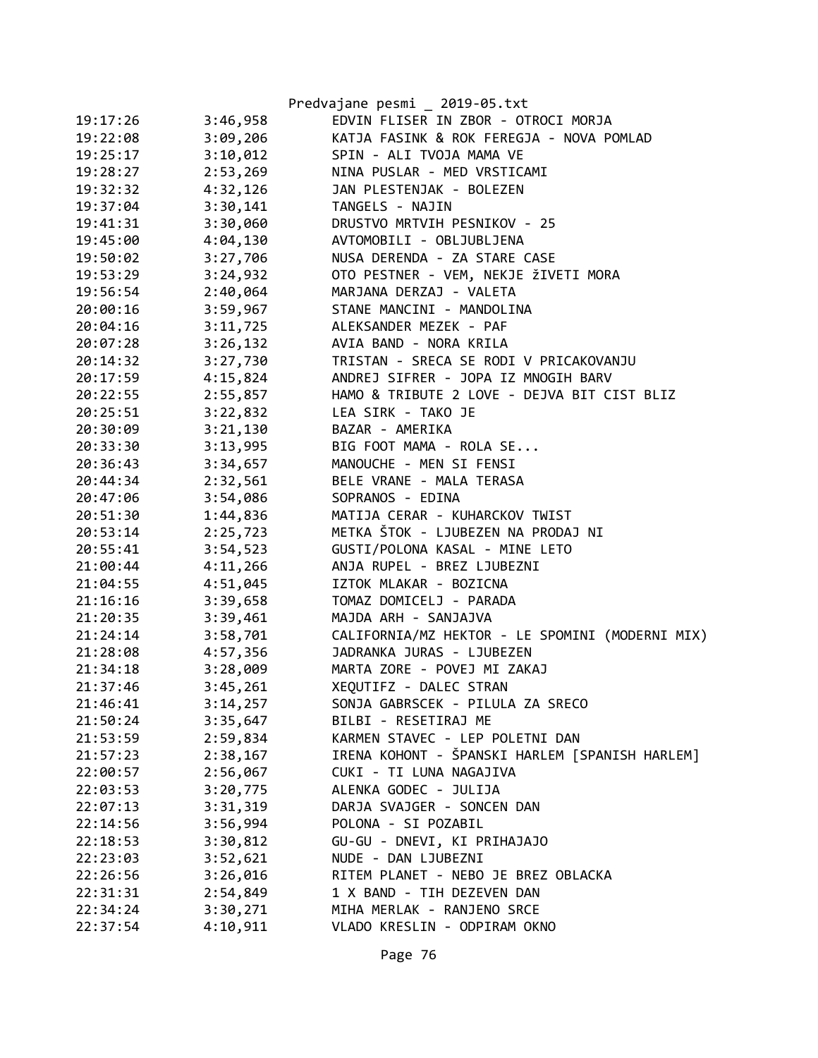| | | |
|---|---|---|
| 19:17:26 | 3:46,958 | EDVIN FLISER IN ZBOR - OTROCI MORJA |
| 19:22:08 | 3:09,206 | KATJA FASINK & ROK FEREGJA - NOVA POMLAD |
| 19:25:17 | 3:10,012 | SPIN - ALI TVOJA MAMA VE |
| 19:28:27 | 2:53,269 | NINA PUSLAR - MED VRSTICAMI |
| 19:32:32 | 4:32,126 | JAN PLESTENJAK - BOLEZEN |
| 19:37:04 | 3:30,141 | TANGELS - NAJIN |
| 19:41:31 | 3:30,060 | DRUSTVO MRTVIH PESNIKOV - 25 |
| 19:45:00 | 4:04,130 | AVTOMOBILI - OBLJUBLJENA |
| 19:50:02 | 3:27,706 | NUSA DERENDA - ZA STARE CASE |
| 19:53:29 | 3:24,932 | OTO PESTNER - VEM, NEKJE žIVETI MORA |
| 19:56:54 | 2:40,064 | MARJANA DERZAJ - VALETA |
| 20:00:16 | 3:59,967 | STANE MANCINI - MANDOLINA |
| 20:04:16 | 3:11,725 | ALEKSANDER MEZEK - PAF |
| 20:07:28 | 3:26,132 | AVIA BAND - NORA KRILA |
| 20:14:32 | 3:27,730 | TRISTAN - SRECA SE RODI V PRICAKOVANJU |
| 20:17:59 | 4:15,824 | ANDREJ SIFRER - JOPA IZ MNOGIH BARV |
| 20:22:55 | 2:55,857 | HAMO & TRIBUTE 2 LOVE - DEJVA BIT CIST BLIZ |
| 20:25:51 | 3:22,832 | LEA SIRK - TAKO JE |
| 20:30:09 | 3:21,130 | BAZAR - AMERIKA |
| 20:33:30 | 3:13,995 | BIG FOOT MAMA - ROLA SE... |
| 20:36:43 | 3:34,657 | MANOUCHE - MEN SI FENSI |
| 20:44:34 | 2:32,561 | BELE VRANE - MALA TERASA |
| 20:47:06 | 3:54,086 | SOPRANOS - EDINA |
| 20:51:30 | 1:44,836 | MATIJA CERAR - KUHARCKOV TWIST |
| 20:53:14 | 2:25,723 | METKA ŠTOK - LJUBEZEN NA PRODAJ NI |
| 20:55:41 | 3:54,523 | GUSTI/POLONA KASAL - MINE LETO |
| 21:00:44 | 4:11,266 | ANJA RUPEL - BREZ LJUBEZNI |
| 21:04:55 | 4:51,045 | IZTOK MLAKAR - BOZICNA |
| 21:16:16 | 3:39,658 | TOMAZ DOMICELJ - PARADA |
| 21:20:35 | 3:39,461 | MAJDA ARH - SANJAJVA |
| 21:24:14 | 3:58,701 | CALIFORNIA/MZ HEKTOR - LE SPOMINI (MODERNI MIX) |
| 21:28:08 | 4:57,356 | JADRANKA JURAS - LJUBEZEN |
| 21:34:18 | 3:28,009 | MARTA ZORE - POVEJ MI ZAKAJ |
| 21:37:46 | 3:45,261 | XEQUTIFZ - DALEC STRAN |
| 21:46:41 | 3:14,257 | SONJA GABRSCEK - PILULA ZA SRECO |
| 21:50:24 | 3:35,647 | BILBI - RESETIRAJ ME |
| 21:53:59 | 2:59,834 | KARMEN STAVEC - LEP POLETNI DAN |
| 21:57:23 | 2:38,167 | IRENA KOHONT - ŠPANSKI HARLEM [SPANISH HARLEM] |
| 22:00:57 | 2:56,067 | CUKI - TI LUNA NAGAJIVA |
| 22:03:53 | 3:20,775 | ALENKA GODEC - JULIJA |
| 22:07:13 | 3:31,319 | DARJA SVAJGER - SONCEN DAN |
| 22:14:56 | 3:56,994 | POLONA - SI POZABIL |
| 22:18:53 | 3:30,812 | GU-GU - DNEVI, KI PRIHAJAJO |
| 22:23:03 | 3:52,621 | NUDE - DAN LJUBEZNI |
| 22:26:56 | 3:26,016 | RITEM PLANET - NEBO JE BREZ OBLACKA |
| 22:31:31 | 2:54,849 | 1 X BAND - TIH DEZEVEN DAN |
| 22:34:24 | 3:30,271 | MIHA MERLAK - RANJENO SRCE |
| 22:37:54 | 4:10,911 | VLADO KRESLIN - ODPIRAM OKNO |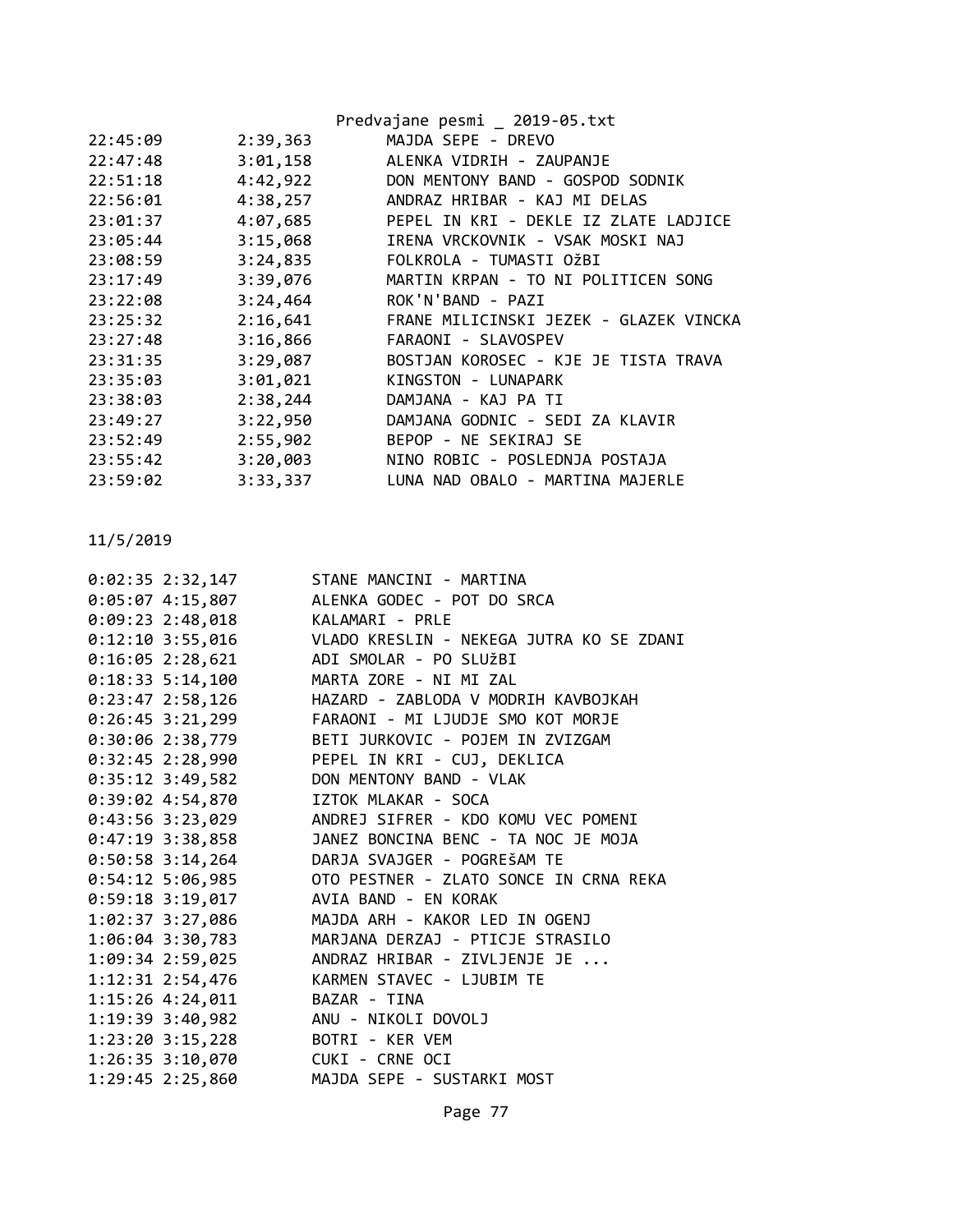| | | |
|---|---|---|
| 22:45:09 | 2:39,363 | MAJDA SEPE - DREVO |
| 22:47:48 | 3:01,158 | ALENKA VIDRIH - ZAUPANJE |
| 22:51:18 | 4:42,922 | DON MENTONY BAND - GOSPOD SODNIK |
| 22:56:01 | 4:38,257 | ANDRAZ HRIBAR - KAJ MI DELAS |
| 23:01:37 | 4:07,685 | PEPEL IN KRI - DEKLE IZ ZLATE LADJICE |
| 23:05:44 | 3:15,068 | IRENA VRCKOVNIK - VSAK MOSKI NAJ |
| 23:08:59 | 3:24,835 | FOLKROLA - TUMASTI OžBI |
| 23:17:49 | 3:39,076 | MARTIN KRPAN - TO NI POLITICEN SONG |
| 23:22:08 | 3:24,464 | ROK'N'BAND - PAZI |
| 23:25:32 | 2:16,641 | FRANE MILICINSKI JEZEK - GLAZEK VINCKA |
| 23:27:48 | 3:16,866 | FARAONI - SLAVOSPEV |
| 23:31:35 | 3:29,087 | BOSTJAN KOROSEC - KJE JE TISTA TRAVA |
| 23:35:03 | 3:01,021 | KINGSTON - LUNAPARK |
| 23:38:03 | 2:38,244 | DAMJANA - KAJ PA TI |
| 23:49:27 | 3:22,950 | DAMJANA GODNIC - SEDI ZA KLAVIR |
| 23:52:49 | 2:55,902 | BEPOP - NE SEKIRAJ SE |
| 23:55:42 | 3:20,003 | NINO ROBIC - POSLEDNJA POSTAJA |
| 23:59:02 | 3:33,337 | LUNA NAD OBALO - MARTINA MAJERLE |

11/5/2019

| | | |
|---|---|---|
| 0:02:35 | 2:32,147 | STANE MANCINI - MARTINA |
| 0:05:07 | 4:15,807 | ALENKA GODEC - POT DO SRCA |
| 0:09:23 | 2:48,018 | KALAMARI - PRLE |
| 0:12:10 | 3:55,016 | VLADO KRESLIN - NEKEGA JUTRA KO SE ZDANI |
| 0:16:05 | 2:28,621 | ADI SMOLAR - PO SLUžBI |
| 0:18:33 | 5:14,100 | MARTA ZORE - NI MI ZAL |
| 0:23:47 | 2:58,126 | HAZARD - ZABLODA V MODRIH KAVBOJKAH |
| 0:26:45 | 3:21,299 | FARAONI - MI LJUDJE SMO KOT MORJE |
| 0:30:06 | 2:38,779 | BETI JURKOVIC - POJEM IN ZVIZGAM |
| 0:32:45 | 2:28,990 | PEPEL IN KRI - CUJ, DEKLICA |
| 0:35:12 | 3:49,582 | DON MENTONY BAND - VLAK |
| 0:39:02 | 4:54,870 | IZTOK MLAKAR - SOCA |
| 0:43:56 | 3:23,029 | ANDREJ SIFRER - KDO KOMU VEC POMENI |
| 0:47:19 | 3:38,858 | JANEZ BONCINA BENC - TA NOC JE MOJA |
| 0:50:58 | 3:14,264 | DARJA SVAJGER - POGREŠAM TE |
| 0:54:12 | 5:06,985 | OTO PESTNER - ZLATO SONCE IN CRNA REKA |
| 0:59:18 | 3:19,017 | AVIA BAND - EN KORAK |
| 1:02:37 | 3:27,086 | MAJDA ARH - KAKOR LED IN OGENJ |
| 1:06:04 | 3:30,783 | MARJANA DERZAJ - PTICJE STRASILO |
| 1:09:34 | 2:59,025 | ANDRAZ HRIBAR - ZIVLJENJE JE ... |
| 1:12:31 | 2:54,476 | KARMEN STAVEC - LJUBIM TE |
| 1:15:26 | 4:24,011 | BAZAR - TINA |
| 1:19:39 | 3:40,982 | ANU - NIKOLI DOVOLJ |
| 1:23:20 | 3:15,228 | BOTRI - KER VEM |
| 1:26:35 | 3:10,070 | CUKI - CRNE OCI |
| 1:29:45 | 2:25,860 | MAJDA SEPE - SUSTARKI MOST |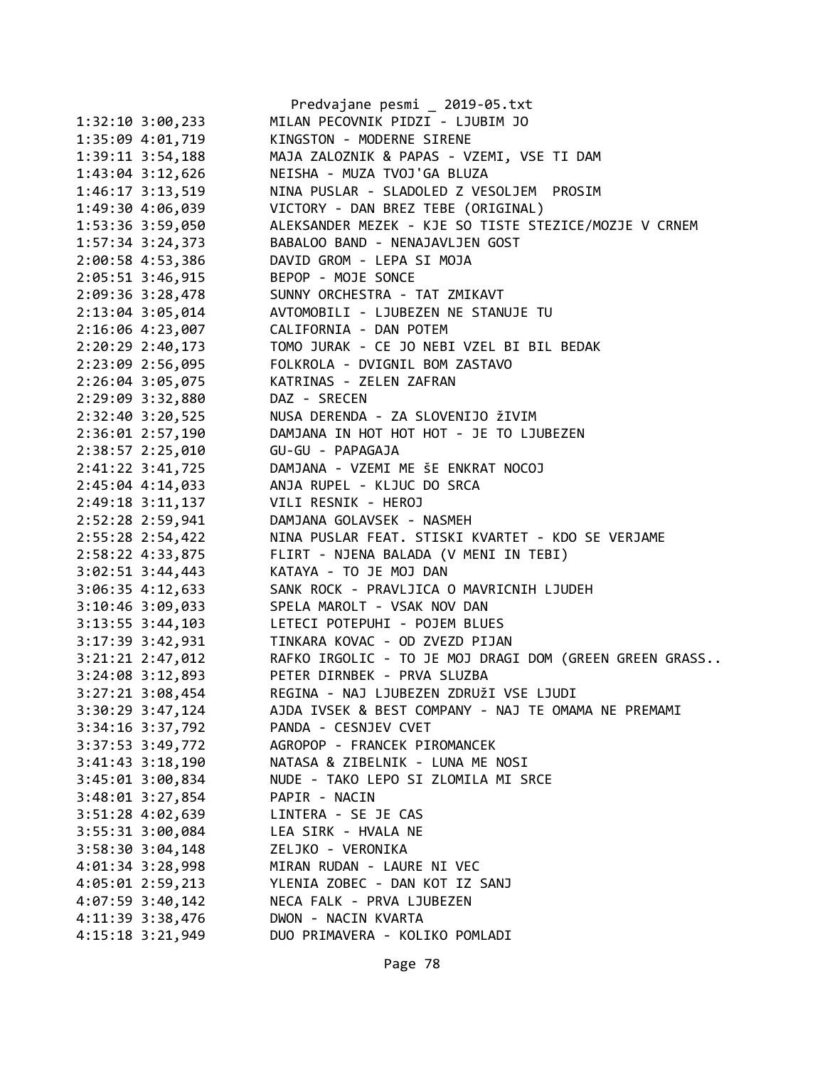1:32:10 3:00,233        MILAN PECOVNIK PIDZI - LJUBIM JO
1:35:09 4:01,719        KINGSTON - MODERNE SIRENE
1:39:11 3:54,188        MAJA ZALOZNIK & PAPAS - VZEMI, VSE TI DAM
1:43:04 3:12,626        NEISHA - MUZA TVOJ'GA BLUZA
1:46:17 3:13,519        NINA PUSLAR - SLADOLED Z VESOLJEM  PROSIM
1:49:30 4:06,039        VICTORY - DAN BREZ TEBE (ORIGINAL)
1:53:36 3:59,050        ALEKSANDER MEZEK - KJE SO TISTE STEZICE/MOZJE V CRNEM
1:57:34 3:24,373        BABALOO BAND - NENAJAVLJEN GOST
2:00:58 4:53,386        DAVID GROM - LEPA SI MOJA
2:05:51 3:46,915        BEPOP - MOJE SONCE
2:09:36 3:28,478        SUNNY ORCHESTRA - TAT ZMIKAVT
2:13:04 3:05,014        AVTOMOBILI - LJUBEZEN NE STANUJE TU
2:16:06 4:23,007        CALIFORNIA - DAN POTEM
2:20:29 2:40,173        TOMO JURAK - CE JO NEBI VZEL BI BIL BEDAK
2:23:09 2:56,095        FOLKROLA - DVIGNIL BOM ZASTAVO
2:26:04 3:05,075        KATRINAS - ZELEN ZAFRAN
2:29:09 3:32,880        DAZ - SRECEN
2:32:40 3:20,525        NUSA DERENDA - ZA SLOVENIJO žIVIM
2:36:01 2:57,190        DAMJANA IN HOT HOT HOT - JE TO LJUBEZEN
2:38:57 2:25,010        GU-GU - PAPAGAJA
2:41:22 3:41,725        DAMJANA - VZEMI ME ŠE ENKRAT NOCOJ
2:45:04 4:14,033        ANJA RUPEL - KLJUC DO SRCA
2:49:18 3:11,137        VILI RESNIK - HEROJ
2:52:28 2:59,941        DAMJANA GOLAVSEK - NASMEH
2:55:28 2:54,422        NINA PUSLAR FEAT. STISKI KVARTET - KDO SE VERJAME
2:58:22 4:33,875        FLIRT - NJENA BALADA (V MENI IN TEBI)
3:02:51 3:44,443        KATAYA - TO JE MOJ DAN
3:06:35 4:12,633        SANK ROCK - PRAVLJICA O MAVRICNIH LJUDEH
3:10:46 3:09,033        SPELA MAROLT - VSAK NOV DAN
3:13:55 3:44,103        LETECI POTEPUHI - POJEM BLUES
3:17:39 3:42,931        TINKARA KOVAC - OD ZVEZD PIJAN
3:21:21 2:47,012        RAFKO IRGOLIC - TO JE MOJ DRAGI DOM (GREEN GREEN GRASS..
3:24:08 3:12,893        PETER DIRNBEK - PRVA SLUZBA
3:27:21 3:08,454        REGINA - NAJ LJUBEZEN ZDRUžI VSE LJUDI
3:30:29 3:47,124        AJDA IVSEK & BEST COMPANY - NAJ TE OMAMA NE PREMAMI
3:34:16 3:37,792        PANDA - CESNJEV CVET
3:37:53 3:49,772        AGROPOP - FRANCEK PIROMANCEK
3:41:43 3:18,190        NATASA & ZIBELNIK - LUNA ME NOSI
3:45:01 3:00,834        NUDE - TAKO LEPO SI ZLOMILA MI SRCE
3:48:01 3:27,854        PAPIR - NACIN
3:51:28 4:02,639        LINTERA - SE JE CAS
3:55:31 3:00,084        LEA SIRK - HVALA NE
3:58:30 3:04,148        ZELJKO - VERONIKA
4:01:34 3:28,998        MIRAN RUDAN - LAURE NI VEC
4:05:01 2:59,213        YLENIA ZOBEC - DAN KOT IZ SANJ
4:07:59 3:40,142        NECA FALK - PRVA LJUBEZEN
4:11:39 3:38,476        DWON - NACIN KVARTA
4:15:18 3:21,949        DUO PRIMAVERA - KOLIKO POMLADI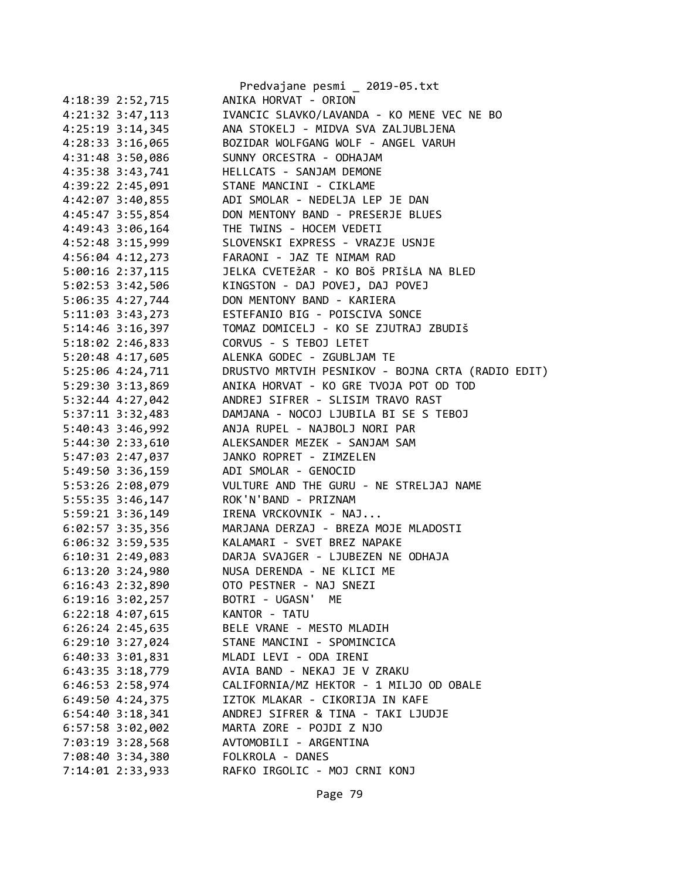```
4:18:39 2:52,715        ANIKA HORVAT - ORION
4:21:32 3:47,113        IVANCIC SLAVKO/LAVANDA - KO MENE VEC NE BO
4:25:19 3:14,345        ANA STOKELJ - MIDVA SVA ZALJUBLJENA
4:28:33 3:16,065        BOZIDAR WOLFGANG WOLF - ANGEL VARUH
4:31:48 3:50,086        SUNNY ORCESTRA - ODHAJAM
4:35:38 3:43,741        HELLCATS - SANJAM DEMONE
4:39:22 2:45,091        STANE MANCINI - CIKLAME
4:42:07 3:40,855        ADI SMOLAR - NEDELJA LEP JE DAN
4:45:47 3:55,854        DON MENTONY BAND - PRESERJE BLUES
4:49:43 3:06,164        THE TWINS - HOCEM VEDETI
4:52:48 3:15,999        SLOVENSKI EXPRESS - VRAZJE USNJE
4:56:04 4:12,273        FARAONI - JAZ TE NIMAM RAD
5:00:16 2:37,115        JELKA CVETEžAR - KO BOš PRIšLA NA BLED
5:02:53 3:42,506        KINGSTON - DAJ POVEJ, DAJ POVEJ
5:06:35 4:27,744        DON MENTONY BAND - KARIERA
5:11:03 3:43,273        ESTEFANIO BIG - POISCIVA SONCE
5:14:46 3:16,397        TOMAZ DOMICELJ - KO SE ZJUTRAJ ZBUDIš
5:18:02 2:46,833        CORVUS - S TEBOJ LETET
5:20:48 4:17,605        ALENKA GODEC - ZGUBLJAM TE
5:25:06 4:24,711        DRUSTVO MRTVIH PESNIKOV - BOJNA CRTA (RADIO EDIT)
5:29:30 3:13,869        ANIKA HORVAT - KO GRE TVOJA POT OD TOD
5:32:44 4:27,042        ANDREJ SIFRER - SLISIM TRAVO RAST
5:37:11 3:32,483        DAMJANA - NOCOJ LJUBILA BI SE S TEBOJ
5:40:43 3:46,992        ANJA RUPEL - NAJBOLJ NORI PAR
5:44:30 2:33,610        ALEKSANDER MEZEK - SANJAM SAM
5:47:03 2:47,037        JANKO ROPRET - ZIMZELEN
5:49:50 3:36,159        ADI SMOLAR - GENOCID
5:53:26 2:08,079        VULTURE AND THE GURU - NE STRELJAJ NAME
5:55:35 3:46,147        ROK'N'BAND - PRIZNAM
5:59:21 3:36,149        IRENA VRCKOVNIK - NAJ...
6:02:57 3:35,356        MARJANA DERZAJ - BREZA MOJE MLADOSTI
6:06:32 3:59,535        KALAMARI - SVET BREZ NAPAKE
6:10:31 2:49,083        DARJA SVAJGER - LJUBEZEN NE ODHAJA
6:13:20 3:24,980        NUSA DERENDA - NE KLICI ME
6:16:43 2:32,890        OTO PESTNER - NAJ SNEZI
6:19:16 3:02,257        BOTRI - UGASN'  ME
6:22:18 4:07,615        KANTOR - TATU
6:26:24 2:45,635        BELE VRANE - MESTO MLADIH
6:29:10 3:27,024        STANE MANCINI - SPOMINCICA
6:40:33 3:01,831        MLADI LEVI - ODA IRENI
6:43:35 3:18,779        AVIA BAND - NEKAJ JE V ZRAKU
6:46:53 2:58,974        CALIFORNIA/MZ HEKTOR - 1 MILJO OD OBALE
6:49:50 4:24,375        IZTOK MLAKAR - CIKORIJA IN KAFE
6:54:40 3:18,341        ANDREJ SIFRER & TINA - TAKI LJUDJE
6:57:58 3:02,002        MARTA ZORE - POJDI Z NJO
7:03:19 3:28,568        AVTOMOBILI - ARGENTINA
7:08:40 3:34,380        FOLKROLA - DANES
7:14:01 2:33,933        RAFKO IRGOLIC - MOJ CRNI KONJ
```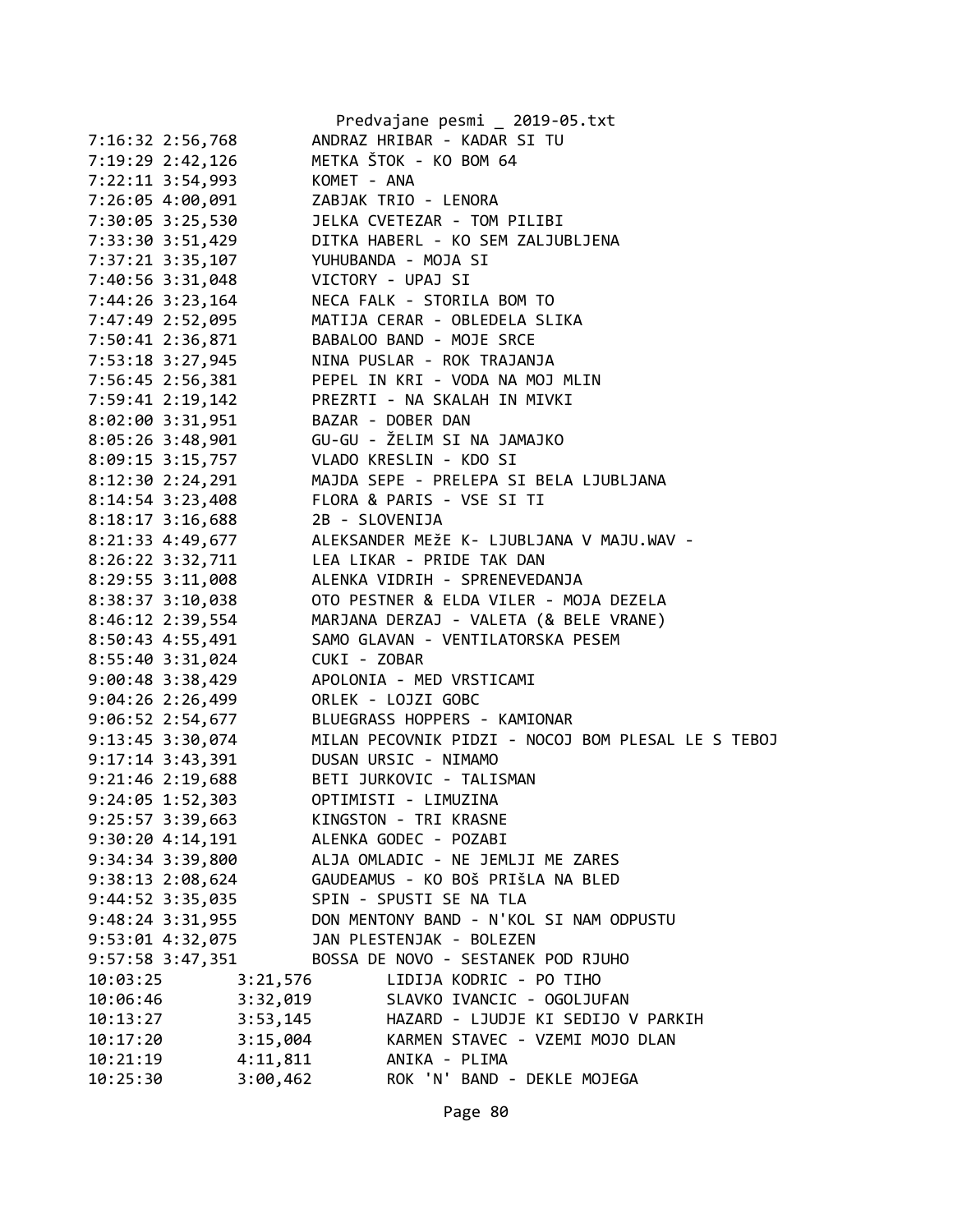```
7:16:32 2:56,768        ANDRAZ HRIBAR - KADAR SI TU
7:19:29 2:42,126        METKA ŠTOK - KO BOM 64
7:22:11 3:54,993        KOMET - ANA
7:26:05 4:00,091        ZABJAK TRIO - LENORA
7:30:05 3:25,530        JELKA CVETEZAR - TOM PILIBI
7:33:30 3:51,429        DITKA HABERL - KO SEM ZALJUBLJENA
7:37:21 3:35,107        YUHUBANDA - MOJA SI
7:40:56 3:31,048        VICTORY - UPAJ SI
7:44:26 3:23,164        NECA FALK - STORILA BOM TO
7:47:49 2:52,095        MATIJA CERAR - OBLEDELA SLIKA
7:50:41 2:36,871        BABALOO BAND - MOJE SRCE
7:53:18 3:27,945        NINA PUSLAR - ROK TRAJANJA
7:56:45 2:56,381        PEPEL IN KRI - VODA NA MOJ MLIN
7:59:41 2:19,142        PREZRTI - NA SKALAH IN MIVKI
8:02:00 3:31,951        BAZAR - DOBER DAN
8:05:26 3:48,901        GU-GU - ŽELIM SI NA JAMAJKO
8:09:15 3:15,757        VLADO KRESLIN - KDO SI
8:12:30 2:24,291        MAJDA SEPE - PRELEPA SI BELA LJUBLJANA
8:14:54 3:23,408        FLORA & PARIS - VSE SI TI
8:18:17 3:16,688        2B - SLOVENIJA
8:21:33 4:49,677        ALEKSANDER MEžE K- LJUBLJANA V MAJU.WAV -
8:26:22 3:32,711        LEA LIKAR - PRIDE TAK DAN
8:29:55 3:11,008        ALENKA VIDRIH - SPRENEVEDANJA
8:38:37 3:10,038        OTO PESTNER & ELDA VILER - MOJA DEZELA
8:46:12 2:39,554        MARJANA DERZAJ - VALETA (& BELE VRANE)
8:50:43 4:55,491        SAMO GLAVAN - VENTILATORSKA PESEM
8:55:40 3:31,024        CUKI - ZOBAR
9:00:48 3:38,429        APOLONIA - MED VRSTICAMI
9:04:26 2:26,499        ORLEK - LOJZI GOBC
9:06:52 2:54,677        BLUEGRASS HOPPERS - KAMIONAR
9:13:45 3:30,074        MILAN PECOVNIK PIDZI - NOCOJ BOM PLESAL LE S TEBOJ
9:17:14 3:43,391        DUSAN URSIC - NIMAMO
9:21:46 2:19,688        BETI JURKOVIC - TALISMAN
9:24:05 1:52,303        OPTIMISTI - LIMUZINA
9:25:57 3:39,663        KINGSTON - TRI KRASNE
9:30:20 4:14,191        ALENKA GODEC - POZABI
9:34:34 3:39,800        ALJA OMLADIC - NE JEMLJI ME ZARES
9:38:13 2:08,624        GAUDEAMUS - KO BOŠ PRIŠLA NA BLED
9:44:52 3:35,035        SPIN - SPUSTI SE NA TLA
9:48:24 3:31,955        DON MENTONY BAND - N'KOL SI NAM ODPUSTU
9:53:01 4:32,075        JAN PLESTENJAK - BOLEZEN
9:57:58 3:47,351        BOSSA DE NOVO - SESTANEK POD RJUHO
10:03:25        3:21,576        LIDIJA KODRIC - PO TIHO
10:06:46        3:32,019        SLAVKO IVANCIC - OGOLJUFAN
10:13:27        3:53,145        HAZARD - LJUDJE KI SEDIJO V PARKIH
10:17:20        3:15,004        KARMEN STAVEC - VZEMI MOJO DLAN
10:21:19        4:11,811        ANIKA - PLIMA
10:25:30        3:00,462        ROK 'N' BAND - DEKLE MOJEGA
```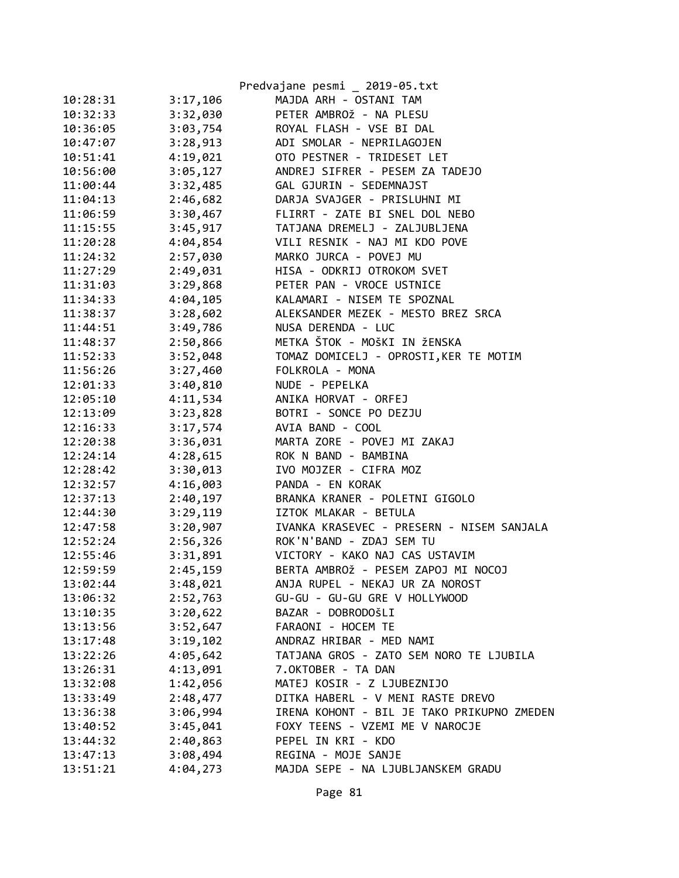| | | |
|---|---|---|
| 10:28:31 | 3:17,106 | MAJDA ARH - OSTANI TAM |
| 10:32:33 | 3:32,030 | PETER AMBROž - NA PLESU |
| 10:36:05 | 3:03,754 | ROYAL FLASH - VSE BI DAL |
| 10:47:07 | 3:28,913 | ADI SMOLAR - NEPRILAGOJEN |
| 10:51:41 | 4:19,021 | OTO PESTNER - TRIDESET LET |
| 10:56:00 | 3:05,127 | ANDREJ SIFRER - PESEM ZA TADEJO |
| 11:00:44 | 3:32,485 | GAL GJURIN - SEDEMNAJST |
| 11:04:13 | 2:46,682 | DARJA SVAJGER - PRISLUHNI MI |
| 11:06:59 | 3:30,467 | FLIRRT - ZATE BI SNEL DOL NEBO |
| 11:15:55 | 3:45,917 | TATJANA DREMELJ - ZALJUBLJENA |
| 11:20:28 | 4:04,854 | VILI RESNIK - NAJ MI KDO POVE |
| 11:24:32 | 2:57,030 | MARKO JURCA - POVEJ MU |
| 11:27:29 | 2:49,031 | HISA - ODKRIJ OTROKOM SVET |
| 11:31:03 | 3:29,868 | PETER PAN - VROCE USTNICE |
| 11:34:33 | 4:04,105 | KALAMARI - NISEM TE SPOZNAL |
| 11:38:37 | 3:28,602 | ALEKSANDER MEZEK - MESTO BREZ SRCA |
| 11:44:51 | 3:49,786 | NUSA DERENDA - LUC |
| 11:48:37 | 2:50,866 | METKA ŠTOK - MOŠKI IN žENSKA |
| 11:52:33 | 3:52,048 | TOMAZ DOMICELJ - OPROSTI,KER TE MOTIM |
| 11:56:26 | 3:27,460 | FOLKROLA - MONA |
| 12:01:33 | 3:40,810 | NUDE - PEPELKA |
| 12:05:10 | 4:11,534 | ANIKA HORVAT - ORFEJ |
| 12:13:09 | 3:23,828 | BOTRI - SONCE PO DEZJU |
| 12:16:33 | 3:17,574 | AVIA BAND - COOL |
| 12:20:38 | 3:36,031 | MARTA ZORE - POVEJ MI ZAKAJ |
| 12:24:14 | 4:28,615 | ROK N BAND - BAMBINA |
| 12:28:42 | 3:30,013 | IVO MOJZER - CIFRA MOZ |
| 12:32:57 | 4:16,003 | PANDA - EN KORAK |
| 12:37:13 | 2:40,197 | BRANKA KRANER - POLETNI GIGOLO |
| 12:44:30 | 3:29,119 | IZTOK MLAKAR - BETULA |
| 12:47:58 | 3:20,907 | IVANKA KRASEVEC - PRESERN - NISEM SANJALA |
| 12:52:24 | 2:56,326 | ROK'N'BAND - ZDAJ SEM TU |
| 12:55:46 | 3:31,891 | VICTORY - KAKO NAJ CAS USTAVIM |
| 12:59:59 | 2:45,159 | BERTA AMBROž - PESEM ZAPOJ MI NOCOJ |
| 13:02:44 | 3:48,021 | ANJA RUPEL - NEKAJ UR ZA NOROST |
| 13:06:32 | 2:52,763 | GU-GU - GU-GU GRE V HOLLYWOOD |
| 13:10:35 | 3:20,622 | BAZAR - DOBRODOŠLI |
| 13:13:56 | 3:52,647 | FARAONI - HOCEM TE |
| 13:17:48 | 3:19,102 | ANDRAZ HRIBAR - MED NAMI |
| 13:22:26 | 4:05,642 | TATJANA GROS - ZATO SEM NORO TE LJUBILA |
| 13:26:31 | 4:13,091 | 7.OKTOBER - TA DAN |
| 13:32:08 | 1:42,056 | MATEJ KOSIR - Z LJUBEZNIJO |
| 13:33:49 | 2:48,477 | DITKA HABERL - V MENI RASTE DREVO |
| 13:36:38 | 3:06,994 | IRENA KOHONT - BIL JE TAKO PRIKUPNO ZMEDEN |
| 13:40:52 | 3:45,041 | FOXY TEENS - VZEMI ME V NAROCJE |
| 13:44:32 | 2:40,863 | PEPEL IN KRI - KDO |
| 13:47:13 | 3:08,494 | REGINA - MOJE SANJE |
| 13:51:21 | 4:04,273 | MAJDA SEPE - NA LJUBLJANSKEM GRADU |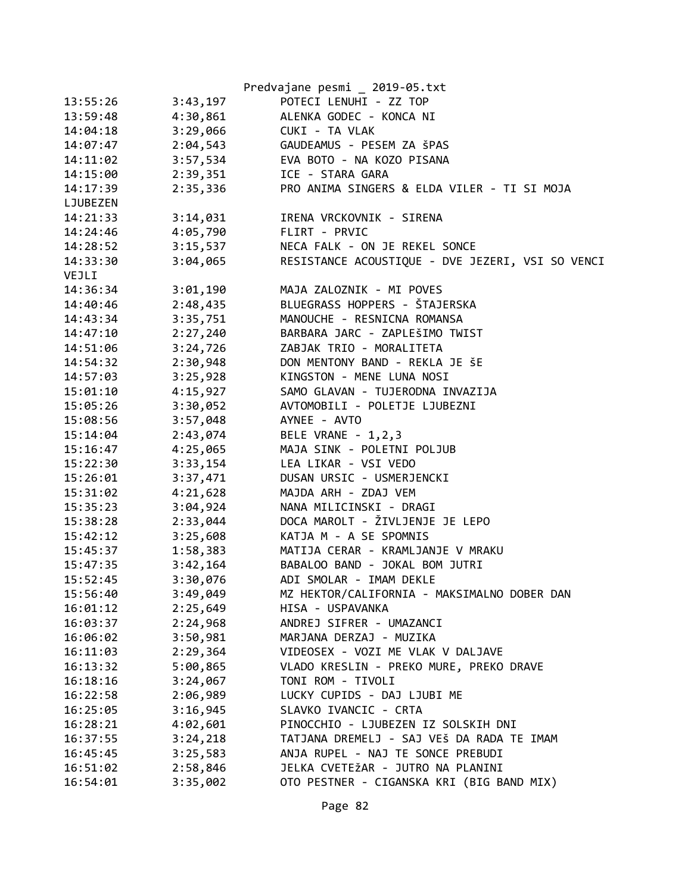| | | |
|---|---|---|
| 13:55:26 | 3:43,197 | POTECI LENUHI - ZZ TOP |
| 13:59:48 | 4:30,861 | ALENKA GODEC - KONCA NI |
| 14:04:18 | 3:29,066 | CUKI - TA VLAK |
| 14:07:47 | 2:04,543 | GAUDEAMUS - PESEM ZA ŠPAS |
| 14:11:02 | 3:57,534 | EVA BOTO - NA KOZO PISANA |
| 14:15:00 | 2:39,351 | ICE - STARA GARA |
| 14:17:39 | 2:35,336 | PRO ANIMA SINGERS & ELDA VILER - TI SI MOJA LJUBEZEN |
| 14:21:33 | 3:14,031 | IRENA VRCKOVNIK - SIRENA |
| 14:24:46 | 4:05,790 | FLIRT - PRVIC |
| 14:28:52 | 3:15,537 | NECA FALK - ON JE REKEL SONCE |
| 14:33:30 | 3:04,065 | RESISTANCE ACOUSTIQUE - DVE JEZERI, VSI SO VENCI VEJLI |
| 14:36:34 | 3:01,190 | MAJA ZALOZNIK - MI POVES |
| 14:40:46 | 2:48,435 | BLUEGRASS HOPPERS - ŠTAJERSKA |
| 14:43:34 | 3:35,751 | MANOUCHE - RESNICNA ROMANSA |
| 14:47:10 | 2:27,240 | BARBARA JARC - ZAPLEŠIMO TWIST |
| 14:51:06 | 3:24,726 | ZABJAK TRIO - MORALITETA |
| 14:54:32 | 2:30,948 | DON MENTONY BAND - REKLA JE ŠE |
| 14:57:03 | 3:25,928 | KINGSTON - MENE LUNA NOSI |
| 15:01:10 | 4:15,927 | SAMO GLAVAN - TUJERODNA INVAZIJA |
| 15:05:26 | 3:30,052 | AVTOMOBILI - POLETJE LJUBEZNI |
| 15:08:56 | 3:57,048 | AYNEE - AVTO |
| 15:14:04 | 2:43,074 | BELE VRANE - 1,2,3 |
| 15:16:47 | 4:25,065 | MAJA SINK - POLETNI POLJUB |
| 15:22:30 | 3:33,154 | LEA LIKAR - VSI VEDO |
| 15:26:01 | 3:37,471 | DUSAN URSIC - USMERJENCKI |
| 15:31:02 | 4:21,628 | MAJDA ARH - ZDAJ VEM |
| 15:35:23 | 3:04,924 | NANA MILICINSKI - DRAGI |
| 15:38:28 | 2:33,044 | DOCA MAROLT - ŽIVLJENJE JE LEPO |
| 15:42:12 | 3:25,608 | KATJA M - A SE SPOMNIS |
| 15:45:37 | 1:58,383 | MATIJA CERAR - KRAMLJANJE V MRAKU |
| 15:47:35 | 3:42,164 | BABALOO BAND - JOKAL BOM JUTRI |
| 15:52:45 | 3:30,076 | ADI SMOLAR - IMAM DEKLE |
| 15:56:40 | 3:49,049 | MZ HEKTOR/CALIFORNIA - MAKSIMALNO DOBER DAN |
| 16:01:12 | 2:25,649 | HISA - USPAVANKA |
| 16:03:37 | 2:24,968 | ANDREJ SIFRER - UMAZANCI |
| 16:06:02 | 3:50,981 | MARJANA DERZAJ - MUZIKA |
| 16:11:03 | 2:29,364 | VIDEOSEX - VOZI ME VLAK V DALJAVE |
| 16:13:32 | 5:00,865 | VLADO KRESLIN - PREKO MURE, PREKO DRAVE |
| 16:18:16 | 3:24,067 | TONI ROM - TIVOLI |
| 16:22:58 | 2:06,989 | LUCKY CUPIDS - DAJ LJUBI ME |
| 16:25:05 | 3:16,945 | SLAVKO IVANCIC - CRTA |
| 16:28:21 | 4:02,601 | PINOCCHIO - LJUBEZEN IZ SOLSKIH DNI |
| 16:37:55 | 3:24,218 | TATJANA DREMELJ - SAJ VEŠ DA RADA TE IMAM |
| 16:45:45 | 3:25,583 | ANJA RUPEL - NAJ TE SONCE PREBUDI |
| 16:51:02 | 2:58,846 | JELKA CVETEŽAR - JUTRO NA PLANINI |
| 16:54:01 | 3:35,002 | OTO PESTNER - CIGANSKA KRI (BIG BAND MIX) |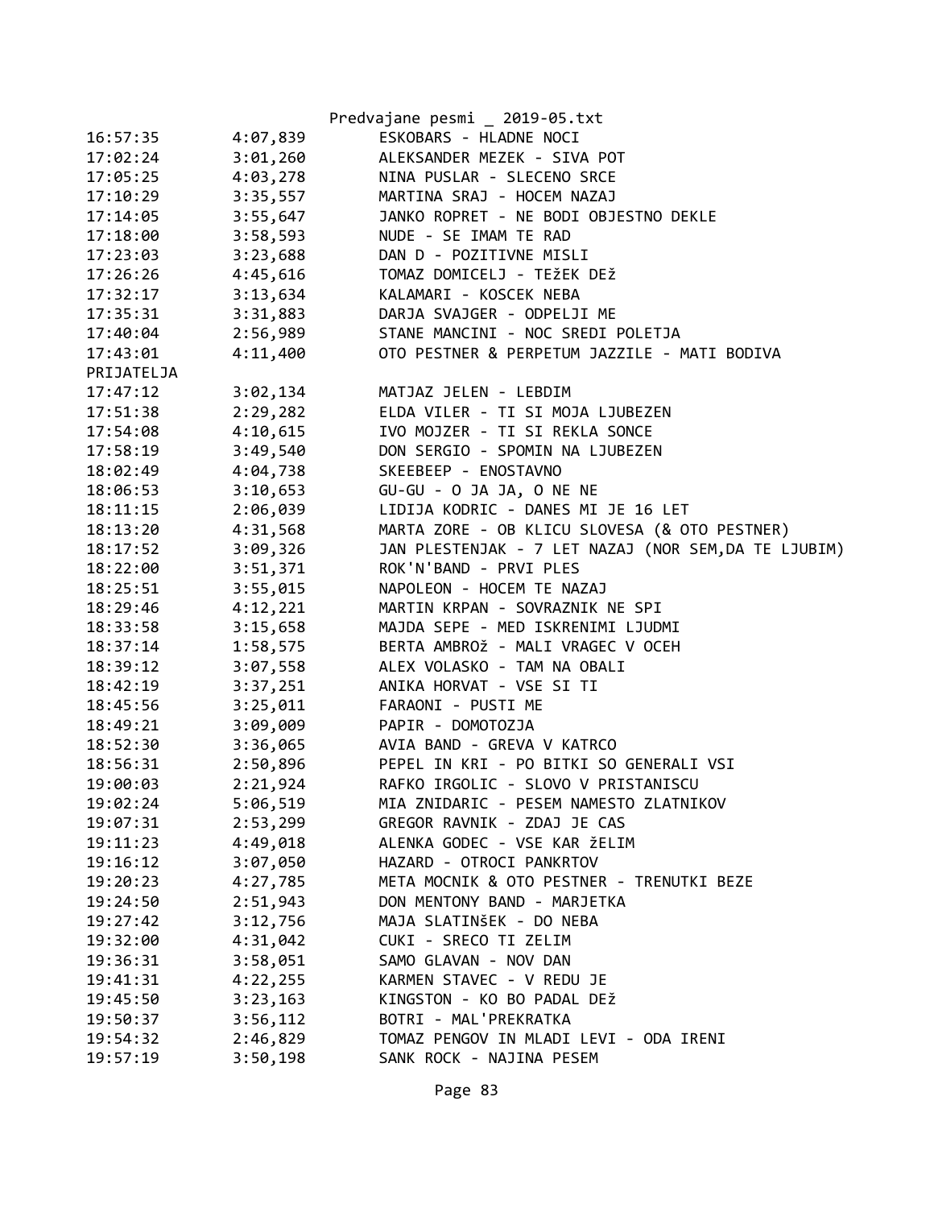| | | |
|---|---|---|
| 16:57:35 | 4:07,839 | ESKOBARS - HLADNE NOCI |
| 17:02:24 | 3:01,260 | ALEKSANDER MEZEK - SIVA POT |
| 17:05:25 | 4:03,278 | NINA PUSLAR - SLECENO SRCE |
| 17:10:29 | 3:35,557 | MARTINA SRAJ - HOCEM NAZAJ |
| 17:14:05 | 3:55,647 | JANKO ROPRET - NE BODI OBJESTNO DEKLE |
| 17:18:00 | 3:58,593 | NUDE - SE IMAM TE RAD |
| 17:23:03 | 3:23,688 | DAN D - POZITIVNE MISLI |
| 17:26:26 | 4:45,616 | TOMAZ DOMICELJ - TEžEK DEž |
| 17:32:17 | 3:13,634 | KALAMARI - KOSCEK NEBA |
| 17:35:31 | 3:31,883 | DARJA SVAJGER - ODPELJI ME |
| 17:40:04 | 2:56,989 | STANE MANCINI - NOC SREDI POLETJA |
| 17:43:01 | 4:11,400 | OTO PESTNER & PERPETUM JAZZILE - MATI BODIVA PRIJATELJA |
| 17:47:12 | 3:02,134 | MATJAZ JELEN - LEBDIM |
| 17:51:38 | 2:29,282 | ELDA VILER - TI SI MOJA LJUBEZEN |
| 17:54:08 | 4:10,615 | IVO MOJZER - TI SI REKLA SONCE |
| 17:58:19 | 3:49,540 | DON SERGIO - SPOMIN NA LJUBEZEN |
| 18:02:49 | 4:04,738 | SKEEBEEP - ENOSTAVNO |
| 18:06:53 | 3:10,653 | GU-GU - O JA JA, O NE NE |
| 18:11:15 | 2:06,039 | LIDIJA KODRIC - DANES MI JE 16 LET |
| 18:13:20 | 4:31,568 | MARTA ZORE - OB KLICU SLOVESA (& OTO PESTNER) |
| 18:17:52 | 3:09,326 | JAN PLESTENJAK - 7 LET NAZAJ (NOR SEM,DA TE LJUBIM) |
| 18:22:00 | 3:51,371 | ROK'N'BAND - PRVI PLES |
| 18:25:51 | 3:55,015 | NAPOLEON - HOCEM TE NAZAJ |
| 18:29:46 | 4:12,221 | MARTIN KRPAN - SOVRAZNIK NE SPI |
| 18:33:58 | 3:15,658 | MAJDA SEPE - MED ISKRENIMI LJUDMI |
| 18:37:14 | 1:58,575 | BERTA AMBROž - MALI VRAGEC V OCEH |
| 18:39:12 | 3:07,558 | ALEX VOLASKO - TAM NA OBALI |
| 18:42:19 | 3:37,251 | ANIKA HORVAT - VSE SI TI |
| 18:45:56 | 3:25,011 | FARAONI - PUSTI ME |
| 18:49:21 | 3:09,009 | PAPIR - DOMOTOZJA |
| 18:52:30 | 3:36,065 | AVIA BAND - GREVA V KATRCO |
| 18:56:31 | 2:50,896 | PEPEL IN KRI - PO BITKI SO GENERALI VSI |
| 19:00:03 | 2:21,924 | RAFKO IRGOLIC - SLOVO V PRISTANISCU |
| 19:02:24 | 5:06,519 | MIA ZNIDARIC - PESEM NAMESTO ZLATNIKOV |
| 19:07:31 | 2:53,299 | GREGOR RAVNIK - ZDAJ JE CAS |
| 19:11:23 | 4:49,018 | ALENKA GODEC - VSE KAR žELIM |
| 19:16:12 | 3:07,050 | HAZARD - OTROCI PANKRTOV |
| 19:20:23 | 4:27,785 | META MOCNIK & OTO PESTNER - TRENUTKI BEZE |
| 19:24:50 | 2:51,943 | DON MENTONY BAND - MARJETKA |
| 19:27:42 | 3:12,756 | MAJA SLATINšEK - DO NEBA |
| 19:32:00 | 4:31,042 | CUKI - SRECO TI ZELIM |
| 19:36:31 | 3:58,051 | SAMO GLAVAN - NOV DAN |
| 19:41:31 | 4:22,255 | KARMEN STAVEC - V REDU JE |
| 19:45:50 | 3:23,163 | KINGSTON - KO BO PADAL DEž |
| 19:50:37 | 3:56,112 | BOTRI - MAL'PREKRATKA |
| 19:54:32 | 2:46,829 | TOMAZ PENGOV IN MLADI LEVI - ODA IRENI |
| 19:57:19 | 3:50,198 | SANK ROCK - NAJINA PESEM |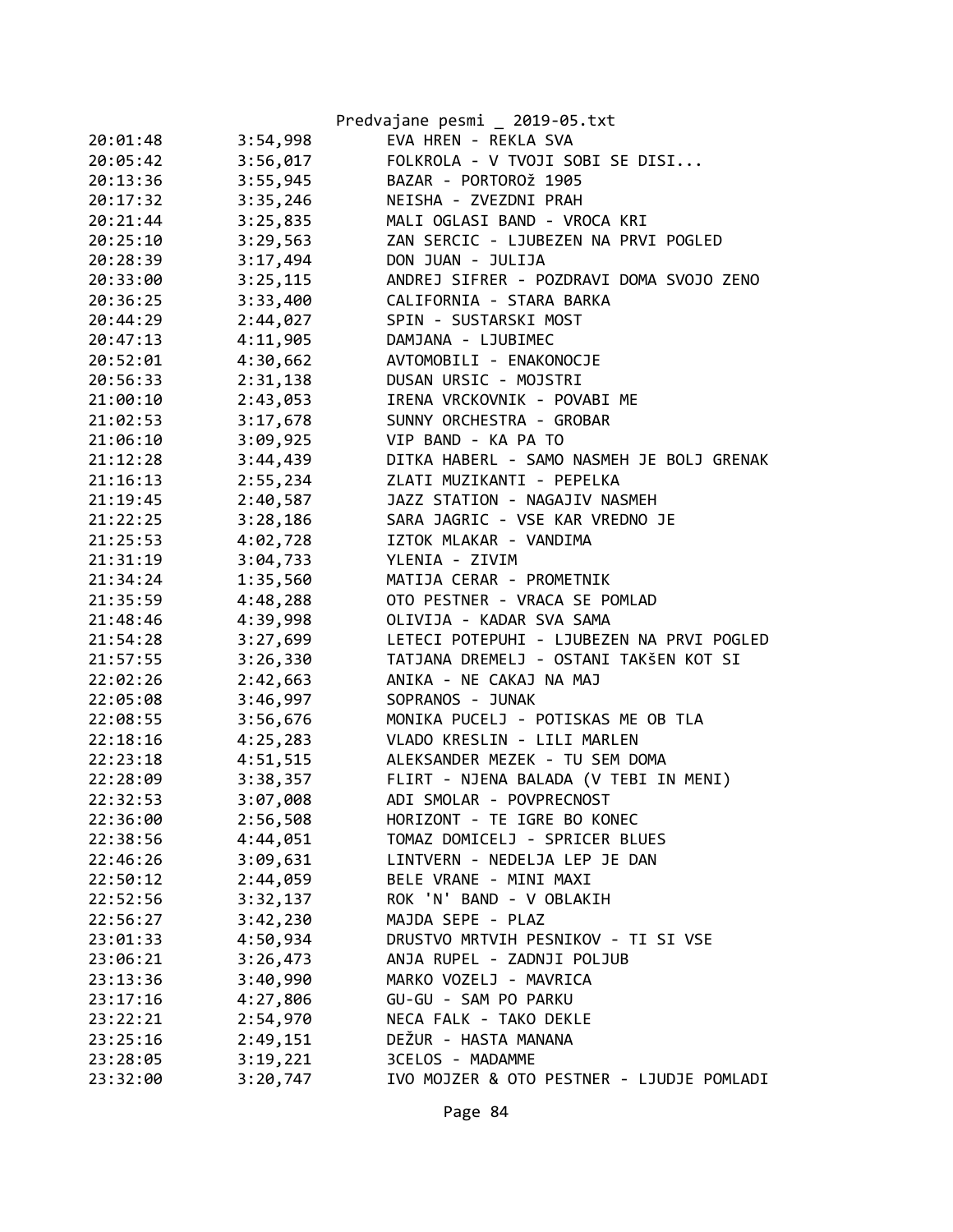| | | |
|---|---|---|
| 20:01:48 | 3:54,998 | EVA HREN - REKLA SVA |
| 20:05:42 | 3:56,017 | FOLKROLA - V TVOJI SOBI SE DISI... |
| 20:13:36 | 3:55,945 | BAZAR - PORTOROž 1905 |
| 20:17:32 | 3:35,246 | NEISHA - ZVEZDNI PRAH |
| 20:21:44 | 3:25,835 | MALI OGLASI BAND - VROCA KRI |
| 20:25:10 | 3:29,563 | ZAN SERCIC - LJUBEZEN NA PRVI POGLED |
| 20:28:39 | 3:17,494 | DON JUAN - JULIJA |
| 20:33:00 | 3:25,115 | ANDREJ SIFRER - POZDRAVI DOMA SVOJO ZENO |
| 20:36:25 | 3:33,400 | CALIFORNIA - STARA BARKA |
| 20:44:29 | 2:44,027 | SPIN - SUSTARSKI MOST |
| 20:47:13 | 4:11,905 | DAMJANA - LJUBIMEC |
| 20:52:01 | 4:30,662 | AVTOMOBILI - ENAKONOCJE |
| 20:56:33 | 2:31,138 | DUSAN URSIC - MOJSTRI |
| 21:00:10 | 2:43,053 | IRENA VRCKOVNIK - POVABI ME |
| 21:02:53 | 3:17,678 | SUNNY ORCHESTRA - GROBAR |
| 21:06:10 | 3:09,925 | VIP BAND - KA PA TO |
| 21:12:28 | 3:44,439 | DITKA HABERL - SAMO NASMEH JE BOLJ GRENAK |
| 21:16:13 | 2:55,234 | ZLATI MUZIKANTI - PEPELKA |
| 21:19:45 | 2:40,587 | JAZZ STATION - NAGAJIV NASMEH |
| 21:22:25 | 3:28,186 | SARA JAGRIC - VSE KAR VREDNO JE |
| 21:25:53 | 4:02,728 | IZTOK MLAKAR - VANDIMA |
| 21:31:19 | 3:04,733 | YLENIA - ZIVIM |
| 21:34:24 | 1:35,560 | MATIJA CERAR - PROMETNIK |
| 21:35:59 | 4:48,288 | OTO PESTNER - VRACA SE POMLAD |
| 21:48:46 | 4:39,998 | OLIVIJA - KADAR SVA SAMA |
| 21:54:28 | 3:27,699 | LETECI POTEPUHI - LJUBEZEN NA PRVI POGLED |
| 21:57:55 | 3:26,330 | TATJANA DREMELJ - OSTANI TAKŠEN KOT SI |
| 22:02:26 | 2:42,663 | ANIKA - NE CAKAJ NA MAJ |
| 22:05:08 | 3:46,997 | SOPRANOS - JUNAK |
| 22:08:55 | 3:56,676 | MONIKA PUCELJ - POTISKAS ME OB TLA |
| 22:18:16 | 4:25,283 | VLADO KRESLIN - LILI MARLEN |
| 22:23:18 | 4:51,515 | ALEKSANDER MEZEK - TU SEM DOMA |
| 22:28:09 | 3:38,357 | FLIRT - NJENA BALADA (V TEBI IN MENI) |
| 22:32:53 | 3:07,008 | ADI SMOLAR - POVPRECNOST |
| 22:36:00 | 2:56,508 | HORIZONT - TE IGRE BO KONEC |
| 22:38:56 | 4:44,051 | TOMAZ DOMICELJ - SPRICER BLUES |
| 22:46:26 | 3:09,631 | LINTVERN - NEDELJA LEP JE DAN |
| 22:50:12 | 2:44,059 | BELE VRANE - MINI MAXI |
| 22:52:56 | 3:32,137 | ROK 'N' BAND - V OBLAKIH |
| 22:56:27 | 3:42,230 | MAJDA SEPE - PLAZ |
| 23:01:33 | 4:50,934 | DRUSTVO MRTVIH PESNIKOV - TI SI VSE |
| 23:06:21 | 3:26,473 | ANJA RUPEL - ZADNJI POLJUB |
| 23:13:36 | 3:40,990 | MARKO VOZELJ - MAVRICA |
| 23:17:16 | 4:27,806 | GU-GU - SAM PO PARKU |
| 23:22:21 | 2:54,970 | NECA FALK - TAKO DEKLE |
| 23:25:16 | 2:49,151 | DEŽUR - HASTA MANANA |
| 23:28:05 | 3:19,221 | 3CELOS - MADAMME |
| 23:32:00 | 3:20,747 | IVO MOJZER & OTO PESTNER - LJUDJE POMLADI |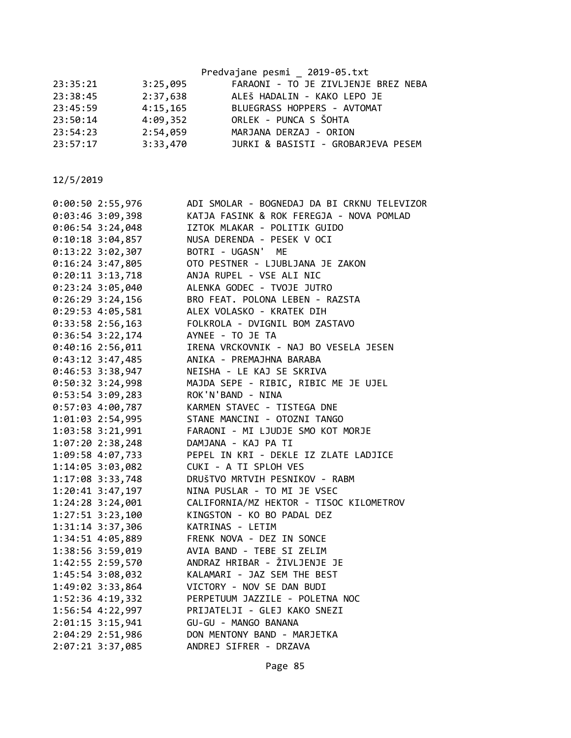| | | |
|---|---|---|
| 23:35:21 | 3:25,095 | FARAONI - TO JE ZIVLJENJE BREZ NEBA |
| 23:38:45 | 2:37,638 | ALEŠ HADALIN - KAKO LEPO JE |
| 23:45:59 | 4:15,165 | BLUEGRASS HOPPERS - AVTOMAT |
| 23:50:14 | 4:09,352 | ORLEK - PUNCA S ŠOHTA |
| 23:54:23 | 2:54,059 | MARJANA DERZAJ - ORION |
| 23:57:17 | 3:33,470 | JURKI & BASISTI - GROBARJEVA PESEM |

12/5/2019

| | | |
|---|---|---|
| 0:00:50 | 2:55,976 | ADI SMOLAR - BOGNEDAJ DA BI CRKNU TELEVIZOR |
| 0:03:46 | 3:09,398 | KATJA FASINK & ROK FEREGJA - NOVA POMLAD |
| 0:06:54 | 3:24,048 | IZTOK MLAKAR - POLITIK GUIDO |
| 0:10:18 | 3:04,857 | NUSA DERENDA - PESEK V OCI |
| 0:13:22 | 3:02,307 | BOTRI - UGASN' ME |
| 0:16:24 | 3:47,805 | OTO PESTNER - LJUBLJANA JE ZAKON |
| 0:20:11 | 3:13,718 | ANJA RUPEL - VSE ALI NIC |
| 0:23:24 | 3:05,040 | ALENKA GODEC - TVOJE JUTRO |
| 0:26:29 | 3:24,156 | BRO FEAT. POLONA LEBEN - RAZSTA |
| 0:29:53 | 4:05,581 | ALEX VOLASKO - KRATEK DIH |
| 0:33:58 | 2:56,163 | FOLKROLA - DVIGNIL BOM ZASTAVO |
| 0:36:54 | 3:22,174 | AYNEE - TO JE TA |
| 0:40:16 | 2:56,011 | IRENA VRCKOVNIK - NAJ BO VESELA JESEN |
| 0:43:12 | 3:47,485 | ANIKA - PREMAJHNA BARABA |
| 0:46:53 | 3:38,947 | NEISHA - LE KAJ SE SKRIVA |
| 0:50:32 | 3:24,998 | MAJDA SEPE - RIBIC, RIBIC ME JE UJEL |
| 0:53:54 | 3:09,283 | ROK'N'BAND - NINA |
| 0:57:03 | 4:00,787 | KARMEN STAVEC - TISTEGA DNE |
| 1:01:03 | 2:54,995 | STANE MANCINI - OTOZNI TANGO |
| 1:03:58 | 3:21,991 | FARAONI - MI LJUDJE SMO KOT MORJE |
| 1:07:20 | 2:38,248 | DAMJANA - KAJ PA TI |
| 1:09:58 | 4:07,733 | PEPEL IN KRI - DEKLE IZ ZLATE LADJICE |
| 1:14:05 | 3:03,082 | CUKI - A TI SPLOH VES |
| 1:17:08 | 3:33,748 | DRUŠTVO MRTVIH PESNIKOV - RABM |
| 1:20:41 | 3:47,197 | NINA PUSLAR - TO MI JE VSEC |
| 1:24:28 | 3:24,001 | CALIFORNIA/MZ HEKTOR - TISOC KILOMETROV |
| 1:27:51 | 3:23,100 | KINGSTON - KO BO PADAL DEZ |
| 1:31:14 | 3:37,306 | KATRINAS - LETIM |
| 1:34:51 | 4:05,889 | FRENK NOVA - DEZ IN SONCE |
| 1:38:56 | 3:59,019 | AVIA BAND - TEBE SI ZELIM |
| 1:42:55 | 2:59,570 | ANDRAZ HRIBAR - ŽIVLJENJE JE |
| 1:45:54 | 3:08,032 | KALAMARI - JAZ SEM THE BEST |
| 1:49:02 | 3:33,864 | VICTORY - NOV SE DAN BUDI |
| 1:52:36 | 4:19,332 | PERPETUUM JAZZILE - POLETNA NOC |
| 1:56:54 | 4:22,997 | PRIJATELJI - GLEJ KAKO SNEZI |
| 2:01:15 | 3:15,941 | GU-GU - MANGO BANANA |
| 2:04:29 | 2:51,986 | DON MENTONY BAND - MARJETKA |
| 2:07:21 | 3:37,085 | ANDREJ SIFRER - DRZAVA |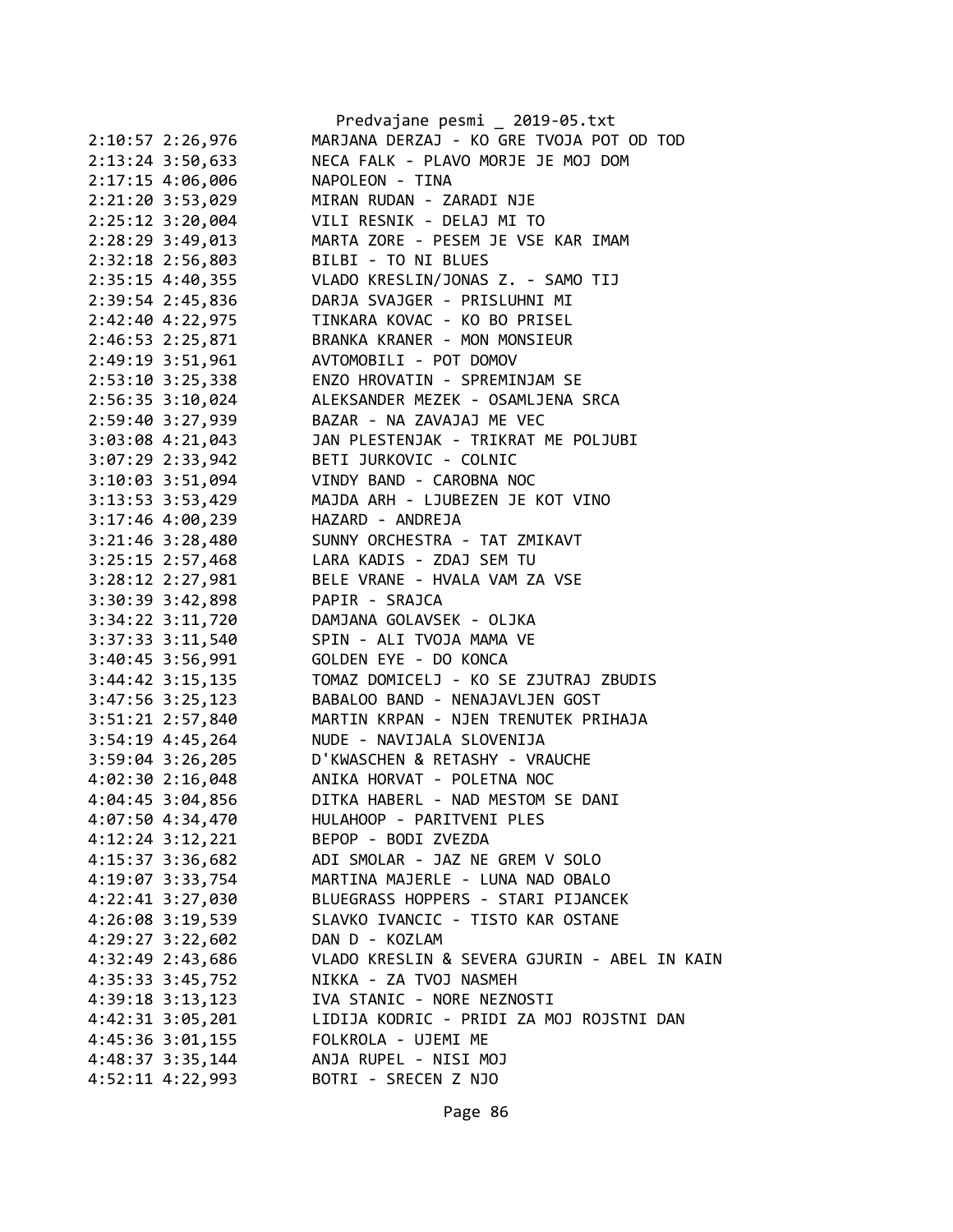```
2:10:57 2:26,976        MARJANA DERZAJ - KO GRE TVOJA POT OD TOD
2:13:24 3:50,633        NECA FALK - PLAVO MORJE JE MOJ DOM
2:17:15 4:06,006        NAPOLEON - TINA
2:21:20 3:53,029        MIRAN RUDAN - ZARADI NJE
2:25:12 3:20,004        VILI RESNIK - DELAJ MI TO
2:28:29 3:49,013        MARTA ZORE - PESEM JE VSE KAR IMAM
2:32:18 2:56,803        BILBI - TO NI BLUES
2:35:15 4:40,355        VLADO KRESLIN/JONAS Z. - SAMO TIJ
2:39:54 2:45,836        DARJA SVAJGER - PRISLUHNI MI
2:42:40 4:22,975        TINKARA KOVAC - KO BO PRISEL
2:46:53 2:25,871        BRANKA KRANER - MON MONSIEUR
2:49:19 3:51,961        AVTOMOBILI - POT DOMOV
2:53:10 3:25,338        ENZO HROVATIN - SPREMINJAM SE
2:56:35 3:10,024        ALEKSANDER MEZEK - OSAMLJENA SRCA
2:59:40 3:27,939        BAZAR - NA ZAVAJAJ ME VEC
3:03:08 4:21,043        JAN PLESTENJAK - TRIKRAT ME POLJUBI
3:07:29 2:33,942        BETI JURKOVIC - COLNIC
3:10:03 3:51,094        VINDY BAND - CAROBNA NOC
3:13:53 3:53,429        MAJDA ARH - LJUBEZEN JE KOT VINO
3:17:46 4:00,239        HAZARD - ANDREJA
3:21:46 3:28,480        SUNNY ORCHESTRA - TAT ZMIKAVT
3:25:15 2:57,468        LARA KADIS - ZDAJ SEM TU
3:28:12 2:27,981        BELE VRANE - HVALA VAM ZA VSE
3:30:39 3:42,898        PAPIR - SRAJCA
3:34:22 3:11,720        DAMJANA GOLAVSEK - OLJKA
3:37:33 3:11,540        SPIN - ALI TVOJA MAMA VE
3:40:45 3:56,991        GOLDEN EYE - DO KONCA
3:44:42 3:15,135        TOMAZ DOMICELJ - KO SE ZJUTRAJ ZBUDIS
3:47:56 3:25,123        BABALOO BAND - NENAJAVLJEN GOST
3:51:21 2:57,840        MARTIN KRPAN - NJEN TRENUTEK PRIHAJA
3:54:19 4:45,264        NUDE - NAVIJALA SLOVENIJA
3:59:04 3:26,205        D'KWASCHEN & RETASHY - VRAUCHE
4:02:30 2:16,048        ANIKA HORVAT - POLETNA NOC
4:04:45 3:04,856        DITKA HABERL - NAD MESTOM SE DANI
4:07:50 4:34,470        HULAHOOP - PARITVENI PLES
4:12:24 3:12,221        BEPOP - BODI ZVEZDA
4:15:37 3:36,682        ADI SMOLAR - JAZ NE GREM V SOLO
4:19:07 3:33,754        MARTINA MAJERLE - LUNA NAD OBALO
4:22:41 3:27,030        BLUEGRASS HOPPERS - STARI PIJANCEK
4:26:08 3:19,539        SLAVKO IVANCIC - TISTO KAR OSTANE
4:29:27 3:22,602        DAN D - KOZLAM
4:32:49 2:43,686        VLADO KRESLIN & SEVERA GJURIN - ABEL IN KAIN
4:35:33 3:45,752        NIKKA - ZA TVOJ NASMEH
4:39:18 3:13,123        IVA STANIC - NORE NEZNOSTI
4:42:31 3:05,201        LIDIJA KODRIC - PRIDI ZA MOJ ROJSTNI DAN
4:45:36 3:01,155        FOLKROLA - UJEMI ME
4:48:37 3:35,144        ANJA RUPEL - NISI MOJ
4:52:11 4:22,993        BOTRI - SRECEN Z NJO
```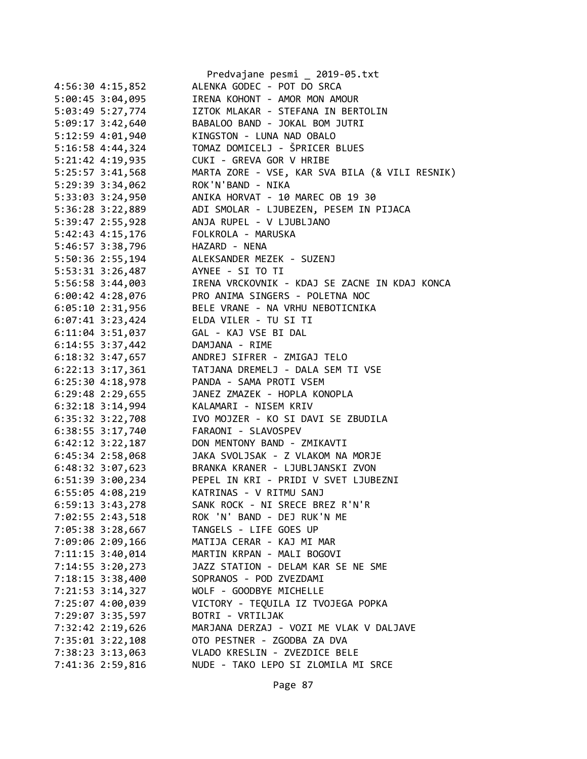```
4:56:30 4:15,852        ALENKA GODEC - POT DO SRCA
5:00:45 3:04,095        IRENA KOHONT - AMOR MON AMOUR
5:03:49 5:27,774        IZTOK MLAKAR - STEFANA IN BERTOLIN
5:09:17 3:42,640        BABALOO BAND - JOKAL BOM JUTRI
5:12:59 4:01,940        KINGSTON - LUNA NAD OBALO
5:16:58 4:44,324        TOMAZ DOMICELJ - ŠPRICER BLUES
5:21:42 4:19,935        CUKI - GREVA GOR V HRIBE
5:25:57 3:41,568        MARTA ZORE - VSE, KAR SVA BILA (& VILI RESNIK)
5:29:39 3:34,062        ROK'N'BAND - NIKA
5:33:03 3:24,950        ANIKA HORVAT - 10 MAREC OB 19 30
5:36:28 3:22,889        ADI SMOLAR - LJUBEZEN, PESEM IN PIJACA
5:39:47 2:55,928        ANJA RUPEL - V LJUBLJANO
5:42:43 4:15,176        FOLKROLA - MARUSKA
5:46:57 3:38,796        HAZARD - NENA
5:50:36 2:55,194        ALEKSANDER MEZEK - SUZENJ
5:53:31 3:26,487        AYNEE - SI TO TI
5:56:58 3:44,003        IRENA VRCKOVNIK - KDAJ SE ZACNE IN KDAJ KONCA
6:00:42 4:28,076        PRO ANIMA SINGERS - POLETNA NOC
6:05:10 2:31,956        BELE VRANE - NA VRHU NEBOTICNIKA
6:07:41 3:23,424        ELDA VILER - TU SI TI
6:11:04 3:51,037        GAL - KAJ VSE BI DAL
6:14:55 3:37,442        DAMJANA - RIME
6:18:32 3:47,657        ANDREJ SIFRER - ZMIGAJ TELO
6:22:13 3:17,361        TATJANA DREMELJ - DALA SEM TI VSE
6:25:30 4:18,978        PANDA - SAMA PROTI VSEM
6:29:48 2:29,655        JANEZ ZMAZEK - HOPLA KONOPLA
6:32:18 3:14,994        KALAMARI - NISEM KRIV
6:35:32 3:22,708        IVO MOJZER - KO SI DAVI SE ZBUDILA
6:38:55 3:17,740        FARAONI - SLAVOSPEV
6:42:12 3:22,187        DON MENTONY BAND - ZMIKAVTI
6:45:34 2:58,068        JAKA SVOLJSAK - Z VLAKOM NA MORJE
6:48:32 3:07,623        BRANKA KRANER - LJUBLJANSKI ZVON
6:51:39 3:00,234        PEPEL IN KRI - PRIDI V SVET LJUBEZNI
6:55:05 4:08,219        KATRINAS - V RITMU SANJ
6:59:13 3:43,278        SANK ROCK - NI SRECE BREZ R'N'R
7:02:55 2:43,518        ROK 'N' BAND - DEJ RUK'N ME
7:05:38 3:28,667        TANGELS - LIFE GOES UP
7:09:06 2:09,166        MATIJA CERAR - KAJ MI MAR
7:11:15 3:40,014        MARTIN KRPAN - MALI BOGOVI
7:14:55 3:20,273        JAZZ STATION - DELAM KAR SE NE SME
7:18:15 3:38,400        SOPRANOS - POD ZVEZDAMI
7:21:53 3:14,327        WOLF - GOODBYE MICHELLE
7:25:07 4:00,039        VICTORY - TEQUILA IZ TVOJEGA POPKA
7:29:07 3:35,597        BOTRI - VRTILJAK
7:32:42 2:19,626        MARJANA DERZAJ - VOZI ME VLAK V DALJAVE
7:35:01 3:22,108        OTO PESTNER - ZGODBA ZA DVA
7:38:23 3:13,063        VLADO KRESLIN - ZVEZDICE BELE
7:41:36 2:59,816        NUDE - TAKO LEPO SI ZLOMILA MI SRCE
```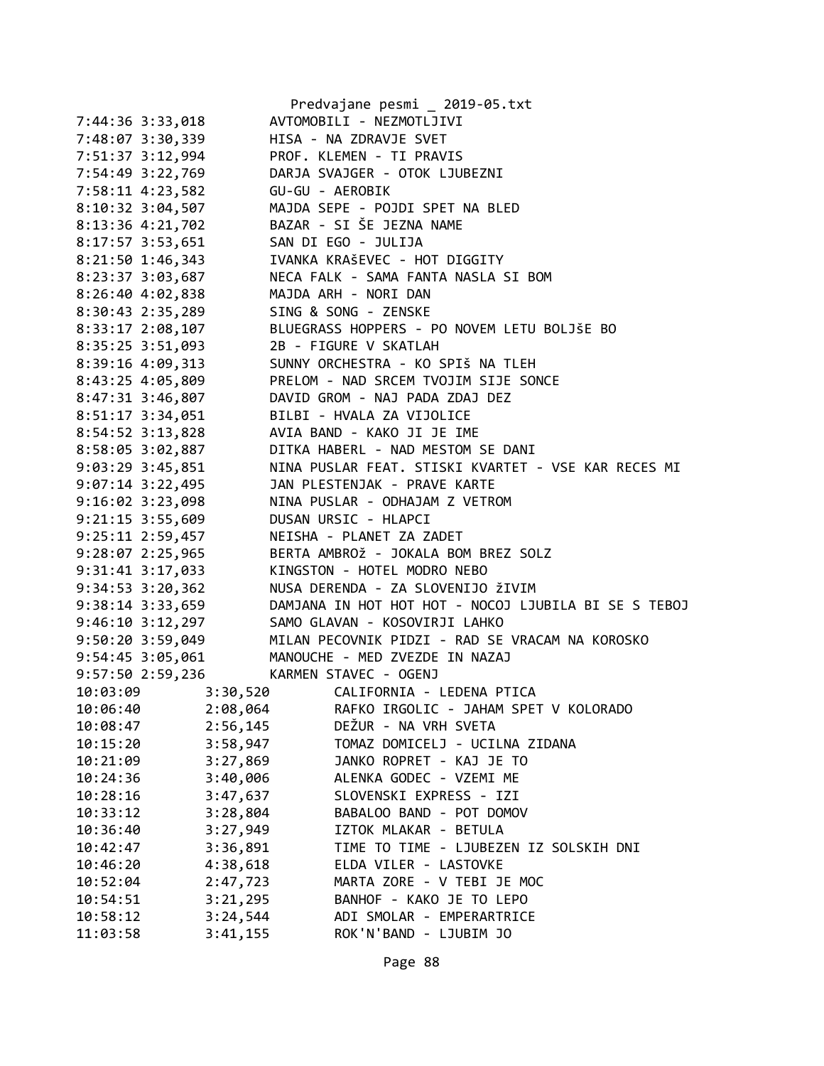```
7:44:36 3:33,018        AVTOMOBILI - NEZMOTLJIVI
7:48:07 3:30,339        HISA - NA ZDRAVJE SVET
7:51:37 3:12,994        PROF. KLEMEN - TI PRAVIS
7:54:49 3:22,769        DARJA SVAJGER - OTOK LJUBEZNI
7:58:11 4:23,582        GU-GU - AEROBIK
8:10:32 3:04,507        MAJDA SEPE - POJDI SPET NA BLED
8:13:36 4:21,702        BAZAR - SI ŠE JEZNA NAME
8:17:57 3:53,651        SAN DI EGO - JULIJA
8:21:50 1:46,343        IVANKA KRAŠEVEC - HOT DIGGITY
8:23:37 3:03,687        NECA FALK - SAMA FANTA NASLA SI BOM
8:26:40 4:02,838        MAJDA ARH - NORI DAN
8:30:43 2:35,289        SING & SONG - ZENSKE
8:33:17 2:08,107        BLUEGRASS HOPPERS - PO NOVEM LETU BOLJšE BO
8:35:25 3:51,093        2B - FIGURE V SKATLAH
8:39:16 4:09,313        SUNNY ORCHESTRA - KO SPIš NA TLEH
8:43:25 4:05,809        PRELOM - NAD SRCEM TVOJIM SIJE SONCE
8:47:31 3:46,807        DAVID GROM - NAJ PADA ZDAJ DEZ
8:51:17 3:34,051        BILBI - HVALA ZA VIJOLICE
8:54:52 3:13,828        AVIA BAND - KAKO JI JE IME
8:58:05 3:02,887        DITKA HABERL - NAD MESTOM SE DANI
9:03:29 3:45,851        NINA PUSLAR FEAT. STISKI KVARTET - VSE KAR RECES MI
9:07:14 3:22,495        JAN PLESTENJAK - PRAVE KARTE
9:16:02 3:23,098        NINA PUSLAR - ODHAJAM Z VETROM
9:21:15 3:55,609        DUSAN URSIC - HLAPCI
9:25:11 2:59,457        NEISHA - PLANET ZA ZADET
9:28:07 2:25,965        BERTA AMBROž - JOKALA BOM BREZ SOLZ
9:31:41 3:17,033        KINGSTON - HOTEL MODRO NEBO
9:34:53 3:20,362        NUSA DERENDA - ZA SLOVENIJO žIVIM
9:38:14 3:33,659        DAMJANA IN HOT HOT HOT - NOCOJ LJUBILA BI SE S TEBOJ
9:46:10 3:12,297        SAMO GLAVAN - KOSOVIRJI LAHKO
9:50:20 3:59,049        MILAN PECOVNIK PIDZI - RAD SE VRACAM NA KOROSKO
9:54:45 3:05,061        MANOUCHE - MED ZVEZDE IN NAZAJ
9:57:50 2:59,236        KARMEN STAVEC - OGENJ
10:03:09        3:30,520        CALIFORNIA - LEDENA PTICA
10:06:40        2:08,064        RAFKO IRGOLIC - JAHAM SPET V KOLORADO
10:08:47        2:56,145        DEŽUR - NA VRH SVETA
10:15:20        3:58,947        TOMAZ DOMICELJ - UCILNA ZIDANA
10:21:09        3:27,869        JANKO ROPRET - KAJ JE TO
10:24:36        3:40,006        ALENKA GODEC - VZEMI ME
10:28:16        3:47,637        SLOVENSKI EXPRESS - IZI
10:33:12        3:28,804        BABALOO BAND - POT DOMOV
10:36:40        3:27,949        IZTOK MLAKAR - BETULA
10:42:47        3:36,891        TIME TO TIME - LJUBEZEN IZ SOLSKIH DNI
10:46:20        4:38,618        ELDA VILER - LASTOVKE
10:52:04        2:47,723        MARTA ZORE - V TEBI JE MOC
10:54:51        3:21,295        BANHOF - KAKO JE TO LEPO
10:58:12        3:24,544        ADI SMOLAR - EMPERARTRICE
11:03:58        3:41,155        ROK'N'BAND - LJUBIM JO
```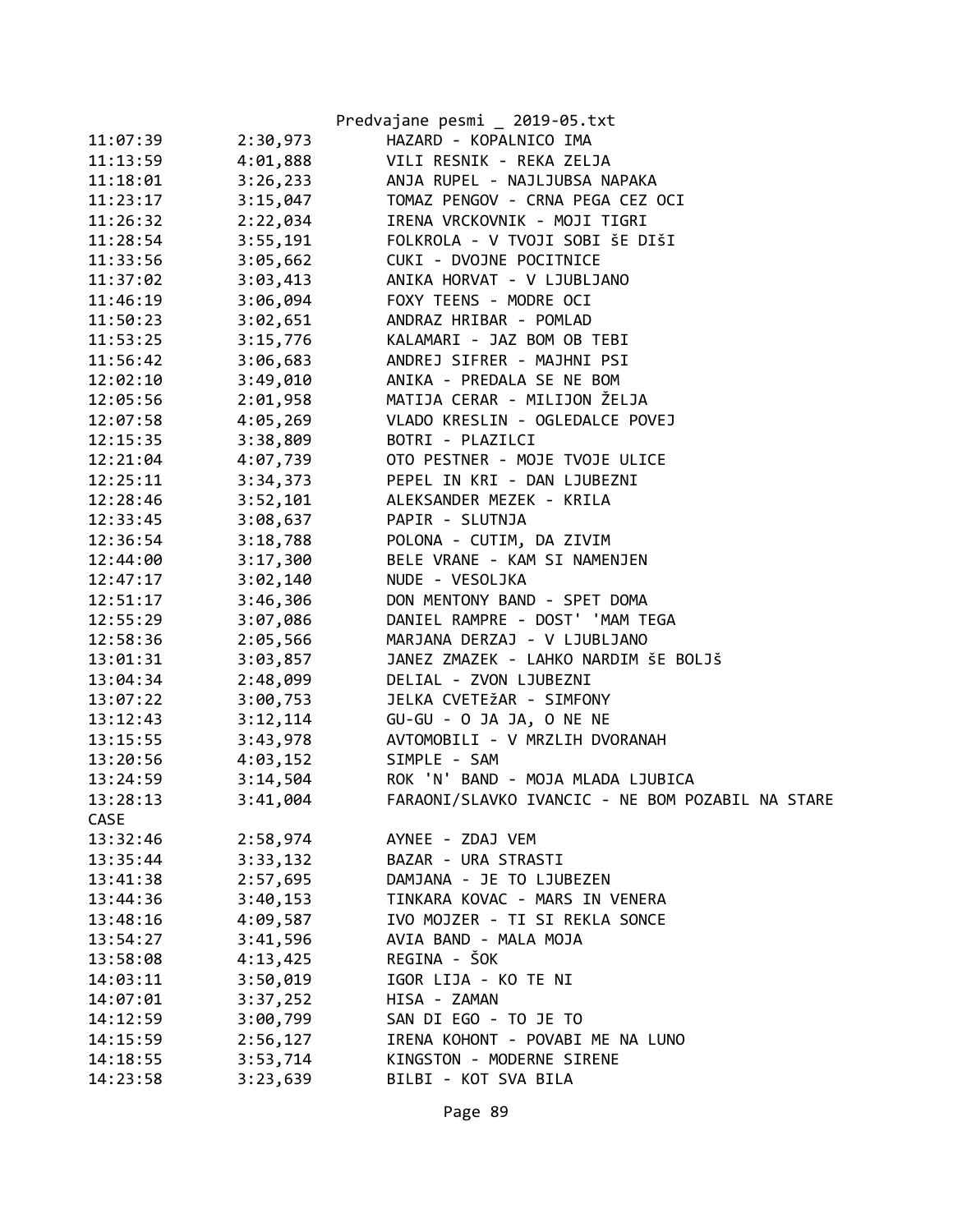| | | |
|---|---|---|
| 11:07:39 | 2:30,973 | HAZARD - KOPALNICO IMA |
| 11:13:59 | 4:01,888 | VILI RESNIK - REKA ZELJA |
| 11:18:01 | 3:26,233 | ANJA RUPEL - NAJLJUBSA NAPAKA |
| 11:23:17 | 3:15,047 | TOMAZ PENGOV - CRNA PEGA CEZ OCI |
| 11:26:32 | 2:22,034 | IRENA VRCKOVNIK - MOJI TIGRI |
| 11:28:54 | 3:55,191 | FOLKROLA - V TVOJI SOBI ŠE DIŠI |
| 11:33:56 | 3:05,662 | CUKI - DVOJNE POCITNICE |
| 11:37:02 | 3:03,413 | ANIKA HORVAT - V LJUBLJANO |
| 11:46:19 | 3:06,094 | FOXY TEENS - MODRE OCI |
| 11:50:23 | 3:02,651 | ANDRAZ HRIBAR - POMLAD |
| 11:53:25 | 3:15,776 | KALAMARI - JAZ BOM OB TEBI |
| 11:56:42 | 3:06,683 | ANDREJ SIFRER - MAJHNI PSI |
| 12:02:10 | 3:49,010 | ANIKA - PREDALA SE NE BOM |
| 12:05:56 | 2:01,958 | MATIJA CERAR - MILIJON ŽELJA |
| 12:07:58 | 4:05,269 | VLADO KRESLIN - OGLEDALCE POVEJ |
| 12:15:35 | 3:38,809 | BOTRI - PLAZILCI |
| 12:21:04 | 4:07,739 | OTO PESTNER - MOJE TVOJE ULICE |
| 12:25:11 | 3:34,373 | PEPEL IN KRI - DAN LJUBEZNI |
| 12:28:46 | 3:52,101 | ALEKSANDER MEZEK - KRILA |
| 12:33:45 | 3:08,637 | PAPIR - SLUTNJA |
| 12:36:54 | 3:18,788 | POLONA - CUTIM, DA ZIVIM |
| 12:44:00 | 3:17,300 | BELE VRANE - KAM SI NAMENJEN |
| 12:47:17 | 3:02,140 | NUDE - VESOLJKA |
| 12:51:17 | 3:46,306 | DON MENTONY BAND - SPET DOMA |
| 12:55:29 | 3:07,086 | DANIEL RAMPRE - DOST' 'MAM TEGA |
| 12:58:36 | 2:05,566 | MARJANA DERZAJ - V LJUBLJANO |
| 13:01:31 | 3:03,857 | JANEZ ZMAZEK - LAHKO NARDIM ŠE BOLJŠ |
| 13:04:34 | 2:48,099 | DELIAL - ZVON LJUBEZNI |
| 13:07:22 | 3:00,753 | JELKA CVETEžAR - SIMFONY |
| 13:12:43 | 3:12,114 | GU-GU - O JA JA, O NE NE |
| 13:15:55 | 3:43,978 | AVTOMOBILI - V MRZLIH DVORANAH |
| 13:20:56 | 4:03,152 | SIMPLE - SAM |
| 13:24:59 | 3:14,504 | ROK 'N' BAND - MOJA MLADA LJUBICA |
| 13:28:13 | 3:41,004 | FARAONI/SLAVKO IVANCIC - NE BOM POZABIL NA STARE CASE |
| 13:32:46 | 2:58,974 | AYNEE - ZDAJ VEM |
| 13:35:44 | 3:33,132 | BAZAR - URA STRASTI |
| 13:41:38 | 2:57,695 | DAMJANA - JE TO LJUBEZEN |
| 13:44:36 | 3:40,153 | TINKARA KOVAC - MARS IN VENERA |
| 13:48:16 | 4:09,587 | IVO MOJZER - TI SI REKLA SONCE |
| 13:54:27 | 3:41,596 | AVIA BAND - MALA MOJA |
| 13:58:08 | 4:13,425 | REGINA - ŠOK |
| 14:03:11 | 3:50,019 | IGOR LIJA - KO TE NI |
| 14:07:01 | 3:37,252 | HISA - ZAMAN |
| 14:12:59 | 3:00,799 | SAN DI EGO - TO JE TO |
| 14:15:59 | 2:56,127 | IRENA KOHONT - POVABI ME NA LUNO |
| 14:18:55 | 3:53,714 | KINGSTON - MODERNE SIRENE |
| 14:23:58 | 3:23,639 | BILBI - KOT SVA BILA |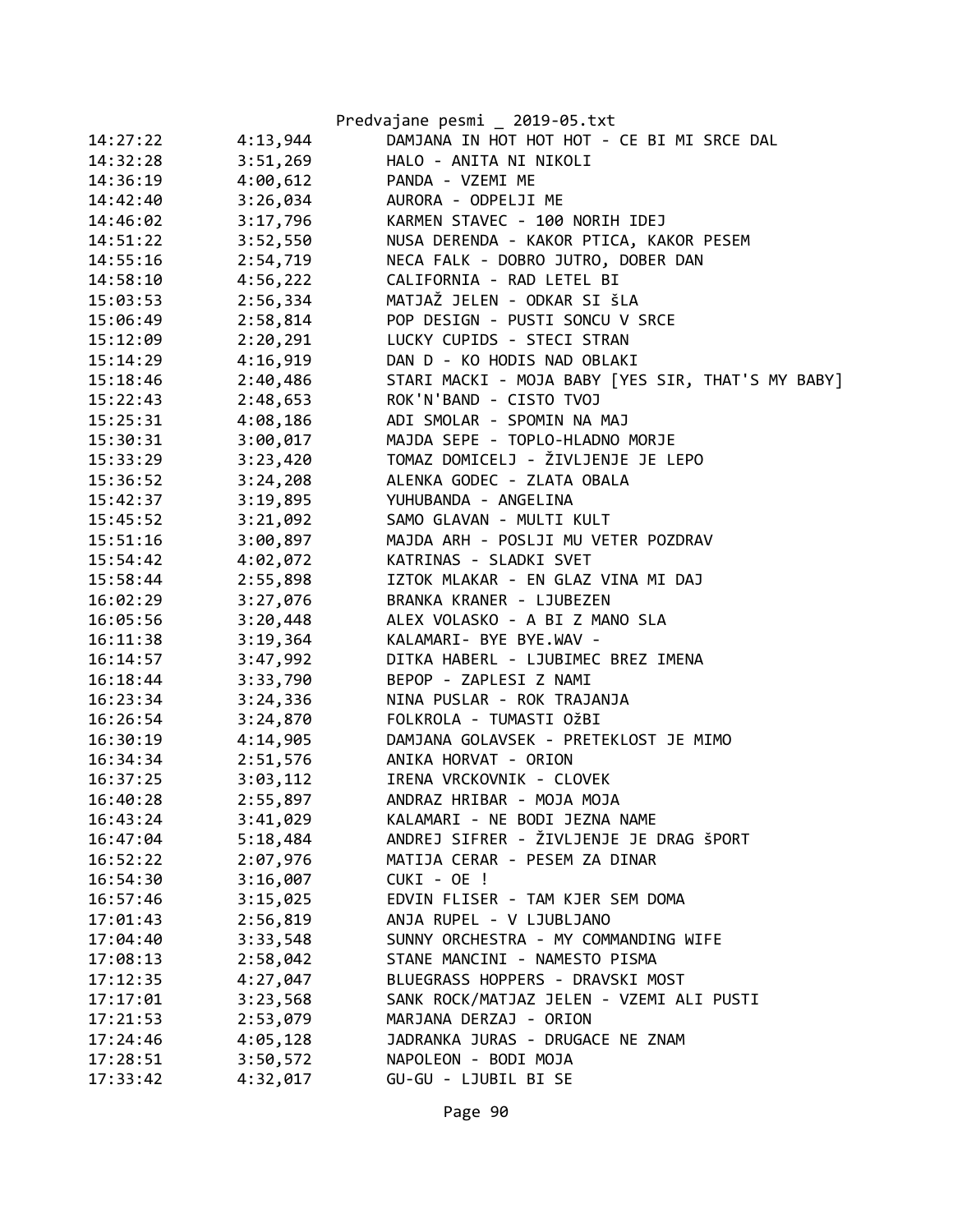| | | |
|---|---|---|
| 14:27:22 | 4:13,944 | DAMJANA IN HOT HOT HOT - CE BI MI SRCE DAL |
| 14:32:28 | 3:51,269 | HALO - ANITA NI NIKOLI |
| 14:36:19 | 4:00,612 | PANDA - VZEMI ME |
| 14:42:40 | 3:26,034 | AURORA - ODPELJI ME |
| 14:46:02 | 3:17,796 | KARMEN STAVEC - 100 NORIH IDEJ |
| 14:51:22 | 3:52,550 | NUSA DERENDA - KAKOR PTICA, KAKOR PESEM |
| 14:55:16 | 2:54,719 | NECA FALK - DOBRO JUTRO, DOBER DAN |
| 14:58:10 | 4:56,222 | CALIFORNIA - RAD LETEL BI |
| 15:03:53 | 2:56,334 | MATJAŽ JELEN - ODKAR SI šLA |
| 15:06:49 | 2:58,814 | POP DESIGN - PUSTI SONCU V SRCE |
| 15:12:09 | 2:20,291 | LUCKY CUPIDS - STECI STRAN |
| 15:14:29 | 4:16,919 | DAN D - KO HODIS NAD OBLAKI |
| 15:18:46 | 2:40,486 | STARI MACKI - MOJA BABY [YES SIR, THAT'S MY BABY] |
| 15:22:43 | 2:48,653 | ROK'N'BAND - CISTO TVOJ |
| 15:25:31 | 4:08,186 | ADI SMOLAR - SPOMIN NA MAJ |
| 15:30:31 | 3:00,017 | MAJDA SEPE - TOPLO-HLADNO MORJE |
| 15:33:29 | 3:23,420 | TOMAZ DOMICELJ - ŽIVLJENJE JE LEPO |
| 15:36:52 | 3:24,208 | ALENKA GODEC - ZLATA OBALA |
| 15:42:37 | 3:19,895 | YUHUBANDA - ANGELINA |
| 15:45:52 | 3:21,092 | SAMO GLAVAN - MULTI KULT |
| 15:51:16 | 3:00,897 | MAJDA ARH - POSLJI MU VETER POZDRAV |
| 15:54:42 | 4:02,072 | KATRINAS - SLADKI SVET |
| 15:58:44 | 2:55,898 | IZTOK MLAKAR - EN GLAZ VINA MI DAJ |
| 16:02:29 | 3:27,076 | BRANKA KRANER - LJUBEZEN |
| 16:05:56 | 3:20,448 | ALEX VOLASKO - A BI Z MANO SLA |
| 16:11:38 | 3:19,364 | KALAMARI- BYE BYE.WAV - |
| 16:14:57 | 3:47,992 | DITKA HABERL - LJUBIMEC BREZ IMENA |
| 16:18:44 | 3:33,790 | BEPOP - ZAPLESI Z NAMI |
| 16:23:34 | 3:24,336 | NINA PUSLAR - ROK TRAJANJA |
| 16:26:54 | 3:24,870 | FOLKROLA - TUMASTI OžBI |
| 16:30:19 | 4:14,905 | DAMJANA GOLAVSEK - PRETEKLOST JE MIMO |
| 16:34:34 | 2:51,576 | ANIKA HORVAT - ORION |
| 16:37:25 | 3:03,112 | IRENA VRCKOVNIK - CLOVEK |
| 16:40:28 | 2:55,897 | ANDRAZ HRIBAR - MOJA MOJA |
| 16:43:24 | 3:41,029 | KALAMARI - NE BODI JEZNA NAME |
| 16:47:04 | 5:18,484 | ANDREJ SIFRER - ŽIVLJENJE JE DRAG šPORT |
| 16:52:22 | 2:07,976 | MATIJA CERAR - PESEM ZA DINAR |
| 16:54:30 | 3:16,007 | CUKI - OE ! |
| 16:57:46 | 3:15,025 | EDVIN FLISER - TAM KJER SEM DOMA |
| 17:01:43 | 2:56,819 | ANJA RUPEL - V LJUBLJANO |
| 17:04:40 | 3:33,548 | SUNNY ORCHESTRA - MY COMMANDING WIFE |
| 17:08:13 | 2:58,042 | STANE MANCINI - NAMESTO PISMA |
| 17:12:35 | 4:27,047 | BLUEGRASS HOPPERS - DRAVSKI MOST |
| 17:17:01 | 3:23,568 | SANK ROCK/MATJAZ JELEN - VZEMI ALI PUSTI |
| 17:21:53 | 2:53,079 | MARJANA DERZAJ - ORION |
| 17:24:46 | 4:05,128 | JADRANKA JURAS - DRUGACE NE ZNAM |
| 17:28:51 | 3:50,572 | NAPOLEON - BODI MOJA |
| 17:33:42 | 4:32,017 | GU-GU - LJUBIL BI SE |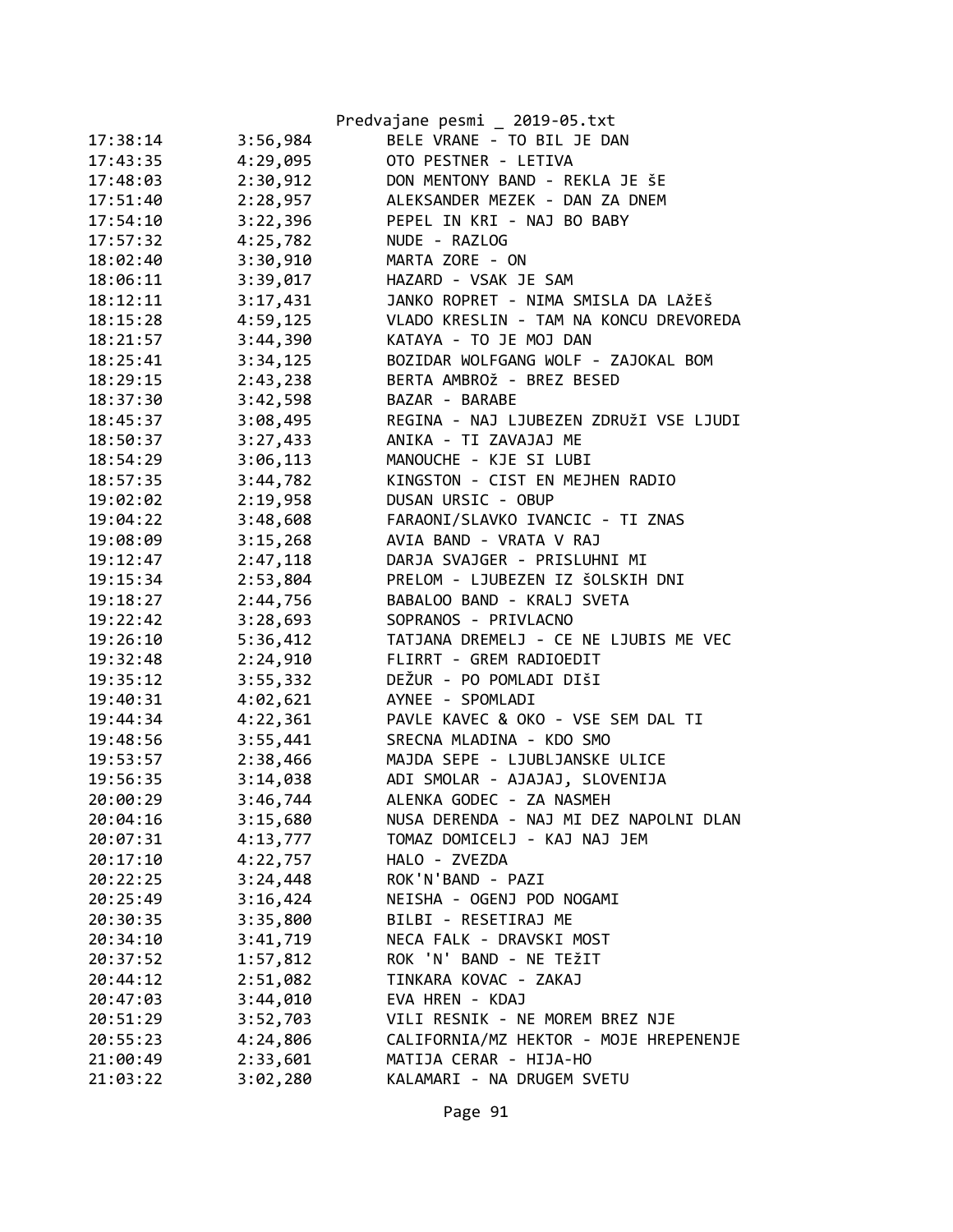| | | |
|---|---|---|
| 17:38:14 | 3:56,984 | BELE VRANE - TO BIL JE DAN |
| 17:43:35 | 4:29,095 | OTO PESTNER - LETIVA |
| 17:48:03 | 2:30,912 | DON MENTONY BAND - REKLA JE ŠE |
| 17:51:40 | 2:28,957 | ALEKSANDER MEZEK - DAN ZA DNEM |
| 17:54:10 | 3:22,396 | PEPEL IN KRI - NAJ BO BABY |
| 17:57:32 | 4:25,782 | NUDE - RAZLOG |
| 18:02:40 | 3:30,910 | MARTA ZORE - ON |
| 18:06:11 | 3:39,017 | HAZARD - VSAK JE SAM |
| 18:12:11 | 3:17,431 | JANKO ROPRET - NIMA SMISLA DA LAžEŠ |
| 18:15:28 | 4:59,125 | VLADO KRESLIN - TAM NA KONCU DREVOREDA |
| 18:21:57 | 3:44,390 | KATAYA - TO JE MOJ DAN |
| 18:25:41 | 3:34,125 | BOZIDAR WOLFGANG WOLF - ZAJOKAL BOM |
| 18:29:15 | 2:43,238 | BERTA AMBROž - BREZ BESED |
| 18:37:30 | 3:42,598 | BAZAR - BARABE |
| 18:45:37 | 3:08,495 | REGINA - NAJ LJUBEZEN ZDRUŽI VSE LJUDI |
| 18:50:37 | 3:27,433 | ANIKA - TI ZAVAJAJ ME |
| 18:54:29 | 3:06,113 | MANOUCHE - KJE SI LUBI |
| 18:57:35 | 3:44,782 | KINGSTON - CIST EN MEJHEN RADIO |
| 19:02:02 | 2:19,958 | DUSAN URSIC - OBUP |
| 19:04:22 | 3:48,608 | FARAONI/SLAVKO IVANCIC - TI ZNAS |
| 19:08:09 | 3:15,268 | AVIA BAND - VRATA V RAJ |
| 19:12:47 | 2:47,118 | DARJA SVAJGER - PRISLUHNI MI |
| 19:15:34 | 2:53,804 | PRELOM - LJUBEZEN IZ ŠOLSKIH DNI |
| 19:18:27 | 2:44,756 | BABALOO BAND - KRALJ SVETA |
| 19:22:42 | 3:28,693 | SOPRANOS - PRIVLACNO |
| 19:26:10 | 5:36,412 | TATJANA DREMELJ - CE NE LJUBIS ME VEC |
| 19:32:48 | 2:24,910 | FLIRRT - GREM RADIOEDIT |
| 19:35:12 | 3:55,332 | DEŽUR - PO POMLADI DIŠI |
| 19:40:31 | 4:02,621 | AYNEE - SPOMLADI |
| 19:44:34 | 4:22,361 | PAVLE KAVEC & OKO - VSE SEM DAL TI |
| 19:48:56 | 3:55,441 | SRECNA MLADINA - KDO SMO |
| 19:53:57 | 2:38,466 | MAJDA SEPE - LJUBLJANSKE ULICE |
| 19:56:35 | 3:14,038 | ADI SMOLAR - AJAJAJ, SLOVENIJA |
| 20:00:29 | 3:46,744 | ALENKA GODEC - ZA NASMEH |
| 20:04:16 | 3:15,680 | NUSA DERENDA - NAJ MI DEZ NAPOLNI DLAN |
| 20:07:31 | 4:13,777 | TOMAZ DOMICELJ - KAJ NAJ JEM |
| 20:17:10 | 4:22,757 | HALO - ZVEZDA |
| 20:22:25 | 3:24,448 | ROK'N'BAND - PAZI |
| 20:25:49 | 3:16,424 | NEISHA - OGENJ POD NOGAMI |
| 20:30:35 | 3:35,800 | BILBI - RESETIRAJ ME |
| 20:34:10 | 3:41,719 | NECA FALK - DRAVSKI MOST |
| 20:37:52 | 1:57,812 | ROK 'N' BAND - NE TEžIT |
| 20:44:12 | 2:51,082 | TINKARA KOVAC - ZAKAJ |
| 20:47:03 | 3:44,010 | EVA HREN - KDAJ |
| 20:51:29 | 3:52,703 | VILI RESNIK - NE MOREM BREZ NJE |
| 20:55:23 | 4:24,806 | CALIFORNIA/MZ HEKTOR - MOJE HREPENENJE |
| 21:00:49 | 2:33,601 | MATIJA CERAR - HIJA-HO |
| 21:03:22 | 3:02,280 | KALAMARI - NA DRUGEM SVETU |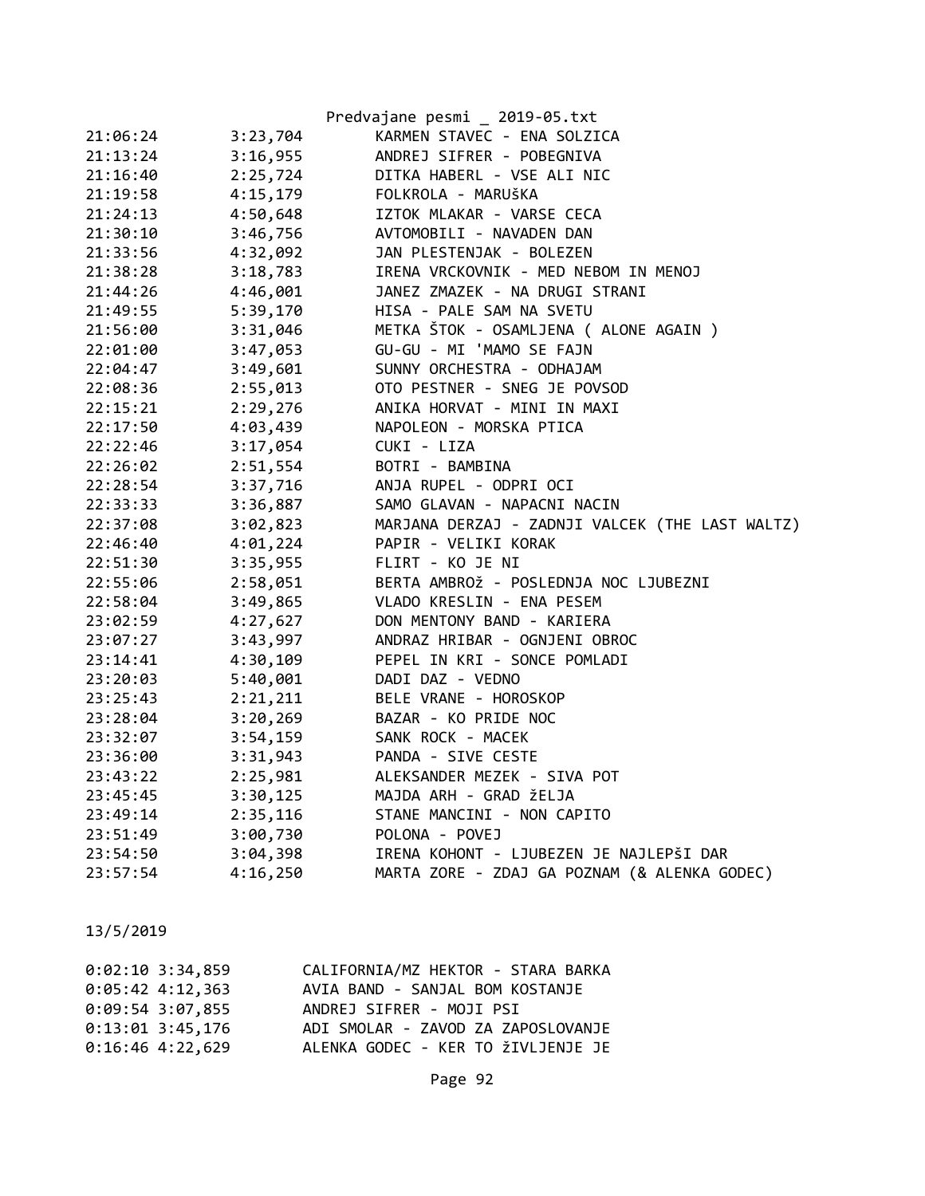```
21:06:24        3:23,704        KARMEN STAVEC - ENA SOLZICA
21:13:24        3:16,955        ANDREJ SIFRER - POBEGNIVA
21:16:40        2:25,724        DITKA HABERL - VSE ALI NIC
21:19:58        4:15,179        FOLKROLA - MARUŠKA
21:24:13        4:50,648        IZTOK MLAKAR - VARSE CECA
21:30:10        3:46,756        AVTOMOBILI - NAVADEN DAN
21:33:56        4:32,092        JAN PLESTENJAK - BOLEZEN
21:38:28        3:18,783        IRENA VRCKOVNIK - MED NEBOM IN MENOJ
21:44:26        4:46,001        JANEZ ZMAZEK - NA DRUGI STRANI
21:49:55        5:39,170        HISA - PALE SAM NA SVETU
21:56:00        3:31,046        METKA ŠTOK - OSAMLJENA ( ALONE AGAIN )
22:01:00        3:47,053        GU-GU - MI 'MAMO SE FAJN
22:04:47        3:49,601        SUNNY ORCHESTRA - ODHAJAM
22:08:36        2:55,013        OTO PESTNER - SNEG JE POVSOD
22:15:21        2:29,276        ANIKA HORVAT - MINI IN MAXI
22:17:50        4:03,439        NAPOLEON - MORSKA PTICA
22:22:46        3:17,054        CUKI - LIZA
22:26:02        2:51,554        BOTRI - BAMBINA
22:28:54        3:37,716        ANJA RUPEL - ODPRI OCI
22:33:33        3:36,887        SAMO GLAVAN - NAPACNI NACIN
22:37:08        3:02,823        MARJANA DERZAJ - ZADNJI VALCEK (THE LAST WALTZ)
22:46:40        4:01,224        PAPIR - VELIKI KORAK
22:51:30        3:35,955        FLIRT - KO JE NI
22:55:06        2:58,051        BERTA AMBROŽ - POSLEDNJA NOC LJUBEZNI
22:58:04        3:49,865        VLADO KRESLIN - ENA PESEM
23:02:59        4:27,627        DON MENTONY BAND - KARIERA
23:07:27        3:43,997        ANDRAZ HRIBAR - OGNJENI OBROC
23:14:41        4:30,109        PEPEL IN KRI - SONCE POMLADI
23:20:03        5:40,001        DADI DAZ - VEDNO
23:25:43        2:21,211        BELE VRANE - HOROSKOP
23:28:04        3:20,269        BAZAR - KO PRIDE NOC
23:32:07        3:54,159        SANK ROCK - MACEK
23:36:00        3:31,943        PANDA - SIVE CESTE
23:43:22        2:25,981        ALEKSANDER MEZEK - SIVA POT
23:45:45        3:30,125        MAJDA ARH - GRAD žELJA
23:49:14        2:35,116        STANE MANCINI - NON CAPITO
23:51:49        3:00,730        POLONA - POVEJ
23:54:50        3:04,398        IRENA KOHONT - LJUBEZEN JE NAJLEPŠI DAR
23:57:54        4:16,250        MARTA ZORE - ZDAJ GA POZNAM (& ALENKA GODEC)
```

13/5/2019

```
0:02:10 3:34,859        CALIFORNIA/MZ HEKTOR - STARA BARKA
0:05:42 4:12,363        AVIA BAND - SANJAL BOM KOSTANJE
0:09:54 3:07,855        ANDREJ SIFRER - MOJI PSI
0:13:01 3:45,176        ADI SMOLAR - ZAVOD ZA ZAPOSLOVANJE
0:16:46 4:22,629        ALENKA GODEC - KER TO žIVLJENJE JE
```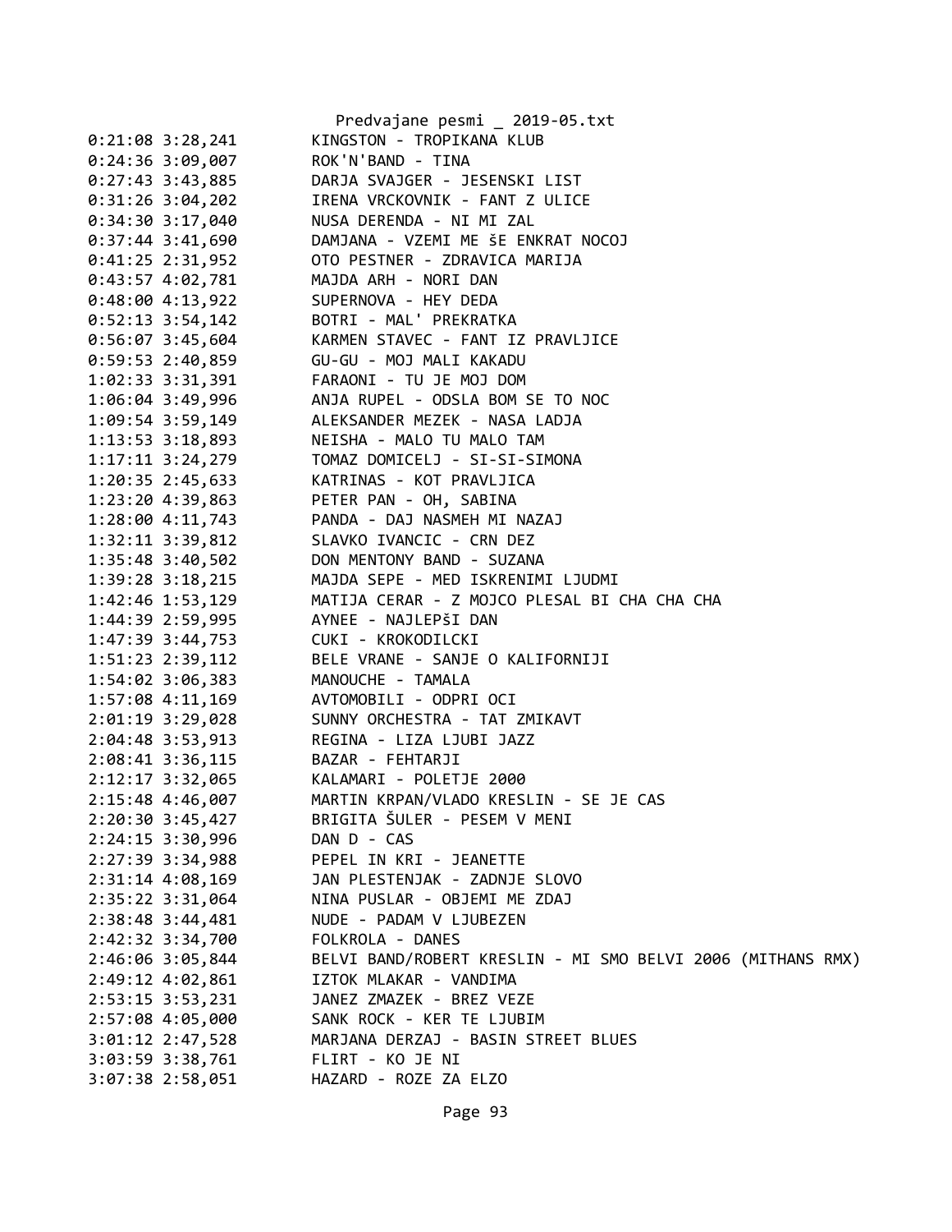```
0:21:08 3:28,241        KINGSTON - TROPIKANA KLUB
0:24:36 3:09,007        ROK'N'BAND - TINA
0:27:43 3:43,885        DARJA SVAJGER - JESENSKI LIST
0:31:26 3:04,202        IRENA VRCKOVNIK - FANT Z ULICE
0:34:30 3:17,040        NUSA DERENDA - NI MI ZAL
0:37:44 3:41,690        DAMJANA - VZEMI ME ŠE ENKRAT NOCOJ
0:41:25 2:31,952        OTO PESTNER - ZDRAVICA MARIJA
0:43:57 4:02,781        MAJDA ARH - NORI DAN
0:48:00 4:13,922        SUPERNOVA - HEY DEDA
0:52:13 3:54,142        BOTRI - MAL' PREKRATKA
0:56:07 3:45,604        KARMEN STAVEC - FANT IZ PRAVLJICE
0:59:53 2:40,859        GU-GU - MOJ MALI KAKADU
1:02:33 3:31,391        FARAONI - TU JE MOJ DOM
1:06:04 3:49,996        ANJA RUPEL - ODSLA BOM SE TO NOC
1:09:54 3:59,149        ALEKSANDER MEZEK - NASA LADJA
1:13:53 3:18,893        NEISHA - MALO TU MALO TAM
1:17:11 3:24,279        TOMAZ DOMICELJ - SI-SI-SIMONA
1:20:35 2:45,633        KATRINAS - KOT PRAVLJICA
1:23:20 4:39,863        PETER PAN - OH, SABINA
1:28:00 4:11,743        PANDA - DAJ NASMEH MI NAZAJ
1:32:11 3:39,812        SLAVKO IVANCIC - CRN DEZ
1:35:48 3:40,502        DON MENTONY BAND - SUZANA
1:39:28 3:18,215        MAJDA SEPE - MED ISKRENIMI LJUDMI
1:42:46 1:53,129        MATIJA CERAR - Z MOJCO PLESAL BI CHA CHA CHA
1:44:39 2:59,995        AYNEE - NAJLEPŠI DAN
1:47:39 3:44,753        CUKI - KROKODILCKI
1:51:23 2:39,112        BELE VRANE - SANJE O KALIFORNIJI
1:54:02 3:06,383        MANOUCHE - TAMALA
1:57:08 4:11,169        AVTOMOBILI - ODPRI OCI
2:01:19 3:29,028        SUNNY ORCHESTRA - TAT ZMIKAVT
2:04:48 3:53,913        REGINA - LIZA LJUBI JAZZ
2:08:41 3:36,115        BAZAR - FEHTARJI
2:12:17 3:32,065        KALAMARI - POLETJE 2000
2:15:48 4:46,007        MARTIN KRPAN/VLADO KRESLIN - SE JE CAS
2:20:30 3:45,427        BRIGITA ŠULER - PESEM V MENI
2:24:15 3:30,996        DAN D - CAS
2:27:39 3:34,988        PEPEL IN KRI - JEANETTE
2:31:14 4:08,169        JAN PLESTENJAK - ZADNJE SLOVO
2:35:22 3:31,064        NINA PUSLAR - OBJEMI ME ZDAJ
2:38:48 3:44,481        NUDE - PADAM V LJUBEZEN
2:42:32 3:34,700        FOLKROLA - DANES
2:46:06 3:05,844        BELVI BAND/ROBERT KRESLIN - MI SMO BELVI 2006 (MITHANS RMX)
2:49:12 4:02,861        IZTOK MLAKAR - VANDIMA
2:53:15 3:53,231        JANEZ ZMAZEK - BREZ VEZE
2:57:08 4:05,000        SANK ROCK - KER TE LJUBIM
3:01:12 2:47,528        MARJANA DERZAJ - BASIN STREET BLUES
3:03:59 3:38,761        FLIRT - KO JE NI
3:07:38 2:58,051        HAZARD - ROZE ZA ELZO
```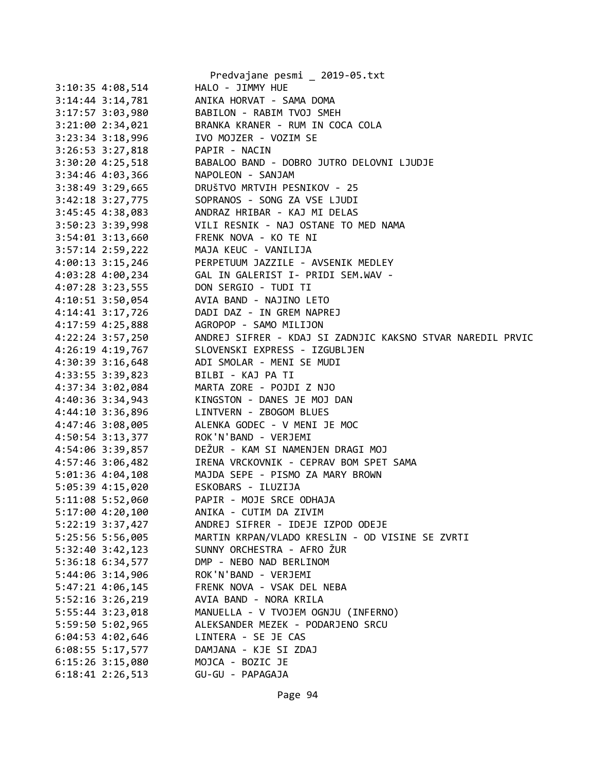```
3:10:35 4:08,514        HALO - JIMMY HUE
3:14:44 3:14,781        ANIKA HORVAT - SAMA DOMA
3:17:57 3:03,980        BABILON - RABIM TVOJ SMEH
3:21:00 2:34,021        BRANKA KRANER - RUM IN COCA COLA
3:23:34 3:18,996        IVO MOJZER - VOZIM SE
3:26:53 3:27,818        PAPIR - NACIN
3:30:20 4:25,518        BABALOO BAND - DOBRO JUTRO DELOVNI LJUDJE
3:34:46 4:03,366        NAPOLEON - SANJAM
3:38:49 3:29,665        DRUŠTVO MRTVIH PESNIKOV - 25
3:42:18 3:27,775        SOPRANOS - SONG ZA VSE LJUDI
3:45:45 4:38,083        ANDRAZ HRIBAR - KAJ MI DELAS
3:50:23 3:39,998        VILI RESNIK - NAJ OSTANE TO MED NAMA
3:54:01 3:13,660        FRENK NOVA - KO TE NI
3:57:14 2:59,222        MAJA KEUC - VANILIJA
4:00:13 3:15,246        PERPETUUM JAZZILE - AVSENIK MEDLEY
4:03:28 4:00,234        GAL IN GALERIST I- PRIDI SEM.WAV -
4:07:28 3:23,555        DON SERGIO - TUDI TI
4:10:51 3:50,054        AVIA BAND - NAJINO LETO
4:14:41 3:17,726        DADI DAZ - IN GREM NAPREJ
4:17:59 4:25,888        AGROPOP - SAMO MILIJON
4:22:24 3:57,250        ANDREJ SIFRER - KDAJ SI ZADNJIC KAKSNO STVAR NAREDIL PRVIC
4:26:19 4:19,767        SLOVENSKI EXPRESS - IZGUBLJEN
4:30:39 3:16,648        ADI SMOLAR - MENI SE MUDI
4:33:55 3:39,823        BILBI - KAJ PA TI
4:37:34 3:02,084        MARTA ZORE - POJDI Z NJO
4:40:36 3:34,943        KINGSTON - DANES JE MOJ DAN
4:44:10 3:36,896        LINTVERN - ZBOGOM BLUES
4:47:46 3:08,005        ALENKA GODEC - V MENI JE MOC
4:50:54 3:13,377        ROK'N'BAND - VERJEMI
4:54:06 3:39,857        DEŽUR - KAM SI NAMENJEN DRAGI MOJ
4:57:46 3:06,482        IRENA VRCKOVNIK - CEPRAV BOM SPET SAMA
5:01:36 4:04,108        MAJDA SEPE - PISMO ZA MARY BROWN
5:05:39 4:15,020        ESKOBARS - ILUZIJA
5:11:08 5:52,060        PAPIR - MOJE SRCE ODHAJA
5:17:00 4:20,100        ANIKA - CUTIM DA ZIVIM
5:22:19 3:37,427        ANDREJ SIFRER - IDEJE IZPOD ODEJE
5:25:56 5:56,005        MARTIN KRPAN/VLADO KRESLIN - OD VISINE SE ZVRTI
5:32:40 3:42,123        SUNNY ORCHESTRA - AFRO ŽUR
5:36:18 6:34,577        DMP - NEBO NAD BERLINOM
5:44:06 3:14,906        ROK'N'BAND - VERJEMI
5:47:21 4:06,145        FRENK NOVA - VSAK DEL NEBA
5:52:16 3:26,219        AVIA BAND - NORA KRILA
5:55:44 3:23,018        MANUELLA - V TVOJEM OGNJU (INFERNO)
5:59:50 5:02,965        ALEKSANDER MEZEK - PODARJENO SRCU
6:04:53 4:02,646        LINTERA - SE JE CAS
6:08:55 5:17,577        DAMJANA - KJE SI ZDAJ
6:15:26 3:15,080        MOJCA - BOZIC JE
6:18:41 2:26,513        GU-GU - PAPAGAJA
```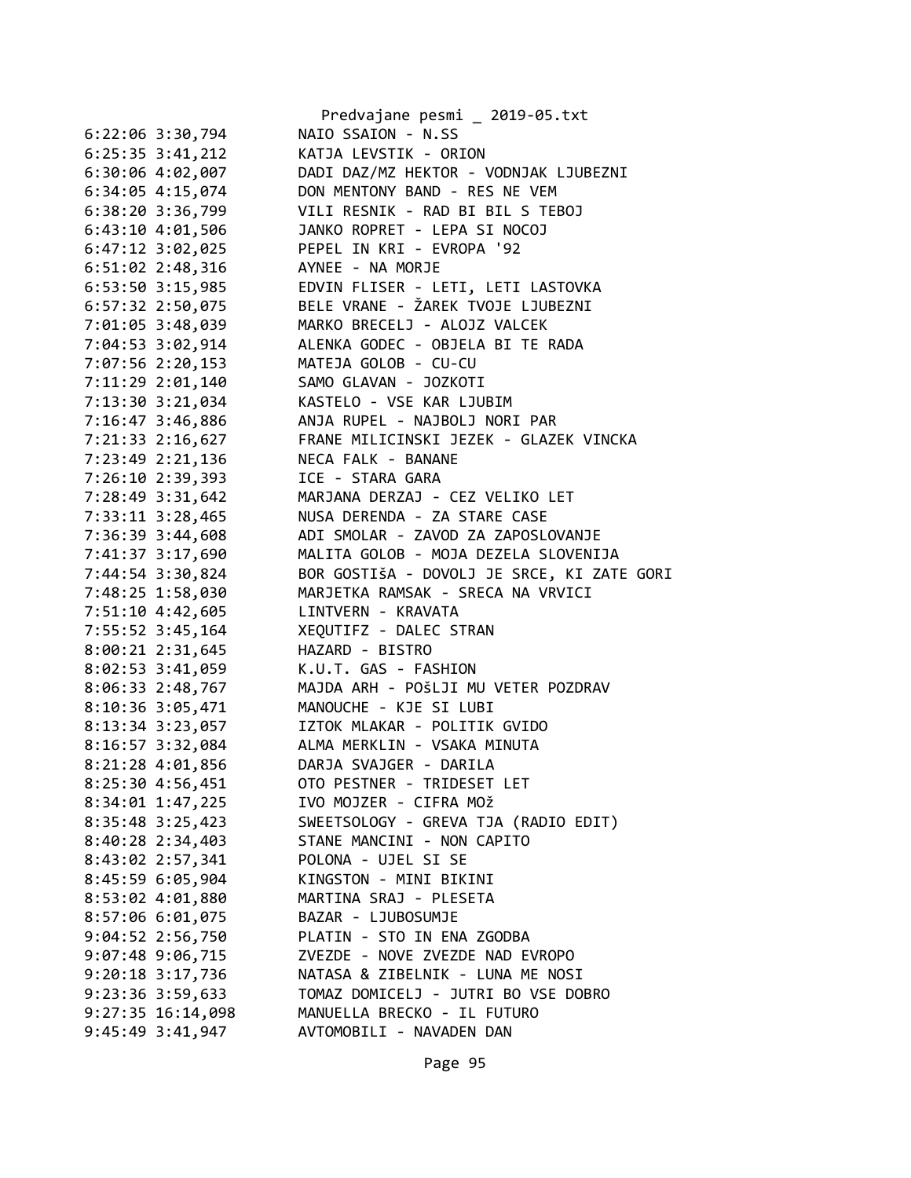```
6:22:06 3:30,794        NAIO SSAION - N.SS
6:25:35 3:41,212        KATJA LEVSTIK - ORION
6:30:06 4:02,007        DADI DAZ/MZ HEKTOR - VODNJAK LJUBEZNI
6:34:05 4:15,074        DON MENTONY BAND - RES NE VEM
6:38:20 3:36,799        VILI RESNIK - RAD BI BIL S TEBOJ
6:43:10 4:01,506        JANKO ROPRET - LEPA SI NOCOJ
6:47:12 3:02,025        PEPEL IN KRI - EVROPA '92
6:51:02 2:48,316        AYNEE - NA MORJE
6:53:50 3:15,985        EDVIN FLISER - LETI, LETI LASTOVKA
6:57:32 2:50,075        BELE VRANE - ŽAREK TVOJE LJUBEZNI
7:01:05 3:48,039        MARKO BRECELJ - ALOJZ VALCEK
7:04:53 3:02,914        ALENKA GODEC - OBJELA BI TE RADA
7:07:56 2:20,153        MATEJA GOLOB - CU-CU
7:11:29 2:01,140        SAMO GLAVAN - JOZKOTI
7:13:30 3:21,034        KASTELO - VSE KAR LJUBIM
7:16:47 3:46,886        ANJA RUPEL - NAJBOLJ NORI PAR
7:21:33 2:16,627        FRANE MILICINSKI JEZEK - GLAZEK VINCKA
7:23:49 2:21,136        NECA FALK - BANANE
7:26:10 2:39,393        ICE - STARA GARA
7:28:49 3:31,642        MARJANA DERZAJ - CEZ VELIKO LET
7:33:11 3:28,465        NUSA DERENDA - ZA STARE CASE
7:36:39 3:44,608        ADI SMOLAR - ZAVOD ZA ZAPOSLOVANJE
7:41:37 3:17,690        MALITA GOLOB - MOJA DEZELA SLOVENIJA
7:44:54 3:30,824        BOR GOSTIšA - DOVOLJ JE SRCE, KI ZATE GORI
7:48:25 1:58,030        MARJETKA RAMSAK - SRECA NA VRVICI
7:51:10 4:42,605        LINTVERN - KRAVATA
7:55:52 3:45,164        XEQUTIFZ - DALEC STRAN
8:00:21 2:31,645        HAZARD - BISTRO
8:02:53 3:41,059        K.U.T. GAS - FASHION
8:06:33 2:48,767        MAJDA ARH - POšLJI MU VETER POZDRAV
8:10:36 3:05,471        MANOUCHE - KJE SI LUBI
8:13:34 3:23,057        IZTOK MLAKAR - POLITIK GVIDO
8:16:57 3:32,084        ALMA MERKLIN - VSAKA MINUTA
8:21:28 4:01,856        DARJA SVAJGER - DARILA
8:25:30 4:56,451        OTO PESTNER - TRIDESET LET
8:34:01 1:47,225        IVO MOJZER - CIFRA MOž
8:35:48 3:25,423        SWEETSOLOGY - GREVA TJA (RADIO EDIT)
8:40:28 2:34,403        STANE MANCINI - NON CAPITO
8:43:02 2:57,341        POLONA - UJEL SI SE
8:45:59 6:05,904        KINGSTON - MINI BIKINI
8:53:02 4:01,880        MARTINA SRAJ - PLESETA
8:57:06 6:01,075        BAZAR - LJUBOSUMJE
9:04:52 2:56,750        PLATIN - STO IN ENA ZGODBA
9:07:48 9:06,715        ZVEZDE - NOVE ZVEZDE NAD EVROPO
9:20:18 3:17,736        NATASA & ZIBELNIK - LUNA ME NOSI
9:23:36 3:59,633        TOMAZ DOMICELJ - JUTRI BO VSE DOBRO
9:27:35 16:14,098       MANUELLA BRECKO - IL FUTURO
9:45:49 3:41,947        AVTOMOBILI - NAVADEN DAN
```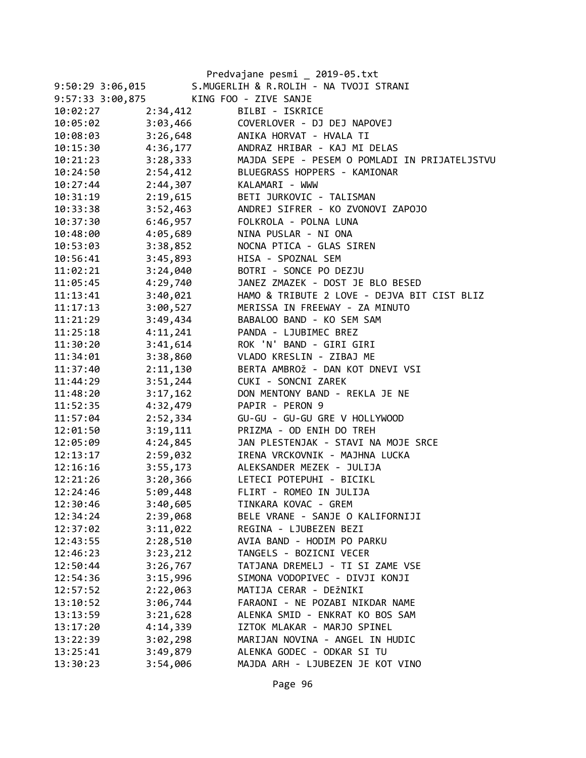```
9:50:29 3:06,015        S.MUGERLIH & R.ROLIH - NA TVOJI STRANI
9:57:33 3:00,875        KING FOO - ZIVE SANJE
10:02:27        2:34,412        BILBI - ISKRICE
10:05:02        3:03,466        COVERLOVER - DJ DEJ NAPOVEJ
10:08:03        3:26,648        ANIKA HORVAT - HVALA TI
10:15:30        4:36,177        ANDRAZ HRIBAR - KAJ MI DELAS
10:21:23        3:28,333        MAJDA SEPE - PESEM O POMLADI IN PRIJATELJSTVU
10:24:50        2:54,412        BLUEGRASS HOPPERS - KAMIONAR
10:27:44        2:44,307        KALAMARI - WWW
10:31:19        2:19,615        BETI JURKOVIC - TALISMAN
10:33:38        3:52,463        ANDREJ SIFRER - KO ZVONOVI ZAPOJO
10:37:30        6:46,957        FOLKROLA - POLNA LUNA
10:48:00        4:05,689        NINA PUSLAR - NI ONA
10:53:03        3:38,852        NOCNA PTICA - GLAS SIREN
10:56:41        3:45,893        HISA - SPOZNAL SEM
11:02:21        3:24,040        BOTRI - SONCE PO DEZJU
11:05:45        4:29,740        JANEZ ZMAZEK - DOST JE BLO BESED
11:13:41        3:40,021        HAMO & TRIBUTE 2 LOVE - DEJVA BIT CIST BLIZ
11:17:13        3:00,527        MERISSA IN FREEWAY - ZA MINUTO
11:21:29        3:49,434        BABALOO BAND - KO SEM SAM
11:25:18        4:11,241        PANDA - LJUBIMEC BREZ
11:30:20        3:41,614        ROK 'N' BAND - GIRI GIRI
11:34:01        3:38,860        VLADO KRESLIN - ZIBAJ ME
11:37:40        2:11,130        BERTA AMBROž - DAN KOT DNEVI VSI
11:44:29        3:51,244        CUKI - SONCNI ZAREK
11:48:20        3:17,162        DON MENTONY BAND - REKLA JE NE
11:52:35        4:32,479        PAPIR - PERON 9
11:57:04        2:52,334        GU-GU - GU-GU GRE V HOLLYWOOD
12:01:50        3:19,111        PRIZMA - OD ENIH DO TREH
12:05:09        4:24,845        JAN PLESTENJAK - STAVI NA MOJE SRCE
12:13:17        2:59,032        IRENA VRCKOVNIK - MAJHNA LUCKA
12:16:16        3:55,173        ALEKSANDER MEZEK - JULIJA
12:21:26        3:20,366        LETECI POTEPUHI - BICIKL
12:24:46        5:09,448        FLIRT - ROMEO IN JULIJA
12:30:46        3:40,605        TINKARA KOVAC - GREM
12:34:24        2:39,068        BELE VRANE - SANJE O KALIFORNIJI
12:37:02        3:11,022        REGINA - LJUBEZEN BEZI
12:43:55        2:28,510        AVIA BAND - HODIM PO PARKU
12:46:23        3:23,212        TANGELS - BOZICNI VECER
12:50:44        3:26,767        TATJANA DREMELJ - TI SI ZAME VSE
12:54:36        3:15,996        SIMONA VODOPIVEC - DIVJI KONJI
12:57:52        2:22,063        MATIJA CERAR - DEžNIKI
13:10:52        3:06,744        FARAONI - NE POZABI NIKDAR NAME
13:13:59        3:21,628        ALENKA SMID - ENKRAT KO BOS SAM
13:17:20        4:14,339        IZTOK MLAKAR - MARJO SPINEL
13:22:39        3:02,298        MARIJAN NOVINA - ANGEL IN HUDIC
13:25:41        3:49,879        ALENKA GODEC - ODKAR SI TU
13:30:23        3:54,006        MAJDA ARH - LJUBEZEN JE KOT VINO
```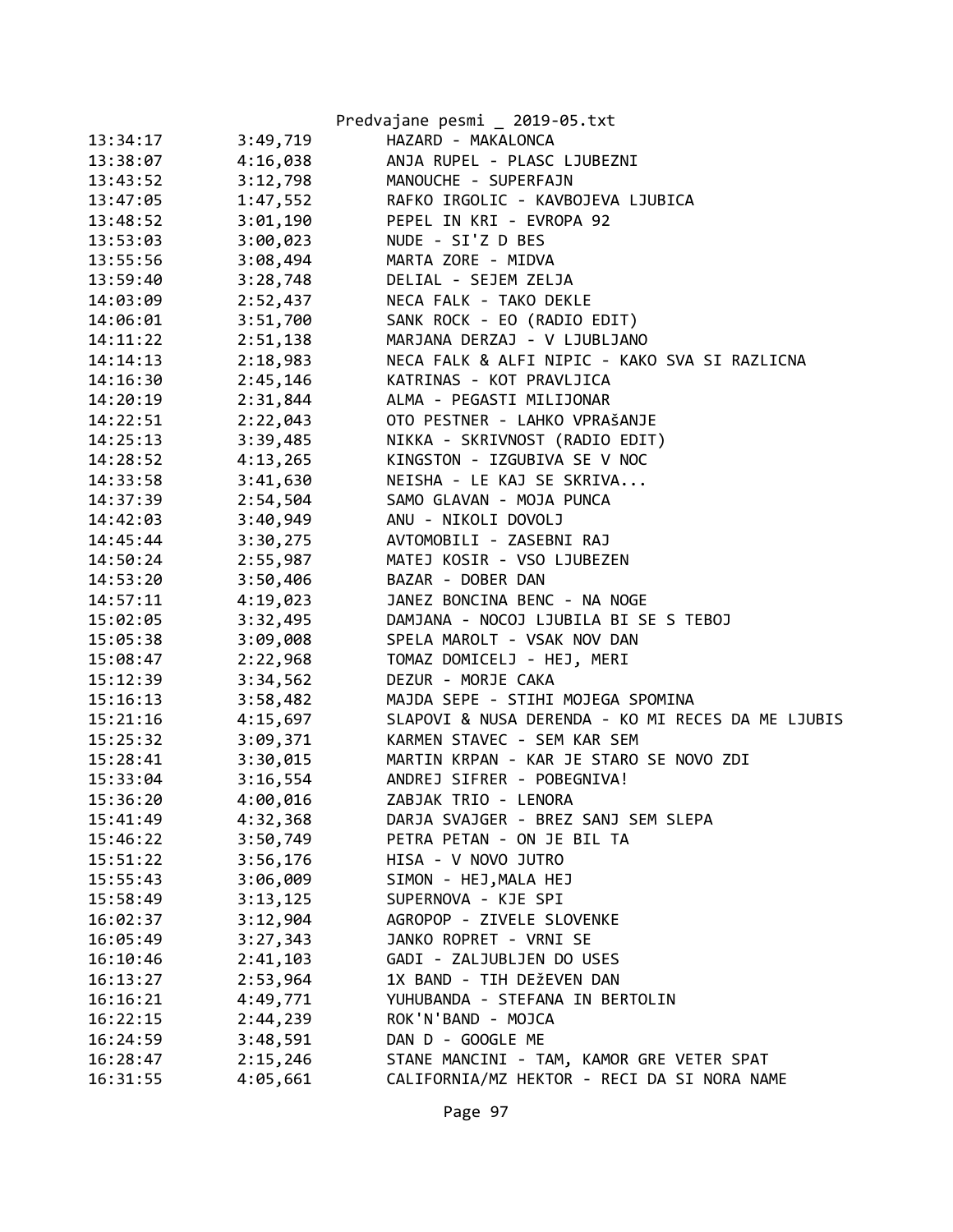| | | |
|---|---|---|
| 13:34:17 | 3:49,719 | HAZARD - MAKALONCA |
| 13:38:07 | 4:16,038 | ANJA RUPEL - PLASC LJUBEZNI |
| 13:43:52 | 3:12,798 | MANOUCHE - SUPERFAJN |
| 13:47:05 | 1:47,552 | RAFKO IRGOLIC - KAVBOJEVA LJUBICA |
| 13:48:52 | 3:01,190 | PEPEL IN KRI - EVROPA 92 |
| 13:53:03 | 3:00,023 | NUDE - SI'Z D BES |
| 13:55:56 | 3:08,494 | MARTA ZORE - MIDVA |
| 13:59:40 | 3:28,748 | DELIAL - SEJEM ZELJA |
| 14:03:09 | 2:52,437 | NECA FALK - TAKO DEKLE |
| 14:06:01 | 3:51,700 | SANK ROCK - EO (RADIO EDIT) |
| 14:11:22 | 2:51,138 | MARJANA DERZAJ - V LJUBLJANO |
| 14:14:13 | 2:18,983 | NECA FALK & ALFI NIPIC - KAKO SVA SI RAZLICNA |
| 14:16:30 | 2:45,146 | KATRINAS - KOT PRAVLJICA |
| 14:20:19 | 2:31,844 | ALMA - PEGASTI MILIJONAR |
| 14:22:51 | 2:22,043 | OTO PESTNER - LAHKO VPRAšANJE |
| 14:25:13 | 3:39,485 | NIKKA - SKRIVNOST (RADIO EDIT) |
| 14:28:52 | 4:13,265 | KINGSTON - IZGUBIVA SE V NOC |
| 14:33:58 | 3:41,630 | NEISHA - LE KAJ SE SKRIVA... |
| 14:37:39 | 2:54,504 | SAMO GLAVAN - MOJA PUNCA |
| 14:42:03 | 3:40,949 | ANU - NIKOLI DOVOLJ |
| 14:45:44 | 3:30,275 | AVTOMOBILI - ZASEBNI RAJ |
| 14:50:24 | 2:55,987 | MATEJ KOSIR - VSO LJUBEZEN |
| 14:53:20 | 3:50,406 | BAZAR - DOBER DAN |
| 14:57:11 | 4:19,023 | JANEZ BONCINA BENC - NA NOGE |
| 15:02:05 | 3:32,495 | DAMJANA - NOCOJ LJUBILA BI SE S TEBOJ |
| 15:05:38 | 3:09,008 | SPELA MAROLT - VSAK NOV DAN |
| 15:08:47 | 2:22,968 | TOMAZ DOMICELJ - HEJ, MERI |
| 15:12:39 | 3:34,562 | DEZUR - MORJE CAKA |
| 15:16:13 | 3:58,482 | MAJDA SEPE - STIHI MOJEGA SPOMINA |
| 15:21:16 | 4:15,697 | SLAPOVI & NUSA DERENDA - KO MI RECES DA ME LJUBIS |
| 15:25:32 | 3:09,371 | KARMEN STAVEC - SEM KAR SEM |
| 15:28:41 | 3:30,015 | MARTIN KRPAN - KAR JE STARO SE NOVO ZDI |
| 15:33:04 | 3:16,554 | ANDREJ SIFRER - POBEGNIVA! |
| 15:36:20 | 4:00,016 | ZABJAK TRIO - LENORA |
| 15:41:49 | 4:32,368 | DARJA SVAJGER - BREZ SANJ SEM SLEPA |
| 15:46:22 | 3:50,749 | PETRA PETAN - ON JE BIL TA |
| 15:51:22 | 3:56,176 | HISA - V NOVO JUTRO |
| 15:55:43 | 3:06,009 | SIMON - HEJ,MALA HEJ |
| 15:58:49 | 3:13,125 | SUPERNOVA - KJE SPI |
| 16:02:37 | 3:12,904 | AGROPOP - ZIVELE SLOVENKE |
| 16:05:49 | 3:27,343 | JANKO ROPRET - VRNI SE |
| 16:10:46 | 2:41,103 | GADI - ZALJUBLJEN DO USES |
| 16:13:27 | 2:53,964 | 1X BAND - TIH DEžEVEN DAN |
| 16:16:21 | 4:49,771 | YUHUBANDA - STEFANA IN BERTOLIN |
| 16:22:15 | 2:44,239 | ROK'N'BAND - MOJCA |
| 16:24:59 | 3:48,591 | DAN D - GOOGLE ME |
| 16:28:47 | 2:15,246 | STANE MANCINI - TAM, KAMOR GRE VETER SPAT |
| 16:31:55 | 4:05,661 | CALIFORNIA/MZ HEKTOR - RECI DA SI NORA NAME |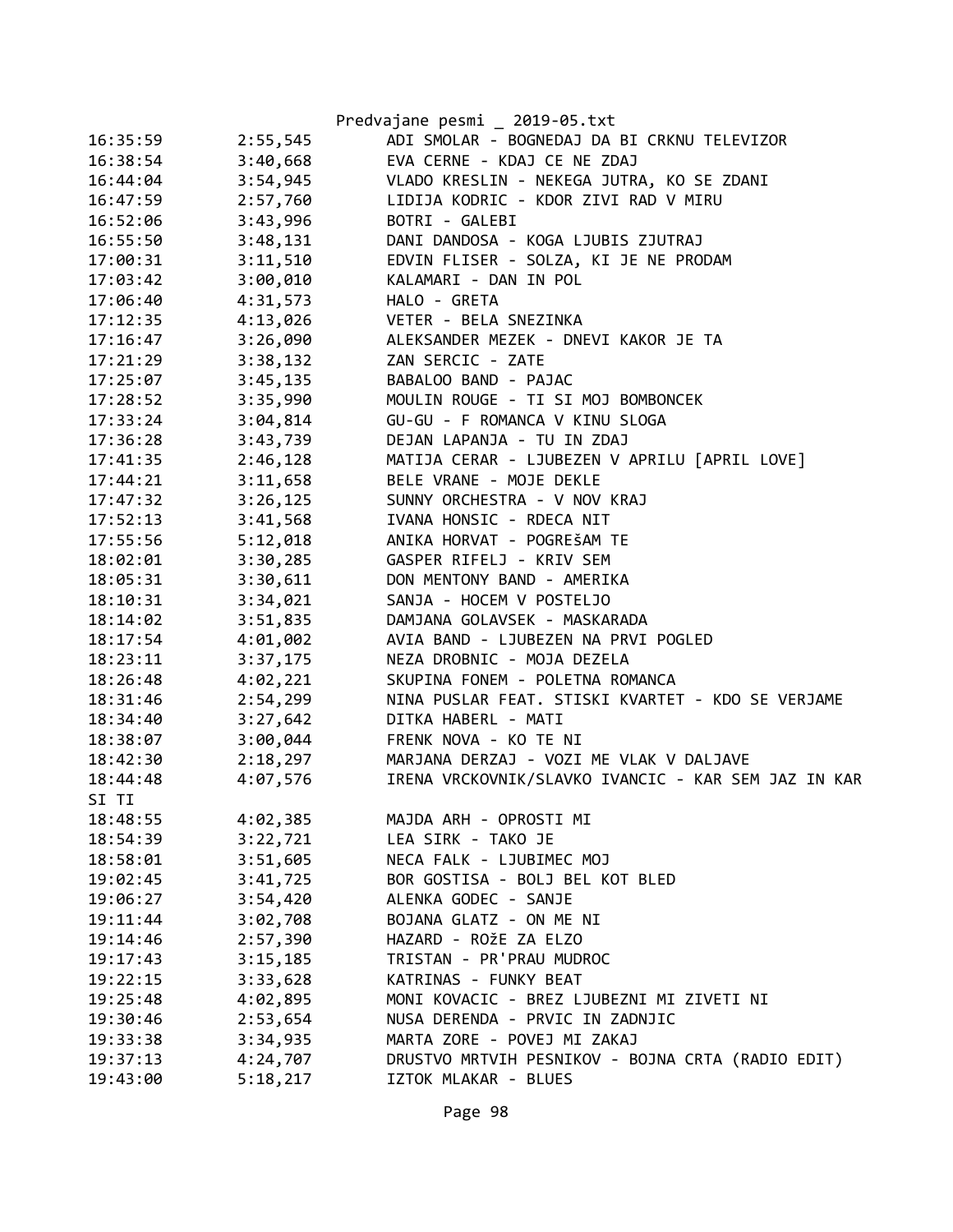| | | |
|---|---|---|
| 16:35:59 | 2:55,545 | ADI SMOLAR - BOGNEDAJ DA BI CRKNU TELEVIZOR |
| 16:38:54 | 3:40,668 | EVA CERNE - KDAJ CE NE ZDAJ |
| 16:44:04 | 3:54,945 | VLADO KRESLIN - NEKEGA JUTRA, KO SE ZDANI |
| 16:47:59 | 2:57,760 | LIDIJA KODRIC - KDOR ZIVI RAD V MIRU |
| 16:52:06 | 3:43,996 | BOTRI - GALEBI |
| 16:55:50 | 3:48,131 | DANI DANDOSA - KOGA LJUBIS ZJUTRAJ |
| 17:00:31 | 3:11,510 | EDVIN FLISER - SOLZA, KI JE NE PRODAM |
| 17:03:42 | 3:00,010 | KALAMARI - DAN IN POL |
| 17:06:40 | 4:31,573 | HALO - GRETA |
| 17:12:35 | 4:13,026 | VETER - BELA SNEZINKA |
| 17:16:47 | 3:26,090 | ALEKSANDER MEZEK - DNEVI KAKOR JE TA |
| 17:21:29 | 3:38,132 | ZAN SERCIC - ZATE |
| 17:25:07 | 3:45,135 | BABALOO BAND - PAJAC |
| 17:28:52 | 3:35,990 | MOULIN ROUGE - TI SI MOJ BOMBONCEK |
| 17:33:24 | 3:04,814 | GU-GU - F ROMANCA V KINU SLOGA |
| 17:36:28 | 3:43,739 | DEJAN LAPANJA - TU IN ZDAJ |
| 17:41:35 | 2:46,128 | MATIJA CERAR - LJUBEZEN V APRILU [APRIL LOVE] |
| 17:44:21 | 3:11,658 | BELE VRANE - MOJE DEKLE |
| 17:47:32 | 3:26,125 | SUNNY ORCHESTRA - V NOV KRAJ |
| 17:52:13 | 3:41,568 | IVANA HONSIC - RDECA NIT |
| 17:55:56 | 5:12,018 | ANIKA HORVAT - POGREŠAM TE |
| 18:02:01 | 3:30,285 | GASPER RIFELJ - KRIV SEM |
| 18:05:31 | 3:30,611 | DON MENTONY BAND - AMERIKA |
| 18:10:31 | 3:34,021 | SANJA - HOCEM V POSTELJO |
| 18:14:02 | 3:51,835 | DAMJANA GOLAVSEK - MASKARADA |
| 18:17:54 | 4:01,002 | AVIA BAND - LJUBEZEN NA PRVI POGLED |
| 18:23:11 | 3:37,175 | NEZA DROBNIC - MOJA DEZELA |
| 18:26:48 | 4:02,221 | SKUPINA FONEM - POLETNA ROMANCA |
| 18:31:46 | 2:54,299 | NINA PUSLAR FEAT. STISKI KVARTET - KDO SE VERJAME |
| 18:34:40 | 3:27,642 | DITKA HABERL - MATI |
| 18:38:07 | 3:00,044 | FRENK NOVA - KO TE NI |
| 18:42:30 | 2:18,297 | MARJANA DERZAJ - VOZI ME VLAK V DALJAVE |
| 18:44:48 | 4:07,576 | IRENA VRCKOVNIK/SLAVKO IVANCIC - KAR SEM JAZ IN KAR SI TI |
| 18:48:55 | 4:02,385 | MAJDA ARH - OPROSTI MI |
| 18:54:39 | 3:22,721 | LEA SIRK - TAKO JE |
| 18:58:01 | 3:51,605 | NECA FALK - LJUBIMEC MOJ |
| 19:02:45 | 3:41,725 | BOR GOSTISA - BOLJ BEL KOT BLED |
| 19:06:27 | 3:54,420 | ALENKA GODEC - SANJE |
| 19:11:44 | 3:02,708 | BOJANA GLATZ - ON ME NI |
| 19:14:46 | 2:57,390 | HAZARD - ROžE ZA ELZO |
| 19:17:43 | 3:15,185 | TRISTAN - PR'PRAU MUDROC |
| 19:22:15 | 3:33,628 | KATRINAS - FUNKY BEAT |
| 19:25:48 | 4:02,895 | MONI KOVACIC - BREZ LJUBEZNI MI ZIVETI NI |
| 19:30:46 | 2:53,654 | NUSA DERENDA - PRVIC IN ZADNJIC |
| 19:33:38 | 3:34,935 | MARTA ZORE - POVEJ MI ZAKAJ |
| 19:37:13 | 4:24,707 | DRUSTVO MRTVIH PESNIKOV - BOJNA CRTA (RADIO EDIT) |
| 19:43:00 | 5:18,217 | IZTOK MLAKAR - BLUES |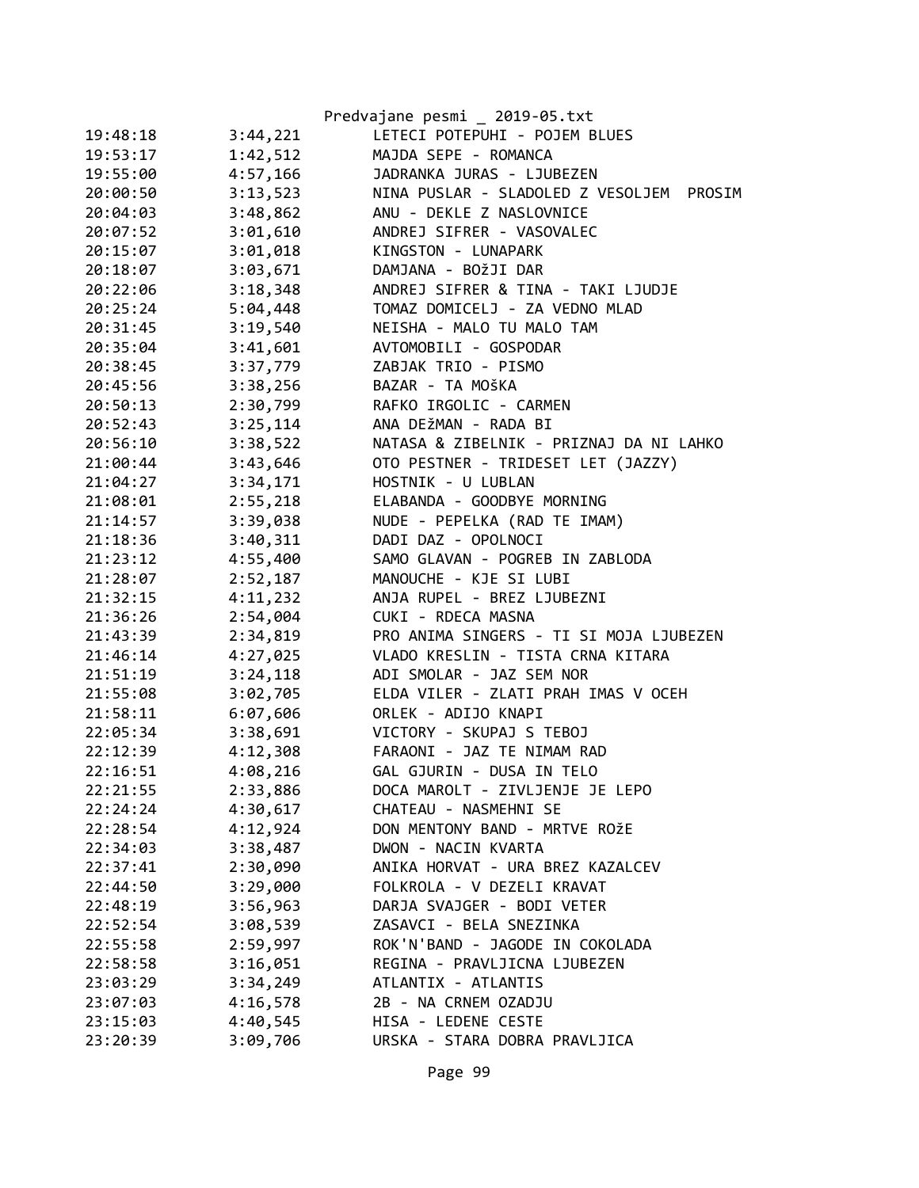| | | |
|---|---|---|
| 19:48:18 | 3:44,221 | LETECI POTEPUHI - POJEM BLUES |
| 19:53:17 | 1:42,512 | MAJDA SEPE - ROMANCA |
| 19:55:00 | 4:57,166 | JADRANKA JURAS - LJUBEZEN |
| 20:00:50 | 3:13,523 | NINA PUSLAR - SLADOLED Z VESOLJEM PROSIM |
| 20:04:03 | 3:48,862 | ANU - DEKLE Z NASLOVNICE |
| 20:07:52 | 3:01,610 | ANDREJ SIFRER - VASOVALEC |
| 20:15:07 | 3:01,018 | KINGSTON - LUNAPARK |
| 20:18:07 | 3:03,671 | DAMJANA - BOžJI DAR |
| 20:22:06 | 3:18,348 | ANDREJ SIFRER & TINA - TAKI LJUDJE |
| 20:25:24 | 5:04,448 | TOMAZ DOMICELJ - ZA VEDNO MLAD |
| 20:31:45 | 3:19,540 | NEISHA - MALO TU MALO TAM |
| 20:35:04 | 3:41,601 | AVTOMOBILI - GOSPODAR |
| 20:38:45 | 3:37,779 | ZABJAK TRIO - PISMO |
| 20:45:56 | 3:38,256 | BAZAR - TA MOšKA |
| 20:50:13 | 2:30,799 | RAFKO IRGOLIC - CARMEN |
| 20:52:43 | 3:25,114 | ANA DEžMAN - RADA BI |
| 20:56:10 | 3:38,522 | NATASA & ZIBELNIK - PRIZNAJ DA NI LAHKO |
| 21:00:44 | 3:43,646 | OTO PESTNER - TRIDESET LET (JAZZY) |
| 21:04:27 | 3:34,171 | HOSTNIK - U LUBLAN |
| 21:08:01 | 2:55,218 | ELABANDA - GOODBYE MORNING |
| 21:14:57 | 3:39,038 | NUDE - PEPELKA (RAD TE IMAM) |
| 21:18:36 | 3:40,311 | DADI DAZ - OPOLNOCI |
| 21:23:12 | 4:55,400 | SAMO GLAVAN - POGREB IN ZABLODA |
| 21:28:07 | 2:52,187 | MANOUCHE - KJE SI LUBI |
| 21:32:15 | 4:11,232 | ANJA RUPEL - BREZ LJUBEZNI |
| 21:36:26 | 2:54,004 | CUKI - RDECA MASNA |
| 21:43:39 | 2:34,819 | PRO ANIMA SINGERS - TI SI MOJA LJUBEZEN |
| 21:46:14 | 4:27,025 | VLADO KRESLIN - TISTA CRNA KITARA |
| 21:51:19 | 3:24,118 | ADI SMOLAR - JAZ SEM NOR |
| 21:55:08 | 3:02,705 | ELDA VILER - ZLATI PRAH IMAS V OCEH |
| 21:58:11 | 6:07,606 | ORLEK - ADIJO KNAPI |
| 22:05:34 | 3:38,691 | VICTORY - SKUPAJ S TEBOJ |
| 22:12:39 | 4:12,308 | FARAONI - JAZ TE NIMAM RAD |
| 22:16:51 | 4:08,216 | GAL GJURIN - DUSA IN TELO |
| 22:21:55 | 2:33,886 | DOCA MAROLT - ZIVLJENJE JE LEPO |
| 22:24:24 | 4:30,617 | CHATEAU - NASMEHNI SE |
| 22:28:54 | 4:12,924 | DON MENTONY BAND - MRTVE ROžE |
| 22:34:03 | 3:38,487 | DWON - NACIN KVARTA |
| 22:37:41 | 2:30,090 | ANIKA HORVAT - URA BREZ KAZALCEV |
| 22:44:50 | 3:29,000 | FOLKROLA - V DEZELI KRAVAT |
| 22:48:19 | 3:56,963 | DARJA SVAJGER - BODI VETER |
| 22:52:54 | 3:08,539 | ZASAVCI - BELA SNEZINKA |
| 22:55:58 | 2:59,997 | ROK'N'BAND - JAGODE IN COKOLADA |
| 22:58:58 | 3:16,051 | REGINA - PRAVLJICNA LJUBEZEN |
| 23:03:29 | 3:34,249 | ATLANTIX - ATLANTIS |
| 23:07:03 | 4:16,578 | 2B - NA CRNEM OZADJU |
| 23:15:03 | 4:40,545 | HISA - LEDENE CESTE |
| 23:20:39 | 3:09,706 | URSKA - STARA DOBRA PRAVLJICA |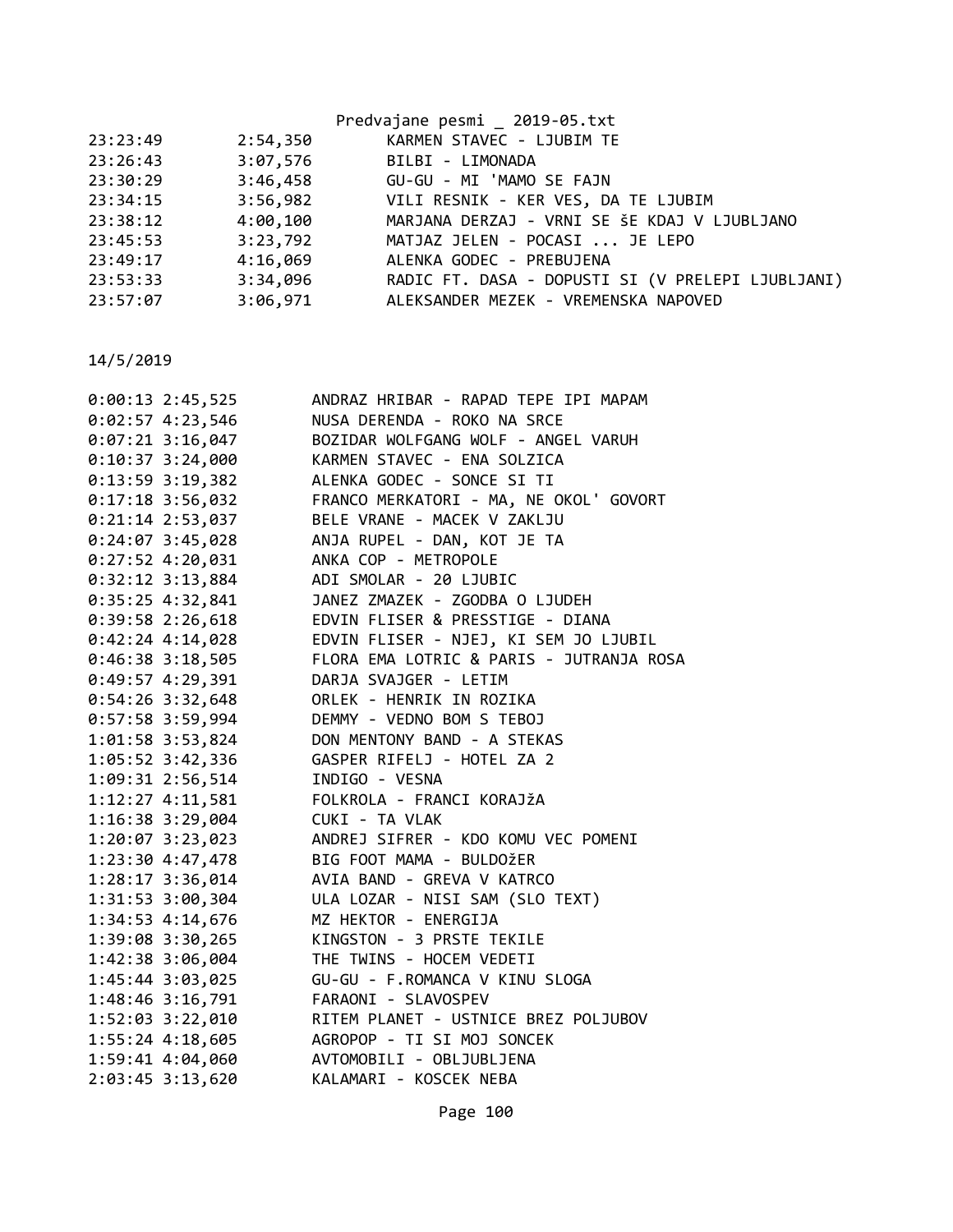| | | |
|---|---|---|
| 23:23:49 | 2:54,350 | KARMEN STAVEC - LJUBIM TE |
| 23:26:43 | 3:07,576 | BILBI - LIMONADA |
| 23:30:29 | 3:46,458 | GU-GU - MI 'MAMO SE FAJN |
| 23:34:15 | 3:56,982 | VILI RESNIK - KER VES, DA TE LJUBIM |
| 23:38:12 | 4:00,100 | MARJANA DERZAJ - VRNI SE ŠE KDAJ V LJUBLJANO |
| 23:45:53 | 3:23,792 | MATJAZ JELEN - POCASI ... JE LEPO |
| 23:49:17 | 4:16,069 | ALENKA GODEC - PREBUJENA |
| 23:53:33 | 3:34,096 | RADIC FT. DASA - DOPUSTI SI (V PRELEPI LJUBLJANI) |
| 23:57:07 | 3:06,971 | ALEKSANDER MEZEK - VREMENSKA NAPOVED |

14/5/2019

```
0:00:13 2:45,525        ANDRAZ HRIBAR - RAPAD TEPE IPI MAPAM
0:02:57 4:23,546        NUSA DERENDA - ROKO NA SRCE
0:07:21 3:16,047        BOZIDAR WOLFGANG WOLF - ANGEL VARUH
0:10:37 3:24,000        KARMEN STAVEC - ENA SOLZICA
0:13:59 3:19,382        ALENKA GODEC - SONCE SI TI
0:17:18 3:56,032        FRANCO MERKATORI - MA, NE OKOL' GOVORT
0:21:14 2:53,037        BELE VRANE - MACEK V ZAKLJU
0:24:07 3:45,028        ANJA RUPEL - DAN, KOT JE TA
0:27:52 4:20,031        ANKA COP - METROPOLE
0:32:12 3:13,884        ADI SMOLAR - 20 LJUBIC
0:35:25 4:32,841        JANEZ ZMAZEK - ZGODBA O LJUDEH
0:39:58 2:26,618        EDVIN FLISER & PRESSTIGE - DIANA
0:42:24 4:14,028        EDVIN FLISER - NJEJ, KI SEM JO LJUBIL
0:46:38 3:18,505        FLORA EMA LOTRIC & PARIS - JUTRANJA ROSA
0:49:57 4:29,391        DARJA SVAJGER - LETIM
0:54:26 3:32,648        ORLEK - HENRIK IN ROZIKA
0:57:58 3:59,994        DEMMY - VEDNO BOM S TEBOJ
1:01:58 3:53,824        DON MENTONY BAND - A STEKAS
1:05:52 3:42,336        GASPER RIFELJ - HOTEL ZA 2
1:09:31 2:56,514        INDIGO - VESNA
1:12:27 4:11,581        FOLKROLA - FRANCI KORAJžA
1:16:38 3:29,004        CUKI - TA VLAK
1:20:07 3:23,023        ANDREJ SIFRER - KDO KOMU VEC POMENI
1:23:30 4:47,478        BIG FOOT MAMA - BULDOžER
1:28:17 3:36,014        AVIA BAND - GREVA V KATRCO
1:31:53 3:00,304        ULA LOZAR - NISI SAM (SLO TEXT)
1:34:53 4:14,676        MZ HEKTOR - ENERGIJA
1:39:08 3:30,265        KINGSTON - 3 PRSTE TEKILE
1:42:38 3:06,004        THE TWINS - HOCEM VEDETI
1:45:44 3:03,025        GU-GU - F.ROMANCA V KINU SLOGA
1:48:46 3:16,791        FARAONI - SLAVOSPEV
1:52:03 3:22,010        RITEM PLANET - USTNICE BREZ POLJUBOV
1:55:24 4:18,605        AGROPOP - TI SI MOJ SONCEK
1:59:41 4:04,060        AVTOMOBILI - OBLJUBLJENA
2:03:45 3:13,620        KALAMARI - KOSCEK NEBA
```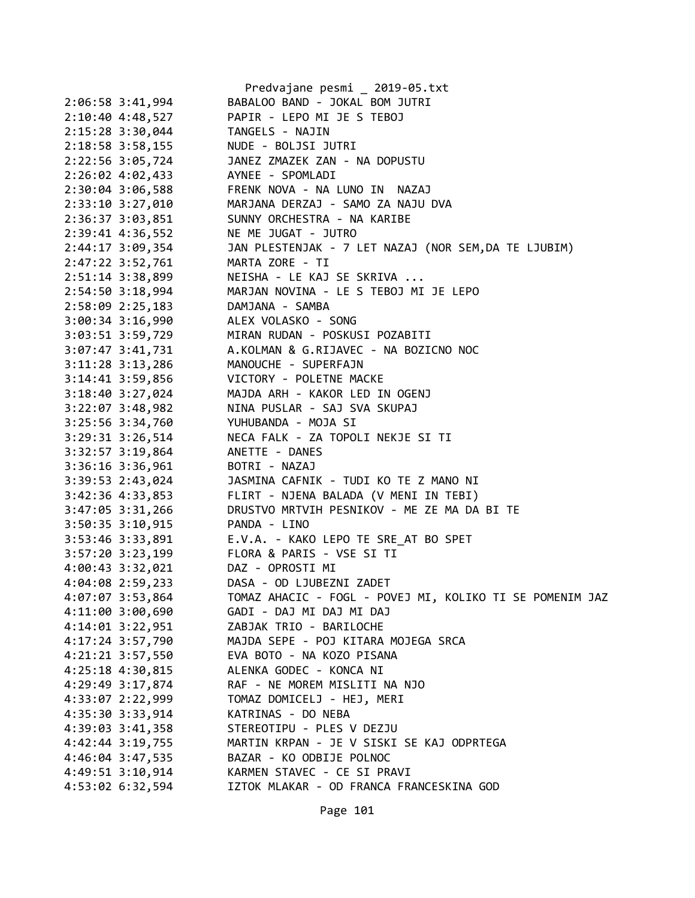```
2:06:58 3:41,994        BABALOO BAND - JOKAL BOM JUTRI
2:10:40 4:48,527        PAPIR - LEPO MI JE S TEBOJ
2:15:28 3:30,044        TANGELS - NAJIN
2:18:58 3:58,155        NUDE - BOLJSI JUTRI
2:22:56 3:05,724        JANEZ ZMAZEK ZAN - NA DOPUSTU
2:26:02 4:02,433        AYNEE - SPOMLADI
2:30:04 3:06,588        FRENK NOVA - NA LUNO IN  NAZAJ
2:33:10 3:27,010        MARJANA DERZAJ - SAMO ZA NAJU DVA
2:36:37 3:03,851        SUNNY ORCHESTRA - NA KARIBE
2:39:41 4:36,552        NE ME JUGAT - JUTRO
2:44:17 3:09,354        JAN PLESTENJAK - 7 LET NAZAJ (NOR SEM,DA TE LJUBIM)
2:47:22 3:52,761        MARTA ZORE - TI
2:51:14 3:38,899        NEISHA - LE KAJ SE SKRIVA ...
2:54:50 3:18,994        MARJAN NOVINA - LE S TEBOJ MI JE LEPO
2:58:09 2:25,183        DAMJANA - SAMBA
3:00:34 3:16,990        ALEX VOLASKO - SONG
3:03:51 3:59,729        MIRAN RUDAN - POSKUSI POZABITI
3:07:47 3:41,731        A.KOLMAN & G.RIJAVEC - NA BOZICNO NOC
3:11:28 3:13,286        MANOUCHE - SUPERFAJN
3:14:41 3:59,856        VICTORY - POLETNE MACKE
3:18:40 3:27,024        MAJDA ARH - KAKOR LED IN OGENJ
3:22:07 3:48,982        NINA PUSLAR - SAJ SVA SKUPAJ
3:25:56 3:34,760        YUHUBANDA - MOJA SI
3:29:31 3:26,514        NECA FALK - ZA TOPOLI NEKJE SI TI
3:32:57 3:19,864        ANETTE - DANES
3:36:16 3:36,961        BOTRI - NAZAJ
3:39:53 2:43,024        JASMINA CAFNIK - TUDI KO TE Z MANO NI
3:42:36 4:33,853        FLIRT - NJENA BALADA (V MENI IN TEBI)
3:47:05 3:31,266        DRUSTVO MRTVIH PESNIKOV - ME ZE MA DA BI TE
3:50:35 3:10,915        PANDA - LINO
3:53:46 3:33,891        E.V.A. - KAKO LEPO TE SRE_AT BO SPET
3:57:20 3:23,199        FLORA & PARIS - VSE SI TI
4:00:43 3:32,021        DAZ - OPROSTI MI
4:04:08 2:59,233        DASA - OD LJUBEZNI ZADET
4:07:07 3:53,864        TOMAZ AHACIC - FOGL - POVEJ MI, KOLIKO TI SE POMENIM JAZ
4:11:00 3:00,690        GADI - DAJ MI DAJ MI DAJ
4:14:01 3:22,951        ZABJAK TRIO - BARILOCHE
4:17:24 3:57,790        MAJDA SEPE - POJ KITARA MOJEGA SRCA
4:21:21 3:57,550        EVA BOTO - NA KOZO PISANA
4:25:18 4:30,815        ALENKA GODEC - KONCA NI
4:29:49 3:17,874        RAF - NE MOREM MISLITI NA NJO
4:33:07 2:22,999        TOMAZ DOMICELJ - HEJ, MERI
4:35:30 3:33,914        KATRINAS - DO NEBA
4:39:03 3:41,358        STEREOTIPU - PLES V DEZJU
4:42:44 3:19,755        MARTIN KRPAN - JE V SISKI SE KAJ ODPRTEGA
4:46:04 3:47,535        BAZAR - KO ODBIJE POLNOC
4:49:51 3:10,914        KARMEN STAVEC - CE SI PRAVI
4:53:02 6:32,594        IZTOK MLAKAR - OD FRANCA FRANCESKINA GOD
```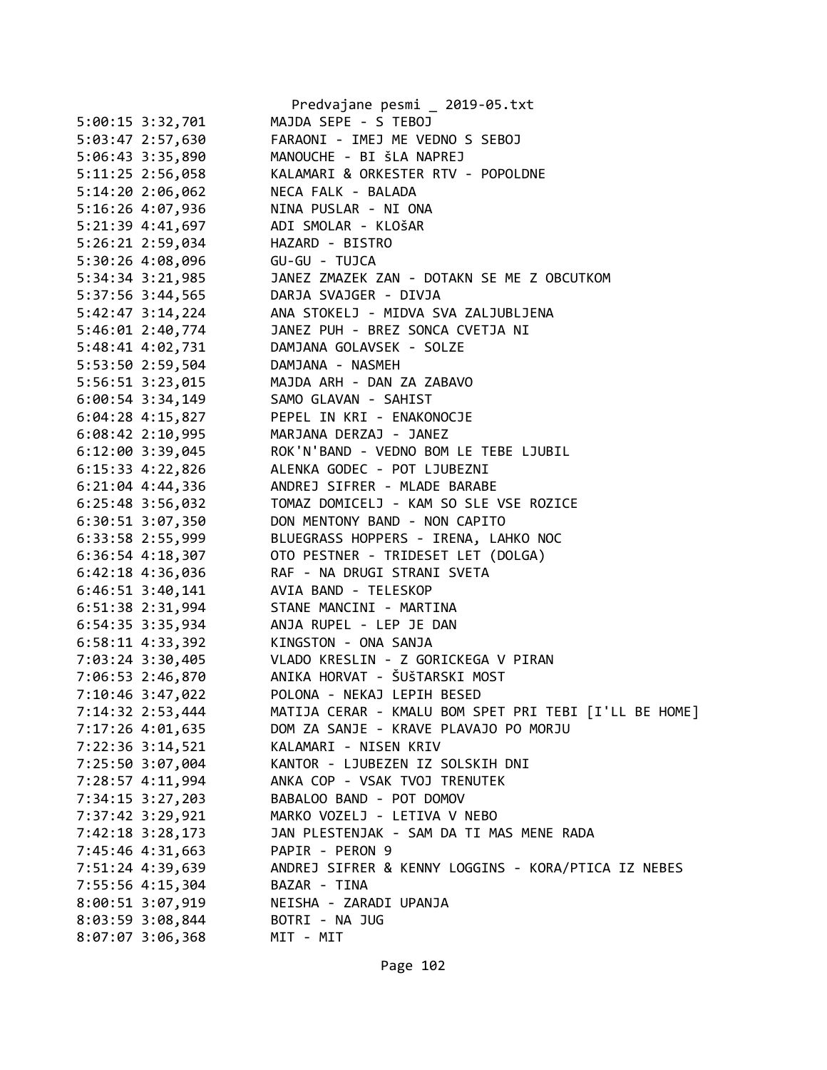```
5:00:15 3:32,701        MAJDA SEPE - S TEBOJ
5:03:47 2:57,630        FARAONI - IMEJ ME VEDNO S SEBOJ
5:06:43 3:35,890        MANOUCHE - BI šLA NAPREJ
5:11:25 2:56,058        KALAMARI & ORKESTER RTV - POPOLDNE
5:14:20 2:06,062        NECA FALK - BALADA
5:16:26 4:07,936        NINA PUSLAR - NI ONA
5:21:39 4:41,697        ADI SMOLAR - KLOšAR
5:26:21 2:59,034        HAZARD - BISTRO
5:30:26 4:08,096        GU-GU - TUJCA
5:34:34 3:21,985        JANEZ ZMAZEK ZAN - DOTAKN SE ME Z OBCUTKOM
5:37:56 3:44,565        DARJA SVAJGER - DIVJA
5:42:47 3:14,224        ANA STOKELJ - MIDVA SVA ZALJUBLJENA
5:46:01 2:40,774        JANEZ PUH - BREZ SONCA CVETJA NI
5:48:41 4:02,731        DAMJANA GOLAVSEK - SOLZE
5:53:50 2:59,504        DAMJANA - NASMEH
5:56:51 3:23,015        MAJDA ARH - DAN ZA ZABAVO
6:00:54 3:34,149        SAMO GLAVAN - SAHIST
6:04:28 4:15,827        PEPEL IN KRI - ENAKONOCJE
6:08:42 2:10,995        MARJANA DERZAJ - JANEZ
6:12:00 3:39,045        ROK'N'BAND - VEDNO BOM LE TEBE LJUBIL
6:15:33 4:22,826        ALENKA GODEC - POT LJUBEZNI
6:21:04 4:44,336        ANDREJ SIFRER - MLADE BARABE
6:25:48 3:56,032        TOMAZ DOMICELJ - KAM SO SLE VSE ROZICE
6:30:51 3:07,350        DON MENTONY BAND - NON CAPITO
6:33:58 2:55,999        BLUEGRASS HOPPERS - IRENA, LAHKO NOC
6:36:54 4:18,307        OTO PESTNER - TRIDESET LET (DOLGA)
6:42:18 4:36,036        RAF - NA DRUGI STRANI SVETA
6:46:51 3:40,141        AVIA BAND - TELESKOP
6:51:38 2:31,994        STANE MANCINI - MARTINA
6:54:35 3:35,934        ANJA RUPEL - LEP JE DAN
6:58:11 4:33,392        KINGSTON - ONA SANJA
7:03:24 3:30,405        VLADO KRESLIN - Z GORICKEGA V PIRAN
7:06:53 2:46,870        ANIKA HORVAT - ŠUšTARSKI MOST
7:10:46 3:47,022        POLONA - NEKAJ LEPIH BESED
7:14:32 2:53,444        MATIJA CERAR - KMALU BOM SPET PRI TEBI [I'LL BE HOME]
7:17:26 4:01,635        DOM ZA SANJE - KRAVE PLAVAJO PO MORJU
7:22:36 3:14,521        KALAMARI - NISEN KRIV
7:25:50 3:07,004        KANTOR - LJUBEZEN IZ SOLSKIH DNI
7:28:57 4:11,994        ANKA COP - VSAK TVOJ TRENUTEK
7:34:15 3:27,203        BABALOO BAND - POT DOMOV
7:37:42 3:29,921        MARKO VOZELJ - LETIVA V NEBO
7:42:18 3:28,173        JAN PLESTENJAK - SAM DA TI MAS MENE RADA
7:45:46 4:31,663        PAPIR - PERON 9
7:51:24 4:39,639        ANDREJ SIFRER & KENNY LOGGINS - KORA/PTICA IZ NEBES
7:55:56 4:15,304        BAZAR - TINA
8:00:51 3:07,919        NEISHA - ZARADI UPANJA
8:03:59 3:08,844        BOTRI - NA JUG
8:07:07 3:06,368        MIT - MIT
```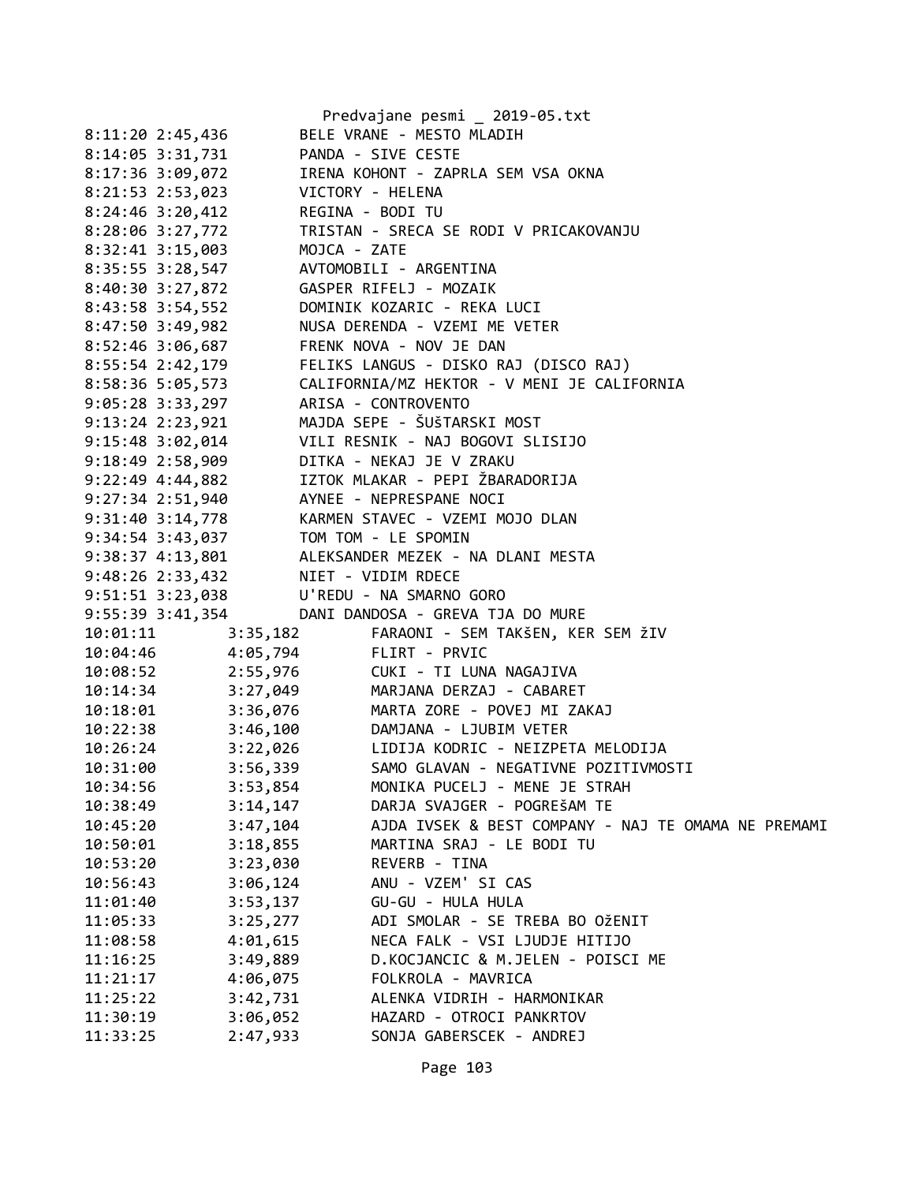Predvajane pesmi _ 2019-05.txt

```
8:11:20 2:45,436        BELE VRANE - MESTO MLADIH
8:14:05 3:31,731        PANDA - SIVE CESTE
8:17:36 3:09,072        IRENA KOHONT - ZAPRLA SEM VSA OKNA
8:21:53 2:53,023        VICTORY - HELENA
8:24:46 3:20,412        REGINA - BODI TU
8:28:06 3:27,772        TRISTAN - SRECA SE RODI V PRICAKOVANJU
8:32:41 3:15,003        MOJCA - ZATE
8:35:55 3:28,547        AVTOMOBILI - ARGENTINA
8:40:30 3:27,872        GASPER RIFELJ - MOZAIK
8:43:58 3:54,552        DOMINIK KOZARIC - REKA LUCI
8:47:50 3:49,982        NUSA DERENDA - VZEMI ME VETER
8:52:46 3:06,687        FRENK NOVA - NOV JE DAN
8:55:54 2:42,179        FELIKS LANGUS - DISKO RAJ (DISCO RAJ)
8:58:36 5:05,573        CALIFORNIA/MZ HEKTOR - V MENI JE CALIFORNIA
9:05:28 3:33,297        ARISA - CONTROVENTO
9:13:24 2:23,921        MAJDA SEPE - ŠUŠTARSKI MOST
9:15:48 3:02,014        VILI RESNIK - NAJ BOGOVI SLISIJO
9:18:49 2:58,909        DITKA - NEKAJ JE V ZRAKU
9:22:49 4:44,882        IZTOK MLAKAR - PEPI ŽBARADORIJA
9:27:34 2:51,940        AYNEE - NEPRESPANE NOCI
9:31:40 3:14,778        KARMEN STAVEC - VZEMI MOJO DLAN
9:34:54 3:43,037        TOM TOM - LE SPOMIN
9:38:37 4:13,801        ALEKSANDER MEZEK - NA DLANI MESTA
9:48:26 2:33,432        NIET - VIDIM RDECE
9:51:51 3:23,038        U'REDU - NA SMARNO GORO
9:55:39 3:41,354        DANI DANDOSA - GREVA TJA DO MURE
10:01:11        3:35,182        FARAONI - SEM TAKŠEN, KER SEM žIV
10:04:46        4:05,794        FLIRT - PRVIC
10:08:52        2:55,976        CUKI - TI LUNA NAGAJIVA
10:14:34        3:27,049        MARJANA DERZAJ - CABARET
10:18:01        3:36,076        MARTA ZORE - POVEJ MI ZAKAJ
10:22:38        3:46,100        DAMJANA - LJUBIM VETER
10:26:24        3:22,026        LIDIJA KODRIC - NEIZPETA MELODIJA
10:31:00        3:56,339        SAMO GLAVAN - NEGATIVNE POZITIVMOSTI
10:34:56        3:53,854        MONIKA PUCELJ - MENE JE STRAH
10:38:49        3:14,147        DARJA SVAJGER - POGREŠAM TE
10:45:20        3:47,104        AJDA IVSEK & BEST COMPANY - NAJ TE OMAMA NE PREMAMI
10:50:01        3:18,855        MARTINA SRAJ - LE BODI TU
10:53:20        3:23,030        REVERB - TINA
10:56:43        3:06,124        ANU - VZEM' SI CAS
11:01:40        3:53,137        GU-GU - HULA HULA
11:05:33        3:25,277        ADI SMOLAR - SE TREBA BO OžENIT
11:08:58        4:01,615        NECA FALK - VSI LJUDJE HITIJO
11:16:25        3:49,889        D.KOCJANCIC & M.JELEN - POISCI ME
11:21:17        4:06,075        FOLKROLA - MAVRICA
11:25:22        3:42,731        ALENKA VIDRIH - HARMONIKAR
11:30:19        3:06,052        HAZARD - OTROCI PANKRTOV
11:33:25        2:47,933        SONJA GABERSCEK - ANDREJ
```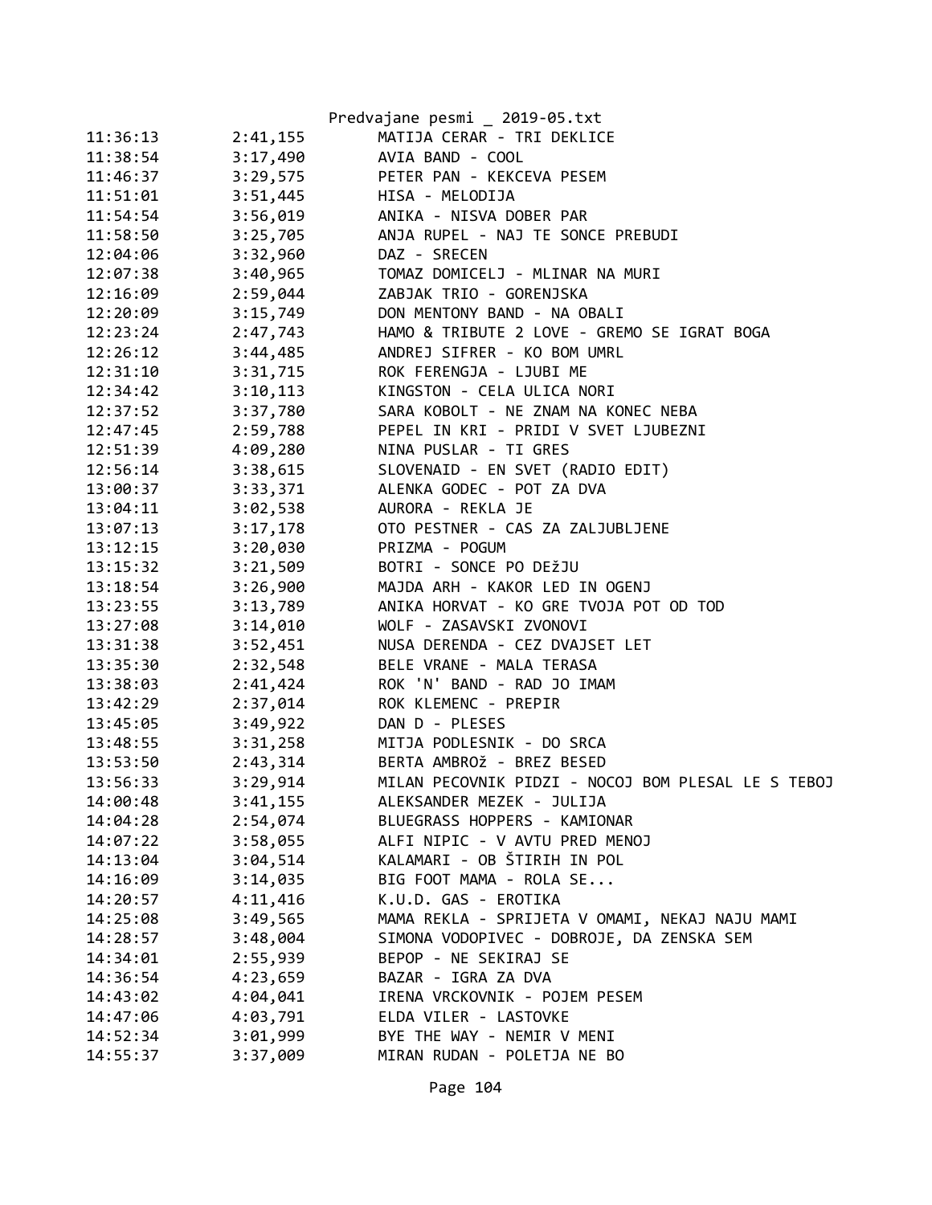Predvajane pesmi _ 2019-05.txt

| | | |
|---|---|---|
| 11:36:13 | 2:41,155 | MATIJA CERAR - TRI DEKLICE |
| 11:38:54 | 3:17,490 | AVIA BAND - COOL |
| 11:46:37 | 3:29,575 | PETER PAN - KEKCEVA PESEM |
| 11:51:01 | 3:51,445 | HISA - MELODIJA |
| 11:54:54 | 3:56,019 | ANIKA - NISVA DOBER PAR |
| 11:58:50 | 3:25,705 | ANJA RUPEL - NAJ TE SONCE PREBUDI |
| 12:04:06 | 3:32,960 | DAZ - SRECEN |
| 12:07:38 | 3:40,965 | TOMAZ DOMICELJ - MLINAR NA MURI |
| 12:16:09 | 2:59,044 | ZABJAK TRIO - GORENJSKA |
| 12:20:09 | 3:15,749 | DON MENTONY BAND - NA OBALI |
| 12:23:24 | 2:47,743 | HAMO & TRIBUTE 2 LOVE - GREMO SE IGRAT BOGA |
| 12:26:12 | 3:44,485 | ANDREJ SIFRER - KO BOM UMRL |
| 12:31:10 | 3:31,715 | ROK FERENGJA - LJUBI ME |
| 12:34:42 | 3:10,113 | KINGSTON - CELA ULICA NORI |
| 12:37:52 | 3:37,780 | SARA KOBOLT - NE ZNAM NA KONEC NEBA |
| 12:47:45 | 2:59,788 | PEPEL IN KRI - PRIDI V SVET LJUBEZNI |
| 12:51:39 | 4:09,280 | NINA PUSLAR - TI GRES |
| 12:56:14 | 3:38,615 | SLOVENAID - EN SVET (RADIO EDIT) |
| 13:00:37 | 3:33,371 | ALENKA GODEC - POT ZA DVA |
| 13:04:11 | 3:02,538 | AURORA - REKLA JE |
| 13:07:13 | 3:17,178 | OTO PESTNER - CAS ZA ZALJUBLJENE |
| 13:12:15 | 3:20,030 | PRIZMA - POGUM |
| 13:15:32 | 3:21,509 | BOTRI - SONCE PO DEžJU |
| 13:18:54 | 3:26,900 | MAJDA ARH - KAKOR LED IN OGENJ |
| 13:23:55 | 3:13,789 | ANIKA HORVAT - KO GRE TVOJA POT OD TOD |
| 13:27:08 | 3:14,010 | WOLF - ZASAVSKI ZVONOVI |
| 13:31:38 | 3:52,451 | NUSA DERENDA - CEZ DVAJSET LET |
| 13:35:30 | 2:32,548 | BELE VRANE - MALA TERASA |
| 13:38:03 | 2:41,424 | ROK 'N' BAND - RAD JO IMAM |
| 13:42:29 | 2:37,014 | ROK KLEMENC - PREPIR |
| 13:45:05 | 3:49,922 | DAN D - PLESES |
| 13:48:55 | 3:31,258 | MITJA PODLESNIK - DO SRCA |
| 13:53:50 | 2:43,314 | BERTA AMBROž - BREZ BESED |
| 13:56:33 | 3:29,914 | MILAN PECOVNIK PIDZI - NOCOJ BOM PLESAL LE S TEBOJ |
| 14:00:48 | 3:41,155 | ALEKSANDER MEZEK - JULIJA |
| 14:04:28 | 2:54,074 | BLUEGRASS HOPPERS - KAMIONAR |
| 14:07:22 | 3:58,055 | ALFI NIPIC - V AVTU PRED MENOJ |
| 14:13:04 | 3:04,514 | KALAMARI - OB ŠTIRIH IN POL |
| 14:16:09 | 3:14,035 | BIG FOOT MAMA - ROLA SE... |
| 14:20:57 | 4:11,416 | K.U.D. GAS - EROTIKA |
| 14:25:08 | 3:49,565 | MAMA REKLA - SPRIJETA V OMAMI, NEKAJ NAJU MAMI |
| 14:28:57 | 3:48,004 | SIMONA VODOPIVEC - DOBROJE, DA ZENSKA SEM |
| 14:34:01 | 2:55,939 | BEPOP - NE SEKIRAJ SE |
| 14:36:54 | 4:23,659 | BAZAR - IGRA ZA DVA |
| 14:43:02 | 4:04,041 | IRENA VRCKOVNIK - POJEM PESEM |
| 14:47:06 | 4:03,791 | ELDA VILER - LASTOVKE |
| 14:52:34 | 3:01,999 | BYE THE WAY - NEMIR V MENI |
| 14:55:37 | 3:37,009 | MIRAN RUDAN - POLETJA NE BO |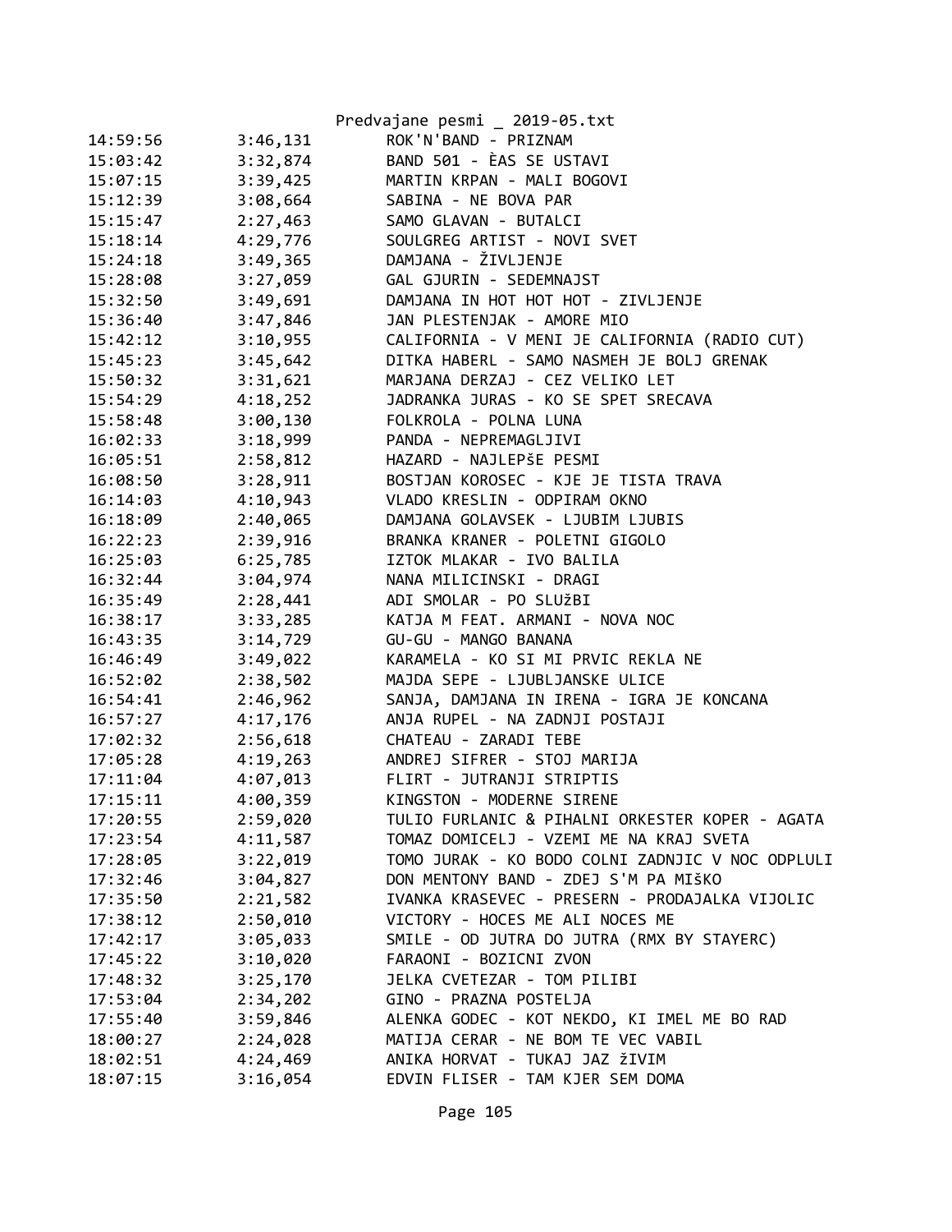| | | |
|---|---|---|
| 14:59:56 | 3:46,131 | ROK'N'BAND - PRIZNAM |
| 15:03:42 | 3:32,874 | BAND 501 - ÈAS SE USTAVI |
| 15:07:15 | 3:39,425 | MARTIN KRPAN - MALI BOGOVI |
| 15:12:39 | 3:08,664 | SABINA - NE BOVA PAR |
| 15:15:47 | 2:27,463 | SAMO GLAVAN - BUTALCI |
| 15:18:14 | 4:29,776 | SOULGREG ARTIST - NOVI SVET |
| 15:24:18 | 3:49,365 | DAMJANA - ŽIVLJENJE |
| 15:28:08 | 3:27,059 | GAL GJURIN - SEDEMNAJST |
| 15:32:50 | 3:49,691 | DAMJANA IN HOT HOT HOT - ZIVLJENJE |
| 15:36:40 | 3:47,846 | JAN PLESTENJAK - AMORE MIO |
| 15:42:12 | 3:10,955 | CALIFORNIA - V MENI JE CALIFORNIA (RADIO CUT) |
| 15:45:23 | 3:45,642 | DITKA HABERL - SAMO NASMEH JE BOLJ GRENAK |
| 15:50:32 | 3:31,621 | MARJANA DERZAJ - CEZ VELIKO LET |
| 15:54:29 | 4:18,252 | JADRANKA JURAS - KO SE SPET SRECAVA |
| 15:58:48 | 3:00,130 | FOLKROLA - POLNA LUNA |
| 16:02:33 | 3:18,999 | PANDA - NEPREMAGLJIVI |
| 16:05:51 | 2:58,812 | HAZARD - NAJLEPŠE PESMI |
| 16:08:50 | 3:28,911 | BOSTJAN KOROSEC - KJE JE TISTA TRAVA |
| 16:14:03 | 4:10,943 | VLADO KRESLIN - ODPIRAM OKNO |
| 16:18:09 | 2:40,065 | DAMJANA GOLAVSEK - LJUBIM LJUBIS |
| 16:22:23 | 2:39,916 | BRANKA KRANER - POLETNI GIGOLO |
| 16:25:03 | 6:25,785 | IZTOK MLAKAR - IVO BALILA |
| 16:32:44 | 3:04,974 | NANA MILICINSKI - DRAGI |
| 16:35:49 | 2:28,441 | ADI SMOLAR - PO SLUžBI |
| 16:38:17 | 3:33,285 | KATJA M FEAT. ARMANI - NOVA NOC |
| 16:43:35 | 3:14,729 | GU-GU - MANGO BANANA |
| 16:46:49 | 3:49,022 | KARAMELA - KO SI MI PRVIC REKLA NE |
| 16:52:02 | 2:38,502 | MAJDA SEPE - LJUBLJANSKE ULICE |
| 16:54:41 | 2:46,962 | SANJA, DAMJANA IN IRENA - IGRA JE KONCANA |
| 16:57:27 | 4:17,176 | ANJA RUPEL - NA ZADNJI POSTAJI |
| 17:02:32 | 2:56,618 | CHATEAU - ZARADI TEBE |
| 17:05:28 | 4:19,263 | ANDREJ SIFRER - STOJ MARIJA |
| 17:11:04 | 4:07,013 | FLIRT - JUTRANJI STRIPTIS |
| 17:15:11 | 4:00,359 | KINGSTON - MODERNE SIRENE |
| 17:20:55 | 2:59,020 | TULIO FURLANIC & PIHALNI ORKESTER KOPER - AGATA |
| 17:23:54 | 4:11,587 | TOMAZ DOMICELJ - VZEMI ME NA KRAJ SVETA |
| 17:28:05 | 3:22,019 | TOMO JURAK - KO BODO COLNI ZADNJIC V NOC ODPLULI |
| 17:32:46 | 3:04,827 | DON MENTONY BAND - ZDEJ S'M PA MIŠKO |
| 17:35:50 | 2:21,582 | IVANKA KRASEVEC - PRESERN - PRODAJALKA VIJOLIC |
| 17:38:12 | 2:50,010 | VICTORY - HOCES ME ALI NOCES ME |
| 17:42:17 | 3:05,033 | SMILE - OD JUTRA DO JUTRA (RMX BY STAYERC) |
| 17:45:22 | 3:10,020 | FARAONI - BOZICNI ZVON |
| 17:48:32 | 3:25,170 | JELKA CVETEZAR - TOM PILIBI |
| 17:53:04 | 2:34,202 | GINO - PRAZNA POSTELJA |
| 17:55:40 | 3:59,846 | ALENKA GODEC - KOT NEKDO, KI IMEL ME BO RAD |
| 18:00:27 | 2:24,028 | MATIJA CERAR - NE BOM TE VEC VABIL |
| 18:02:51 | 4:24,469 | ANIKA HORVAT - TUKAJ JAZ žIVIM |
| 18:07:15 | 3:16,054 | EDVIN FLISER - TAM KJER SEM DOMA |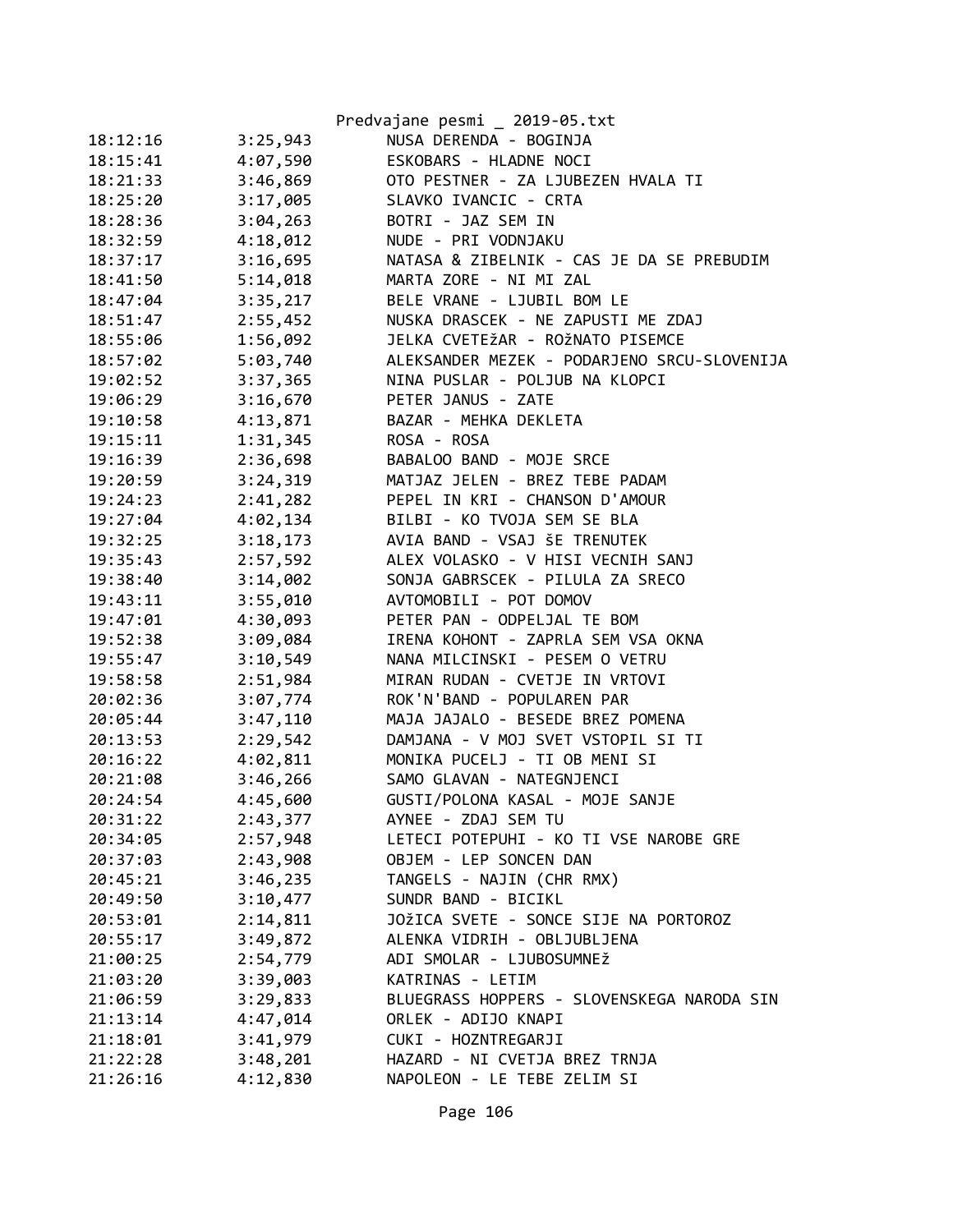Predvajane pesmi _ 2019-05.txt

| | | |
|---|---|---|
| 18:12:16 | 3:25,943 | NUSA DERENDA - BOGINJA |
| 18:15:41 | 4:07,590 | ESKOBARS - HLADNE NOCI |
| 18:21:33 | 3:46,869 | OTO PESTNER - ZA LJUBEZEN HVALA TI |
| 18:25:20 | 3:17,005 | SLAVKO IVANCIC - CRTA |
| 18:28:36 | 3:04,263 | BOTRI - JAZ SEM IN |
| 18:32:59 | 4:18,012 | NUDE - PRI VODNJAKU |
| 18:37:17 | 3:16,695 | NATASA & ZIBELNIK - CAS JE DA SE PREBUDIM |
| 18:41:50 | 5:14,018 | MARTA ZORE - NI MI ZAL |
| 18:47:04 | 3:35,217 | BELE VRANE - LJUBIL BOM LE |
| 18:51:47 | 2:55,452 | NUSKA DRASCEK - NE ZAPUSTI ME ZDAJ |
| 18:55:06 | 1:56,092 | JELKA CVETEžAR - ROžNATO PISEMCE |
| 18:57:02 | 5:03,740 | ALEKSANDER MEZEK - PODARJENO SRCU-SLOVENIJA |
| 19:02:52 | 3:37,365 | NINA PUSLAR - POLJUB NA KLOPCI |
| 19:06:29 | 3:16,670 | PETER JANUS - ZATE |
| 19:10:58 | 4:13,871 | BAZAR - MEHKA DEKLETA |
| 19:15:11 | 1:31,345 | ROSA - ROSA |
| 19:16:39 | 2:36,698 | BABALOO BAND - MOJE SRCE |
| 19:20:59 | 3:24,319 | MATJAZ JELEN - BREZ TEBE PADAM |
| 19:24:23 | 2:41,282 | PEPEL IN KRI - CHANSON D'AMOUR |
| 19:27:04 | 4:02,134 | BILBI - KO TVOJA SEM SE BLA |
| 19:32:25 | 3:18,173 | AVIA BAND - VSAJ ŠE TRENUTEK |
| 19:35:43 | 2:57,592 | ALEX VOLASKO - V HISI VECNIH SANJ |
| 19:38:40 | 3:14,002 | SONJA GABRSCEK - PILULA ZA SRECO |
| 19:43:11 | 3:55,010 | AVTOMOBILI - POT DOMOV |
| 19:47:01 | 4:30,093 | PETER PAN - ODPELJAL TE BOM |
| 19:52:38 | 3:09,084 | IRENA KOHONT - ZAPRLA SEM VSA OKNA |
| 19:55:47 | 3:10,549 | NANA MILCINSKI - PESEM O VETRU |
| 19:58:58 | 2:51,984 | MIRAN RUDAN - CVETJE IN VRTOVI |
| 20:02:36 | 3:07,774 | ROK'N'BAND - POPULAREN PAR |
| 20:05:44 | 3:47,110 | MAJA JAJALO - BESEDE BREZ POMENA |
| 20:13:53 | 2:29,542 | DAMJANA - V MOJ SVET VSTOPIL SI TI |
| 20:16:22 | 4:02,811 | MONIKA PUCELJ - TI OB MENI SI |
| 20:21:08 | 3:46,266 | SAMO GLAVAN - NATEGNJENCI |
| 20:24:54 | 4:45,600 | GUSTI/POLONA KASAL - MOJE SANJE |
| 20:31:22 | 2:43,377 | AYNEE - ZDAJ SEM TU |
| 20:34:05 | 2:57,948 | LETECI POTEPUHI - KO TI VSE NAROBE GRE |
| 20:37:03 | 2:43,908 | OBJEM - LEP SONCEN DAN |
| 20:45:21 | 3:46,235 | TANGELS - NAJIN (CHR RMX) |
| 20:49:50 | 3:10,477 | SUNDR BAND - BICIKL |
| 20:53:01 | 2:14,811 | JOžICA SVETE - SONCE SIJE NA PORTOROZ |
| 20:55:17 | 3:49,872 | ALENKA VIDRIH - OBLJUBLJENA |
| 21:00:25 | 2:54,779 | ADI SMOLAR - LJUBOSUMNEž |
| 21:03:20 | 3:39,003 | KATRINAS - LETIM |
| 21:06:59 | 3:29,833 | BLUEGRASS HOPPERS - SLOVENSKEGA NARODA SIN |
| 21:13:14 | 4:47,014 | ORLEK - ADIJO KNAPI |
| 21:18:01 | 3:41,979 | CUKI - HOZNTREGARJI |
| 21:22:28 | 3:48,201 | HAZARD - NI CVETJA BREZ TRNJA |
| 21:26:16 | 4:12,830 | NAPOLEON - LE TEBE ZELIM SI |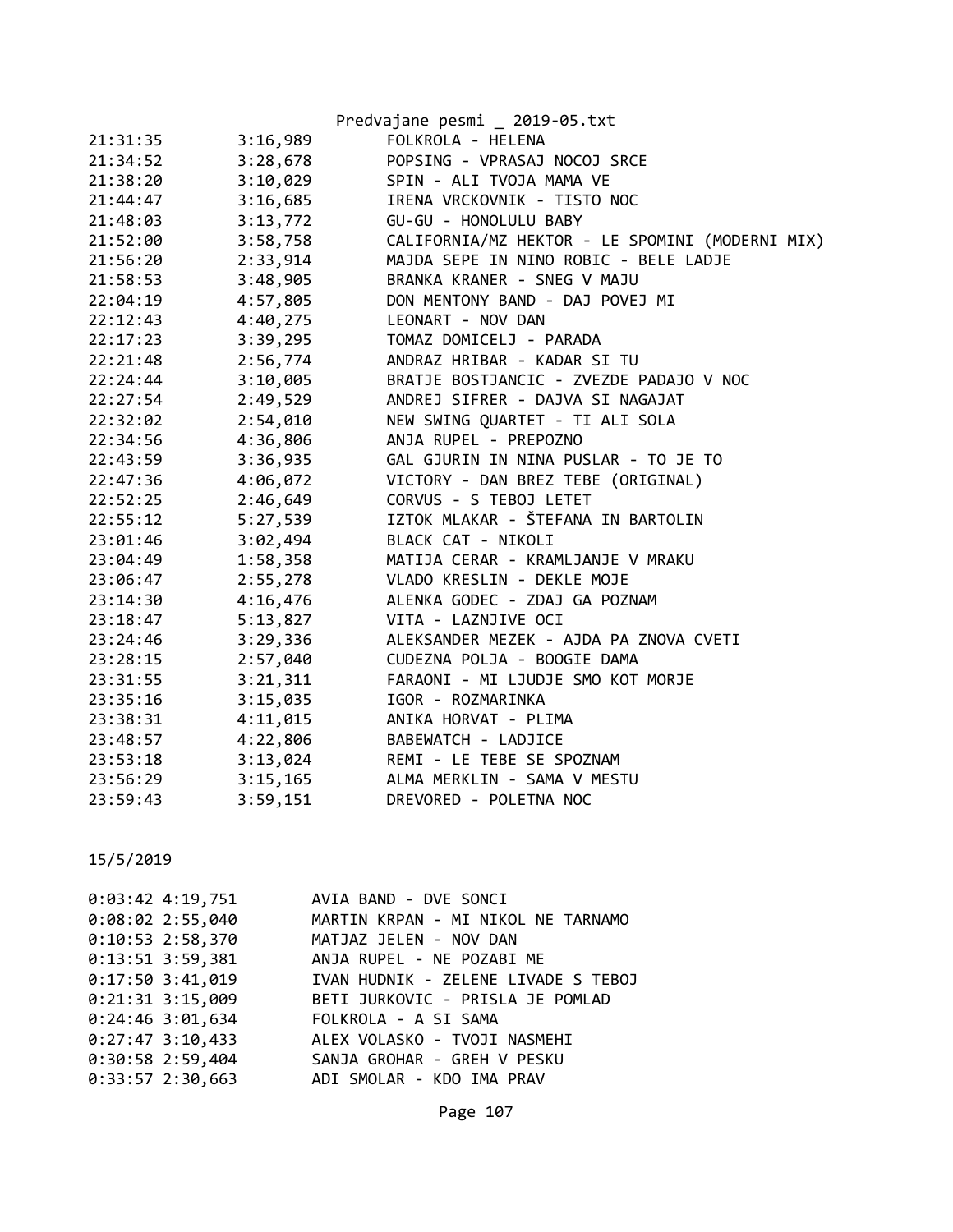| | | |
|---|---|---|
| 21:31:35 | 3:16,989 | FOLKROLA - HELENA |
| 21:34:52 | 3:28,678 | POPSING - VPRASAJ NOCOJ SRCE |
| 21:38:20 | 3:10,029 | SPIN - ALI TVOJA MAMA VE |
| 21:44:47 | 3:16,685 | IRENA VRCKOVNIK - TISTO NOC |
| 21:48:03 | 3:13,772 | GU-GU - HONOLULU BABY |
| 21:52:00 | 3:58,758 | CALIFORNIA/MZ HEKTOR - LE SPOMINI (MODERNI MIX) |
| 21:56:20 | 2:33,914 | MAJDA SEPE IN NINO ROBIC - BELE LADJE |
| 21:58:53 | 3:48,905 | BRANKA KRANER - SNEG V MAJU |
| 22:04:19 | 4:57,805 | DON MENTONY BAND - DAJ POVEJ MI |
| 22:12:43 | 4:40,275 | LEONART - NOV DAN |
| 22:17:23 | 3:39,295 | TOMAZ DOMICELJ - PARADA |
| 22:21:48 | 2:56,774 | ANDRAZ HRIBAR - KADAR SI TU |
| 22:24:44 | 3:10,005 | BRATJE BOSTJANCIC - ZVEZDE PADAJO V NOC |
| 22:27:54 | 2:49,529 | ANDREJ SIFRER - DAJVA SI NAGAJAT |
| 22:32:02 | 2:54,010 | NEW SWING QUARTET - TI ALI SOLA |
| 22:34:56 | 4:36,806 | ANJA RUPEL - PREPOZNO |
| 22:43:59 | 3:36,935 | GAL GJURIN IN NINA PUSLAR - TO JE TO |
| 22:47:36 | 4:06,072 | VICTORY - DAN BREZ TEBE (ORIGINAL) |
| 22:52:25 | 2:46,649 | CORVUS - S TEBOJ LETET |
| 22:55:12 | 5:27,539 | IZTOK MLAKAR - ŠTEFANA IN BARTOLIN |
| 23:01:46 | 3:02,494 | BLACK CAT - NIKOLI |
| 23:04:49 | 1:58,358 | MATIJA CERAR - KRAMLJANJE V MRAKU |
| 23:06:47 | 2:55,278 | VLADO KRESLIN - DEKLE MOJE |
| 23:14:30 | 4:16,476 | ALENKA GODEC - ZDAJ GA POZNAM |
| 23:18:47 | 5:13,827 | VITA - LAZNJIVE OCI |
| 23:24:46 | 3:29,336 | ALEKSANDER MEZEK - AJDA PA ZNOVA CVETI |
| 23:28:15 | 2:57,040 | CUDEZNA POLJA - BOOGIE DAMA |
| 23:31:55 | 3:21,311 | FARAONI - MI LJUDJE SMO KOT MORJE |
| 23:35:16 | 3:15,035 | IGOR - ROZMARINKA |
| 23:38:31 | 4:11,015 | ANIKA HORVAT - PLIMA |
| 23:48:57 | 4:22,806 | BABEWATCH - LADJICE |
| 23:53:18 | 3:13,024 | REMI - LE TEBE SE SPOZNAM |
| 23:56:29 | 3:15,165 | ALMA MERKLIN - SAMA V MESTU |
| 23:59:43 | 3:59,151 | DREVORED - POLETNA NOC |

15/5/2019

| | | |
|---|---|---|
| 0:03:42 | 4:19,751 | AVIA BAND - DVE SONCI |
| 0:08:02 | 2:55,040 | MARTIN KRPAN - MI NIKOL NE TARNAMO |
| 0:10:53 | 2:58,370 | MATJAZ JELEN - NOV DAN |
| 0:13:51 | 3:59,381 | ANJA RUPEL - NE POZABI ME |
| 0:17:50 | 3:41,019 | IVAN HUDNIK - ZELENE LIVADE S TEBOJ |
| 0:21:31 | 3:15,009 | BETI JURKOVIC - PRISLA JE POMLAD |
| 0:24:46 | 3:01,634 | FOLKROLA - A SI SAMA |
| 0:27:47 | 3:10,433 | ALEX VOLASKO - TVOJI NASMEHI |
| 0:30:58 | 2:59,404 | SANJA GROHAR - GREH V PESKU |
| 0:33:57 | 2:30,663 | ADI SMOLAR - KDO IMA PRAV |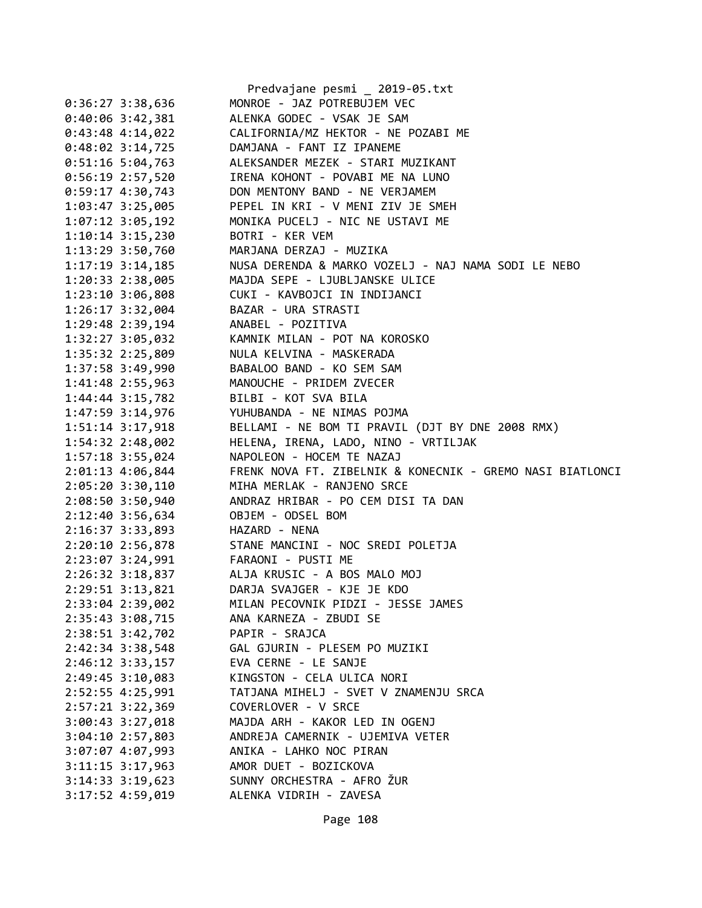```
0:36:27 3:38,636        MONROE - JAZ POTREBUJEM VEC
0:40:06 3:42,381        ALENKA GODEC - VSAK JE SAM
0:43:48 4:14,022        CALIFORNIA/MZ HEKTOR - NE POZABI ME
0:48:02 3:14,725        DAMJANA - FANT IZ IPANEME
0:51:16 5:04,763        ALEKSANDER MEZEK - STARI MUZIKANT
0:56:19 2:57,520        IRENA KOHONT - POVABI ME NA LUNO
0:59:17 4:30,743        DON MENTONY BAND - NE VERJAMEM
1:03:47 3:25,005        PEPEL IN KRI - V MENI ZIV JE SMEH
1:07:12 3:05,192        MONIKA PUCELJ - NIC NE USTAVI ME
1:10:14 3:15,230        BOTRI - KER VEM
1:13:29 3:50,760        MARJANA DERZAJ - MUZIKA
1:17:19 3:14,185        NUSA DERENDA & MARKO VOZELJ - NAJ NAMA SODI LE NEBO
1:20:33 2:38,005        MAJDA SEPE - LJUBLJANSKE ULICE
1:23:10 3:06,808        CUKI - KAVBOJCI IN INDIJANCI
1:26:17 3:32,004        BAZAR - URA STRASTI
1:29:48 2:39,194        ANABEL - POZITIVA
1:32:27 3:05,032        KAMNIK MILAN - POT NA KOROSKO
1:35:32 2:25,809        NULA KELVINA - MASKERADA
1:37:58 3:49,990        BABALOO BAND - KO SEM SAM
1:41:48 2:55,963        MANOUCHE - PRIDEM ZVECER
1:44:44 3:15,782        BILBI - KOT SVA BILA
1:47:59 3:14,976        YUHUBANDA - NE NIMAS POJMA
1:51:14 3:17,918        BELLAMI - NE BOM TI PRAVIL (DJT BY DNE 2008 RMX)
1:54:32 2:48,002        HELENA, IRENA, LADO, NINO - VRTILJAK
1:57:18 3:55,024        NAPOLEON - HOCEM TE NAZAJ
2:01:13 4:06,844        FRENK NOVA FT. ZIBELNIK & KONECNIK - GREMO NASI BIATLONCI
2:05:20 3:30,110        MIHA MERLAK - RANJENO SRCE
2:08:50 3:50,940        ANDRAZ HRIBAR - PO CEM DISI TA DAN
2:12:40 3:56,634        OBJEM - ODSEL BOM
2:16:37 3:33,893        HAZARD - NENA
2:20:10 2:56,878        STANE MANCINI - NOC SREDI POLETJA
2:23:07 3:24,991        FARAONI - PUSTI ME
2:26:32 3:18,837        ALJA KRUSIC - A BOS MALO MOJ
2:29:51 3:13,821        DARJA SVAJGER - KJE JE KDO
2:33:04 2:39,002        MILAN PECOVNIK PIDZI - JESSE JAMES
2:35:43 3:08,715        ANA KARNEZA - ZBUDI SE
2:38:51 3:42,702        PAPIR - SRAJCA
2:42:34 3:38,548        GAL GJURIN - PLESEM PO MUZIKI
2:46:12 3:33,157        EVA CERNE - LE SANJE
2:49:45 3:10,083        KINGSTON - CELA ULICA NORI
2:52:55 4:25,991        TATJANA MIHELJ - SVET V ZNAMENJU SRCA
2:57:21 3:22,369        COVERLOVER - V SRCE
3:00:43 3:27,018        MAJDA ARH - KAKOR LED IN OGENJ
3:04:10 2:57,803        ANDREJA CAMERNIK - UJEMIVA VETER
3:07:07 4:07,993        ANIKA - LAHKO NOC PIRAN
3:11:15 3:17,963        AMOR DUET - BOZICKOVA
3:14:33 3:19,623        SUNNY ORCHESTRA - AFRO ŽUR
3:17:52 4:59,019        ALENKA VIDRIH - ZAVESA
```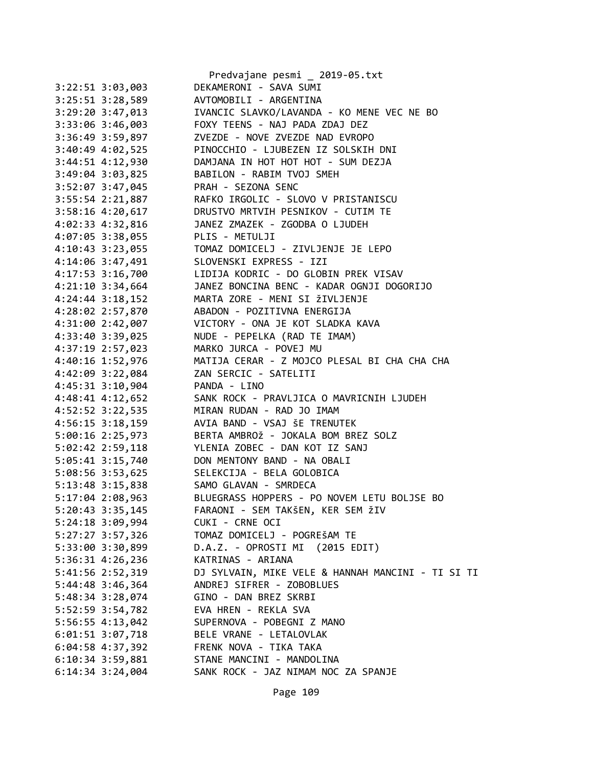3:22:51 3:03,003        DEKAMERONI - SAVA SUMI
3:25:51 3:28,589        AVTOMOBILI - ARGENTINA
3:29:20 3:47,013        IVANCIC SLAVKO/LAVANDA - KO MENE VEC NE BO
3:33:06 3:46,003        FOXY TEENS - NAJ PADA ZDAJ DEZ
3:36:49 3:59,897        ZVEZDE - NOVE ZVEZDE NAD EVROPO
3:40:49 4:02,525        PINOCCHIO - LJUBEZEN IZ SOLSKIH DNI
3:44:51 4:12,930        DAMJANA IN HOT HOT HOT - SUM DEZJA
3:49:04 3:03,825        BABILON - RABIM TVOJ SMEH
3:52:07 3:47,045        PRAH - SEZONA SENC
3:55:54 2:21,887        RAFKO IRGOLIC - SLOVO V PRISTANISCU
3:58:16 4:20,617        DRUSTVO MRTVIH PESNIKOV - CUTIM TE
4:02:33 4:32,816        JANEZ ZMAZEK - ZGODBA O LJUDEH
4:07:05 3:38,055        PLIS - METULJI
4:10:43 3:23,055        TOMAZ DOMICELJ - ZIVLJENJE JE LEPO
4:14:06 3:47,491        SLOVENSKI EXPRESS - IZI
4:17:53 3:16,700        LIDIJA KODRIC - DO GLOBIN PREK VISAV
4:21:10 3:34,664        JANEZ BONCINA BENC - KADAR OGNJI DOGORIJO
4:24:44 3:18,152        MARTA ZORE - MENI SI žIVLJENJE
4:28:02 2:57,870        ABADON - POZITIVNA ENERGIJA
4:31:00 2:42,007        VICTORY - ONA JE KOT SLADKA KAVA
4:33:40 3:39,025        NUDE - PEPELKA (RAD TE IMAM)
4:37:19 2:57,023        MARKO JURCA - POVEJ MU
4:40:16 1:52,976        MATIJA CERAR - Z MOJCO PLESAL BI CHA CHA CHA
4:42:09 3:22,084        ZAN SERCIC - SATELITI
4:45:31 3:10,904        PANDA - LINO
4:48:41 4:12,652        SANK ROCK - PRAVLJICA O MAVRICNIH LJUDEH
4:52:52 3:22,535        MIRAN RUDAN - RAD JO IMAM
4:56:15 3:18,159        AVIA BAND - VSAJ šE TRENUTEK
5:00:16 2:25,973        BERTA AMBROž - JOKALA BOM BREZ SOLZ
5:02:42 2:59,118        YLENIA ZOBEC - DAN KOT IZ SANJ
5:05:41 3:15,740        DON MENTONY BAND - NA OBALI
5:08:56 3:53,625        SELEKCIJA - BELA GOLOBICA
5:13:48 3:15,838        SAMO GLAVAN - SMRDECA
5:17:04 2:08,963        BLUEGRASS HOPPERS - PO NOVEM LETU BOLJSE BO
5:20:43 3:35,145        FARAONI - SEM TAKšEN, KER SEM žIV
5:24:18 3:09,994        CUKI - CRNE OCI
5:27:27 3:57,326        TOMAZ DOMICELJ - POGREšAM TE
5:33:00 3:30,899        D.A.Z. - OPROSTI MI  (2015 EDIT)
5:36:31 4:26,236        KATRINAS - ARIANA
5:41:56 2:52,319        DJ SYLVAIN, MIKE VELE & HANNAH MANCINI - TI SI TI
5:44:48 3:46,364        ANDREJ SIFRER - ZOBOBLUES
5:48:34 3:28,074        GINO - DAN BREZ SKRBI
5:52:59 3:54,782        EVA HREN - REKLA SVA
5:56:55 4:13,042        SUPERNOVA - POBEGNI Z MANO
6:01:51 3:07,718        BELE VRANE - LETALOVLAK
6:04:58 4:37,392        FRENK NOVA - TIKA TAKA
6:10:34 3:59,881        STANE MANCINI - MANDOLINA
6:14:34 3:24,004        SANK ROCK - JAZ NIMAM NOC ZA SPANJE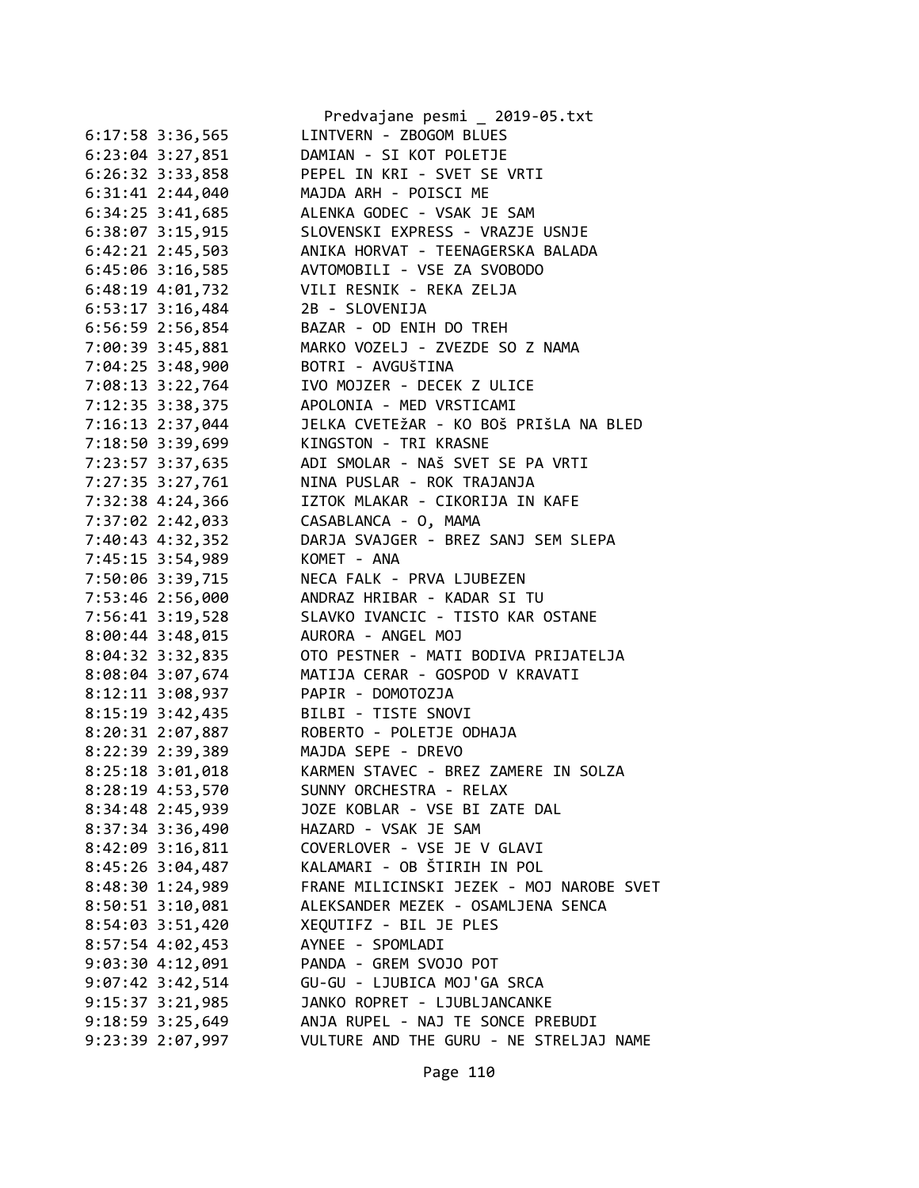```
6:17:58 3:36,565        LINTVERN - ZBOGOM BLUES
6:23:04 3:27,851        DAMIAN - SI KOT POLETJE
6:26:32 3:33,858        PEPEL IN KRI - SVET SE VRTI
6:31:41 2:44,040        MAJDA ARH - POISCI ME
6:34:25 3:41,685        ALENKA GODEC - VSAK JE SAM
6:38:07 3:15,915        SLOVENSKI EXPRESS - VRAZJE USNJE
6:42:21 2:45,503        ANIKA HORVAT - TEENAGERSKA BALADA
6:45:06 3:16,585        AVTOMOBILI - VSE ZA SVOBODO
6:48:19 4:01,732        VILI RESNIK - REKA ZELJA
6:53:17 3:16,484        2B - SLOVENIJA
6:56:59 2:56,854        BAZAR - OD ENIH DO TREH
7:00:39 3:45,881        MARKO VOZELJ - ZVEZDE SO Z NAMA
7:04:25 3:48,900        BOTRI - AVGUŠTINA
7:08:13 3:22,764        IVO MOJZER - DECEK Z ULICE
7:12:35 3:38,375        APOLONIA - MED VRSTICAMI
7:16:13 2:37,044        JELKA CVETEžAR - KO BOŠ PRIŠLA NA BLED
7:18:50 3:39,699        KINGSTON - TRI KRASNE
7:23:57 3:37,635        ADI SMOLAR - NAš SVET SE PA VRTI
7:27:35 3:27,761        NINA PUSLAR - ROK TRAJANJA
7:32:38 4:24,366        IZTOK MLAKAR - CIKORIJA IN KAFE
7:37:02 2:42,033        CASABLANCA - O, MAMA
7:40:43 4:32,352        DARJA SVAJGER - BREZ SANJ SEM SLEPA
7:45:15 3:54,989        KOMET - ANA
7:50:06 3:39,715        NECA FALK - PRVA LJUBEZEN
7:53:46 2:56,000        ANDRAZ HRIBAR - KADAR SI TU
7:56:41 3:19,528        SLAVKO IVANCIC - TISTO KAR OSTANE
8:00:44 3:48,015        AURORA - ANGEL MOJ
8:04:32 3:32,835        OTO PESTNER - MATI BODIVA PRIJATELJA
8:08:04 3:07,674        MATIJA CERAR - GOSPOD V KRAVATI
8:12:11 3:08,937        PAPIR - DOMOTOZJA
8:15:19 3:42,435        BILBI - TISTE SNOVI
8:20:31 2:07,887        ROBERTO - POLETJE ODHAJA
8:22:39 2:39,389        MAJDA SEPE - DREVO
8:25:18 3:01,018        KARMEN STAVEC - BREZ ZAMERE IN SOLZA
8:28:19 4:53,570        SUNNY ORCHESTRA - RELAX
8:34:48 2:45,939        JOZE KOBLAR - VSE BI ZATE DAL
8:37:34 3:36,490        HAZARD - VSAK JE SAM
8:42:09 3:16,811        COVERLOVER - VSE JE V GLAVI
8:45:26 3:04,487        KALAMARI - OB ŠTIRIH IN POL
8:48:30 1:24,989        FRANE MILICINSKI JEZEK - MOJ NAROBE SVET
8:50:51 3:10,081        ALEKSANDER MEZEK - OSAMLJENA SENCA
8:54:03 3:51,420        XEQUTIFZ - BIL JE PLES
8:57:54 4:02,453        AYNEE - SPOMLADI
9:03:30 4:12,091        PANDA - GREM SVOJO POT
9:07:42 3:42,514        GU-GU - LJUBICA MOJ'GA SRCA
9:15:37 3:21,985        JANKO ROPRET - LJUBLJANCANKE
9:18:59 3:25,649        ANJA RUPEL - NAJ TE SONCE PREBUDI
9:23:39 2:07,997        VULTURE AND THE GURU - NE STRELJAJ NAME
```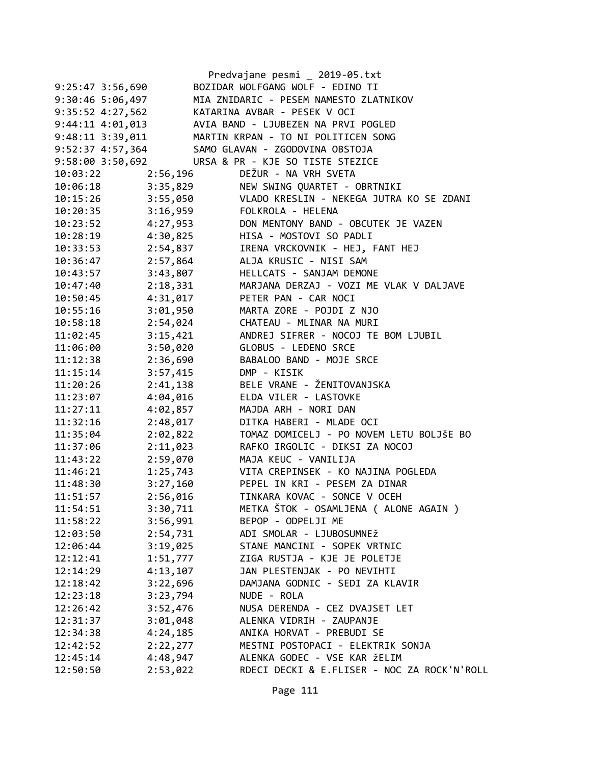Predvajane pesmi _ 2019-05.txt

```
9:25:47 3:56,690        BOZIDAR WOLFGANG WOLF - EDINO TI
9:30:46 5:06,497        MIA ZNIDARIC - PESEM NAMESTO ZLATNIKOV
9:35:52 4:27,562        KATARINA AVBAR - PESEK V OCI
9:44:11 4:01,013        AVIA BAND - LJUBEZEN NA PRVI POGLED
9:48:11 3:39,011        MARTIN KRPAN - TO NI POLITICEN SONG
9:52:37 4:57,364        SAMO GLAVAN - ZGODOVINA OBSTOJA
9:58:00 3:50,692        URSA & PR - KJE SO TISTE STEZICE
10:03:22        2:56,196        DEŽUR - NA VRH SVETA
10:06:18        3:35,829        NEW SWING QUARTET - OBRTNIKI
10:15:26        3:55,050        VLADO KRESLIN - NEKEGA JUTRA KO SE ZDANI
10:20:35        3:16,959        FOLKROLA - HELENA
10:23:52        4:27,953        DON MENTONY BAND - OBCUTEK JE VAZEN
10:28:19        4:30,825        HISA - MOSTOVI SO PADLI
10:33:53        2:54,837        IRENA VRCKOVNIK - HEJ, FANT HEJ
10:36:47        2:57,864        ALJA KRUSIC - NISI SAM
10:43:57        3:43,807        HELLCATS - SANJAM DEMONE
10:47:40        2:18,331        MARJANA DERZAJ - VOZI ME VLAK V DALJAVE
10:50:45        4:31,017        PETER PAN - CAR NOCI
10:55:16        3:01,950        MARTA ZORE - POJDI Z NJO
10:58:18        2:54,024        CHATEAU - MLINAR NA MURI
11:02:45        3:15,421        ANDREJ SIFRER - NOCOJ TE BOM LJUBIL
11:06:00        3:50,020        GLOBUS - LEDENO SRCE
11:12:38        2:36,690        BABALOO BAND - MOJE SRCE
11:15:14        3:57,415        DMP - KISIK
11:20:26        2:41,138        BELE VRANE - ŽENITOVANJSKA
11:23:07        4:04,016        ELDA VILER - LASTOVKE
11:27:11        4:02,857        MAJDA ARH - NORI DAN
11:32:16        2:48,017        DITKA HABERI - MLADE OCI
11:35:04        2:02,822        TOMAZ DOMICELJ - PO NOVEM LETU BOLJŠE BO
11:37:06        2:11,023        RAFKO IRGOLIC - DIKSI ZA NOCOJ
11:43:22        2:59,070        MAJA KEUC - VANILIJA
11:46:21        1:25,743        VITA CREPINSEK - KO NAJINA POGLEDA
11:48:30        3:27,160        PEPEL IN KRI - PESEM ZA DINAR
11:51:57        2:56,016        TINKARA KOVAC - SONCE V OCEH
11:54:51        3:30,711        METKA ŠTOK - OSAMLJENA ( ALONE AGAIN )
11:58:22        3:56,991        BEPOP - ODPELJI ME
12:03:50        2:54,731        ADI SMOLAR - LJUBOSUMNEž
12:06:44        3:19,025        STANE MANCINI - SOPEK VRTNIC
12:12:41        1:51,777        ZIGA RUSTJA - KJE JE POLETJE
12:14:29        4:13,107        JAN PLESTENJAK - PO NEVIHTI
12:18:42        3:22,696        DAMJANA GODNIC - SEDI ZA KLAVIR
12:23:18        3:23,794        NUDE - ROLA
12:26:42        3:52,476        NUSA DERENDA - CEZ DVAJSET LET
12:31:37        3:01,048        ALENKA VIDRIH - ZAUPANJE
12:34:38        4:24,185        ANIKA HORVAT - PREBUDI SE
12:42:52        2:22,277        MESTNI POSTOPACI - ELEKTRIK SONJA
12:45:14        4:48,947        ALENKA GODEC - VSE KAR žELIM
12:50:50        2:53,022        RDECI DECKI & E.FLISER - NOC ZA ROCK'N'ROLL
```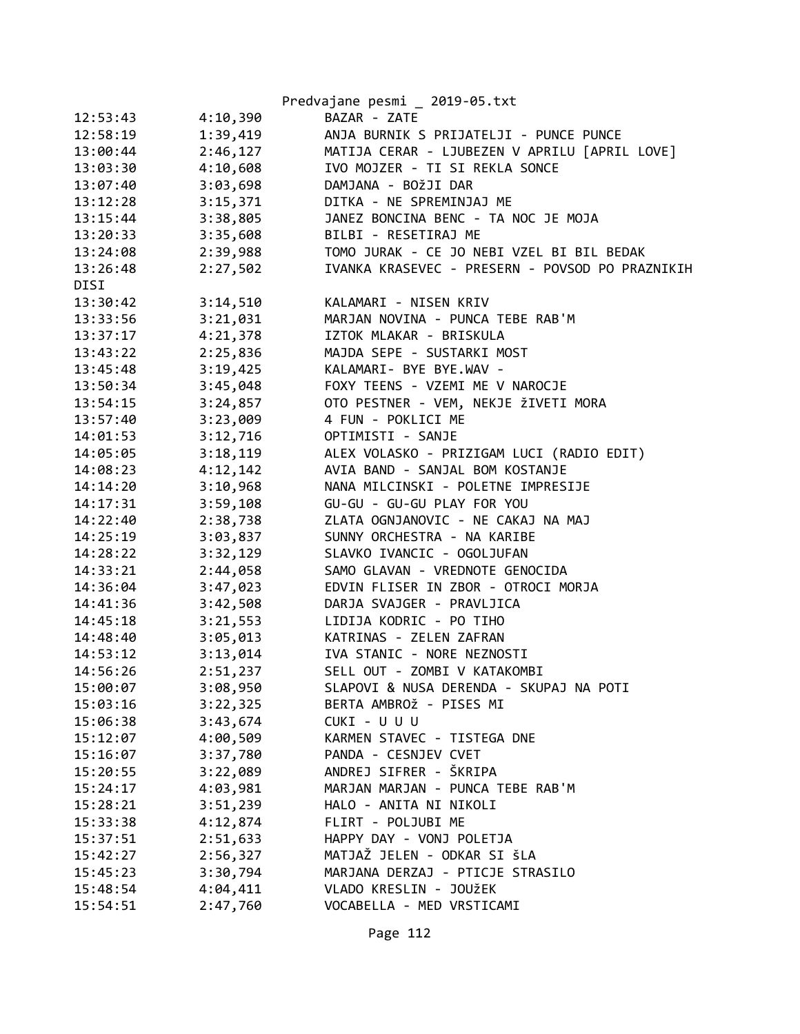| | | |
|---|---|---|
| 12:53:43 | 4:10,390 | BAZAR - ZATE |
| 12:58:19 | 1:39,419 | ANJA BURNIK S PRIJATELJI - PUNCE PUNCE |
| 13:00:44 | 2:46,127 | MATIJA CERAR - LJUBEZEN V APRILU [APRIL LOVE] |
| 13:03:30 | 4:10,608 | IVO MOJZER - TI SI REKLA SONCE |
| 13:07:40 | 3:03,698 | DAMJANA - BOžJI DAR |
| 13:12:28 | 3:15,371 | DITKA - NE SPREMINJAJ ME |
| 13:15:44 | 3:38,805 | JANEZ BONCINA BENC - TA NOC JE MOJA |
| 13:20:33 | 3:35,608 | BILBI - RESETIRAJ ME |
| 13:24:08 | 2:39,988 | TOMO JURAK - CE JO NEBI VZEL BI BIL BEDAK |
| 13:26:48 | 2:27,502 | IVANKA KRASEVEC - PRESERN - POVSOD PO PRAZNIKIH DISI |
| 13:30:42 | 3:14,510 | KALAMARI - NISEN KRIV |
| 13:33:56 | 3:21,031 | MARJAN NOVINA - PUNCA TEBE RAB'M |
| 13:37:17 | 4:21,378 | IZTOK MLAKAR - BRISKULA |
| 13:43:22 | 2:25,836 | MAJDA SEPE - SUSTARKI MOST |
| 13:45:48 | 3:19,425 | KALAMARI- BYE BYE.WAV - |
| 13:50:34 | 3:45,048 | FOXY TEENS - VZEMI ME V NAROCJE |
| 13:54:15 | 3:24,857 | OTO PESTNER - VEM, NEKJE žIVETI MORA |
| 13:57:40 | 3:23,009 | 4 FUN - POKLICI ME |
| 14:01:53 | 3:12,716 | OPTIMISTI - SANJE |
| 14:05:05 | 3:18,119 | ALEX VOLASKO - PRIZIGAM LUCI (RADIO EDIT) |
| 14:08:23 | 4:12,142 | AVIA BAND - SANJAL BOM KOSTANJE |
| 14:14:20 | 3:10,968 | NANA MILCINSKI - POLETNE IMPRESIJE |
| 14:17:31 | 3:59,108 | GU-GU - GU-GU PLAY FOR YOU |
| 14:22:40 | 2:38,738 | ZLATA OGNJANOVIC - NE CAKAJ NA MAJ |
| 14:25:19 | 3:03,837 | SUNNY ORCHESTRA - NA KARIBE |
| 14:28:22 | 3:32,129 | SLAVKO IVANCIC - OGOLJUFAN |
| 14:33:21 | 2:44,058 | SAMO GLAVAN - VREDNOTE GENOCIDA |
| 14:36:04 | 3:47,023 | EDVIN FLISER IN ZBOR - OTROCI MORJA |
| 14:41:36 | 3:42,508 | DARJA SVAJGER - PRAVLJICA |
| 14:45:18 | 3:21,553 | LIDIJA KODRIC - PO TIHO |
| 14:48:40 | 3:05,013 | KATRINAS - ZELEN ZAFRAN |
| 14:53:12 | 3:13,014 | IVA STANIC - NORE NEZNOSTI |
| 14:56:26 | 2:51,237 | SELL OUT - ZOMBI V KATAKOMBI |
| 15:00:07 | 3:08,950 | SLAPOVI & NUSA DERENDA - SKUPAJ NA POTI |
| 15:03:16 | 3:22,325 | BERTA AMBROž - PISES MI |
| 15:06:38 | 3:43,674 | CUKI - U U U |
| 15:12:07 | 4:00,509 | KARMEN STAVEC - TISTEGA DNE |
| 15:16:07 | 3:37,780 | PANDA - CESNJEV CVET |
| 15:20:55 | 3:22,089 | ANDREJ SIFRER - ŠKRIPA |
| 15:24:17 | 4:03,981 | MARJAN MARJAN - PUNCA TEBE RAB'M |
| 15:28:21 | 3:51,239 | HALO - ANITA NI NIKOLI |
| 15:33:38 | 4:12,874 | FLIRT - POLJUBI ME |
| 15:37:51 | 2:51,633 | HAPPY DAY - VONJ POLETJA |
| 15:42:27 | 2:56,327 | MATJAŽ JELEN - ODKAR SI šLA |
| 15:45:23 | 3:30,794 | MARJANA DERZAJ - PTICJE STRASILO |
| 15:48:54 | 4:04,411 | VLADO KRESLIN - JOUžEK |
| 15:54:51 | 2:47,760 | VOCABELLA - MED VRSTICAMI |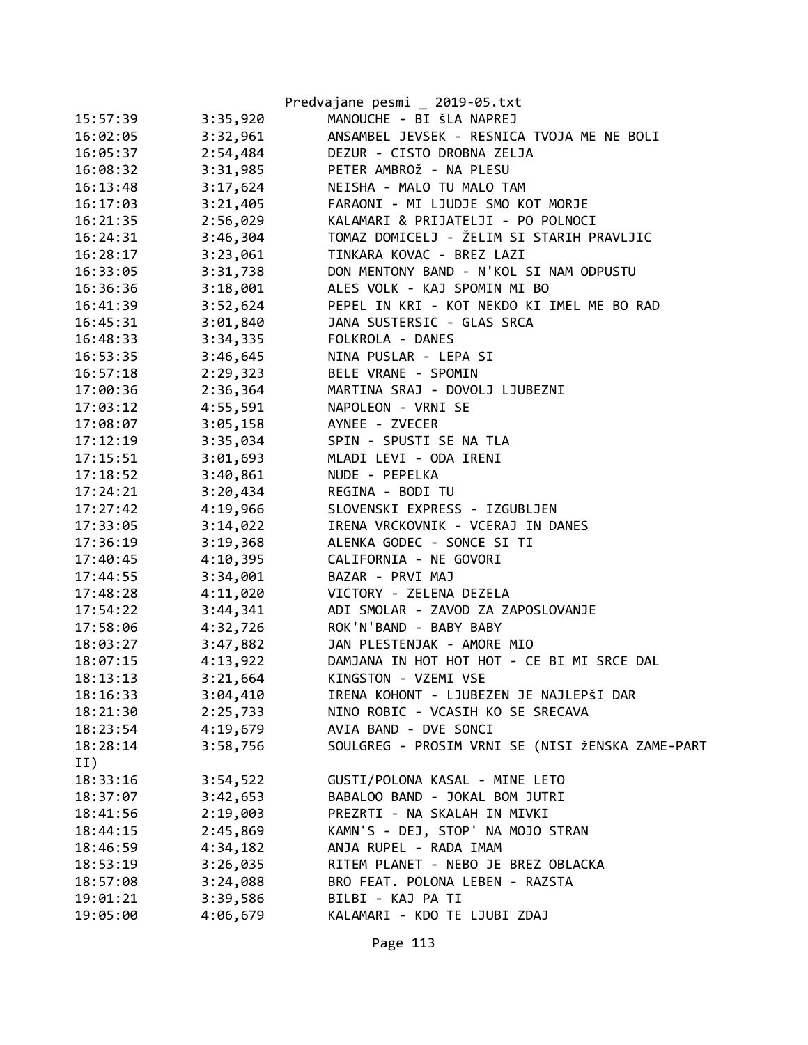| | | |
|---|---|---|
| 15:57:39 | 3:35,920 | MANOUCHE - BI šLA NAPREJ |
| 16:02:05 | 3:32,961 | ANSAMBEL JEVSEK - RESNICA TVOJA ME NE BOLI |
| 16:05:37 | 2:54,484 | DEZUR - CISTO DROBNA ZELJA |
| 16:08:32 | 3:31,985 | PETER AMBROž - NA PLESU |
| 16:13:48 | 3:17,624 | NEISHA - MALO TU MALO TAM |
| 16:17:03 | 3:21,405 | FARAONI - MI LJUDJE SMO KOT MORJE |
| 16:21:35 | 2:56,029 | KALAMARI & PRIJATELJI - PO POLNOCI |
| 16:24:31 | 3:46,304 | TOMAZ DOMICELJ - ŽELIM SI STARIH PRAVLJIC |
| 16:28:17 | 3:23,061 | TINKARA KOVAC - BREZ LAZI |
| 16:33:05 | 3:31,738 | DON MENTONY BAND - N'KOL SI NAM ODPUSTU |
| 16:36:36 | 3:18,001 | ALES VOLK - KAJ SPOMIN MI BO |
| 16:41:39 | 3:52,624 | PEPEL IN KRI - KOT NEKDO KI IMEL ME BO RAD |
| 16:45:31 | 3:01,840 | JANA SUSTERSIC - GLAS SRCA |
| 16:48:33 | 3:34,335 | FOLKROLA - DANES |
| 16:53:35 | 3:46,645 | NINA PUSLAR - LEPA SI |
| 16:57:18 | 2:29,323 | BELE VRANE - SPOMIN |
| 17:00:36 | 2:36,364 | MARTINA SRAJ - DOVOLJ LJUBEZNI |
| 17:03:12 | 4:55,591 | NAPOLEON - VRNI SE |
| 17:08:07 | 3:05,158 | AYNEE - ZVECER |
| 17:12:19 | 3:35,034 | SPIN - SPUSTI SE NA TLA |
| 17:15:51 | 3:01,693 | MLADI LEVI - ODA IRENI |
| 17:18:52 | 3:40,861 | NUDE - PEPELKA |
| 17:24:21 | 3:20,434 | REGINA - BODI TU |
| 17:27:42 | 4:19,966 | SLOVENSKI EXPRESS - IZGUBLJEN |
| 17:33:05 | 3:14,022 | IRENA VRCKOVNIK - VCERAJ IN DANES |
| 17:36:19 | 3:19,368 | ALENKA GODEC - SONCE SI TI |
| 17:40:45 | 4:10,395 | CALIFORNIA - NE GOVORI |
| 17:44:55 | 3:34,001 | BAZAR - PRVI MAJ |
| 17:48:28 | 4:11,020 | VICTORY - ZELENA DEZELA |
| 17:54:22 | 3:44,341 | ADI SMOLAR - ZAVOD ZA ZAPOSLOVANJE |
| 17:58:06 | 4:32,726 | ROK'N'BAND - BABY BABY |
| 18:03:27 | 3:47,882 | JAN PLESTENJAK - AMORE MIO |
| 18:07:15 | 4:13,922 | DAMJANA IN HOT HOT HOT - CE BI MI SRCE DAL |
| 18:13:13 | 3:21,664 | KINGSTON - VZEMI VSE |
| 18:16:33 | 3:04,410 | IRENA KOHONT - LJUBEZEN JE NAJLEPŠI DAR |
| 18:21:30 | 2:25,733 | NINO ROBIC - VCASIH KO SE SRECAVA |
| 18:23:54 | 4:19,679 | AVIA BAND - DVE SONCI |
| 18:28:14 | 3:58,756 | SOULGREG - PROSIM VRNI SE (NISI ŽENSKA ZAME-PART II) |
| 18:33:16 | 3:54,522 | GUSTI/POLONA KASAL - MINE LETO |
| 18:37:07 | 3:42,653 | BABALOO BAND - JOKAL BOM JUTRI |
| 18:41:56 | 2:19,003 | PREZRTI - NA SKALAH IN MIVKI |
| 18:44:15 | 2:45,869 | KAMN'S - DEJ, STOP' NA MOJO STRAN |
| 18:46:59 | 4:34,182 | ANJA RUPEL - RADA IMAM |
| 18:53:19 | 3:26,035 | RITEM PLANET - NEBO JE BREZ OBLACKA |
| 18:57:08 | 3:24,088 | BRO FEAT. POLONA LEBEN - RAZSTA |
| 19:01:21 | 3:39,586 | BILBI - KAJ PA TI |
| 19:05:00 | 4:06,679 | KALAMARI - KDO TE LJUBI ZDAJ |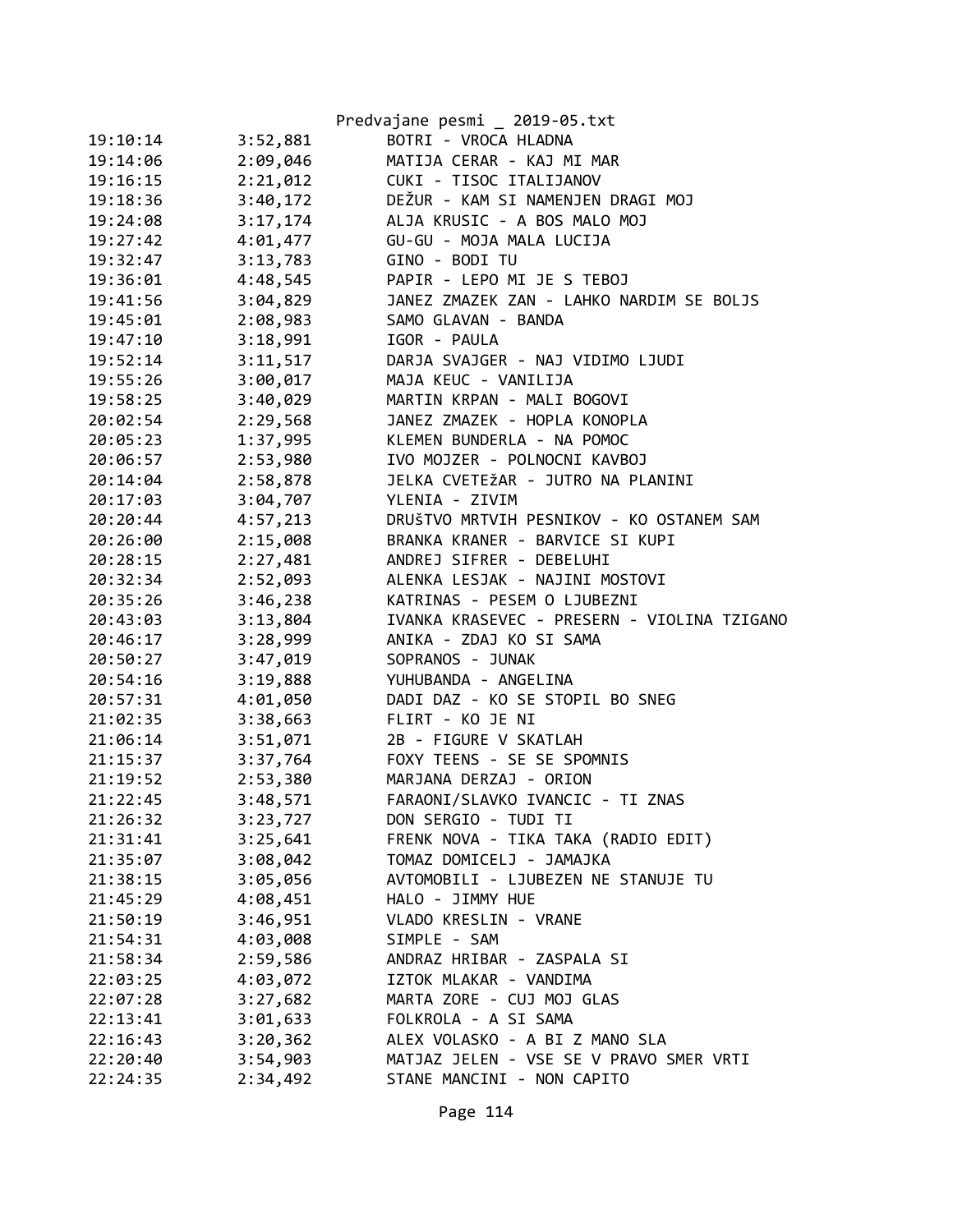| | | |
|---|---|---|
| 19:10:14 | 3:52,881 | BOTRI - VROCA HLADNA |
| 19:14:06 | 2:09,046 | MATIJA CERAR - KAJ MI MAR |
| 19:16:15 | 2:21,012 | CUKI - TISOC ITALIJANOV |
| 19:18:36 | 3:40,172 | DEŽUR - KAM SI NAMENJEN DRAGI MOJ |
| 19:24:08 | 3:17,174 | ALJA KRUSIC - A BOS MALO MOJ |
| 19:27:42 | 4:01,477 | GU-GU - MOJA MALA LUCIJA |
| 19:32:47 | 3:13,783 | GINO - BODI TU |
| 19:36:01 | 4:48,545 | PAPIR - LEPO MI JE S TEBOJ |
| 19:41:56 | 3:04,829 | JANEZ ZMAZEK ZAN - LAHKO NARDIM SE BOLJS |
| 19:45:01 | 2:08,983 | SAMO GLAVAN - BANDA |
| 19:47:10 | 3:18,991 | IGOR - PAULA |
| 19:52:14 | 3:11,517 | DARJA SVAJGER - NAJ VIDIMO LJUDI |
| 19:55:26 | 3:00,017 | MAJA KEUC - VANILIJA |
| 19:58:25 | 3:40,029 | MARTIN KRPAN - MALI BOGOVI |
| 20:02:54 | 2:29,568 | JANEZ ZMAZEK - HOPLA KONOPLA |
| 20:05:23 | 1:37,995 | KLEMEN BUNDERLA - NA POMOC |
| 20:06:57 | 2:53,980 | IVO MOJZER - POLNOCNI KAVBOJ |
| 20:14:04 | 2:58,878 | JELKA CVETEžAR - JUTRO NA PLANINI |
| 20:17:03 | 3:04,707 | YLENIA - ZIVIM |
| 20:20:44 | 4:57,213 | DRUšTVO MRTVIH PESNIKOV - KO OSTANEM SAM |
| 20:26:00 | 2:15,008 | BRANKA KRANER - BARVICE SI KUPI |
| 20:28:15 | 2:27,481 | ANDREJ SIFRER - DEBELUHI |
| 20:32:34 | 2:52,093 | ALENKA LESJAK - NAJINI MOSTOVI |
| 20:35:26 | 3:46,238 | KATRINAS - PESEM O LJUBEZNI |
| 20:43:03 | 3:13,804 | IVANKA KRASEVEC - PRESERN - VIOLINA TZIGANO |
| 20:46:17 | 3:28,999 | ANIKA - ZDAJ KO SI SAMA |
| 20:50:27 | 3:47,019 | SOPRANOS - JUNAK |
| 20:54:16 | 3:19,888 | YUHUBANDA - ANGELINA |
| 20:57:31 | 4:01,050 | DADI DAZ - KO SE STOPIL BO SNEG |
| 21:02:35 | 3:38,663 | FLIRT - KO JE NI |
| 21:06:14 | 3:51,071 | 2B - FIGURE V SKATLAH |
| 21:15:37 | 3:37,764 | FOXY TEENS - SE SE SPOMNIS |
| 21:19:52 | 2:53,380 | MARJANA DERZAJ - ORION |
| 21:22:45 | 3:48,571 | FARAONI/SLAVKO IVANCIC - TI ZNAS |
| 21:26:32 | 3:23,727 | DON SERGIO - TUDI TI |
| 21:31:41 | 3:25,641 | FRENK NOVA - TIKA TAKA (RADIO EDIT) |
| 21:35:07 | 3:08,042 | TOMAZ DOMICELJ - JAMAJKA |
| 21:38:15 | 3:05,056 | AVTOMOBILI - LJUBEZEN NE STANUJE TU |
| 21:45:29 | 4:08,451 | HALO - JIMMY HUE |
| 21:50:19 | 3:46,951 | VLADO KRESLIN - VRANE |
| 21:54:31 | 4:03,008 | SIMPLE - SAM |
| 21:58:34 | 2:59,586 | ANDRAZ HRIBAR - ZASPALA SI |
| 22:03:25 | 4:03,072 | IZTOK MLAKAR - VANDIMA |
| 22:07:28 | 3:27,682 | MARTA ZORE - CUJ MOJ GLAS |
| 22:13:41 | 3:01,633 | FOLKROLA - A SI SAMA |
| 22:16:43 | 3:20,362 | ALEX VOLASKO - A BI Z MANO SLA |
| 22:20:40 | 3:54,903 | MATJAZ JELEN - VSE SE V PRAVO SMER VRTI |
| 22:24:35 | 2:34,492 | STANE MANCINI - NON CAPITO |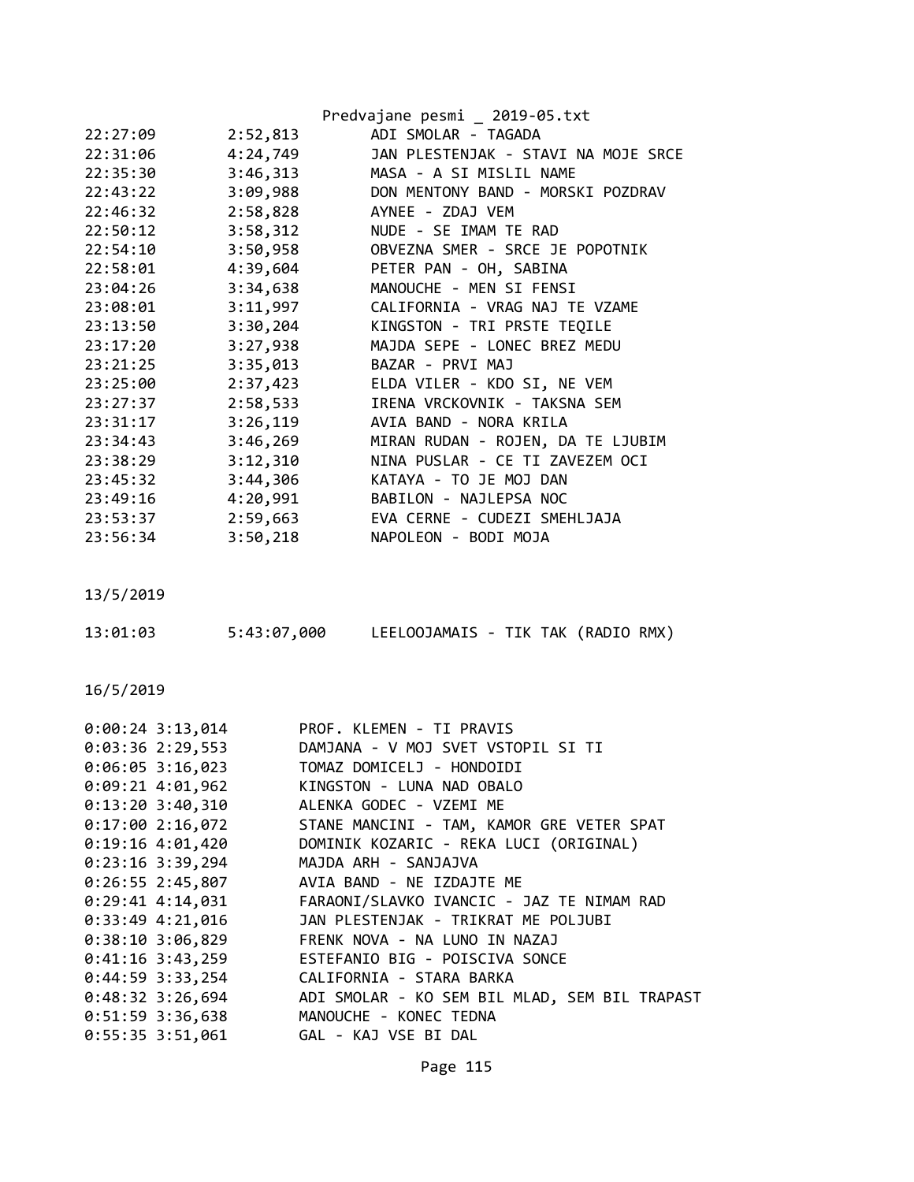| | | |
|---|---|---|
| 22:27:09 | 2:52,813 | ADI SMOLAR - TAGADA |
| 22:31:06 | 4:24,749 | JAN PLESTENJAK - STAVI NA MOJE SRCE |
| 22:35:30 | 3:46,313 | MASA - A SI MISLIL NAME |
| 22:43:22 | 3:09,988 | DON MENTONY BAND - MORSKI POZDRAV |
| 22:46:32 | 2:58,828 | AYNEE - ZDAJ VEM |
| 22:50:12 | 3:58,312 | NUDE - SE IMAM TE RAD |
| 22:54:10 | 3:50,958 | OBVEZNA SMER - SRCE JE POPOTNIK |
| 22:58:01 | 4:39,604 | PETER PAN - OH, SABINA |
| 23:04:26 | 3:34,638 | MANOUCHE - MEN SI FENSI |
| 23:08:01 | 3:11,997 | CALIFORNIA - VRAG NAJ TE VZAME |
| 23:13:50 | 3:30,204 | KINGSTON - TRI PRSTE TEQILE |
| 23:17:20 | 3:27,938 | MAJDA SEPE - LONEC BREZ MEDU |
| 23:21:25 | 3:35,013 | BAZAR - PRVI MAJ |
| 23:25:00 | 2:37,423 | ELDA VILER - KDO SI, NE VEM |
| 23:27:37 | 2:58,533 | IRENA VRCKOVNIK - TAKSNA SEM |
| 23:31:17 | 3:26,119 | AVIA BAND - NORA KRILA |
| 23:34:43 | 3:46,269 | MIRAN RUDAN - ROJEN, DA TE LJUBIM |
| 23:38:29 | 3:12,310 | NINA PUSLAR - CE TI ZAVEZEM OCI |
| 23:45:32 | 3:44,306 | KATAYA - TO JE MOJ DAN |
| 23:49:16 | 4:20,991 | BABILON - NAJLEPSA NOC |
| 23:53:37 | 2:59,663 | EVA CERNE - CUDEZI SMEHLJAJA |
| 23:56:34 | 3:50,218 | NAPOLEON - BODI MOJA |

13/5/2019

| | | |
|---|---|---|
| 13:01:03 | 5:43:07,000 | LEELOOJAMAIS - TIK TAK (RADIO RMX) |

16/5/2019

| | | |
|---|---|---|
| 0:00:24 | 3:13,014 | PROF. KLEMEN - TI PRAVIS |
| 0:03:36 | 2:29,553 | DAMJANA - V MOJ SVET VSTOPIL SI TI |
| 0:06:05 | 3:16,023 | TOMAZ DOMICELJ - HONDOIDI |
| 0:09:21 | 4:01,962 | KINGSTON - LUNA NAD OBALO |
| 0:13:20 | 3:40,310 | ALENKA GODEC - VZEMI ME |
| 0:17:00 | 2:16,072 | STANE MANCINI - TAM, KAMOR GRE VETER SPAT |
| 0:19:16 | 4:01,420 | DOMINIK KOZARIC - REKA LUCI (ORIGINAL) |
| 0:23:16 | 3:39,294 | MAJDA ARH - SANJAJVA |
| 0:26:55 | 2:45,807 | AVIA BAND - NE IZDAJTE ME |
| 0:29:41 | 4:14,031 | FARAONI/SLAVKO IVANCIC - JAZ TE NIMAM RAD |
| 0:33:49 | 4:21,016 | JAN PLESTENJAK - TRIKRAT ME POLJUBI |
| 0:38:10 | 3:06,829 | FRENK NOVA - NA LUNO IN NAZAJ |
| 0:41:16 | 3:43,259 | ESTEFANIO BIG - POISCIVA SONCE |
| 0:44:59 | 3:33,254 | CALIFORNIA - STARA BARKA |
| 0:48:32 | 3:26,694 | ADI SMOLAR - KO SEM BIL MLAD, SEM BIL TRAPAST |
| 0:51:59 | 3:36,638 | MANOUCHE - KONEC TEDNA |
| 0:55:35 | 3:51,061 | GAL - KAJ VSE BI DAL |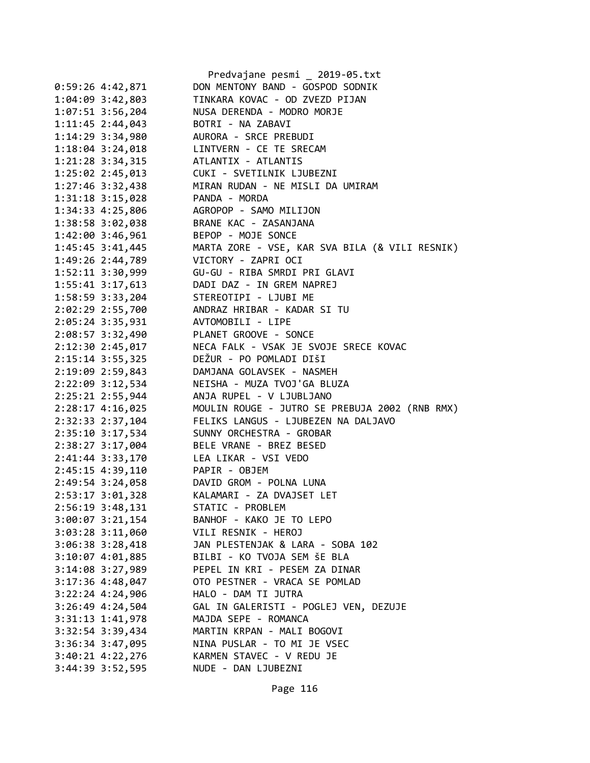```
0:59:26 4:42,871        DON MENTONY BAND - GOSPOD SODNIK
1:04:09 3:42,803        TINKARA KOVAC - OD ZVEZD PIJAN
1:07:51 3:56,204        NUSA DERENDA - MODRO MORJE
1:11:45 2:44,043        BOTRI - NA ZABAVI
1:14:29 3:34,980        AURORA - SRCE PREBUDI
1:18:04 3:24,018        LINTVERN - CE TE SRECAM
1:21:28 3:34,315        ATLANTIX - ATLANTIS
1:25:02 2:45,013        CUKI - SVETILNIK LJUBEZNI
1:27:46 3:32,438        MIRAN RUDAN - NE MISLI DA UMIRAM
1:31:18 3:15,028        PANDA - MORDA
1:34:33 4:25,806        AGROPOP - SAMO MILIJON
1:38:58 3:02,038        BRANE KAC - ZASANJANA
1:42:00 3:46,961        BEPOP - MOJE SONCE
1:45:45 3:41,445        MARTA ZORE - VSE, KAR SVA BILA (& VILI RESNIK)
1:49:26 2:44,789        VICTORY - ZAPRI OCI
1:52:11 3:30,999        GU-GU - RIBA SMRDI PRI GLAVI
1:55:41 3:17,613        DADI DAZ - IN GREM NAPREJ
1:58:59 3:33,204        STEREOTIPI - LJUBI ME
2:02:29 2:55,700        ANDRAZ HRIBAR - KADAR SI TU
2:05:24 3:35,931        AVTOMOBILI - LIPE
2:08:57 3:32,490        PLANET GROOVE - SONCE
2:12:30 2:45,017        NECA FALK - VSAK JE SVOJE SRECE KOVAC
2:15:14 3:55,325        DEŽUR - PO POMLADI DIŠI
2:19:09 2:59,843        DAMJANA GOLAVSEK - NASMEH
2:22:09 3:12,534        NEISHA - MUZA TVOJ'GA BLUZA
2:25:21 2:55,944        ANJA RUPEL - V LJUBLJANO
2:28:17 4:16,025        MOULIN ROUGE - JUTRO SE PREBUJA 2002 (RNB RMX)
2:32:33 2:37,104        FELIKS LANGUS - LJUBEZEN NA DALJAVO
2:35:10 3:17,534        SUNNY ORCHESTRA - GROBAR
2:38:27 3:17,004        BELE VRANE - BREZ BESED
2:41:44 3:33,170        LEA LIKAR - VSI VEDO
2:45:15 4:39,110        PAPIR - OBJEM
2:49:54 3:24,058        DAVID GROM - POLNA LUNA
2:53:17 3:01,328        KALAMARI - ZA DVAJSET LET
2:56:19 3:48,131        STATIC - PROBLEM
3:00:07 3:21,154        BANHOF - KAKO JE TO LEPO
3:03:28 3:11,060        VILI RESNIK - HEROJ
3:06:38 3:28,418        JAN PLESTENJAK & LARA - SOBA 102
3:10:07 4:01,885        BILBI - KO TVOJA SEM šE BLA
3:14:08 3:27,989        PEPEL IN KRI - PESEM ZA DINAR
3:17:36 4:48,047        OTO PESTNER - VRACA SE POMLAD
3:22:24 4:24,906        HALO - DAM TI JUTRA
3:26:49 4:24,504        GAL IN GALERISTI - POGLEJ VEN, DEZUJE
3:31:13 1:41,978        MAJDA SEPE - ROMANCA
3:32:54 3:39,434        MARTIN KRPAN - MALI BOGOVI
3:36:34 3:47,095        NINA PUSLAR - TO MI JE VSEC
3:40:21 4:22,276        KARMEN STAVEC - V REDU JE
3:44:39 3:52,595        NUDE - DAN LJUBEZNI
```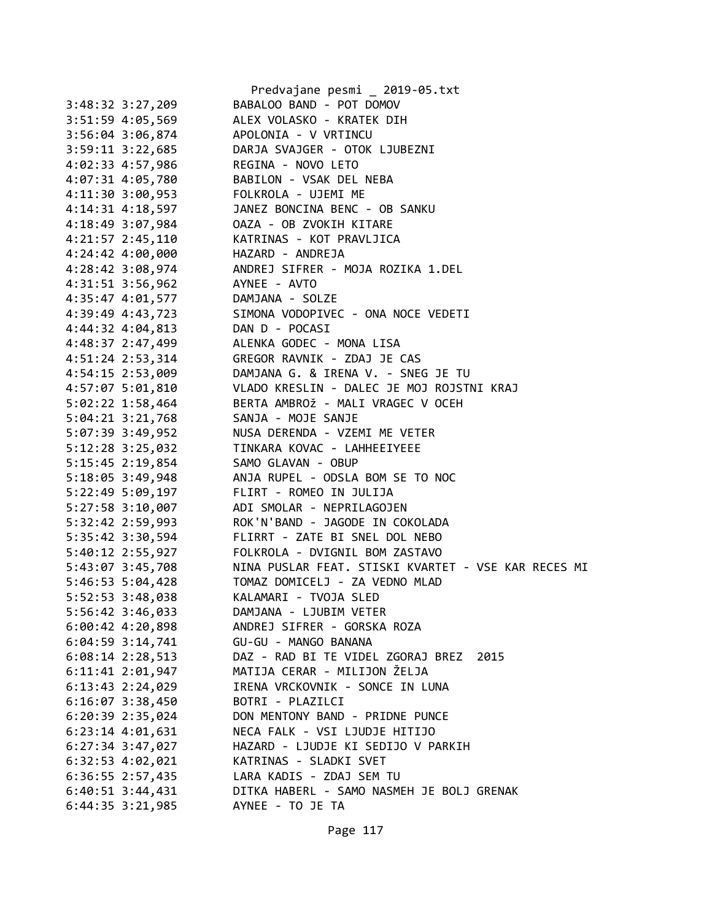```
3:48:32 3:27,209        BABALOO BAND - POT DOMOV
3:51:59 4:05,569        ALEX VOLASKO - KRATEK DIH
3:56:04 3:06,874        APOLONIA - V VRTINCU
3:59:11 3:22,685        DARJA SVAJGER - OTOK LJUBEZNI
4:02:33 4:57,986        REGINA - NOVO LETO
4:07:31 4:05,780        BABILON - VSAK DEL NEBA
4:11:30 3:00,953        FOLKROLA - UJEMI ME
4:14:31 4:18,597        JANEZ BONCINA BENC - OB SANKU
4:18:49 3:07,984        OAZA - OB ZVOKIH KITARE
4:21:57 2:45,110        KATRINAS - KOT PRAVLJICA
4:24:42 4:00,000        HAZARD - ANDREJA
4:28:42 3:08,974        ANDREJ SIFRER - MOJA ROZIKA 1.DEL
4:31:51 3:56,962        AYNEE - AVTO
4:35:47 4:01,577        DAMJANA - SOLZE
4:39:49 4:43,723        SIMONA VODOPIVEC - ONA NOCE VEDETI
4:44:32 4:04,813        DAN D - POCASI
4:48:37 2:47,499        ALENKA GODEC - MONA LISA
4:51:24 2:53,314        GREGOR RAVNIK - ZDAJ JE CAS
4:54:15 2:53,009        DAMJANA G. & IRENA V. - SNEG JE TU
4:57:07 5:01,810        VLADO KRESLIN - DALEC JE MOJ ROJSTNI KRAJ
5:02:22 1:58,464        BERTA AMBROž - MALI VRAGEC V OCEH
5:04:21 3:21,768        SANJA - MOJE SANJE
5:07:39 3:49,952        NUSA DERENDA - VZEMI ME VETER
5:12:28 3:25,032        TINKARA KOVAC - LAHHEEIYEEE
5:15:45 2:19,854        SAMO GLAVAN - OBUP
5:18:05 3:49,948        ANJA RUPEL - ODSLA BOM SE TO NOC
5:22:49 5:09,197        FLIRT - ROMEO IN JULIJA
5:27:58 3:10,007        ADI SMOLAR - NEPRILAGOJEN
5:32:42 2:59,993        ROK'N'BAND - JAGODE IN COKOLADA
5:35:42 3:30,594        FLIRRT - ZATE BI SNEL DOL NEBO
5:40:12 2:55,927        FOLKROLA - DVIGNIL BOM ZASTAVO
5:43:07 3:45,708        NINA PUSLAR FEAT. STISKI KVARTET - VSE KAR RECES MI
5:46:53 5:04,428        TOMAZ DOMICELJ - ZA VEDNO MLAD
5:52:53 3:48,038        KALAMARI - TVOJA SLED
5:56:42 3:46,033        DAMJANA - LJUBIM VETER
6:00:42 4:20,898        ANDREJ SIFRER - GORSKA ROZA
6:04:59 3:14,741        GU-GU - MANGO BANANA
6:08:14 2:28,513        DAZ - RAD BI TE VIDEL ZGORAJ BREZ  2015
6:11:41 2:01,947        MATIJA CERAR - MILIJON ŽELJA
6:13:43 2:24,029        IRENA VRCKOVNIK - SONCE IN LUNA
6:16:07 3:38,450        BOTRI - PLAZILCI
6:20:39 2:35,024        DON MENTONY BAND - PRIDNE PUNCE
6:23:14 4:01,631        NECA FALK - VSI LJUDJE HITIJO
6:27:34 3:47,027        HAZARD - LJUDJE KI SEDIJO V PARKIH
6:32:53 4:02,021        KATRINAS - SLADKI SVET
6:36:55 2:57,435        LARA KADIS - ZDAJ SEM TU
6:40:51 3:44,431        DITKA HABERL - SAMO NASMEH JE BOLJ GRENAK
6:44:35 3:21,985        AYNEE - TO JE TA
```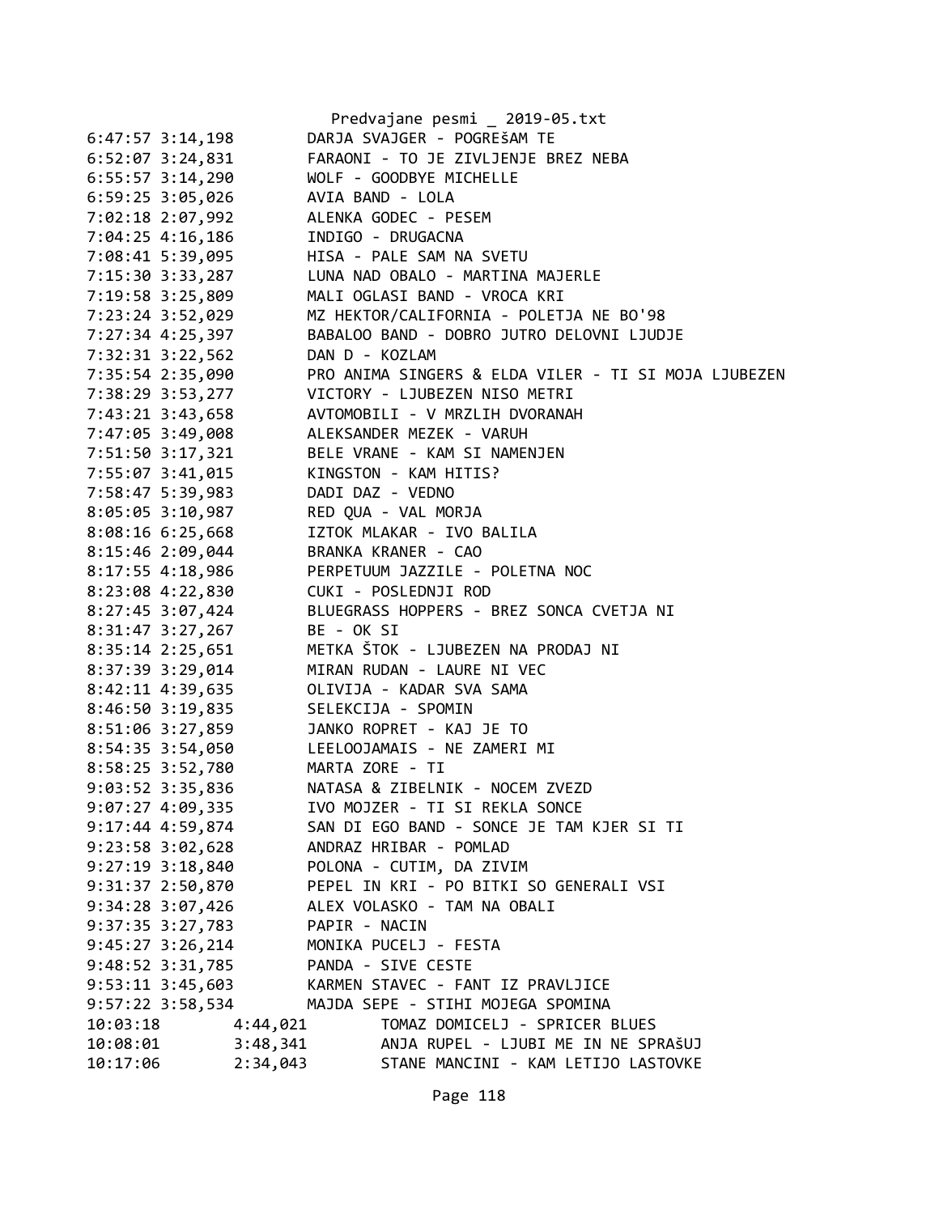```
6:47:57 3:14,198        DARJA SVAJGER - POGREšAM TE
6:52:07 3:24,831        FARAONI - TO JE ZIVLJENJE BREZ NEBA
6:55:57 3:14,290        WOLF - GOODBYE MICHELLE
6:59:25 3:05,026        AVIA BAND - LOLA
7:02:18 2:07,992        ALENKA GODEC - PESEM
7:04:25 4:16,186        INDIGO - DRUGACNA
7:08:41 5:39,095        HISA - PALE SAM NA SVETU
7:15:30 3:33,287        LUNA NAD OBALO - MARTINA MAJERLE
7:19:58 3:25,809        MALI OGLASI BAND - VROCA KRI
7:23:24 3:52,029        MZ HEKTOR/CALIFORNIA - POLETJA NE BO'98
7:27:34 4:25,397        BABALOO BAND - DOBRO JUTRO DELOVNI LJUDJE
7:32:31 3:22,562        DAN D - KOZLAM
7:35:54 2:35,090        PRO ANIMA SINGERS & ELDA VILER - TI SI MOJA LJUBEZEN
7:38:29 3:53,277        VICTORY - LJUBEZEN NISO METRI
7:43:21 3:43,658        AVTOMOBILI - V MRZLIH DVORANAH
7:47:05 3:49,008        ALEKSANDER MEZEK - VARUH
7:51:50 3:17,321        BELE VRANE - KAM SI NAMENJEN
7:55:07 3:41,015        KINGSTON - KAM HITIS?
7:58:47 5:39,983        DADI DAZ - VEDNO
8:05:05 3:10,987        RED QUA - VAL MORJA
8:08:16 6:25,668        IZTOK MLAKAR - IVO BALILA
8:15:46 2:09,044        BRANKA KRANER - CAO
8:17:55 4:18,986        PERPETUUM JAZZILE - POLETNA NOC
8:23:08 4:22,830        CUKI - POSLEDNJI ROD
8:27:45 3:07,424        BLUEGRASS HOPPERS - BREZ SONCA CVETJA NI
8:31:47 3:27,267        BE - OK SI
8:35:14 2:25,651        METKA ŠTOK - LJUBEZEN NA PRODAJ NI
8:37:39 3:29,014        MIRAN RUDAN - LAURE NI VEC
8:42:11 4:39,635        OLIVIJA - KADAR SVA SAMA
8:46:50 3:19,835        SELEKCIJA - SPOMIN
8:51:06 3:27,859        JANKO ROPRET - KAJ JE TO
8:54:35 3:54,050        LEELOOJAMAIS - NE ZAMERI MI
8:58:25 3:52,780        MARTA ZORE - TI
9:03:52 3:35,836        NATASA & ZIBELNIK - NOCEM ZVEZD
9:07:27 4:09,335        IVO MOJZER - TI SI REKLA SONCE
9:17:44 4:59,874        SAN DI EGO BAND - SONCE JE TAM KJER SI TI
9:23:58 3:02,628        ANDRAZ HRIBAR - POMLAD
9:27:19 3:18,840        POLONA - CUTIM, DA ZIVIM
9:31:37 2:50,870        PEPEL IN KRI - PO BITKI SO GENERALI VSI
9:34:28 3:07,426        ALEX VOLASKO - TAM NA OBALI
9:37:35 3:27,783        PAPIR - NACIN
9:45:27 3:26,214        MONIKA PUCELJ - FESTA
9:48:52 3:31,785        PANDA - SIVE CESTE
9:53:11 3:45,603        KARMEN STAVEC - FANT IZ PRAVLJICE
9:57:22 3:58,534        MAJDA SEPE - STIHI MOJEGA SPOMINA
10:03:18        4:44,021        TOMAZ DOMICELJ - SPRICER BLUES
10:08:01        3:48,341        ANJA RUPEL - LJUBI ME IN NE SPRAšUJ
10:17:06        2:34,043        STANE MANCINI - KAM LETIJO LASTOVKE
```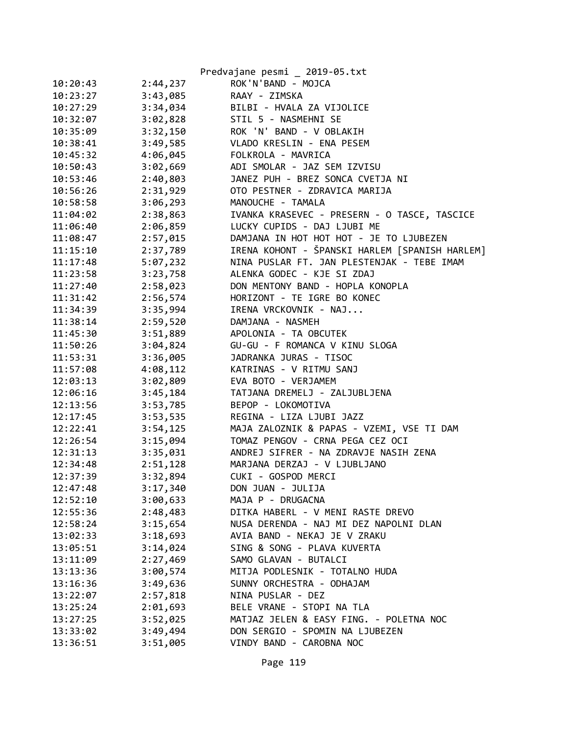| | | |
|---|---|---|
| 10:20:43 | 2:44,237 | ROK'N'BAND - MOJCA |
| 10:23:27 | 3:43,085 | RAAY - ZIMSKA |
| 10:27:29 | 3:34,034 | BILBI - HVALA ZA VIJOLICE |
| 10:32:07 | 3:02,828 | STIL 5 - NASMEHNI SE |
| 10:35:09 | 3:32,150 | ROK 'N' BAND - V OBLAKIH |
| 10:38:41 | 3:49,585 | VLADO KRESLIN - ENA PESEM |
| 10:45:32 | 4:06,045 | FOLKROLA - MAVRICA |
| 10:50:43 | 3:02,669 | ADI SMOLAR - JAZ SEM IZVISU |
| 10:53:46 | 2:40,803 | JANEZ PUH - BREZ SONCA CVETJA NI |
| 10:56:26 | 2:31,929 | OTO PESTNER - ZDRAVICA MARIJA |
| 10:58:58 | 3:06,293 | MANOUCHE - TAMALA |
| 11:04:02 | 2:38,863 | IVANKA KRASEVEC - PRESERN - O TASCE, TASCICE |
| 11:06:40 | 2:06,859 | LUCKY CUPIDS - DAJ LJUBI ME |
| 11:08:47 | 2:57,015 | DAMJANA IN HOT HOT HOT - JE TO LJUBEZEN |
| 11:15:10 | 2:37,789 | IRENA KOHONT - ŠPANSKI HARLEM [SPANISH HARLEM] |
| 11:17:48 | 5:07,232 | NINA PUSLAR FT. JAN PLESTENJAK - TEBE IMAM |
| 11:23:58 | 3:23,758 | ALENKA GODEC - KJE SI ZDAJ |
| 11:27:40 | 2:58,023 | DON MENTONY BAND - HOPLA KONOPLA |
| 11:31:42 | 2:56,574 | HORIZONT - TE IGRE BO KONEC |
| 11:34:39 | 3:35,994 | IRENA VRCKOVNIK - NAJ... |
| 11:38:14 | 2:59,520 | DAMJANA - NASMEH |
| 11:45:30 | 3:51,889 | APOLONIA - TA OBCUTEK |
| 11:50:26 | 3:04,824 | GU-GU - F ROMANCA V KINU SLOGA |
| 11:53:31 | 3:36,005 | JADRANKA JURAS - TISOC |
| 11:57:08 | 4:08,112 | KATRINAS - V RITMU SANJ |
| 12:03:13 | 3:02,809 | EVA BOTO - VERJAMEM |
| 12:06:16 | 3:45,184 | TATJANA DREMELJ - ZALJUBLJENA |
| 12:13:56 | 3:53,785 | BEPOP - LOKOMOTIVA |
| 12:17:45 | 3:53,535 | REGINA - LIZA LJUBI JAZZ |
| 12:22:41 | 3:54,125 | MAJA ZALOZNIK & PAPAS - VZEMI, VSE TI DAM |
| 12:26:54 | 3:15,094 | TOMAZ PENGOV - CRNA PEGA CEZ OCI |
| 12:31:13 | 3:35,031 | ANDREJ SIFRER - NA ZDRAVJE NASIH ZENA |
| 12:34:48 | 2:51,128 | MARJANA DERZAJ - V LJUBLJANO |
| 12:37:39 | 3:32,894 | CUKI - GOSPOD MERCI |
| 12:47:48 | 3:17,340 | DON JUAN - JULIJA |
| 12:52:10 | 3:00,633 | MAJA P - DRUGACNA |
| 12:55:36 | 2:48,483 | DITKA HABERL - V MENI RASTE DREVO |
| 12:58:24 | 3:15,654 | NUSA DERENDA - NAJ MI DEZ NAPOLNI DLAN |
| 13:02:33 | 3:18,693 | AVIA BAND - NEKAJ JE V ZRAKU |
| 13:05:51 | 3:14,024 | SING & SONG - PLAVA KUVERTA |
| 13:11:09 | 2:27,469 | SAMO GLAVAN - BUTALCI |
| 13:13:36 | 3:00,574 | MITJA PODLESNIK - TOTALNO HUDA |
| 13:16:36 | 3:49,636 | SUNNY ORCHESTRA - ODHAJAM |
| 13:22:07 | 2:57,818 | NINA PUSLAR - DEZ |
| 13:25:24 | 2:01,693 | BELE VRANE - STOPI NA TLA |
| 13:27:25 | 3:52,025 | MATJAZ JELEN & EASY FING. - POLETNA NOC |
| 13:33:02 | 3:49,494 | DON SERGIO - SPOMIN NA LJUBEZEN |
| 13:36:51 | 3:51,005 | VINDY BAND - CAROBNA NOC |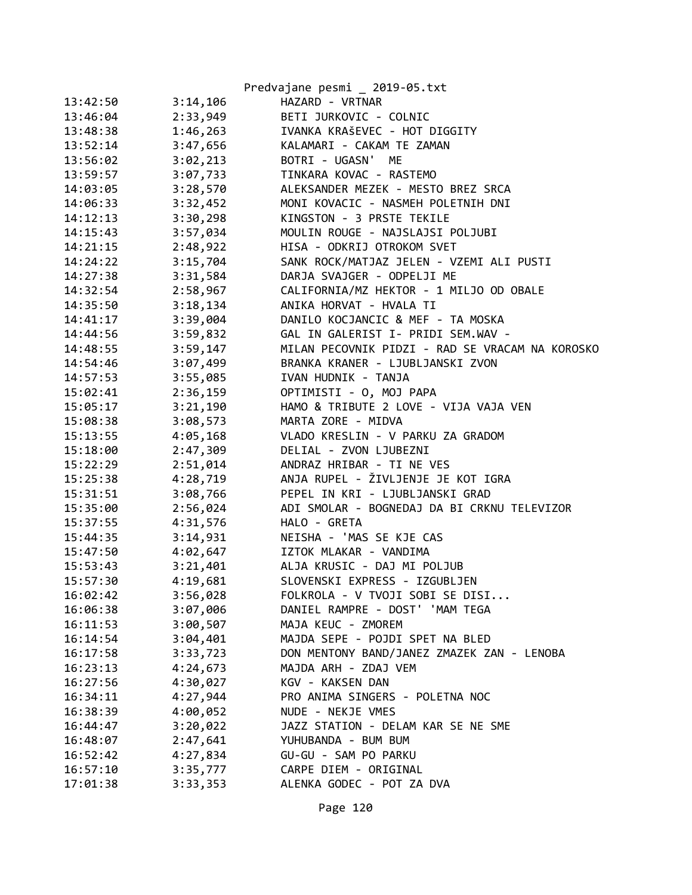| | | |
|---|---|---|
| 13:42:50 | 3:14,106 | HAZARD - VRTNAR |
| 13:46:04 | 2:33,949 | BETI JURKOVIC - COLNIC |
| 13:48:38 | 1:46,263 | IVANKA KRAŠEVEC - HOT DIGGITY |
| 13:52:14 | 3:47,656 | KALAMARI - CAKAM TE ZAMAN |
| 13:56:02 | 3:02,213 | BOTRI - UGASN' ME |
| 13:59:57 | 3:07,733 | TINKARA KOVAC - RASTEMO |
| 14:03:05 | 3:28,570 | ALEKSANDER MEZEK - MESTO BREZ SRCA |
| 14:06:33 | 3:32,452 | MONI KOVACIC - NASMEH POLETNIH DNI |
| 14:12:13 | 3:30,298 | KINGSTON - 3 PRSTE TEKILE |
| 14:15:43 | 3:57,034 | MOULIN ROUGE - NAJSLAJSI POLJUBI |
| 14:21:15 | 2:48,922 | HISA - ODKRIJ OTROKOM SVET |
| 14:24:22 | 3:15,704 | SANK ROCK/MATJAZ JELEN - VZEMI ALI PUSTI |
| 14:27:38 | 3:31,584 | DARJA SVAJGER - ODPELJI ME |
| 14:32:54 | 2:58,967 | CALIFORNIA/MZ HEKTOR - 1 MILJO OD OBALE |
| 14:35:50 | 3:18,134 | ANIKA HORVAT - HVALA TI |
| 14:41:17 | 3:39,004 | DANILO KOCJANCIC & MEF - TA MOSKA |
| 14:44:56 | 3:59,832 | GAL IN GALERIST I- PRIDI SEM.WAV - |
| 14:48:55 | 3:59,147 | MILAN PECOVNIK PIDZI - RAD SE VRACAM NA KOROSKO |
| 14:54:46 | 3:07,499 | BRANKA KRANER - LJUBLJANSKI ZVON |
| 14:57:53 | 3:55,085 | IVAN HUDNIK - TANJA |
| 15:02:41 | 2:36,159 | OPTIMISTI - O, MOJ PAPA |
| 15:05:17 | 3:21,190 | HAMO & TRIBUTE 2 LOVE - VIJA VAJA VEN |
| 15:08:38 | 3:08,573 | MARTA ZORE - MIDVA |
| 15:13:55 | 4:05,168 | VLADO KRESLIN - V PARKU ZA GRADOM |
| 15:18:00 | 2:47,309 | DELIAL - ZVON LJUBEZNI |
| 15:22:29 | 2:51,014 | ANDRAZ HRIBAR - TI NE VES |
| 15:25:38 | 4:28,719 | ANJA RUPEL - ŽIVLJENJE JE KOT IGRA |
| 15:31:51 | 3:08,766 | PEPEL IN KRI - LJUBLJANSKI GRAD |
| 15:35:00 | 2:56,024 | ADI SMOLAR - BOGNEDAJ DA BI CRKNU TELEVIZOR |
| 15:37:55 | 4:31,576 | HALO - GRETA |
| 15:44:35 | 3:14,931 | NEISHA - 'MAS SE KJE CAS |
| 15:47:50 | 4:02,647 | IZTOK MLAKAR - VANDIMA |
| 15:53:43 | 3:21,401 | ALJA KRUSIC - DAJ MI POLJUB |
| 15:57:30 | 4:19,681 | SLOVENSKI EXPRESS - IZGUBLJEN |
| 16:02:42 | 3:56,028 | FOLKROLA - V TVOJI SOBI SE DISI... |
| 16:06:38 | 3:07,006 | DANIEL RAMPRE - DOST' 'MAM TEGA |
| 16:11:53 | 3:00,507 | MAJA KEUC - ZMOREM |
| 16:14:54 | 3:04,401 | MAJDA SEPE - POJDI SPET NA BLED |
| 16:17:58 | 3:33,723 | DON MENTONY BAND/JANEZ ZMAZEK ZAN - LENOBA |
| 16:23:13 | 4:24,673 | MAJDA ARH - ZDAJ VEM |
| 16:27:56 | 4:30,027 | KGV - KAKSEN DAN |
| 16:34:11 | 4:27,944 | PRO ANIMA SINGERS - POLETNA NOC |
| 16:38:39 | 4:00,052 | NUDE - NEKJE VMES |
| 16:44:47 | 3:20,022 | JAZZ STATION - DELAM KAR SE NE SME |
| 16:48:07 | 2:47,641 | YUHUBANDA - BUM BUM |
| 16:52:42 | 4:27,834 | GU-GU - SAM PO PARKU |
| 16:57:10 | 3:35,777 | CARPE DIEM - ORIGINAL |
| 17:01:38 | 3:33,353 | ALENKA GODEC - POT ZA DVA |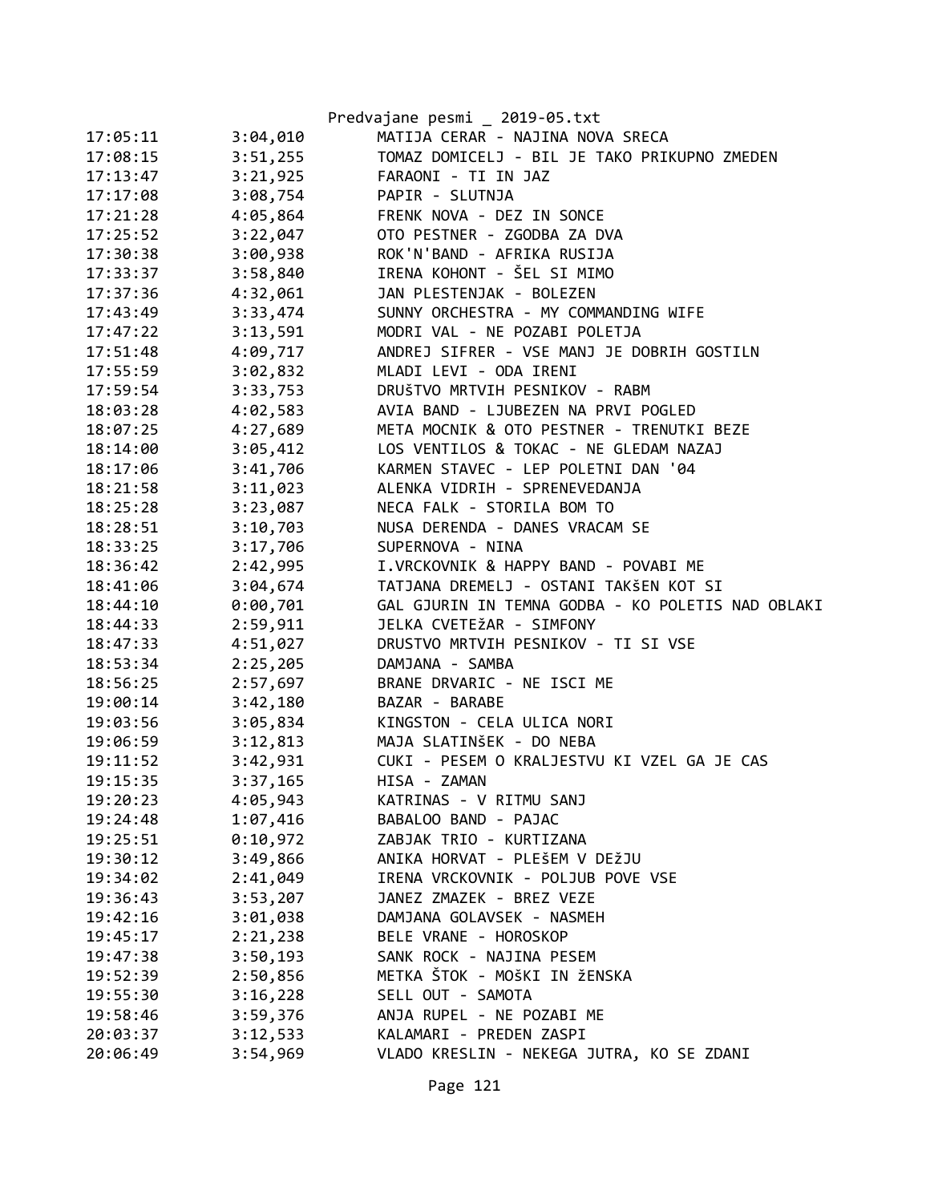| | | |
|---|---|---|
| 17:05:11 | 3:04,010 | MATIJA CERAR - NAJINA NOVA SRECA |
| 17:08:15 | 3:51,255 | TOMAZ DOMICELJ - BIL JE TAKO PRIKUPNO ZMEDEN |
| 17:13:47 | 3:21,925 | FARAONI - TI IN JAZ |
| 17:17:08 | 3:08,754 | PAPIR - SLUTNJA |
| 17:21:28 | 4:05,864 | FRENK NOVA - DEZ IN SONCE |
| 17:25:52 | 3:22,047 | OTO PESTNER - ZGODBA ZA DVA |
| 17:30:38 | 3:00,938 | ROK'N'BAND - AFRIKA RUSIJA |
| 17:33:37 | 3:58,840 | IRENA KOHONT - ŠEL SI MIMO |
| 17:37:36 | 4:32,061 | JAN PLESTENJAK - BOLEZEN |
| 17:43:49 | 3:33,474 | SUNNY ORCHESTRA - MY COMMANDING WIFE |
| 17:47:22 | 3:13,591 | MODRI VAL - NE POZABI POLETJA |
| 17:51:48 | 4:09,717 | ANDREJ SIFRER - VSE MANJ JE DOBRIH GOSTILN |
| 17:55:59 | 3:02,832 | MLADI LEVI - ODA IRENI |
| 17:59:54 | 3:33,753 | DRUŠTVO MRTVIH PESNIKOV - RABM |
| 18:03:28 | 4:02,583 | AVIA BAND - LJUBEZEN NA PRVI POGLED |
| 18:07:25 | 4:27,689 | META MOCNIK & OTO PESTNER - TRENUTKI BEZE |
| 18:14:00 | 3:05,412 | LOS VENTILOS & TOKAC - NE GLEDAM NAZAJ |
| 18:17:06 | 3:41,706 | KARMEN STAVEC - LEP POLETNI DAN '04 |
| 18:21:58 | 3:11,023 | ALENKA VIDRIH - SPRENEVEDANJA |
| 18:25:28 | 3:23,087 | NECA FALK - STORILA BOM TO |
| 18:28:51 | 3:10,703 | NUSA DERENDA - DANES VRACAM SE |
| 18:33:25 | 3:17,706 | SUPERNOVA - NINA |
| 18:36:42 | 2:42,995 | I.VRCKOVNIK & HAPPY BAND - POVABI ME |
| 18:41:06 | 3:04,674 | TATJANA DREMELJ - OSTANI TAKŠEN KOT SI |
| 18:44:10 | 0:00,701 | GAL GJURIN IN TEMNA GODBA - KO POLETIS NAD OBLAKI |
| 18:44:33 | 2:59,911 | JELKA CVETEŽAR - SIMFONY |
| 18:47:33 | 4:51,027 | DRUSTVO MRTVIH PESNIKOV - TI SI VSE |
| 18:53:34 | 2:25,205 | DAMJANA - SAMBA |
| 18:56:25 | 2:57,697 | BRANE DRVARIC - NE ISCI ME |
| 19:00:14 | 3:42,180 | BAZAR - BARABE |
| 19:03:56 | 3:05,834 | KINGSTON - CELA ULICA NORI |
| 19:06:59 | 3:12,813 | MAJA SLATINŠEK - DO NEBA |
| 19:11:52 | 3:42,931 | CUKI - PESEM O KRALJESTVU KI VZEL GA JE CAS |
| 19:15:35 | 3:37,165 | HISA - ZAMAN |
| 19:20:23 | 4:05,943 | KATRINAS - V RITMU SANJ |
| 19:24:48 | 1:07,416 | BABALOO BAND - PAJAC |
| 19:25:51 | 0:10,972 | ZABJAK TRIO - KURTIZANA |
| 19:30:12 | 3:49,866 | ANIKA HORVAT - PLEŠEM V DEŽJU |
| 19:34:02 | 2:41,049 | IRENA VRCKOVNIK - POLJUB POVE VSE |
| 19:36:43 | 3:53,207 | JANEZ ZMAZEK - BREZ VEZE |
| 19:42:16 | 3:01,038 | DAMJANA GOLAVSEK - NASMEH |
| 19:45:17 | 2:21,238 | BELE VRANE - HOROSKOP |
| 19:47:38 | 3:50,193 | SANK ROCK - NAJINA PESEM |
| 19:52:39 | 2:50,856 | METKA ŠTOK - MOŠKI IN žENSKA |
| 19:55:30 | 3:16,228 | SELL OUT - SAMOTA |
| 19:58:46 | 3:59,376 | ANJA RUPEL - NE POZABI ME |
| 20:03:37 | 3:12,533 | KALAMARI - PREDEN ZASPI |
| 20:06:49 | 3:54,969 | VLADO KRESLIN - NEKEGA JUTRA, KO SE ZDANI |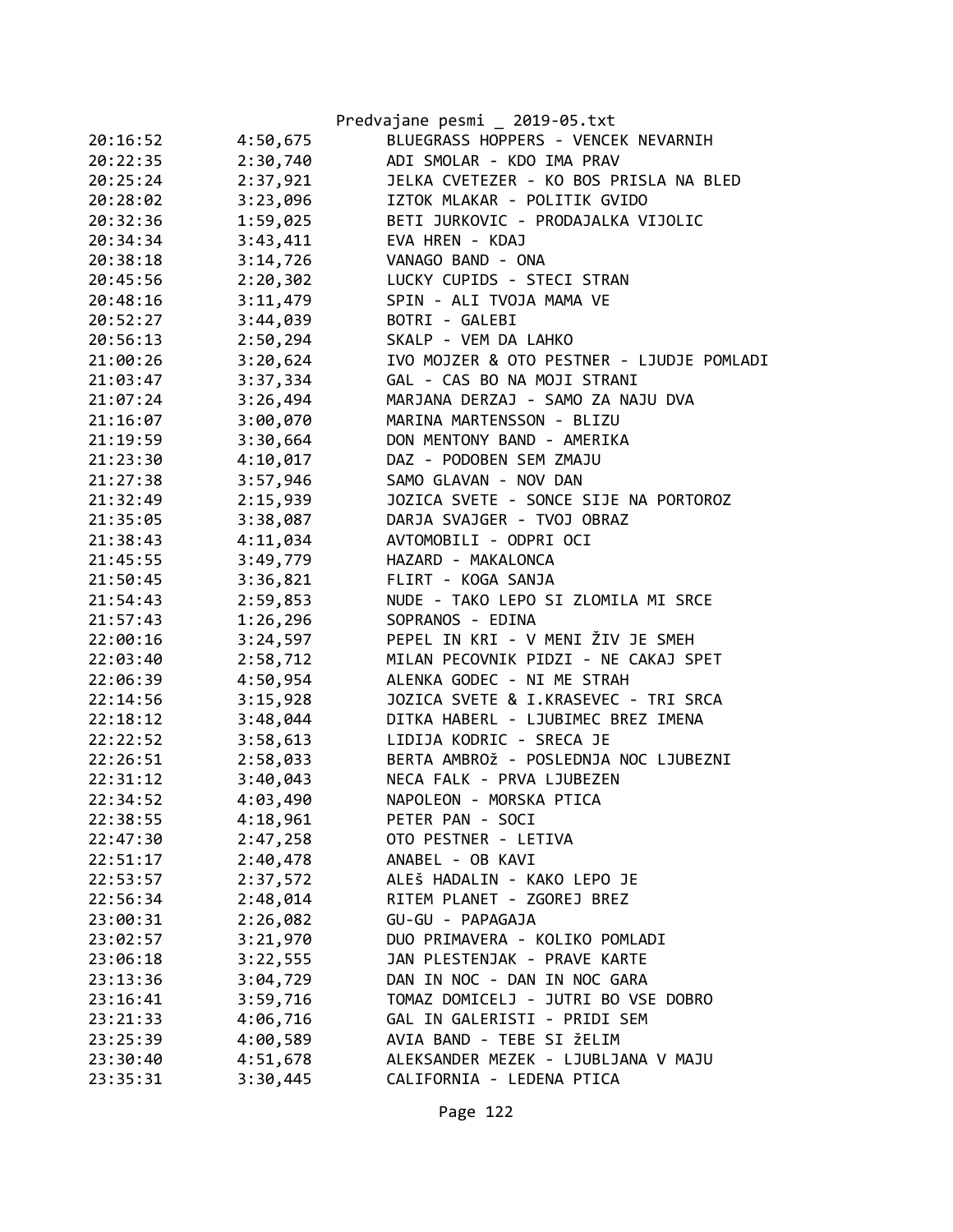Predvajane pesmi _ 2019-05.txt

| | | |
|---|---|---|
| 20:16:52 | 4:50,675 | BLUEGRASS HOPPERS - VENCEK NEVARNIH |
| 20:22:35 | 2:30,740 | ADI SMOLAR - KDO IMA PRAV |
| 20:25:24 | 2:37,921 | JELKA CVETEZER - KO BOS PRISLA NA BLED |
| 20:28:02 | 3:23,096 | IZTOK MLAKAR - POLITIK GVIDO |
| 20:32:36 | 1:59,025 | BETI JURKOVIC - PRODAJALKA VIJOLIC |
| 20:34:34 | 3:43,411 | EVA HREN - KDAJ |
| 20:38:18 | 3:14,726 | VANAGO BAND - ONA |
| 20:45:56 | 2:20,302 | LUCKY CUPIDS - STECI STRAN |
| 20:48:16 | 3:11,479 | SPIN - ALI TVOJA MAMA VE |
| 20:52:27 | 3:44,039 | BOTRI - GALEBI |
| 20:56:13 | 2:50,294 | SKALP - VEM DA LAHKO |
| 21:00:26 | 3:20,624 | IVO MOJZER & OTO PESTNER - LJUDJE POMLADI |
| 21:03:47 | 3:37,334 | GAL - CAS BO NA MOJI STRANI |
| 21:07:24 | 3:26,494 | MARJANA DERZAJ - SAMO ZA NAJU DVA |
| 21:16:07 | 3:00,070 | MARINA MARTENSSON - BLIZU |
| 21:19:59 | 3:30,664 | DON MENTONY BAND - AMERIKA |
| 21:23:30 | 4:10,017 | DAZ - PODOBEN SEM ZMAJU |
| 21:27:38 | 3:57,946 | SAMO GLAVAN - NOV DAN |
| 21:32:49 | 2:15,939 | JOZICA SVETE - SONCE SIJE NA PORTOROZ |
| 21:35:05 | 3:38,087 | DARJA SVAJGER - TVOJ OBRAZ |
| 21:38:43 | 4:11,034 | AVTOMOBILI - ODPRI OCI |
| 21:45:55 | 3:49,779 | HAZARD - MAKALONCA |
| 21:50:45 | 3:36,821 | FLIRT - KOGA SANJA |
| 21:54:43 | 2:59,853 | NUDE - TAKO LEPO SI ZLOMILA MI SRCE |
| 21:57:43 | 1:26,296 | SOPRANOS - EDINA |
| 22:00:16 | 3:24,597 | PEPEL IN KRI - V MENI ŽIV JE SMEH |
| 22:03:40 | 2:58,712 | MILAN PECOVNIK PIDZI - NE CAKAJ SPET |
| 22:06:39 | 4:50,954 | ALENKA GODEC - NI ME STRAH |
| 22:14:56 | 3:15,928 | JOZICA SVETE & I.KRASEVEC - TRI SRCA |
| 22:18:12 | 3:48,044 | DITKA HABERL - LJUBIMEC BREZ IMENA |
| 22:22:52 | 3:58,613 | LIDIJA KODRIC - SRECA JE |
| 22:26:51 | 2:58,033 | BERTA AMBROž - POSLEDNJA NOC LJUBEZNI |
| 22:31:12 | 3:40,043 | NECA FALK - PRVA LJUBEZEN |
| 22:34:52 | 4:03,490 | NAPOLEON - MORSKA PTICA |
| 22:38:55 | 4:18,961 | PETER PAN - SOCI |
| 22:47:30 | 2:47,258 | OTO PESTNER - LETIVA |
| 22:51:17 | 2:40,478 | ANABEL - OB KAVI |
| 22:53:57 | 2:37,572 | ALEŠ HADALIN - KAKO LEPO JE |
| 22:56:34 | 2:48,014 | RITEM PLANET - ZGOREJ BREZ |
| 23:00:31 | 2:26,082 | GU-GU - PAPAGAJA |
| 23:02:57 | 3:21,970 | DUO PRIMAVERA - KOLIKO POMLADI |
| 23:06:18 | 3:22,555 | JAN PLESTENJAK - PRAVE KARTE |
| 23:13:36 | 3:04,729 | DAN IN NOC - DAN IN NOC GARA |
| 23:16:41 | 3:59,716 | TOMAZ DOMICELJ - JUTRI BO VSE DOBRO |
| 23:21:33 | 4:06,716 | GAL IN GALERISTI - PRIDI SEM |
| 23:25:39 | 4:00,589 | AVIA BAND - TEBE SI žELIM |
| 23:30:40 | 4:51,678 | ALEKSANDER MEZEK - LJUBLJANA V MAJU |
| 23:35:31 | 3:30,445 | CALIFORNIA - LEDENA PTICA |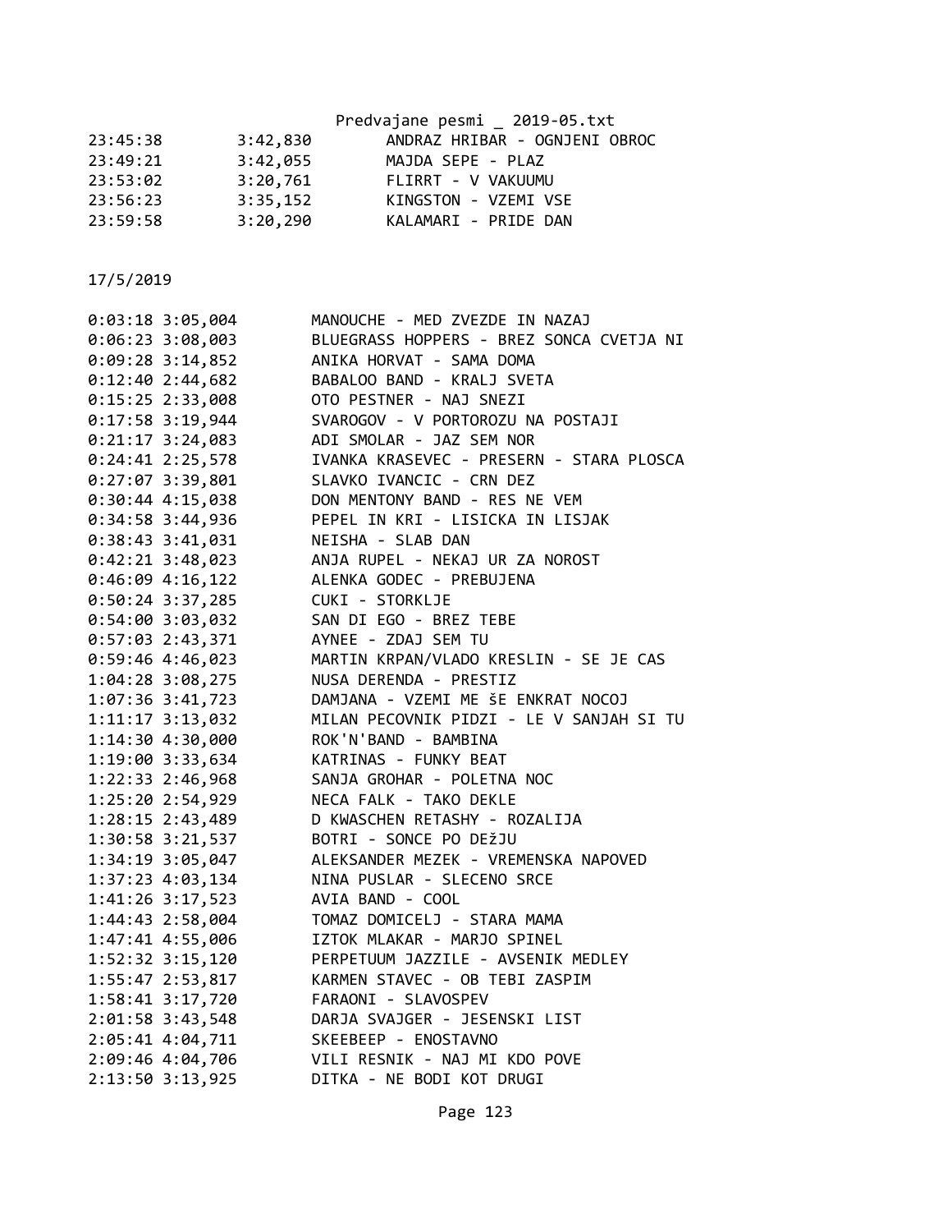```
23:45:38        3:42,830        ANDRAZ HRIBAR - OGNJENI OBROC
23:49:21        3:42,055        MAJDA SEPE - PLAZ
23:53:02        3:20,761        FLIRRT - V VAKUUMU
23:56:23        3:35,152        KINGSTON - VZEMI VSE
23:59:58        3:20,290        KALAMARI - PRIDE DAN
```

17/5/2019

```
0:03:18 3:05,004        MANOUCHE - MED ZVEZDE IN NAZAJ
0:06:23 3:08,003        BLUEGRASS HOPPERS - BREZ SONCA CVETJA NI
0:09:28 3:14,852        ANIKA HORVAT - SAMA DOMA
0:12:40 2:44,682        BABALOO BAND - KRALJ SVETA
0:15:25 2:33,008        OTO PESTNER - NAJ SNEZI
0:17:58 3:19,944        SVAROGOV - V PORTOROZU NA POSTAJI
0:21:17 3:24,083        ADI SMOLAR - JAZ SEM NOR
0:24:41 2:25,578        IVANKA KRASEVEC - PRESERN - STARA PLOSCA
0:27:07 3:39,801        SLAVKO IVANCIC - CRN DEZ
0:30:44 4:15,038        DON MENTONY BAND - RES NE VEM
0:34:58 3:44,936        PEPEL IN KRI - LISICKA IN LISJAK
0:38:43 3:41,031        NEISHA - SLAB DAN
0:42:21 3:48,023        ANJA RUPEL - NEKAJ UR ZA NOROST
0:46:09 4:16,122        ALENKA GODEC - PREBUJENA
0:50:24 3:37,285        CUKI - STORKLJE
0:54:00 3:03,032        SAN DI EGO - BREZ TEBE
0:57:03 2:43,371        AYNEE - ZDAJ SEM TU
0:59:46 4:46,023        MARTIN KRPAN/VLADO KRESLIN - SE JE CAS
1:04:28 3:08,275        NUSA DERENDA - PRESTIZ
1:07:36 3:41,723        DAMJANA - VZEMI ME šE ENKRAT NOCOJ
1:11:17 3:13,032        MILAN PECOVNIK PIDZI - LE V SANJAH SI TU
1:14:30 4:30,000        ROK'N'BAND - BAMBINA
1:19:00 3:33,634        KATRINAS - FUNKY BEAT
1:22:33 2:46,968        SANJA GROHAR - POLETNA NOC
1:25:20 2:54,929        NECA FALK - TAKO DEKLE
1:28:15 2:43,489        D KWASCHEN RETASHY - ROZALIJA
1:30:58 3:21,537        BOTRI - SONCE PO DEžJU
1:34:19 3:05,047        ALEKSANDER MEZEK - VREMENSKA NAPOVED
1:37:23 4:03,134        NINA PUSLAR - SLECENO SRCE
1:41:26 3:17,523        AVIA BAND - COOL
1:44:43 2:58,004        TOMAZ DOMICELJ - STARA MAMA
1:47:41 4:55,006        IZTOK MLAKAR - MARJO SPINEL
1:52:32 3:15,120        PERPETUUM JAZZILE - AVSENIK MEDLEY
1:55:47 2:53,817        KARMEN STAVEC - OB TEBI ZASPIM
1:58:41 3:17,720        FARAONI - SLAVOSPEV
2:01:58 3:43,548        DARJA SVAJGER - JESENSKI LIST
2:05:41 4:04,711        SKEEBEEP - ENOSTAVNO
2:09:46 4:04,706        VILI RESNIK - NAJ MI KDO POVE
2:13:50 3:13,925        DITKA - NE BODI KOT DRUGI
```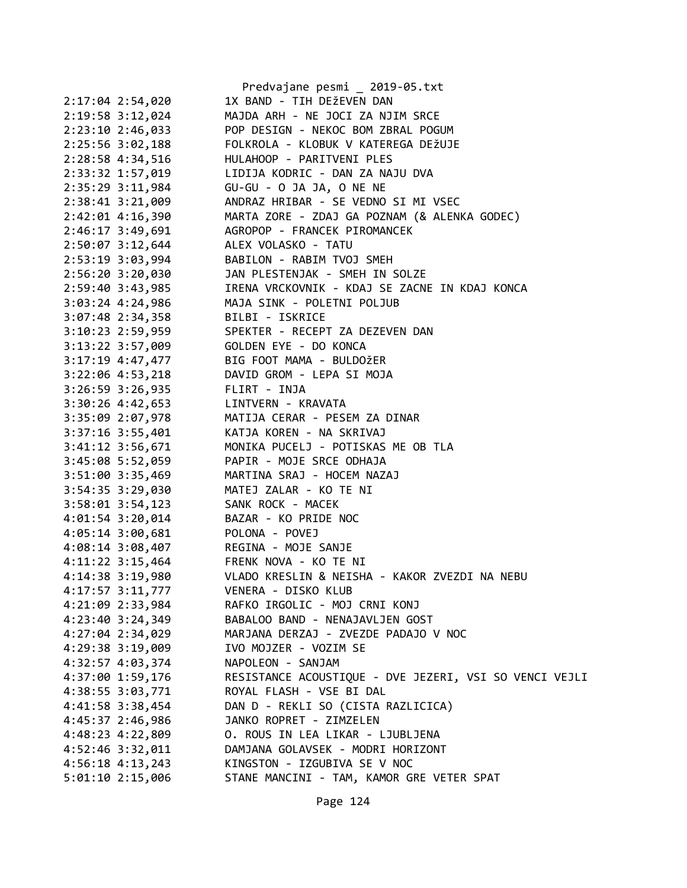```
2:17:04 2:54,020        1X BAND - TIH DEžEVEN DAN
2:19:58 3:12,024        MAJDA ARH - NE JOCI ZA NJIM SRCE
2:23:10 2:46,033        POP DESIGN - NEKOC BOM ZBRAL POGUM
2:25:56 3:02,188        FOLKROLA - KLOBUK V KATEREGA DEžUJE
2:28:58 4:34,516        HULAHOOP - PARITVENI PLES
2:33:32 1:57,019        LIDIJA KODRIC - DAN ZA NAJU DVA
2:35:29 3:11,984        GU-GU - O JA JA, O NE NE
2:38:41 3:21,009        ANDRAZ HRIBAR - SE VEDNO SI MI VSEC
2:42:01 4:16,390        MARTA ZORE - ZDAJ GA POZNAM (& ALENKA GODEC)
2:46:17 3:49,691        AGROPOP - FRANCEK PIROMANCEK
2:50:07 3:12,644        ALEX VOLASKO - TATU
2:53:19 3:03,994        BABILON - RABIM TVOJ SMEH
2:56:20 3:20,030        JAN PLESTENJAK - SMEH IN SOLZE
2:59:40 3:43,985        IRENA VRCKOVNIK - KDAJ SE ZACNE IN KDAJ KONCA
3:03:24 4:24,986        MAJA SINK - POLETNI POLJUB
3:07:48 2:34,358        BILBI - ISKRICE
3:10:23 2:59,959        SPEKTER - RECEPT ZA DEZEVEN DAN
3:13:22 3:57,009        GOLDEN EYE - DO KONCA
3:17:19 4:47,477        BIG FOOT MAMA - BULDOžER
3:22:06 4:53,218        DAVID GROM - LEPA SI MOJA
3:26:59 3:26,935        FLIRT - INJA
3:30:26 4:42,653        LINTVERN - KRAVATA
3:35:09 2:07,978        MATIJA CERAR - PESEM ZA DINAR
3:37:16 3:55,401        KATJA KOREN - NA SKRIVAJ
3:41:12 3:56,671        MONIKA PUCELJ - POTISKAS ME OB TLA
3:45:08 5:52,059        PAPIR - MOJE SRCE ODHAJA
3:51:00 3:35,469        MARTINA SRAJ - HOCEM NAZAJ
3:54:35 3:29,030        MATEJ ZALAR - KO TE NI
3:58:01 3:54,123        SANK ROCK - MACEK
4:01:54 3:20,014        BAZAR - KO PRIDE NOC
4:05:14 3:00,681        POLONA - POVEJ
4:08:14 3:08,407        REGINA - MOJE SANJE
4:11:22 3:15,464        FRENK NOVA - KO TE NI
4:14:38 3:19,980        VLADO KRESLIN & NEISHA - KAKOR ZVEZDI NA NEBU
4:17:57 3:11,777        VENERA - DISKO KLUB
4:21:09 2:33,984        RAFKO IRGOLIC - MOJ CRNI KONJ
4:23:40 3:24,349        BABALOO BAND - NENAJAVLJEN GOST
4:27:04 2:34,029        MARJANA DERZAJ - ZVEZDE PADAJO V NOC
4:29:38 3:19,009        IVO MOJZER - VOZIM SE
4:32:57 4:03,374        NAPOLEON - SANJAM
4:37:00 1:59,176        RESISTANCE ACOUSTIQUE - DVE JEZERI, VSI SO VENCI VEJLI
4:38:55 3:03,771        ROYAL FLASH - VSE BI DAL
4:41:58 3:38,454        DAN D - REKLI SO (CISTA RAZLICICA)
4:45:37 2:46,986        JANKO ROPRET - ZIMZELEN
4:48:23 4:22,809        O. ROUS IN LEA LIKAR - LJUBLJENA
4:52:46 3:32,011        DAMJANA GOLAVSEK - MODRI HORIZONT
4:56:18 4:13,243        KINGSTON - IZGUBIVA SE V NOC
5:01:10 2:15,006        STANE MANCINI - TAM, KAMOR GRE VETER SPAT
```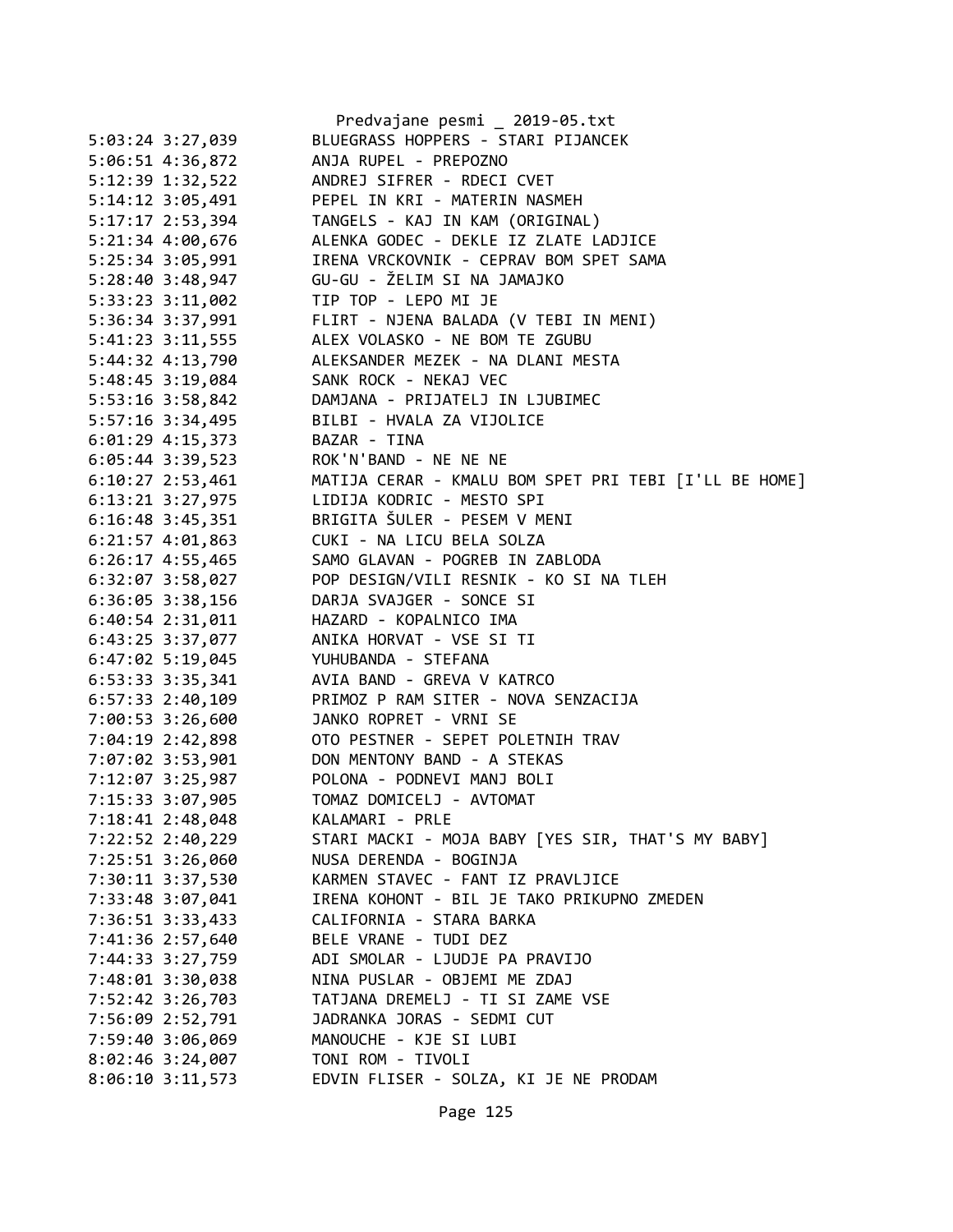```
5:03:24 3:27,039        BLUEGRASS HOPPERS - STARI PIJANCEK
5:06:51 4:36,872        ANJA RUPEL - PREPOZNO
5:12:39 1:32,522        ANDREJ SIFRER - RDECI CVET
5:14:12 3:05,491        PEPEL IN KRI - MATERIN NASMEH
5:17:17 2:53,394        TANGELS - KAJ IN KAM (ORIGINAL)
5:21:34 4:00,676        ALENKA GODEC - DEKLE IZ ZLATE LADJICE
5:25:34 3:05,991        IRENA VRCKOVNIK - CEPRAV BOM SPET SAMA
5:28:40 3:48,947        GU-GU - ŽELIM SI NA JAMAJKO
5:33:23 3:11,002        TIP TOP - LEPO MI JE
5:36:34 3:37,991        FLIRT - NJENA BALADA (V TEBI IN MENI)
5:41:23 3:11,555        ALEX VOLASKO - NE BOM TE ZGUBU
5:44:32 4:13,790        ALEKSANDER MEZEK - NA DLANI MESTA
5:48:45 3:19,084        SANK ROCK - NEKAJ VEC
5:53:16 3:58,842        DAMJANA - PRIJATELJ IN LJUBIMEC
5:57:16 3:34,495        BILBI - HVALA ZA VIJOLICE
6:01:29 4:15,373        BAZAR - TINA
6:05:44 3:39,523        ROK'N'BAND - NE NE NE
6:10:27 2:53,461        MATIJA CERAR - KMALU BOM SPET PRI TEBI [I'LL BE HOME]
6:13:21 3:27,975        LIDIJA KODRIC - MESTO SPI
6:16:48 3:45,351        BRIGITA ŠULER - PESEM V MENI
6:21:57 4:01,863        CUKI - NA LICU BELA SOLZA
6:26:17 4:55,465        SAMO GLAVAN - POGREB IN ZABLODA
6:32:07 3:58,027        POP DESIGN/VILI RESNIK - KO SI NA TLEH
6:36:05 3:38,156        DARJA SVAJGER - SONCE SI
6:40:54 2:31,011        HAZARD - KOPALNICO IMA
6:43:25 3:37,077        ANIKA HORVAT - VSE SI TI
6:47:02 5:19,045        YUHUBANDA - STEFANA
6:53:33 3:35,341        AVIA BAND - GREVA V KATRCO
6:57:33 2:40,109        PRIMOZ P RAM SITER - NOVA SENZACIJA
7:00:53 3:26,600        JANKO ROPRET - VRNI SE
7:04:19 2:42,898        OTO PESTNER - SEPET POLETNIH TRAV
7:07:02 3:53,901        DON MENTONY BAND - A STEKAS
7:12:07 3:25,987        POLONA - PODNEVI MANJ BOLI
7:15:33 3:07,905        TOMAZ DOMICELJ - AVTOMAT
7:18:41 2:48,048        KALAMARI - PRLE
7:22:52 2:40,229        STARI MACKI - MOJA BABY [YES SIR, THAT'S MY BABY]
7:25:51 3:26,060        NUSA DERENDA - BOGINJA
7:30:11 3:37,530        KARMEN STAVEC - FANT IZ PRAVLJICE
7:33:48 3:07,041        IRENA KOHONT - BIL JE TAKO PRIKUPNO ZMEDEN
7:36:51 3:33,433        CALIFORNIA - STARA BARKA
7:41:36 2:57,640        BELE VRANE - TUDI DEZ
7:44:33 3:27,759        ADI SMOLAR - LJUDJE PA PRAVIJO
7:48:01 3:30,038        NINA PUSLAR - OBJEMI ME ZDAJ
7:52:42 3:26,703        TATJANA DREMELJ - TI SI ZAME VSE
7:56:09 2:52,791        JADRANKA JORAS - SEDMI CUT
7:59:40 3:06,069        MANOUCHE - KJE SI LUBI
8:02:46 3:24,007        TONI ROM - TIVOLI
8:06:10 3:11,573        EDVIN FLISER - SOLZA, KI JE NE PRODAM
```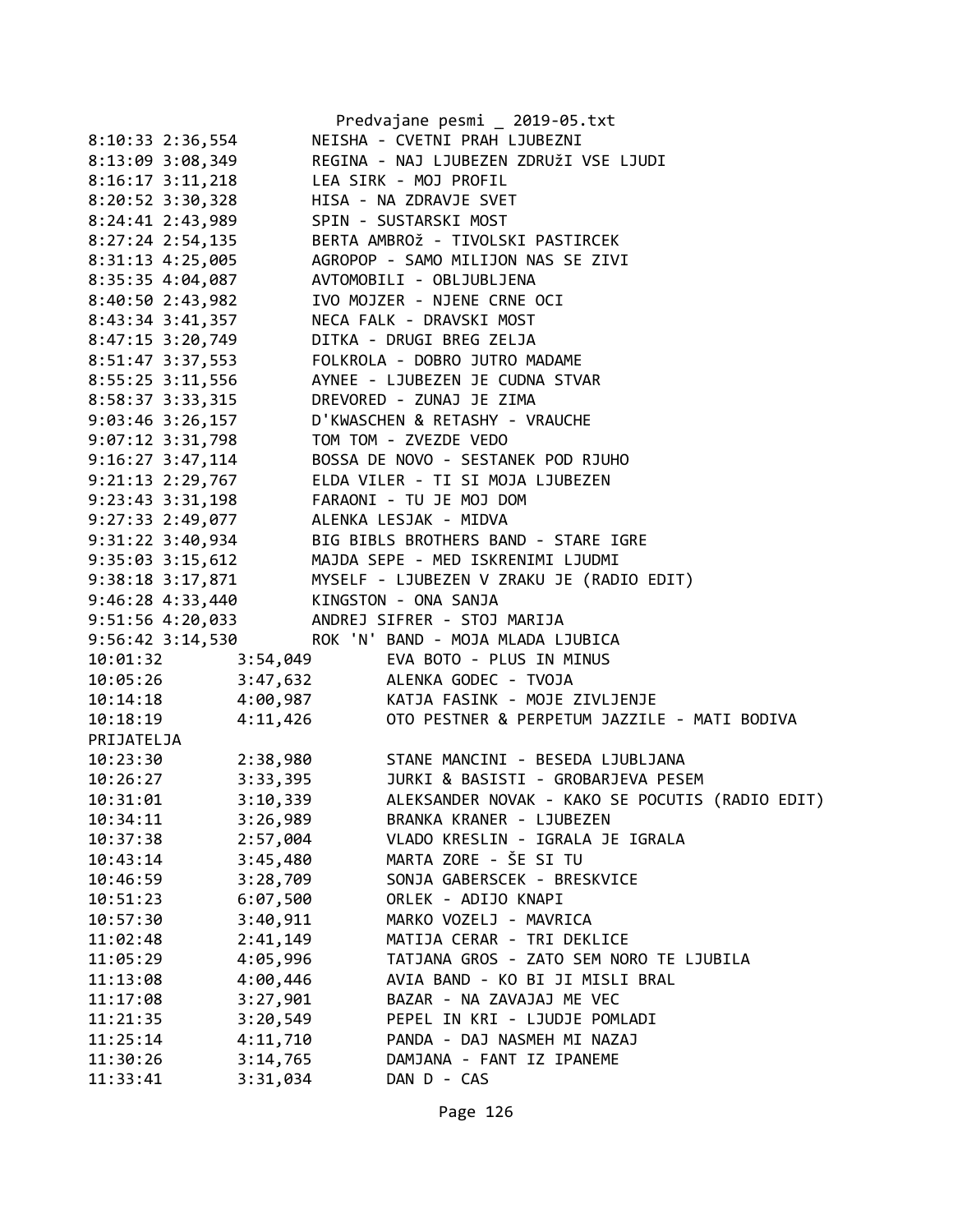Predvajane pesmi _ 2019-05.txt

```
8:10:33 2:36,554        NEISHA - CVETNI PRAH LJUBEZNI
8:13:09 3:08,349        REGINA - NAJ LJUBEZEN ZDRUžI VSE LJUDI
8:16:17 3:11,218        LEA SIRK - MOJ PROFIL
8:20:52 3:30,328        HISA - NA ZDRAVJE SVET
8:24:41 2:43,989        SPIN - SUSTARSKI MOST
8:27:24 2:54,135        BERTA AMBROž - TIVOLSKI PASTIRCEK
8:31:13 4:25,005        AGROPOP - SAMO MILIJON NAS SE ZIVI
8:35:35 4:04,087        AVTOMOBILI - OBLJUBLJENA
8:40:50 2:43,982        IVO MOJZER - NJENE CRNE OCI
8:43:34 3:41,357        NECA FALK - DRAVSKI MOST
8:47:15 3:20,749        DITKA - DRUGI BREG ZELJA
8:51:47 3:37,553        FOLKROLA - DOBRO JUTRO MADAME
8:55:25 3:11,556        AYNEE - LJUBEZEN JE CUDNA STVAR
8:58:37 3:33,315        DREVORED - ZUNAJ JE ZIMA
9:03:46 3:26,157        D'KWASCHEN & RETASHY - VRAUCHE
9:07:12 3:31,798        TOM TOM - ZVEZDE VEDO
9:16:27 3:47,114        BOSSA DE NOVO - SESTANEK POD RJUHO
9:21:13 2:29,767        ELDA VILER - TI SI MOJA LJUBEZEN
9:23:43 3:31,198        FARAONI - TU JE MOJ DOM
9:27:33 2:49,077        ALENKA LESJAK - MIDVA
9:31:22 3:40,934        BIG BIBLS BROTHERS BAND - STARE IGRE
9:35:03 3:15,612        MAJDA SEPE - MED ISKRENIMI LJUDMI
9:38:18 3:17,871        MYSELF - LJUBEZEN V ZRAKU JE (RADIO EDIT)
9:46:28 4:33,440        KINGSTON - ONA SANJA
9:51:56 4:20,033        ANDREJ SIFRER - STOJ MARIJA
9:56:42 3:14,530        ROK 'N' BAND - MOJA MLADA LJUBICA
10:01:32        3:54,049        EVA BOTO - PLUS IN MINUS
10:05:26        3:47,632        ALENKA GODEC - TVOJA
10:14:18        4:00,987        KATJA FASINK - MOJE ZIVLJENJE
10:18:19        4:11,426        OTO PESTNER & PERPETUM JAZZILE - MATI BODIVA
PRIJATELJA
10:23:30        2:38,980        STANE MANCINI - BESEDA LJUBLJANA
10:26:27        3:33,395        JURKI & BASISTI - GROBARJEVA PESEM
10:31:01        3:10,339        ALEKSANDER NOVAK - KAKO SE POCUTIS (RADIO EDIT)
10:34:11        3:26,989        BRANKA KRANER - LJUBEZEN
10:37:38        2:57,004        VLADO KRESLIN - IGRALA JE IGRALA
10:43:14        3:45,480        MARTA ZORE - ŠE SI TU
10:46:59        3:28,709        SONJA GABERSCEK - BRESKVICE
10:51:23        6:07,500        ORLEK - ADIJO KNAPI
10:57:30        3:40,911        MARKO VOZELJ - MAVRICA
11:02:48        2:41,149        MATIJA CERAR - TRI DEKLICE
11:05:29        4:05,996        TATJANA GROS - ZATO SEM NORO TE LJUBILA
11:13:08        4:00,446        AVIA BAND - KO BI JI MISLI BRAL
11:17:08        3:27,901        BAZAR - NA ZAVAJAJ ME VEC
11:21:35        3:20,549        PEPEL IN KRI - LJUDJE POMLADI
11:25:14        4:11,710        PANDA - DAJ NASMEH MI NAZAJ
11:30:26        3:14,765        DAMJANA - FANT IZ IPANEME
11:33:41        3:31,034        DAN D - CAS
```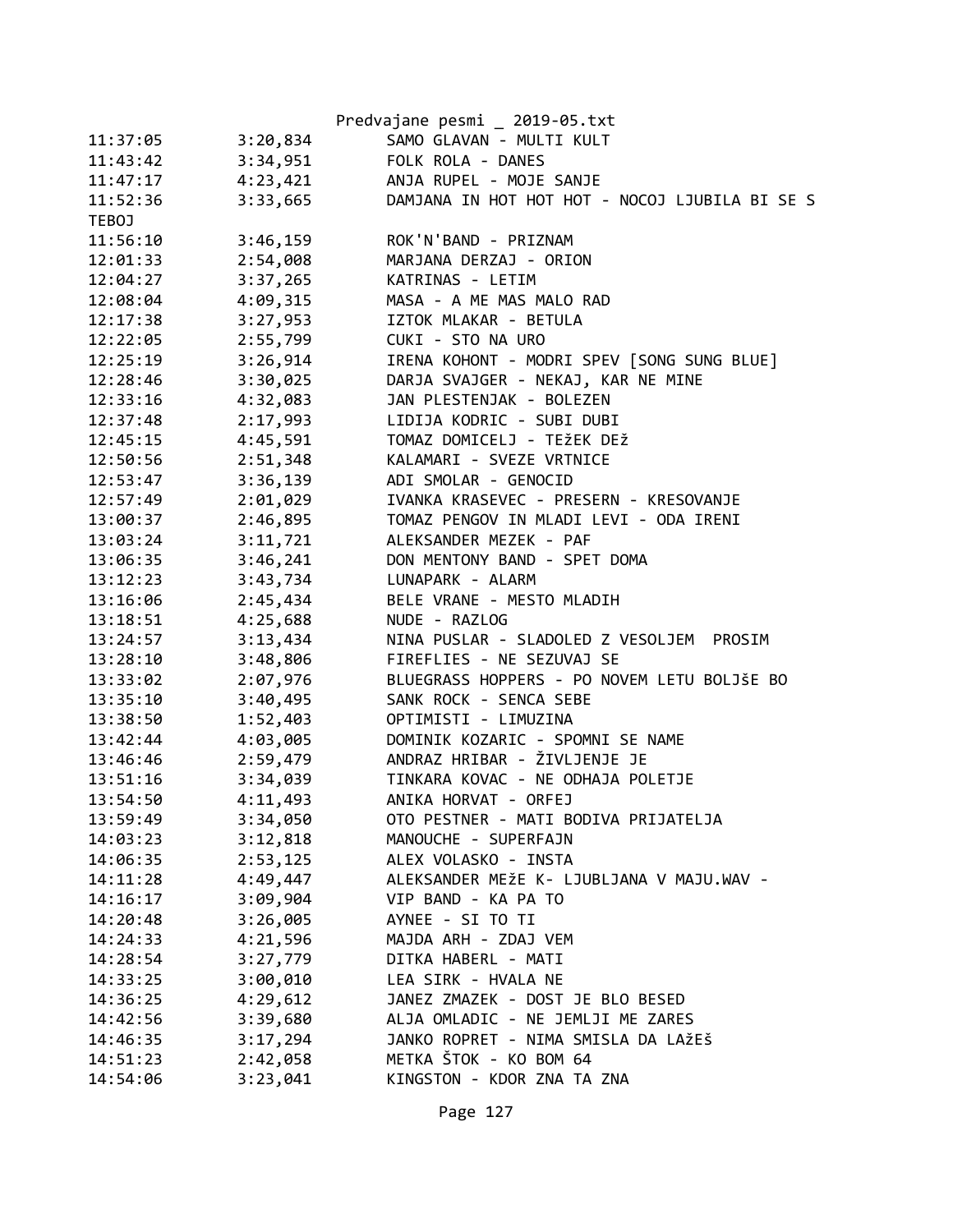| | | |
|---|---|---|
| 11:37:05 | 3:20,834 | SAMO GLAVAN - MULTI KULT |
| 11:43:42 | 3:34,951 | FOLK ROLA - DANES |
| 11:47:17 | 4:23,421 | ANJA RUPEL - MOJE SANJE |
| 11:52:36 | 3:33,665 | DAMJANA IN HOT HOT HOT - NOCOJ LJUBILA BI SE S TEBOJ |
| 11:56:10 | 3:46,159 | ROK'N'BAND - PRIZNAM |
| 12:01:33 | 2:54,008 | MARJANA DERZAJ - ORION |
| 12:04:27 | 3:37,265 | KATRINAS - LETIM |
| 12:08:04 | 4:09,315 | MASA - A ME MAS MALO RAD |
| 12:17:38 | 3:27,953 | IZTOK MLAKAR - BETULA |
| 12:22:05 | 2:55,799 | CUKI - STO NA URO |
| 12:25:19 | 3:26,914 | IRENA KOHONT - MODRI SPEV [SONG SUNG BLUE] |
| 12:28:46 | 3:30,025 | DARJA SVAJGER - NEKAJ, KAR NE MINE |
| 12:33:16 | 4:32,083 | JAN PLESTENJAK - BOLEZEN |
| 12:37:48 | 2:17,993 | LIDIJA KODRIC - SUBI DUBI |
| 12:45:15 | 4:45,591 | TOMAZ DOMICELJ - TEžEK DEž |
| 12:50:56 | 2:51,348 | KALAMARI - SVEZE VRTNICE |
| 12:53:47 | 3:36,139 | ADI SMOLAR - GENOCID |
| 12:57:49 | 2:01,029 | IVANKA KRASEVEC - PRESERN - KRESOVANJE |
| 13:00:37 | 2:46,895 | TOMAZ PENGOV IN MLADI LEVI - ODA IRENI |
| 13:03:24 | 3:11,721 | ALEKSANDER MEZEK - PAF |
| 13:06:35 | 3:46,241 | DON MENTONY BAND - SPET DOMA |
| 13:12:23 | 3:43,734 | LUNAPARK - ALARM |
| 13:16:06 | 2:45,434 | BELE VRANE - MESTO MLADIH |
| 13:18:51 | 4:25,688 | NUDE - RAZLOG |
| 13:24:57 | 3:13,434 | NINA PUSLAR - SLADOLED Z VESOLJEM  PROSIM |
| 13:28:10 | 3:48,806 | FIREFLIES - NE SEZUVAJ SE |
| 13:33:02 | 2:07,976 | BLUEGRASS HOPPERS - PO NOVEM LETU BOLJšE BO |
| 13:35:10 | 3:40,495 | SANK ROCK - SENCA SEBE |
| 13:38:50 | 1:52,403 | OPTIMISTI - LIMUZINA |
| 13:42:44 | 4:03,005 | DOMINIK KOZARIC - SPOMNI SE NAME |
| 13:46:46 | 2:59,479 | ANDRAZ HRIBAR - ŽIVLJENJE JE |
| 13:51:16 | 3:34,039 | TINKARA KOVAC - NE ODHAJA POLETJE |
| 13:54:50 | 4:11,493 | ANIKA HORVAT - ORFEJ |
| 13:59:49 | 3:34,050 | OTO PESTNER - MATI BODIVA PRIJATELJA |
| 14:03:23 | 3:12,818 | MANOUCHE - SUPERFAJN |
| 14:06:35 | 2:53,125 | ALEX VOLASKO - INSTA |
| 14:11:28 | 4:49,447 | ALEKSANDER MEžE K- LJUBLJANA V MAJU.WAV - |
| 14:16:17 | 3:09,904 | VIP BAND - KA PA TO |
| 14:20:48 | 3:26,005 | AYNEE - SI TO TI |
| 14:24:33 | 4:21,596 | MAJDA ARH - ZDAJ VEM |
| 14:28:54 | 3:27,779 | DITKA HABERL - MATI |
| 14:33:25 | 3:00,010 | LEA SIRK - HVALA NE |
| 14:36:25 | 4:29,612 | JANEZ ZMAZEK - DOST JE BLO BESED |
| 14:42:56 | 3:39,680 | ALJA OMLADIC - NE JEMLJI ME ZARES |
| 14:46:35 | 3:17,294 | JANKO ROPRET - NIMA SMISLA DA LAžEš |
| 14:51:23 | 2:42,058 | METKA ŠTOK - KO BOM 64 |
| 14:54:06 | 3:23,041 | KINGSTON - KDOR ZNA TA ZNA |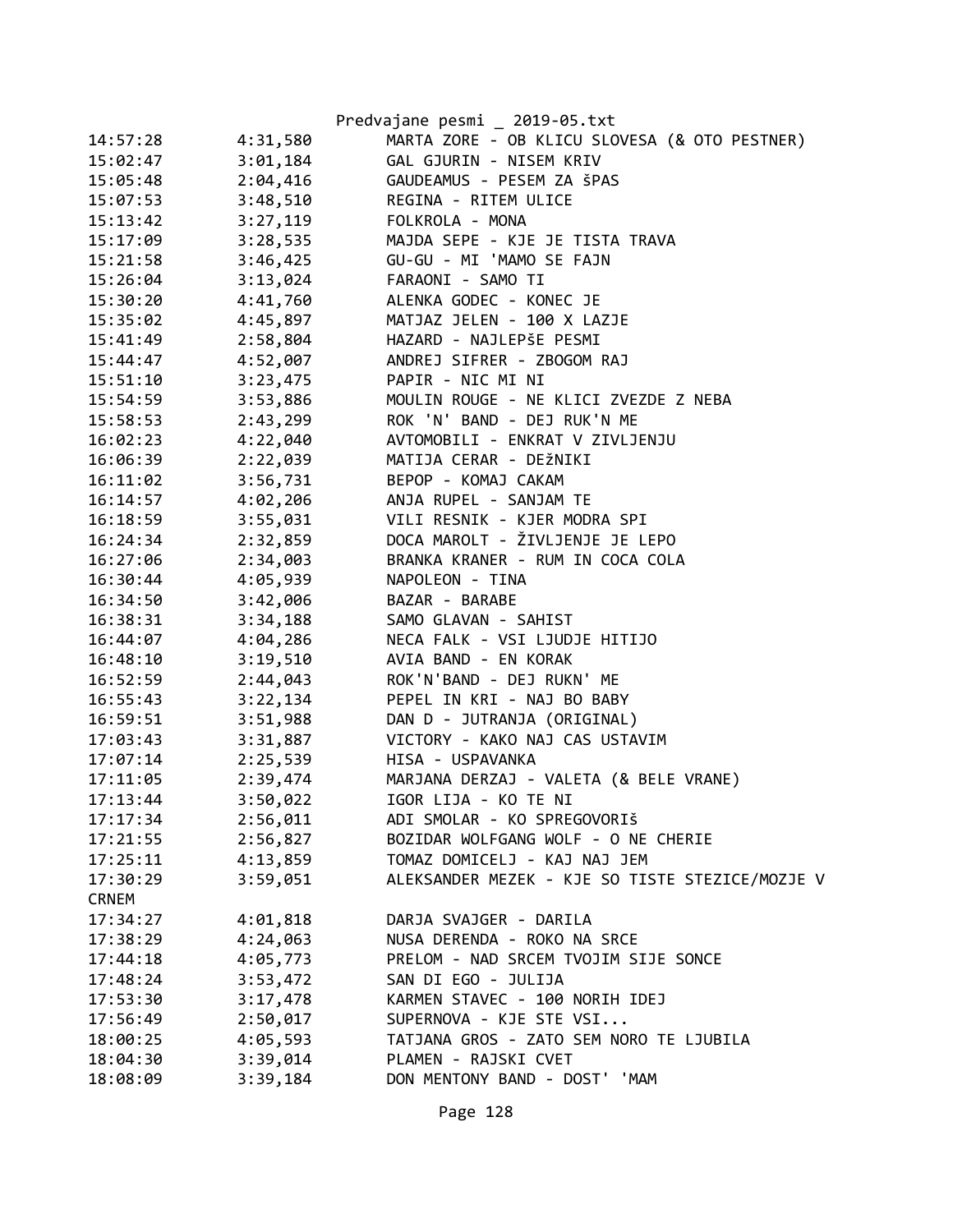| | | |
|---|---|---|
| 14:57:28 | 4:31,580 | MARTA ZORE - OB KLICU SLOVESA (& OTO PESTNER) |
| 15:02:47 | 3:01,184 | GAL GJURIN - NISEM KRIV |
| 15:05:48 | 2:04,416 | GAUDEAMUS - PESEM ZA šPAS |
| 15:07:53 | 3:48,510 | REGINA - RITEM ULICE |
| 15:13:42 | 3:27,119 | FOLKROLA - MONA |
| 15:17:09 | 3:28,535 | MAJDA SEPE - KJE JE TISTA TRAVA |
| 15:21:58 | 3:46,425 | GU-GU - MI 'MAMO SE FAJN |
| 15:26:04 | 3:13,024 | FARAONI - SAMO TI |
| 15:30:20 | 4:41,760 | ALENKA GODEC - KONEC JE |
| 15:35:02 | 4:45,897 | MATJAZ JELEN - 100 X LAZJE |
| 15:41:49 | 2:58,804 | HAZARD - NAJLEPšE PESMI |
| 15:44:47 | 4:52,007 | ANDREJ SIFRER - ZBOGOM RAJ |
| 15:51:10 | 3:23,475 | PAPIR - NIC MI NI |
| 15:54:59 | 3:53,886 | MOULIN ROUGE - NE KLICI ZVEZDE Z NEBA |
| 15:58:53 | 2:43,299 | ROK 'N' BAND - DEJ RUK'N ME |
| 16:02:23 | 4:22,040 | AVTOMOBILI - ENKRAT V ZIVLJENJU |
| 16:06:39 | 2:22,039 | MATIJA CERAR - DEžNIKI |
| 16:11:02 | 3:56,731 | BEPOP - KOMAJ CAKAM |
| 16:14:57 | 4:02,206 | ANJA RUPEL - SANJAM TE |
| 16:18:59 | 3:55,031 | VILI RESNIK - KJER MODRA SPI |
| 16:24:34 | 2:32,859 | DOCA MAROLT - ŽIVLJENJE JE LEPO |
| 16:27:06 | 2:34,003 | BRANKA KRANER - RUM IN COCA COLA |
| 16:30:44 | 4:05,939 | NAPOLEON - TINA |
| 16:34:50 | 3:42,006 | BAZAR - BARABE |
| 16:38:31 | 3:34,188 | SAMO GLAVAN - SAHIST |
| 16:44:07 | 4:04,286 | NECA FALK - VSI LJUDJE HITIJO |
| 16:48:10 | 3:19,510 | AVIA BAND - EN KORAK |
| 16:52:59 | 2:44,043 | ROK'N'BAND - DEJ RUKN' ME |
| 16:55:43 | 3:22,134 | PEPEL IN KRI - NAJ BO BABY |
| 16:59:51 | 3:51,988 | DAN D - JUTRANJA (ORIGINAL) |
| 17:03:43 | 3:31,887 | VICTORY - KAKO NAJ CAS USTAVIM |
| 17:07:14 | 2:25,539 | HISA - USPAVANKA |
| 17:11:05 | 2:39,474 | MARJANA DERZAJ - VALETA (& BELE VRANE) |
| 17:13:44 | 3:50,022 | IGOR LIJA - KO TE NI |
| 17:17:34 | 2:56,011 | ADI SMOLAR - KO SPREGOVORIš |
| 17:21:55 | 2:56,827 | BOZIDAR WOLFGANG WOLF - O NE CHERIE |
| 17:25:11 | 4:13,859 | TOMAZ DOMICELJ - KAJ NAJ JEM |
| 17:30:29 | 3:59,051 | ALEKSANDER MEZEK - KJE SO TISTE STEZICE/MOZJE V CRNEM |
| 17:34:27 | 4:01,818 | DARJA SVAJGER - DARILA |
| 17:38:29 | 4:24,063 | NUSA DERENDA - ROKO NA SRCE |
| 17:44:18 | 4:05,773 | PRELOM - NAD SRCEM TVOJIM SIJE SONCE |
| 17:48:24 | 3:53,472 | SAN DI EGO - JULIJA |
| 17:53:30 | 3:17,478 | KARMEN STAVEC - 100 NORIH IDEJ |
| 17:56:49 | 2:50,017 | SUPERNOVA - KJE STE VSI... |
| 18:00:25 | 4:05,593 | TATJANA GROS - ZATO SEM NORO TE LJUBILA |
| 18:04:30 | 3:39,014 | PLAMEN - RAJSKI CVET |
| 18:08:09 | 3:39,184 | DON MENTONY BAND - DOST' 'MAM |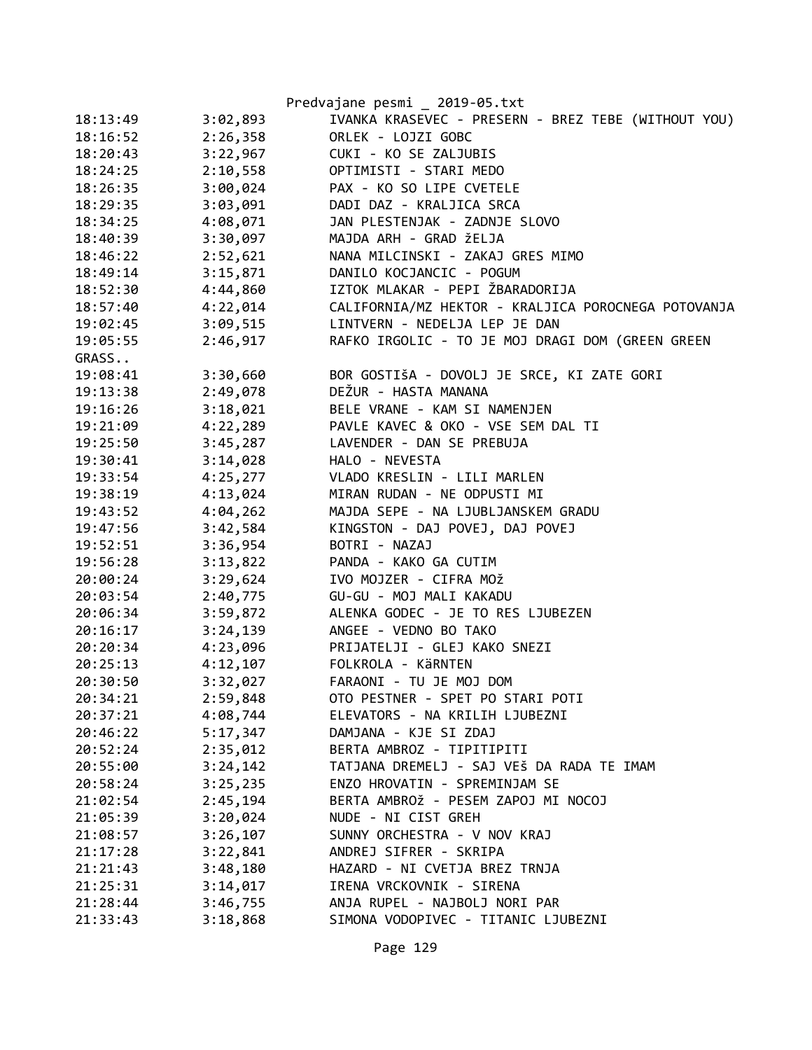| | | |
|---|---|---|
| 18:13:49 | 3:02,893 | IVANKA KRASEVEC - PRESERN - BREZ TEBE (WITHOUT YOU) |
| 18:16:52 | 2:26,358 | ORLEK - LOJZI GOBC |
| 18:20:43 | 3:22,967 | CUKI - KO SE ZALJUBIS |
| 18:24:25 | 2:10,558 | OPTIMISTI - STARI MEDO |
| 18:26:35 | 3:00,024 | PAX - KO SO LIPE CVETELE |
| 18:29:35 | 3:03,091 | DADI DAZ - KRALJICA SRCA |
| 18:34:25 | 4:08,071 | JAN PLESTENJAK - ZADNJE SLOVO |
| 18:40:39 | 3:30,097 | MAJDA ARH - GRAD žELJA |
| 18:46:22 | 2:52,621 | NANA MILCINSKI - ZAKAJ GRES MIMO |
| 18:49:14 | 3:15,871 | DANILO KOCJANCIC - POGUM |
| 18:52:30 | 4:44,860 | IZTOK MLAKAR - PEPI ŽBARADORIJA |
| 18:57:40 | 4:22,014 | CALIFORNIA/MZ HEKTOR - KRALJICA POROCNEGA POTOVANJA |
| 19:02:45 | 3:09,515 | LINTVERN - NEDELJA LEP JE DAN |
| 19:05:55 | 2:46,917 | RAFKO IRGOLIC - TO JE MOJ DRAGI DOM (GREEN GREEN GRASS.. |
| 19:08:41 | 3:30,660 | BOR GOSTIŠA - DOVOLJ JE SRCE, KI ZATE GORI |
| 19:13:38 | 2:49,078 | DEŽUR - HASTA MANANA |
| 19:16:26 | 3:18,021 | BELE VRANE - KAM SI NAMENJEN |
| 19:21:09 | 4:22,289 | PAVLE KAVEC & OKO - VSE SEM DAL TI |
| 19:25:50 | 3:45,287 | LAVENDER - DAN SE PREBUJA |
| 19:30:41 | 3:14,028 | HALO - NEVESTA |
| 19:33:54 | 4:25,277 | VLADO KRESLIN - LILI MARLEN |
| 19:38:19 | 4:13,024 | MIRAN RUDAN - NE ODPUSTI MI |
| 19:43:52 | 4:04,262 | MAJDA SEPE - NA LJUBLJANSKEM GRADU |
| 19:47:56 | 3:42,584 | KINGSTON - DAJ POVEJ, DAJ POVEJ |
| 19:52:51 | 3:36,954 | BOTRI - NAZAJ |
| 19:56:28 | 3:13,822 | PANDA - KAKO GA CUTIM |
| 20:00:24 | 3:29,624 | IVO MOJZER - CIFRA MOž |
| 20:03:54 | 2:40,775 | GU-GU - MOJ MALI KAKADU |
| 20:06:34 | 3:59,872 | ALENKA GODEC - JE TO RES LJUBEZEN |
| 20:16:17 | 3:24,139 | ANGEE - VEDNO BO TAKO |
| 20:20:34 | 4:23,096 | PRIJATELJI - GLEJ KAKO SNEZI |
| 20:25:13 | 4:12,107 | FOLKROLA - KäRNTEN |
| 20:30:50 | 3:32,027 | FARAONI - TU JE MOJ DOM |
| 20:34:21 | 2:59,848 | OTO PESTNER - SPET PO STARI POTI |
| 20:37:21 | 4:08,744 | ELEVATORS - NA KRILIH LJUBEZNI |
| 20:46:22 | 5:17,347 | DAMJANA - KJE SI ZDAJ |
| 20:52:24 | 2:35,012 | BERTA AMBROZ - TIPITIPITI |
| 20:55:00 | 3:24,142 | TATJANA DREMELJ - SAJ VEŠ DA RADA TE IMAM |
| 20:58:24 | 3:25,235 | ENZO HROVATIN - SPREMINJAM SE |
| 21:02:54 | 2:45,194 | BERTA AMBROž - PESEM ZAPOJ MI NOCOJ |
| 21:05:39 | 3:20,024 | NUDE - NI CIST GREH |
| 21:08:57 | 3:26,107 | SUNNY ORCHESTRA - V NOV KRAJ |
| 21:17:28 | 3:22,841 | ANDREJ SIFRER - SKRIPA |
| 21:21:43 | 3:48,180 | HAZARD - NI CVETJA BREZ TRNJA |
| 21:25:31 | 3:14,017 | IRENA VRCKOVNIK - SIRENA |
| 21:28:44 | 3:46,755 | ANJA RUPEL - NAJBOLJ NORI PAR |
| 21:33:43 | 3:18,868 | SIMONA VODOPIVEC - TITANIC LJUBEZNI |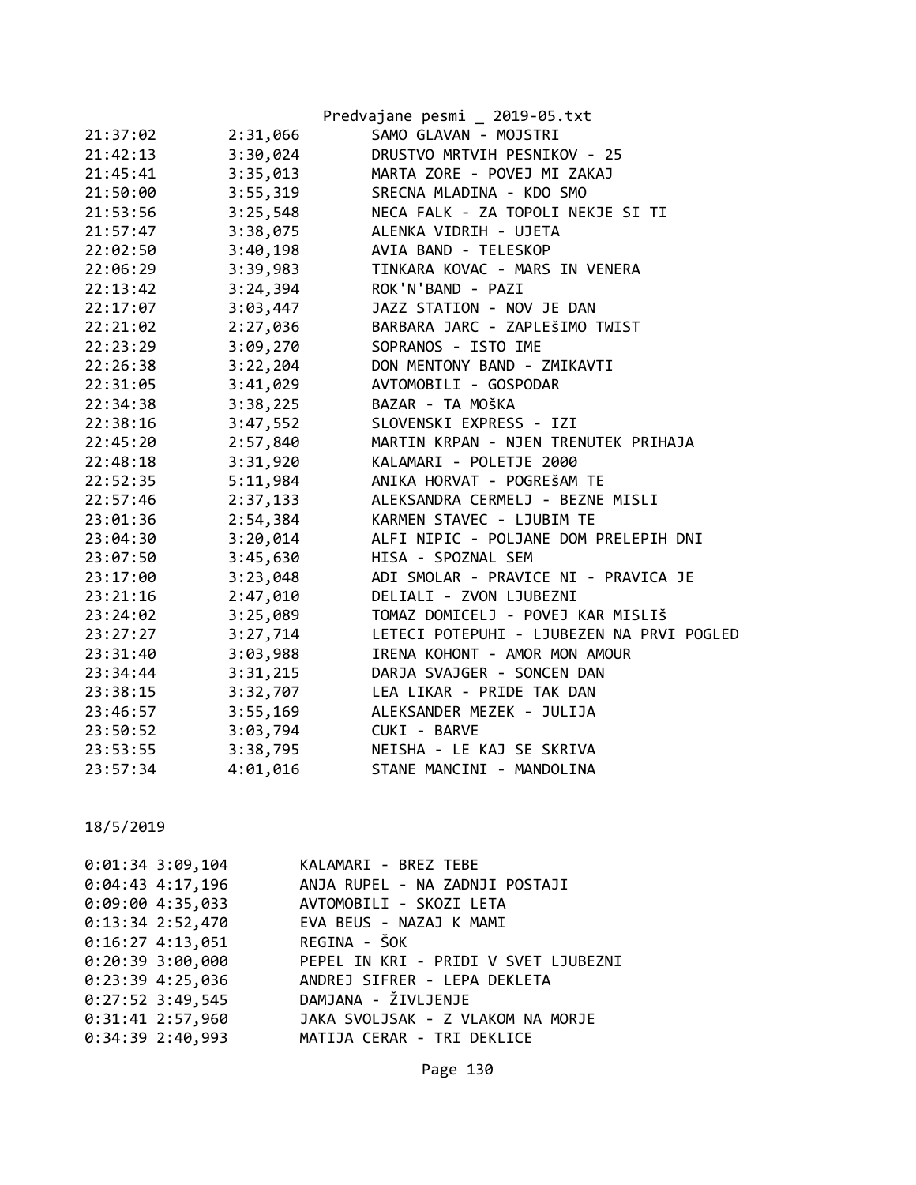| | | |
|---|---|---|
| 21:37:02 | 2:31,066 | SAMO GLAVAN - MOJSTRI |
| 21:42:13 | 3:30,024 | DRUSTVO MRTVIH PESNIKOV - 25 |
| 21:45:41 | 3:35,013 | MARTA ZORE - POVEJ MI ZAKAJ |
| 21:50:00 | 3:55,319 | SRECNA MLADINA - KDO SMO |
| 21:53:56 | 3:25,548 | NECA FALK - ZA TOPOLI NEKJE SI TI |
| 21:57:47 | 3:38,075 | ALENKA VIDRIH - UJETA |
| 22:02:50 | 3:40,198 | AVIA BAND - TELESKOP |
| 22:06:29 | 3:39,983 | TINKARA KOVAC - MARS IN VENERA |
| 22:13:42 | 3:24,394 | ROK'N'BAND - PAZI |
| 22:17:07 | 3:03,447 | JAZZ STATION - NOV JE DAN |
| 22:21:02 | 2:27,036 | BARBARA JARC - ZAPLEŠIMO TWIST |
| 22:23:29 | 3:09,270 | SOPRANOS - ISTO IME |
| 22:26:38 | 3:22,204 | DON MENTONY BAND - ZMIKAVTI |
| 22:31:05 | 3:41,029 | AVTOMOBILI - GOSPODAR |
| 22:34:38 | 3:38,225 | BAZAR - TA MOŠKA |
| 22:38:16 | 3:47,552 | SLOVENSKI EXPRESS - IZI |
| 22:45:20 | 2:57,840 | MARTIN KRPAN - NJEN TRENUTEK PRIHAJA |
| 22:48:18 | 3:31,920 | KALAMARI - POLETJE 2000 |
| 22:52:35 | 5:11,984 | ANIKA HORVAT - POGREŠAM TE |
| 22:57:46 | 2:37,133 | ALEKSANDRA CERMELJ - BEZNE MISLI |
| 23:01:36 | 2:54,384 | KARMEN STAVEC - LJUBIM TE |
| 23:04:30 | 3:20,014 | ALFI NIPIC - POLJANE DOM PRELEPIH DNI |
| 23:07:50 | 3:45,630 | HISA - SPOZNAL SEM |
| 23:17:00 | 3:23,048 | ADI SMOLAR - PRAVICE NI - PRAVICA JE |
| 23:21:16 | 2:47,010 | DELIALI - ZVON LJUBEZNI |
| 23:24:02 | 3:25,089 | TOMAZ DOMICELJ - POVEJ KAR MISLIŠ |
| 23:27:27 | 3:27,714 | LETECI POTEPUHI - LJUBEZEN NA PRVI POGLED |
| 23:31:40 | 3:03,988 | IRENA KOHONT - AMOR MON AMOUR |
| 23:34:44 | 3:31,215 | DARJA SVAJGER - SONCEN DAN |
| 23:38:15 | 3:32,707 | LEA LIKAR - PRIDE TAK DAN |
| 23:46:57 | 3:55,169 | ALEKSANDER MEZEK - JULIJA |
| 23:50:52 | 3:03,794 | CUKI - BARVE |
| 23:53:55 | 3:38,795 | NEISHA - LE KAJ SE SKRIVA |
| 23:57:34 | 4:01,016 | STANE MANCINI - MANDOLINA |

18/5/2019

| | | |
|---|---|---|
| 0:01:34 | 3:09,104 | KALAMARI - BREZ TEBE |
| 0:04:43 | 4:17,196 | ANJA RUPEL - NA ZADNJI POSTAJI |
| 0:09:00 | 4:35,033 | AVTOMOBILI - SKOZI LETA |
| 0:13:34 | 2:52,470 | EVA BEUS - NAZAJ K MAMI |
| 0:16:27 | 4:13,051 | REGINA - ŠOK |
| 0:20:39 | 3:00,000 | PEPEL IN KRI - PRIDI V SVET LJUBEZNI |
| 0:23:39 | 4:25,036 | ANDREJ SIFRER - LEPA DEKLETA |
| 0:27:52 | 3:49,545 | DAMJANA - ŽIVLJENJE |
| 0:31:41 | 2:57,960 | JAKA SVOLJSAK - Z VLAKOM NA MORJE |
| 0:34:39 | 2:40,993 | MATIJA CERAR - TRI DEKLICE |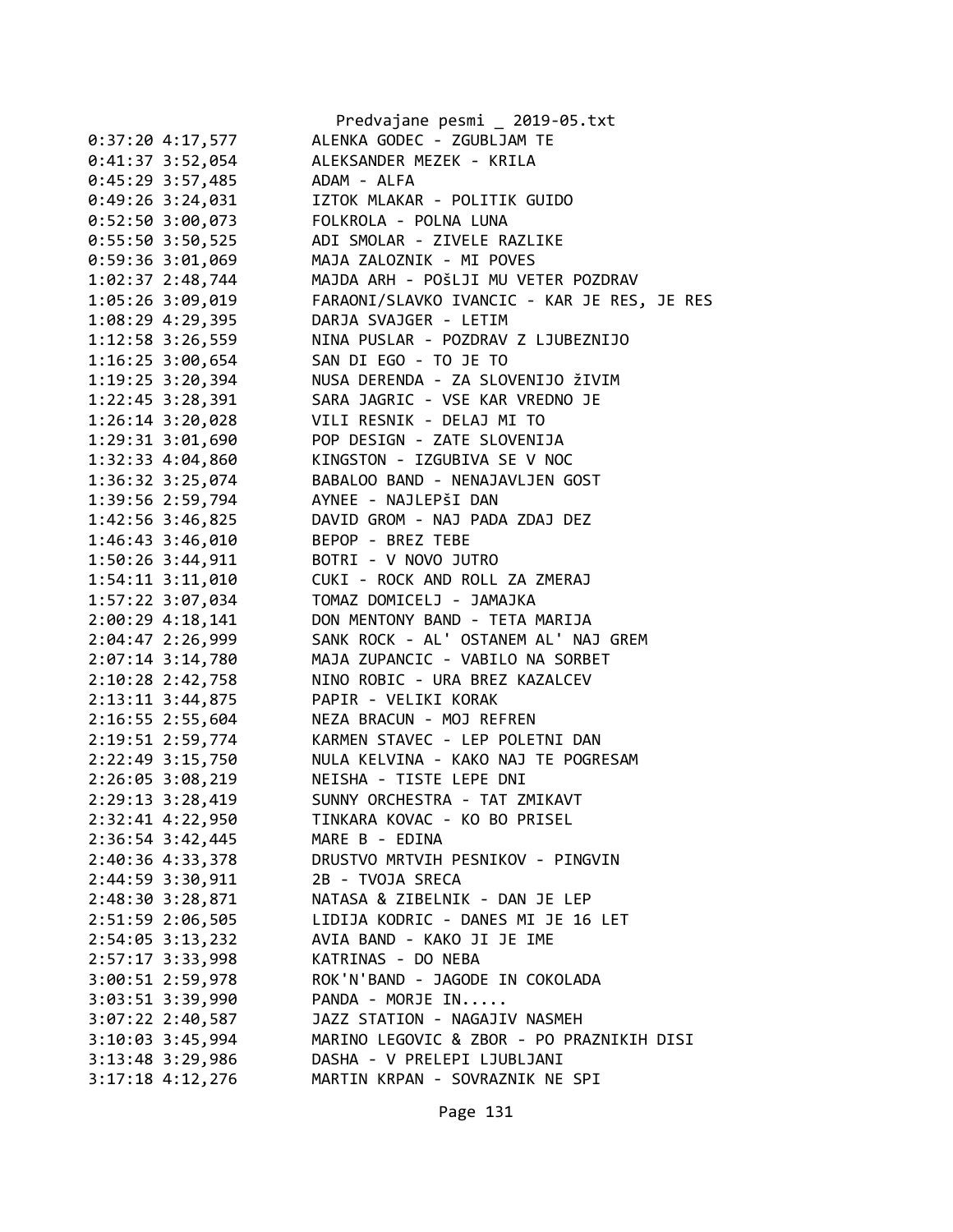```
0:37:20 4:17,577        ALENKA GODEC - ZGUBLJAM TE
0:41:37 3:52,054        ALEKSANDER MEZEK - KRILA
0:45:29 3:57,485        ADAM - ALFA
0:49:26 3:24,031        IZTOK MLAKAR - POLITIK GUIDO
0:52:50 3:00,073        FOLKROLA - POLNA LUNA
0:55:50 3:50,525        ADI SMOLAR - ZIVELE RAZLIKE
0:59:36 3:01,069        MAJA ZALOZNIK - MI POVES
1:02:37 2:48,744        MAJDA ARH - POŠLJI MU VETER POZDRAV
1:05:26 3:09,019        FARAONI/SLAVKO IVANCIC - KAR JE RES, JE RES
1:08:29 4:29,395        DARJA SVAJGER - LETIM
1:12:58 3:26,559        NINA PUSLAR - POZDRAV Z LJUBEZNIJO
1:16:25 3:00,654        SAN DI EGO - TO JE TO
1:19:25 3:20,394        NUSA DERENDA - ZA SLOVENIJO žIVIM
1:22:45 3:28,391        SARA JAGRIC - VSE KAR VREDNO JE
1:26:14 3:20,028        VILI RESNIK - DELAJ MI TO
1:29:31 3:01,690        POP DESIGN - ZATE SLOVENIJA
1:32:33 4:04,860        KINGSTON - IZGUBIVA SE V NOC
1:36:32 3:25,074        BABALOO BAND - NENAJAVLJEN GOST
1:39:56 2:59,794        AYNEE - NAJLEPŠI DAN
1:42:56 3:46,825        DAVID GROM - NAJ PADA ZDAJ DEZ
1:46:43 3:46,010        BEPOP - BREZ TEBE
1:50:26 3:44,911        BOTRI - V NOVO JUTRO
1:54:11 3:11,010        CUKI - ROCK AND ROLL ZA ZMERAJ
1:57:22 3:07,034        TOMAZ DOMICELJ - JAMAJKA
2:00:29 4:18,141        DON MENTONY BAND - TETA MARIJA
2:04:47 2:26,999        SANK ROCK - AL' OSTANEM AL' NAJ GREM
2:07:14 3:14,780        MAJA ZUPANCIC - VABILO NA SORBET
2:10:28 2:42,758        NINO ROBIC - URA BREZ KAZALCEV
2:13:11 3:44,875        PAPIR - VELIKI KORAK
2:16:55 2:55,604        NEZA BRACUN - MOJ REFREN
2:19:51 2:59,774        KARMEN STAVEC - LEP POLETNI DAN
2:22:49 3:15,750        NULA KELVINA - KAKO NAJ TE POGRESAM
2:26:05 3:08,219        NEISHA - TISTE LEPE DNI
2:29:13 3:28,419        SUNNY ORCHESTRA - TAT ZMIKAVT
2:32:41 4:22,950        TINKARA KOVAC - KO BO PRISEL
2:36:54 3:42,445        MARE B - EDINA
2:40:36 4:33,378        DRUSTVO MRTVIH PESNIKOV - PINGVIN
2:44:59 3:30,911        2B - TVOJA SRECA
2:48:30 3:28,871        NATASA & ZIBELNIK - DAN JE LEP
2:51:59 2:06,505        LIDIJA KODRIC - DANES MI JE 16 LET
2:54:05 3:13,232        AVIA BAND - KAKO JI JE IME
2:57:17 3:33,998        KATRINAS - DO NEBA
3:00:51 2:59,978        ROK'N'BAND - JAGODE IN COKOLADA
3:03:51 3:39,990        PANDA - MORJE IN.....
3:07:22 2:40,587        JAZZ STATION - NAGAJIV NASMEH
3:10:03 3:45,994        MARINO LEGOVIC & ZBOR - PO PRAZNIKIH DISI
3:13:48 3:29,986        DASHA - V PRELEPI LJUBLJANI
3:17:18 4:12,276        MARTIN KRPAN - SOVRAZNIK NE SPI
```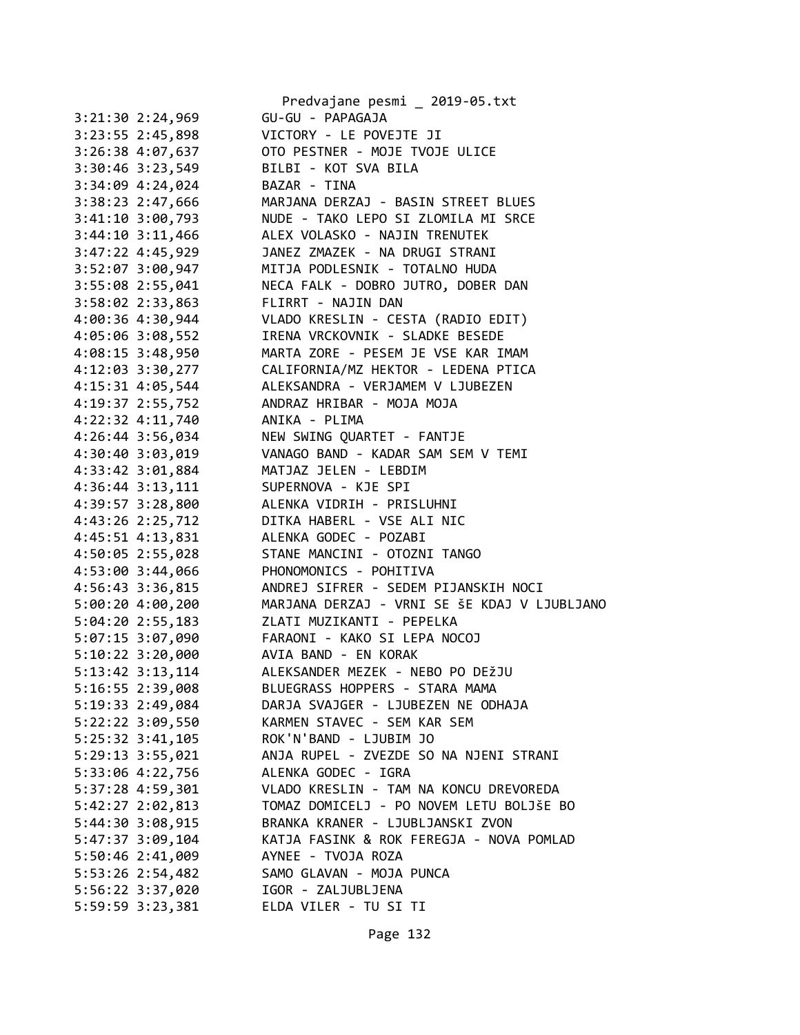3:21:30 2:24,969 GU-GU - PAPAGAJA
3:23:55 2:45,898 VICTORY - LE POVEJTE JI
3:26:38 4:07,637 OTO PESTNER - MOJE TVOJE ULICE
3:30:46 3:23,549 BILBI - KOT SVA BILA
3:34:09 4:24,024 BAZAR - TINA
3:38:23 2:47,666 MARJANA DERZAJ - BASIN STREET BLUES
3:41:10 3:00,793 NUDE - TAKO LEPO SI ZLOMILA MI SRCE
3:44:10 3:11,466 ALEX VOLASKO - NAJIN TRENUTEK
3:47:22 4:45,929 JANEZ ZMAZEK - NA DRUGI STRANI
3:52:07 3:00,947 MITJA PODLESNIK - TOTALNO HUDA
3:55:08 2:55,041 NECA FALK - DOBRO JUTRO, DOBER DAN
3:58:02 2:33,863 FLIRRT - NAJIN DAN
4:00:36 4:30,944 VLADO KRESLIN - CESTA (RADIO EDIT)
4:05:06 3:08,552 IRENA VRCKOVNIK - SLADKE BESEDE
4:08:15 3:48,950 MARTA ZORE - PESEM JE VSE KAR IMAM
4:12:03 3:30,277 CALIFORNIA/MZ HEKTOR - LEDENA PTICA
4:15:31 4:05,544 ALEKSANDRA - VERJAMEM V LJUBEZEN
4:19:37 2:55,752 ANDRAZ HRIBAR - MOJA MOJA
4:22:32 4:11,740 ANIKA - PLIMA
4:26:44 3:56,034 NEW SWING QUARTET - FANTJE
4:30:40 3:03,019 VANAGO BAND - KADAR SAM SEM V TEMI
4:33:42 3:01,884 MATJAZ JELEN - LEBDIM
4:36:44 3:13,111 SUPERNOVA - KJE SPI
4:39:57 3:28,800 ALENKA VIDRIH - PRISLUHNI
4:43:26 2:25,712 DITKA HABERL - VSE ALI NIC
4:45:51 4:13,831 ALENKA GODEC - POZABI
4:50:05 2:55,028 STANE MANCINI - OTOZNI TANGO
4:53:00 3:44,066 PHONOMONICS - POHITIVA
4:56:43 3:36,815 ANDREJ SIFRER - SEDEM PIJANSKIH NOCI
5:00:20 4:00,200 MARJANA DERZAJ - VRNI SE ŠE KDAJ V LJUBLJANO
5:04:20 2:55,183 ZLATI MUZIKANTI - PEPELKA
5:07:15 3:07,090 FARAONI - KAKO SI LEPA NOCOJ
5:10:22 3:20,000 AVIA BAND - EN KORAK
5:13:42 3:13,114 ALEKSANDER MEZEK - NEBO PO DEŽJU
5:16:55 2:39,008 BLUEGRASS HOPPERS - STARA MAMA
5:19:33 2:49,084 DARJA SVAJGER - LJUBEZEN NE ODHAJA
5:22:22 3:09,550 KARMEN STAVEC - SEM KAR SEM
5:25:32 3:41,105 ROK'N'BAND - LJUBIM JO
5:29:13 3:55,021 ANJA RUPEL - ZVEZDE SO NA NJENI STRANI
5:33:06 4:22,756 ALENKA GODEC - IGRA
5:37:28 4:59,301 VLADO KRESLIN - TAM NA KONCU DREVOREDA
5:42:27 2:02,813 TOMAZ DOMICELJ - PO NOVEM LETU BOLJŠE BO
5:44:30 3:08,915 BRANKA KRANER - LJUBLJANSKI ZVON
5:47:37 3:09,104 KATJA FASINK & ROK FEREGJA - NOVA POMLAD
5:50:46 2:41,009 AYNEE - TVOJA ROZA
5:53:26 2:54,482 SAMO GLAVAN - MOJA PUNCA
5:56:22 3:37,020 IGOR - ZALJUBLJENA
5:59:59 3:23,381 ELDA VILER - TU SI TI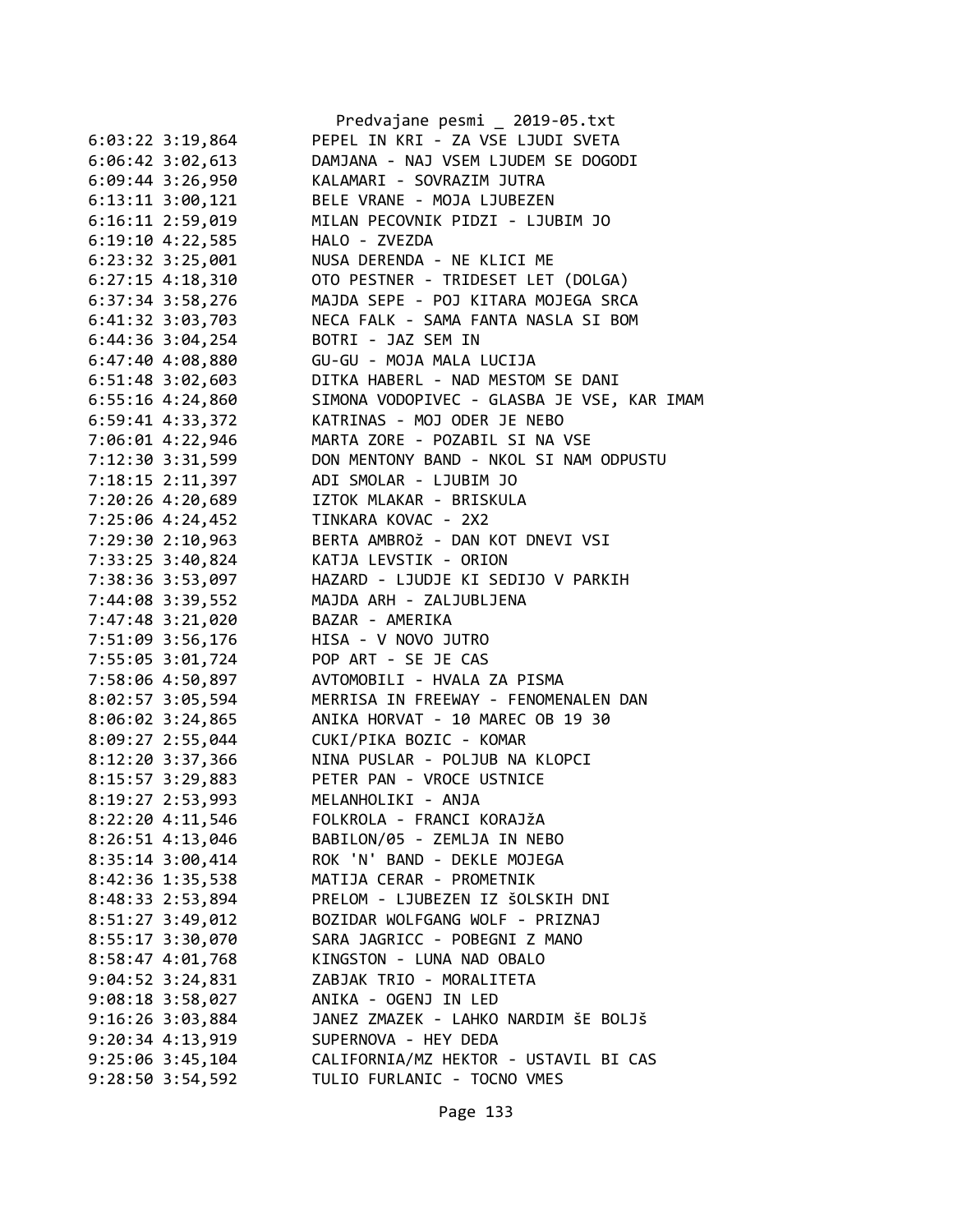```
6:03:22 3:19,864        PEPEL IN KRI - ZA VSE LJUDI SVETA
6:06:42 3:02,613        DAMJANA - NAJ VSEM LJUDEM SE DOGODI
6:09:44 3:26,950        KALAMARI - SOVRAZIM JUTRA
6:13:11 3:00,121        BELE VRANE - MOJA LJUBEZEN
6:16:11 2:59,019        MILAN PECOVNIK PIDZI - LJUBIM JO
6:19:10 4:22,585        HALO - ZVEZDA
6:23:32 3:25,001        NUSA DERENDA - NE KLICI ME
6:27:15 4:18,310        OTO PESTNER - TRIDESET LET (DOLGA)
6:37:34 3:58,276        MAJDA SEPE - POJ KITARA MOJEGA SRCA
6:41:32 3:03,703        NECA FALK - SAMA FANTA NASLA SI BOM
6:44:36 3:04,254        BOTRI - JAZ SEM IN
6:47:40 4:08,880        GU-GU - MOJA MALA LUCIJA
6:51:48 3:02,603        DITKA HABERL - NAD MESTOM SE DANI
6:55:16 4:24,860        SIMONA VODOPIVEC - GLASBA JE VSE, KAR IMAM
6:59:41 4:33,372        KATRINAS - MOJ ODER JE NEBO
7:06:01 4:22,946        MARTA ZORE - POZABIL SI NA VSE
7:12:30 3:31,599        DON MENTONY BAND - NKOL SI NAM ODPUSTU
7:18:15 2:11,397        ADI SMOLAR - LJUBIM JO
7:20:26 4:20,689        IZTOK MLAKAR - BRISKULA
7:25:06 4:24,452        TINKARA KOVAC - 2X2
7:29:30 2:10,963        BERTA AMBROž - DAN KOT DNEVI VSI
7:33:25 3:40,824        KATJA LEVSTIK - ORION
7:38:36 3:53,097        HAZARD - LJUDJE KI SEDIJO V PARKIH
7:44:08 3:39,552        MAJDA ARH - ZALJUBLJENA
7:47:48 3:21,020        BAZAR - AMERIKA
7:51:09 3:56,176        HISA - V NOVO JUTRO
7:55:05 3:01,724        POP ART - SE JE CAS
7:58:06 4:50,897        AVTOMOBILI - HVALA ZA PISMA
8:02:57 3:05,594        MERRISA IN FREEWAY - FENOMENALEN DAN
8:06:02 3:24,865        ANIKA HORVAT - 10 MAREC OB 19 30
8:09:27 2:55,044        CUKI/PIKA BOZIC - KOMAR
8:12:20 3:37,366        NINA PUSLAR - POLJUB NA KLOPCI
8:15:57 3:29,883        PETER PAN - VROCE USTNICE
8:19:27 2:53,993        MELANHOLIKI - ANJA
8:22:20 4:11,546        FOLKROLA - FRANCI KORAJžA
8:26:51 4:13,046        BABILON/05 - ZEMLJA IN NEBO
8:35:14 3:00,414        ROK 'N' BAND - DEKLE MOJEGA
8:42:36 1:35,538        MATIJA CERAR - PROMETNIK
8:48:33 2:53,894        PRELOM - LJUBEZEN IZ šOLSKIH DNI
8:51:27 3:49,012        BOZIDAR WOLFGANG WOLF - PRIZNAJ
8:55:17 3:30,070        SARA JAGRICC - POBEGNI Z MANO
8:58:47 4:01,768        KINGSTON - LUNA NAD OBALO
9:04:52 3:24,831        ZABJAK TRIO - MORALITETA
9:08:18 3:58,027        ANIKA - OGENJ IN LED
9:16:26 3:03,884        JANEZ ZMAZEK - LAHKO NARDIM šE BOLJš
9:20:34 4:13,919        SUPERNOVA - HEY DEDA
9:25:06 3:45,104        CALIFORNIA/MZ HEKTOR - USTAVIL BI CAS
9:28:50 3:54,592        TULIO FURLANIC - TOCNO VMES
```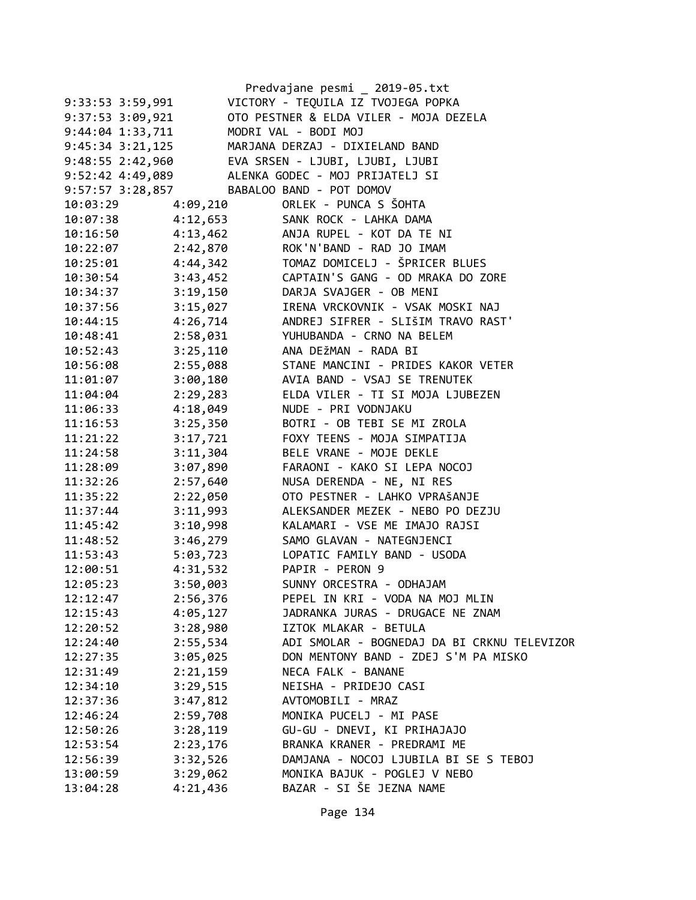Predvajane pesmi _ 2019-05.txt

```
9:33:53 3:59,991        VICTORY - TEQUILA IZ TVOJEGA POPKA
9:37:53 3:09,921        OTO PESTNER & ELDA VILER - MOJA DEZELA
9:44:04 1:33,711        MODRI VAL - BODI MOJ
9:45:34 3:21,125        MARJANA DERZAJ - DIXIELAND BAND
9:48:55 2:42,960        EVA SRSEN - LJUBI, LJUBI, LJUBI
9:52:42 4:49,089        ALENKA GODEC - MOJ PRIJATELJ SI
9:57:57 3:28,857        BABALOO BAND - POT DOMOV
10:03:29        4:09,210        ORLEK - PUNCA S ŠOHTA
10:07:38        4:12,653        SANK ROCK - LAHKA DAMA
10:16:50        4:13,462        ANJA RUPEL - KOT DA TE NI
10:22:07        2:42,870        ROK'N'BAND - RAD JO IMAM
10:25:01        4:44,342        TOMAZ DOMICELJ - ŠPRICER BLUES
10:30:54        3:43,452        CAPTAIN'S GANG - OD MRAKA DO ZORE
10:34:37        3:19,150        DARJA SVAJGER - OB MENI
10:37:56        3:15,027        IRENA VRCKOVNIK - VSAK MOSKI NAJ
10:44:15        4:26,714        ANDREJ SIFRER - SLIŠIM TRAVO RAST'
10:48:41        2:58,031        YUHUBANDA - CRNO NA BELEM
10:52:43        3:25,110        ANA DEžMAN - RADA BI
10:56:08        2:55,088        STANE MANCINI - PRIDES KAKOR VETER
11:01:07        3:00,180        AVIA BAND - VSAJ SE TRENUTEK
11:04:04        2:29,283        ELDA VILER - TI SI MOJA LJUBEZEN
11:06:33        4:18,049        NUDE - PRI VODNJAKU
11:16:53        3:25,350        BOTRI - OB TEBI SE MI ZROLA
11:21:22        3:17,721        FOXY TEENS - MOJA SIMPATIJA
11:24:58        3:11,304        BELE VRANE - MOJE DEKLE
11:28:09        3:07,890        FARAONI - KAKO SI LEPA NOCOJ
11:32:26        2:57,640        NUSA DERENDA - NE, NI RES
11:35:22        2:22,050        OTO PESTNER - LAHKO VPRAŠANJE
11:37:44        3:11,993        ALEKSANDER MEZEK - NEBO PO DEZJU
11:45:42        3:10,998        KALAMARI - VSE ME IMAJO RAJSI
11:48:52        3:46,279        SAMO GLAVAN - NATEGNJENCI
11:53:43        5:03,723        LOPATIC FAMILY BAND - USODA
12:00:51        4:31,532        PAPIR - PERON 9
12:05:23        3:50,003        SUNNY ORCESTRA - ODHAJAM
12:12:47        2:56,376        PEPEL IN KRI - VODA NA MOJ MLIN
12:15:43        4:05,127        JADRANKA JURAS - DRUGACE NE ZNAM
12:20:52        3:28,980        IZTOK MLAKAR - BETULA
12:24:40        2:55,534        ADI SMOLAR - BOGNEDAJ DA BI CRKNU TELEVIZOR
12:27:35        3:05,025        DON MENTONY BAND - ZDEJ S'M PA MISKO
12:31:49        2:21,159        NECA FALK - BANANE
12:34:10        3:29,515        NEISHA - PRIDEJO CASI
12:37:36        3:47,812        AVTOMOBILI - MRAZ
12:46:24        2:59,708        MONIKA PUCELJ - MI PASE
12:50:26        3:28,119        GU-GU - DNEVI, KI PRIHAJAJO
12:53:54        2:23,176        BRANKA KRANER - PREDRAMI ME
12:56:39        3:32,526        DAMJANA - NOCOJ LJUBILA BI SE S TEBOJ
13:00:59        3:29,062        MONIKA BAJUK - POGLEJ V NEBO
13:04:28        4:21,436        BAZAR - SI ŠE JEZNA NAME
```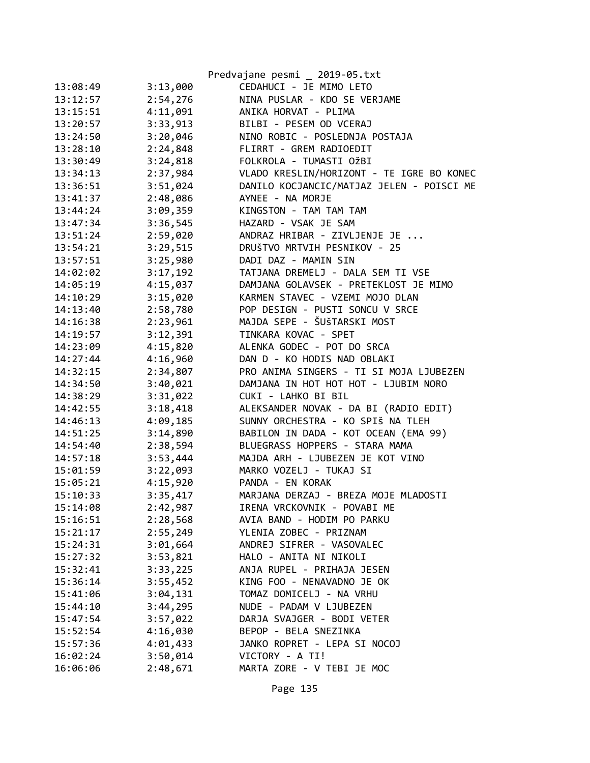| | | |
|---|---|---|
| 13:08:49 | 3:13,000 | CEDAHUCI - JE MIMO LETO |
| 13:12:57 | 2:54,276 | NINA PUSLAR - KDO SE VERJAME |
| 13:15:51 | 4:11,091 | ANIKA HORVAT - PLIMA |
| 13:20:57 | 3:33,913 | BILBI - PESEM OD VCERAJ |
| 13:24:50 | 3:20,046 | NINO ROBIC - POSLEDNJA POSTAJA |
| 13:28:10 | 2:24,848 | FLIRRT - GREM RADIOEDIT |
| 13:30:49 | 3:24,818 | FOLKROLA - TUMASTI OžBI |
| 13:34:13 | 2:37,984 | VLADO KRESLIN/HORIZONT - TE IGRE BO KONEC |
| 13:36:51 | 3:51,024 | DANILO KOCJANCIC/MATJAZ JELEN - POISCI ME |
| 13:41:37 | 2:48,086 | AYNEE - NA MORJE |
| 13:44:24 | 3:09,359 | KINGSTON - TAM TAM TAM |
| 13:47:34 | 3:36,545 | HAZARD - VSAK JE SAM |
| 13:51:24 | 2:59,020 | ANDRAZ HRIBAR - ZIVLJENJE JE ... |
| 13:54:21 | 3:29,515 | DRUŠTVO MRTVIH PESNIKOV - 25 |
| 13:57:51 | 3:25,980 | DADI DAZ - MAMIN SIN |
| 14:02:02 | 3:17,192 | TATJANA DREMELJ - DALA SEM TI VSE |
| 14:05:19 | 4:15,037 | DAMJANA GOLAVSEK - PRETEKLOST JE MIMO |
| 14:10:29 | 3:15,020 | KARMEN STAVEC - VZEMI MOJO DLAN |
| 14:13:40 | 2:58,780 | POP DESIGN - PUSTI SONCU V SRCE |
| 14:16:38 | 2:23,961 | MAJDA SEPE - ŠUŠTARSKI MOST |
| 14:19:57 | 3:12,391 | TINKARA KOVAC - SPET |
| 14:23:09 | 4:15,820 | ALENKA GODEC - POT DO SRCA |
| 14:27:44 | 4:16,960 | DAN D - KO HODIS NAD OBLAKI |
| 14:32:15 | 2:34,807 | PRO ANIMA SINGERS - TI SI MOJA LJUBEZEN |
| 14:34:50 | 3:40,021 | DAMJANA IN HOT HOT HOT - LJUBIM NORO |
| 14:38:29 | 3:31,022 | CUKI - LAHKO BI BIL |
| 14:42:55 | 3:18,418 | ALEKSANDER NOVAK - DA BI (RADIO EDIT) |
| 14:46:13 | 4:09,185 | SUNNY ORCHESTRA - KO SPIš NA TLEH |
| 14:51:25 | 3:14,890 | BABILON IN DADA - KOT OCEAN (EMA 99) |
| 14:54:40 | 2:38,594 | BLUEGRASS HOPPERS - STARA MAMA |
| 14:57:18 | 3:53,444 | MAJDA ARH - LJUBEZEN JE KOT VINO |
| 15:01:59 | 3:22,093 | MARKO VOZELJ - TUKAJ SI |
| 15:05:21 | 4:15,920 | PANDA - EN KORAK |
| 15:10:33 | 3:35,417 | MARJANA DERZAJ - BREZA MOJE MLADOSTI |
| 15:14:08 | 2:42,987 | IRENA VRCKOVNIK - POVABI ME |
| 15:16:51 | 2:28,568 | AVIA BAND - HODIM PO PARKU |
| 15:21:17 | 2:55,249 | YLENIA ZOBEC - PRIZNAM |
| 15:24:31 | 3:01,664 | ANDREJ SIFRER - VASOVALEC |
| 15:27:32 | 3:53,821 | HALO - ANITA NI NIKOLI |
| 15:32:41 | 3:33,225 | ANJA RUPEL - PRIHAJA JESEN |
| 15:36:14 | 3:55,452 | KING FOO - NENAVADNO JE OK |
| 15:41:06 | 3:04,131 | TOMAZ DOMICELJ - NA VRHU |
| 15:44:10 | 3:44,295 | NUDE - PADAM V LJUBEZEN |
| 15:47:54 | 3:57,022 | DARJA SVAJGER - BODI VETER |
| 15:52:54 | 4:16,030 | BEPOP - BELA SNEZINKA |
| 15:57:36 | 4:01,433 | JANKO ROPRET - LEPA SI NOCOJ |
| 16:02:24 | 3:50,014 | VICTORY - A TI! |
| 16:06:06 | 2:48,671 | MARTA ZORE - V TEBI JE MOC |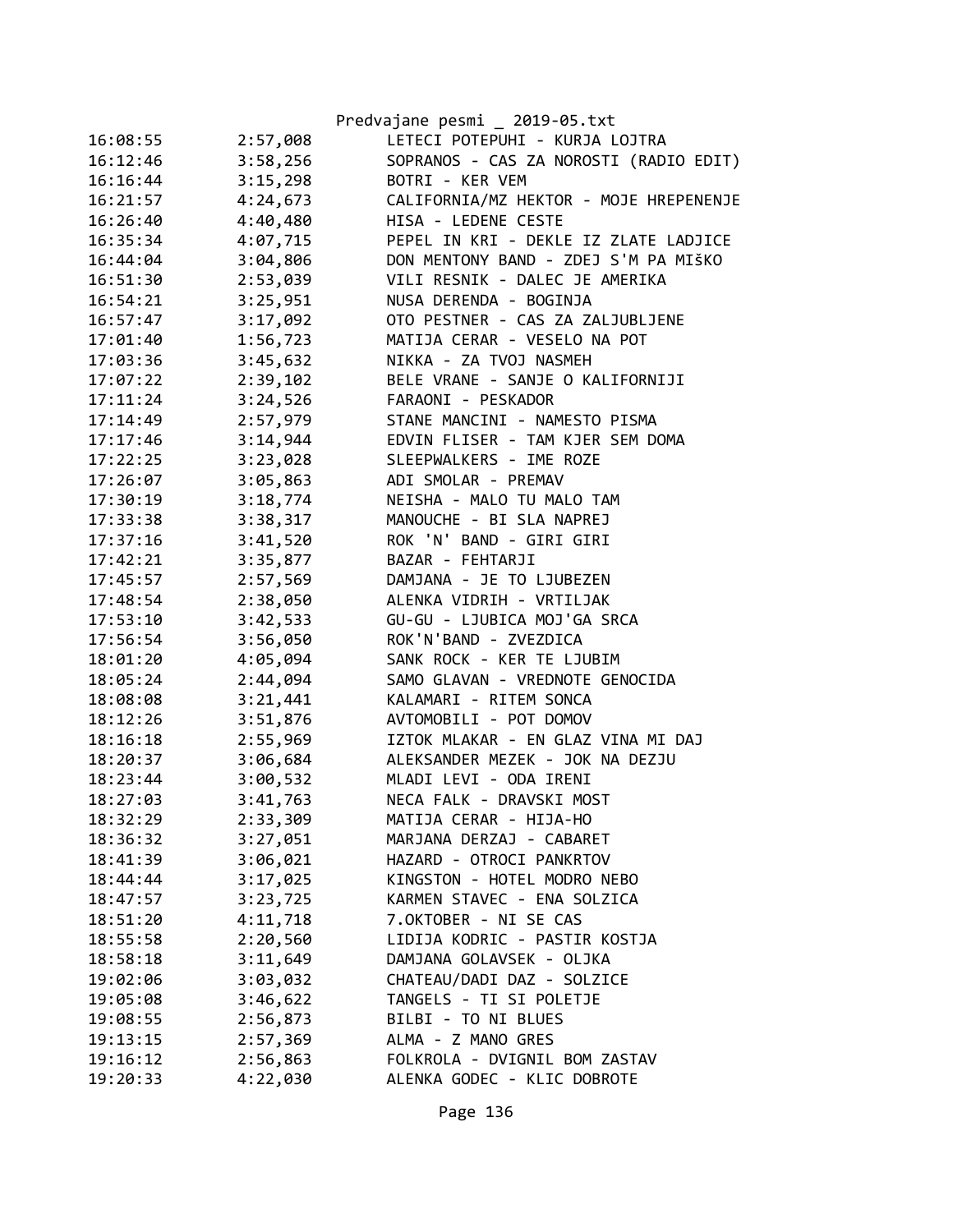| | | |
|---|---|---|
| 16:08:55 | 2:57,008 | LETECI POTEPUHI - KURJA LOJTRA |
| 16:12:46 | 3:58,256 | SOPRANOS - CAS ZA NOROSTI (RADIO EDIT) |
| 16:16:44 | 3:15,298 | BOTRI - KER VEM |
| 16:21:57 | 4:24,673 | CALIFORNIA/MZ HEKTOR - MOJE HREPENENJE |
| 16:26:40 | 4:40,480 | HISA - LEDENE CESTE |
| 16:35:34 | 4:07,715 | PEPEL IN KRI - DEKLE IZ ZLATE LADJICE |
| 16:44:04 | 3:04,806 | DON MENTONY BAND - ZDEJ S'M PA MIŠKO |
| 16:51:30 | 2:53,039 | VILI RESNIK - DALEC JE AMERIKA |
| 16:54:21 | 3:25,951 | NUSA DERENDA - BOGINJA |
| 16:57:47 | 3:17,092 | OTO PESTNER - CAS ZA ZALJUBLJENE |
| 17:01:40 | 1:56,723 | MATIJA CERAR - VESELO NA POT |
| 17:03:36 | 3:45,632 | NIKKA - ZA TVOJ NASMEH |
| 17:07:22 | 2:39,102 | BELE VRANE - SANJE O KALIFORNIJI |
| 17:11:24 | 3:24,526 | FARAONI - PESKADOR |
| 17:14:49 | 2:57,979 | STANE MANCINI - NAMESTO PISMA |
| 17:17:46 | 3:14,944 | EDVIN FLISER - TAM KJER SEM DOMA |
| 17:22:25 | 3:23,028 | SLEEPWALKERS - IME ROZE |
| 17:26:07 | 3:05,863 | ADI SMOLAR - PREMAV |
| 17:30:19 | 3:18,774 | NEISHA - MALO TU MALO TAM |
| 17:33:38 | 3:38,317 | MANOUCHE - BI SLA NAPREJ |
| 17:37:16 | 3:41,520 | ROK 'N' BAND - GIRI GIRI |
| 17:42:21 | 3:35,877 | BAZAR - FEHTARJI |
| 17:45:57 | 2:57,569 | DAMJANA - JE TO LJUBEZEN |
| 17:48:54 | 2:38,050 | ALENKA VIDRIH - VRTILJAK |
| 17:53:10 | 3:42,533 | GU-GU - LJUBICA MOJ'GA SRCA |
| 17:56:54 | 3:56,050 | ROK'N'BAND - ZVEZDICA |
| 18:01:20 | 4:05,094 | SANK ROCK - KER TE LJUBIM |
| 18:05:24 | 2:44,094 | SAMO GLAVAN - VREDNOTE GENOCIDA |
| 18:08:08 | 3:21,441 | KALAMARI - RITEM SONCA |
| 18:12:26 | 3:51,876 | AVTOMOBILI - POT DOMOV |
| 18:16:18 | 2:55,969 | IZTOK MLAKAR - EN GLAZ VINA MI DAJ |
| 18:20:37 | 3:06,684 | ALEKSANDER MEZEK - JOK NA DEZJU |
| 18:23:44 | 3:00,532 | MLADI LEVI - ODA IRENI |
| 18:27:03 | 3:41,763 | NECA FALK - DRAVSKI MOST |
| 18:32:29 | 2:33,309 | MATIJA CERAR - HIJA-HO |
| 18:36:32 | 3:27,051 | MARJANA DERZAJ - CABARET |
| 18:41:39 | 3:06,021 | HAZARD - OTROCI PANKRTOV |
| 18:44:44 | 3:17,025 | KINGSTON - HOTEL MODRO NEBO |
| 18:47:57 | 3:23,725 | KARMEN STAVEC - ENA SOLZICA |
| 18:51:20 | 4:11,718 | 7.OKTOBER - NI SE CAS |
| 18:55:58 | 2:20,560 | LIDIJA KODRIC - PASTIR KOSTJA |
| 18:58:18 | 3:11,649 | DAMJANA GOLAVSEK - OLJKA |
| 19:02:06 | 3:03,032 | CHATEAU/DADI DAZ - SOLZICE |
| 19:05:08 | 3:46,622 | TANGELS - TI SI POLETJE |
| 19:08:55 | 2:56,873 | BILBI - TO NI BLUES |
| 19:13:15 | 2:57,369 | ALMA - Z MANO GRES |
| 19:16:12 | 2:56,863 | FOLKROLA - DVIGNIL BOM ZASTAV |
| 19:20:33 | 4:22,030 | ALENKA GODEC - KLIC DOBROTE |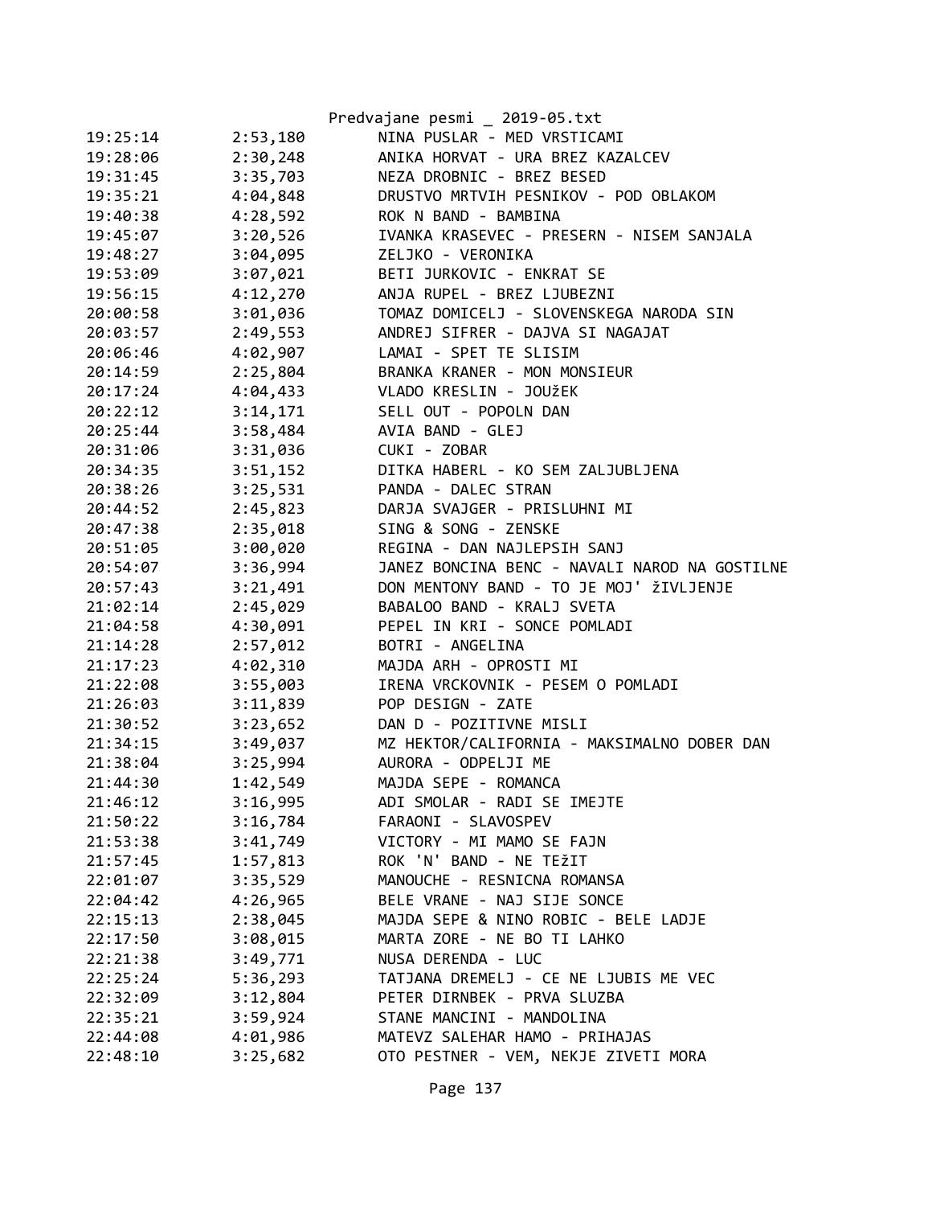| | | |
|---|---|---|
| 19:25:14 | 2:53,180 | NINA PUSLAR - MED VRSTICAMI |
| 19:28:06 | 2:30,248 | ANIKA HORVAT - URA BREZ KAZALCEV |
| 19:31:45 | 3:35,703 | NEZA DROBNIC - BREZ BESED |
| 19:35:21 | 4:04,848 | DRUSTVO MRTVIH PESNIKOV - POD OBLAKOM |
| 19:40:38 | 4:28,592 | ROK N BAND - BAMBINA |
| 19:45:07 | 3:20,526 | IVANKA KRASEVEC - PRESERN - NISEM SANJALA |
| 19:48:27 | 3:04,095 | ZELJKO - VERONIKA |
| 19:53:09 | 3:07,021 | BETI JURKOVIC - ENKRAT SE |
| 19:56:15 | 4:12,270 | ANJA RUPEL - BREZ LJUBEZNI |
| 20:00:58 | 3:01,036 | TOMAZ DOMICELJ - SLOVENSKEGA NARODA SIN |
| 20:03:57 | 2:49,553 | ANDREJ SIFRER - DAJVA SI NAGAJAT |
| 20:06:46 | 4:02,907 | LAMAI - SPET TE SLISIM |
| 20:14:59 | 2:25,804 | BRANKA KRANER - MON MONSIEUR |
| 20:17:24 | 4:04,433 | VLADO KRESLIN - JOUžEK |
| 20:22:12 | 3:14,171 | SELL OUT - POPOLN DAN |
| 20:25:44 | 3:58,484 | AVIA BAND - GLEJ |
| 20:31:06 | 3:31,036 | CUKI - ZOBAR |
| 20:34:35 | 3:51,152 | DITKA HABERL - KO SEM ZALJUBLJENA |
| 20:38:26 | 3:25,531 | PANDA - DALEC STRAN |
| 20:44:52 | 2:45,823 | DARJA SVAJGER - PRISLUHNI MI |
| 20:47:38 | 2:35,018 | SING & SONG - ZENSKE |
| 20:51:05 | 3:00,020 | REGINA - DAN NAJLEPSIH SANJ |
| 20:54:07 | 3:36,994 | JANEZ BONCINA BENC - NAVALI NAROD NA GOSTILNE |
| 20:57:43 | 3:21,491 | DON MENTONY BAND - TO JE MOJ' žIVLJENJE |
| 21:02:14 | 2:45,029 | BABALOO BAND - KRALJ SVETA |
| 21:04:58 | 4:30,091 | PEPEL IN KRI - SONCE POMLADI |
| 21:14:28 | 2:57,012 | BOTRI - ANGELINA |
| 21:17:23 | 4:02,310 | MAJDA ARH - OPROSTI MI |
| 21:22:08 | 3:55,003 | IRENA VRCKOVNIK - PESEM O POMLADI |
| 21:26:03 | 3:11,839 | POP DESIGN - ZATE |
| 21:30:52 | 3:23,652 | DAN D - POZITIVNE MISLI |
| 21:34:15 | 3:49,037 | MZ HEKTOR/CALIFORNIA - MAKSIMALNO DOBER DAN |
| 21:38:04 | 3:25,994 | AURORA - ODPELJI ME |
| 21:44:30 | 1:42,549 | MAJDA SEPE - ROMANCA |
| 21:46:12 | 3:16,995 | ADI SMOLAR - RADI SE IMEJTE |
| 21:50:22 | 3:16,784 | FARAONI - SLAVOSPEV |
| 21:53:38 | 3:41,749 | VICTORY - MI MAMO SE FAJN |
| 21:57:45 | 1:57,813 | ROK 'N' BAND - NE TEžIT |
| 22:01:07 | 3:35,529 | MANOUCHE - RESNICNA ROMANSA |
| 22:04:42 | 4:26,965 | BELE VRANE - NAJ SIJE SONCE |
| 22:15:13 | 2:38,045 | MAJDA SEPE & NINO ROBIC - BELE LADJE |
| 22:17:50 | 3:08,015 | MARTA ZORE - NE BO TI LAHKO |
| 22:21:38 | 3:49,771 | NUSA DERENDA - LUC |
| 22:25:24 | 5:36,293 | TATJANA DREMELJ - CE NE LJUBIS ME VEC |
| 22:32:09 | 3:12,804 | PETER DIRNBEK - PRVA SLUZBA |
| 22:35:21 | 3:59,924 | STANE MANCINI - MANDOLINA |
| 22:44:08 | 4:01,986 | MATEVZ SALEHAR HAMO - PRIHAJAS |
| 22:48:10 | 3:25,682 | OTO PESTNER - VEM, NEKJE ZIVETI MORA |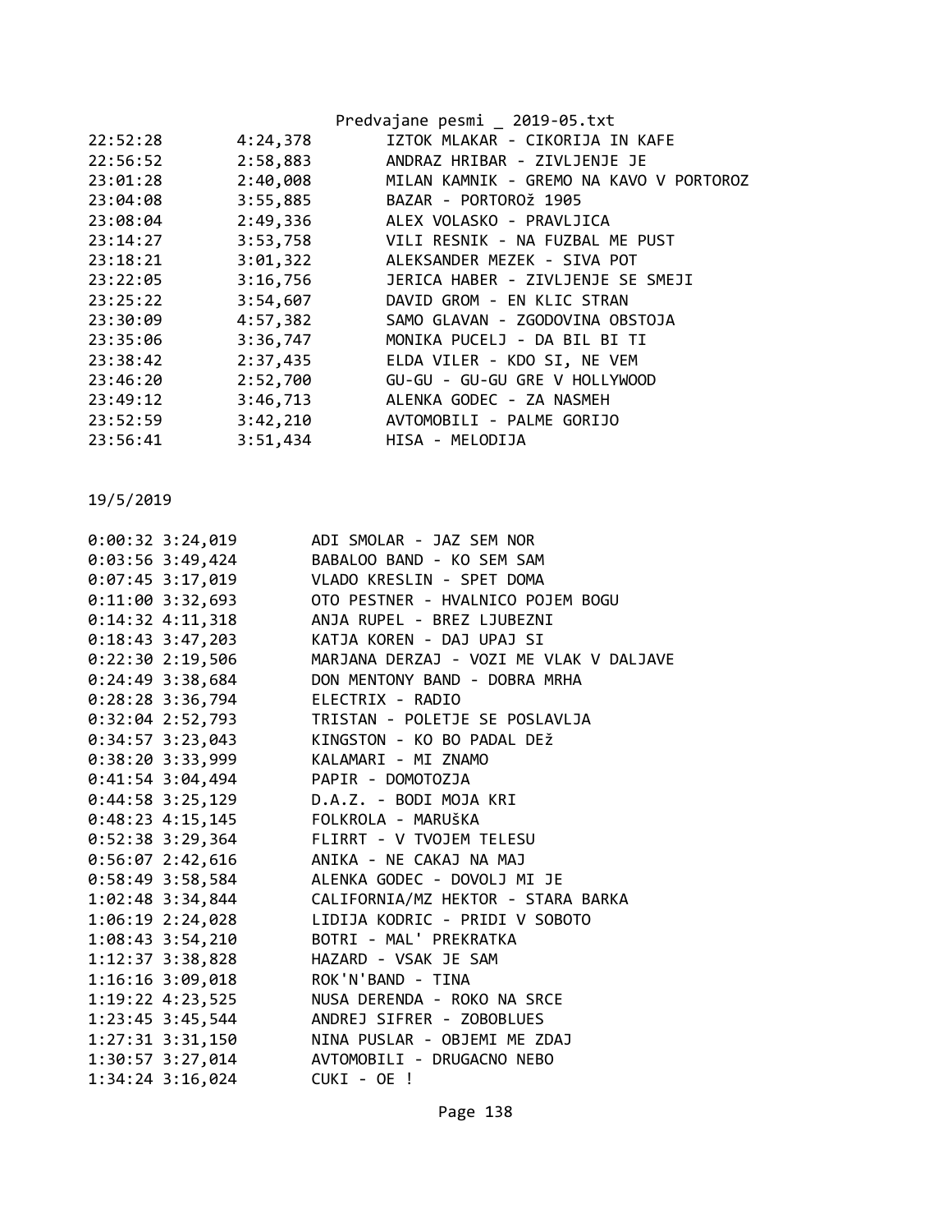| | | |
|---|---|---|
| 22:52:28 | 4:24,378 | IZTOK MLAKAR - CIKORIJA IN KAFE |
| 22:56:52 | 2:58,883 | ANDRAZ HRIBAR - ZIVLJENJE JE |
| 23:01:28 | 2:40,008 | MILAN KAMNIK - GREMO NA KAVO V PORTOROZ |
| 23:04:08 | 3:55,885 | BAZAR - PORTOROž 1905 |
| 23:08:04 | 2:49,336 | ALEX VOLASKO - PRAVLJICA |
| 23:14:27 | 3:53,758 | VILI RESNIK - NA FUZBAL ME PUST |
| 23:18:21 | 3:01,322 | ALEKSANDER MEZEK - SIVA POT |
| 23:22:05 | 3:16,756 | JERICA HABER - ZIVLJENJE SE SMEJI |
| 23:25:22 | 3:54,607 | DAVID GROM - EN KLIC STRAN |
| 23:30:09 | 4:57,382 | SAMO GLAVAN - ZGODOVINA OBSTOJA |
| 23:35:06 | 3:36,747 | MONIKA PUCELJ - DA BIL BI TI |
| 23:38:42 | 2:37,435 | ELDA VILER - KDO SI, NE VEM |
| 23:46:20 | 2:52,700 | GU-GU - GU-GU GRE V HOLLYWOOD |
| 23:49:12 | 3:46,713 | ALENKA GODEC - ZA NASMEH |
| 23:52:59 | 3:42,210 | AVTOMOBILI - PALME GORIJO |
| 23:56:41 | 3:51,434 | HISA - MELODIJA |

19/5/2019

| | | |
|---|---|---|
| 0:00:32 | 3:24,019 | ADI SMOLAR - JAZ SEM NOR |
| 0:03:56 | 3:49,424 | BABALOO BAND - KO SEM SAM |
| 0:07:45 | 3:17,019 | VLADO KRESLIN - SPET DOMA |
| 0:11:00 | 3:32,693 | OTO PESTNER - HVALNICO POJEM BOGU |
| 0:14:32 | 4:11,318 | ANJA RUPEL - BREZ LJUBEZNI |
| 0:18:43 | 3:47,203 | KATJA KOREN - DAJ UPAJ SI |
| 0:22:30 | 2:19,506 | MARJANA DERZAJ - VOZI ME VLAK V DALJAVE |
| 0:24:49 | 3:38,684 | DON MENTONY BAND - DOBRA MRHA |
| 0:28:28 | 3:36,794 | ELECTRIX - RADIO |
| 0:32:04 | 2:52,793 | TRISTAN - POLETJE SE POSLAVLJA |
| 0:34:57 | 3:23,043 | KINGSTON - KO BO PADAL DEž |
| 0:38:20 | 3:33,999 | KALAMARI - MI ZNAMO |
| 0:41:54 | 3:04,494 | PAPIR - DOMOTOZJA |
| 0:44:58 | 3:25,129 | D.A.Z. - BODI MOJA KRI |
| 0:48:23 | 4:15,145 | FOLKROLA - MARUŠKA |
| 0:52:38 | 3:29,364 | FLIRRT - V TVOJEM TELESU |
| 0:56:07 | 2:42,616 | ANIKA - NE CAKAJ NA MAJ |
| 0:58:49 | 3:58,584 | ALENKA GODEC - DOVOLJ MI JE |
| 1:02:48 | 3:34,844 | CALIFORNIA/MZ HEKTOR - STARA BARKA |
| 1:06:19 | 2:24,028 | LIDIJA KODRIC - PRIDI V SOBOTO |
| 1:08:43 | 3:54,210 | BOTRI - MAL' PREKRATKA |
| 1:12:37 | 3:38,828 | HAZARD - VSAK JE SAM |
| 1:16:16 | 3:09,018 | ROK'N'BAND - TINA |
| 1:19:22 | 4:23,525 | NUSA DERENDA - ROKO NA SRCE |
| 1:23:45 | 3:45,544 | ANDREJ SIFRER - ZOBOBLUES |
| 1:27:31 | 3:31,150 | NINA PUSLAR - OBJEMI ME ZDAJ |
| 1:30:57 | 3:27,014 | AVTOMOBILI - DRUGACNO NEBO |
| 1:34:24 | 3:16,024 | CUKI - OE ! |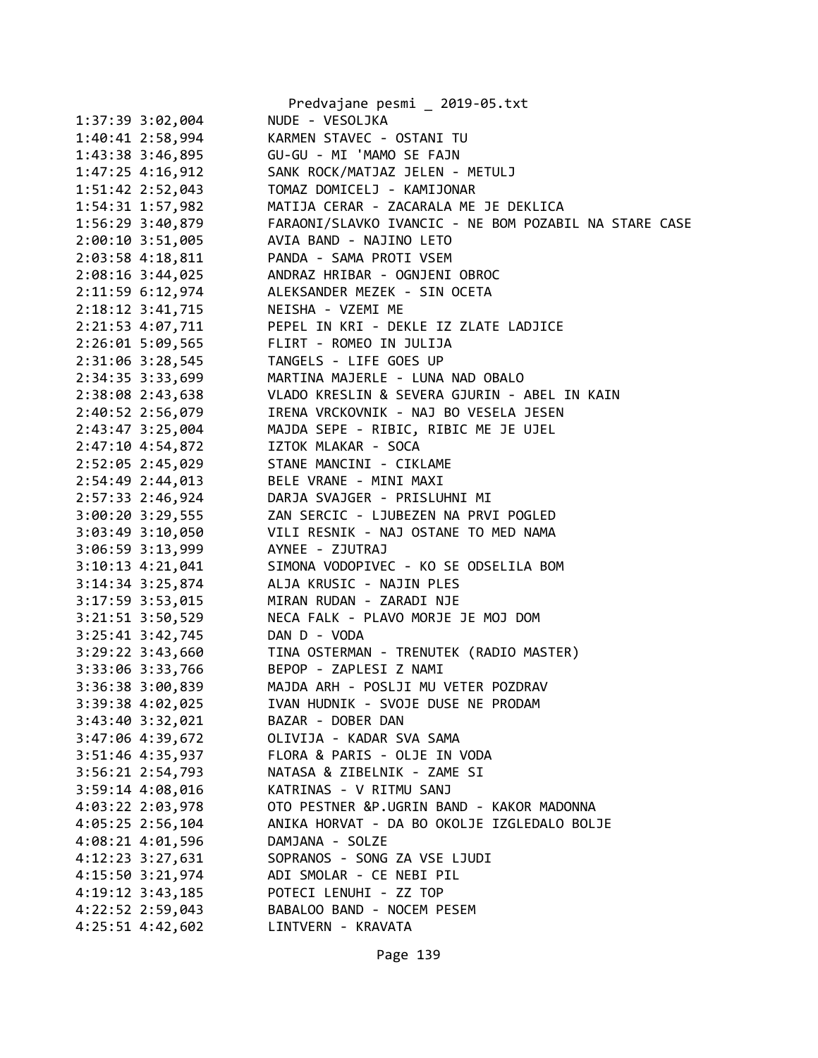```
1:37:39 3:02,004        NUDE - VESOLJKA
1:40:41 2:58,994        KARMEN STAVEC - OSTANI TU
1:43:38 3:46,895        GU-GU - MI 'MAMO SE FAJN
1:47:25 4:16,912        SANK ROCK/MATJAZ JELEN - METULJ
1:51:42 2:52,043        TOMAZ DOMICELJ - KAMIJONAR
1:54:31 1:57,982        MATIJA CERAR - ZACARALA ME JE DEKLICA
1:56:29 3:40,879        FARAONI/SLAVKO IVANCIC - NE BOM POZABIL NA STARE CASE
2:00:10 3:51,005        AVIA BAND - NAJINO LETO
2:03:58 4:18,811        PANDA - SAMA PROTI VSEM
2:08:16 3:44,025        ANDRAZ HRIBAR - OGNJENI OBROC
2:11:59 6:12,974        ALEKSANDER MEZEK - SIN OCETA
2:18:12 3:41,715        NEISHA - VZEMI ME
2:21:53 4:07,711        PEPEL IN KRI - DEKLE IZ ZLATE LADJICE
2:26:01 5:09,565        FLIRT - ROMEO IN JULIJA
2:31:06 3:28,545        TANGELS - LIFE GOES UP
2:34:35 3:33,699        MARTINA MAJERLE - LUNA NAD OBALO
2:38:08 2:43,638        VLADO KRESLIN & SEVERA GJURIN - ABEL IN KAIN
2:40:52 2:56,079        IRENA VRCKOVNIK - NAJ BO VESELA JESEN
2:43:47 3:25,004        MAJDA SEPE - RIBIC, RIBIC ME JE UJEL
2:47:10 4:54,872        IZTOK MLAKAR - SOCA
2:52:05 2:45,029        STANE MANCINI - CIKLAME
2:54:49 2:44,013        BELE VRANE - MINI MAXI
2:57:33 2:46,924        DARJA SVAJGER - PRISLUHNI MI
3:00:20 3:29,555        ZAN SERCIC - LJUBEZEN NA PRVI POGLED
3:03:49 3:10,050        VILI RESNIK - NAJ OSTANE TO MED NAMA
3:06:59 3:13,999        AYNEE - ZJUTRAJ
3:10:13 4:21,041        SIMONA VODOPIVEC - KO SE ODSELILA BOM
3:14:34 3:25,874        ALJA KRUSIC - NAJIN PLES
3:17:59 3:53,015        MIRAN RUDAN - ZARADI NJE
3:21:51 3:50,529        NECA FALK - PLAVO MORJE JE MOJ DOM
3:25:41 3:42,745        DAN D - VODA
3:29:22 3:43,660        TINA OSTERMAN - TRENUTEK (RADIO MASTER)
3:33:06 3:33,766        BEPOP - ZAPLESI Z NAMI
3:36:38 3:00,839        MAJDA ARH - POSLJI MU VETER POZDRAV
3:39:38 4:02,025        IVAN HUDNIK - SVOJE DUSE NE PRODAM
3:43:40 3:32,021        BAZAR - DOBER DAN
3:47:06 4:39,672        OLIVIJA - KADAR SVA SAMA
3:51:46 4:35,937        FLORA & PARIS - OLJE IN VODA
3:56:21 2:54,793        NATASA & ZIBELNIK - ZAME SI
3:59:14 4:08,016        KATRINAS - V RITMU SANJ
4:03:22 2:03,978        OTO PESTNER &P.UGRIN BAND - KAKOR MADONNA
4:05:25 2:56,104        ANIKA HORVAT - DA BO OKOLJE IZGLEDALO BOLJE
4:08:21 4:01,596        DAMJANA - SOLZE
4:12:23 3:27,631        SOPRANOS - SONG ZA VSE LJUDI
4:15:50 3:21,974        ADI SMOLAR - CE NEBI PIL
4:19:12 3:43,185        POTECI LENUHI - ZZ TOP
4:22:52 2:59,043        BABALOO BAND - NOCEM PESEM
4:25:51 4:42,602        LINTVERN - KRAVATA
```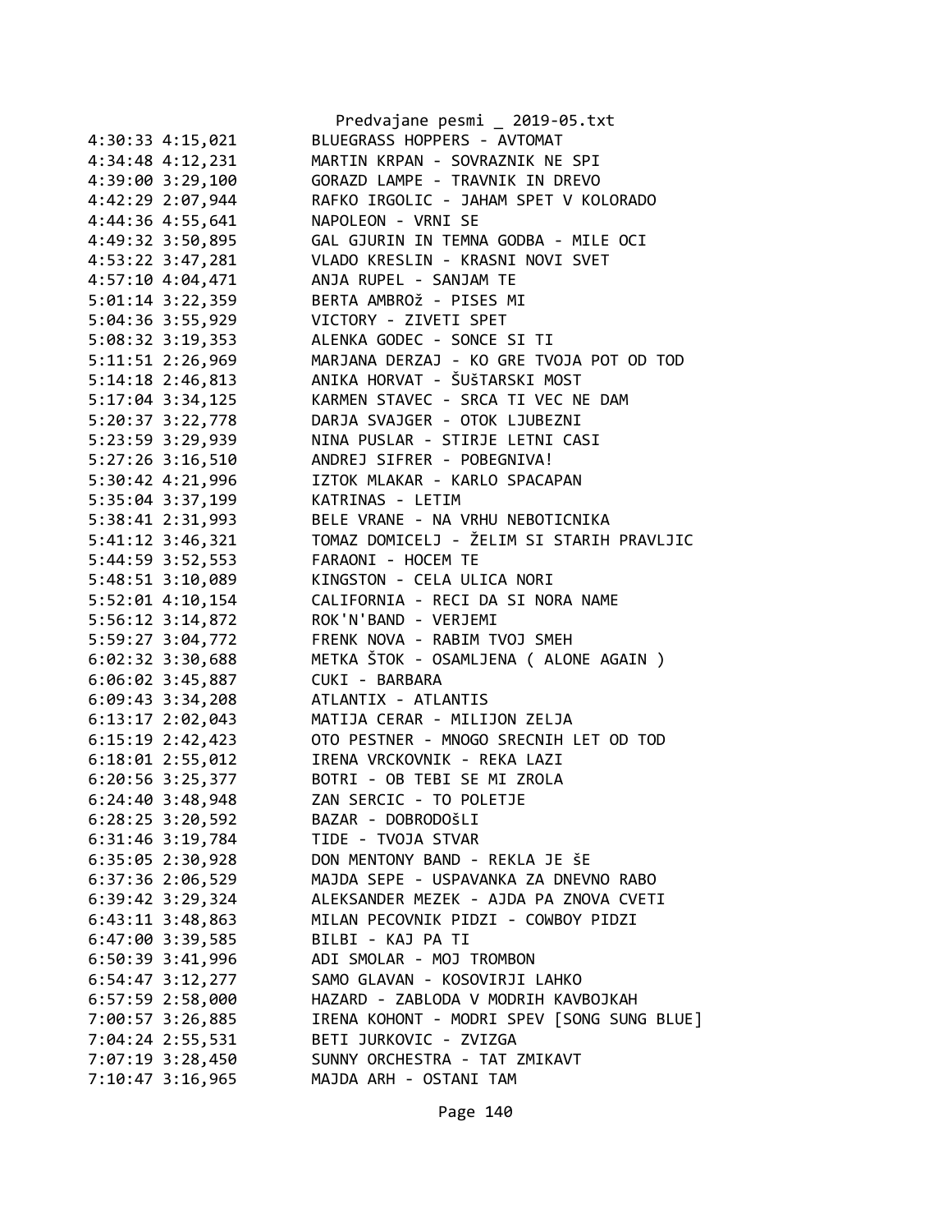4:30:33 4:15,021        BLUEGRASS HOPPERS - AVTOMAT
4:34:48 4:12,231        MARTIN KRPAN - SOVRAZNIK NE SPI
4:39:00 3:29,100        GORAZD LAMPE - TRAVNIK IN DREVO
4:42:29 2:07,944        RAFKO IRGOLIC - JAHAM SPET V KOLORADO
4:44:36 4:55,641        NAPOLEON - VRNI SE
4:49:32 3:50,895        GAL GJURIN IN TEMNA GODBA - MILE OCI
4:53:22 3:47,281        VLADO KRESLIN - KRASNI NOVI SVET
4:57:10 4:04,471        ANJA RUPEL - SANJAM TE
5:01:14 3:22,359        BERTA AMBROž - PISES MI
5:04:36 3:55,929        VICTORY - ZIVETI SPET
5:08:32 3:19,353        ALENKA GODEC - SONCE SI TI
5:11:51 2:26,969        MARJANA DERZAJ - KO GRE TVOJA POT OD TOD
5:14:18 2:46,813        ANIKA HORVAT - ŠUŠTARSKI MOST
5:17:04 3:34,125        KARMEN STAVEC - SRCA TI VEC NE DAM
5:20:37 3:22,778        DARJA SVAJGER - OTOK LJUBEZNI
5:23:59 3:29,939        NINA PUSLAR - STIRJE LETNI CASI
5:27:26 3:16,510        ANDREJ SIFRER - POBEGNIVA!
5:30:42 4:21,996        IZTOK MLAKAR - KARLO SPACAPAN
5:35:04 3:37,199        KATRINAS - LETIM
5:38:41 2:31,993        BELE VRANE - NA VRHU NEBOTICNIKA
5:41:12 3:46,321        TOMAZ DOMICELJ - ŽELIM SI STARIH PRAVLJIC
5:44:59 3:52,553        FARAONI - HOCEM TE
5:48:51 3:10,089        KINGSTON - CELA ULICA NORI
5:52:01 4:10,154        CALIFORNIA - RECI DA SI NORA NAME
5:56:12 3:14,872        ROK'N'BAND - VERJEMI
5:59:27 3:04,772        FRENK NOVA - RABIM TVOJ SMEH
6:02:32 3:30,688        METKA ŠTOK - OSAMLJENA ( ALONE AGAIN )
6:06:02 3:45,887        CUKI - BARBARA
6:09:43 3:34,208        ATLANTIX - ATLANTIS
6:13:17 2:02,043        MATIJA CERAR - MILIJON ZELJA
6:15:19 2:42,423        OTO PESTNER - MNOGO SRECNIH LET OD TOD
6:18:01 2:55,012        IRENA VRCKOVNIK - REKA LAZI
6:20:56 3:25,377        BOTRI - OB TEBI SE MI ZROLA
6:24:40 3:48,948        ZAN SERCIC - TO POLETJE
6:28:25 3:20,592        BAZAR - DOBRODOŠLI
6:31:46 3:19,784        TIDE - TVOJA STVAR
6:35:05 2:30,928        DON MENTONY BAND - REKLA JE ŠE
6:37:36 2:06,529        MAJDA SEPE - USPAVANKA ZA DNEVNO RABO
6:39:42 3:29,324        ALEKSANDER MEZEK - AJDA PA ZNOVA CVETI
6:43:11 3:48,863        MILAN PECOVNIK PIDZI - COWBOY PIDZI
6:47:00 3:39,585        BILBI - KAJ PA TI
6:50:39 3:41,996        ADI SMOLAR - MOJ TROMBON
6:54:47 3:12,277        SAMO GLAVAN - KOSOVIRJI LAHKO
6:57:59 2:58,000        HAZARD - ZABLODA V MODRIH KAVBOJKAH
7:00:57 3:26,885        IRENA KOHONT - MODRI SPEV [SONG SUNG BLUE]
7:04:24 2:55,531        BETI JURKOVIC - ZVIZGA
7:07:19 3:28,450        SUNNY ORCHESTRA - TAT ZMIKAVT
7:10:47 3:16,965        MAJDA ARH - OSTANI TAM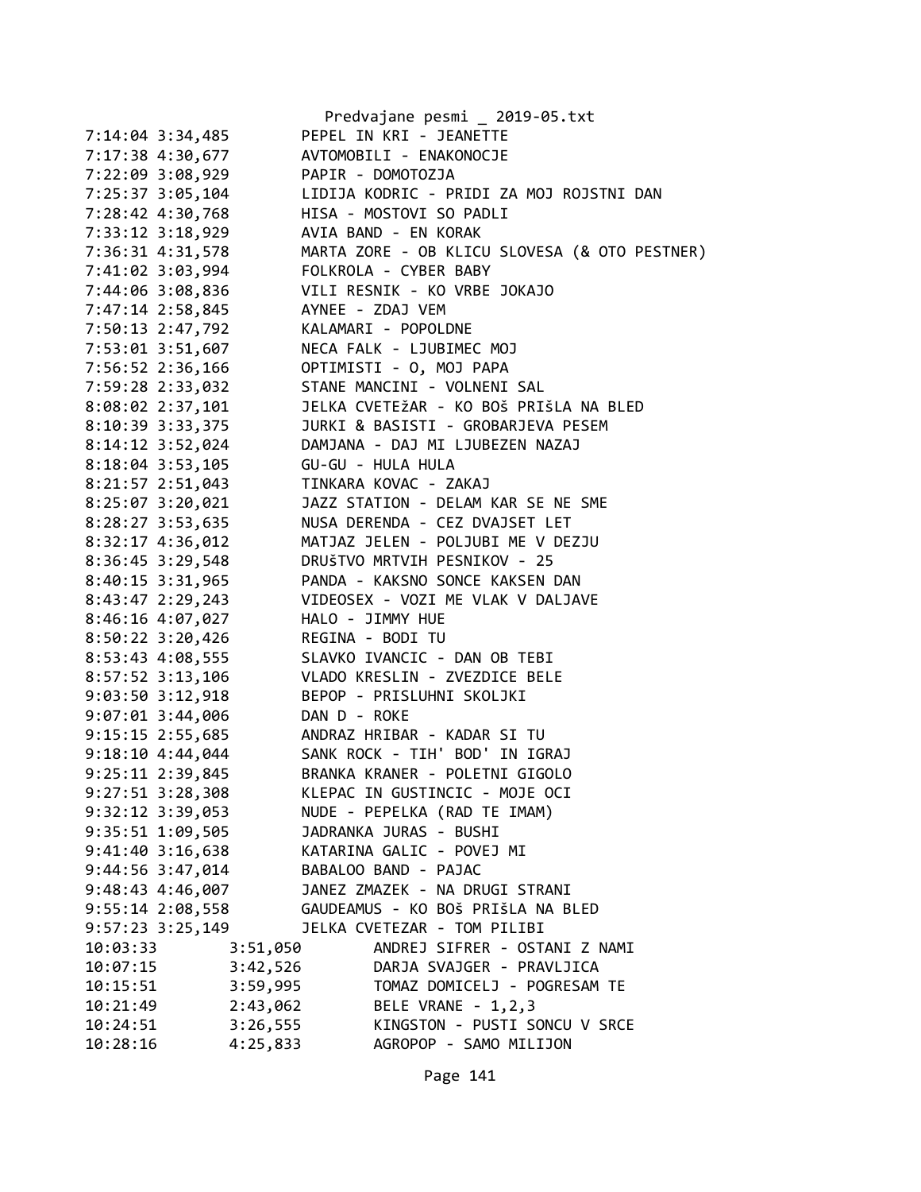Predvajane pesmi _ 2019-05.txt

```
7:14:04 3:34,485        PEPEL IN KRI - JEANETTE
7:17:38 4:30,677        AVTOMOBILI - ENAKONOCJE
7:22:09 3:08,929        PAPIR - DOMOTOZJA
7:25:37 3:05,104        LIDIJA KODRIC - PRIDI ZA MOJ ROJSTNI DAN
7:28:42 4:30,768        HISA - MOSTOVI SO PADLI
7:33:12 3:18,929        AVIA BAND - EN KORAK
7:36:31 4:31,578        MARTA ZORE - OB KLICU SLOVESA (& OTO PESTNER)
7:41:02 3:03,994        FOLKROLA - CYBER BABY
7:44:06 3:08,836        VILI RESNIK - KO VRBE JOKAJO
7:47:14 2:58,845        AYNEE - ZDAJ VEM
7:50:13 2:47,792        KALAMARI - POPOLDNE
7:53:01 3:51,607        NECA FALK - LJUBIMEC MOJ
7:56:52 2:36,166        OPTIMISTI - O, MOJ PAPA
7:59:28 2:33,032        STANE MANCINI - VOLNENI SAL
8:08:02 2:37,101        JELKA CVETEžAR - KO BOŠ PRIŠLA NA BLED
8:10:39 3:33,375        JURKI & BASISTI - GROBARJEVA PESEM
8:14:12 3:52,024        DAMJANA - DAJ MI LJUBEZEN NAZAJ
8:18:04 3:53,105        GU-GU - HULA HULA
8:21:57 2:51,043        TINKARA KOVAC - ZAKAJ
8:25:07 3:20,021        JAZZ STATION - DELAM KAR SE NE SME
8:28:27 3:53,635        NUSA DERENDA - CEZ DVAJSET LET
8:32:17 4:36,012        MATJAZ JELEN - POLJUBI ME V DEZJU
8:36:45 3:29,548        DRUŠTVO MRTVIH PESNIKOV - 25
8:40:15 3:31,965        PANDA - KAKSNO SONCE KAKSEN DAN
8:43:47 2:29,243        VIDEOSEX - VOZI ME VLAK V DALJAVE
8:46:16 4:07,027        HALO - JIMMY HUE
8:50:22 3:20,426        REGINA - BODI TU
8:53:43 4:08,555        SLAVKO IVANCIC - DAN OB TEBI
8:57:52 3:13,106        VLADO KRESLIN - ZVEZDICE BELE
9:03:50 3:12,918        BEPOP - PRISLUHNI SKOLJKI
9:07:01 3:44,006        DAN D - ROKE
9:15:15 2:55,685        ANDRAZ HRIBAR - KADAR SI TU
9:18:10 4:44,044        SANK ROCK - TIH' BOD' IN IGRAJ
9:25:11 2:39,845        BRANKA KRANER - POLETNI GIGOLO
9:27:51 3:28,308        KLEPAC IN GUSTINCIC - MOJE OCI
9:32:12 3:39,053        NUDE - PEPELKA (RAD TE IMAM)
9:35:51 1:09,505        JADRANKA JURAS - BUSHI
9:41:40 3:16,638        KATARINA GALIC - POVEJ MI
9:44:56 3:47,014        BABALOO BAND - PAJAC
9:48:43 4:46,007        JANEZ ZMAZEK - NA DRUGI STRANI
9:55:14 2:08,558        GAUDEAMUS - KO BOŠ PRIŠLA NA BLED
9:57:23 3:25,149        JELKA CVETEZAR - TOM PILIBI
10:03:33        3:51,050        ANDREJ SIFRER - OSTANI Z NAMI
10:07:15        3:42,526        DARJA SVAJGER - PRAVLJICA
10:15:51        3:59,995        TOMAZ DOMICELJ - POGRESAM TE
10:21:49        2:43,062        BELE VRANE - 1,2,3
10:24:51        3:26,555        KINGSTON - PUSTI SONCU V SRCE
10:28:16        4:25,833        AGROPOP - SAMO MILIJON
```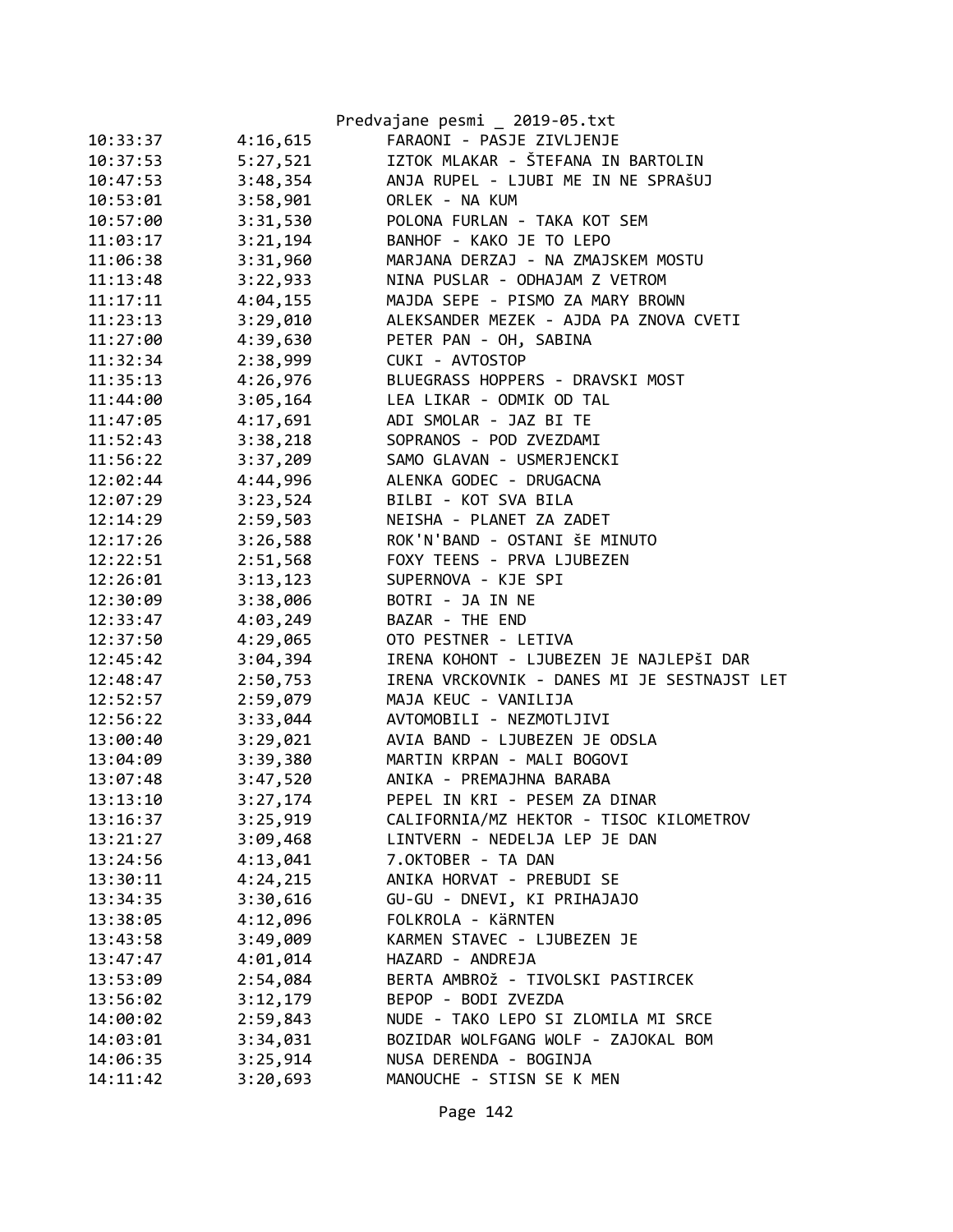Predvajane pesmi _ 2019-05.txt

| | | |
|---|---|---|
| 10:33:37 | 4:16,615 | FARAONI - PASJE ZIVLJENJE |
| 10:37:53 | 5:27,521 | IZTOK MLAKAR - ŠTEFANA IN BARTOLIN |
| 10:47:53 | 3:48,354 | ANJA RUPEL - LJUBI ME IN NE SPRAšUJ |
| 10:53:01 | 3:58,901 | ORLEK - NA KUM |
| 10:57:00 | 3:31,530 | POLONA FURLAN - TAKA KOT SEM |
| 11:03:17 | 3:21,194 | BANHOF - KAKO JE TO LEPO |
| 11:06:38 | 3:31,960 | MARJANA DERZAJ - NA ZMAJSKEM MOSTU |
| 11:13:48 | 3:22,933 | NINA PUSLAR - ODHAJAM Z VETROM |
| 11:17:11 | 4:04,155 | MAJDA SEPE - PISMO ZA MARY BROWN |
| 11:23:13 | 3:29,010 | ALEKSANDER MEZEK - AJDA PA ZNOVA CVETI |
| 11:27:00 | 4:39,630 | PETER PAN - OH, SABINA |
| 11:32:34 | 2:38,999 | CUKI - AVTOSTOP |
| 11:35:13 | 4:26,976 | BLUEGRASS HOPPERS - DRAVSKI MOST |
| 11:44:00 | 3:05,164 | LEA LIKAR - ODMIK OD TAL |
| 11:47:05 | 4:17,691 | ADI SMOLAR - JAZ BI TE |
| 11:52:43 | 3:38,218 | SOPRANOS - POD ZVEZDAMI |
| 11:56:22 | 3:37,209 | SAMO GLAVAN - USMERJENCKI |
| 12:02:44 | 4:44,996 | ALENKA GODEC - DRUGACNA |
| 12:07:29 | 3:23,524 | BILBI - KOT SVA BILA |
| 12:14:29 | 2:59,503 | NEISHA - PLANET ZA ZADET |
| 12:17:26 | 3:26,588 | ROK'N'BAND - OSTANI šE MINUTO |
| 12:22:51 | 2:51,568 | FOXY TEENS - PRVA LJUBEZEN |
| 12:26:01 | 3:13,123 | SUPERNOVA - KJE SPI |
| 12:30:09 | 3:38,006 | BOTRI - JA IN NE |
| 12:33:47 | 4:03,249 | BAZAR - THE END |
| 12:37:50 | 4:29,065 | OTO PESTNER - LETIVA |
| 12:45:42 | 3:04,394 | IRENA KOHONT - LJUBEZEN JE NAJLEPŠI DAR |
| 12:48:47 | 2:50,753 | IRENA VRCKOVNIK - DANES MI JE SESTNAJST LET |
| 12:52:57 | 2:59,079 | MAJA KEUC - VANILIJA |
| 12:56:22 | 3:33,044 | AVTOMOBILI - NEZMOTLJIVI |
| 13:00:40 | 3:29,021 | AVIA BAND - LJUBEZEN JE ODSLA |
| 13:04:09 | 3:39,380 | MARTIN KRPAN - MALI BOGOVI |
| 13:07:48 | 3:47,520 | ANIKA - PREMAJHNA BARABA |
| 13:13:10 | 3:27,174 | PEPEL IN KRI - PESEM ZA DINAR |
| 13:16:37 | 3:25,919 | CALIFORNIA/MZ HEKTOR - TISOC KILOMETROV |
| 13:21:27 | 3:09,468 | LINTVERN - NEDELJA LEP JE DAN |
| 13:24:56 | 4:13,041 | 7.OKTOBER - TA DAN |
| 13:30:11 | 4:24,215 | ANIKA HORVAT - PREBUDI SE |
| 13:34:35 | 3:30,616 | GU-GU - DNEVI, KI PRIHAJAJO |
| 13:38:05 | 4:12,096 | FOLKROLA - KäRNTEN |
| 13:43:58 | 3:49,009 | KARMEN STAVEC - LJUBEZEN JE |
| 13:47:47 | 4:01,014 | HAZARD - ANDREJA |
| 13:53:09 | 2:54,084 | BERTA AMBROž - TIVOLSKI PASTIRCEK |
| 13:56:02 | 3:12,179 | BEPOP - BODI ZVEZDA |
| 14:00:02 | 2:59,843 | NUDE - TAKO LEPO SI ZLOMILA MI SRCE |
| 14:03:01 | 3:34,031 | BOZIDAR WOLFGANG WOLF - ZAJOKAL BOM |
| 14:06:35 | 3:25,914 | NUSA DERENDA - BOGINJA |
| 14:11:42 | 3:20,693 | MANOUCHE - STISN SE K MEN |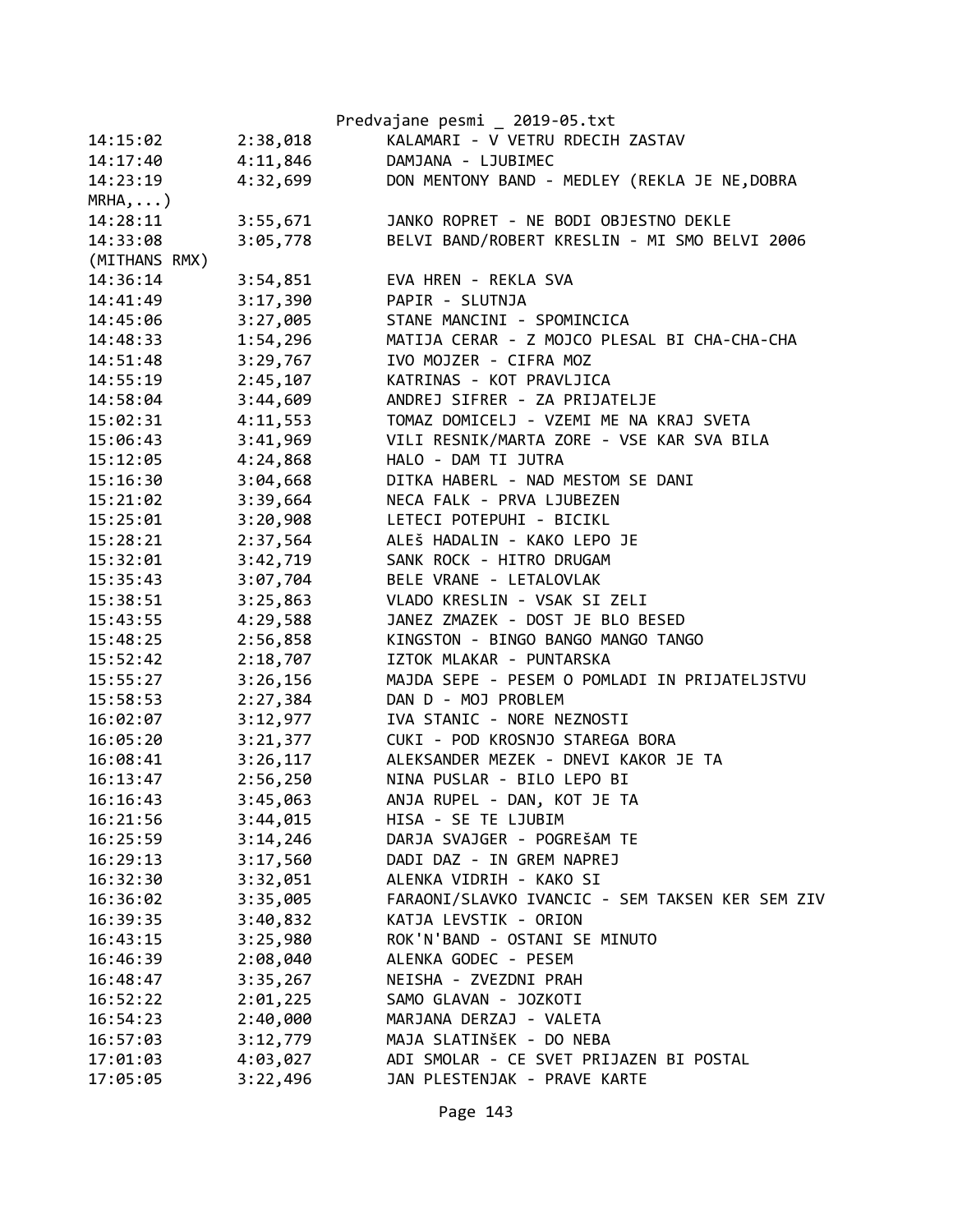| | | |
|---|---|---|
| 14:15:02 | 2:38,018 | KALAMARI - V VETRU RDECIH ZASTAV |
| 14:17:40 | 4:11,846 | DAMJANA - LJUBIMEC |
| 14:23:19 | 4:32,699 | DON MENTONY BAND - MEDLEY (REKLA JE NE,DOBRA MRHA,...) |
| 14:28:11 | 3:55,671 | JANKO ROPRET - NE BODI OBJESTNO DEKLE |
| 14:33:08 | 3:05,778 | BELVI BAND/ROBERT KRESLIN - MI SMO BELVI 2006 (MITHANS RMX) |
| 14:36:14 | 3:54,851 | EVA HREN - REKLA SVA |
| 14:41:49 | 3:17,390 | PAPIR - SLUTNJA |
| 14:45:06 | 3:27,005 | STANE MANCINI - SPOMINCICA |
| 14:48:33 | 1:54,296 | MATIJA CERAR - Z MOJCO PLESAL BI CHA-CHA-CHA |
| 14:51:48 | 3:29,767 | IVO MOJZER - CIFRA MOZ |
| 14:55:19 | 2:45,107 | KATRINAS - KOT PRAVLJICA |
| 14:58:04 | 3:44,609 | ANDREJ SIFRER - ZA PRIJATELJE |
| 15:02:31 | 4:11,553 | TOMAZ DOMICELJ - VZEMI ME NA KRAJ SVETA |
| 15:06:43 | 3:41,969 | VILI RESNIK/MARTA ZORE - VSE KAR SVA BILA |
| 15:12:05 | 4:24,868 | HALO - DAM TI JUTRA |
| 15:16:30 | 3:04,668 | DITKA HABERL - NAD MESTOM SE DANI |
| 15:21:02 | 3:39,664 | NECA FALK - PRVA LJUBEZEN |
| 15:25:01 | 3:20,908 | LETECI POTEPUHI - BICIKL |
| 15:28:21 | 2:37,564 | ALEŠ HADALIN - KAKO LEPO JE |
| 15:32:01 | 3:42,719 | SANK ROCK - HITRO DRUGAM |
| 15:35:43 | 3:07,704 | BELE VRANE - LETALOVLAK |
| 15:38:51 | 3:25,863 | VLADO KRESLIN - VSAK SI ZELI |
| 15:43:55 | 4:29,588 | JANEZ ZMAZEK - DOST JE BLO BESED |
| 15:48:25 | 2:56,858 | KINGSTON - BINGO BANGO MANGO TANGO |
| 15:52:42 | 2:18,707 | IZTOK MLAKAR - PUNTARSKA |
| 15:55:27 | 3:26,156 | MAJDA SEPE - PESEM O POMLADI IN PRIJATELJSTVU |
| 15:58:53 | 2:27,384 | DAN D - MOJ PROBLEM |
| 16:02:07 | 3:12,977 | IVA STANIC - NORE NEZNOSTI |
| 16:05:20 | 3:21,377 | CUKI - POD KROSNJO STAREGA BORA |
| 16:08:41 | 3:26,117 | ALEKSANDER MEZEK - DNEVI KAKOR JE TA |
| 16:13:47 | 2:56,250 | NINA PUSLAR - BILO LEPO BI |
| 16:16:43 | 3:45,063 | ANJA RUPEL - DAN, KOT JE TA |
| 16:21:56 | 3:44,015 | HISA - SE TE LJUBIM |
| 16:25:59 | 3:14,246 | DARJA SVAJGER - POGREŠAM TE |
| 16:29:13 | 3:17,560 | DADI DAZ - IN GREM NAPREJ |
| 16:32:30 | 3:32,051 | ALENKA VIDRIH - KAKO SI |
| 16:36:02 | 3:35,005 | FARAONI/SLAVKO IVANCIC - SEM TAKSEN KER SEM ZIV |
| 16:39:35 | 3:40,832 | KATJA LEVSTIK - ORION |
| 16:43:15 | 3:25,980 | ROK'N'BAND - OSTANI SE MINUTO |
| 16:46:39 | 2:08,040 | ALENKA GODEC - PESEM |
| 16:48:47 | 3:35,267 | NEISHA - ZVEZDNI PRAH |
| 16:52:22 | 2:01,225 | SAMO GLAVAN - JOZKOTI |
| 16:54:23 | 2:40,000 | MARJANA DERZAJ - VALETA |
| 16:57:03 | 3:12,779 | MAJA SLATINŠEK - DO NEBA |
| 17:01:03 | 4:03,027 | ADI SMOLAR - CE SVET PRIJAZEN BI POSTAL |
| 17:05:05 | 3:22,496 | JAN PLESTENJAK - PRAVE KARTE |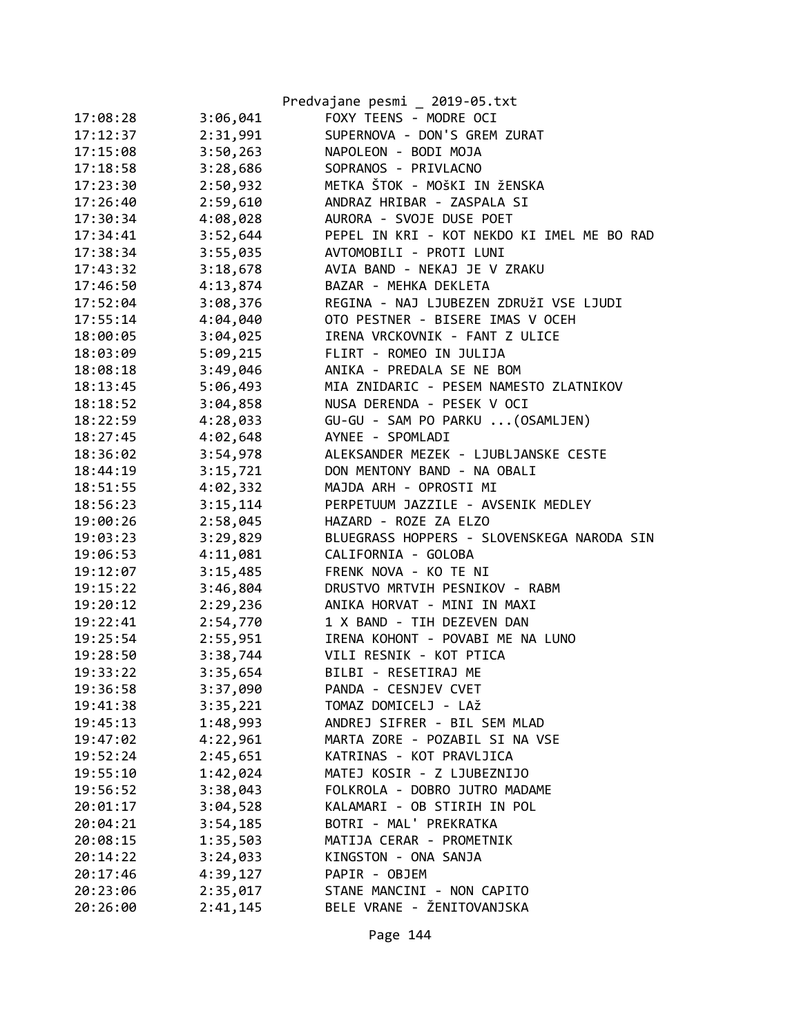Predvajane pesmi _ 2019-05.txt

| | | |
|---|---|---|
| 17:08:28 | 3:06,041 | FOXY TEENS - MODRE OCI |
| 17:12:37 | 2:31,991 | SUPERNOVA - DON'S GREM ZURAT |
| 17:15:08 | 3:50,263 | NAPOLEON - BODI MOJA |
| 17:18:58 | 3:28,686 | SOPRANOS - PRIVLACNO |
| 17:23:30 | 2:50,932 | METKA ŠTOK - MOŠKI IN žENSKA |
| 17:26:40 | 2:59,610 | ANDRAZ HRIBAR - ZASPALA SI |
| 17:30:34 | 4:08,028 | AURORA - SVOJE DUSE POET |
| 17:34:41 | 3:52,644 | PEPEL IN KRI - KOT NEKDO KI IMEL ME BO RAD |
| 17:38:34 | 3:55,035 | AVTOMOBILI - PROTI LUNI |
| 17:43:32 | 3:18,678 | AVIA BAND - NEKAJ JE V ZRAKU |
| 17:46:50 | 4:13,874 | BAZAR - MEHKA DEKLETA |
| 17:52:04 | 3:08,376 | REGINA - NAJ LJUBEZEN ZDRUŽI VSE LJUDI |
| 17:55:14 | 4:04,040 | OTO PESTNER - BISERE IMAS V OCEH |
| 18:00:05 | 3:04,025 | IRENA VRCKOVNIK - FANT Z ULICE |
| 18:03:09 | 5:09,215 | FLIRT - ROMEO IN JULIJA |
| 18:08:18 | 3:49,046 | ANIKA - PREDALA SE NE BOM |
| 18:13:45 | 5:06,493 | MIA ZNIDARIC - PESEM NAMESTO ZLATNIKOV |
| 18:18:52 | 3:04,858 | NUSA DERENDA - PESEK V OCI |
| 18:22:59 | 4:28,033 | GU-GU - SAM PO PARKU ...(OSAMLJEN) |
| 18:27:45 | 4:02,648 | AYNEE - SPOMLADI |
| 18:36:02 | 3:54,978 | ALEKSANDER MEZEK - LJUBLJANSKE CESTE |
| 18:44:19 | 3:15,721 | DON MENTONY BAND - NA OBALI |
| 18:51:55 | 4:02,332 | MAJDA ARH - OPROSTI MI |
| 18:56:23 | 3:15,114 | PERPETUUM JAZZILE - AVSENIK MEDLEY |
| 19:00:26 | 2:58,045 | HAZARD - ROZE ZA ELZO |
| 19:03:23 | 3:29,829 | BLUEGRASS HOPPERS - SLOVENSKEGA NARODA SIN |
| 19:06:53 | 4:11,081 | CALIFORNIA - GOLOBA |
| 19:12:07 | 3:15,485 | FRENK NOVA - KO TE NI |
| 19:15:22 | 3:46,804 | DRUSTVO MRTVIH PESNIKOV - RABM |
| 19:20:12 | 2:29,236 | ANIKA HORVAT - MINI IN MAXI |
| 19:22:41 | 2:54,770 | 1 X BAND - TIH DEZEVEN DAN |
| 19:25:54 | 2:55,951 | IRENA KOHONT - POVABI ME NA LUNO |
| 19:28:50 | 3:38,744 | VILI RESNIK - KOT PTICA |
| 19:33:22 | 3:35,654 | BILBI - RESETIRAJ ME |
| 19:36:58 | 3:37,090 | PANDA - CESNJEV CVET |
| 19:41:38 | 3:35,221 | TOMAZ DOMICELJ - LAž |
| 19:45:13 | 1:48,993 | ANDREJ SIFRER - BIL SEM MLAD |
| 19:47:02 | 4:22,961 | MARTA ZORE - POZABIL SI NA VSE |
| 19:52:24 | 2:45,651 | KATRINAS - KOT PRAVLJICA |
| 19:55:10 | 1:42,024 | MATEJ KOSIR - Z LJUBEZNIJO |
| 19:56:52 | 3:38,043 | FOLKROLA - DOBRO JUTRO MADAME |
| 20:01:17 | 3:04,528 | KALAMARI - OB STIRIH IN POL |
| 20:04:21 | 3:54,185 | BOTRI - MAL' PREKRATKA |
| 20:08:15 | 1:35,503 | MATIJA CERAR - PROMETNIK |
| 20:14:22 | 3:24,033 | KINGSTON - ONA SANJA |
| 20:17:46 | 4:39,127 | PAPIR - OBJEM |
| 20:23:06 | 2:35,017 | STANE MANCINI - NON CAPITO |
| 20:26:00 | 2:41,145 | BELE VRANE - ŽENITOVANJSKA |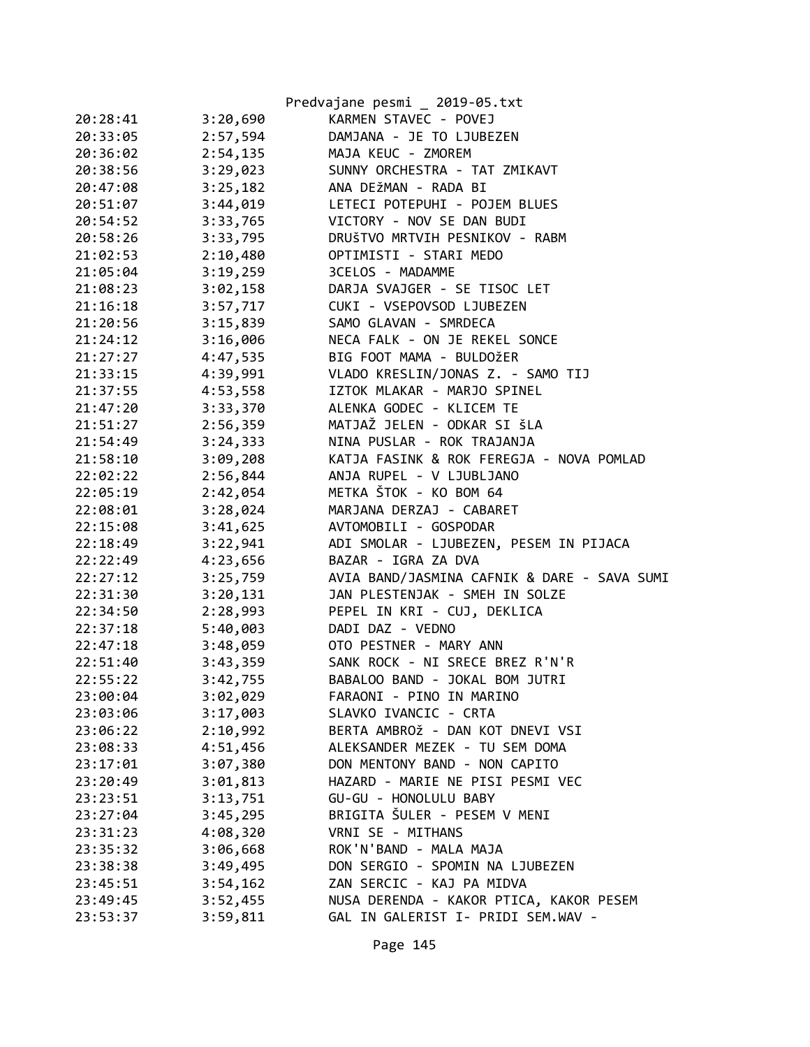| | | |
|---|---|---|
| 20:28:41 | 3:20,690 | KARMEN STAVEC - POVEJ |
| 20:33:05 | 2:57,594 | DAMJANA - JE TO LJUBEZEN |
| 20:36:02 | 2:54,135 | MAJA KEUC - ZMOREM |
| 20:38:56 | 3:29,023 | SUNNY ORCHESTRA - TAT ZMIKAVT |
| 20:47:08 | 3:25,182 | ANA DEžMAN - RADA BI |
| 20:51:07 | 3:44,019 | LETECI POTEPUHI - POJEM BLUES |
| 20:54:52 | 3:33,765 | VICTORY - NOV SE DAN BUDI |
| 20:58:26 | 3:33,795 | DRUŠTVO MRTVIH PESNIKOV - RABM |
| 21:02:53 | 2:10,480 | OPTIMISTI - STARI MEDO |
| 21:05:04 | 3:19,259 | 3CELOS - MADAMME |
| 21:08:23 | 3:02,158 | DARJA SVAJGER - SE TISOC LET |
| 21:16:18 | 3:57,717 | CUKI - VSEPOVSOD LJUBEZEN |
| 21:20:56 | 3:15,839 | SAMO GLAVAN - SMRDECA |
| 21:24:12 | 3:16,006 | NECA FALK - ON JE REKEL SONCE |
| 21:27:27 | 4:47,535 | BIG FOOT MAMA - BULDOžER |
| 21:33:15 | 4:39,991 | VLADO KRESLIN/JONAS Z. - SAMO TIJ |
| 21:37:55 | 4:53,558 | IZTOK MLAKAR - MARJO SPINEL |
| 21:47:20 | 3:33,370 | ALENKA GODEC - KLICEM TE |
| 21:51:27 | 2:56,359 | MATJAŽ JELEN - ODKAR SI ŠLA |
| 21:54:49 | 3:24,333 | NINA PUSLAR - ROK TRAJANJA |
| 21:58:10 | 3:09,208 | KATJA FASINK & ROK FEREGJA - NOVA POMLAD |
| 22:02:22 | 2:56,844 | ANJA RUPEL - V LJUBLJANO |
| 22:05:19 | 2:42,054 | METKA ŠTOK - KO BOM 64 |
| 22:08:01 | 3:28,024 | MARJANA DERZAJ - CABARET |
| 22:15:08 | 3:41,625 | AVTOMOBILI - GOSPODAR |
| 22:18:49 | 3:22,941 | ADI SMOLAR - LJUBEZEN, PESEM IN PIJACA |
| 22:22:49 | 4:23,656 | BAZAR - IGRA ZA DVA |
| 22:27:12 | 3:25,759 | AVIA BAND/JASMINA CAFNIK & DARE - SAVA SUMI |
| 22:31:30 | 3:20,131 | JAN PLESTENJAK - SMEH IN SOLZE |
| 22:34:50 | 2:28,993 | PEPEL IN KRI - CUJ, DEKLICA |
| 22:37:18 | 5:40,003 | DADI DAZ - VEDNO |
| 22:47:18 | 3:48,059 | OTO PESTNER - MARY ANN |
| 22:51:40 | 3:43,359 | SANK ROCK - NI SRECE BREZ R'N'R |
| 22:55:22 | 3:42,755 | BABALOO BAND - JOKAL BOM JUTRI |
| 23:00:04 | 3:02,029 | FARAONI - PINO IN MARINO |
| 23:03:06 | 3:17,003 | SLAVKO IVANCIC - CRTA |
| 23:06:22 | 2:10,992 | BERTA AMBROž - DAN KOT DNEVI VSI |
| 23:08:33 | 4:51,456 | ALEKSANDER MEZEK - TU SEM DOMA |
| 23:17:01 | 3:07,380 | DON MENTONY BAND - NON CAPITO |
| 23:20:49 | 3:01,813 | HAZARD - MARIE NE PISI PESMI VEC |
| 23:23:51 | 3:13,751 | GU-GU - HONOLULU BABY |
| 23:27:04 | 3:45,295 | BRIGITA ŠULER - PESEM V MENI |
| 23:31:23 | 4:08,320 | VRNI SE - MITHANS |
| 23:35:32 | 3:06,668 | ROK'N'BAND - MALA MAJA |
| 23:38:38 | 3:49,495 | DON SERGIO - SPOMIN NA LJUBEZEN |
| 23:45:51 | 3:54,162 | ZAN SERCIC - KAJ PA MIDVA |
| 23:49:45 | 3:52,455 | NUSA DERENDA - KAKOR PTICA, KAKOR PESEM |
| 23:53:37 | 3:59,811 | GAL IN GALERIST I- PRIDI SEM.WAV - |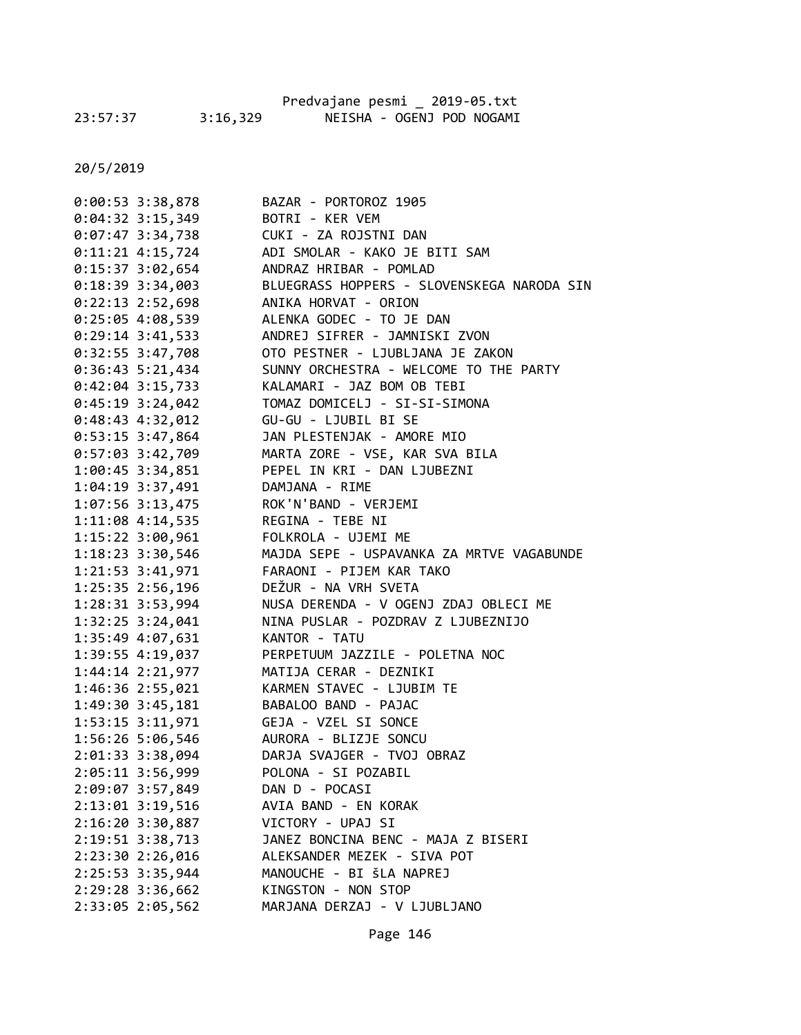23:57:37        3:16,329        NEISHA - OGENJ POD NOGAMI

20/5/2019

0:00:53 3:38,878        BAZAR - PORTOROZ 1905
0:04:32 3:15,349        BOTRI - KER VEM
0:07:47 3:34,738        CUKI - ZA ROJSTNI DAN
0:11:21 4:15,724        ADI SMOLAR - KAKO JE BITI SAM
0:15:37 3:02,654        ANDRAZ HRIBAR - POMLAD
0:18:39 3:34,003        BLUEGRASS HOPPERS - SLOVENSKEGA NARODA SIN
0:22:13 2:52,698        ANIKA HORVAT - ORION
0:25:05 4:08,539        ALENKA GODEC - TO JE DAN
0:29:14 3:41,533        ANDREJ SIFRER - JAMNISKI ZVON
0:32:55 3:47,708        OTO PESTNER - LJUBLJANA JE ZAKON
0:36:43 5:21,434        SUNNY ORCHESTRA - WELCOME TO THE PARTY
0:42:04 3:15,733        KALAMARI - JAZ BOM OB TEBI
0:45:19 3:24,042        TOMAZ DOMICELJ - SI-SI-SIMONA
0:48:43 4:32,012        GU-GU - LJUBIL BI SE
0:53:15 3:47,864        JAN PLESTENJAK - AMORE MIO
0:57:03 3:42,709        MARTA ZORE - VSE, KAR SVA BILA
1:00:45 3:34,851        PEPEL IN KRI - DAN LJUBEZNI
1:04:19 3:37,491        DAMJANA - RIME
1:07:56 3:13,475        ROK'N'BAND - VERJEMI
1:11:08 4:14,535        REGINA - TEBE NI
1:15:22 3:00,961        FOLKROLA - UJEMI ME
1:18:23 3:30,546        MAJDA SEPE - USPAVANKA ZA MRTVE VAGABUNDE
1:21:53 3:41,971        FARAONI - PIJEM KAR TAKO
1:25:35 2:56,196        DEŽUR - NA VRH SVETA
1:28:31 3:53,994        NUSA DERENDA - V OGENJ ZDAJ OBLECI ME
1:32:25 3:24,041        NINA PUSLAR - POZDRAV Z LJUBEZNIJO
1:35:49 4:07,631        KANTOR - TATU
1:39:55 4:19,037        PERPETUUM JAZZILE - POLETNA NOC
1:44:14 2:21,977        MATIJA CERAR - DEZNIKI
1:46:36 2:55,021        KARMEN STAVEC - LJUBIM TE
1:49:30 3:45,181        BABALOO BAND - PAJAC
1:53:15 3:11,971        GEJA - VZEL SI SONCE
1:56:26 5:06,546        AURORA - BLIZJE SONCU
2:01:33 3:38,094        DARJA SVAJGER - TVOJ OBRAZ
2:05:11 3:56,999        POLONA - SI POZABIL
2:09:07 3:57,849        DAN D - POCASI
2:13:01 3:19,516        AVIA BAND - EN KORAK
2:16:20 3:30,887        VICTORY - UPAJ SI
2:19:51 3:38,713        JANEZ BONCINA BENC - MAJA Z BISERI
2:23:30 2:26,016        ALEKSANDER MEZEK - SIVA POT
2:25:53 3:35,944        MANOUCHE - BI šLA NAPREJ
2:29:28 3:36,662        KINGSTON - NON STOP
2:33:05 2:05,562        MARJANA DERZAJ - V LJUBLJANO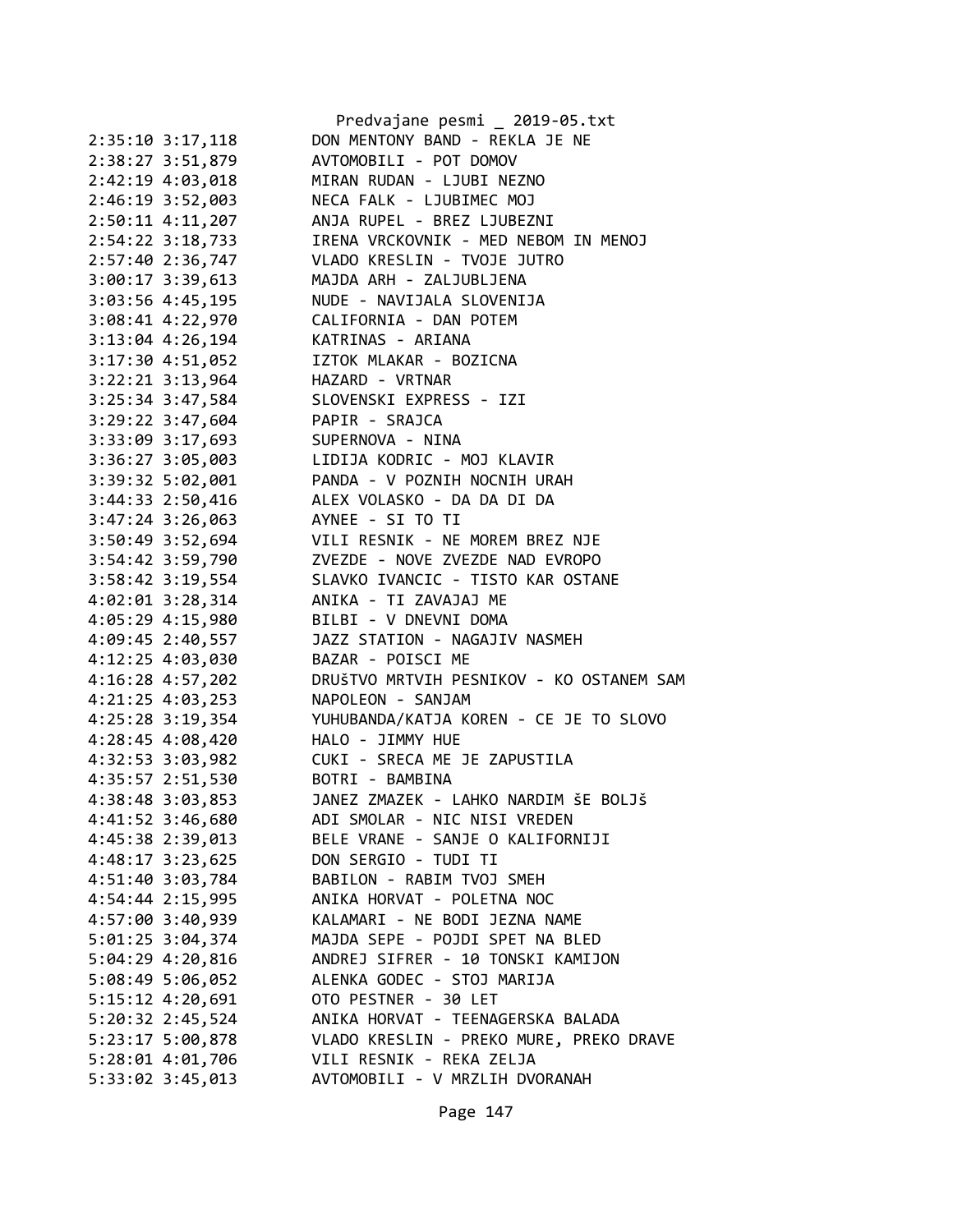```
2:35:10 3:17,118        DON MENTONY BAND - REKLA JE NE
2:38:27 3:51,879        AVTOMOBILI - POT DOMOV
2:42:19 4:03,018        MIRAN RUDAN - LJUBI NEZNO
2:46:19 3:52,003        NECA FALK - LJUBIMEC MOJ
2:50:11 4:11,207        ANJA RUPEL - BREZ LJUBEZNI
2:54:22 3:18,733        IRENA VRCKOVNIK - MED NEBOM IN MENOJ
2:57:40 2:36,747        VLADO KRESLIN - TVOJE JUTRO
3:00:17 3:39,613        MAJDA ARH - ZALJUBLJENA
3:03:56 4:45,195        NUDE - NAVIJALA SLOVENIJA
3:08:41 4:22,970        CALIFORNIA - DAN POTEM
3:13:04 4:26,194        KATRINAS - ARIANA
3:17:30 4:51,052        IZTOK MLAKAR - BOZICNA
3:22:21 3:13,964        HAZARD - VRTNAR
3:25:34 3:47,584        SLOVENSKI EXPRESS - IZI
3:29:22 3:47,604        PAPIR - SRAJCA
3:33:09 3:17,693        SUPERNOVA - NINA
3:36:27 3:05,003        LIDIJA KODRIC - MOJ KLAVIR
3:39:32 5:02,001        PANDA - V POZNIH NOCNIH URAH
3:44:33 2:50,416        ALEX VOLASKO - DA DA DI DA
3:47:24 3:26,063        AYNEE - SI TO TI
3:50:49 3:52,694        VILI RESNIK - NE MOREM BREZ NJE
3:54:42 3:59,790        ZVEZDE - NOVE ZVEZDE NAD EVROPO
3:58:42 3:19,554        SLAVKO IVANCIC - TISTO KAR OSTANE
4:02:01 3:28,314        ANIKA - TI ZAVAJAJ ME
4:05:29 4:15,980        BILBI - V DNEVNI DOMA
4:09:45 2:40,557        JAZZ STATION - NAGAJIV NASMEH
4:12:25 4:03,030        BAZAR - POISCI ME
4:16:28 4:57,202        DRUŠTVO MRTVIH PESNIKOV - KO OSTANEM SAM
4:21:25 4:03,253        NAPOLEON - SANJAM
4:25:28 3:19,354        YUHUBANDA/KATJA KOREN - CE JE TO SLOVO
4:28:45 4:08,420        HALO - JIMMY HUE
4:32:53 3:03,982        CUKI - SRECA ME JE ZAPUSTILA
4:35:57 2:51,530        BOTRI - BAMBINA
4:38:48 3:03,853        JANEZ ZMAZEK - LAHKO NARDIM ŠE BOLJŠ
4:41:52 3:46,680        ADI SMOLAR - NIC NISI VREDEN
4:45:38 2:39,013        BELE VRANE - SANJE O KALIFORNIJI
4:48:17 3:23,625        DON SERGIO - TUDI TI
4:51:40 3:03,784        BABILON - RABIM TVOJ SMEH
4:54:44 2:15,995        ANIKA HORVAT - POLETNA NOC
4:57:00 3:40,939        KALAMARI - NE BODI JEZNA NAME
5:01:25 3:04,374        MAJDA SEPE - POJDI SPET NA BLED
5:04:29 4:20,816        ANDREJ SIFRER - 10 TONSKI KAMIJON
5:08:49 5:06,052        ALENKA GODEC - STOJ MARIJA
5:15:12 4:20,691        OTO PESTNER - 30 LET
5:20:32 2:45,524        ANIKA HORVAT - TEENAGERSKA BALADA
5:23:17 5:00,878        VLADO KRESLIN - PREKO MURE, PREKO DRAVE
5:28:01 4:01,706        VILI RESNIK - REKA ZELJA
5:33:02 3:45,013        AVTOMOBILI - V MRZLIH DVORANAH
```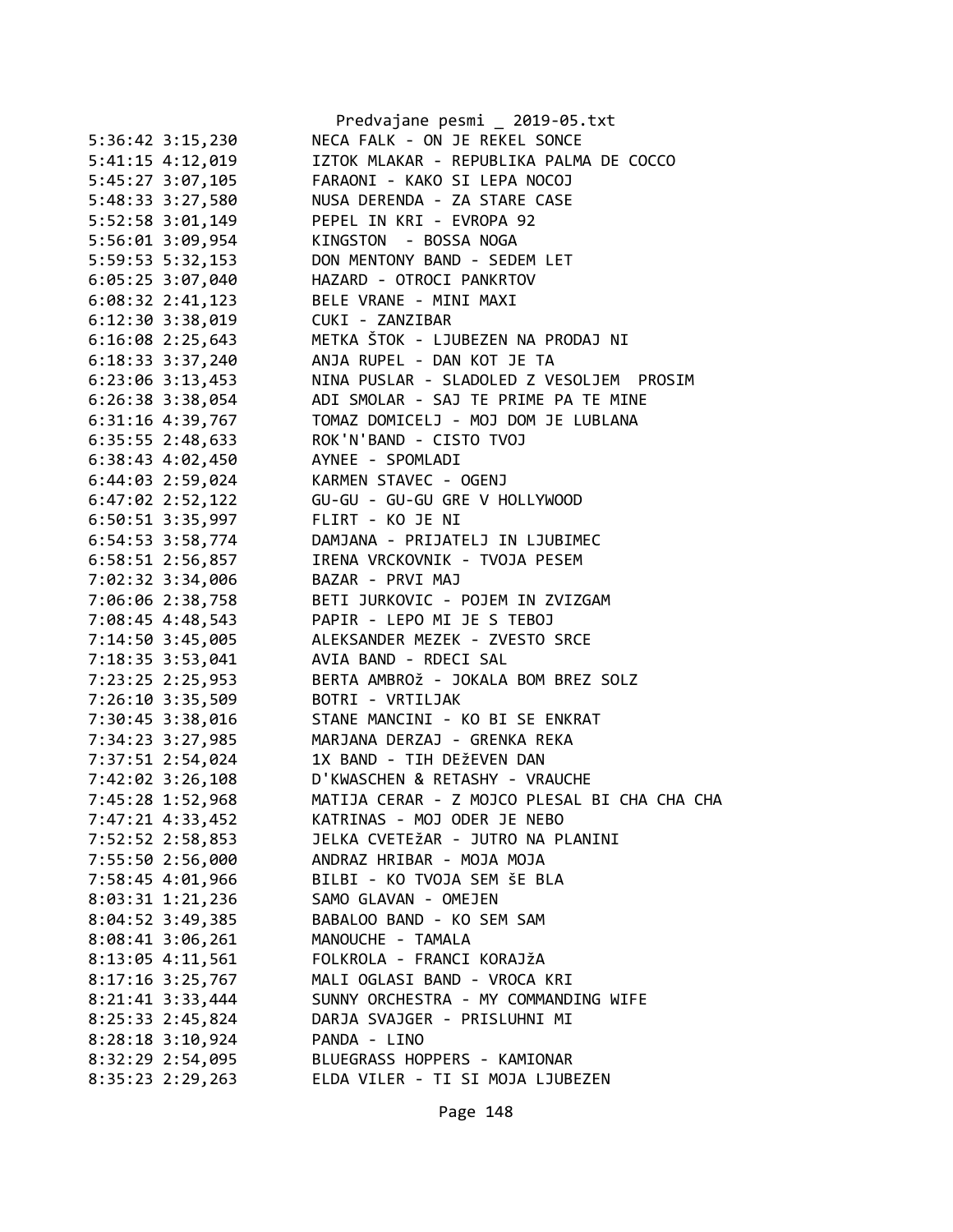```
5:36:42 3:15,230        NECA FALK - ON JE REKEL SONCE
5:41:15 4:12,019        IZTOK MLAKAR - REPUBLIKA PALMA DE COCCO
5:45:27 3:07,105        FARAONI - KAKO SI LEPA NOCOJ
5:48:33 3:27,580        NUSA DERENDA - ZA STARE CASE
5:52:58 3:01,149        PEPEL IN KRI - EVROPA 92
5:56:01 3:09,954        KINGSTON  - BOSSA NOGA
5:59:53 5:32,153        DON MENTONY BAND - SEDEM LET
6:05:25 3:07,040        HAZARD - OTROCI PANKRTOV
6:08:32 2:41,123        BELE VRANE - MINI MAXI
6:12:30 3:38,019        CUKI - ZANZIBAR
6:16:08 2:25,643        METKA ŠTOK - LJUBEZEN NA PRODAJ NI
6:18:33 3:37,240        ANJA RUPEL - DAN KOT JE TA
6:23:06 3:13,453        NINA PUSLAR - SLADOLED Z VESOLJEM  PROSIM
6:26:38 3:38,054        ADI SMOLAR - SAJ TE PRIME PA TE MINE
6:31:16 4:39,767        TOMAZ DOMICELJ - MOJ DOM JE LUBLANA
6:35:55 2:48,633        ROK'N'BAND - CISTO TVOJ
6:38:43 4:02,450        AYNEE - SPOMLADI
6:44:03 2:59,024        KARMEN STAVEC - OGENJ
6:47:02 2:52,122        GU-GU - GU-GU GRE V HOLLYWOOD
6:50:51 3:35,997        FLIRT - KO JE NI
6:54:53 3:58,774        DAMJANA - PRIJATELJ IN LJUBIMEC
6:58:51 2:56,857        IRENA VRCKOVNIK - TVOJA PESEM
7:02:32 3:34,006        BAZAR - PRVI MAJ
7:06:06 2:38,758        BETI JURKOVIC - POJEM IN ZVIZGAM
7:08:45 4:48,543        PAPIR - LEPO MI JE S TEBOJ
7:14:50 3:45,005        ALEKSANDER MEZEK - ZVESTO SRCE
7:18:35 3:53,041        AVIA BAND - RDECI SAL
7:23:25 2:25,953        BERTA AMBROž - JOKALA BOM BREZ SOLZ
7:26:10 3:35,509        BOTRI - VRTILJAK
7:30:45 3:38,016        STANE MANCINI - KO BI SE ENKRAT
7:34:23 3:27,985        MARJANA DERZAJ - GRENKA REKA
7:37:51 2:54,024        1X BAND - TIH DEžEVEN DAN
7:42:02 3:26,108        D'KWASCHEN & RETASHY - VRAUCHE
7:45:28 1:52,968        MATIJA CERAR - Z MOJCO PLESAL BI CHA CHA CHA
7:47:21 4:33,452        KATRINAS - MOJ ODER JE NEBO
7:52:52 2:58,853        JELKA CVETEžAR - JUTRO NA PLANINI
7:55:50 2:56,000        ANDRAZ HRIBAR - MOJA MOJA
7:58:45 4:01,966        BILBI - KO TVOJA SEM ŠE BLA
8:03:31 1:21,236        SAMO GLAVAN - OMEJEN
8:04:52 3:49,385        BABALOO BAND - KO SEM SAM
8:08:41 3:06,261        MANOUCHE - TAMALA
8:13:05 4:11,561        FOLKROLA - FRANCI KORAJžA
8:17:16 3:25,767        MALI OGLASI BAND - VROCA KRI
8:21:41 3:33,444        SUNNY ORCHESTRA - MY COMMANDING WIFE
8:25:33 2:45,824        DARJA SVAJGER - PRISLUHNI MI
8:28:18 3:10,924        PANDA - LINO
8:32:29 2:54,095        BLUEGRASS HOPPERS - KAMIONAR
8:35:23 2:29,263        ELDA VILER - TI SI MOJA LJUBEZEN
```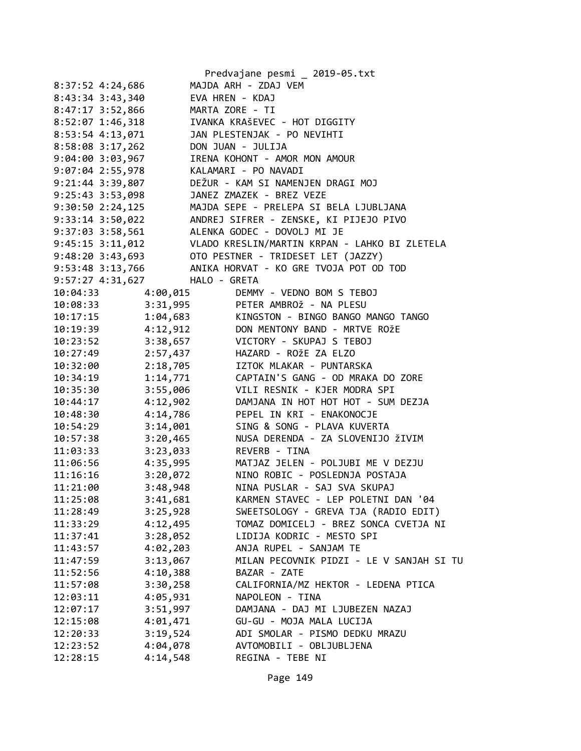```
8:37:52 4:24,686        MAJDA ARH - ZDAJ VEM
8:43:34 3:43,340        EVA HREN - KDAJ
8:47:17 3:52,866        MARTA ZORE - TI
8:52:07 1:46,318        IVANKA KRAŠEVEC - HOT DIGGITY
8:53:54 4:13,071        JAN PLESTENJAK - PO NEVIHTI
8:58:08 3:17,262        DON JUAN - JULIJA
9:04:00 3:03,967        IRENA KOHONT - AMOR MON AMOUR
9:07:04 2:55,978        KALAMARI - PO NAVADI
9:21:44 3:39,807        DEŽUR - KAM SI NAMENJEN DRAGI MOJ
9:25:43 3:53,098        JANEZ ZMAZEK - BREZ VEZE
9:30:50 2:24,125        MAJDA SEPE - PRELEPA SI BELA LJUBLJANA
9:33:14 3:50,022        ANDREJ SIFRER - ZENSKE, KI PIJEJO PIVO
9:37:03 3:58,561        ALENKA GODEC - DOVOLJ MI JE
9:45:15 3:11,012        VLADO KRESLIN/MARTIN KRPAN - LAHKO BI ZLETELA
9:48:20 3:43,693        OTO PESTNER - TRIDESET LET (JAZZY)
9:53:48 3:13,766        ANIKA HORVAT - KO GRE TVOJA POT OD TOD
9:57:27 4:31,627        HALO - GRETA
10:04:33        4:00,015        DEMMY - VEDNO BOM S TEBOJ
10:08:33        3:31,995        PETER AMBROž - NA PLESU
10:17:15        1:04,683        KINGSTON - BINGO BANGO MANGO TANGO
10:19:39        4:12,912        DON MENTONY BAND - MRTVE ROžE
10:23:52        3:38,657        VICTORY - SKUPAJ S TEBOJ
10:27:49        2:57,437        HAZARD - ROžE ZA ELZO
10:32:00        2:18,705        IZTOK MLAKAR - PUNTARSKA
10:34:19        1:14,771        CAPTAIN'S GANG - OD MRAKA DO ZORE
10:35:30        3:55,006        VILI RESNIK - KJER MODRA SPI
10:44:17        4:12,902        DAMJANA IN HOT HOT HOT - SUM DEZJA
10:48:30        4:14,786        PEPEL IN KRI - ENAKONOCJE
10:54:29        3:14,001        SING & SONG - PLAVA KUVERTA
10:57:38        3:20,465        NUSA DERENDA - ZA SLOVENIJO žIVIM
11:03:33        3:23,033        REVERB - TINA
11:06:56        4:35,995        MATJAZ JELEN - POLJUBI ME V DEZJU
11:16:16        3:20,072        NINO ROBIC - POSLEDNJA POSTAJA
11:21:00        3:48,948        NINA PUSLAR - SAJ SVA SKUPAJ
11:25:08        3:41,681        KARMEN STAVEC - LEP POLETNI DAN '04
11:28:49        3:25,928        SWEETSOLOGY - GREVA TJA (RADIO EDIT)
11:33:29        4:12,495        TOMAZ DOMICELJ - BREZ SONCA CVETJA NI
11:37:41        3:28,052        LIDIJA KODRIC - MESTO SPI
11:43:57        4:02,203        ANJA RUPEL - SANJAM TE
11:47:59        3:13,067        MILAN PECOVNIK PIDZI - LE V SANJAH SI TU
11:52:56        4:10,388        BAZAR - ZATE
11:57:08        3:30,258        CALIFORNIA/MZ HEKTOR - LEDENA PTICA
12:03:11        4:05,931        NAPOLEON - TINA
12:07:17        3:51,997        DAMJANA - DAJ MI LJUBEZEN NAZAJ
12:15:08        4:01,471        GU-GU - MOJA MALA LUCIJA
12:20:33        3:19,524        ADI SMOLAR - PISMO DEDKU MRAZU
12:23:52        4:04,078        AVTOMOBILI - OBLJUBLJENA
12:28:15        4:14,548        REGINA - TEBE NI
```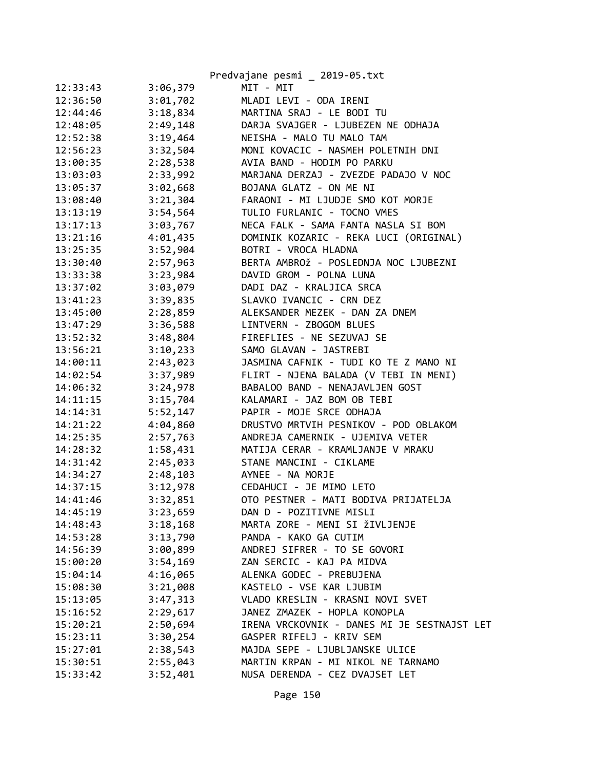| | | |
|---|---|---|
| 12:33:43 | 3:06,379 | MIT - MIT |
| 12:36:50 | 3:01,702 | MLADI LEVI - ODA IRENI |
| 12:44:46 | 3:18,834 | MARTINA SRAJ - LE BODI TU |
| 12:48:05 | 2:49,148 | DARJA SVAJGER - LJUBEZEN NE ODHAJA |
| 12:52:38 | 3:19,464 | NEISHA - MALO TU MALO TAM |
| 12:56:23 | 3:32,504 | MONI KOVACIC - NASMEH POLETNIH DNI |
| 13:00:35 | 2:28,538 | AVIA BAND - HODIM PO PARKU |
| 13:03:03 | 2:33,992 | MARJANA DERZAJ - ZVEZDE PADAJO V NOC |
| 13:05:37 | 3:02,668 | BOJANA GLATZ - ON ME NI |
| 13:08:40 | 3:21,304 | FARAONI - MI LJUDJE SMO KOT MORJE |
| 13:13:19 | 3:54,564 | TULIO FURLANIC - TOCNO VMES |
| 13:17:13 | 3:03,767 | NECA FALK - SAMA FANTA NASLA SI BOM |
| 13:21:16 | 4:01,435 | DOMINIK KOZARIC - REKA LUCI (ORIGINAL) |
| 13:25:35 | 3:52,904 | BOTRI - VROCA HLADNA |
| 13:30:40 | 2:57,963 | BERTA AMBROž - POSLEDNJA NOC LJUBEZNI |
| 13:33:38 | 3:23,984 | DAVID GROM - POLNA LUNA |
| 13:37:02 | 3:03,079 | DADI DAZ - KRALJICA SRCA |
| 13:41:23 | 3:39,835 | SLAVKO IVANCIC - CRN DEZ |
| 13:45:00 | 2:28,859 | ALEKSANDER MEZEK - DAN ZA DNEM |
| 13:47:29 | 3:36,588 | LINTVERN - ZBOGOM BLUES |
| 13:52:32 | 3:48,804 | FIREFLIES - NE SEZUVAJ SE |
| 13:56:21 | 3:10,233 | SAMO GLAVAN - JASTREBI |
| 14:00:11 | 2:43,023 | JASMINA CAFNIK - TUDI KO TE Z MANO NI |
| 14:02:54 | 3:37,989 | FLIRT - NJENA BALADA (V TEBI IN MENI) |
| 14:06:32 | 3:24,978 | BABALOO BAND - NENAJAVLJEN GOST |
| 14:11:15 | 3:15,704 | KALAMARI - JAZ BOM OB TEBI |
| 14:14:31 | 5:52,147 | PAPIR - MOJE SRCE ODHAJA |
| 14:21:22 | 4:04,860 | DRUSTVO MRTVIH PESNIKOV - POD OBLAKOM |
| 14:25:35 | 2:57,763 | ANDREJA CAMERNIK - UJEMIVA VETER |
| 14:28:32 | 1:58,431 | MATIJA CERAR - KRAMLJANJE V MRAKU |
| 14:31:42 | 2:45,033 | STANE MANCINI - CIKLAME |
| 14:34:27 | 2:48,103 | AYNEE - NA MORJE |
| 14:37:15 | 3:12,978 | CEDAHUCI - JE MIMO LETO |
| 14:41:46 | 3:32,851 | OTO PESTNER - MATI BODIVA PRIJATELJA |
| 14:45:19 | 3:23,659 | DAN D - POZITIVNE MISLI |
| 14:48:43 | 3:18,168 | MARTA ZORE - MENI SI žIVLJENJE |
| 14:53:28 | 3:13,790 | PANDA - KAKO GA CUTIM |
| 14:56:39 | 3:00,899 | ANDREJ SIFRER - TO SE GOVORI |
| 15:00:20 | 3:54,169 | ZAN SERCIC - KAJ PA MIDVA |
| 15:04:14 | 4:16,065 | ALENKA GODEC - PREBUJENA |
| 15:08:30 | 3:21,008 | KASTELO - VSE KAR LJUBIM |
| 15:13:05 | 3:47,313 | VLADO KRESLIN - KRASNI NOVI SVET |
| 15:16:52 | 2:29,617 | JANEZ ZMAZEK - HOPLA KONOPLA |
| 15:20:21 | 2:50,694 | IRENA VRCKOVNIK - DANES MI JE SESTNAJST LET |
| 15:23:11 | 3:30,254 | GASPER RIFELJ - KRIV SEM |
| 15:27:01 | 2:38,543 | MAJDA SEPE - LJUBLJANSKE ULICE |
| 15:30:51 | 2:55,043 | MARTIN KRPAN - MI NIKOL NE TARNAMO |
| 15:33:42 | 3:52,401 | NUSA DERENDA - CEZ DVAJSET LET |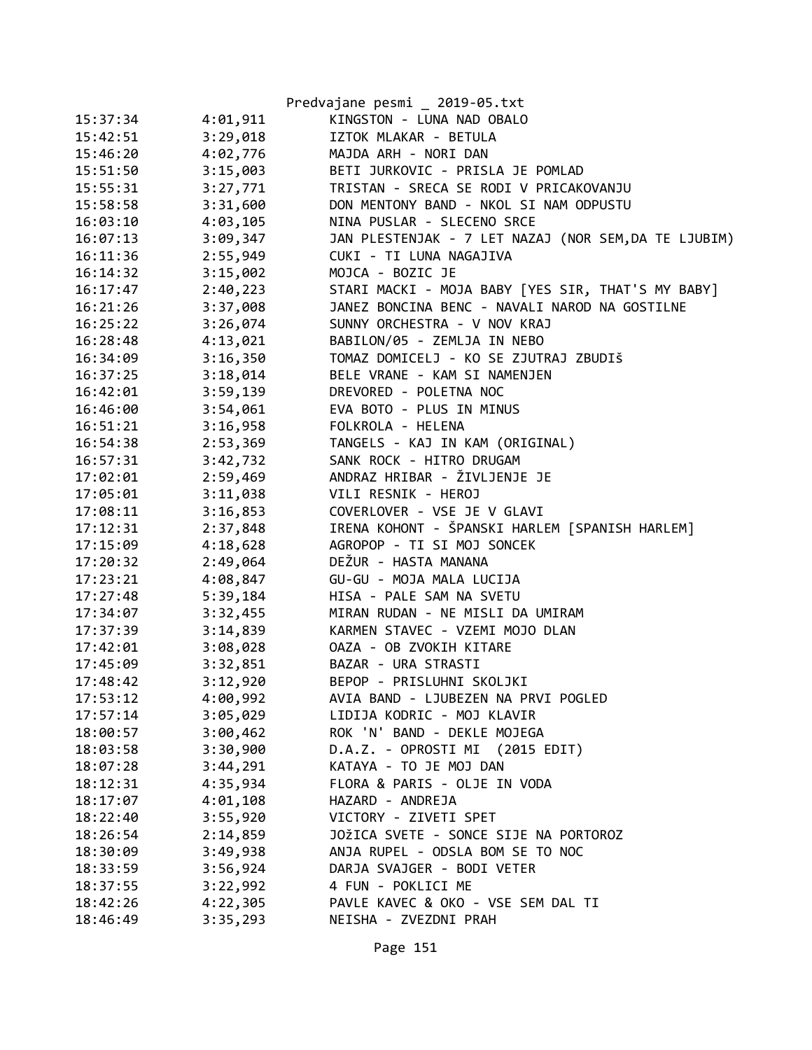Predvajane pesmi _ 2019-05.txt

| | | |
|---|---|---|
| 15:37:34 | 4:01,911 | KINGSTON - LUNA NAD OBALO |
| 15:42:51 | 3:29,018 | IZTOK MLAKAR - BETULA |
| 15:46:20 | 4:02,776 | MAJDA ARH - NORI DAN |
| 15:51:50 | 3:15,003 | BETI JURKOVIC - PRISLA JE POMLAD |
| 15:55:31 | 3:27,771 | TRISTAN - SRECA SE RODI V PRICAKOVANJU |
| 15:58:58 | 3:31,600 | DON MENTONY BAND - NKOL SI NAM ODPUSTU |
| 16:03:10 | 4:03,105 | NINA PUSLAR - SLECENO SRCE |
| 16:07:13 | 3:09,347 | JAN PLESTENJAK - 7 LET NAZAJ (NOR SEM,DA TE LJUBIM) |
| 16:11:36 | 2:55,949 | CUKI - TI LUNA NAGAJIVA |
| 16:14:32 | 3:15,002 | MOJCA - BOZIC JE |
| 16:17:47 | 2:40,223 | STARI MACKI - MOJA BABY [YES SIR, THAT'S MY BABY] |
| 16:21:26 | 3:37,008 | JANEZ BONCINA BENC - NAVALI NAROD NA GOSTILNE |
| 16:25:22 | 3:26,074 | SUNNY ORCHESTRA - V NOV KRAJ |
| 16:28:48 | 4:13,021 | BABILON/05 - ZEMLJA IN NEBO |
| 16:34:09 | 3:16,350 | TOMAZ DOMICELJ - KO SE ZJUTRAJ ZBUDIš |
| 16:37:25 | 3:18,014 | BELE VRANE - KAM SI NAMENJEN |
| 16:42:01 | 3:59,139 | DREVORED - POLETNA NOC |
| 16:46:00 | 3:54,061 | EVA BOTO - PLUS IN MINUS |
| 16:51:21 | 3:16,958 | FOLKROLA - HELENA |
| 16:54:38 | 2:53,369 | TANGELS - KAJ IN KAM (ORIGINAL) |
| 16:57:31 | 3:42,732 | SANK ROCK - HITRO DRUGAM |
| 17:02:01 | 2:59,469 | ANDRAZ HRIBAR - ŽIVLJENJE JE |
| 17:05:01 | 3:11,038 | VILI RESNIK - HEROJ |
| 17:08:11 | 3:16,853 | COVERLOVER - VSE JE V GLAVI |
| 17:12:31 | 2:37,848 | IRENA KOHONT - ŠPANSKI HARLEM [SPANISH HARLEM] |
| 17:15:09 | 4:18,628 | AGROPOP - TI SI MOJ SONCEK |
| 17:20:32 | 2:49,064 | DEŽUR - HASTA MANANA |
| 17:23:21 | 4:08,847 | GU-GU - MOJA MALA LUCIJA |
| 17:27:48 | 5:39,184 | HISA - PALE SAM NA SVETU |
| 17:34:07 | 3:32,455 | MIRAN RUDAN - NE MISLI DA UMIRAM |
| 17:37:39 | 3:14,839 | KARMEN STAVEC - VZEMI MOJO DLAN |
| 17:42:01 | 3:08,028 | OAZA - OB ZVOKIH KITARE |
| 17:45:09 | 3:32,851 | BAZAR - URA STRASTI |
| 17:48:42 | 3:12,920 | BEPOP - PRISLUHNI SKOLJKI |
| 17:53:12 | 4:00,992 | AVIA BAND - LJUBEZEN NA PRVI POGLED |
| 17:57:14 | 3:05,029 | LIDIJA KODRIC - MOJ KLAVIR |
| 18:00:57 | 3:00,462 | ROK 'N' BAND - DEKLE MOJEGA |
| 18:03:58 | 3:30,900 | D.A.Z. - OPROSTI MI  (2015 EDIT) |
| 18:07:28 | 3:44,291 | KATAYA - TO JE MOJ DAN |
| 18:12:31 | 4:35,934 | FLORA & PARIS - OLJE IN VODA |
| 18:17:07 | 4:01,108 | HAZARD - ANDREJA |
| 18:22:40 | 3:55,920 | VICTORY - ZIVETI SPET |
| 18:26:54 | 2:14,859 | JOžICA SVETE - SONCE SIJE NA PORTOROZ |
| 18:30:09 | 3:49,938 | ANJA RUPEL - ODSLA BOM SE TO NOC |
| 18:33:59 | 3:56,924 | DARJA SVAJGER - BODI VETER |
| 18:37:55 | 3:22,992 | 4 FUN - POKLICI ME |
| 18:42:26 | 4:22,305 | PAVLE KAVEC & OKO - VSE SEM DAL TI |
| 18:46:49 | 3:35,293 | NEISHA - ZVEZDNI PRAH |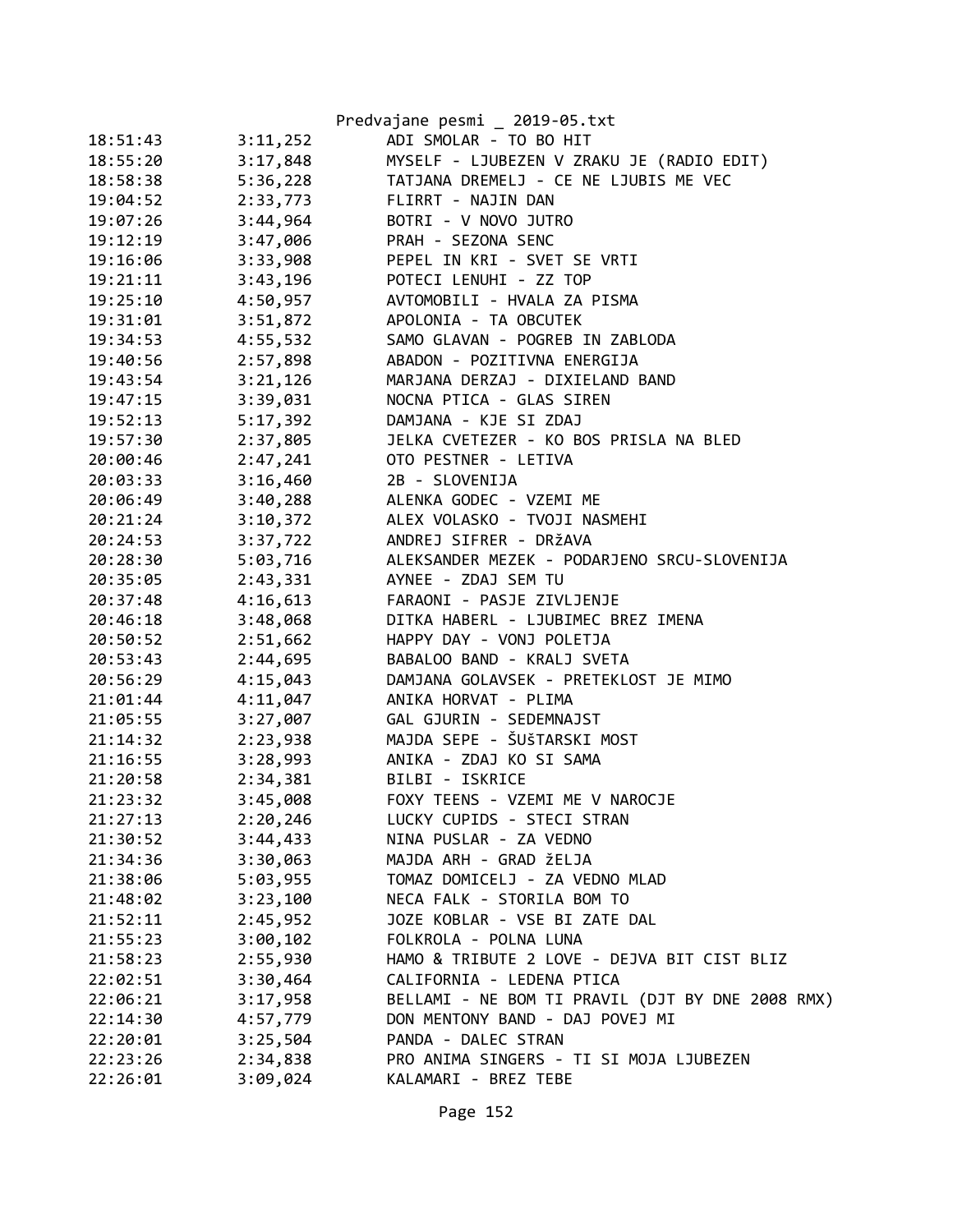| | | |
|---|---|---|
| 18:51:43 | 3:11,252 | ADI SMOLAR - TO BO HIT |
| 18:55:20 | 3:17,848 | MYSELF - LJUBEZEN V ZRAKU JE (RADIO EDIT) |
| 18:58:38 | 5:36,228 | TATJANA DREMELJ - CE NE LJUBIS ME VEC |
| 19:04:52 | 2:33,773 | FLIRRT - NAJIN DAN |
| 19:07:26 | 3:44,964 | BOTRI - V NOVO JUTRO |
| 19:12:19 | 3:47,006 | PRAH - SEZONA SENC |
| 19:16:06 | 3:33,908 | PEPEL IN KRI - SVET SE VRTI |
| 19:21:11 | 3:43,196 | POTECI LENUHI - ZZ TOP |
| 19:25:10 | 4:50,957 | AVTOMOBILI - HVALA ZA PISMA |
| 19:31:01 | 3:51,872 | APOLONIA - TA OBCUTEK |
| 19:34:53 | 4:55,532 | SAMO GLAVAN - POGREB IN ZABLODA |
| 19:40:56 | 2:57,898 | ABADON - POZITIVNA ENERGIJA |
| 19:43:54 | 3:21,126 | MARJANA DERZAJ - DIXIELAND BAND |
| 19:47:15 | 3:39,031 | NOCNA PTICA - GLAS SIREN |
| 19:52:13 | 5:17,392 | DAMJANA - KJE SI ZDAJ |
| 19:57:30 | 2:37,805 | JELKA CVETEZER - KO BOS PRISLA NA BLED |
| 20:00:46 | 2:47,241 | OTO PESTNER - LETIVA |
| 20:03:33 | 3:16,460 | 2B - SLOVENIJA |
| 20:06:49 | 3:40,288 | ALENKA GODEC - VZEMI ME |
| 20:21:24 | 3:10,372 | ALEX VOLASKO - TVOJI NASMEHI |
| 20:24:53 | 3:37,722 | ANDREJ SIFRER - DRžAVA |
| 20:28:30 | 5:03,716 | ALEKSANDER MEZEK - PODARJENO SRCU-SLOVENIJA |
| 20:35:05 | 2:43,331 | AYNEE - ZDAJ SEM TU |
| 20:37:48 | 4:16,613 | FARAONI - PASJE ZIVLJENJE |
| 20:46:18 | 3:48,068 | DITKA HABERL - LJUBIMEC BREZ IMENA |
| 20:50:52 | 2:51,662 | HAPPY DAY - VONJ POLETJA |
| 20:53:43 | 2:44,695 | BABALOO BAND - KRALJ SVETA |
| 20:56:29 | 4:15,043 | DAMJANA GOLAVSEK - PRETEKLOST JE MIMO |
| 21:01:44 | 4:11,047 | ANIKA HORVAT - PLIMA |
| 21:05:55 | 3:27,007 | GAL GJURIN - SEDEMNAJST |
| 21:14:32 | 2:23,938 | MAJDA SEPE - ŠUŠTARSKI MOST |
| 21:16:55 | 3:28,993 | ANIKA - ZDAJ KO SI SAMA |
| 21:20:58 | 2:34,381 | BILBI - ISKRICE |
| 21:23:32 | 3:45,008 | FOXY TEENS - VZEMI ME V NAROCJE |
| 21:27:13 | 2:20,246 | LUCKY CUPIDS - STECI STRAN |
| 21:30:52 | 3:44,433 | NINA PUSLAR - ZA VEDNO |
| 21:34:36 | 3:30,063 | MAJDA ARH - GRAD žELJA |
| 21:38:06 | 5:03,955 | TOMAZ DOMICELJ - ZA VEDNO MLAD |
| 21:48:02 | 3:23,100 | NECA FALK - STORILA BOM TO |
| 21:52:11 | 2:45,952 | JOZE KOBLAR - VSE BI ZATE DAL |
| 21:55:23 | 3:00,102 | FOLKROLA - POLNA LUNA |
| 21:58:23 | 2:55,930 | HAMO & TRIBUTE 2 LOVE - DEJVA BIT CIST BLIZ |
| 22:02:51 | 3:30,464 | CALIFORNIA - LEDENA PTICA |
| 22:06:21 | 3:17,958 | BELLAMI - NE BOM TI PRAVIL (DJT BY DNE 2008 RMX) |
| 22:14:30 | 4:57,779 | DON MENTONY BAND - DAJ POVEJ MI |
| 22:20:01 | 3:25,504 | PANDA - DALEC STRAN |
| 22:23:26 | 2:34,838 | PRO ANIMA SINGERS - TI SI MOJA LJUBEZEN |
| 22:26:01 | 3:09,024 | KALAMARI - BREZ TEBE |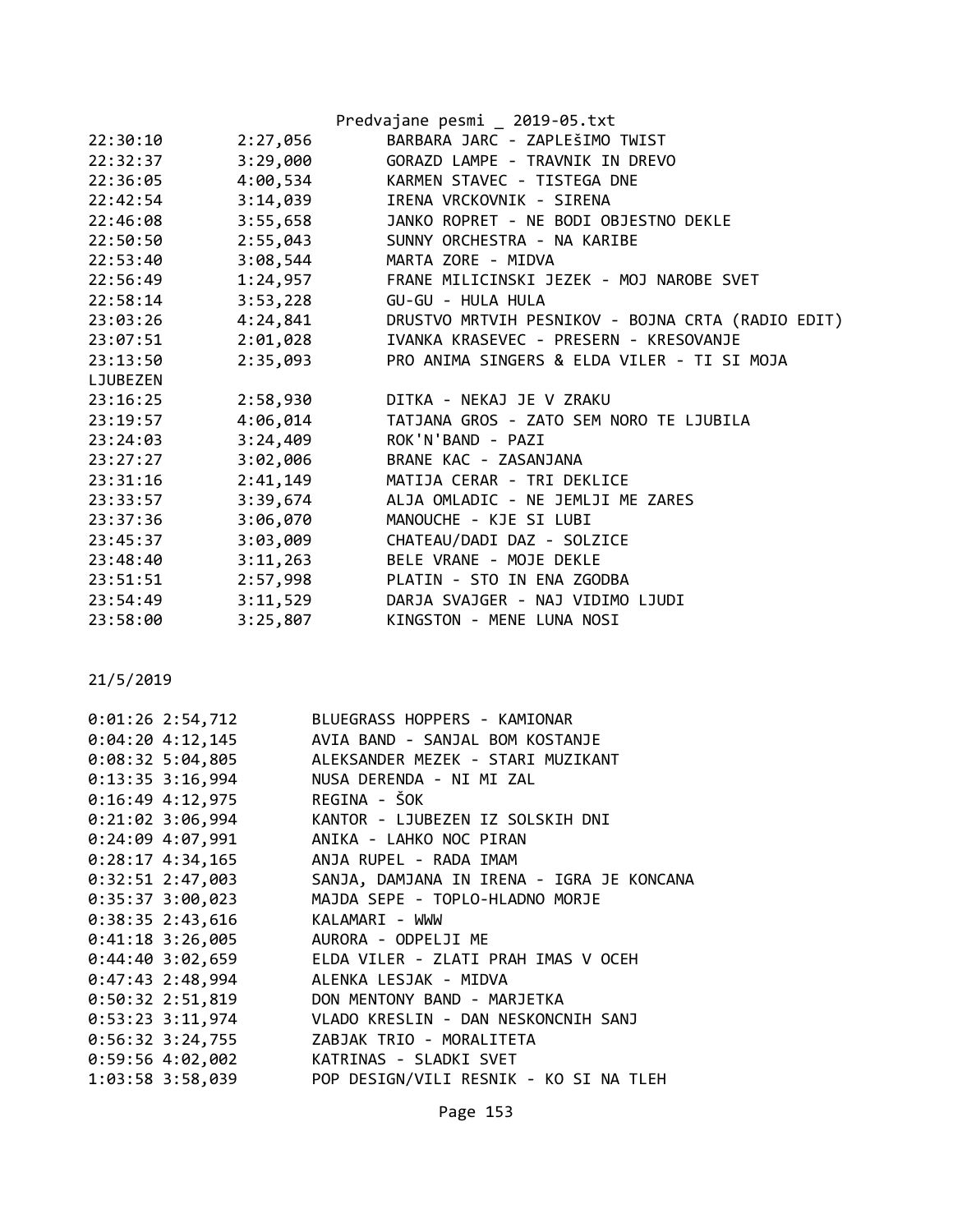| | | |
|---|---|---|
| 22:30:10 | 2:27,056 | BARBARA JARC - ZAPLEŠIMO TWIST |
| 22:32:37 | 3:29,000 | GORAZD LAMPE - TRAVNIK IN DREVO |
| 22:36:05 | 4:00,534 | KARMEN STAVEC - TISTEGA DNE |
| 22:42:54 | 3:14,039 | IRENA VRCKOVNIK - SIRENA |
| 22:46:08 | 3:55,658 | JANKO ROPRET - NE BODI OBJESTNO DEKLE |
| 22:50:50 | 2:55,043 | SUNNY ORCHESTRA - NA KARIBE |
| 22:53:40 | 3:08,544 | MARTA ZORE - MIDVA |
| 22:56:49 | 1:24,957 | FRANE MILICINSKI JEZEK - MOJ NAROBE SVET |
| 22:58:14 | 3:53,228 | GU-GU - HULA HULA |
| 23:03:26 | 4:24,841 | DRUSTVO MRTVIH PESNIKOV - BOJNA CRTA (RADIO EDIT) |
| 23:07:51 | 2:01,028 | IVANKA KRASEVEC - PRESERN - KRESOVANJE |
| 23:13:50 | 2:35,093 | PRO ANIMA SINGERS & ELDA VILER - TI SI MOJA LJUBEZEN |
| 23:16:25 | 2:58,930 | DITKA - NEKAJ JE V ZRAKU |
| 23:19:57 | 4:06,014 | TATJANA GROS - ZATO SEM NORO TE LJUBILA |
| 23:24:03 | 3:24,409 | ROK'N'BAND - PAZI |
| 23:27:27 | 3:02,006 | BRANE KAC - ZASANJANA |
| 23:31:16 | 2:41,149 | MATIJA CERAR - TRI DEKLICE |
| 23:33:57 | 3:39,674 | ALJA OMLADIC - NE JEMLJI ME ZARES |
| 23:37:36 | 3:06,070 | MANOUCHE - KJE SI LUBI |
| 23:45:37 | 3:03,009 | CHATEAU/DADI DAZ - SOLZICE |
| 23:48:40 | 3:11,263 | BELE VRANE - MOJE DEKLE |
| 23:51:51 | 2:57,998 | PLATIN - STO IN ENA ZGODBA |
| 23:54:49 | 3:11,529 | DARJA SVAJGER - NAJ VIDIMO LJUDI |
| 23:58:00 | 3:25,807 | KINGSTON - MENE LUNA NOSI |

21/5/2019

| | | |
|---|---|---|
| 0:01:26 | 2:54,712 | BLUEGRASS HOPPERS - KAMIONAR |
| 0:04:20 | 4:12,145 | AVIA BAND - SANJAL BOM KOSTANJE |
| 0:08:32 | 5:04,805 | ALEKSANDER MEZEK - STARI MUZIKANT |
| 0:13:35 | 3:16,994 | NUSA DERENDA - NI MI ZAL |
| 0:16:49 | 4:12,975 | REGINA - ŠOK |
| 0:21:02 | 3:06,994 | KANTOR - LJUBEZEN IZ SOLSKIH DNI |
| 0:24:09 | 4:07,991 | ANIKA - LAHKO NOC PIRAN |
| 0:28:17 | 4:34,165 | ANJA RUPEL - RADA IMAM |
| 0:32:51 | 2:47,003 | SANJA, DAMJANA IN IRENA - IGRA JE KONCANA |
| 0:35:37 | 3:00,023 | MAJDA SEPE - TOPLO-HLADNO MORJE |
| 0:38:35 | 2:43,616 | KALAMARI - WWW |
| 0:41:18 | 3:26,005 | AURORA - ODPELJI ME |
| 0:44:40 | 3:02,659 | ELDA VILER - ZLATI PRAH IMAS V OCEH |
| 0:47:43 | 2:48,994 | ALENKA LESJAK - MIDVA |
| 0:50:32 | 2:51,819 | DON MENTONY BAND - MARJETKA |
| 0:53:23 | 3:11,974 | VLADO KRESLIN - DAN NESKONCNIH SANJ |
| 0:56:32 | 3:24,755 | ZABJAK TRIO - MORALITETA |
| 0:59:56 | 4:02,002 | KATRINAS - SLADKI SVET |
| 1:03:58 | 3:58,039 | POP DESIGN/VILI RESNIK - KO SI NA TLEH |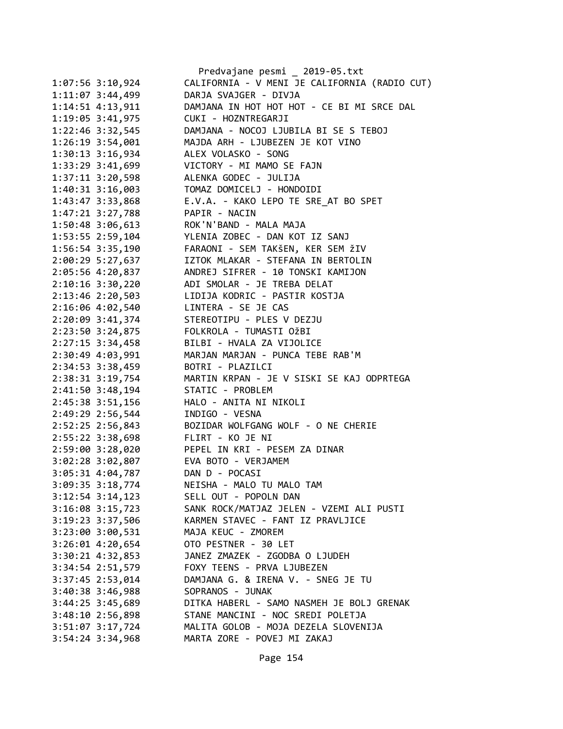Predvajane pesmi _ 2019-05.txt

```
1:07:56 3:10,924        CALIFORNIA - V MENI JE CALIFORNIA (RADIO CUT)
1:11:07 3:44,499        DARJA SVAJGER - DIVJA
1:14:51 4:13,911        DAMJANA IN HOT HOT HOT - CE BI MI SRCE DAL
1:19:05 3:41,975        CUKI - HOZNTREGARJI
1:22:46 3:32,545        DAMJANA - NOCOJ LJUBILA BI SE S TEBOJ
1:26:19 3:54,001        MAJDA ARH - LJUBEZEN JE KOT VINO
1:30:13 3:16,934        ALEX VOLASKO - SONG
1:33:29 3:41,699        VICTORY - MI MAMO SE FAJN
1:37:11 3:20,598        ALENKA GODEC - JULIJA
1:40:31 3:16,003        TOMAZ DOMICELJ - HONDOIDI
1:43:47 3:33,868        E.V.A. - KAKO LEPO TE SRE_AT BO SPET
1:47:21 3:27,788        PAPIR - NACIN
1:50:48 3:06,613        ROK'N'BAND - MALA MAJA
1:53:55 2:59,104        YLENIA ZOBEC - DAN KOT IZ SANJ
1:56:54 3:35,190        FARAONI - SEM TAKŠEN, KER SEM žIV
2:00:29 5:27,637        IZTOK MLAKAR - STEFANA IN BERTOLIN
2:05:56 4:20,837        ANDREJ SIFRER - 10 TONSKI KAMIJON
2:10:16 3:30,220        ADI SMOLAR - JE TREBA DELAT
2:13:46 2:20,503        LIDIJA KODRIC - PASTIR KOSTJA
2:16:06 4:02,540        LINTERA - SE JE CAS
2:20:09 3:41,374        STEREOTIPU - PLES V DEZJU
2:23:50 3:24,875        FOLKROLA - TUMASTI OžBI
2:27:15 3:34,458        BILBI - HVALA ZA VIJOLICE
2:30:49 4:03,991        MARJAN MARJAN - PUNCA TEBE RAB'M
2:34:53 3:38,459        BOTRI - PLAZILCI
2:38:31 3:19,754        MARTIN KRPAN - JE V SISKI SE KAJ ODPRTEGA
2:41:50 3:48,194        STATIC - PROBLEM
2:45:38 3:51,156        HALO - ANITA NI NIKOLI
2:49:29 2:56,544        INDIGO - VESNA
2:52:25 2:56,843        BOZIDAR WOLFGANG WOLF - O NE CHERIE
2:55:22 3:38,698        FLIRT - KO JE NI
2:59:00 3:28,020        PEPEL IN KRI - PESEM ZA DINAR
3:02:28 3:02,807        EVA BOTO - VERJAMEM
3:05:31 4:04,787        DAN D - POCASI
3:09:35 3:18,774        NEISHA - MALO TU MALO TAM
3:12:54 3:14,123        SELL OUT - POPOLN DAN
3:16:08 3:15,723        SANK ROCK/MATJAZ JELEN - VZEMI ALI PUSTI
3:19:23 3:37,506        KARMEN STAVEC - FANT IZ PRAVLJICE
3:23:00 3:00,531        MAJA KEUC - ZMOREM
3:26:01 4:20,654        OTO PESTNER - 30 LET
3:30:21 4:32,853        JANEZ ZMAZEK - ZGODBA O LJUDEH
3:34:54 2:51,579        FOXY TEENS - PRVA LJUBEZEN
3:37:45 2:53,014        DAMJANA G. & IRENA V. - SNEG JE TU
3:40:38 3:46,988        SOPRANOS - JUNAK
3:44:25 3:45,689        DITKA HABERL - SAMO NASMEH JE BOLJ GRENAK
3:48:10 2:56,898        STANE MANCINI - NOC SREDI POLETJA
3:51:07 3:17,724        MALITA GOLOB - MOJA DEZELA SLOVENIJA
3:54:24 3:34,968        MARTA ZORE - POVEJ MI ZAKAJ
```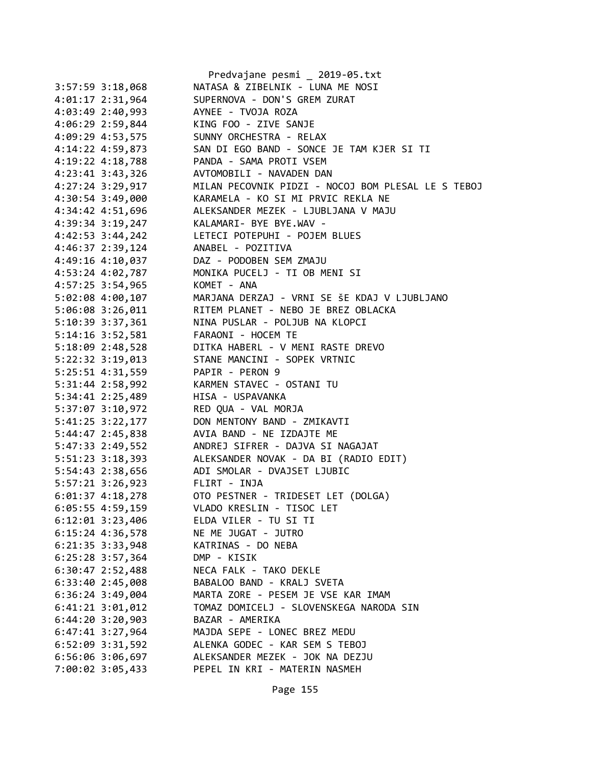```
3:57:59 3:18,068        NATASA & ZIBELNIK - LUNA ME NOSI
4:01:17 2:31,964        SUPERNOVA - DON'S GREM ZURAT
4:03:49 2:40,993        AYNEE - TVOJA ROZA
4:06:29 2:59,844        KING FOO - ZIVE SANJE
4:09:29 4:53,575        SUNNY ORCHESTRA - RELAX
4:14:22 4:59,873        SAN DI EGO BAND - SONCE JE TAM KJER SI TI
4:19:22 4:18,788        PANDA - SAMA PROTI VSEM
4:23:41 3:43,326        AVTOMOBILI - NAVADEN DAN
4:27:24 3:29,917        MILAN PECOVNIK PIDZI - NOCOJ BOM PLESAL LE S TEBOJ
4:30:54 3:49,000        KARAMELA - KO SI MI PRVIC REKLA NE
4:34:42 4:51,696        ALEKSANDER MEZEK - LJUBLJANA V MAJU
4:39:34 3:19,247        KALAMARI- BYE BYE.WAV -
4:42:53 3:44,242        LETECI POTEPUHI - POJEM BLUES
4:46:37 2:39,124        ANABEL - POZITIVA
4:49:16 4:10,037        DAZ - PODOBEN SEM ZMAJU
4:53:24 4:02,787        MONIKA PUCELJ - TI OB MENI SI
4:57:25 3:54,965        KOMET - ANA
5:02:08 4:00,107        MARJANA DERZAJ - VRNI SE šE KDAJ V LJUBLJANO
5:06:08 3:26,011        RITEM PLANET - NEBO JE BREZ OBLACKA
5:10:39 3:37,361        NINA PUSLAR - POLJUB NA KLOPCI
5:14:16 3:52,581        FARAONI - HOCEM TE
5:18:09 2:48,528        DITKA HABERL - V MENI RASTE DREVO
5:22:32 3:19,013        STANE MANCINI - SOPEK VRTNIC
5:25:51 4:31,559        PAPIR - PERON 9
5:31:44 2:58,992        KARMEN STAVEC - OSTANI TU
5:34:41 2:25,489        HISA - USPAVANKA
5:37:07 3:10,972        RED QUA - VAL MORJA
5:41:25 3:22,177        DON MENTONY BAND - ZMIKAVTI
5:44:47 2:45,838        AVIA BAND - NE IZDAJTE ME
5:47:33 2:49,552        ANDREJ SIFRER - DAJVA SI NAGAJAT
5:51:23 3:18,393        ALEKSANDER NOVAK - DA BI (RADIO EDIT)
5:54:43 2:38,656        ADI SMOLAR - DVAJSET LJUBIC
5:57:21 3:26,923        FLIRT - INJA
6:01:37 4:18,278        OTO PESTNER - TRIDESET LET (DOLGA)
6:05:55 4:59,159        VLADO KRESLIN - TISOC LET
6:12:01 3:23,406        ELDA VILER - TU SI TI
6:15:24 4:36,578        NE ME JUGAT - JUTRO
6:21:35 3:33,948        KATRINAS - DO NEBA
6:25:28 3:57,364        DMP - KISIK
6:30:47 2:52,488        NECA FALK - TAKO DEKLE
6:33:40 2:45,008        BABALOO BAND - KRALJ SVETA
6:36:24 3:49,004        MARTA ZORE - PESEM JE VSE KAR IMAM
6:41:21 3:01,012        TOMAZ DOMICELJ - SLOVENSKEGA NARODA SIN
6:44:20 3:20,903        BAZAR - AMERIKA
6:47:41 3:27,964        MAJDA SEPE - LONEC BREZ MEDU
6:52:09 3:31,592        ALENKA GODEC - KAR SEM S TEBOJ
6:56:06 3:06,697        ALEKSANDER MEZEK - JOK NA DEZJU
7:00:02 3:05,433        PEPEL IN KRI - MATERIN NASMEH
```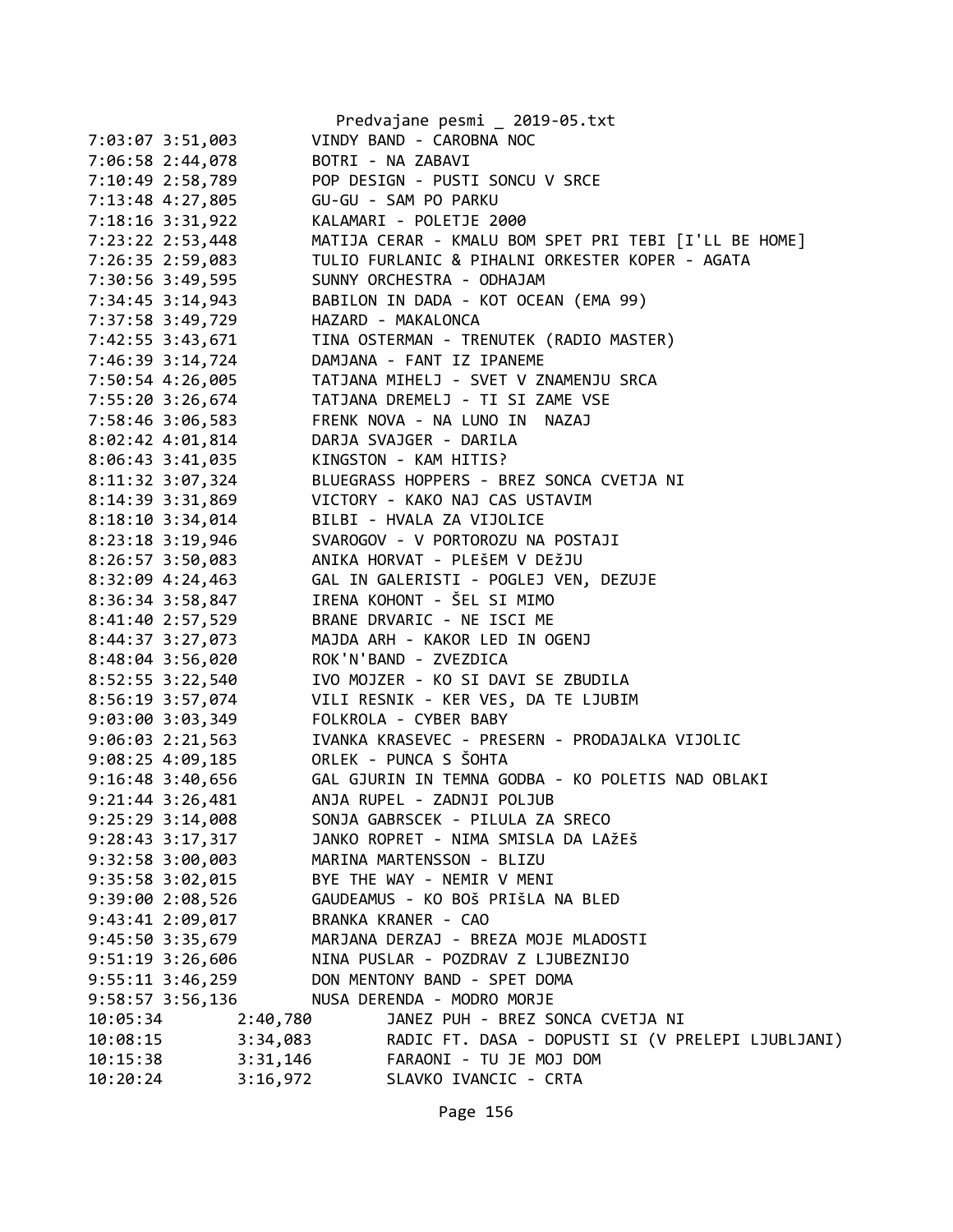Predvajane pesmi _ 2019-05.txt

```
7:03:07 3:51,003        VINDY BAND - CAROBNA NOC
7:06:58 2:44,078        BOTRI - NA ZABAVI
7:10:49 2:58,789        POP DESIGN - PUSTI SONCU V SRCE
7:13:48 4:27,805        GU-GU - SAM PO PARKU
7:18:16 3:31,922        KALAMARI - POLETJE 2000
7:23:22 2:53,448        MATIJA CERAR - KMALU BOM SPET PRI TEBI [I'LL BE HOME]
7:26:35 2:59,083        TULIO FURLANIC & PIHALNI ORKESTER KOPER - AGATA
7:30:56 3:49,595        SUNNY ORCHESTRA - ODHAJAM
7:34:45 3:14,943        BABILON IN DADA - KOT OCEAN (EMA 99)
7:37:58 3:49,729        HAZARD - MAKALONCA
7:42:55 3:43,671        TINA OSTERMAN - TRENUTEK (RADIO MASTER)
7:46:39 3:14,724        DAMJANA - FANT IZ IPANEME
7:50:54 4:26,005        TATJANA MIHELJ - SVET V ZNAMENJU SRCA
7:55:20 3:26,674        TATJANA DREMELJ - TI SI ZAME VSE
7:58:46 3:06,583        FRENK NOVA - NA LUNO IN  NAZAJ
8:02:42 4:01,814        DARJA SVAJGER - DARILA
8:06:43 3:41,035        KINGSTON - KAM HITIS?
8:11:32 3:07,324        BLUEGRASS HOPPERS - BREZ SONCA CVETJA NI
8:14:39 3:31,869        VICTORY - KAKO NAJ CAS USTAVIM
8:18:10 3:34,014        BILBI - HVALA ZA VIJOLICE
8:23:18 3:19,946        SVAROGOV - V PORTOROZU NA POSTAJI
8:26:57 3:50,083        ANIKA HORVAT - PLEŠEM V DEžJU
8:32:09 4:24,463        GAL IN GALERISTI - POGLEJ VEN, DEZUJE
8:36:34 3:58,847        IRENA KOHONT - ŠEL SI MIMO
8:41:40 2:57,529        BRANE DRVARIC - NE ISCI ME
8:44:37 3:27,073        MAJDA ARH - KAKOR LED IN OGENJ
8:48:04 3:56,020        ROK'N'BAND - ZVEZDICA
8:52:55 3:22,540        IVO MOJZER - KO SI DAVI SE ZBUDILA
8:56:19 3:57,074        VILI RESNIK - KER VES, DA TE LJUBIM
9:03:00 3:03,349        FOLKROLA - CYBER BABY
9:06:03 2:21,563        IVANKA KRASEVEC - PRESERN - PRODAJALKA VIJOLIC
9:08:25 4:09,185        ORLEK - PUNCA S ŠOHTA
9:16:48 3:40,656        GAL GJURIN IN TEMNA GODBA - KO POLETIS NAD OBLAKI
9:21:44 3:26,481        ANJA RUPEL - ZADNJI POLJUB
9:25:29 3:14,008        SONJA GABRSCEK - PILULA ZA SRECO
9:28:43 3:17,317        JANKO ROPRET - NIMA SMISLA DA LAžEŠ
9:32:58 3:00,003        MARINA MARTENSSON - BLIZU
9:35:58 3:02,015        BYE THE WAY - NEMIR V MENI
9:39:00 2:08,526        GAUDEAMUS - KO BOŠ PRIŠLA NA BLED
9:43:41 2:09,017        BRANKA KRANER - CAO
9:45:50 3:35,679        MARJANA DERZAJ - BREZA MOJE MLADOSTI
9:51:19 3:26,606        NINA PUSLAR - POZDRAV Z LJUBEZNIJO
9:55:11 3:46,259        DON MENTONY BAND - SPET DOMA
9:58:57 3:56,136        NUSA DERENDA - MODRO MORJE
10:05:34        2:40,780        JANEZ PUH - BREZ SONCA CVETJA NI
10:08:15        3:34,083        RADIC FT. DASA - DOPUSTI SI (V PRELEPI LJUBLJANI)
10:15:38        3:31,146        FARAONI - TU JE MOJ DOM
10:20:24        3:16,972        SLAVKO IVANCIC - CRTA
```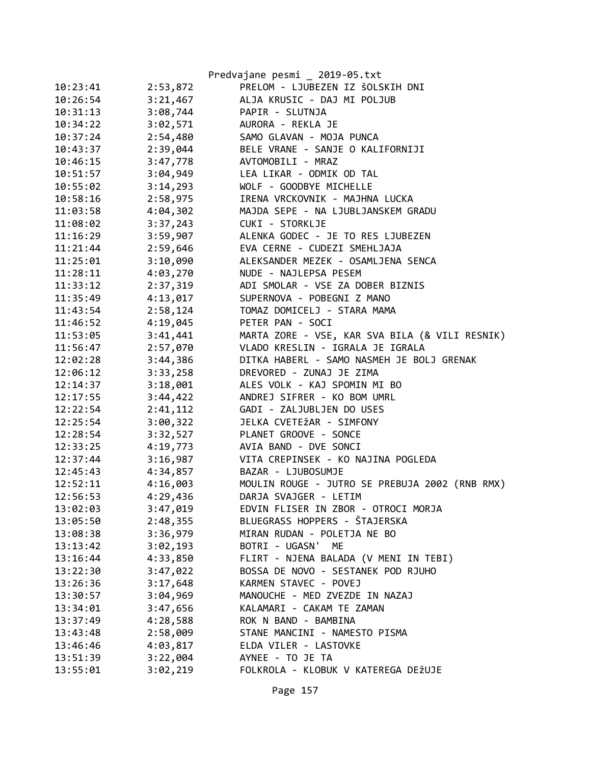Predvajane pesmi _ 2019-05.txt

| | | |
|---|---|---|
| 10:23:41 | 2:53,872 | PRELOM - LJUBEZEN IZ šOLSKIH DNI |
| 10:26:54 | 3:21,467 | ALJA KRUSIC - DAJ MI POLJUB |
| 10:31:13 | 3:08,744 | PAPIR - SLUTNJA |
| 10:34:22 | 3:02,571 | AURORA - REKLA JE |
| 10:37:24 | 2:54,480 | SAMO GLAVAN - MOJA PUNCA |
| 10:43:37 | 2:39,044 | BELE VRANE - SANJE O KALIFORNIJI |
| 10:46:15 | 3:47,778 | AVTOMOBILI - MRAZ |
| 10:51:57 | 3:04,949 | LEA LIKAR - ODMIK OD TAL |
| 10:55:02 | 3:14,293 | WOLF - GOODBYE MICHELLE |
| 10:58:16 | 2:58,975 | IRENA VRCKOVNIK - MAJHNA LUCKA |
| 11:03:58 | 4:04,302 | MAJDA SEPE - NA LJUBLJANSKEM GRADU |
| 11:08:02 | 3:37,243 | CUKI - STORKLJE |
| 11:16:29 | 3:59,907 | ALENKA GODEC - JE TO RES LJUBEZEN |
| 11:21:44 | 2:59,646 | EVA CERNE - CUDEZI SMEHLJAJA |
| 11:25:01 | 3:10,090 | ALEKSANDER MEZEK - OSAMLJENA SENCA |
| 11:28:11 | 4:03,270 | NUDE - NAJLEPSA PESEM |
| 11:33:12 | 2:37,319 | ADI SMOLAR - VSE ZA DOBER BIZNIS |
| 11:35:49 | 4:13,017 | SUPERNOVA - POBEGNI Z MANO |
| 11:43:54 | 2:58,124 | TOMAZ DOMICELJ - STARA MAMA |
| 11:46:52 | 4:19,045 | PETER PAN - SOCI |
| 11:53:05 | 3:41,441 | MARTA ZORE - VSE, KAR SVA BILA (& VILI RESNIK) |
| 11:56:47 | 2:57,070 | VLADO KRESLIN - IGRALA JE IGRALA |
| 12:02:28 | 3:44,386 | DITKA HABERL - SAMO NASMEH JE BOLJ GRENAK |
| 12:06:12 | 3:33,258 | DREVORED - ZUNAJ JE ZIMA |
| 12:14:37 | 3:18,001 | ALES VOLK - KAJ SPOMIN MI BO |
| 12:17:55 | 3:44,422 | ANDREJ SIFRER - KO BOM UMRL |
| 12:22:54 | 2:41,112 | GADI - ZALJUBLJEN DO USES |
| 12:25:54 | 3:00,322 | JELKA CVETEžAR - SIMFONY |
| 12:28:54 | 3:32,527 | PLANET GROOVE - SONCE |
| 12:33:25 | 4:19,773 | AVIA BAND - DVE SONCI |
| 12:37:44 | 3:16,987 | VITA CREPINSEK - KO NAJINA POGLEDA |
| 12:45:43 | 4:34,857 | BAZAR - LJUBOSUMJE |
| 12:52:11 | 4:16,003 | MOULIN ROUGE - JUTRO SE PREBUJA 2002 (RNB RMX) |
| 12:56:53 | 4:29,436 | DARJA SVAJGER - LETIM |
| 13:02:03 | 3:47,019 | EDVIN FLISER IN ZBOR - OTROCI MORJA |
| 13:05:50 | 2:48,355 | BLUEGRASS HOPPERS - ŠTAJERSKA |
| 13:08:38 | 3:36,979 | MIRAN RUDAN - POLETJA NE BO |
| 13:13:42 | 3:02,193 | BOTRI - UGASN' ME |
| 13:16:44 | 4:33,850 | FLIRT - NJENA BALADA (V MENI IN TEBI) |
| 13:22:30 | 3:47,022 | BOSSA DE NOVO - SESTANEK POD RJUHO |
| 13:26:36 | 3:17,648 | KARMEN STAVEC - POVEJ |
| 13:30:57 | 3:04,969 | MANOUCHE - MED ZVEZDE IN NAZAJ |
| 13:34:01 | 3:47,656 | KALAMARI - CAKAM TE ZAMAN |
| 13:37:49 | 4:28,588 | ROK N BAND - BAMBINA |
| 13:43:48 | 2:58,009 | STANE MANCINI - NAMESTO PISMA |
| 13:46:46 | 4:03,817 | ELDA VILER - LASTOVKE |
| 13:51:39 | 3:22,004 | AYNEE - TO JE TA |
| 13:55:01 | 3:02,219 | FOLKROLA - KLOBUK V KATEREGA DEžUJE |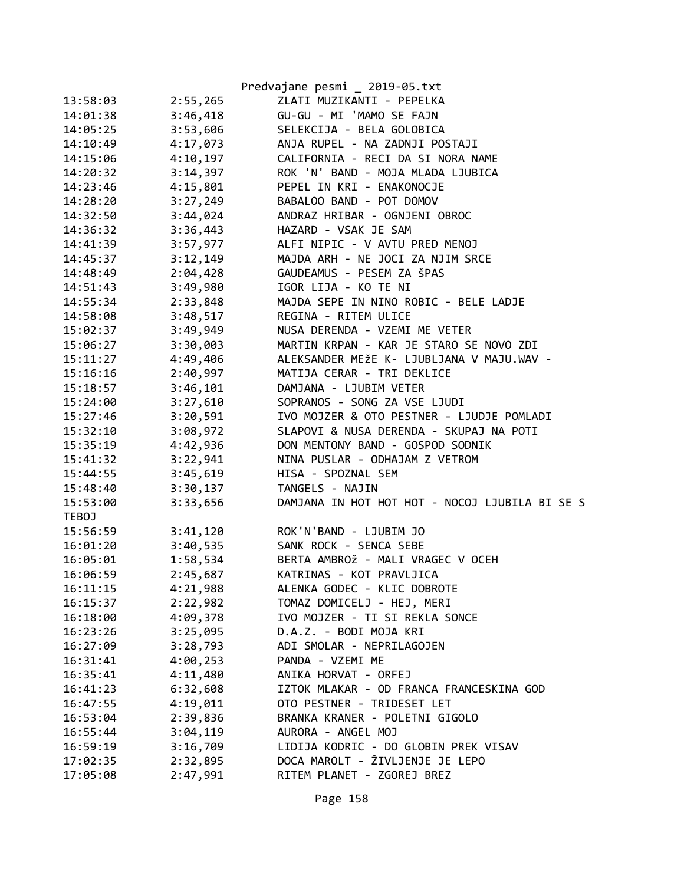| 13:58:03 | 2:55,265 | ZLATI MUZIKANTI - PEPELKA |
|---|---|---|
| 14:01:38 | 3:46,418 | GU-GU - MI 'MAMO SE FAJN |
| 14:05:25 | 3:53,606 | SELEKCIJA - BELA GOLOBICA |
| 14:10:49 | 4:17,073 | ANJA RUPEL - NA ZADNJI POSTAJI |
| 14:15:06 | 4:10,197 | CALIFORNIA - RECI DA SI NORA NAME |
| 14:20:32 | 3:14,397 | ROK 'N' BAND - MOJA MLADA LJUBICA |
| 14:23:46 | 4:15,801 | PEPEL IN KRI - ENAKONOCJE |
| 14:28:20 | 3:27,249 | BABALOO BAND - POT DOMOV |
| 14:32:50 | 3:44,024 | ANDRAZ HRIBAR - OGNJENI OBROC |
| 14:36:32 | 3:36,443 | HAZARD - VSAK JE SAM |
| 14:41:39 | 3:57,977 | ALFI NIPIC - V AVTU PRED MENOJ |
| 14:45:37 | 3:12,149 | MAJDA ARH - NE JOCI ZA NJIM SRCE |
| 14:48:49 | 2:04,428 | GAUDEAMUS - PESEM ZA šPAS |
| 14:51:43 | 3:49,980 | IGOR LIJA - KO TE NI |
| 14:55:34 | 2:33,848 | MAJDA SEPE IN NINO ROBIC - BELE LADJE |
| 14:58:08 | 3:48,517 | REGINA - RITEM ULICE |
| 15:02:37 | 3:49,949 | NUSA DERENDA - VZEMI ME VETER |
| 15:06:27 | 3:30,003 | MARTIN KRPAN - KAR JE STARO SE NOVO ZDI |
| 15:11:27 | 4:49,406 | ALEKSANDER MEžE K- LJUBLJANA V MAJU.WAV - |
| 15:16:16 | 2:40,997 | MATIJA CERAR - TRI DEKLICE |
| 15:18:57 | 3:46,101 | DAMJANA - LJUBIM VETER |
| 15:24:00 | 3:27,610 | SOPRANOS - SONG ZA VSE LJUDI |
| 15:27:46 | 3:20,591 | IVO MOJZER & OTO PESTNER - LJUDJE POMLADI |
| 15:32:10 | 3:08,972 | SLAPOVI & NUSA DERENDA - SKUPAJ NA POTI |
| 15:35:19 | 4:42,936 | DON MENTONY BAND - GOSPOD SODNIK |
| 15:41:32 | 3:22,941 | NINA PUSLAR - ODHAJAM Z VETROM |
| 15:44:55 | 3:45,619 | HISA - SPOZNAL SEM |
| 15:48:40 | 3:30,137 | TANGELS - NAJIN |
| 15:53:00 | 3:33,656 | DAMJANA IN HOT HOT HOT - NOCOJ LJUBILA BI SE S TEBOJ |
| 15:56:59 | 3:41,120 | ROK'N'BAND - LJUBIM JO |
| 16:01:20 | 3:40,535 | SANK ROCK - SENCA SEBE |
| 16:05:01 | 1:58,534 | BERTA AMBROž - MALI VRAGEC V OCEH |
| 16:06:59 | 2:45,687 | KATRINAS - KOT PRAVLJICA |
| 16:11:15 | 4:21,988 | ALENKA GODEC - KLIC DOBROTE |
| 16:15:37 | 2:22,982 | TOMAZ DOMICELJ - HEJ, MERI |
| 16:18:00 | 4:09,378 | IVO MOJZER - TI SI REKLA SONCE |
| 16:23:26 | 3:25,095 | D.A.Z. - BODI MOJA KRI |
| 16:27:09 | 3:28,793 | ADI SMOLAR - NEPRILAGOJEN |
| 16:31:41 | 4:00,253 | PANDA - VZEMI ME |
| 16:35:41 | 4:11,480 | ANIKA HORVAT - ORFEJ |
| 16:41:23 | 6:32,608 | IZTOK MLAKAR - OD FRANCA FRANCESKINA GOD |
| 16:47:55 | 4:19,011 | OTO PESTNER - TRIDESET LET |
| 16:53:04 | 2:39,836 | BRANKA KRANER - POLETNI GIGOLO |
| 16:55:44 | 3:04,119 | AURORA - ANGEL MOJ |
| 16:59:19 | 3:16,709 | LIDIJA KODRIC - DO GLOBIN PREK VISAV |
| 17:02:35 | 2:32,895 | DOCA MAROLT - ŽIVLJENJE JE LEPO |
| 17:05:08 | 2:47,991 | RITEM PLANET - ZGOREJ BREZ |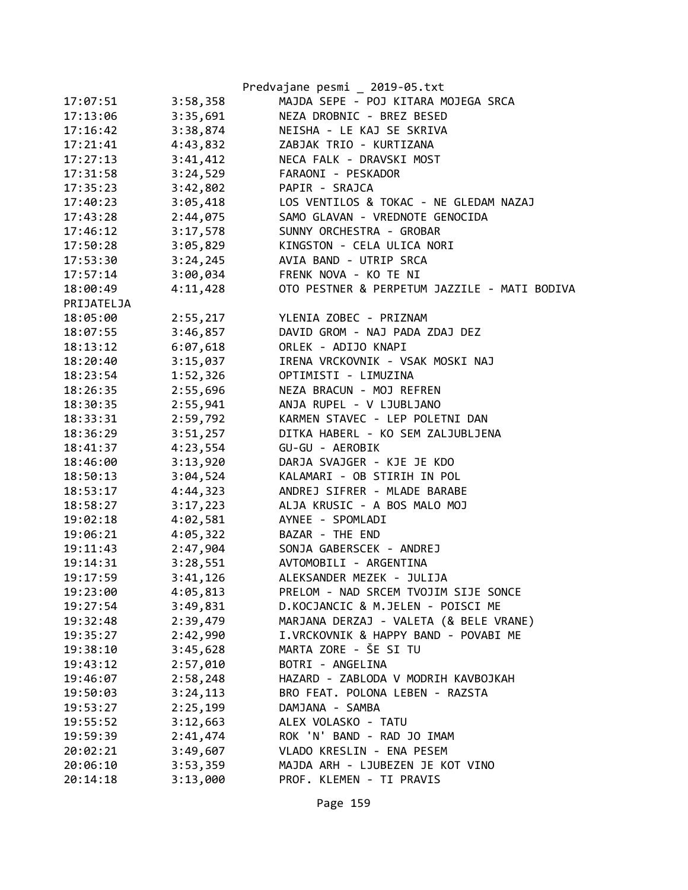| | | |
|---|---|---|
| 17:07:51 | 3:58,358 | MAJDA SEPE - POJ KITARA MOJEGA SRCA |
| 17:13:06 | 3:35,691 | NEZA DROBNIC - BREZ BESED |
| 17:16:42 | 3:38,874 | NEISHA - LE KAJ SE SKRIVA |
| 17:21:41 | 4:43,832 | ZABJAK TRIO - KURTIZANA |
| 17:27:13 | 3:41,412 | NECA FALK - DRAVSKI MOST |
| 17:31:58 | 3:24,529 | FARAONI - PESKADOR |
| 17:35:23 | 3:42,802 | PAPIR - SRAJCA |
| 17:40:23 | 3:05,418 | LOS VENTILOS & TOKAC - NE GLEDAM NAZAJ |
| 17:43:28 | 2:44,075 | SAMO GLAVAN - VREDNOTE GENOCIDA |
| 17:46:12 | 3:17,578 | SUNNY ORCHESTRA - GROBAR |
| 17:50:28 | 3:05,829 | KINGSTON - CELA ULICA NORI |
| 17:53:30 | 3:24,245 | AVIA BAND - UTRIP SRCA |
| 17:57:14 | 3:00,034 | FRENK NOVA - KO TE NI |
| 18:00:49 | 4:11,428 | OTO PESTNER & PERPETUM JAZZILE - MATI BODIVA PRIJATELJA |
| 18:05:00 | 2:55,217 | YLENIA ZOBEC - PRIZNAM |
| 18:07:55 | 3:46,857 | DAVID GROM - NAJ PADA ZDAJ DEZ |
| 18:13:12 | 6:07,618 | ORLEK - ADIJO KNAPI |
| 18:20:40 | 3:15,037 | IRENA VRCKOVNIK - VSAK MOSKI NAJ |
| 18:23:54 | 1:52,326 | OPTIMISTI - LIMUZINA |
| 18:26:35 | 2:55,696 | NEZA BRACUN - MOJ REFREN |
| 18:30:35 | 2:55,941 | ANJA RUPEL - V LJUBLJANO |
| 18:33:31 | 2:59,792 | KARMEN STAVEC - LEP POLETNI DAN |
| 18:36:29 | 3:51,257 | DITKA HABERL - KO SEM ZALJUBLJENA |
| 18:41:37 | 4:23,554 | GU-GU - AEROBIK |
| 18:46:00 | 3:13,920 | DARJA SVAJGER - KJE JE KDO |
| 18:50:13 | 3:04,524 | KALAMARI - OB STIRIH IN POL |
| 18:53:17 | 4:44,323 | ANDREJ SIFRER - MLADE BARABE |
| 18:58:27 | 3:17,223 | ALJA KRUSIC - A BOS MALO MOJ |
| 19:02:18 | 4:02,581 | AYNEE - SPOMLADI |
| 19:06:21 | 4:05,322 | BAZAR - THE END |
| 19:11:43 | 2:47,904 | SONJA GABERSCEK - ANDREJ |
| 19:14:31 | 3:28,551 | AVTOMOBILI - ARGENTINA |
| 19:17:59 | 3:41,126 | ALEKSANDER MEZEK - JULIJA |
| 19:23:00 | 4:05,813 | PRELOM - NAD SRCEM TVOJIM SIJE SONCE |
| 19:27:54 | 3:49,831 | D.KOCJANCIC & M.JELEN - POISCI ME |
| 19:32:48 | 2:39,479 | MARJANA DERZAJ - VALETA (& BELE VRANE) |
| 19:35:27 | 2:42,990 | I.VRCKOVNIK & HAPPY BAND - POVABI ME |
| 19:38:10 | 3:45,628 | MARTA ZORE - ŠE SI TU |
| 19:43:12 | 2:57,010 | BOTRI - ANGELINA |
| 19:46:07 | 2:58,248 | HAZARD - ZABLODA V MODRIH KAVBOJKAH |
| 19:50:03 | 3:24,113 | BRO FEAT. POLONA LEBEN - RAZSTA |
| 19:53:27 | 2:25,199 | DAMJANA - SAMBA |
| 19:55:52 | 3:12,663 | ALEX VOLASKO - TATU |
| 19:59:39 | 2:41,474 | ROK 'N' BAND - RAD JO IMAM |
| 20:02:21 | 3:49,607 | VLADO KRESLIN - ENA PESEM |
| 20:06:10 | 3:53,359 | MAJDA ARH - LJUBEZEN JE KOT VINO |
| 20:14:18 | 3:13,000 | PROF. KLEMEN - TI PRAVIS |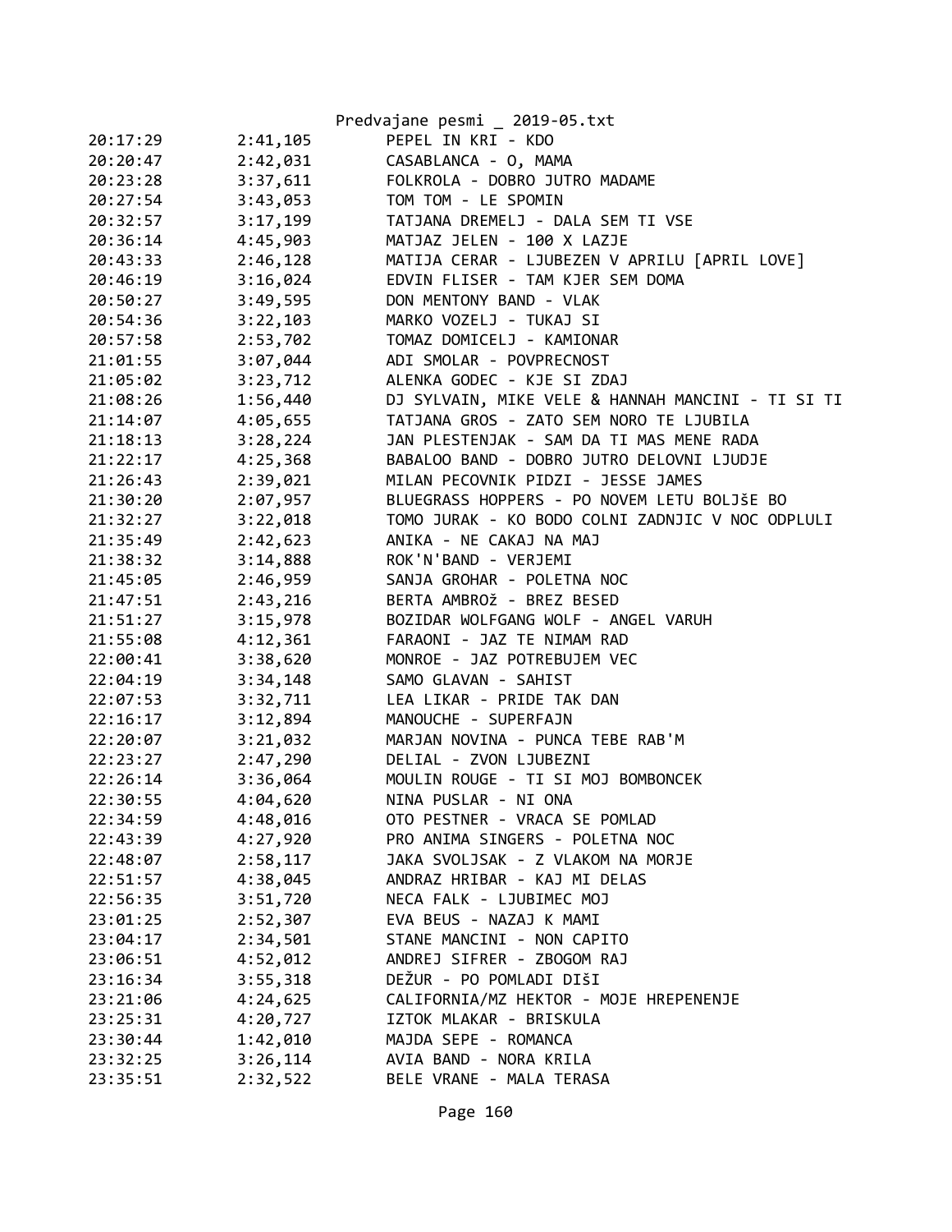| | | |
|---|---|---|
| 20:17:29 | 2:41,105 | PEPEL IN KRI - KDO |
| 20:20:47 | 2:42,031 | CASABLANCA - O, MAMA |
| 20:23:28 | 3:37,611 | FOLKROLA - DOBRO JUTRO MADAME |
| 20:27:54 | 3:43,053 | TOM TOM - LE SPOMIN |
| 20:32:57 | 3:17,199 | TATJANA DREMELJ - DALA SEM TI VSE |
| 20:36:14 | 4:45,903 | MATJAZ JELEN - 100 X LAZJE |
| 20:43:33 | 2:46,128 | MATIJA CERAR - LJUBEZEN V APRILU [APRIL LOVE] |
| 20:46:19 | 3:16,024 | EDVIN FLISER - TAM KJER SEM DOMA |
| 20:50:27 | 3:49,595 | DON MENTONY BAND - VLAK |
| 20:54:36 | 3:22,103 | MARKO VOZELJ - TUKAJ SI |
| 20:57:58 | 2:53,702 | TOMAZ DOMICELJ - KAMIONAR |
| 21:01:55 | 3:07,044 | ADI SMOLAR - POVPRECNOST |
| 21:05:02 | 3:23,712 | ALENKA GODEC - KJE SI ZDAJ |
| 21:08:26 | 1:56,440 | DJ SYLVAIN, MIKE VELE & HANNAH MANCINI - TI SI TI |
| 21:14:07 | 4:05,655 | TATJANA GROS - ZATO SEM NORO TE LJUBILA |
| 21:18:13 | 3:28,224 | JAN PLESTENJAK - SAM DA TI MAS MENE RADA |
| 21:22:17 | 4:25,368 | BABALOO BAND - DOBRO JUTRO DELOVNI LJUDJE |
| 21:26:43 | 2:39,021 | MILAN PECOVNIK PIDZI - JESSE JAMES |
| 21:30:20 | 2:07,957 | BLUEGRASS HOPPERS - PO NOVEM LETU BOLJŠE BO |
| 21:32:27 | 3:22,018 | TOMO JURAK - KO BODO COLNI ZADNJIC V NOC ODPLULI |
| 21:35:49 | 2:42,623 | ANIKA - NE CAKAJ NA MAJ |
| 21:38:32 | 3:14,888 | ROK'N'BAND - VERJEMI |
| 21:45:05 | 2:46,959 | SANJA GROHAR - POLETNA NOC |
| 21:47:51 | 2:43,216 | BERTA AMBROŽ - BREZ BESED |
| 21:51:27 | 3:15,978 | BOZIDAR WOLFGANG WOLF - ANGEL VARUH |
| 21:55:08 | 4:12,361 | FARAONI - JAZ TE NIMAM RAD |
| 22:00:41 | 3:38,620 | MONROE - JAZ POTREBUJEM VEC |
| 22:04:19 | 3:34,148 | SAMO GLAVAN - SAHIST |
| 22:07:53 | 3:32,711 | LEA LIKAR - PRIDE TAK DAN |
| 22:16:17 | 3:12,894 | MANOUCHE - SUPERFAJN |
| 22:20:07 | 3:21,032 | MARJAN NOVINA - PUNCA TEBE RAB'M |
| 22:23:27 | 2:47,290 | DELIAL - ZVON LJUBEZNI |
| 22:26:14 | 3:36,064 | MOULIN ROUGE - TI SI MOJ BOMBONCEK |
| 22:30:55 | 4:04,620 | NINA PUSLAR - NI ONA |
| 22:34:59 | 4:48,016 | OTO PESTNER - VRACA SE POMLAD |
| 22:43:39 | 4:27,920 | PRO ANIMA SINGERS - POLETNA NOC |
| 22:48:07 | 2:58,117 | JAKA SVOLJSAK - Z VLAKOM NA MORJE |
| 22:51:57 | 4:38,045 | ANDRAZ HRIBAR - KAJ MI DELAS |
| 22:56:35 | 3:51,720 | NECA FALK - LJUBIMEC MOJ |
| 23:01:25 | 2:52,307 | EVA BEUS - NAZAJ K MAMI |
| 23:04:17 | 2:34,501 | STANE MANCINI - NON CAPITO |
| 23:06:51 | 4:52,012 | ANDREJ SIFRER - ZBOGOM RAJ |
| 23:16:34 | 3:55,318 | DEŽUR - PO POMLADI DIŠI |
| 23:21:06 | 4:24,625 | CALIFORNIA/MZ HEKTOR - MOJE HREPENENJE |
| 23:25:31 | 4:20,727 | IZTOK MLAKAR - BRISKULA |
| 23:30:44 | 1:42,010 | MAJDA SEPE - ROMANCA |
| 23:32:25 | 3:26,114 | AVIA BAND - NORA KRILA |
| 23:35:51 | 2:32,522 | BELE VRANE - MALA TERASA |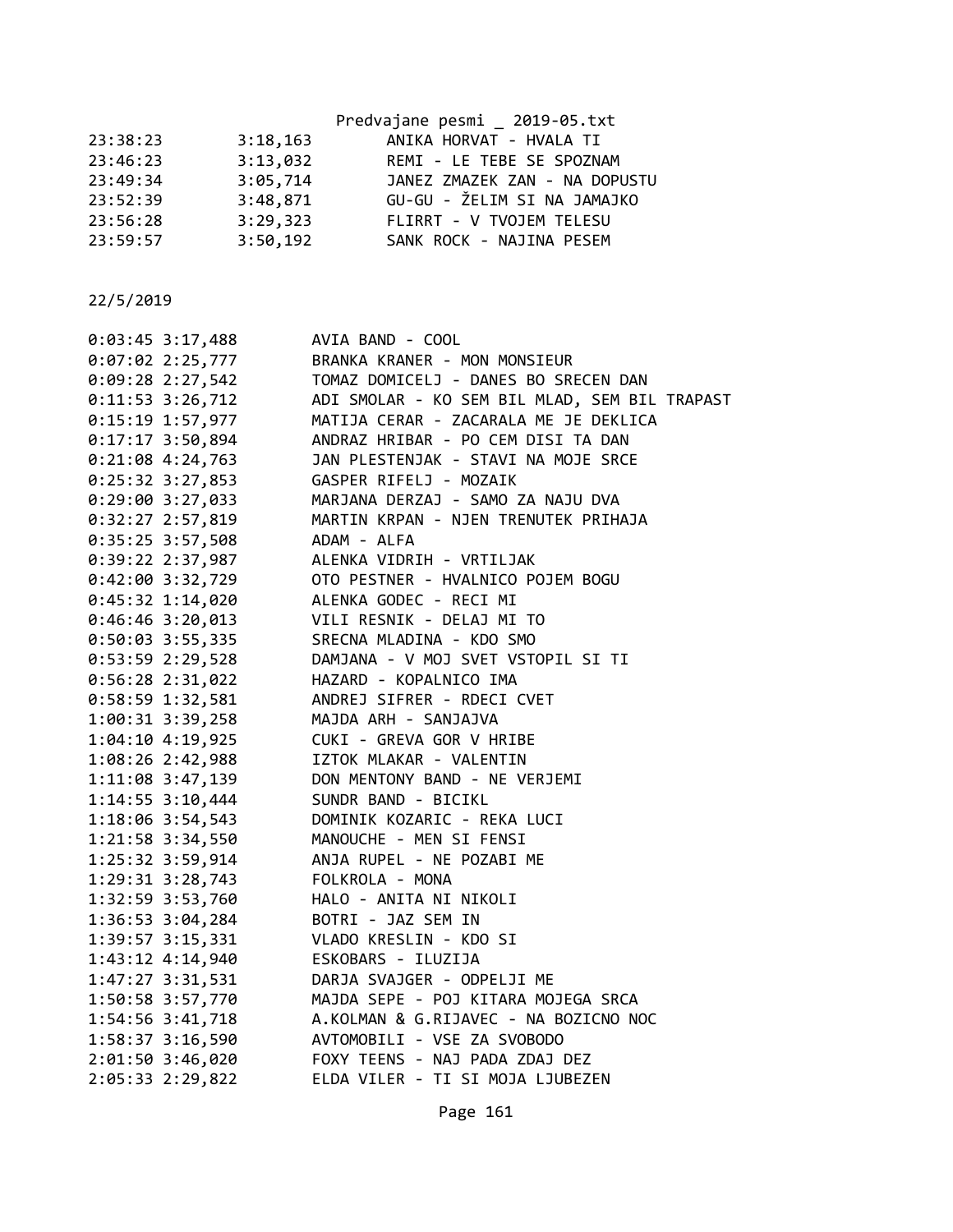| | | |
|---|---|---|
| 23:38:23 | 3:18,163 | ANIKA HORVAT - HVALA TI |
| 23:46:23 | 3:13,032 | REMI - LE TEBE SE SPOZNAM |
| 23:49:34 | 3:05,714 | JANEZ ZMAZEK ZAN - NA DOPUSTU |
| 23:52:39 | 3:48,871 | GU-GU - ŽELIM SI NA JAMAJKO |
| 23:56:28 | 3:29,323 | FLIRRT - V TVOJEM TELESU |
| 23:59:57 | 3:50,192 | SANK ROCK - NAJINA PESEM |

22/5/2019

| | | |
|---|---|---|
| 0:03:45 | 3:17,488 | AVIA BAND - COOL |
| 0:07:02 | 2:25,777 | BRANKA KRANER - MON MONSIEUR |
| 0:09:28 | 2:27,542 | TOMAZ DOMICELJ - DANES BO SRECEN DAN |
| 0:11:53 | 3:26,712 | ADI SMOLAR - KO SEM BIL MLAD, SEM BIL TRAPAST |
| 0:15:19 | 1:57,977 | MATIJA CERAR - ZACARALA ME JE DEKLICA |
| 0:17:17 | 3:50,894 | ANDRAZ HRIBAR - PO CEM DISI TA DAN |
| 0:21:08 | 4:24,763 | JAN PLESTENJAK - STAVI NA MOJE SRCE |
| 0:25:32 | 3:27,853 | GASPER RIFELJ - MOZAIK |
| 0:29:00 | 3:27,033 | MARJANA DERZAJ - SAMO ZA NAJU DVA |
| 0:32:27 | 2:57,819 | MARTIN KRPAN - NJEN TRENUTEK PRIHAJA |
| 0:35:25 | 3:57,508 | ADAM - ALFA |
| 0:39:22 | 2:37,987 | ALENKA VIDRIH - VRTILJAK |
| 0:42:00 | 3:32,729 | OTO PESTNER - HVALNICO POJEM BOGU |
| 0:45:32 | 1:14,020 | ALENKA GODEC - RECI MI |
| 0:46:46 | 3:20,013 | VILI RESNIK - DELAJ MI TO |
| 0:50:03 | 3:55,335 | SRECNA MLADINA - KDO SMO |
| 0:53:59 | 2:29,528 | DAMJANA - V MOJ SVET VSTOPIL SI TI |
| 0:56:28 | 2:31,022 | HAZARD - KOPALNICO IMA |
| 0:58:59 | 1:32,581 | ANDREJ SIFRER - RDECI CVET |
| 1:00:31 | 3:39,258 | MAJDA ARH - SANJAJVA |
| 1:04:10 | 4:19,925 | CUKI - GREVA GOR V HRIBE |
| 1:08:26 | 2:42,988 | IZTOK MLAKAR - VALENTIN |
| 1:11:08 | 3:47,139 | DON MENTONY BAND - NE VERJEMI |
| 1:14:55 | 3:10,444 | SUNDR BAND - BICIKL |
| 1:18:06 | 3:54,543 | DOMINIK KOZARIC - REKA LUCI |
| 1:21:58 | 3:34,550 | MANOUCHE - MEN SI FENSI |
| 1:25:32 | 3:59,914 | ANJA RUPEL - NE POZABI ME |
| 1:29:31 | 3:28,743 | FOLKROLA - MONA |
| 1:32:59 | 3:53,760 | HALO - ANITA NI NIKOLI |
| 1:36:53 | 3:04,284 | BOTRI - JAZ SEM IN |
| 1:39:57 | 3:15,331 | VLADO KRESLIN - KDO SI |
| 1:43:12 | 4:14,940 | ESKOBARS - ILUZIJA |
| 1:47:27 | 3:31,531 | DARJA SVAJGER - ODPELJI ME |
| 1:50:58 | 3:57,770 | MAJDA SEPE - POJ KITARA MOJEGA SRCA |
| 1:54:56 | 3:41,718 | A.KOLMAN & G.RIJAVEC - NA BOZICNO NOC |
| 1:58:37 | 3:16,590 | AVTOMOBILI - VSE ZA SVOBODO |
| 2:01:50 | 3:46,020 | FOXY TEENS - NAJ PADA ZDAJ DEZ |
| 2:05:33 | 2:29,822 | ELDA VILER - TI SI MOJA LJUBEZEN |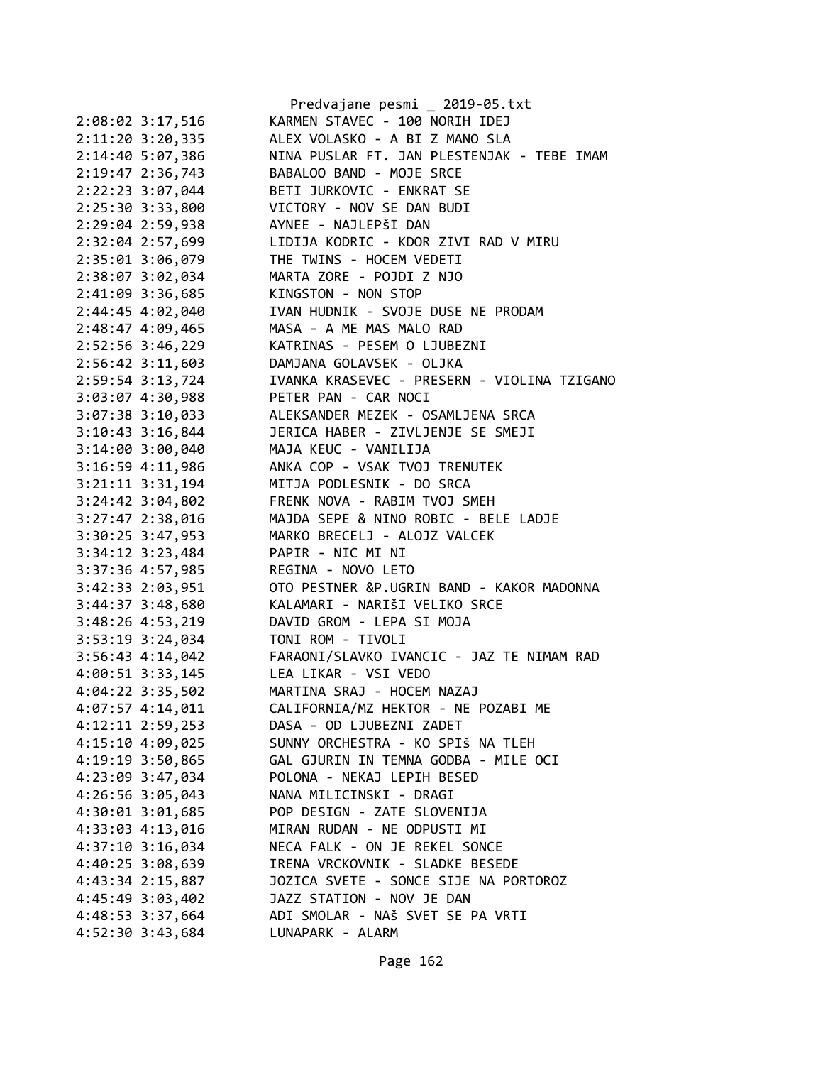```
2:08:02 3:17,516        KARMEN STAVEC - 100 NORIH IDEJ
2:11:20 3:20,335        ALEX VOLASKO - A BI Z MANO SLA
2:14:40 5:07,386        NINA PUSLAR FT. JAN PLESTENJAK - TEBE IMAM
2:19:47 2:36,743        BABALOO BAND - MOJE SRCE
2:22:23 3:07,044        BETI JURKOVIC - ENKRAT SE
2:25:30 3:33,800        VICTORY - NOV SE DAN BUDI
2:29:04 2:59,938        AYNEE - NAJLEPšI DAN
2:32:04 2:57,699        LIDIJA KODRIC - KDOR ZIVI RAD V MIRU
2:35:01 3:06,079        THE TWINS - HOCEM VEDETI
2:38:07 3:02,034        MARTA ZORE - POJDI Z NJO
2:41:09 3:36,685        KINGSTON - NON STOP
2:44:45 4:02,040        IVAN HUDNIK - SVOJE DUSE NE PRODAM
2:48:47 4:09,465        MASA - A ME MAS MALO RAD
2:52:56 3:46,229        KATRINAS - PESEM O LJUBEZNI
2:56:42 3:11,603        DAMJANA GOLAVSEK - OLJKA
2:59:54 3:13,724        IVANKA KRASEVEC - PRESERN - VIOLINA TZIGANO
3:03:07 4:30,988        PETER PAN - CAR NOCI
3:07:38 3:10,033        ALEKSANDER MEZEK - OSAMLJENA SRCA
3:10:43 3:16,844        JERICA HABER - ZIVLJENJE SE SMEJI
3:14:00 3:00,040        MAJA KEUC - VANILIJA
3:16:59 4:11,986        ANKA COP - VSAK TVOJ TRENUTEK
3:21:11 3:31,194        MITJA PODLESNIK - DO SRCA
3:24:42 3:04,802        FRENK NOVA - RABIM TVOJ SMEH
3:27:47 2:38,016        MAJDA SEPE & NINO ROBIC - BELE LADJE
3:30:25 3:47,953        MARKO BRECELJ - ALOJZ VALCEK
3:34:12 3:23,484        PAPIR - NIC MI NI
3:37:36 4:57,985        REGINA - NOVO LETO
3:42:33 2:03,951        OTO PESTNER &P.UGRIN BAND - KAKOR MADONNA
3:44:37 3:48,680        KALAMARI - NARIšI VELIKO SRCE
3:48:26 4:53,219        DAVID GROM - LEPA SI MOJA
3:53:19 3:24,034        TONI ROM - TIVOLI
3:56:43 4:14,042        FARAONI/SLAVKO IVANCIC - JAZ TE NIMAM RAD
4:00:51 3:33,145        LEA LIKAR - VSI VEDO
4:04:22 3:35,502        MARTINA SRAJ - HOCEM NAZAJ
4:07:57 4:14,011        CALIFORNIA/MZ HEKTOR - NE POZABI ME
4:12:11 2:59,253        DASA - OD LJUBEZNI ZADET
4:15:10 4:09,025        SUNNY ORCHESTRA - KO SPIš NA TLEH
4:19:19 3:50,865        GAL GJURIN IN TEMNA GODBA - MILE OCI
4:23:09 3:47,034        POLONA - NEKAJ LEPIH BESED
4:26:56 3:05,043        NANA MILICINSKI - DRAGI
4:30:01 3:01,685        POP DESIGN - ZATE SLOVENIJA
4:33:03 4:13,016        MIRAN RUDAN - NE ODPUSTI MI
4:37:10 3:16,034        NECA FALK - ON JE REKEL SONCE
4:40:25 3:08,639        IRENA VRCKOVNIK - SLADKE BESEDE
4:43:34 2:15,887        JOZICA SVETE - SONCE SIJE NA PORTOROZ
4:45:49 3:03,402        JAZZ STATION - NOV JE DAN
4:48:53 3:37,664        ADI SMOLAR - NAš SVET SE PA VRTI
4:52:30 3:43,684        LUNAPARK - ALARM
```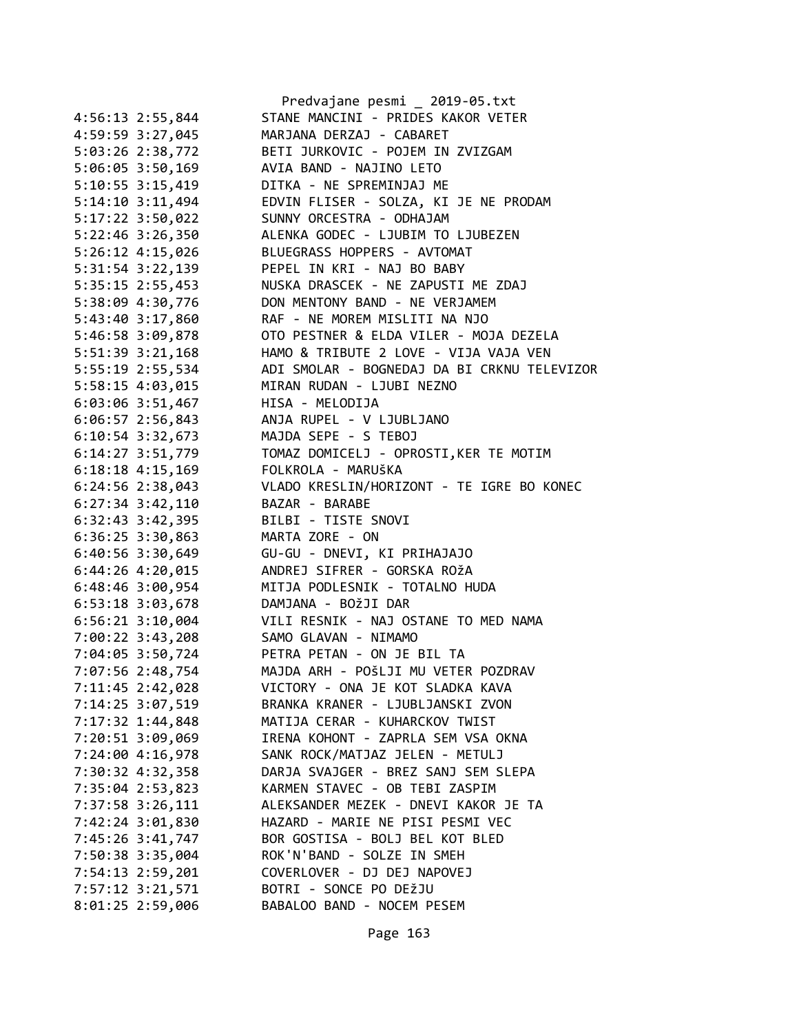```
4:56:13 2:55,844        STANE MANCINI - PRIDES KAKOR VETER
4:59:59 3:27,045        MARJANA DERZAJ - CABARET
5:03:26 2:38,772        BETI JURKOVIC - POJEM IN ZVIZGAM
5:06:05 3:50,169        AVIA BAND - NAJINO LETO
5:10:55 3:15,419        DITKA - NE SPREMINJAJ ME
5:14:10 3:11,494        EDVIN FLISER - SOLZA, KI JE NE PRODAM
5:17:22 3:50,022        SUNNY ORCESTRA - ODHAJAM
5:22:46 3:26,350        ALENKA GODEC - LJUBIM TO LJUBEZEN
5:26:12 4:15,026        BLUEGRASS HOPPERS - AVTOMAT
5:31:54 3:22,139        PEPEL IN KRI - NAJ BO BABY
5:35:15 2:55,453        NUSKA DRASCEK - NE ZAPUSTI ME ZDAJ
5:38:09 4:30,776        DON MENTONY BAND - NE VERJAMEM
5:43:40 3:17,860        RAF - NE MOREM MISLITI NA NJO
5:46:58 3:09,878        OTO PESTNER & ELDA VILER - MOJA DEZELA
5:51:39 3:21,168        HAMO & TRIBUTE 2 LOVE - VIJA VAJA VEN
5:55:19 2:55,534        ADI SMOLAR - BOGNEDAJ DA BI CRKNU TELEVIZOR
5:58:15 4:03,015        MIRAN RUDAN - LJUBI NEZNO
6:03:06 3:51,467        HISA - MELODIJA
6:06:57 2:56,843        ANJA RUPEL - V LJUBLJANO
6:10:54 3:32,673        MAJDA SEPE - S TEBOJ
6:14:27 3:51,779        TOMAZ DOMICELJ - OPROSTI,KER TE MOTIM
6:18:18 4:15,169        FOLKROLA - MARUŠKA
6:24:56 2:38,043        VLADO KRESLIN/HORIZONT - TE IGRE BO KONEC
6:27:34 3:42,110        BAZAR - BARABE
6:32:43 3:42,395        BILBI - TISTE SNOVI
6:36:25 3:30,863        MARTA ZORE - ON
6:40:56 3:30,649        GU-GU - DNEVI, KI PRIHAJAJO
6:44:26 4:20,015        ANDREJ SIFRER - GORSKA ROžA
6:48:46 3:00,954        MITJA PODLESNIK - TOTALNO HUDA
6:53:18 3:03,678        DAMJANA - BOžJI DAR
6:56:21 3:10,004        VILI RESNIK - NAJ OSTANE TO MED NAMA
7:00:22 3:43,208        SAMO GLAVAN - NIMAMO
7:04:05 3:50,724        PETRA PETAN - ON JE BIL TA
7:07:56 2:48,754        MAJDA ARH - POŠLJI MU VETER POZDRAV
7:11:45 2:42,028        VICTORY - ONA JE KOT SLADKA KAVA
7:14:25 3:07,519        BRANKA KRANER - LJUBLJANSKI ZVON
7:17:32 1:44,848        MATIJA CERAR - KUHARCKOV TWIST
7:20:51 3:09,069        IRENA KOHONT - ZAPRLA SEM VSA OKNA
7:24:00 4:16,978        SANK ROCK/MATJAZ JELEN - METULJ
7:30:32 4:32,358        DARJA SVAJGER - BREZ SANJ SEM SLEPA
7:35:04 2:53,823        KARMEN STAVEC - OB TEBI ZASPIM
7:37:58 3:26,111        ALEKSANDER MEZEK - DNEVI KAKOR JE TA
7:42:24 3:01,830        HAZARD - MARIE NE PISI PESMI VEC
7:45:26 3:41,747        BOR GOSTISA - BOLJ BEL KOT BLED
7:50:38 3:35,004        ROK'N'BAND - SOLZE IN SMEH
7:54:13 2:59,201        COVERLOVER - DJ DEJ NAPOVEJ
7:57:12 3:21,571        BOTRI - SONCE PO DEžJU
8:01:25 2:59,006        BABALOO BAND - NOCEM PESEM
```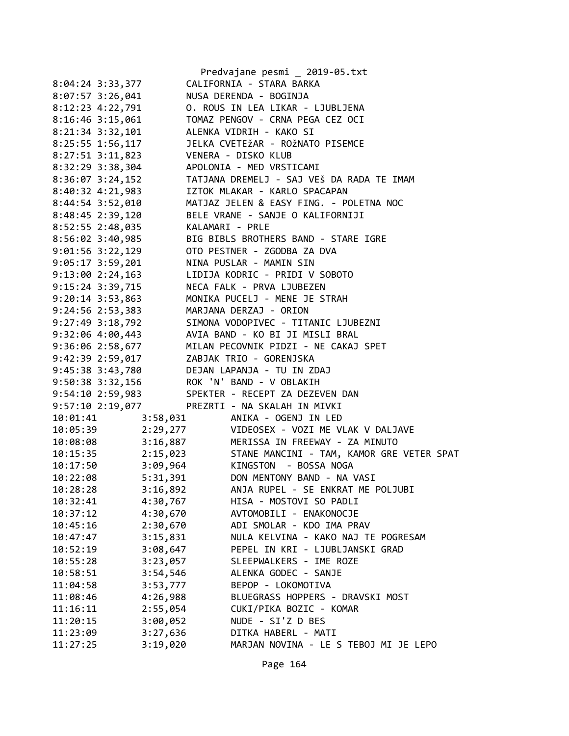```
8:04:24 3:33,377        CALIFORNIA - STARA BARKA
8:07:57 3:26,041        NUSA DERENDA - BOGINJA
8:12:23 4:22,791        O. ROUS IN LEA LIKAR - LJUBLJENA
8:16:46 3:15,061        TOMAZ PENGOV - CRNA PEGA CEZ OCI
8:21:34 3:32,101        ALENKA VIDRIH - KAKO SI
8:25:55 1:56,117        JELKA CVETEžAR - ROžNATO PISEMCE
8:27:51 3:11,823        VENERA - DISKO KLUB
8:32:29 3:38,304        APOLONIA - MED VRSTICAMI
8:36:07 3:24,152        TATJANA DREMELJ - SAJ VEš DA RADA TE IMAM
8:40:32 4:21,983        IZTOK MLAKAR - KARLO SPACAPAN
8:44:54 3:52,010        MATJAZ JELEN & EASY FING. - POLETNA NOC
8:48:45 2:39,120        BELE VRANE - SANJE O KALIFORNIJI
8:52:55 2:48,035        KALAMARI - PRLE
8:56:02 3:40,985        BIG BIBLS BROTHERS BAND - STARE IGRE
9:01:56 3:22,129        OTO PESTNER - ZGODBA ZA DVA
9:05:17 3:59,201        NINA PUSLAR - MAMIN SIN
9:13:00 2:24,163        LIDIJA KODRIC - PRIDI V SOBOTO
9:15:24 3:39,715        NECA FALK - PRVA LJUBEZEN
9:20:14 3:53,863        MONIKA PUCELJ - MENE JE STRAH
9:24:56 2:53,383        MARJANA DERZAJ - ORION
9:27:49 3:18,792        SIMONA VODOPIVEC - TITANIC LJUBEZNI
9:32:06 4:00,443        AVIA BAND - KO BI JI MISLI BRAL
9:36:06 2:58,677        MILAN PECOVNIK PIDZI - NE CAKAJ SPET
9:42:39 2:59,017        ZABJAK TRIO - GORENJSKA
9:45:38 3:43,780        DEJAN LAPANJA - TU IN ZDAJ
9:50:38 3:32,156        ROK 'N' BAND - V OBLAKIH
9:54:10 2:59,983        SPEKTER - RECEPT ZA DEZEVEN DAN
9:57:10 2:19,077        PREZRTI - NA SKALAH IN MIVKI
10:01:41        3:58,031        ANIKA - OGENJ IN LED
10:05:39        2:29,277        VIDEOSEX - VOZI ME VLAK V DALJAVE
10:08:08        3:16,887        MERISSA IN FREEWAY - ZA MINUTO
10:15:35        2:15,023        STANE MANCINI - TAM, KAMOR GRE VETER SPAT
10:17:50        3:09,964        KINGSTON  - BOSSA NOGA
10:22:08        5:31,391        DON MENTONY BAND - NA VASI
10:28:28        3:16,892        ANJA RUPEL - SE ENKRAT ME POLJUBI
10:32:41        4:30,767        HISA - MOSTOVI SO PADLI
10:37:12        4:30,670        AVTOMOBILI - ENAKONOCJE
10:45:16        2:30,670        ADI SMOLAR - KDO IMA PRAV
10:47:47        3:15,831        NULA KELVINA - KAKO NAJ TE POGRESAM
10:52:19        3:08,647        PEPEL IN KRI - LJUBLJANSKI GRAD
10:55:28        3:23,057        SLEEPWALKERS - IME ROZE
10:58:51        3:54,546        ALENKA GODEC - SANJE
11:04:58        3:53,777        BEPOP - LOKOMOTIVA
11:08:46        4:26,988        BLUEGRASS HOPPERS - DRAVSKI MOST
11:16:11        2:55,054        CUKI/PIKA BOZIC - KOMAR
11:20:15        3:00,052        NUDE - SI'Z D BES
11:23:09        3:27,636        DITKA HABERL - MATI
11:27:25        3:19,020        MARJAN NOVINA - LE S TEBOJ MI JE LEPO
```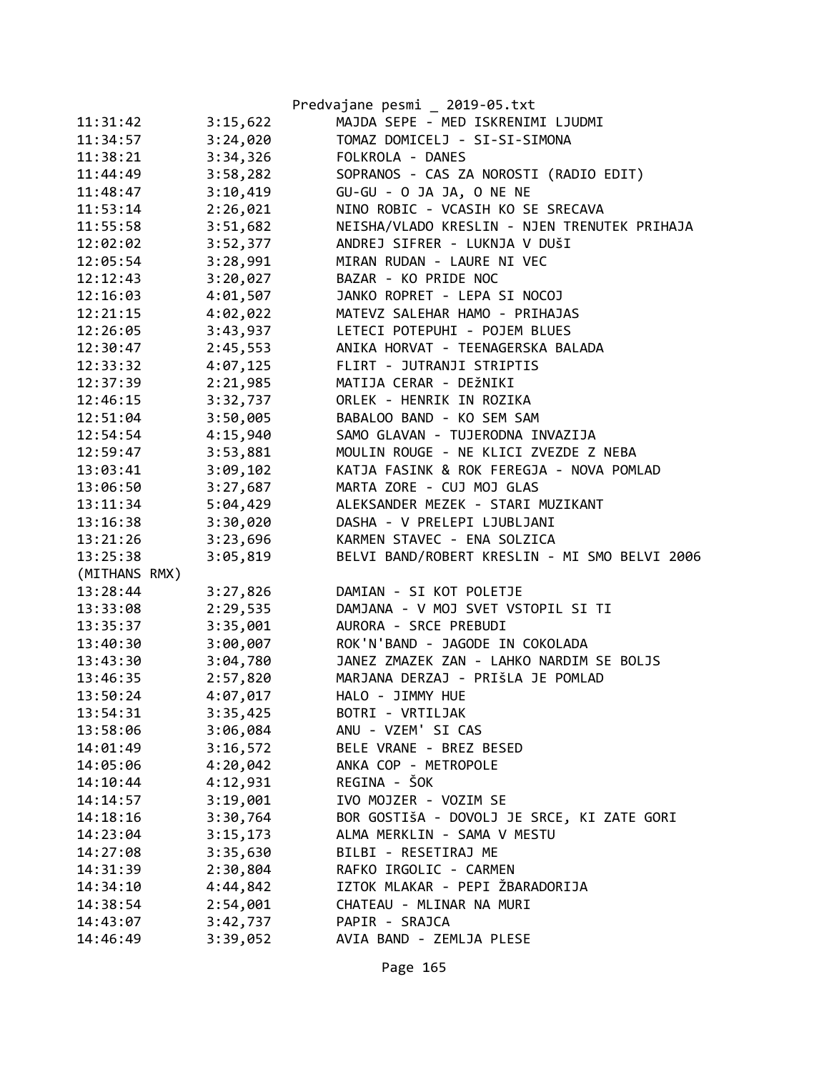| | | |
|---|---|---|
| 11:31:42 | 3:15,622 | MAJDA SEPE - MED ISKRENIMI LJUDMI |
| 11:34:57 | 3:24,020 | TOMAZ DOMICELJ - SI-SI-SIMONA |
| 11:38:21 | 3:34,326 | FOLKROLA - DANES |
| 11:44:49 | 3:58,282 | SOPRANOS - CAS ZA NOROSTI (RADIO EDIT) |
| 11:48:47 | 3:10,419 | GU-GU - O JA JA, O NE NE |
| 11:53:14 | 2:26,021 | NINO ROBIC - VCASIH KO SE SRECAVA |
| 11:55:58 | 3:51,682 | NEISHA/VLADO KRESLIN - NJEN TRENUTEK PRIHAJA |
| 12:02:02 | 3:52,377 | ANDREJ SIFRER - LUKNJA V DUŠI |
| 12:05:54 | 3:28,991 | MIRAN RUDAN - LAURE NI VEC |
| 12:12:43 | 3:20,027 | BAZAR - KO PRIDE NOC |
| 12:16:03 | 4:01,507 | JANKO ROPRET - LEPA SI NOCOJ |
| 12:21:15 | 4:02,022 | MATEVZ SALEHAR HAMO - PRIHAJAS |
| 12:26:05 | 3:43,937 | LETECI POTEPUHI - POJEM BLUES |
| 12:30:47 | 2:45,553 | ANIKA HORVAT - TEENAGERSKA BALADA |
| 12:33:32 | 4:07,125 | FLIRT - JUTRANJI STRIPTIS |
| 12:37:39 | 2:21,985 | MATIJA CERAR - DEžNIKI |
| 12:46:15 | 3:32,737 | ORLEK - HENRIK IN ROZIKA |
| 12:51:04 | 3:50,005 | BABALOO BAND - KO SEM SAM |
| 12:54:54 | 4:15,940 | SAMO GLAVAN - TUJERODNA INVAZIJA |
| 12:59:47 | 3:53,881 | MOULIN ROUGE - NE KLICI ZVEZDE Z NEBA |
| 13:03:41 | 3:09,102 | KATJA FASINK & ROK FEREGJA - NOVA POMLAD |
| 13:06:50 | 3:27,687 | MARTA ZORE - CUJ MOJ GLAS |
| 13:11:34 | 5:04,429 | ALEKSANDER MEZEK - STARI MUZIKANT |
| 13:16:38 | 3:30,020 | DASHA - V PRELEPI LJUBLJANI |
| 13:21:26 | 3:23,696 | KARMEN STAVEC - ENA SOLZICA |
| 13:25:38 | 3:05,819 | BELVI BAND/ROBERT KRESLIN - MI SMO BELVI 2006 (MITHANS RMX) |
| 13:28:44 | 3:27,826 | DAMIAN - SI KOT POLETJE |
| 13:33:08 | 2:29,535 | DAMJANA - V MOJ SVET VSTOPIL SI TI |
| 13:35:37 | 3:35,001 | AURORA - SRCE PREBUDI |
| 13:40:30 | 3:00,007 | ROK'N'BAND - JAGODE IN COKOLADA |
| 13:43:30 | 3:04,780 | JANEZ ZMAZEK ZAN - LAHKO NARDIM SE BOLJS |
| 13:46:35 | 2:57,820 | MARJANA DERZAJ - PRIšLA JE POMLAD |
| 13:50:24 | 4:07,017 | HALO - JIMMY HUE |
| 13:54:31 | 3:35,425 | BOTRI - VRTILJAK |
| 13:58:06 | 3:06,084 | ANU - VZEM' SI CAS |
| 14:01:49 | 3:16,572 | BELE VRANE - BREZ BESED |
| 14:05:06 | 4:20,042 | ANKA COP - METROPOLE |
| 14:10:44 | 4:12,931 | REGINA - ŠOK |
| 14:14:57 | 3:19,001 | IVO MOJZER - VOZIM SE |
| 14:18:16 | 3:30,764 | BOR GOSTIšA - DOVOLJ JE SRCE, KI ZATE GORI |
| 14:23:04 | 3:15,173 | ALMA MERKLIN - SAMA V MESTU |
| 14:27:08 | 3:35,630 | BILBI - RESETIRAJ ME |
| 14:31:39 | 2:30,804 | RAFKO IRGOLIC - CARMEN |
| 14:34:10 | 4:44,842 | IZTOK MLAKAR - PEPI ŽBARADORIJA |
| 14:38:54 | 2:54,001 | CHATEAU - MLINAR NA MURI |
| 14:43:07 | 3:42,737 | PAPIR - SRAJCA |
| 14:46:49 | 3:39,052 | AVIA BAND - ZEMLJA PLESE |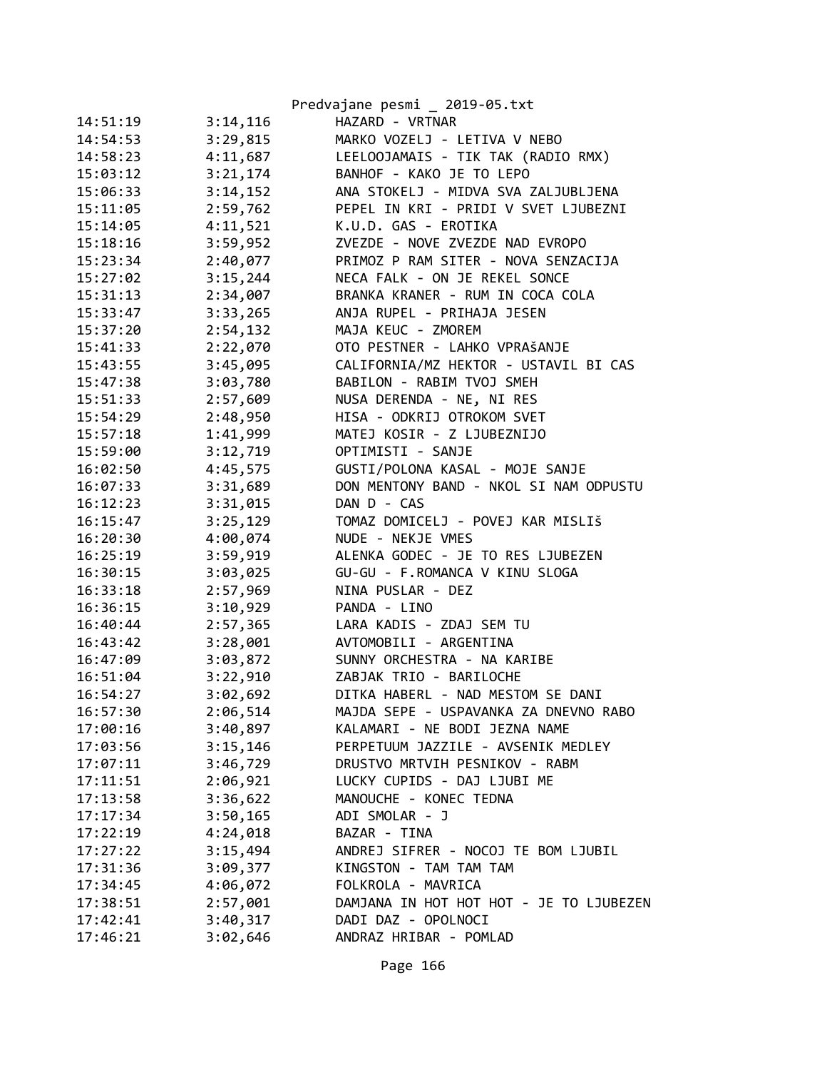| | | |
|---|---|---|
| 14:51:19 | 3:14,116 | HAZARD - VRTNAR |
| 14:54:53 | 3:29,815 | MARKO VOZELJ - LETIVA V NEBO |
| 14:58:23 | 4:11,687 | LEELOOJAMAIS - TIK TAK (RADIO RMX) |
| 15:03:12 | 3:21,174 | BANHOF - KAKO JE TO LEPO |
| 15:06:33 | 3:14,152 | ANA STOKELJ - MIDVA SVA ZALJUBLJENA |
| 15:11:05 | 2:59,762 | PEPEL IN KRI - PRIDI V SVET LJUBEZNI |
| 15:14:05 | 4:11,521 | K.U.D. GAS - EROTIKA |
| 15:18:16 | 3:59,952 | ZVEZDE - NOVE ZVEZDE NAD EVROPO |
| 15:23:34 | 2:40,077 | PRIMOZ P RAM SITER - NOVA SENZACIJA |
| 15:27:02 | 3:15,244 | NECA FALK - ON JE REKEL SONCE |
| 15:31:13 | 2:34,007 | BRANKA KRANER - RUM IN COCA COLA |
| 15:33:47 | 3:33,265 | ANJA RUPEL - PRIHAJA JESEN |
| 15:37:20 | 2:54,132 | MAJA KEUC - ZMOREM |
| 15:41:33 | 2:22,070 | OTO PESTNER - LAHKO VPRAšANJE |
| 15:43:55 | 3:45,095 | CALIFORNIA/MZ HEKTOR - USTAVIL BI CAS |
| 15:47:38 | 3:03,780 | BABILON - RABIM TVOJ SMEH |
| 15:51:33 | 2:57,609 | NUSA DERENDA - NE, NI RES |
| 15:54:29 | 2:48,950 | HISA - ODKRIJ OTROKOM SVET |
| 15:57:18 | 1:41,999 | MATEJ KOSIR - Z LJUBEZNIJO |
| 15:59:00 | 3:12,719 | OPTIMISTI - SANJE |
| 16:02:50 | 4:45,575 | GUSTI/POLONA KASAL - MOJE SANJE |
| 16:07:33 | 3:31,689 | DON MENTONY BAND - NKOL SI NAM ODPUSTU |
| 16:12:23 | 3:31,015 | DAN D - CAS |
| 16:15:47 | 3:25,129 | TOMAZ DOMICELJ - POVEJ KAR MISLIš |
| 16:20:30 | 4:00,074 | NUDE - NEKJE VMES |
| 16:25:19 | 3:59,919 | ALENKA GODEC - JE TO RES LJUBEZEN |
| 16:30:15 | 3:03,025 | GU-GU - F.ROMANCA V KINU SLOGA |
| 16:33:18 | 2:57,969 | NINA PUSLAR - DEZ |
| 16:36:15 | 3:10,929 | PANDA - LINO |
| 16:40:44 | 2:57,365 | LARA KADIS - ZDAJ SEM TU |
| 16:43:42 | 3:28,001 | AVTOMOBILI - ARGENTINA |
| 16:47:09 | 3:03,872 | SUNNY ORCHESTRA - NA KARIBE |
| 16:51:04 | 3:22,910 | ZABJAK TRIO - BARILOCHE |
| 16:54:27 | 3:02,692 | DITKA HABERL - NAD MESTOM SE DANI |
| 16:57:30 | 2:06,514 | MAJDA SEPE - USPAVANKA ZA DNEVNO RABO |
| 17:00:16 | 3:40,897 | KALAMARI - NE BODI JEZNA NAME |
| 17:03:56 | 3:15,146 | PERPETUUM JAZZILE - AVSENIK MEDLEY |
| 17:07:11 | 3:46,729 | DRUSTVO MRTVIH PESNIKOV - RABM |
| 17:11:51 | 2:06,921 | LUCKY CUPIDS - DAJ LJUBI ME |
| 17:13:58 | 3:36,622 | MANOUCHE - KONEC TEDNA |
| 17:17:34 | 3:50,165 | ADI SMOLAR - J |
| 17:22:19 | 4:24,018 | BAZAR - TINA |
| 17:27:22 | 3:15,494 | ANDREJ SIFRER - NOCOJ TE BOM LJUBIL |
| 17:31:36 | 3:09,377 | KINGSTON - TAM TAM TAM |
| 17:34:45 | 4:06,072 | FOLKROLA - MAVRICA |
| 17:38:51 | 2:57,001 | DAMJANA IN HOT HOT HOT - JE TO LJUBEZEN |
| 17:42:41 | 3:40,317 | DADI DAZ - OPOLNOCI |
| 17:46:21 | 3:02,646 | ANDRAZ HRIBAR - POMLAD |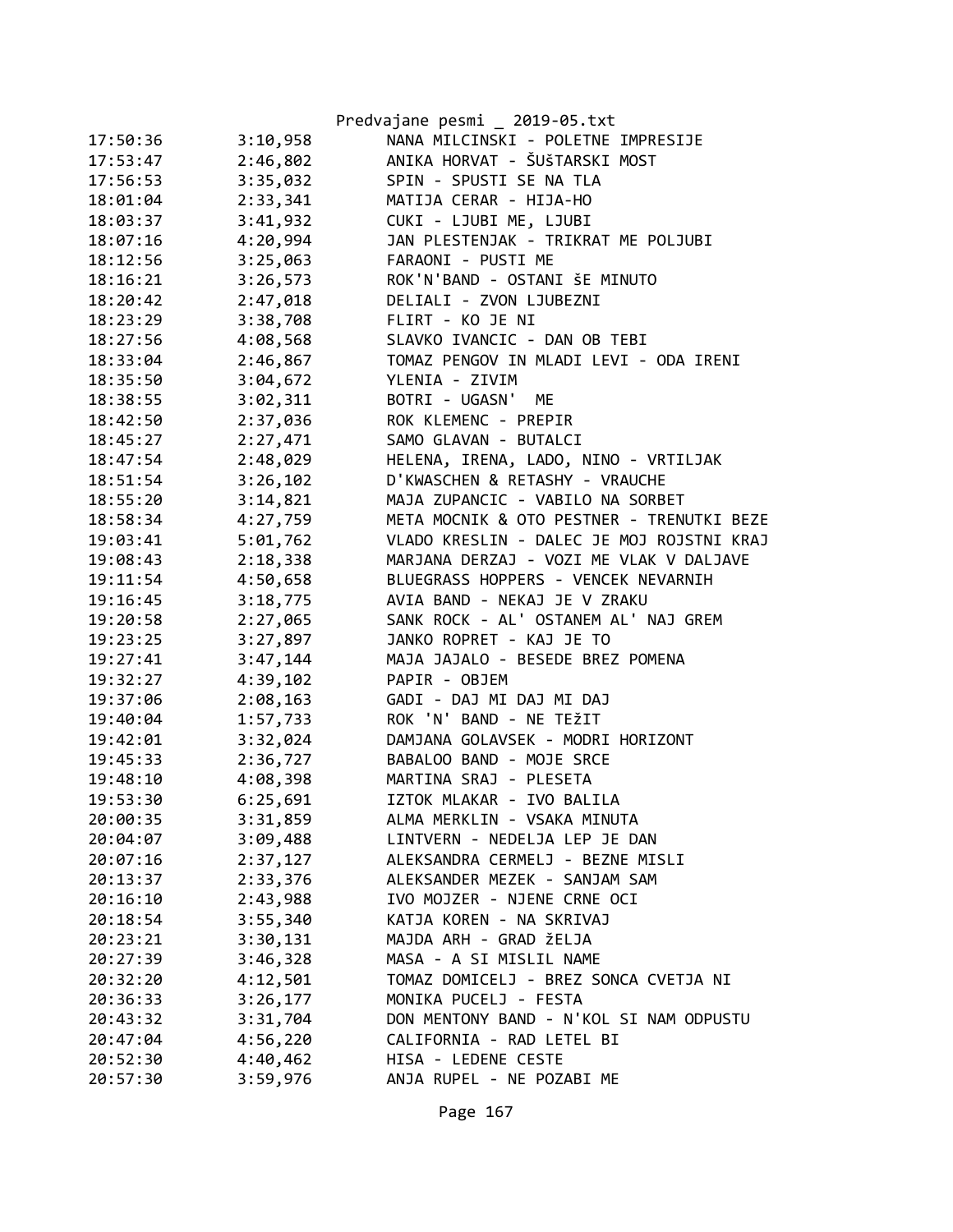| | | |
|---|---|---|
| 17:50:36 | 3:10,958 | NANA MILCINSKI - POLETNE IMPRESIJE |
| 17:53:47 | 2:46,802 | ANIKA HORVAT - ŠUšTARSKI MOST |
| 17:56:53 | 3:35,032 | SPIN - SPUSTI SE NA TLA |
| 18:01:04 | 2:33,341 | MATIJA CERAR - HIJA-HO |
| 18:03:37 | 3:41,932 | CUKI - LJUBI ME, LJUBI |
| 18:07:16 | 4:20,994 | JAN PLESTENJAK - TRIKRAT ME POLJUBI |
| 18:12:56 | 3:25,063 | FARAONI - PUSTI ME |
| 18:16:21 | 3:26,573 | ROK'N'BAND - OSTANI šE MINUTO |
| 18:20:42 | 2:47,018 | DELIALI - ZVON LJUBEZNI |
| 18:23:29 | 3:38,708 | FLIRT - KO JE NI |
| 18:27:56 | 4:08,568 | SLAVKO IVANCIC - DAN OB TEBI |
| 18:33:04 | 2:46,867 | TOMAZ PENGOV IN MLADI LEVI - ODA IRENI |
| 18:35:50 | 3:04,672 | YLENIA - ZIVIM |
| 18:38:55 | 3:02,311 | BOTRI - UGASN' ME |
| 18:42:50 | 2:37,036 | ROK KLEMENC - PREPIR |
| 18:45:27 | 2:27,471 | SAMO GLAVAN - BUTALCI |
| 18:47:54 | 2:48,029 | HELENA, IRENA, LADO, NINO - VRTILJAK |
| 18:51:54 | 3:26,102 | D'KWASCHEN & RETASHY - VRAUCHE |
| 18:55:20 | 3:14,821 | MAJA ZUPANCIC - VABILO NA SORBET |
| 18:58:34 | 4:27,759 | META MOCNIK & OTO PESTNER - TRENUTKI BEZE |
| 19:03:41 | 5:01,762 | VLADO KRESLIN - DALEC JE MOJ ROJSTNI KRAJ |
| 19:08:43 | 2:18,338 | MARJANA DERZAJ - VOZI ME VLAK V DALJAVE |
| 19:11:54 | 4:50,658 | BLUEGRASS HOPPERS - VENCEK NEVARNIH |
| 19:16:45 | 3:18,775 | AVIA BAND - NEKAJ JE V ZRAKU |
| 19:20:58 | 2:27,065 | SANK ROCK - AL' OSTANEM AL' NAJ GREM |
| 19:23:25 | 3:27,897 | JANKO ROPRET - KAJ JE TO |
| 19:27:41 | 3:47,144 | MAJA JAJALO - BESEDE BREZ POMENA |
| 19:32:27 | 4:39,102 | PAPIR - OBJEM |
| 19:37:06 | 2:08,163 | GADI - DAJ MI DAJ MI DAJ |
| 19:40:04 | 1:57,733 | ROK 'N' BAND - NE TEžIT |
| 19:42:01 | 3:32,024 | DAMJANA GOLAVSEK - MODRI HORIZONT |
| 19:45:33 | 2:36,727 | BABALOO BAND - MOJE SRCE |
| 19:48:10 | 4:08,398 | MARTINA SRAJ - PLESETA |
| 19:53:30 | 6:25,691 | IZTOK MLAKAR - IVO BALILA |
| 20:00:35 | 3:31,859 | ALMA MERKLIN - VSAKA MINUTA |
| 20:04:07 | 3:09,488 | LINTVERN - NEDELJA LEP JE DAN |
| 20:07:16 | 2:37,127 | ALEKSANDRA CERMELJ - BEZNE MISLI |
| 20:13:37 | 2:33,376 | ALEKSANDER MEZEK - SANJAM SAM |
| 20:16:10 | 2:43,988 | IVO MOJZER - NJENE CRNE OCI |
| 20:18:54 | 3:55,340 | KATJA KOREN - NA SKRIVAJ |
| 20:23:21 | 3:30,131 | MAJDA ARH - GRAD žELJA |
| 20:27:39 | 3:46,328 | MASA - A SI MISLIL NAME |
| 20:32:20 | 4:12,501 | TOMAZ DOMICELJ - BREZ SONCA CVETJA NI |
| 20:36:33 | 3:26,177 | MONIKA PUCELJ - FESTA |
| 20:43:32 | 3:31,704 | DON MENTONY BAND - N'KOL SI NAM ODPUSTU |
| 20:47:04 | 4:56,220 | CALIFORNIA - RAD LETEL BI |
| 20:52:30 | 4:40,462 | HISA - LEDENE CESTE |
| 20:57:30 | 3:59,976 | ANJA RUPEL - NE POZABI ME |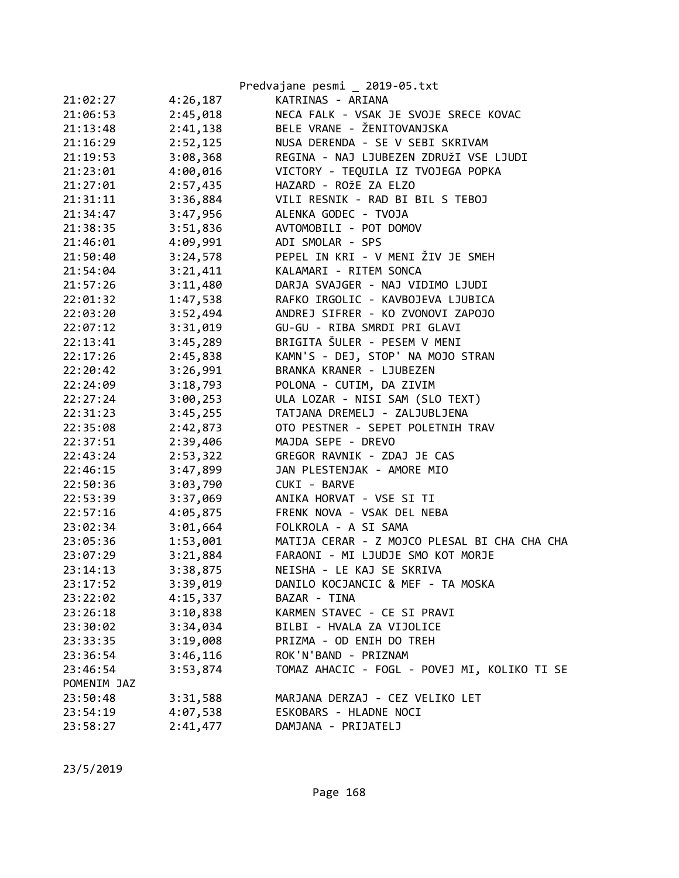| | | |
|---|---|---|
| 21:02:27 | 4:26,187 | KATRINAS - ARIANA |
| 21:06:53 | 2:45,018 | NECA FALK - VSAK JE SVOJE SRECE KOVAC |
| 21:13:48 | 2:41,138 | BELE VRANE - ŽENITOVANJSKA |
| 21:16:29 | 2:52,125 | NUSA DERENDA - SE V SEBI SKRIVAM |
| 21:19:53 | 3:08,368 | REGINA - NAJ LJUBEZEN ZDRUŽI VSE LJUDI |
| 21:23:01 | 4:00,016 | VICTORY - TEQUILA IZ TVOJEGA POPKA |
| 21:27:01 | 2:57,435 | HAZARD - ROžE ZA ELZO |
| 21:31:11 | 3:36,884 | VILI RESNIK - RAD BI BIL S TEBOJ |
| 21:34:47 | 3:47,956 | ALENKA GODEC - TVOJA |
| 21:38:35 | 3:51,836 | AVTOMOBILI - POT DOMOV |
| 21:46:01 | 4:09,991 | ADI SMOLAR - SPS |
| 21:50:40 | 3:24,578 | PEPEL IN KRI - V MENI ŽIV JE SMEH |
| 21:54:04 | 3:21,411 | KALAMARI - RITEM SONCA |
| 21:57:26 | 3:11,480 | DARJA SVAJGER - NAJ VIDIMO LJUDI |
| 22:01:32 | 1:47,538 | RAFKO IRGOLIC - KAVBOJEVA LJUBICA |
| 22:03:20 | 3:52,494 | ANDREJ SIFRER - KO ZVONOVI ZAPOJO |
| 22:07:12 | 3:31,019 | GU-GU - RIBA SMRDI PRI GLAVI |
| 22:13:41 | 3:45,289 | BRIGITA ŠULER - PESEM V MENI |
| 22:17:26 | 2:45,838 | KAMN'S - DEJ, STOP' NA MOJO STRAN |
| 22:20:42 | 3:26,991 | BRANKA KRANER - LJUBEZEN |
| 22:24:09 | 3:18,793 | POLONA - CUTIM, DA ZIVIM |
| 22:27:24 | 3:00,253 | ULA LOZAR - NISI SAM (SLO TEXT) |
| 22:31:23 | 3:45,255 | TATJANA DREMELJ - ZALJUBLJENA |
| 22:35:08 | 2:42,873 | OTO PESTNER - SEPET POLETNIH TRAV |
| 22:37:51 | 2:39,406 | MAJDA SEPE - DREVO |
| 22:43:24 | 2:53,322 | GREGOR RAVNIK - ZDAJ JE CAS |
| 22:46:15 | 3:47,899 | JAN PLESTENJAK - AMORE MIO |
| 22:50:36 | 3:03,790 | CUKI - BARVE |
| 22:53:39 | 3:37,069 | ANIKA HORVAT - VSE SI TI |
| 22:57:16 | 4:05,875 | FRENK NOVA - VSAK DEL NEBA |
| 23:02:34 | 3:01,664 | FOLKROLA - A SI SAMA |
| 23:05:36 | 1:53,001 | MATIJA CERAR - Z MOJCO PLESAL BI CHA CHA CHA |
| 23:07:29 | 3:21,884 | FARAONI - MI LJUDJE SMO KOT MORJE |
| 23:14:13 | 3:38,875 | NEISHA - LE KAJ SE SKRIVA |
| 23:17:52 | 3:39,019 | DANILO KOCJANCIC & MEF - TA MOSKA |
| 23:22:02 | 4:15,337 | BAZAR - TINA |
| 23:26:18 | 3:10,838 | KARMEN STAVEC - CE SI PRAVI |
| 23:30:02 | 3:34,034 | BILBI - HVALA ZA VIJOLICE |
| 23:33:35 | 3:19,008 | PRIZMA - OD ENIH DO TREH |
| 23:36:54 | 3:46,116 | ROK'N'BAND - PRIZNAM |
| 23:46:54 | 3:53,874 | TOMAZ AHACIC - FOGL - POVEJ MI, KOLIKO TI SE POMENIM JAZ |
| 23:50:48 | 3:31,588 | MARJANA DERZAJ - CEZ VELIKO LET |
| 23:54:19 | 4:07,538 | ESKOBARS - HLADNE NOCI |
| 23:58:27 | 2:41,477 | DAMJANA - PRIJATELJ |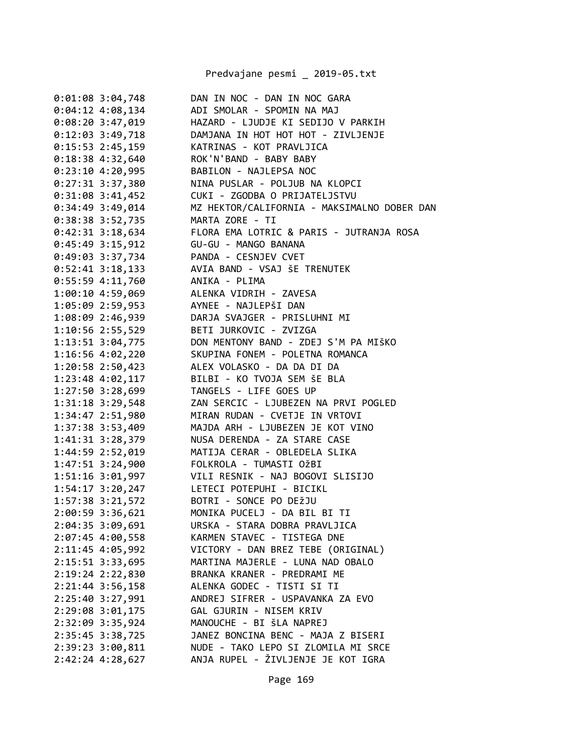```
0:01:08 3:04,748        DAN IN NOC - DAN IN NOC GARA
0:04:12 4:08,134        ADI SMOLAR - SPOMIN NA MAJ
0:08:20 3:47,019        HAZARD - LJUDJE KI SEDIJO V PARKIH
0:12:03 3:49,718        DAMJANA IN HOT HOT HOT - ZIVLJENJE
0:15:53 2:45,159        KATRINAS - KOT PRAVLJICA
0:18:38 4:32,640        ROK'N'BAND - BABY BABY
0:23:10 4:20,995        BABILON - NAJLEPSA NOC
0:27:31 3:37,380        NINA PUSLAR - POLJUB NA KLOPCI
0:31:08 3:41,452        CUKI - ZGODBA O PRIJATELJSTVU
0:34:49 3:49,014        MZ HEKTOR/CALIFORNIA - MAKSIMALNO DOBER DAN
0:38:38 3:52,735        MARTA ZORE - TI
0:42:31 3:18,634        FLORA EMA LOTRIC & PARIS - JUTRANJA ROSA
0:45:49 3:15,912        GU-GU - MANGO BANANA
0:49:03 3:37,734        PANDA - CESNJEV CVET
0:52:41 3:18,133        AVIA BAND - VSAJ ŠE TRENUTEK
0:55:59 4:11,760        ANIKA - PLIMA
1:00:10 4:59,069        ALENKA VIDRIH - ZAVESA
1:05:09 2:59,953        AYNEE - NAJLEPŠI DAN
1:08:09 2:46,939        DARJA SVAJGER - PRISLUHNI MI
1:10:56 2:55,529        BETI JURKOVIC - ZVIZGA
1:13:51 3:04,775        DON MENTONY BAND - ZDEJ S'M PA MIŠKO
1:16:56 4:02,220        SKUPINA FONEM - POLETNA ROMANCA
1:20:58 2:50,423        ALEX VOLASKO - DA DA DI DA
1:23:48 4:02,117        BILBI - KO TVOJA SEM ŠE BLA
1:27:50 3:28,699        TANGELS - LIFE GOES UP
1:31:18 3:29,548        ZAN SERCIC - LJUBEZEN NA PRVI POGLED
1:34:47 2:51,980        MIRAN RUDAN - CVETJE IN VRTOVI
1:37:38 3:53,409        MAJDA ARH - LJUBEZEN JE KOT VINO
1:41:31 3:28,379        NUSA DERENDA - ZA STARE CASE
1:44:59 2:52,019        MATIJA CERAR - OBLEDELA SLIKA
1:47:51 3:24,900        FOLKROLA - TUMASTI OžBI
1:51:16 3:01,997        VILI RESNIK - NAJ BOGOVI SLISIJO
1:54:17 3:20,247        LETECI POTEPUHI - BICIKL
1:57:38 3:21,572        BOTRI - SONCE PO DEžJU
2:00:59 3:36,621        MONIKA PUCELJ - DA BIL BI TI
2:04:35 3:09,691        URSKA - STARA DOBRA PRAVLJICA
2:07:45 4:00,558        KARMEN STAVEC - TISTEGA DNE
2:11:45 4:05,992        VICTORY - DAN BREZ TEBE (ORIGINAL)
2:15:51 3:33,695        MARTINA MAJERLE - LUNA NAD OBALO
2:19:24 2:22,830        BRANKA KRANER - PREDRAMI ME
2:21:44 3:56,158        ALENKA GODEC - TISTI SI TI
2:25:40 3:27,991        ANDREJ SIFRER - USPAVANKA ZA EVO
2:29:08 3:01,175        GAL GJURIN - NISEM KRIV
2:32:09 3:35,924        MANOUCHE - BI ŠLA NAPREJ
2:35:45 3:38,725        JANEZ BONCINA BENC - MAJA Z BISERI
2:39:23 3:00,811        NUDE - TAKO LEPO SI ZLOMILA MI SRCE
2:42:24 4:28,627        ANJA RUPEL - ŽIVLJENJE JE KOT IGRA
```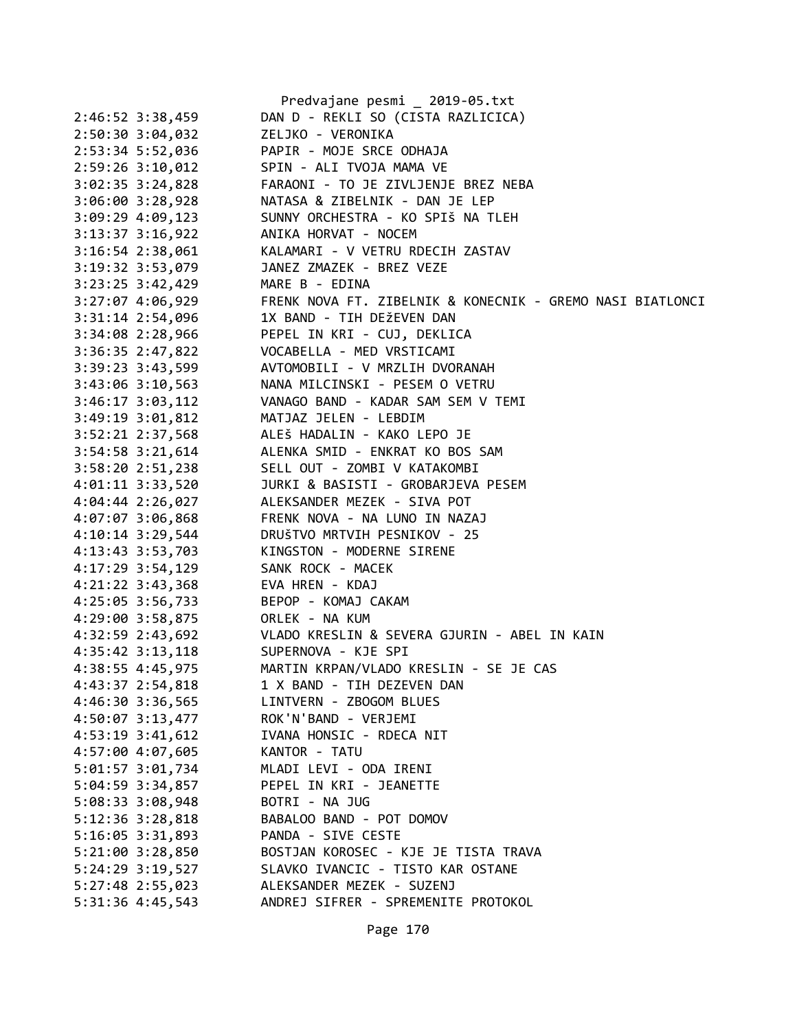```
2:46:52 3:38,459        DAN D - REKLI SO (CISTA RAZLICICA)
2:50:30 3:04,032        ZELJKO - VERONIKA
2:53:34 5:52,036        PAPIR - MOJE SRCE ODHAJA
2:59:26 3:10,012        SPIN - ALI TVOJA MAMA VE
3:02:35 3:24,828        FARAONI - TO JE ZIVLJENJE BREZ NEBA
3:06:00 3:28,928        NATASA & ZIBELNIK - DAN JE LEP
3:09:29 4:09,123        SUNNY ORCHESTRA - KO SPIš NA TLEH
3:13:37 3:16,922        ANIKA HORVAT - NOCEM
3:16:54 2:38,061        KALAMARI - V VETRU RDECIH ZASTAV
3:19:32 3:53,079        JANEZ ZMAZEK - BREZ VEZE
3:23:25 3:42,429        MARE B - EDINA
3:27:07 4:06,929        FRENK NOVA FT. ZIBELNIK & KONECNIK - GREMO NASI BIATLONCI
3:31:14 2:54,096        1X BAND - TIH DEžEVEN DAN
3:34:08 2:28,966        PEPEL IN KRI - CUJ, DEKLICA
3:36:35 2:47,822        VOCABELLA - MED VRSTICAMI
3:39:23 3:43,599        AVTOMOBILI - V MRZLIH DVORANAH
3:43:06 3:10,563        NANA MILCINSKI - PESEM O VETRU
3:46:17 3:03,112        VANAGO BAND - KADAR SAM SEM V TEMI
3:49:19 3:01,812        MATJAZ JELEN - LEBDIM
3:52:21 2:37,568        ALEš HADALIN - KAKO LEPO JE
3:54:58 3:21,614        ALENKA SMID - ENKRAT KO BOS SAM
3:58:20 2:51,238        SELL OUT - ZOMBI V KATAKOMBI
4:01:11 3:33,520        JURKI & BASISTI - GROBARJEVA PESEM
4:04:44 2:26,027        ALEKSANDER MEZEK - SIVA POT
4:07:07 3:06,868        FRENK NOVA - NA LUNO IN NAZAJ
4:10:14 3:29,544        DRUšTVO MRTVIH PESNIKOV - 25
4:13:43 3:53,703        KINGSTON - MODERNE SIRENE
4:17:29 3:54,129        SANK ROCK - MACEK
4:21:22 3:43,368        EVA HREN - KDAJ
4:25:05 3:56,733        BEPOP - KOMAJ CAKAM
4:29:00 3:58,875        ORLEK - NA KUM
4:32:59 2:43,692        VLADO KRESLIN & SEVERA GJURIN - ABEL IN KAIN
4:35:42 3:13,118        SUPERNOVA - KJE SPI
4:38:55 4:45,975        MARTIN KRPAN/VLADO KRESLIN - SE JE CAS
4:43:37 2:54,818        1 X BAND - TIH DEZEVEN DAN
4:46:30 3:36,565        LINTVERN - ZBOGOM BLUES
4:50:07 3:13,477        ROK'N'BAND - VERJEMI
4:53:19 3:41,612        IVANA HONSIC - RDECA NIT
4:57:00 4:07,605        KANTOR - TATU
5:01:57 3:01,734        MLADI LEVI - ODA IRENI
5:04:59 3:34,857        PEPEL IN KRI - JEANETTE
5:08:33 3:08,948        BOTRI - NA JUG
5:12:36 3:28,818        BABALOO BAND - POT DOMOV
5:16:05 3:31,893        PANDA - SIVE CESTE
5:21:00 3:28,850        BOSTJAN KOROSEC - KJE JE TISTA TRAVA
5:24:29 3:19,527        SLAVKO IVANCIC - TISTO KAR OSTANE
5:27:48 2:55,023        ALEKSANDER MEZEK - SUZENJ
5:31:36 4:45,543        ANDREJ SIFRER - SPREMENITE PROTOKOL
```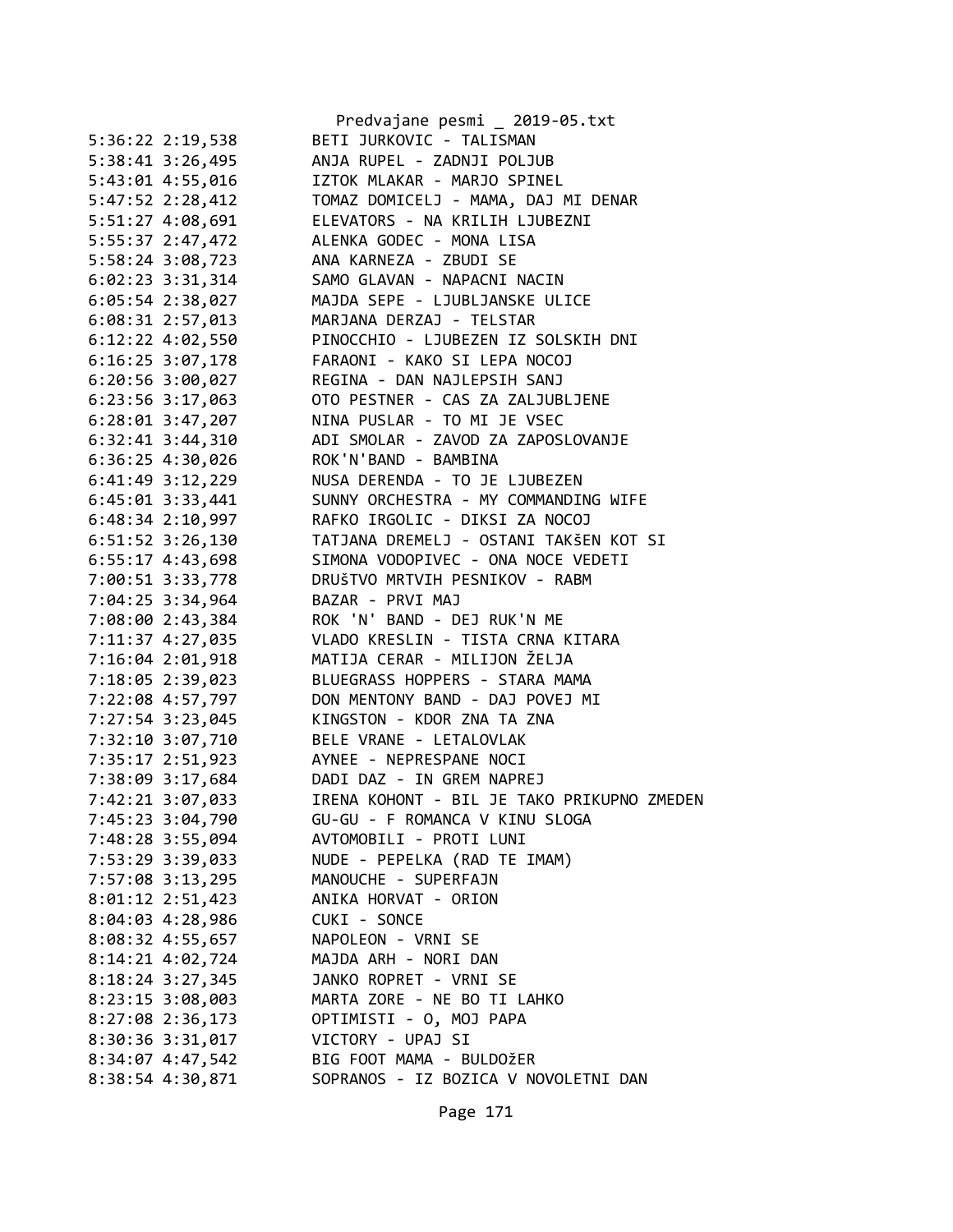Predvajane pesmi _ 2019-05.txt

```
5:36:22 2:19,538        BETI JURKOVIC - TALISMAN
5:38:41 3:26,495        ANJA RUPEL - ZADNJI POLJUB
5:43:01 4:55,016        IZTOK MLAKAR - MARJO SPINEL
5:47:52 2:28,412        TOMAZ DOMICELJ - MAMA, DAJ MI DENAR
5:51:27 4:08,691        ELEVATORS - NA KRILIH LJUBEZNI
5:55:37 2:47,472        ALENKA GODEC - MONA LISA
5:58:24 3:08,723        ANA KARNEZA - ZBUDI SE
6:02:23 3:31,314        SAMO GLAVAN - NAPACNI NACIN
6:05:54 2:38,027        MAJDA SEPE - LJUBLJANSKE ULICE
6:08:31 2:57,013        MARJANA DERZAJ - TELSTAR
6:12:22 4:02,550        PINOCCHIO - LJUBEZEN IZ SOLSKIH DNI
6:16:25 3:07,178        FARAONI - KAKO SI LEPA NOCOJ
6:20:56 3:00,027        REGINA - DAN NAJLEPSIH SANJ
6:23:56 3:17,063        OTO PESTNER - CAS ZA ZALJUBLJENE
6:28:01 3:47,207        NINA PUSLAR - TO MI JE VSEC
6:32:41 3:44,310        ADI SMOLAR - ZAVOD ZA ZAPOSLOVANJE
6:36:25 4:30,026        ROK'N'BAND - BAMBINA
6:41:49 3:12,229        NUSA DERENDA - TO JE LJUBEZEN
6:45:01 3:33,441        SUNNY ORCHESTRA - MY COMMANDING WIFE
6:48:34 2:10,997        RAFKO IRGOLIC - DIKSI ZA NOCOJ
6:51:52 3:26,130        TATJANA DREMELJ - OSTANI TAKŠEN KOT SI
6:55:17 4:43,698        SIMONA VODOPIVEC - ONA NOCE VEDETI
7:00:51 3:33,778        DRUŠTVO MRTVIH PESNIKOV - RABM
7:04:25 3:34,964        BAZAR - PRVI MAJ
7:08:00 2:43,384        ROK 'N' BAND - DEJ RUK'N ME
7:11:37 4:27,035        VLADO KRESLIN - TISTA CRNA KITARA
7:16:04 2:01,918        MATIJA CERAR - MILIJON ŽELJA
7:18:05 2:39,023        BLUEGRASS HOPPERS - STARA MAMA
7:22:08 4:57,797        DON MENTONY BAND - DAJ POVEJ MI
7:27:54 3:23,045        KINGSTON - KDOR ZNA TA ZNA
7:32:10 3:07,710        BELE VRANE - LETALOVLAK
7:35:17 2:51,923        AYNEE - NEPRESPANE NOCI
7:38:09 3:17,684        DADI DAZ - IN GREM NAPREJ
7:42:21 3:07,033        IRENA KOHONT - BIL JE TAKO PRIKUPNO ZMEDEN
7:45:23 3:04,790        GU-GU - F ROMANCA V KINU SLOGA
7:48:28 3:55,094        AVTOMOBILI - PROTI LUNI
7:53:29 3:39,033        NUDE - PEPELKA (RAD TE IMAM)
7:57:08 3:13,295        MANOUCHE - SUPERFAJN
8:01:12 2:51,423        ANIKA HORVAT - ORION
8:04:03 4:28,986        CUKI - SONCE
8:08:32 4:55,657        NAPOLEON - VRNI SE
8:14:21 4:02,724        MAJDA ARH - NORI DAN
8:18:24 3:27,345        JANKO ROPRET - VRNI SE
8:23:15 3:08,003        MARTA ZORE - NE BO TI LAHKO
8:27:08 2:36,173        OPTIMISTI - O, MOJ PAPA
8:30:36 3:31,017        VICTORY - UPAJ SI
8:34:07 4:47,542        BIG FOOT MAMA - BULDOžER
8:38:54 4:30,871        SOPRANOS - IZ BOZICA V NOVOLETNI DAN
```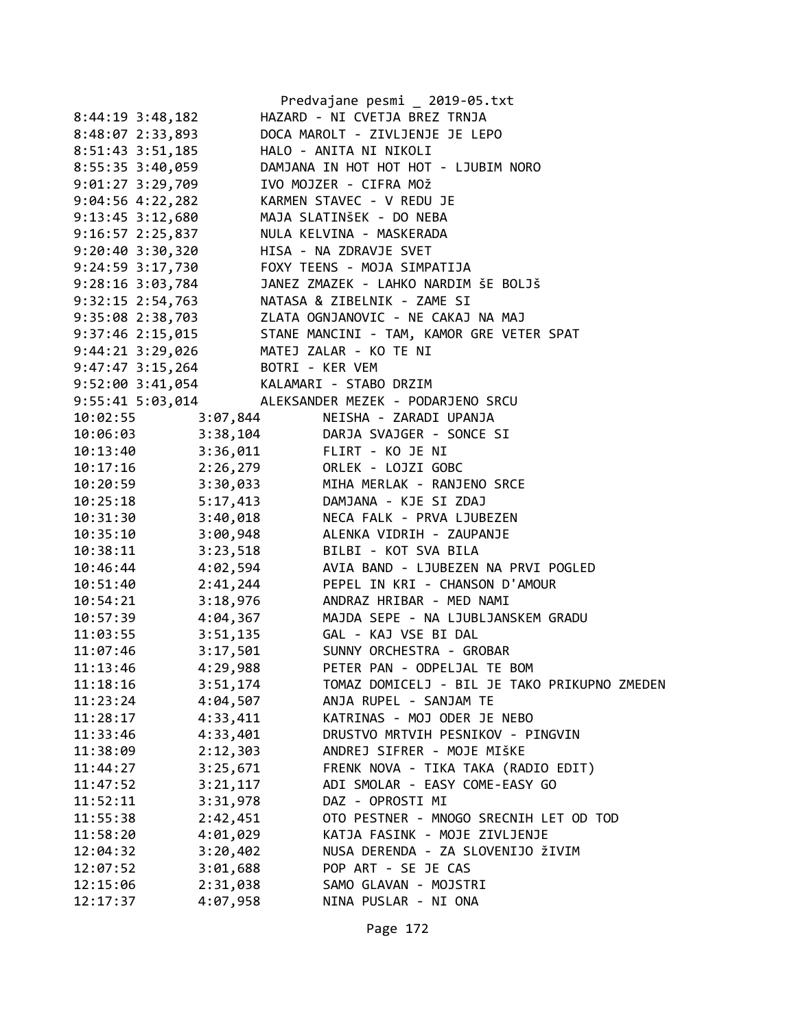```
8:44:19 3:48,182        HAZARD - NI CVETJA BREZ TRNJA
8:48:07 2:33,893        DOCA MAROLT - ZIVLJENJE JE LEPO
8:51:43 3:51,185        HALO - ANITA NI NIKOLI
8:55:35 3:40,059        DAMJANA IN HOT HOT HOT - LJUBIM NORO
9:01:27 3:29,709        IVO MOJZER - CIFRA MOž
9:04:56 4:22,282        KARMEN STAVEC - V REDU JE
9:13:45 3:12,680        MAJA SLATINšEK - DO NEBA
9:16:57 2:25,837        NULA KELVINA - MASKERADA
9:20:40 3:30,320        HISA - NA ZDRAVJE SVET
9:24:59 3:17,730        FOXY TEENS - MOJA SIMPATIJA
9:28:16 3:03,784        JANEZ ZMAZEK - LAHKO NARDIM šE BOLJš
9:32:15 2:54,763        NATASA & ZIBELNIK - ZAME SI
9:35:08 2:38,703        ZLATA OGNJANOVIC - NE CAKAJ NA MAJ
9:37:46 2:15,015        STANE MANCINI - TAM, KAMOR GRE VETER SPAT
9:44:21 3:29,026        MATEJ ZALAR - KO TE NI
9:47:47 3:15,264        BOTRI - KER VEM
9:52:00 3:41,054        KALAMARI - STABO DRZIM
9:55:41 5:03,014        ALEKSANDER MEZEK - PODARJENO SRCU
10:02:55        3:07,844        NEISHA - ZARADI UPANJA
10:06:03        3:38,104        DARJA SVAJGER - SONCE SI
10:13:40        3:36,011        FLIRT - KO JE NI
10:17:16        2:26,279        ORLEK - LOJZI GOBC
10:20:59        3:30,033        MIHA MERLAK - RANJENO SRCE
10:25:18        5:17,413        DAMJANA - KJE SI ZDAJ
10:31:30        3:40,018        NECA FALK - PRVA LJUBEZEN
10:35:10        3:00,948        ALENKA VIDRIH - ZAUPANJE
10:38:11        3:23,518        BILBI - KOT SVA BILA
10:46:44        4:02,594        AVIA BAND - LJUBEZEN NA PRVI POGLED
10:51:40        2:41,244        PEPEL IN KRI - CHANSON D'AMOUR
10:54:21        3:18,976        ANDRAZ HRIBAR - MED NAMI
10:57:39        4:04,367        MAJDA SEPE - NA LJUBLJANSKEM GRADU
11:03:55        3:51,135        GAL - KAJ VSE BI DAL
11:07:46        3:17,501        SUNNY ORCHESTRA - GROBAR
11:13:46        4:29,988        PETER PAN - ODPELJAL TE BOM
11:18:16        3:51,174        TOMAZ DOMICELJ - BIL JE TAKO PRIKUPNO ZMEDEN
11:23:24        4:04,507        ANJA RUPEL - SANJAM TE
11:28:17        4:33,411        KATRINAS - MOJ ODER JE NEBO
11:33:46        4:33,401        DRUSTVO MRTVIH PESNIKOV - PINGVIN
11:38:09        2:12,303        ANDREJ SIFRER - MOJE MIšKE
11:44:27        3:25,671        FRENK NOVA - TIKA TAKA (RADIO EDIT)
11:47:52        3:21,117        ADI SMOLAR - EASY COME-EASY GO
11:52:11        3:31,978        DAZ - OPROSTI MI
11:55:38        2:42,451        OTO PESTNER - MNOGO SRECNIH LET OD TOD
11:58:20        4:01,029        KATJA FASINK - MOJE ZIVLJENJE
12:04:32        3:20,402        NUSA DERENDA - ZA SLOVENIJO žIVIM
12:07:52        3:01,688        POP ART - SE JE CAS
12:15:06        2:31,038        SAMO GLAVAN - MOJSTRI
12:17:37        4:07,958        NINA PUSLAR - NI ONA
```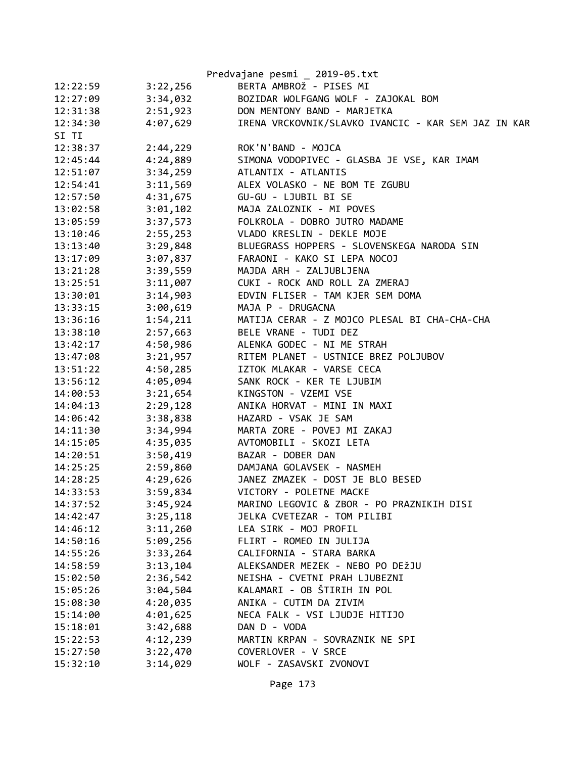```
12:22:59        3:22,256        BERTA AMBROž - PISES MI
12:27:09        3:34,032        BOZIDAR WOLFGANG WOLF - ZAJOKAL BOM
12:31:38        2:51,923        DON MENTONY BAND - MARJETKA
12:34:30        4:07,629        IRENA VRCKOVNIK/SLAVKO IVANCIC - KAR SEM JAZ IN KAR
SI TI
12:38:37        2:44,229        ROK'N'BAND - MOJCA
12:45:44        4:24,889        SIMONA VODOPIVEC - GLASBA JE VSE, KAR IMAM
12:51:07        3:34,259        ATLANTIX - ATLANTIS
12:54:41        3:11,569        ALEX VOLASKO - NE BOM TE ZGUBU
12:57:50        4:31,675        GU-GU - LJUBIL BI SE
13:02:58        3:01,102        MAJA ZALOZNIK - MI POVES
13:05:59        3:37,573        FOLKROLA - DOBRO JUTRO MADAME
13:10:46        2:55,253        VLADO KRESLIN - DEKLE MOJE
13:13:40        3:29,848        BLUEGRASS HOPPERS - SLOVENSKEGA NARODA SIN
13:17:09        3:07,837        FARAONI - KAKO SI LEPA NOCOJ
13:21:28        3:39,559        MAJDA ARH - ZALJUBLJENA
13:25:51        3:11,007        CUKI - ROCK AND ROLL ZA ZMERAJ
13:30:01        3:14,903        EDVIN FLISER - TAM KJER SEM DOMA
13:33:15        3:00,619        MAJA P - DRUGACNA
13:36:16        1:54,211        MATIJA CERAR - Z MOJCO PLESAL BI CHA-CHA-CHA
13:38:10        2:57,663        BELE VRANE - TUDI DEZ
13:42:17        4:50,986        ALENKA GODEC - NI ME STRAH
13:47:08        3:21,957        RITEM PLANET - USTNICE BREZ POLJUBOV
13:51:22        4:50,285        IZTOK MLAKAR - VARSE CECA
13:56:12        4:05,094        SANK ROCK - KER TE LJUBIM
14:00:53        3:21,654        KINGSTON - VZEMI VSE
14:04:13        2:29,128        ANIKA HORVAT - MINI IN MAXI
14:06:42        3:38,838        HAZARD - VSAK JE SAM
14:11:30        3:34,994        MARTA ZORE - POVEJ MI ZAKAJ
14:15:05        4:35,035        AVTOMOBILI - SKOZI LETA
14:20:51        3:50,419        BAZAR - DOBER DAN
14:25:25        2:59,860        DAMJANA GOLAVSEK - NASMEH
14:28:25        4:29,626        JANEZ ZMAZEK - DOST JE BLO BESED
14:33:53        3:59,834        VICTORY - POLETNE MACKE
14:37:52        3:45,924        MARINO LEGOVIC & ZBOR - PO PRAZNIKIH DISI
14:42:47        3:25,118        JELKA CVETEZAR - TOM PILIBI
14:46:12        3:11,260        LEA SIRK - MOJ PROFIL
14:50:16        5:09,256        FLIRT - ROMEO IN JULIJA
14:55:26        3:33,264        CALIFORNIA - STARA BARKA
14:58:59        3:13,104        ALEKSANDER MEZEK - NEBO PO DEžJU
15:02:50        2:36,542        NEISHA - CVETNI PRAH LJUBEZNI
15:05:26        3:04,504        KALAMARI - OB ŠTIRIH IN POL
15:08:30        4:20,035        ANIKA - CUTIM DA ZIVIM
15:14:00        4:01,625        NECA FALK - VSI LJUDJE HITIJO
15:18:01        3:42,688        DAN D - VODA
15:22:53        4:12,239        MARTIN KRPAN - SOVRAZNIK NE SPI
15:27:50        3:22,470        COVERLOVER - V SRCE
15:32:10        3:14,029        WOLF - ZASAVSKI ZVONOVI
```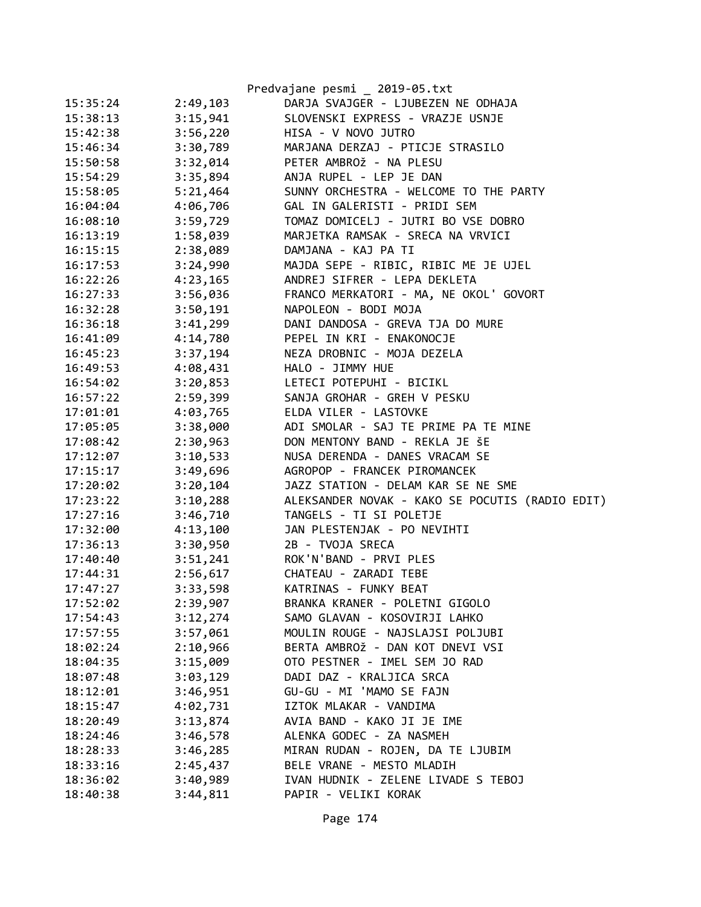Predvajane pesmi _ 2019-05.txt

| | | |
|---|---|---|
| 15:35:24 | 2:49,103 | DARJA SVAJGER - LJUBEZEN NE ODHAJA |
| 15:38:13 | 3:15,941 | SLOVENSKI EXPRESS - VRAZJE USNJE |
| 15:42:38 | 3:56,220 | HISA - V NOVO JUTRO |
| 15:46:34 | 3:30,789 | MARJANA DERZAJ - PTICJE STRASILO |
| 15:50:58 | 3:32,014 | PETER AMBROž - NA PLESU |
| 15:54:29 | 3:35,894 | ANJA RUPEL - LEP JE DAN |
| 15:58:05 | 5:21,464 | SUNNY ORCHESTRA - WELCOME TO THE PARTY |
| 16:04:04 | 4:06,706 | GAL IN GALERISTI - PRIDI SEM |
| 16:08:10 | 3:59,729 | TOMAZ DOMICELJ - JUTRI BO VSE DOBRO |
| 16:13:19 | 1:58,039 | MARJETKA RAMSAK - SRECA NA VRVICI |
| 16:15:15 | 2:38,089 | DAMJANA - KAJ PA TI |
| 16:17:53 | 3:24,990 | MAJDA SEPE - RIBIC, RIBIC ME JE UJEL |
| 16:22:26 | 4:23,165 | ANDREJ SIFRER - LEPA DEKLETA |
| 16:27:33 | 3:56,036 | FRANCO MERKATORI - MA, NE OKOL' GOVORT |
| 16:32:28 | 3:50,191 | NAPOLEON - BODI MOJA |
| 16:36:18 | 3:41,299 | DANI DANDOSA - GREVA TJA DO MURE |
| 16:41:09 | 4:14,780 | PEPEL IN KRI - ENAKONOCJE |
| 16:45:23 | 3:37,194 | NEZA DROBNIC - MOJA DEZELA |
| 16:49:53 | 4:08,431 | HALO - JIMMY HUE |
| 16:54:02 | 3:20,853 | LETECI POTEPUHI - BICIKL |
| 16:57:22 | 2:59,399 | SANJA GROHAR - GREH V PESKU |
| 17:01:01 | 4:03,765 | ELDA VILER - LASTOVKE |
| 17:05:05 | 3:38,000 | ADI SMOLAR - SAJ TE PRIME PA TE MINE |
| 17:08:42 | 2:30,963 | DON MENTONY BAND - REKLA JE šE |
| 17:12:07 | 3:10,533 | NUSA DERENDA - DANES VRACAM SE |
| 17:15:17 | 3:49,696 | AGROPOP - FRANCEK PIROMANCEK |
| 17:20:02 | 3:20,104 | JAZZ STATION - DELAM KAR SE NE SME |
| 17:23:22 | 3:10,288 | ALEKSANDER NOVAK - KAKO SE POCUTIS (RADIO EDIT) |
| 17:27:16 | 3:46,710 | TANGELS - TI SI POLETJE |
| 17:32:00 | 4:13,100 | JAN PLESTENJAK - PO NEVIHTI |
| 17:36:13 | 3:30,950 | 2B - TVOJA SRECA |
| 17:40:40 | 3:51,241 | ROK'N'BAND - PRVI PLES |
| 17:44:31 | 2:56,617 | CHATEAU - ZARADI TEBE |
| 17:47:27 | 3:33,598 | KATRINAS - FUNKY BEAT |
| 17:52:02 | 2:39,907 | BRANKA KRANER - POLETNI GIGOLO |
| 17:54:43 | 3:12,274 | SAMO GLAVAN - KOSOVIRJI LAHKO |
| 17:57:55 | 3:57,061 | MOULIN ROUGE - NAJSLAJSI POLJUBI |
| 18:02:24 | 2:10,966 | BERTA AMBROž - DAN KOT DNEVI VSI |
| 18:04:35 | 3:15,009 | OTO PESTNER - IMEL SEM JO RAD |
| 18:07:48 | 3:03,129 | DADI DAZ - KRALJICA SRCA |
| 18:12:01 | 3:46,951 | GU-GU - MI 'MAMO SE FAJN |
| 18:15:47 | 4:02,731 | IZTOK MLAKAR - VANDIMA |
| 18:20:49 | 3:13,874 | AVIA BAND - KAKO JI JE IME |
| 18:24:46 | 3:46,578 | ALENKA GODEC - ZA NASMEH |
| 18:28:33 | 3:46,285 | MIRAN RUDAN - ROJEN, DA TE LJUBIM |
| 18:33:16 | 2:45,437 | BELE VRANE - MESTO MLADIH |
| 18:36:02 | 3:40,989 | IVAN HUDNIK - ZELENE LIVADE S TEBOJ |
| 18:40:38 | 3:44,811 | PAPIR - VELIKI KORAK |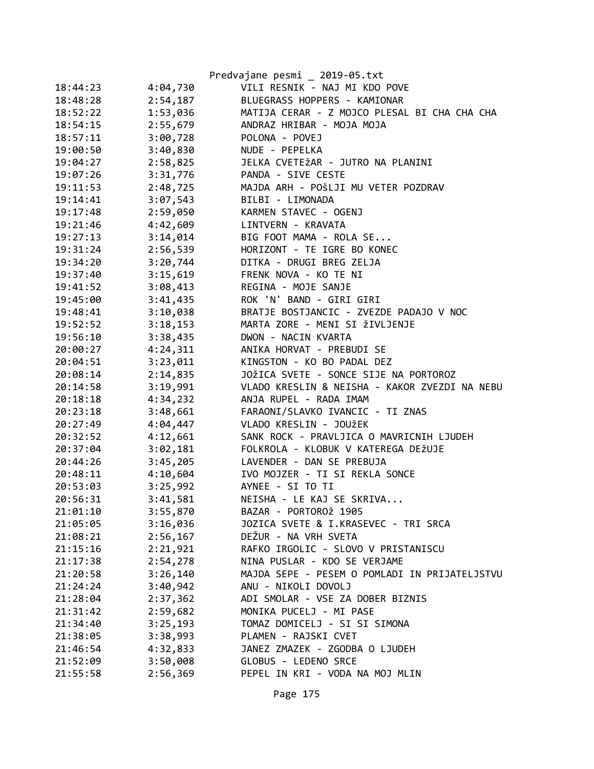| | | |
|---|---|---|
| 18:44:23 | 4:04,730 | VILI RESNIK - NAJ MI KDO POVE |
| 18:48:28 | 2:54,187 | BLUEGRASS HOPPERS - KAMIONAR |
| 18:52:22 | 1:53,036 | MATIJA CERAR - Z MOJCO PLESAL BI CHA CHA CHA |
| 18:54:15 | 2:55,679 | ANDRAZ HRIBAR - MOJA MOJA |
| 18:57:11 | 3:00,728 | POLONA - POVEJ |
| 19:00:50 | 3:40,830 | NUDE - PEPELKA |
| 19:04:27 | 2:58,825 | JELKA CVETEžAR - JUTRO NA PLANINI |
| 19:07:26 | 3:31,776 | PANDA - SIVE CESTE |
| 19:11:53 | 2:48,725 | MAJDA ARH - POšLJI MU VETER POZDRAV |
| 19:14:41 | 3:07,543 | BILBI - LIMONADA |
| 19:17:48 | 2:59,050 | KARMEN STAVEC - OGENJ |
| 19:21:46 | 4:42,609 | LINTVERN - KRAVATA |
| 19:27:13 | 3:14,014 | BIG FOOT MAMA - ROLA SE... |
| 19:31:24 | 2:56,539 | HORIZONT - TE IGRE BO KONEC |
| 19:34:20 | 3:20,744 | DITKA - DRUGI BREG ZELJA |
| 19:37:40 | 3:15,619 | FRENK NOVA - KO TE NI |
| 19:41:52 | 3:08,413 | REGINA - MOJE SANJE |
| 19:45:00 | 3:41,435 | ROK 'N' BAND - GIRI GIRI |
| 19:48:41 | 3:10,038 | BRATJE BOSTJANCIC - ZVEZDE PADAJO V NOC |
| 19:52:52 | 3:18,153 | MARTA ZORE - MENI SI žIVLJENJE |
| 19:56:10 | 3:38,435 | DWON - NACIN KVARTA |
| 20:00:27 | 4:24,311 | ANIKA HORVAT - PREBUDI SE |
| 20:04:51 | 3:23,011 | KINGSTON - KO BO PADAL DEZ |
| 20:08:14 | 2:14,835 | JOžICA SVETE - SONCE SIJE NA PORTOROZ |
| 20:14:58 | 3:19,991 | VLADO KRESLIN & NEISHA - KAKOR ZVEZDI NA NEBU |
| 20:18:18 | 4:34,232 | ANJA RUPEL - RADA IMAM |
| 20:23:18 | 3:48,661 | FARAONI/SLAVKO IVANCIC - TI ZNAS |
| 20:27:49 | 4:04,447 | VLADO KRESLIN - JOUžEK |
| 20:32:52 | 4:12,661 | SANK ROCK - PRAVLJICA O MAVRICNIH LJUDEH |
| 20:37:04 | 3:02,181 | FOLKROLA - KLOBUK V KATEREGA DEžUJE |
| 20:44:26 | 3:45,205 | LAVENDER - DAN SE PREBUJA |
| 20:48:11 | 4:10,604 | IVO MOJZER - TI SI REKLA SONCE |
| 20:53:03 | 3:25,992 | AYNEE - SI TO TI |
| 20:56:31 | 3:41,581 | NEISHA - LE KAJ SE SKRIVA... |
| 21:01:10 | 3:55,870 | BAZAR - PORTOROž 1905 |
| 21:05:05 | 3:16,036 | JOZICA SVETE & I.KRASEVEC - TRI SRCA |
| 21:08:21 | 2:56,167 | DEžUR - NA VRH SVETA |
| 21:15:16 | 2:21,921 | RAFKO IRGOLIC - SLOVO V PRISTANISCU |
| 21:17:38 | 2:54,278 | NINA PUSLAR - KDO SE VERJAME |
| 21:20:58 | 3:26,140 | MAJDA SEPE - PESEM O POMLADI IN PRIJATELJSTVU |
| 21:24:24 | 3:40,942 | ANU - NIKOLI DOVOLJ |
| 21:28:04 | 2:37,362 | ADI SMOLAR - VSE ZA DOBER BIZNIS |
| 21:31:42 | 2:59,682 | MONIKA PUCELJ - MI PASE |
| 21:34:40 | 3:25,193 | TOMAZ DOMICELJ - SI SI SIMONA |
| 21:38:05 | 3:38,993 | PLAMEN - RAJSKI CVET |
| 21:46:54 | 4:32,833 | JANEZ ZMAZEK - ZGODBA O LJUDEH |
| 21:52:09 | 3:50,008 | GLOBUS - LEDENO SRCE |
| 21:55:58 | 2:56,369 | PEPEL IN KRI - VODA NA MOJ MLIN |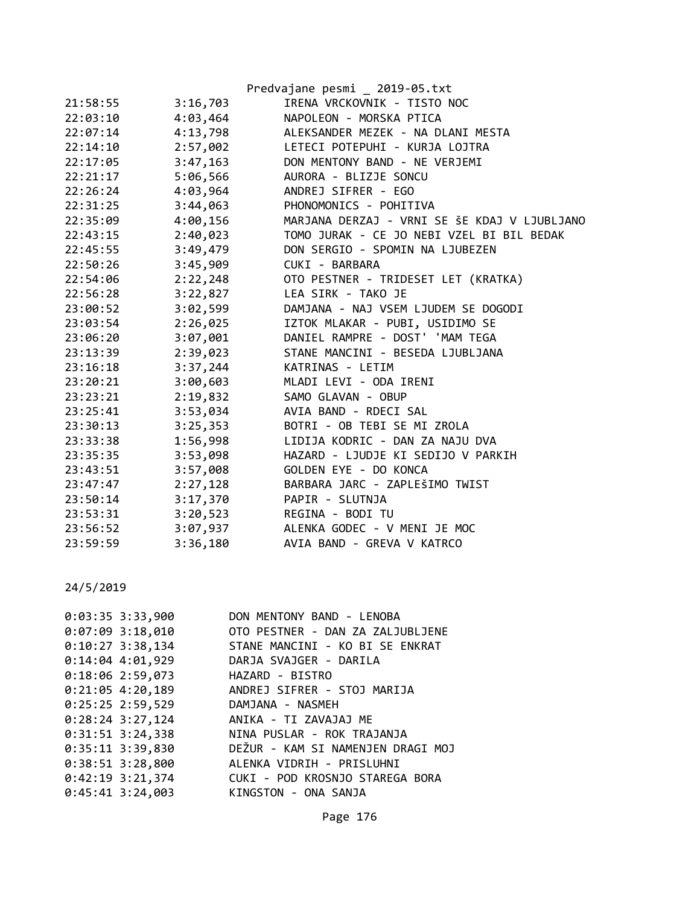| | | |
|---|---|---|
| 21:58:55 | 3:16,703 | IRENA VRCKOVNIK - TISTO NOC |
| 22:03:10 | 4:03,464 | NAPOLEON - MORSKA PTICA |
| 22:07:14 | 4:13,798 | ALEKSANDER MEZEK - NA DLANI MESTA |
| 22:14:10 | 2:57,002 | LETECI POTEPUHI - KURJA LOJTRA |
| 22:17:05 | 3:47,163 | DON MENTONY BAND - NE VERJEMI |
| 22:21:17 | 5:06,566 | AURORA - BLIZJE SONCU |
| 22:26:24 | 4:03,964 | ANDREJ SIFRER - EGO |
| 22:31:25 | 3:44,063 | PHONOMONICS - POHITIVA |
| 22:35:09 | 4:00,156 | MARJANA DERZAJ - VRNI SE ŠE KDAJ V LJUBLJANO |
| 22:43:15 | 2:40,023 | TOMO JURAK - CE JO NEBI VZEL BI BIL BEDAK |
| 22:45:55 | 3:49,479 | DON SERGIO - SPOMIN NA LJUBEZEN |
| 22:50:26 | 3:45,909 | CUKI - BARBARA |
| 22:54:06 | 2:22,248 | OTO PESTNER - TRIDESET LET (KRATKA) |
| 22:56:28 | 3:22,827 | LEA SIRK - TAKO JE |
| 23:00:52 | 3:02,599 | DAMJANA - NAJ VSEM LJUDEM SE DOGODI |
| 23:03:54 | 2:26,025 | IZTOK MLAKAR - PUBI, USIDIMO SE |
| 23:06:20 | 3:07,001 | DANIEL RAMPRE - DOST' 'MAM TEGA |
| 23:13:39 | 2:39,023 | STANE MANCINI - BESEDA LJUBLJANA |
| 23:16:18 | 3:37,244 | KATRINAS - LETIM |
| 23:20:21 | 3:00,603 | MLADI LEVI - ODA IRENI |
| 23:23:21 | 2:19,832 | SAMO GLAVAN - OBUP |
| 23:25:41 | 3:53,034 | AVIA BAND - RDECI SAL |
| 23:30:13 | 3:25,353 | BOTRI - OB TEBI SE MI ZROLA |
| 23:33:38 | 1:56,998 | LIDIJA KODRIC - DAN ZA NAJU DVA |
| 23:35:35 | 3:53,098 | HAZARD - LJUDJE KI SEDIJO V PARKIH |
| 23:43:51 | 3:57,008 | GOLDEN EYE - DO KONCA |
| 23:47:47 | 2:27,128 | BARBARA JARC - ZAPLEŠIMO TWIST |
| 23:50:14 | 3:17,370 | PAPIR - SLUTNJA |
| 23:53:31 | 3:20,523 | REGINA - BODI TU |
| 23:56:52 | 3:07,937 | ALENKA GODEC - V MENI JE MOC |
| 23:59:59 | 3:36,180 | AVIA BAND - GREVA V KATRCO |

24/5/2019

| | | |
|---|---|---|
| 0:03:35 | 3:33,900 | DON MENTONY BAND - LENOBA |
| 0:07:09 | 3:18,010 | OTO PESTNER - DAN ZA ZALJUBLJENE |
| 0:10:27 | 3:38,134 | STANE MANCINI - KO BI SE ENKRAT |
| 0:14:04 | 4:01,929 | DARJA SVAJGER - DARILA |
| 0:18:06 | 2:59,073 | HAZARD - BISTRO |
| 0:21:05 | 4:20,189 | ANDREJ SIFRER - STOJ MARIJA |
| 0:25:25 | 2:59,529 | DAMJANA - NASMEH |
| 0:28:24 | 3:27,124 | ANIKA - TI ZAVAJAJ ME |
| 0:31:51 | 3:24,338 | NINA PUSLAR - ROK TRAJANJA |
| 0:35:11 | 3:39,830 | DEŽUR - KAM SI NAMENJEN DRAGI MOJ |
| 0:38:51 | 3:28,800 | ALENKA VIDRIH - PRISLUHNI |
| 0:42:19 | 3:21,374 | CUKI - POD KROSNJO STAREGA BORA |
| 0:45:41 | 3:24,003 | KINGSTON - ONA SANJA |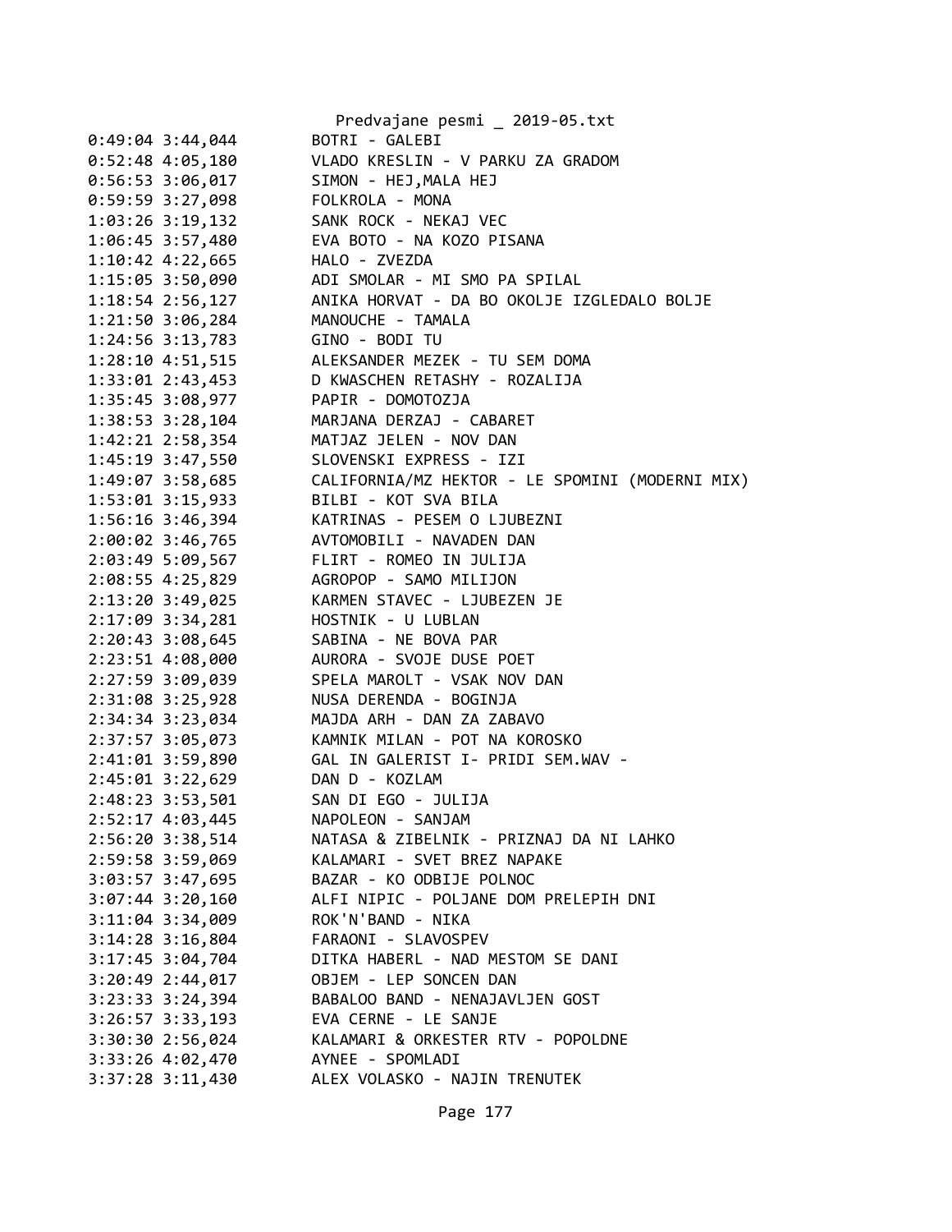```
0:49:04 3:44,044        BOTRI - GALEBI
0:52:48 4:05,180        VLADO KRESLIN - V PARKU ZA GRADOM
0:56:53 3:06,017        SIMON - HEJ,MALA HEJ
0:59:59 3:27,098        FOLKROLA - MONA
1:03:26 3:19,132        SANK ROCK - NEKAJ VEC
1:06:45 3:57,480        EVA BOTO - NA KOZO PISANA
1:10:42 4:22,665        HALO - ZVEZDA
1:15:05 3:50,090        ADI SMOLAR - MI SMO PA SPILAL
1:18:54 2:56,127        ANIKA HORVAT - DA BO OKOLJE IZGLEDALO BOLJE
1:21:50 3:06,284        MANOUCHE - TAMALA
1:24:56 3:13,783        GINO - BODI TU
1:28:10 4:51,515        ALEKSANDER MEZEK - TU SEM DOMA
1:33:01 2:43,453        D KWASCHEN RETASHY - ROZALIJA
1:35:45 3:08,977        PAPIR - DOMOTOZJA
1:38:53 3:28,104        MARJANA DERZAJ - CABARET
1:42:21 2:58,354        MATJAZ JELEN - NOV DAN
1:45:19 3:47,550        SLOVENSKI EXPRESS - IZI
1:49:07 3:58,685        CALIFORNIA/MZ HEKTOR - LE SPOMINI (MODERNI MIX)
1:53:01 3:15,933        BILBI - KOT SVA BILA
1:56:16 3:46,394        KATRINAS - PESEM O LJUBEZNI
2:00:02 3:46,765        AVTOMOBILI - NAVADEN DAN
2:03:49 5:09,567        FLIRT - ROMEO IN JULIJA
2:08:55 4:25,829        AGROPOP - SAMO MILIJON
2:13:20 3:49,025        KARMEN STAVEC - LJUBEZEN JE
2:17:09 3:34,281        HOSTNIK - U LUBLAN
2:20:43 3:08,645        SABINA - NE BOVA PAR
2:23:51 4:08,000        AURORA - SVOJE DUSE POET
2:27:59 3:09,039        SPELA MAROLT - VSAK NOV DAN
2:31:08 3:25,928        NUSA DERENDA - BOGINJA
2:34:34 3:23,034        MAJDA ARH - DAN ZA ZABAVO
2:37:57 3:05,073        KAMNIK MILAN - POT NA KOROSKO
2:41:01 3:59,890        GAL IN GALERIST I- PRIDI SEM.WAV -
2:45:01 3:22,629        DAN D - KOZLAM
2:48:23 3:53,501        SAN DI EGO - JULIJA
2:52:17 4:03,445        NAPOLEON - SANJAM
2:56:20 3:38,514        NATASA & ZIBELNIK - PRIZNAJ DA NI LAHKO
2:59:58 3:59,069        KALAMARI - SVET BREZ NAPAKE
3:03:57 3:47,695        BAZAR - KO ODBIJE POLNOC
3:07:44 3:20,160        ALFI NIPIC - POLJANE DOM PRELEPIH DNI
3:11:04 3:34,009        ROK'N'BAND - NIKA
3:14:28 3:16,804        FARAONI - SLAVOSPEV
3:17:45 3:04,704        DITKA HABERL - NAD MESTOM SE DANI
3:20:49 2:44,017        OBJEM - LEP SONCEN DAN
3:23:33 3:24,394        BABALOO BAND - NENAJAVLJEN GOST
3:26:57 3:33,193        EVA CERNE - LE SANJE
3:30:30 2:56,024        KALAMARI & ORKESTER RTV - POPOLDNE
3:33:26 4:02,470        AYNEE - SPOMLADI
3:37:28 3:11,430        ALEX VOLASKO - NAJIN TRENUTEK
```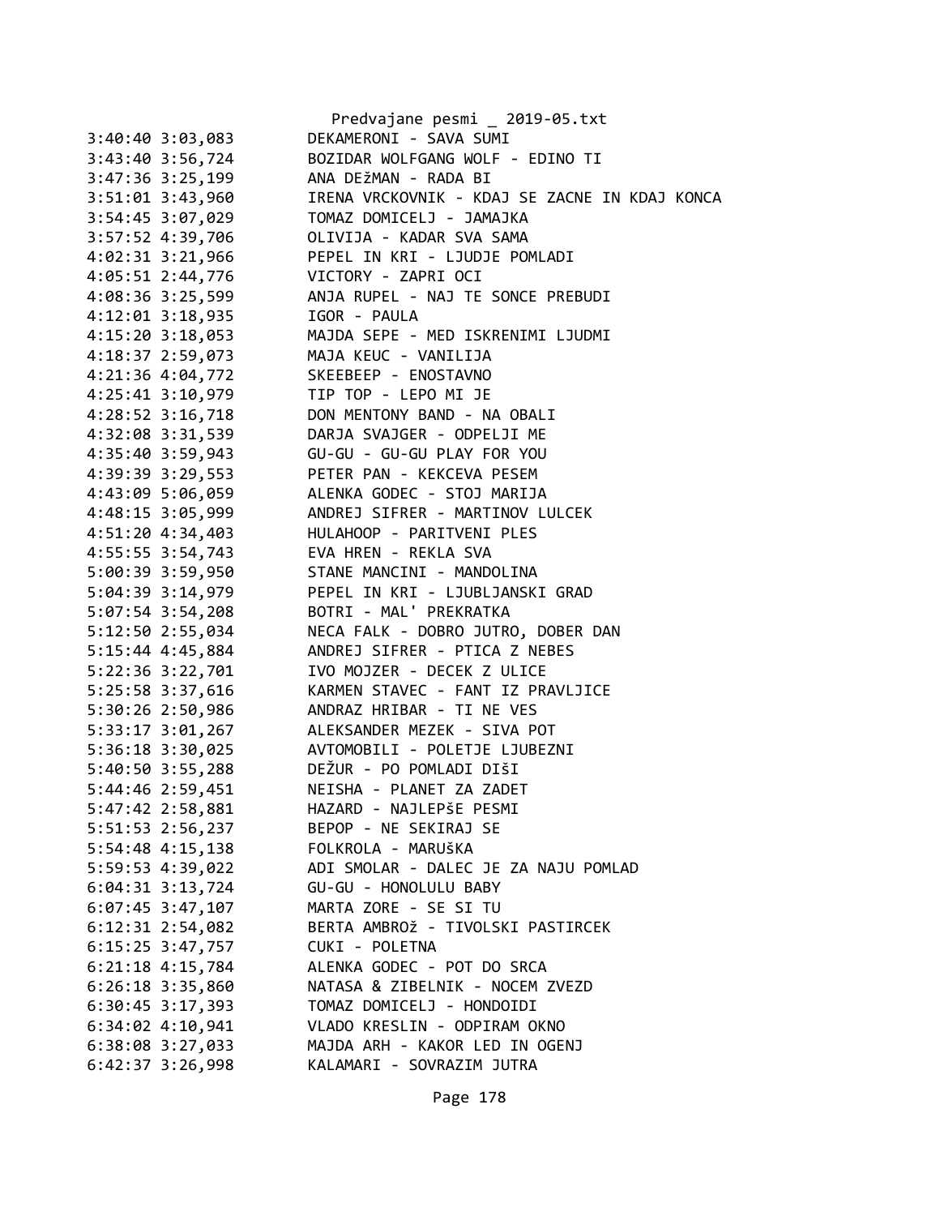3:40:40 3:03,083        DEKAMERONI - SAVA SUMI
3:43:40 3:56,724        BOZIDAR WOLFGANG WOLF - EDINO TI
3:47:36 3:25,199        ANA DEžMAN - RADA BI
3:51:01 3:43,960        IRENA VRCKOVNIK - KDAJ SE ZACNE IN KDAJ KONCA
3:54:45 3:07,029        TOMAZ DOMICELJ - JAMAJKA
3:57:52 4:39,706        OLIVIJA - KADAR SVA SAMA
4:02:31 3:21,966        PEPEL IN KRI - LJUDJE POMLADI
4:05:51 2:44,776        VICTORY - ZAPRI OCI
4:08:36 3:25,599        ANJA RUPEL - NAJ TE SONCE PREBUDI
4:12:01 3:18,935        IGOR - PAULA
4:15:20 3:18,053        MAJDA SEPE - MED ISKRENIMI LJUDMI
4:18:37 2:59,073        MAJA KEUC - VANILIJA
4:21:36 4:04,772        SKEEBEEP - ENOSTAVNO
4:25:41 3:10,979        TIP TOP - LEPO MI JE
4:28:52 3:16,718        DON MENTONY BAND - NA OBALI
4:32:08 3:31,539        DARJA SVAJGER - ODPELJI ME
4:35:40 3:59,943        GU-GU - GU-GU PLAY FOR YOU
4:39:39 3:29,553        PETER PAN - KEKCEVA PESEM
4:43:09 5:06,059        ALENKA GODEC - STOJ MARIJA
4:48:15 3:05,999        ANDREJ SIFRER - MARTINOV LULCEK
4:51:20 4:34,403        HULAHOOP - PARITVENI PLES
4:55:55 3:54,743        EVA HREN - REKLA SVA
5:00:39 3:59,950        STANE MANCINI - MANDOLINA
5:04:39 3:14,979        PEPEL IN KRI - LJUBLJANSKI GRAD
5:07:54 3:54,208        BOTRI - MAL' PREKRATKA
5:12:50 2:55,034        NECA FALK - DOBRO JUTRO, DOBER DAN
5:15:44 4:45,884        ANDREJ SIFRER - PTICA Z NEBES
5:22:36 3:22,701        IVO MOJZER - DECEK Z ULICE
5:25:58 3:37,616        KARMEN STAVEC - FANT IZ PRAVLJICE
5:30:26 2:50,986        ANDRAZ HRIBAR - TI NE VES
5:33:17 3:01,267        ALEKSANDER MEZEK - SIVA POT
5:36:18 3:30,025        AVTOMOBILI - POLETJE LJUBEZNI
5:40:50 3:55,288        DEŽUR - PO POMLADI DIŠI
5:44:46 2:59,451        NEISHA - PLANET ZA ZADET
5:47:42 2:58,881        HAZARD - NAJLEPŠE PESMI
5:51:53 2:56,237        BEPOP - NE SEKIRAJ SE
5:54:48 4:15,138        FOLKROLA - MARUŠKA
5:59:53 4:39,022        ADI SMOLAR - DALEC JE ZA NAJU POMLAD
6:04:31 3:13,724        GU-GU - HONOLULU BABY
6:07:45 3:47,107        MARTA ZORE - SE SI TU
6:12:31 2:54,082        BERTA AMBROž - TIVOLSKI PASTIRCEK
6:15:25 3:47,757        CUKI - POLETNA
6:21:18 4:15,784        ALENKA GODEC - POT DO SRCA
6:26:18 3:35,860        NATASA & ZIBELNIK - NOCEM ZVEZD
6:30:45 3:17,393        TOMAZ DOMICELJ - HONDOIDI
6:34:02 4:10,941        VLADO KRESLIN - ODPIRAM OKNO
6:38:08 3:27,033        MAJDA ARH - KAKOR LED IN OGENJ
6:42:37 3:26,998        KALAMARI - SOVRAZIM JUTRA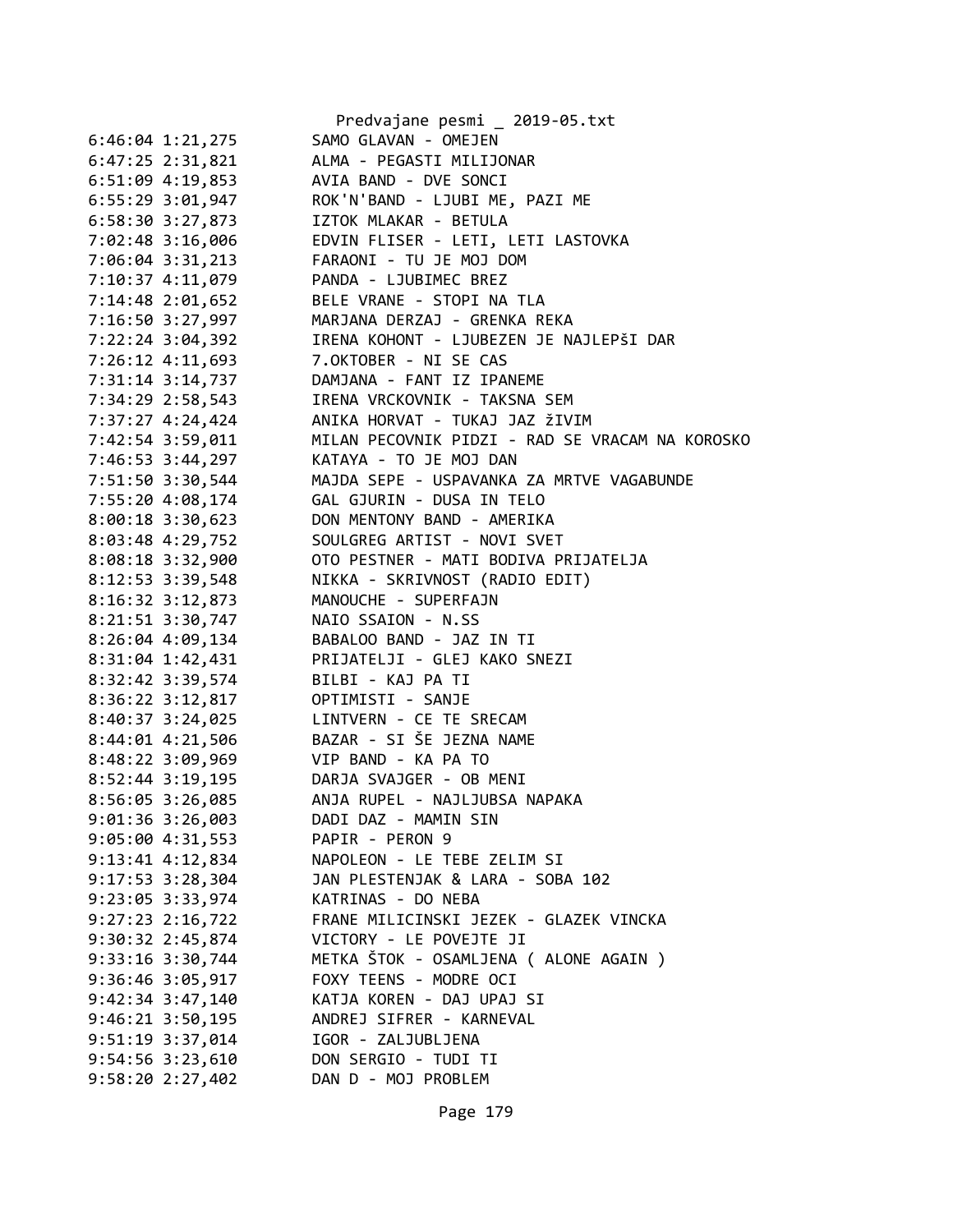6:46:04 1:21,275 SAMO GLAVAN - OMEJEN
6:47:25 2:31,821 ALMA - PEGASTI MILIJONAR
6:51:09 4:19,853 AVIA BAND - DVE SONCI
6:55:29 3:01,947 ROK'N'BAND - LJUBI ME, PAZI ME
6:58:30 3:27,873 IZTOK MLAKAR - BETULA
7:02:48 3:16,006 EDVIN FLISER - LETI, LETI LASTOVKA
7:06:04 3:31,213 FARAONI - TU JE MOJ DOM
7:10:37 4:11,079 PANDA - LJUBIMEC BREZ
7:14:48 2:01,652 BELE VRANE - STOPI NA TLA
7:16:50 3:27,997 MARJANA DERZAJ - GRENKA REKA
7:22:24 3:04,392 IRENA KOHONT - LJUBEZEN JE NAJLEPŠI DAR
7:26:12 4:11,693 7.OKTOBER - NI SE CAS
7:31:14 3:14,737 DAMJANA - FANT IZ IPANEME
7:34:29 2:58,543 IRENA VRCKOVNIK - TAKSNA SEM
7:37:27 4:24,424 ANIKA HORVAT - TUKAJ JAZ žIVIM
7:42:54 3:59,011 MILAN PECOVNIK PIDZI - RAD SE VRACAM NA KOROSKO
7:46:53 3:44,297 KATAYA - TO JE MOJ DAN
7:51:50 3:30,544 MAJDA SEPE - USPAVANKA ZA MRTVE VAGABUNDE
7:55:20 4:08,174 GAL GJURIN - DUSA IN TELO
8:00:18 3:30,623 DON MENTONY BAND - AMERIKA
8:03:48 4:29,752 SOULGREG ARTIST - NOVI SVET
8:08:18 3:32,900 OTO PESTNER - MATI BODIVA PRIJATELJA
8:12:53 3:39,548 NIKKA - SKRIVNOST (RADIO EDIT)
8:16:32 3:12,873 MANOUCHE - SUPERFAJN
8:21:51 3:30,747 NAIO SSAION - N.SS
8:26:04 4:09,134 BABALOO BAND - JAZ IN TI
8:31:04 1:42,431 PRIJATELJI - GLEJ KAKO SNEZI
8:32:42 3:39,574 BILBI - KAJ PA TI
8:36:22 3:12,817 OPTIMISTI - SANJE
8:40:37 3:24,025 LINTVERN - CE TE SRECAM
8:44:01 4:21,506 BAZAR - SI ŠE JEZNA NAME
8:48:22 3:09,969 VIP BAND - KA PA TO
8:52:44 3:19,195 DARJA SVAJGER - OB MENI
8:56:05 3:26,085 ANJA RUPEL - NAJLJUBSA NAPAKA
9:01:36 3:26,003 DADI DAZ - MAMIN SIN
9:05:00 4:31,553 PAPIR - PERON 9
9:13:41 4:12,834 NAPOLEON - LE TEBE ZELIM SI
9:17:53 3:28,304 JAN PLESTENJAK & LARA - SOBA 102
9:23:05 3:33,974 KATRINAS - DO NEBA
9:27:23 2:16,722 FRANE MILICINSKI JEZEK - GLAZEK VINCKA
9:30:32 2:45,874 VICTORY - LE POVEJTE JI
9:33:16 3:30,744 METKA ŠTOK - OSAMLJENA ( ALONE AGAIN )
9:36:46 3:05,917 FOXY TEENS - MODRE OCI
9:42:34 3:47,140 KATJA KOREN - DAJ UPAJ SI
9:46:21 3:50,195 ANDREJ SIFRER - KARNEVAL
9:51:19 3:37,014 IGOR - ZALJUBLJENA
9:54:56 3:23,610 DON SERGIO - TUDI TI
9:58:20 2:27,402 DAN D - MOJ PROBLEM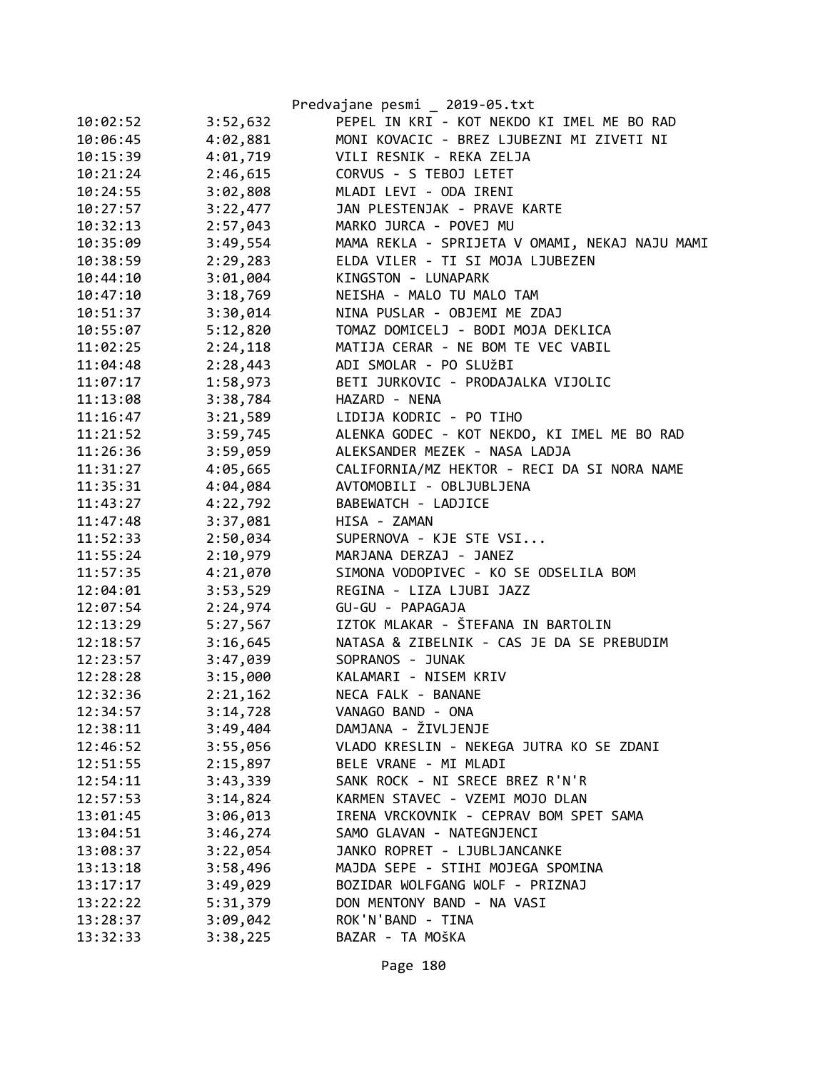| 10:02:52 | 3:52,632 | PEPEL IN KRI - KOT NEKDO KI IMEL ME BO RAD |
|---|---|---|
| 10:06:45 | 4:02,881 | MONI KOVACIC - BREZ LJUBEZNI MI ZIVETI NI |
| 10:15:39 | 4:01,719 | VILI RESNIK - REKA ZELJA |
| 10:21:24 | 2:46,615 | CORVUS - S TEBOJ LETET |
| 10:24:55 | 3:02,808 | MLADI LEVI - ODA IRENI |
| 10:27:57 | 3:22,477 | JAN PLESTENJAK - PRAVE KARTE |
| 10:32:13 | 2:57,043 | MARKO JURCA - POVEJ MU |
| 10:35:09 | 3:49,554 | MAMA REKLA - SPRIJETA V OMAMI, NEKAJ NAJU MAMI |
| 10:38:59 | 2:29,283 | ELDA VILER - TI SI MOJA LJUBEZEN |
| 10:44:10 | 3:01,004 | KINGSTON - LUNAPARK |
| 10:47:10 | 3:18,769 | NEISHA - MALO TU MALO TAM |
| 10:51:37 | 3:30,014 | NINA PUSLAR - OBJEMI ME ZDAJ |
| 10:55:07 | 5:12,820 | TOMAZ DOMICELJ - BODI MOJA DEKLICA |
| 11:02:25 | 2:24,118 | MATIJA CERAR - NE BOM TE VEC VABIL |
| 11:04:48 | 2:28,443 | ADI SMOLAR - PO SLUžBI |
| 11:07:17 | 1:58,973 | BETI JURKOVIC - PRODAJALKA VIJOLIC |
| 11:13:08 | 3:38,784 | HAZARD - NENA |
| 11:16:47 | 3:21,589 | LIDIJA KODRIC - PO TIHO |
| 11:21:52 | 3:59,745 | ALENKA GODEC - KOT NEKDO, KI IMEL ME BO RAD |
| 11:26:36 | 3:59,059 | ALEKSANDER MEZEK - NASA LADJA |
| 11:31:27 | 4:05,665 | CALIFORNIA/MZ HEKTOR - RECI DA SI NORA NAME |
| 11:35:31 | 4:04,084 | AVTOMOBILI - OBLJUBLJENA |
| 11:43:27 | 4:22,792 | BABEWATCH - LADJICE |
| 11:47:48 | 3:37,081 | HISA - ZAMAN |
| 11:52:33 | 2:50,034 | SUPERNOVA - KJE STE VSI... |
| 11:55:24 | 2:10,979 | MARJANA DERZAJ - JANEZ |
| 11:57:35 | 4:21,070 | SIMONA VODOPIVEC - KO SE ODSELILA BOM |
| 12:04:01 | 3:53,529 | REGINA - LIZA LJUBI JAZZ |
| 12:07:54 | 2:24,974 | GU-GU - PAPAGAJA |
| 12:13:29 | 5:27,567 | IZTOK MLAKAR - ŠTEFANA IN BARTOLIN |
| 12:18:57 | 3:16,645 | NATASA & ZIBELNIK - CAS JE DA SE PREBUDIM |
| 12:23:57 | 3:47,039 | SOPRANOS - JUNAK |
| 12:28:28 | 3:15,000 | KALAMARI - NISEM KRIV |
| 12:32:36 | 2:21,162 | NECA FALK - BANANE |
| 12:34:57 | 3:14,728 | VANAGO BAND - ONA |
| 12:38:11 | 3:49,404 | DAMJANA - ŽIVLJENJE |
| 12:46:52 | 3:55,056 | VLADO KRESLIN - NEKEGA JUTRA KO SE ZDANI |
| 12:51:55 | 2:15,897 | BELE VRANE - MI MLADI |
| 12:54:11 | 3:43,339 | SANK ROCK - NI SRECE BREZ R'N'R |
| 12:57:53 | 3:14,824 | KARMEN STAVEC - VZEMI MOJO DLAN |
| 13:01:45 | 3:06,013 | IRENA VRCKOVNIK - CEPRAV BOM SPET SAMA |
| 13:04:51 | 3:46,274 | SAMO GLAVAN - NATEGNJENCI |
| 13:08:37 | 3:22,054 | JANKO ROPRET - LJUBLJANCANKE |
| 13:13:18 | 3:58,496 | MAJDA SEPE - STIHI MOJEGA SPOMINA |
| 13:17:17 | 3:49,029 | BOZIDAR WOLFGANG WOLF - PRIZNAJ |
| 13:22:22 | 5:31,379 | DON MENTONY BAND - NA VASI |
| 13:28:37 | 3:09,042 | ROK'N'BAND - TINA |
| 13:32:33 | 3:38,225 | BAZAR - TA MOšKA |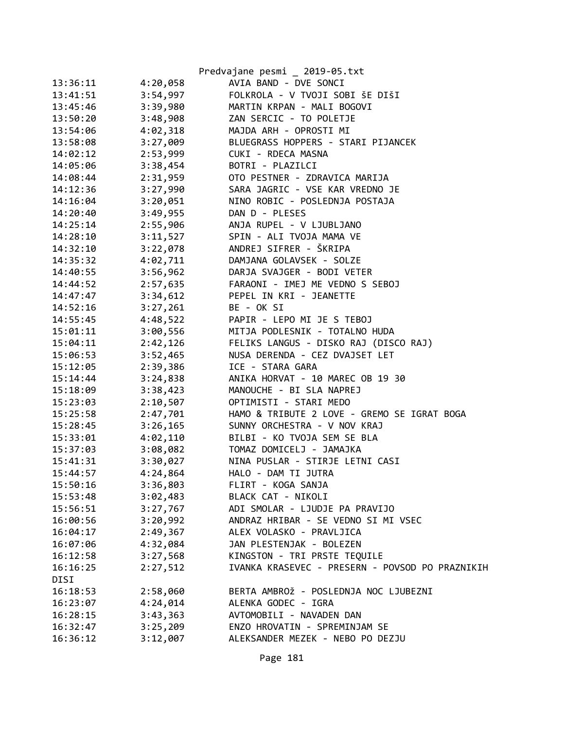| | | |
|---|---|---|
| 13:36:11 | 4:20,058 | AVIA BAND - DVE SONCI |
| 13:41:51 | 3:54,997 | FOLKROLA - V TVOJI SOBI šE DIšI |
| 13:45:46 | 3:39,980 | MARTIN KRPAN - MALI BOGOVI |
| 13:50:20 | 3:48,908 | ZAN SERCIC - TO POLETJE |
| 13:54:06 | 4:02,318 | MAJDA ARH - OPROSTI MI |
| 13:58:08 | 3:27,009 | BLUEGRASS HOPPERS - STARI PIJANCEK |
| 14:02:12 | 2:53,999 | CUKI - RDECA MASNA |
| 14:05:06 | 3:38,454 | BOTRI - PLAZILCI |
| 14:08:44 | 2:31,959 | OTO PESTNER - ZDRAVICA MARIJA |
| 14:12:36 | 3:27,990 | SARA JAGRIC - VSE KAR VREDNO JE |
| 14:16:04 | 3:20,051 | NINO ROBIC - POSLEDNJA POSTAJA |
| 14:20:40 | 3:49,955 | DAN D - PLESES |
| 14:25:14 | 2:55,906 | ANJA RUPEL - V LJUBLJANO |
| 14:28:10 | 3:11,527 | SPIN - ALI TVOJA MAMA VE |
| 14:32:10 | 3:22,078 | ANDREJ SIFRER - ŠKRIPA |
| 14:35:32 | 4:02,711 | DAMJANA GOLAVSEK - SOLZE |
| 14:40:55 | 3:56,962 | DARJA SVAJGER - BODI VETER |
| 14:44:52 | 2:57,635 | FARAONI - IMEJ ME VEDNO S SEBOJ |
| 14:47:47 | 3:34,612 | PEPEL IN KRI - JEANETTE |
| 14:52:16 | 3:27,261 | BE - OK SI |
| 14:55:45 | 4:48,522 | PAPIR - LEPO MI JE S TEBOJ |
| 15:01:11 | 3:00,556 | MITJA PODLESNIK - TOTALNO HUDA |
| 15:04:11 | 2:42,126 | FELIKS LANGUS - DISKO RAJ (DISCO RAJ) |
| 15:06:53 | 3:52,465 | NUSA DERENDA - CEZ DVAJSET LET |
| 15:12:05 | 2:39,386 | ICE - STARA GARA |
| 15:14:44 | 3:24,838 | ANIKA HORVAT - 10 MAREC OB 19 30 |
| 15:18:09 | 3:38,423 | MANOUCHE - BI SLA NAPREJ |
| 15:23:03 | 2:10,507 | OPTIMISTI - STARI MEDO |
| 15:25:58 | 2:47,701 | HAMO & TRIBUTE 2 LOVE - GREMO SE IGRAT BOGA |
| 15:28:45 | 3:26,165 | SUNNY ORCHESTRA - V NOV KRAJ |
| 15:33:01 | 4:02,110 | BILBI - KO TVOJA SEM SE BLA |
| 15:37:03 | 3:08,082 | TOMAZ DOMICELJ - JAMAJKA |
| 15:41:31 | 3:30,027 | NINA PUSLAR - STIRJE LETNI CASI |
| 15:44:57 | 4:24,864 | HALO - DAM TI JUTRA |
| 15:50:16 | 3:36,803 | FLIRT - KOGA SANJA |
| 15:53:48 | 3:02,483 | BLACK CAT - NIKOLI |
| 15:56:51 | 3:27,767 | ADI SMOLAR - LJUDJE PA PRAVIJO |
| 16:00:56 | 3:20,992 | ANDRAZ HRIBAR - SE VEDNO SI MI VSEC |
| 16:04:17 | 2:49,367 | ALEX VOLASKO - PRAVLJICA |
| 16:07:06 | 4:32,084 | JAN PLESTENJAK - BOLEZEN |
| 16:12:58 | 3:27,568 | KINGSTON - TRI PRSTE TEQUILE |
| 16:16:25 | 2:27,512 | IVANKA KRASEVEC - PRESERN - POVSOD PO PRAZNIKIH DISI |
| 16:18:53 | 2:58,060 | BERTA AMBROž - POSLEDNJA NOC LJUBEZNI |
| 16:23:07 | 4:24,014 | ALENKA GODEC - IGRA |
| 16:28:15 | 3:43,363 | AVTOMOBILI - NAVADEN DAN |
| 16:32:47 | 3:25,209 | ENZO HROVATIN - SPREMINJAM SE |
| 16:36:12 | 3:12,007 | ALEKSANDER MEZEK - NEBO PO DEZJU |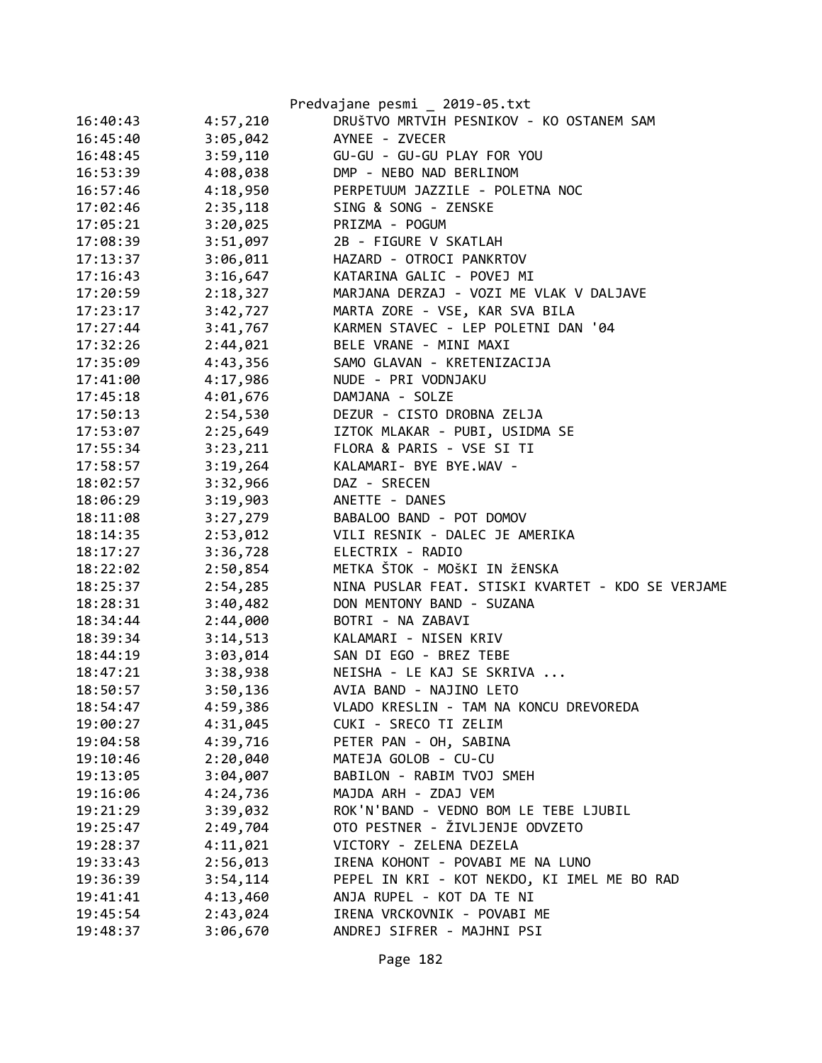| | | |
|---|---|---|
| 16:40:43 | 4:57,210 | DRUŠTVO MRTVIH PESNIKOV - KO OSTANEM SAM |
| 16:45:40 | 3:05,042 | AYNEE - ZVECER |
| 16:48:45 | 3:59,110 | GU-GU - GU-GU PLAY FOR YOU |
| 16:53:39 | 4:08,038 | DMP - NEBO NAD BERLINOM |
| 16:57:46 | 4:18,950 | PERPETUUM JAZZILE - POLETNA NOC |
| 17:02:46 | 2:35,118 | SING & SONG - ZENSKE |
| 17:05:21 | 3:20,025 | PRIZMA - POGUM |
| 17:08:39 | 3:51,097 | 2B - FIGURE V SKATLAH |
| 17:13:37 | 3:06,011 | HAZARD - OTROCI PANKRTOV |
| 17:16:43 | 3:16,647 | KATARINA GALIC - POVEJ MI |
| 17:20:59 | 2:18,327 | MARJANA DERZAJ - VOZI ME VLAK V DALJAVE |
| 17:23:17 | 3:42,727 | MARTA ZORE - VSE, KAR SVA BILA |
| 17:27:44 | 3:41,767 | KARMEN STAVEC - LEP POLETNI DAN '04 |
| 17:32:26 | 2:44,021 | BELE VRANE - MINI MAXI |
| 17:35:09 | 4:43,356 | SAMO GLAVAN - KRETENIZACIJA |
| 17:41:00 | 4:17,986 | NUDE - PRI VODNJAKU |
| 17:45:18 | 4:01,676 | DAMJANA - SOLZE |
| 17:50:13 | 2:54,530 | DEZUR - CISTO DROBNA ZELJA |
| 17:53:07 | 2:25,649 | IZTOK MLAKAR - PUBI, USIDMA SE |
| 17:55:34 | 3:23,211 | FLORA & PARIS - VSE SI TI |
| 17:58:57 | 3:19,264 | KALAMARI- BYE BYE.WAV - |
| 18:02:57 | 3:32,966 | DAZ - SRECEN |
| 18:06:29 | 3:19,903 | ANETTE - DANES |
| 18:11:08 | 3:27,279 | BABALOO BAND - POT DOMOV |
| 18:14:35 | 2:53,012 | VILI RESNIK - DALEC JE AMERIKA |
| 18:17:27 | 3:36,728 | ELECTRIX - RADIO |
| 18:22:02 | 2:50,854 | METKA ŠTOK - MOŠKI IN ŽENSKA |
| 18:25:37 | 2:54,285 | NINA PUSLAR FEAT. STISKI KVARTET - KDO SE VERJAME |
| 18:28:31 | 3:40,482 | DON MENTONY BAND - SUZANA |
| 18:34:44 | 2:44,000 | BOTRI - NA ZABAVI |
| 18:39:34 | 3:14,513 | KALAMARI - NISEN KRIV |
| 18:44:19 | 3:03,014 | SAN DI EGO - BREZ TEBE |
| 18:47:21 | 3:38,938 | NEISHA - LE KAJ SE SKRIVA ... |
| 18:50:57 | 3:50,136 | AVIA BAND - NAJINO LETO |
| 18:54:47 | 4:59,386 | VLADO KRESLIN - TAM NA KONCU DREVOREDA |
| 19:00:27 | 4:31,045 | CUKI - SRECO TI ZELIM |
| 19:04:58 | 4:39,716 | PETER PAN - OH, SABINA |
| 19:10:46 | 2:20,040 | MATEJA GOLOB - CU-CU |
| 19:13:05 | 3:04,007 | BABILON - RABIM TVOJ SMEH |
| 19:16:06 | 4:24,736 | MAJDA ARH - ZDAJ VEM |
| 19:21:29 | 3:39,032 | ROK'N'BAND - VEDNO BOM LE TEBE LJUBIL |
| 19:25:47 | 2:49,704 | OTO PESTNER - ŽIVLJENJE ODVZETO |
| 19:28:37 | 4:11,021 | VICTORY - ZELENA DEZELA |
| 19:33:43 | 2:56,013 | IRENA KOHONT - POVABI ME NA LUNO |
| 19:36:39 | 3:54,114 | PEPEL IN KRI - KOT NEKDO, KI IMEL ME BO RAD |
| 19:41:41 | 4:13,460 | ANJA RUPEL - KOT DA TE NI |
| 19:45:54 | 2:43,024 | IRENA VRCKOVNIK - POVABI ME |
| 19:48:37 | 3:06,670 | ANDREJ SIFRER - MAJHNI PSI |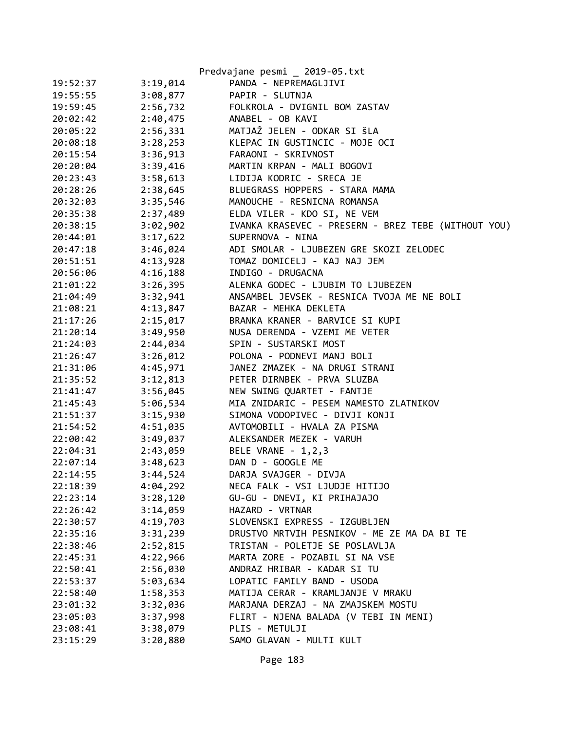| | | |
|---|---|---|
| 19:52:37 | 3:19,014 | PANDA - NEPREMAGLJIVI |
| 19:55:55 | 3:08,877 | PAPIR - SLUTNJA |
| 19:59:45 | 2:56,732 | FOLKROLA - DVIGNIL BOM ZASTAV |
| 20:02:42 | 2:40,475 | ANABEL - OB KAVI |
| 20:05:22 | 2:56,331 | MATJAŽ JELEN - ODKAR SI ŠLA |
| 20:08:18 | 3:28,253 | KLEPAC IN GUSTINCIC - MOJE OCI |
| 20:15:54 | 3:36,913 | FARAONI - SKRIVNOST |
| 20:20:04 | 3:39,416 | MARTIN KRPAN - MALI BOGOVI |
| 20:23:43 | 3:58,613 | LIDIJA KODRIC - SRECA JE |
| 20:28:26 | 2:38,645 | BLUEGRASS HOPPERS - STARA MAMA |
| 20:32:03 | 3:35,546 | MANOUCHE - RESNICNA ROMANSA |
| 20:35:38 | 2:37,489 | ELDA VILER - KDO SI, NE VEM |
| 20:38:15 | 3:02,902 | IVANKA KRASEVEC - PRESERN - BREZ TEBE (WITHOUT YOU) |
| 20:44:01 | 3:17,622 | SUPERNOVA - NINA |
| 20:47:18 | 3:46,024 | ADI SMOLAR - LJUBEZEN GRE SKOZI ZELODEC |
| 20:51:51 | 4:13,928 | TOMAZ DOMICELJ - KAJ NAJ JEM |
| 20:56:06 | 4:16,188 | INDIGO - DRUGACNA |
| 21:01:22 | 3:26,395 | ALENKA GODEC - LJUBIM TO LJUBEZEN |
| 21:04:49 | 3:32,941 | ANSAMBEL JEVSEK - RESNICA TVOJA ME NE BOLI |
| 21:08:21 | 4:13,847 | BAZAR - MEHKA DEKLETA |
| 21:17:26 | 2:15,017 | BRANKA KRANER - BARVICE SI KUPI |
| 21:20:14 | 3:49,950 | NUSA DERENDA - VZEMI ME VETER |
| 21:24:03 | 2:44,034 | SPIN - SUSTARSKI MOST |
| 21:26:47 | 3:26,012 | POLONA - PODNEVI MANJ BOLI |
| 21:31:06 | 4:45,971 | JANEZ ZMAZEK - NA DRUGI STRANI |
| 21:35:52 | 3:12,813 | PETER DIRNBEK - PRVA SLUZBA |
| 21:41:47 | 3:56,045 | NEW SWING QUARTET - FANTJE |
| 21:45:43 | 5:06,534 | MIA ZNIDARIC - PESEM NAMESTO ZLATNIKOV |
| 21:51:37 | 3:15,930 | SIMONA VODOPIVEC - DIVJI KONJI |
| 21:54:52 | 4:51,035 | AVTOMOBILI - HVALA ZA PISMA |
| 22:00:42 | 3:49,037 | ALEKSANDER MEZEK - VARUH |
| 22:04:31 | 2:43,059 | BELE VRANE - 1,2,3 |
| 22:07:14 | 3:48,623 | DAN D - GOOGLE ME |
| 22:14:55 | 3:44,524 | DARJA SVAJGER - DIVJA |
| 22:18:39 | 4:04,292 | NECA FALK - VSI LJUDJE HITIJO |
| 22:23:14 | 3:28,120 | GU-GU - DNEVI, KI PRIHAJAJO |
| 22:26:42 | 3:14,059 | HAZARD - VRTNAR |
| 22:30:57 | 4:19,703 | SLOVENSKI EXPRESS - IZGUBLJEN |
| 22:35:16 | 3:31,239 | DRUSTVO MRTVIH PESNIKOV - ME ZE MA DA BI TE |
| 22:38:46 | 2:52,815 | TRISTAN - POLETJE SE POSLAVLJA |
| 22:45:31 | 4:22,966 | MARTA ZORE - POZABIL SI NA VSE |
| 22:50:41 | 2:56,030 | ANDRAZ HRIBAR - KADAR SI TU |
| 22:53:37 | 5:03,634 | LOPATIC FAMILY BAND - USODA |
| 22:58:40 | 1:58,353 | MATIJA CERAR - KRAMLJANJE V MRAKU |
| 23:01:32 | 3:32,036 | MARJANA DERZAJ - NA ZMAJSKEM MOSTU |
| 23:05:03 | 3:37,998 | FLIRT - NJENA BALADA (V TEBI IN MENI) |
| 23:08:41 | 3:38,079 | PLIS - METULJI |
| 23:15:29 | 3:20,880 | SAMO GLAVAN - MULTI KULT |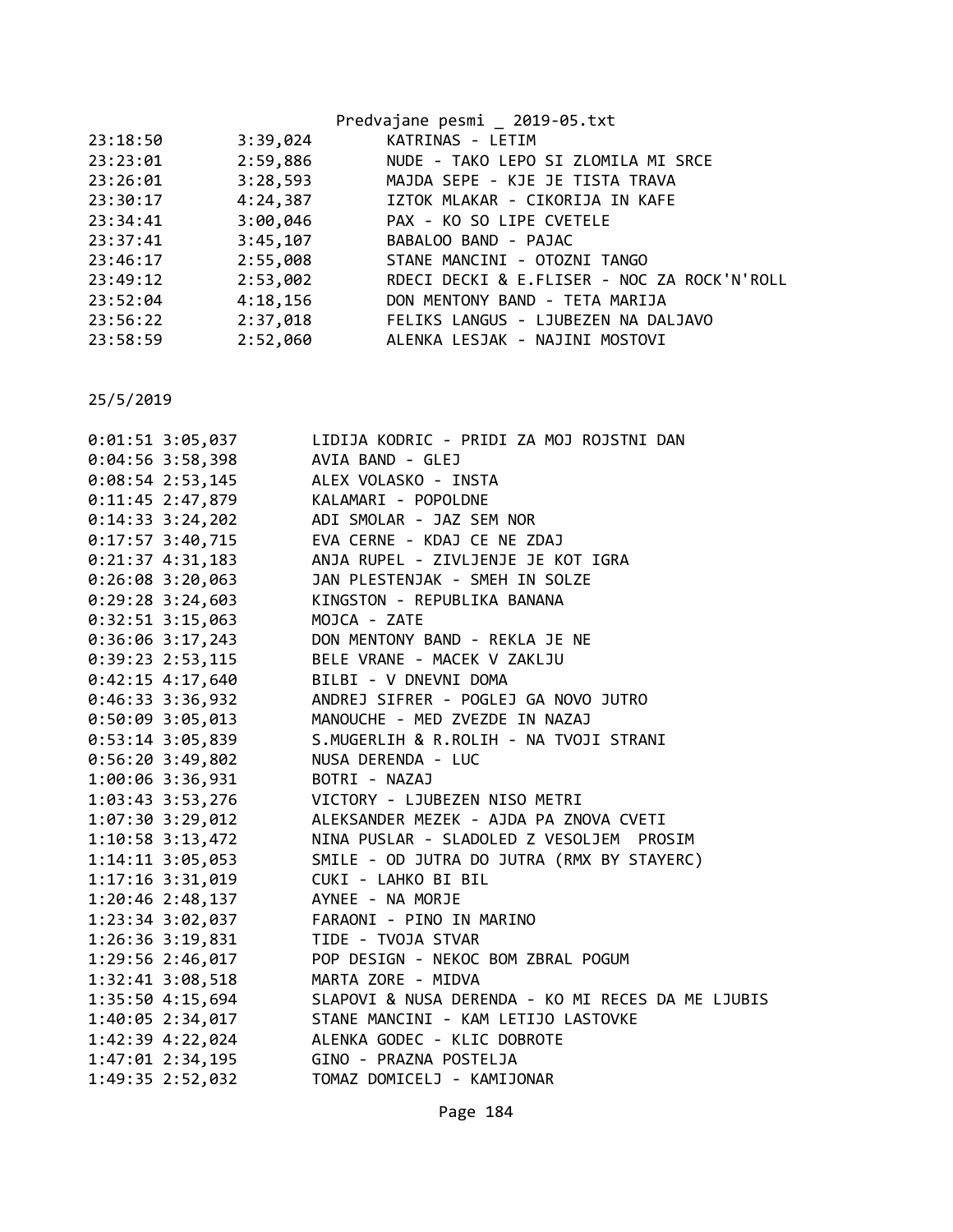| | | |
|---|---|---|
| 23:18:50 | 3:39,024 | KATRINAS - LETIM |
| 23:23:01 | 2:59,886 | NUDE - TAKO LEPO SI ZLOMILA MI SRCE |
| 23:26:01 | 3:28,593 | MAJDA SEPE - KJE JE TISTA TRAVA |
| 23:30:17 | 4:24,387 | IZTOK MLAKAR - CIKORIJA IN KAFE |
| 23:34:41 | 3:00,046 | PAX - KO SO LIPE CVETELE |
| 23:37:41 | 3:45,107 | BABALOO BAND - PAJAC |
| 23:46:17 | 2:55,008 | STANE MANCINI - OTOZNI TANGO |
| 23:49:12 | 2:53,002 | RDECI DECKI & E.FLISER - NOC ZA ROCK'N'ROLL |
| 23:52:04 | 4:18,156 | DON MENTONY BAND - TETA MARIJA |
| 23:56:22 | 2:37,018 | FELIKS LANGUS - LJUBEZEN NA DALJAVO |
| 23:58:59 | 2:52,060 | ALENKA LESJAK - NAJINI MOSTOVI |

25/5/2019

| | | |
|---|---|---|
| 0:01:51 | 3:05,037 | LIDIJA KODRIC - PRIDI ZA MOJ ROJSTNI DAN |
| 0:04:56 | 3:58,398 | AVIA BAND - GLEJ |
| 0:08:54 | 2:53,145 | ALEX VOLASKO - INSTA |
| 0:11:45 | 2:47,879 | KALAMARI - POPOLDNE |
| 0:14:33 | 3:24,202 | ADI SMOLAR - JAZ SEM NOR |
| 0:17:57 | 3:40,715 | EVA CERNE - KDAJ CE NE ZDAJ |
| 0:21:37 | 4:31,183 | ANJA RUPEL - ZIVLJENJE JE KOT IGRA |
| 0:26:08 | 3:20,063 | JAN PLESTENJAK - SMEH IN SOLZE |
| 0:29:28 | 3:24,603 | KINGSTON - REPUBLIKA BANANA |
| 0:32:51 | 3:15,063 | MOJCA - ZATE |
| 0:36:06 | 3:17,243 | DON MENTONY BAND - REKLA JE NE |
| 0:39:23 | 2:53,115 | BELE VRANE - MACEK V ZAKLJU |
| 0:42:15 | 4:17,640 | BILBI - V DNEVNI DOMA |
| 0:46:33 | 3:36,932 | ANDREJ SIFRER - POGLEJ GA NOVO JUTRO |
| 0:50:09 | 3:05,013 | MANOUCHE - MED ZVEZDE IN NAZAJ |
| 0:53:14 | 3:05,839 | S.MUGERLIH & R.ROLIH - NA TVOJI STRANI |
| 0:56:20 | 3:49,802 | NUSA DERENDA - LUC |
| 1:00:06 | 3:36,931 | BOTRI - NAZAJ |
| 1:03:43 | 3:53,276 | VICTORY - LJUBEZEN NISO METRI |
| 1:07:30 | 3:29,012 | ALEKSANDER MEZEK - AJDA PA ZNOVA CVETI |
| 1:10:58 | 3:13,472 | NINA PUSLAR - SLADOLED Z VESOLJEM  PROSIM |
| 1:14:11 | 3:05,053 | SMILE - OD JUTRA DO JUTRA (RMX BY STAYERC) |
| 1:17:16 | 3:31,019 | CUKI - LAHKO BI BIL |
| 1:20:46 | 2:48,137 | AYNEE - NA MORJE |
| 1:23:34 | 3:02,037 | FARAONI - PINO IN MARINO |
| 1:26:36 | 3:19,831 | TIDE - TVOJA STVAR |
| 1:29:56 | 2:46,017 | POP DESIGN - NEKOC BOM ZBRAL POGUM |
| 1:32:41 | 3:08,518 | MARTA ZORE - MIDVA |
| 1:35:50 | 4:15,694 | SLAPOVI & NUSA DERENDA - KO MI RECES DA ME LJUBIS |
| 1:40:05 | 2:34,017 | STANE MANCINI - KAM LETIJO LASTOVKE |
| 1:42:39 | 4:22,024 | ALENKA GODEC - KLIC DOBROTE |
| 1:47:01 | 2:34,195 | GINO - PRAZNA POSTELJA |
| 1:49:35 | 2:52,032 | TOMAZ DOMICELJ - KAMIJONAR |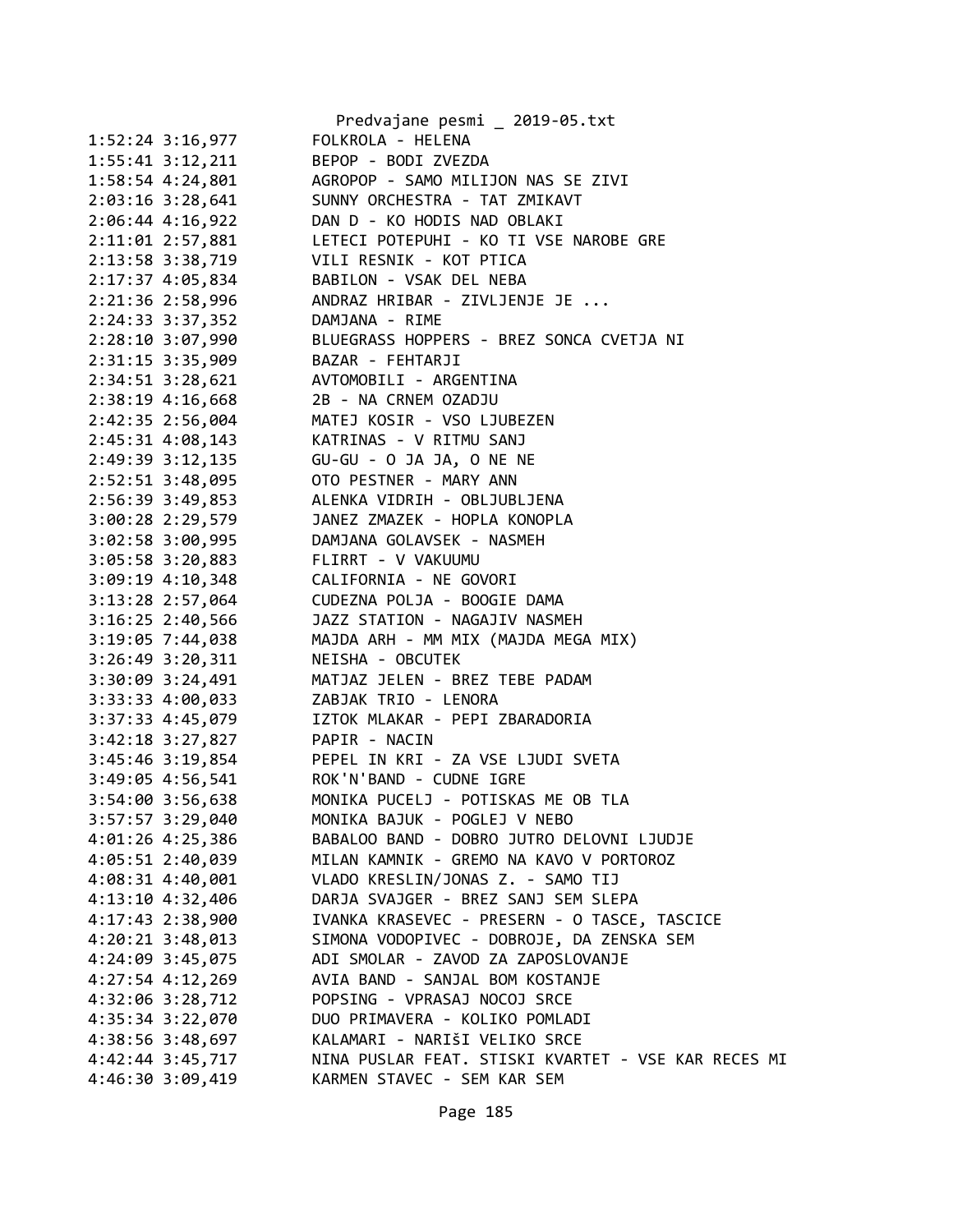```
1:52:24 3:16,977        FOLKROLA - HELENA
1:55:41 3:12,211        BEPOP - BODI ZVEZDA
1:58:54 4:24,801        AGROPOP - SAMO MILIJON NAS SE ZIVI
2:03:16 3:28,641        SUNNY ORCHESTRA - TAT ZMIKAVT
2:06:44 4:16,922        DAN D - KO HODIS NAD OBLAKI
2:11:01 2:57,881        LETECI POTEPUHI - KO TI VSE NAROBE GRE
2:13:58 3:38,719        VILI RESNIK - KOT PTICA
2:17:37 4:05,834        BABILON - VSAK DEL NEBA
2:21:36 2:58,996        ANDRAZ HRIBAR - ZIVLJENJE JE ...
2:24:33 3:37,352        DAMJANA - RIME
2:28:10 3:07,990        BLUEGRASS HOPPERS - BREZ SONCA CVETJA NI
2:31:15 3:35,909        BAZAR - FEHTARJI
2:34:51 3:28,621        AVTOMOBILI - ARGENTINA
2:38:19 4:16,668        2B - NA CRNEM OZADJU
2:42:35 2:56,004        MATEJ KOSIR - VSO LJUBEZEN
2:45:31 4:08,143        KATRINAS - V RITMU SANJ
2:49:39 3:12,135        GU-GU - O JA JA, O NE NE
2:52:51 3:48,095        OTO PESTNER - MARY ANN
2:56:39 3:49,853        ALENKA VIDRIH - OBLJUBLJENA
3:00:28 2:29,579        JANEZ ZMAZEK - HOPLA KONOPLA
3:02:58 3:00,995        DAMJANA GOLAVSEK - NASMEH
3:05:58 3:20,883        FLIRRT - V VAKUUMU
3:09:19 4:10,348        CALIFORNIA - NE GOVORI
3:13:28 2:57,064        CUDEZNA POLJA - BOOGIE DAMA
3:16:25 2:40,566        JAZZ STATION - NAGAJIV NASMEH
3:19:05 7:44,038        MAJDA ARH - MM MIX (MAJDA MEGA MIX)
3:26:49 3:20,311        NEISHA - OBCUTEK
3:30:09 3:24,491        MATJAZ JELEN - BREZ TEBE PADAM
3:33:33 4:00,033        ZABJAK TRIO - LENORA
3:37:33 4:45,079        IZTOK MLAKAR - PEPI ZBARADORIA
3:42:18 3:27,827        PAPIR - NACIN
3:45:46 3:19,854        PEPEL IN KRI - ZA VSE LJUDI SVETA
3:49:05 4:56,541        ROK'N'BAND - CUDNE IGRE
3:54:00 3:56,638        MONIKA PUCELJ - POTISKAS ME OB TLA
3:57:57 3:29,040        MONIKA BAJUK - POGLEJ V NEBO
4:01:26 4:25,386        BABALOO BAND - DOBRO JUTRO DELOVNI LJUDJE
4:05:51 2:40,039        MILAN KAMNIK - GREMO NA KAVO V PORTOROZ
4:08:31 4:40,001        VLADO KRESLIN/JONAS Z. - SAMO TIJ
4:13:10 4:32,406        DARJA SVAJGER - BREZ SANJ SEM SLEPA
4:17:43 2:38,900        IVANKA KRASEVEC - PRESERN - O TASCE, TASCICE
4:20:21 3:48,013        SIMONA VODOPIVEC - DOBROJE, DA ZENSKA SEM
4:24:09 3:45,075        ADI SMOLAR - ZAVOD ZA ZAPOSLOVANJE
4:27:54 4:12,269        AVIA BAND - SANJAL BOM KOSTANJE
4:32:06 3:28,712        POPSING - VPRASAJ NOCOJ SRCE
4:35:34 3:22,070        DUO PRIMAVERA - KOLIKO POMLADI
4:38:56 3:48,697        KALAMARI - NARIŠI VELIKO SRCE
4:42:44 3:45,717        NINA PUSLAR FEAT. STISKI KVARTET - VSE KAR RECES MI
4:46:30 3:09,419        KARMEN STAVEC - SEM KAR SEM
```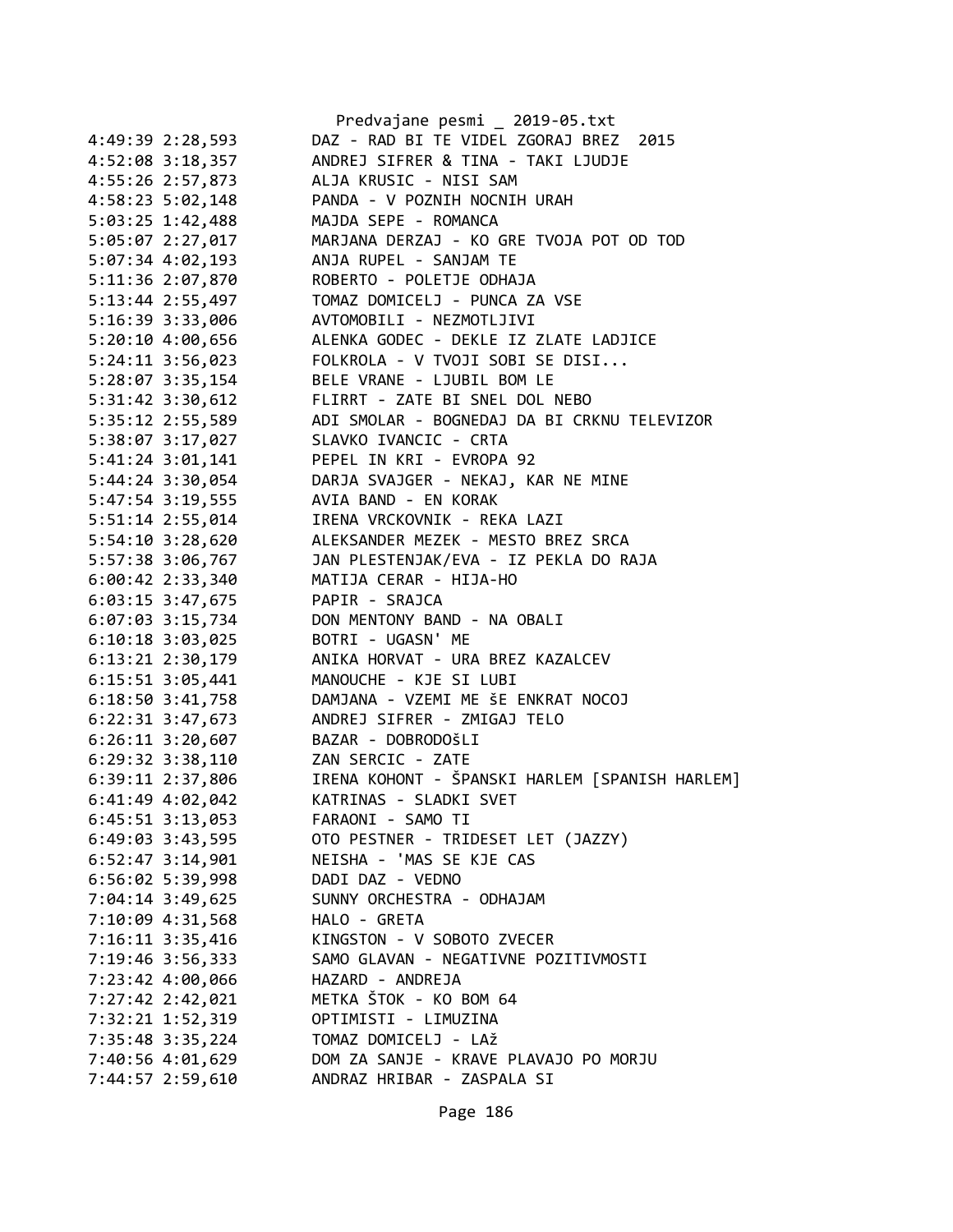```
4:49:39 2:28,593        DAZ - RAD BI TE VIDEL ZGORAJ BREZ  2015
4:52:08 3:18,357        ANDREJ SIFRER & TINA - TAKI LJUDJE
4:55:26 2:57,873        ALJA KRUSIC - NISI SAM
4:58:23 5:02,148        PANDA - V POZNIH NOCNIH URAH
5:03:25 1:42,488        MAJDA SEPE - ROMANCA
5:05:07 2:27,017        MARJANA DERZAJ - KO GRE TVOJA POT OD TOD
5:07:34 4:02,193        ANJA RUPEL - SANJAM TE
5:11:36 2:07,870        ROBERTO - POLETJE ODHAJA
5:13:44 2:55,497        TOMAZ DOMICELJ - PUNCA ZA VSE
5:16:39 3:33,006        AVTOMOBILI - NEZMOTLJIVI
5:20:10 4:00,656        ALENKA GODEC - DEKLE IZ ZLATE LADJICE
5:24:11 3:56,023        FOLKROLA - V TVOJI SOBI SE DISI...
5:28:07 3:35,154        BELE VRANE - LJUBIL BOM LE
5:31:42 3:30,612        FLIRRT - ZATE BI SNEL DOL NEBO
5:35:12 2:55,589        ADI SMOLAR - BOGNEDAJ DA BI CRKNU TELEVIZOR
5:38:07 3:17,027        SLAVKO IVANCIC - CRTA
5:41:24 3:01,141        PEPEL IN KRI - EVROPA 92
5:44:24 3:30,054        DARJA SVAJGER - NEKAJ, KAR NE MINE
5:47:54 3:19,555        AVIA BAND - EN KORAK
5:51:14 2:55,014        IRENA VRCKOVNIK - REKA LAZI
5:54:10 3:28,620        ALEKSANDER MEZEK - MESTO BREZ SRCA
5:57:38 3:06,767        JAN PLESTENJAK/EVA - IZ PEKLA DO RAJA
6:00:42 2:33,340        MATIJA CERAR - HIJA-HO
6:03:15 3:47,675        PAPIR - SRAJCA
6:07:03 3:15,734        DON MENTONY BAND - NA OBALI
6:10:18 3:03,025        BOTRI - UGASN' ME
6:13:21 2:30,179        ANIKA HORVAT - URA BREZ KAZALCEV
6:15:51 3:05,441        MANOUCHE - KJE SI LUBI
6:18:50 3:41,758        DAMJANA - VZEMI ME šE ENKRAT NOCOJ
6:22:31 3:47,673        ANDREJ SIFRER - ZMIGAJ TELO
6:26:11 3:20,607        BAZAR - DOBRODOšLI
6:29:32 3:38,110        ZAN SERCIC - ZATE
6:39:11 2:37,806        IRENA KOHONT - ŠPANSKI HARLEM [SPANISH HARLEM]
6:41:49 4:02,042        KATRINAS - SLADKI SVET
6:45:51 3:13,053        FARAONI - SAMO TI
6:49:03 3:43,595        OTO PESTNER - TRIDESET LET (JAZZY)
6:52:47 3:14,901        NEISHA - 'MAS SE KJE CAS
6:56:02 5:39,998        DADI DAZ - VEDNO
7:04:14 3:49,625        SUNNY ORCHESTRA - ODHAJAM
7:10:09 4:31,568        HALO - GRETA
7:16:11 3:35,416        KINGSTON - V SOBOTO ZVECER
7:19:46 3:56,333        SAMO GLAVAN - NEGATIVNE POZITIVMOSTI
7:23:42 4:00,066        HAZARD - ANDREJA
7:27:42 2:42,021        METKA ŠTOK - KO BOM 64
7:32:21 1:52,319        OPTIMISTI - LIMUZINA
7:35:48 3:35,224        TOMAZ DOMICELJ - LAž
7:40:56 4:01,629        DOM ZA SANJE - KRAVE PLAVAJO PO MORJU
7:44:57 2:59,610        ANDRAZ HRIBAR - ZASPALA SI
```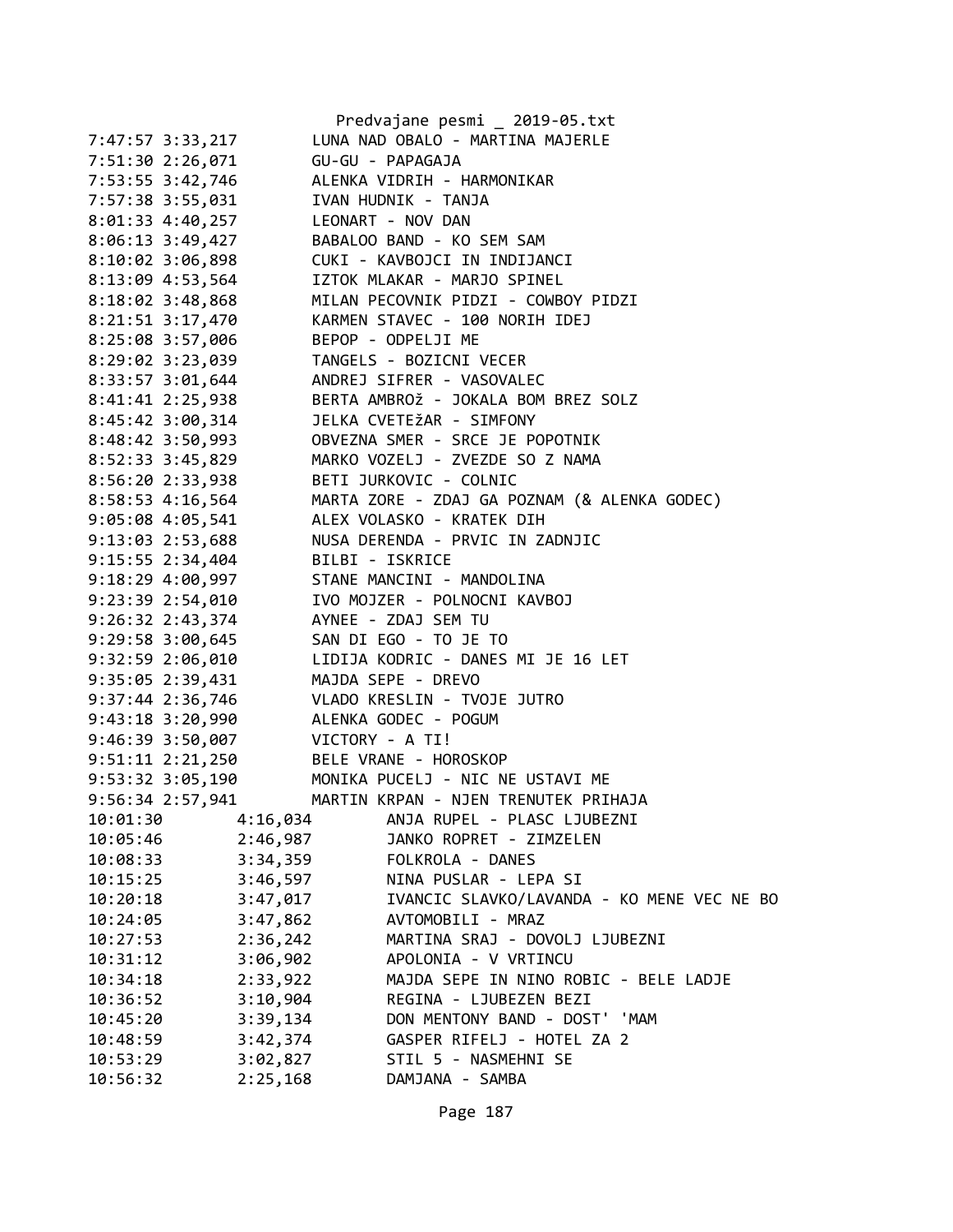Predvajane pesmi _ 2019-05.txt

```
7:47:57 3:33,217        LUNA NAD OBALO - MARTINA MAJERLE
7:51:30 2:26,071        GU-GU - PAPAGAJA
7:53:55 3:42,746        ALENKA VIDRIH - HARMONIKAR
7:57:38 3:55,031        IVAN HUDNIK - TANJA
8:01:33 4:40,257        LEONART - NOV DAN
8:06:13 3:49,427        BABALOO BAND - KO SEM SAM
8:10:02 3:06,898        CUKI - KAVBOJCI IN INDIJANCI
8:13:09 4:53,564        IZTOK MLAKAR - MARJO SPINEL
8:18:02 3:48,868        MILAN PECOVNIK PIDZI - COWBOY PIDZI
8:21:51 3:17,470        KARMEN STAVEC - 100 NORIH IDEJ
8:25:08 3:57,006        BEPOP - ODPELJI ME
8:29:02 3:23,039        TANGELS - BOZICNI VECER
8:33:57 3:01,644        ANDREJ SIFRER - VASOVALEC
8:41:41 2:25,938        BERTA AMBROž - JOKALA BOM BREZ SOLZ
8:45:42 3:00,314        JELKA CVETEžAR - SIMFONY
8:48:42 3:50,993        OBVEZNA SMER - SRCE JE POPOTNIK
8:52:33 3:45,829        MARKO VOZELJ - ZVEZDE SO Z NAMA
8:56:20 2:33,938        BETI JURKOVIC - COLNIC
8:58:53 4:16,564        MARTA ZORE - ZDAJ GA POZNAM (& ALENKA GODEC)
9:05:08 4:05,541        ALEX VOLASKO - KRATEK DIH
9:13:03 2:53,688        NUSA DERENDA - PRVIC IN ZADNJIC
9:15:55 2:34,404        BILBI - ISKRICE
9:18:29 4:00,997        STANE MANCINI - MANDOLINA
9:23:39 2:54,010        IVO MOJZER - POLNOCNI KAVBOJ
9:26:32 2:43,374        AYNEE - ZDAJ SEM TU
9:29:58 3:00,645        SAN DI EGO - TO JE TO
9:32:59 2:06,010        LIDIJA KODRIC - DANES MI JE 16 LET
9:35:05 2:39,431        MAJDA SEPE - DREVO
9:37:44 2:36,746        VLADO KRESLIN - TVOJE JUTRO
9:43:18 3:20,990        ALENKA GODEC - POGUM
9:46:39 3:50,007        VICTORY - A TI!
9:51:11 2:21,250        BELE VRANE - HOROSKOP
9:53:32 3:05,190        MONIKA PUCELJ - NIC NE USTAVI ME
9:56:34 2:57,941        MARTIN KRPAN - NJEN TRENUTEK PRIHAJA
10:01:30        4:16,034        ANJA RUPEL - PLASC LJUBEZNI
10:05:46        2:46,987        JANKO ROPRET - ZIMZELEN
10:08:33        3:34,359        FOLKROLA - DANES
10:15:25        3:46,597        NINA PUSLAR - LEPA SI
10:20:18        3:47,017        IVANCIC SLAVKO/LAVANDA - KO MENE VEC NE BO
10:24:05        3:47,862        AVTOMOBILI - MRAZ
10:27:53        2:36,242        MARTINA SRAJ - DOVOLJ LJUBEZNI
10:31:12        3:06,902        APOLONIA - V VRTINCU
10:34:18        2:33,922        MAJDA SEPE IN NINO ROBIC - BELE LADJE
10:36:52        3:10,904        REGINA - LJUBEZEN BEZI
10:45:20        3:39,134        DON MENTONY BAND - DOST' 'MAM
10:48:59        3:42,374        GASPER RIFELJ - HOTEL ZA 2
10:53:29        3:02,827        STIL 5 - NASMEHNI SE
10:56:32        2:25,168        DAMJANA - SAMBA
```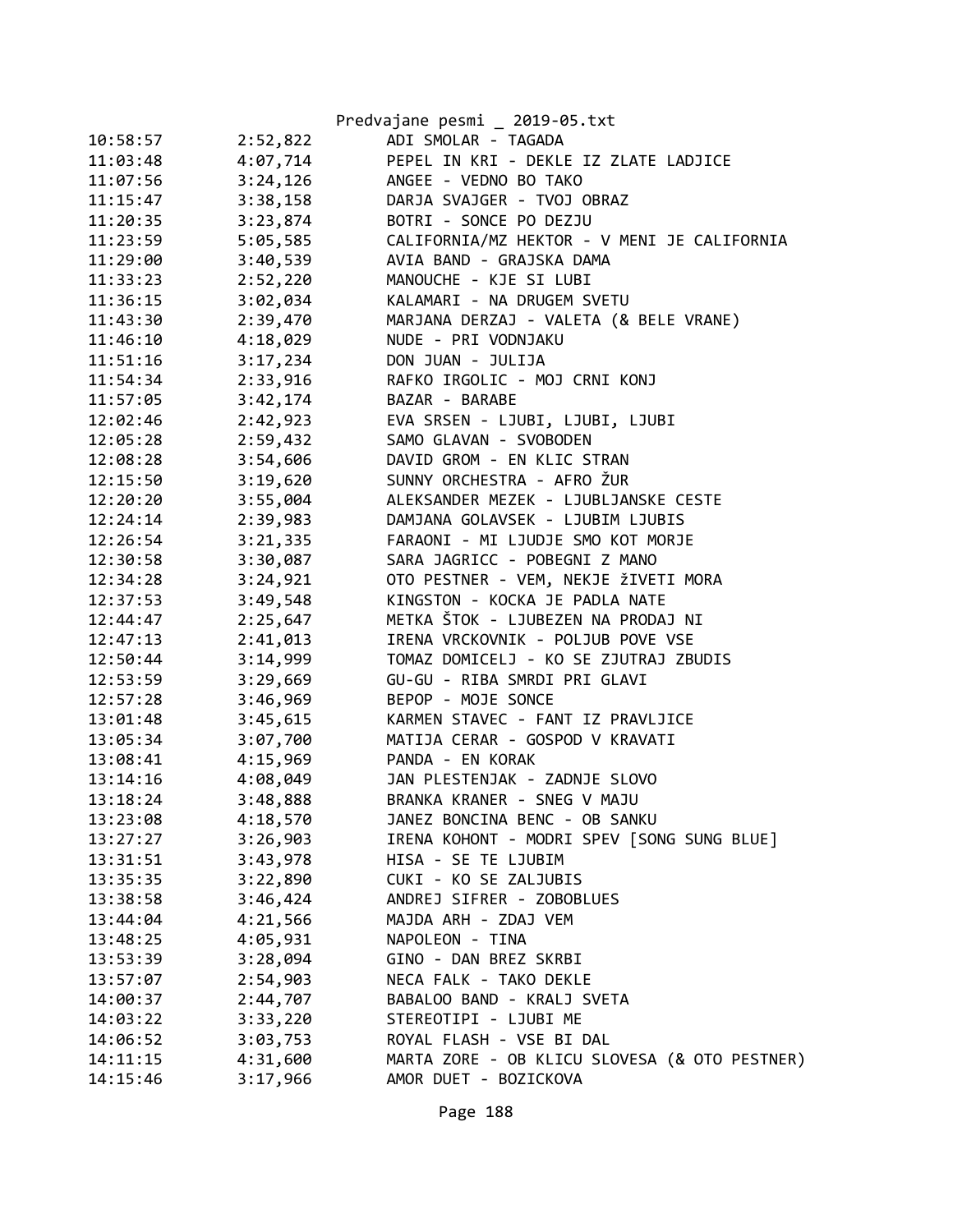| | | |
|---|---|---|
| 10:58:57 | 2:52,822 | ADI SMOLAR - TAGADA |
| 11:03:48 | 4:07,714 | PEPEL IN KRI - DEKLE IZ ZLATE LADJICE |
| 11:07:56 | 3:24,126 | ANGEE - VEDNO BO TAKO |
| 11:15:47 | 3:38,158 | DARJA SVAJGER - TVOJ OBRAZ |
| 11:20:35 | 3:23,874 | BOTRI - SONCE PO DEZJU |
| 11:23:59 | 5:05,585 | CALIFORNIA/MZ HEKTOR - V MENI JE CALIFORNIA |
| 11:29:00 | 3:40,539 | AVIA BAND - GRAJSKA DAMA |
| 11:33:23 | 2:52,220 | MANOUCHE - KJE SI LUBI |
| 11:36:15 | 3:02,034 | KALAMARI - NA DRUGEM SVETU |
| 11:43:30 | 2:39,470 | MARJANA DERZAJ - VALETA (& BELE VRANE) |
| 11:46:10 | 4:18,029 | NUDE - PRI VODNJAKU |
| 11:51:16 | 3:17,234 | DON JUAN - JULIJA |
| 11:54:34 | 2:33,916 | RAFKO IRGOLIC - MOJ CRNI KONJ |
| 11:57:05 | 3:42,174 | BAZAR - BARABE |
| 12:02:46 | 2:42,923 | EVA SRSEN - LJUBI, LJUBI, LJUBI |
| 12:05:28 | 2:59,432 | SAMO GLAVAN - SVOBODEN |
| 12:08:28 | 3:54,606 | DAVID GROM - EN KLIC STRAN |
| 12:15:50 | 3:19,620 | SUNNY ORCHESTRA - AFRO ŽUR |
| 12:20:20 | 3:55,004 | ALEKSANDER MEZEK - LJUBLJANSKE CESTE |
| 12:24:14 | 2:39,983 | DAMJANA GOLAVSEK - LJUBIM LJUBIS |
| 12:26:54 | 3:21,335 | FARAONI - MI LJUDJE SMO KOT MORJE |
| 12:30:58 | 3:30,087 | SARA JAGRICC - POBEGNI Z MANO |
| 12:34:28 | 3:24,921 | OTO PESTNER - VEM, NEKJE žIVETI MORA |
| 12:37:53 | 3:49,548 | KINGSTON - KOCKA JE PADLA NATE |
| 12:44:47 | 2:25,647 | METKA ŠTOK - LJUBEZEN NA PRODAJ NI |
| 12:47:13 | 2:41,013 | IRENA VRCKOVNIK - POLJUB POVE VSE |
| 12:50:44 | 3:14,999 | TOMAZ DOMICELJ - KO SE ZJUTRAJ ZBUDIS |
| 12:53:59 | 3:29,669 | GU-GU - RIBA SMRDI PRI GLAVI |
| 12:57:28 | 3:46,969 | BEPOP - MOJE SONCE |
| 13:01:48 | 3:45,615 | KARMEN STAVEC - FANT IZ PRAVLJICE |
| 13:05:34 | 3:07,700 | MATIJA CERAR - GOSPOD V KRAVATI |
| 13:08:41 | 4:15,969 | PANDA - EN KORAK |
| 13:14:16 | 4:08,049 | JAN PLESTENJAK - ZADNJE SLOVO |
| 13:18:24 | 3:48,888 | BRANKA KRANER - SNEG V MAJU |
| 13:23:08 | 4:18,570 | JANEZ BONCINA BENC - OB SANKU |
| 13:27:27 | 3:26,903 | IRENA KOHONT - MODRI SPEV [SONG SUNG BLUE] |
| 13:31:51 | 3:43,978 | HISA - SE TE LJUBIM |
| 13:35:35 | 3:22,890 | CUKI - KO SE ZALJUBIS |
| 13:38:58 | 3:46,424 | ANDREJ SIFRER - ZOBOBLUES |
| 13:44:04 | 4:21,566 | MAJDA ARH - ZDAJ VEM |
| 13:48:25 | 4:05,931 | NAPOLEON - TINA |
| 13:53:39 | 3:28,094 | GINO - DAN BREZ SKRBI |
| 13:57:07 | 2:54,903 | NECA FALK - TAKO DEKLE |
| 14:00:37 | 2:44,707 | BABALOO BAND - KRALJ SVETA |
| 14:03:22 | 3:33,220 | STEREOTIPI - LJUBI ME |
| 14:06:52 | 3:03,753 | ROYAL FLASH - VSE BI DAL |
| 14:11:15 | 4:31,600 | MARTA ZORE - OB KLICU SLOVESA (& OTO PESTNER) |
| 14:15:46 | 3:17,966 | AMOR DUET - BOZICKOVA |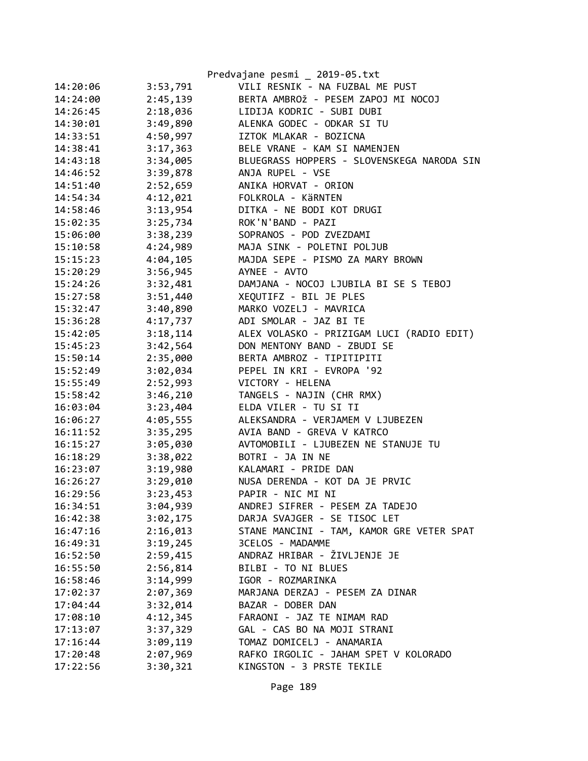Predvajane pesmi _ 2019-05.txt

| | | |
|---|---|---|
| 14:20:06 | 3:53,791 | VILI RESNIK - NA FUZBAL ME PUST |
| 14:24:00 | 2:45,139 | BERTA AMBROž - PESEM ZAPOJ MI NOCOJ |
| 14:26:45 | 2:18,036 | LIDIJA KODRIC - SUBI DUBI |
| 14:30:01 | 3:49,890 | ALENKA GODEC - ODKAR SI TU |
| 14:33:51 | 4:50,997 | IZTOK MLAKAR - BOZICNA |
| 14:38:41 | 3:17,363 | BELE VRANE - KAM SI NAMENJEN |
| 14:43:18 | 3:34,005 | BLUEGRASS HOPPERS - SLOVENSKEGA NARODA SIN |
| 14:46:52 | 3:39,878 | ANJA RUPEL - VSE |
| 14:51:40 | 2:52,659 | ANIKA HORVAT - ORION |
| 14:54:34 | 4:12,021 | FOLKROLA - KäRNTEN |
| 14:58:46 | 3:13,954 | DITKA - NE BODI KOT DRUGI |
| 15:02:35 | 3:25,734 | ROK'N'BAND - PAZI |
| 15:06:00 | 3:38,239 | SOPRANOS - POD ZVEZDAMI |
| 15:10:58 | 4:24,989 | MAJA SINK - POLETNI POLJUB |
| 15:15:23 | 4:04,105 | MAJDA SEPE - PISMO ZA MARY BROWN |
| 15:20:29 | 3:56,945 | AYNEE - AVTO |
| 15:24:26 | 3:32,481 | DAMJANA - NOCOJ LJUBILA BI SE S TEBOJ |
| 15:27:58 | 3:51,440 | XEQUTIFZ - BIL JE PLES |
| 15:32:47 | 3:40,890 | MARKO VOZELJ - MAVRICA |
| 15:36:28 | 4:17,737 | ADI SMOLAR - JAZ BI TE |
| 15:42:05 | 3:18,114 | ALEX VOLASKO - PRIZIGAM LUCI (RADIO EDIT) |
| 15:45:23 | 3:42,564 | DON MENTONY BAND - ZBUDI SE |
| 15:50:14 | 2:35,000 | BERTA AMBROZ - TIPITIPITI |
| 15:52:49 | 3:02,034 | PEPEL IN KRI - EVROPA '92 |
| 15:55:49 | 2:52,993 | VICTORY - HELENA |
| 15:58:42 | 3:46,210 | TANGELS - NAJIN (CHR RMX) |
| 16:03:04 | 3:23,404 | ELDA VILER - TU SI TI |
| 16:06:27 | 4:05,555 | ALEKSANDRA - VERJAMEM V LJUBEZEN |
| 16:11:52 | 3:35,295 | AVIA BAND - GREVA V KATRCO |
| 16:15:27 | 3:05,030 | AVTOMOBILI - LJUBEZEN NE STANUJE TU |
| 16:18:29 | 3:38,022 | BOTRI - JA IN NE |
| 16:23:07 | 3:19,980 | KALAMARI - PRIDE DAN |
| 16:26:27 | 3:29,010 | NUSA DERENDA - KOT DA JE PRVIC |
| 16:29:56 | 3:23,453 | PAPIR - NIC MI NI |
| 16:34:51 | 3:04,939 | ANDREJ SIFRER - PESEM ZA TADEJO |
| 16:42:38 | 3:02,175 | DARJA SVAJGER - SE TISOC LET |
| 16:47:16 | 2:16,013 | STANE MANCINI - TAM, KAMOR GRE VETER SPAT |
| 16:49:31 | 3:19,245 | 3CELOS - MADAMME |
| 16:52:50 | 2:59,415 | ANDRAZ HRIBAR - ŽIVLJENJE JE |
| 16:55:50 | 2:56,814 | BILBI - TO NI BLUES |
| 16:58:46 | 3:14,999 | IGOR - ROZMARINKA |
| 17:02:37 | 2:07,369 | MARJANA DERZAJ - PESEM ZA DINAR |
| 17:04:44 | 3:32,014 | BAZAR - DOBER DAN |
| 17:08:10 | 4:12,345 | FARAONI - JAZ TE NIMAM RAD |
| 17:13:07 | 3:37,329 | GAL - CAS BO NA MOJI STRANI |
| 17:16:44 | 3:09,119 | TOMAZ DOMICELJ - ANAMARIA |
| 17:20:48 | 2:07,969 | RAFKO IRGOLIC - JAHAM SPET V KOLORADO |
| 17:22:56 | 3:30,321 | KINGSTON - 3 PRSTE TEKILE |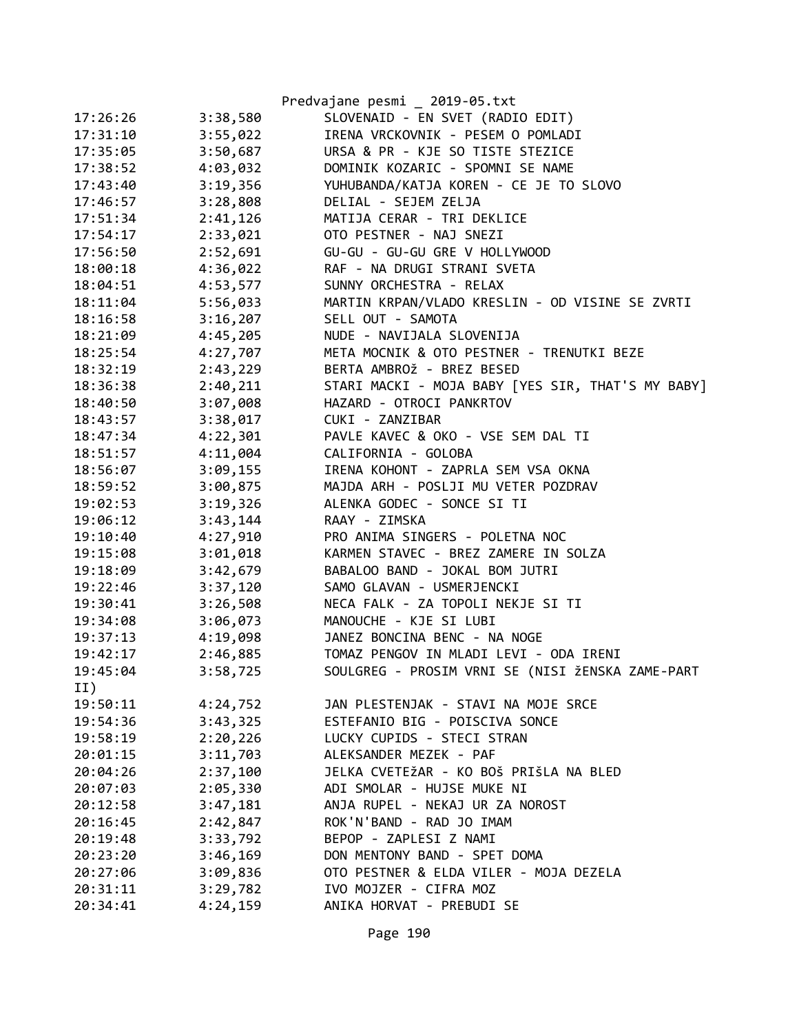| | | |
|---|---|---|
| 17:26:26 | 3:38,580 | SLOVENAID - EN SVET (RADIO EDIT) |
| 17:31:10 | 3:55,022 | IRENA VRCKOVNIK - PESEM O POMLADI |
| 17:35:05 | 3:50,687 | URSA & PR - KJE SO TISTE STEZICE |
| 17:38:52 | 4:03,032 | DOMINIK KOZARIC - SPOMNI SE NAME |
| 17:43:40 | 3:19,356 | YUHUBANDA/KATJA KOREN - CE JE TO SLOVO |
| 17:46:57 | 3:28,808 | DELIAL - SEJEM ZELJA |
| 17:51:34 | 2:41,126 | MATIJA CERAR - TRI DEKLICE |
| 17:54:17 | 2:33,021 | OTO PESTNER - NAJ SNEZI |
| 17:56:50 | 2:52,691 | GU-GU - GU-GU GRE V HOLLYWOOD |
| 18:00:18 | 4:36,022 | RAF - NA DRUGI STRANI SVETA |
| 18:04:51 | 4:53,577 | SUNNY ORCHESTRA - RELAX |
| 18:11:04 | 5:56,033 | MARTIN KRPAN/VLADO KRESLIN - OD VISINE SE ZVRTI |
| 18:16:58 | 3:16,207 | SELL OUT - SAMOTA |
| 18:21:09 | 4:45,205 | NUDE - NAVIJALA SLOVENIJA |
| 18:25:54 | 4:27,707 | META MOCNIK & OTO PESTNER - TRENUTKI BEZE |
| 18:32:19 | 2:43,229 | BERTA AMBROž - BREZ BESED |
| 18:36:38 | 2:40,211 | STARI MACKI - MOJA BABY [YES SIR, THAT'S MY BABY] |
| 18:40:50 | 3:07,008 | HAZARD - OTROCI PANKRTOV |
| 18:43:57 | 3:38,017 | CUKI - ZANZIBAR |
| 18:47:34 | 4:22,301 | PAVLE KAVEC & OKO - VSE SEM DAL TI |
| 18:51:57 | 4:11,004 | CALIFORNIA - GOLOBA |
| 18:56:07 | 3:09,155 | IRENA KOHONT - ZAPRLA SEM VSA OKNA |
| 18:59:52 | 3:00,875 | MAJDA ARH - POSLJI MU VETER POZDRAV |
| 19:02:53 | 3:19,326 | ALENKA GODEC - SONCE SI TI |
| 19:06:12 | 3:43,144 | RAAY - ZIMSKA |
| 19:10:40 | 4:27,910 | PRO ANIMA SINGERS - POLETNA NOC |
| 19:15:08 | 3:01,018 | KARMEN STAVEC - BREZ ZAMERE IN SOLZA |
| 19:18:09 | 3:42,679 | BABALOO BAND - JOKAL BOM JUTRI |
| 19:22:46 | 3:37,120 | SAMO GLAVAN - USMERJENCKI |
| 19:30:41 | 3:26,508 | NECA FALK - ZA TOPOLI NEKJE SI TI |
| 19:34:08 | 3:06,073 | MANOUCHE - KJE SI LUBI |
| 19:37:13 | 4:19,098 | JANEZ BONCINA BENC - NA NOGE |
| 19:42:17 | 2:46,885 | TOMAZ PENGOV IN MLADI LEVI - ODA IRENI |
| 19:45:04 | 3:58,725 | SOULGREG - PROSIM VRNI SE (NISI žENSKA ZAME-PART II) |
| 19:50:11 | 4:24,752 | JAN PLESTENJAK - STAVI NA MOJE SRCE |
| 19:54:36 | 3:43,325 | ESTEFANIO BIG - POISCIVA SONCE |
| 19:58:19 | 2:20,226 | LUCKY CUPIDS - STECI STRAN |
| 20:01:15 | 3:11,703 | ALEKSANDER MEZEK - PAF |
| 20:04:26 | 2:37,100 | JELKA CVETEžAR - KO BOš PRIšLA NA BLED |
| 20:07:03 | 2:05,330 | ADI SMOLAR - HUJSE MUKE NI |
| 20:12:58 | 3:47,181 | ANJA RUPEL - NEKAJ UR ZA NOROST |
| 20:16:45 | 2:42,847 | ROK'N'BAND - RAD JO IMAM |
| 20:19:48 | 3:33,792 | BEPOP - ZAPLESI Z NAMI |
| 20:23:20 | 3:46,169 | DON MENTONY BAND - SPET DOMA |
| 20:27:06 | 3:09,836 | OTO PESTNER & ELDA VILER - MOJA DEZELA |
| 20:31:11 | 3:29,782 | IVO MOJZER - CIFRA MOZ |
| 20:34:41 | 4:24,159 | ANIKA HORVAT - PREBUDI SE |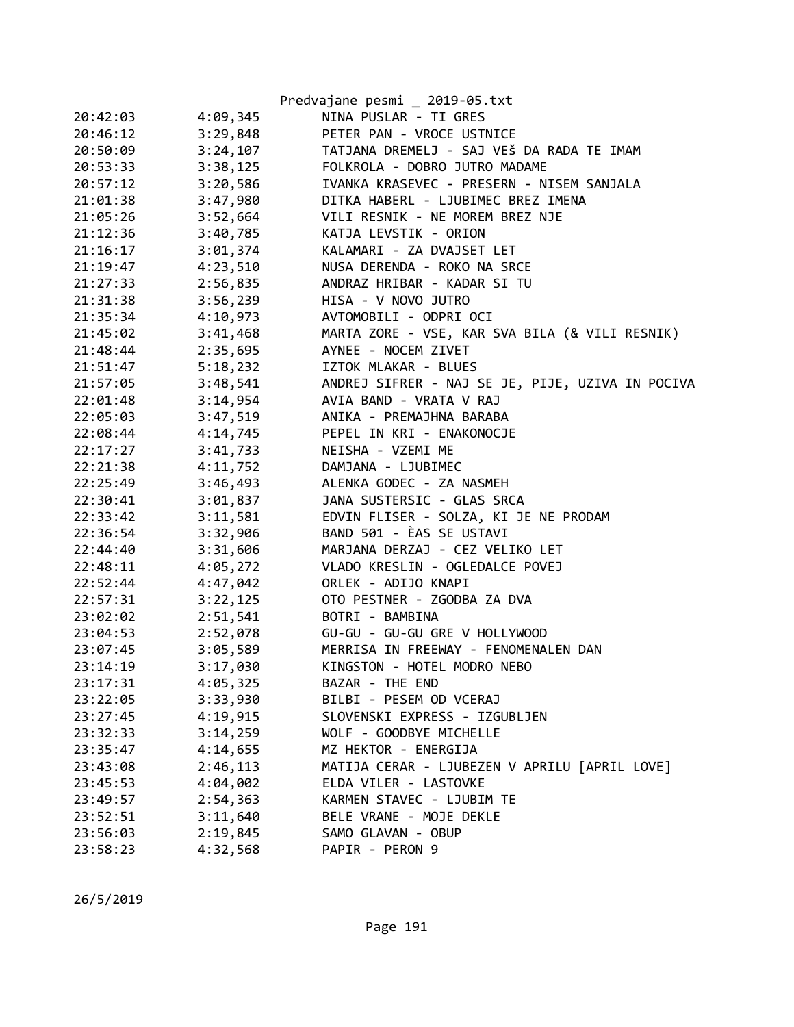| | | |
|---|---|---|
| 20:42:03 | 4:09,345 | NINA PUSLAR - TI GRES |
| 20:46:12 | 3:29,848 | PETER PAN - VROCE USTNICE |
| 20:50:09 | 3:24,107 | TATJANA DREMELJ - SAJ VEš DA RADA TE IMAM |
| 20:53:33 | 3:38,125 | FOLKROLA - DOBRO JUTRO MADAME |
| 20:57:12 | 3:20,586 | IVANKA KRASEVEC - PRESERN - NISEM SANJALA |
| 21:01:38 | 3:47,980 | DITKA HABERL - LJUBIMEC BREZ IMENA |
| 21:05:26 | 3:52,664 | VILI RESNIK - NE MOREM BREZ NJE |
| 21:12:36 | 3:40,785 | KATJA LEVSTIK - ORION |
| 21:16:17 | 3:01,374 | KALAMARI - ZA DVAJSET LET |
| 21:19:47 | 4:23,510 | NUSA DERENDA - ROKO NA SRCE |
| 21:27:33 | 2:56,835 | ANDRAZ HRIBAR - KADAR SI TU |
| 21:31:38 | 3:56,239 | HISA - V NOVO JUTRO |
| 21:35:34 | 4:10,973 | AVTOMOBILI - ODPRI OCI |
| 21:45:02 | 3:41,468 | MARTA ZORE - VSE, KAR SVA BILA (& VILI RESNIK) |
| 21:48:44 | 2:35,695 | AYNEE - NOCEM ZIVET |
| 21:51:47 | 5:18,232 | IZTOK MLAKAR - BLUES |
| 21:57:05 | 3:48,541 | ANDREJ SIFRER - NAJ SE JE, PIJE, UZIVA IN POCIVA |
| 22:01:48 | 3:14,954 | AVIA BAND - VRATA V RAJ |
| 22:05:03 | 3:47,519 | ANIKA - PREMAJHNA BARABA |
| 22:08:44 | 4:14,745 | PEPEL IN KRI - ENAKONOCJE |
| 22:17:27 | 3:41,733 | NEISHA - VZEMI ME |
| 22:21:38 | 4:11,752 | DAMJANA - LJUBIMEC |
| 22:25:49 | 3:46,493 | ALENKA GODEC - ZA NASMEH |
| 22:30:41 | 3:01,837 | JANA SUSTERSIC - GLAS SRCA |
| 22:33:42 | 3:11,581 | EDVIN FLISER - SOLZA, KI JE NE PRODAM |
| 22:36:54 | 3:32,906 | BAND 501 - ÈAS SE USTAVI |
| 22:44:40 | 3:31,606 | MARJANA DERZAJ - CEZ VELIKO LET |
| 22:48:11 | 4:05,272 | VLADO KRESLIN - OGLEDALCE POVEJ |
| 22:52:44 | 4:47,042 | ORLEK - ADIJO KNAPI |
| 22:57:31 | 3:22,125 | OTO PESTNER - ZGODBA ZA DVA |
| 23:02:02 | 2:51,541 | BOTRI - BAMBINA |
| 23:04:53 | 2:52,078 | GU-GU - GU-GU GRE V HOLLYWOOD |
| 23:07:45 | 3:05,589 | MERRISA IN FREEWAY - FENOMENALEN DAN |
| 23:14:19 | 3:17,030 | KINGSTON - HOTEL MODRO NEBO |
| 23:17:31 | 4:05,325 | BAZAR - THE END |
| 23:22:05 | 3:33,930 | BILBI - PESEM OD VCERAJ |
| 23:27:45 | 4:19,915 | SLOVENSKI EXPRESS - IZGUBLJEN |
| 23:32:33 | 3:14,259 | WOLF - GOODBYE MICHELLE |
| 23:35:47 | 4:14,655 | MZ HEKTOR - ENERGIJA |
| 23:43:08 | 2:46,113 | MATIJA CERAR - LJUBEZEN V APRILU [APRIL LOVE] |
| 23:45:53 | 4:04,002 | ELDA VILER - LASTOVKE |
| 23:49:57 | 2:54,363 | KARMEN STAVEC - LJUBIM TE |
| 23:52:51 | 3:11,640 | BELE VRANE - MOJE DEKLE |
| 23:56:03 | 2:19,845 | SAMO GLAVAN - OBUP |
| 23:58:23 | 4:32,568 | PAPIR - PERON 9 |

26/5/2019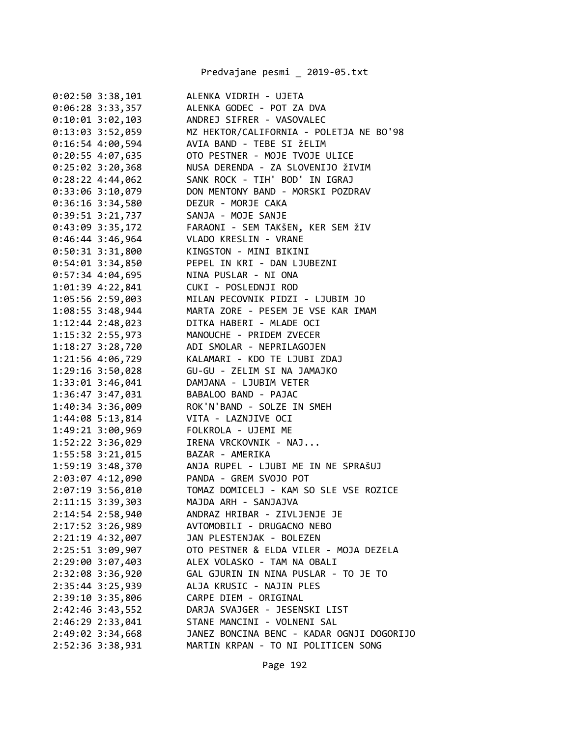```
0:02:50 3:38,101        ALENKA VIDRIH - UJETA
0:06:28 3:33,357        ALENKA GODEC - POT ZA DVA
0:10:01 3:02,103        ANDREJ SIFRER - VASOVALEC
0:13:03 3:52,059        MZ HEKTOR/CALIFORNIA - POLETJA NE BO'98
0:16:54 4:00,594        AVIA BAND - TEBE SI žELIM
0:20:55 4:07,635        OTO PESTNER - MOJE TVOJE ULICE
0:25:02 3:20,368        NUSA DERENDA - ZA SLOVENIJO žIVIM
0:28:22 4:44,062        SANK ROCK - TIH' BOD' IN IGRAJ
0:33:06 3:10,079        DON MENTONY BAND - MORSKI POZDRAV
0:36:16 3:34,580        DEZUR - MORJE CAKA
0:39:51 3:21,737        SANJA - MOJE SANJE
0:43:09 3:35,172        FARAONI - SEM TAKšEN, KER SEM žIV
0:46:44 3:46,964        VLADO KRESLIN - VRANE
0:50:31 3:31,800        KINGSTON - MINI BIKINI
0:54:01 3:34,850        PEPEL IN KRI - DAN LJUBEZNI
0:57:34 4:04,695        NINA PUSLAR - NI ONA
1:01:39 4:22,841        CUKI - POSLEDNJI ROD
1:05:56 2:59,003        MILAN PECOVNIK PIDZI - LJUBIM JO
1:08:55 3:48,944        MARTA ZORE - PESEM JE VSE KAR IMAM
1:12:44 2:48,023        DITKA HABERI - MLADE OCI
1:15:32 2:55,973        MANOUCHE - PRIDEM ZVECER
1:18:27 3:28,720        ADI SMOLAR - NEPRILAGOJEN
1:21:56 4:06,729        KALAMARI - KDO TE LJUBI ZDAJ
1:29:16 3:50,028        GU-GU - ZELIM SI NA JAMAJKO
1:33:01 3:46,041        DAMJANA - LJUBIM VETER
1:36:47 3:47,031        BABALOO BAND - PAJAC
1:40:34 3:36,009        ROK'N'BAND - SOLZE IN SMEH
1:44:08 5:13,814        VITA - LAZNJIVE OCI
1:49:21 3:00,969        FOLKROLA - UJEMI ME
1:52:22 3:36,029        IRENA VRCKOVNIK - NAJ...
1:55:58 3:21,015        BAZAR - AMERIKA
1:59:19 3:48,370        ANJA RUPEL - LJUBI ME IN NE SPRAšUJ
2:03:07 4:12,090        PANDA - GREM SVOJO POT
2:07:19 3:56,010        TOMAZ DOMICELJ - KAM SO SLE VSE ROZICE
2:11:15 3:39,303        MAJDA ARH - SANJAJVA
2:14:54 2:58,940        ANDRAZ HRIBAR - ZIVLJENJE JE
2:17:52 3:26,989        AVTOMOBILI - DRUGACNO NEBO
2:21:19 4:32,007        JAN PLESTENJAK - BOLEZEN
2:25:51 3:09,907        OTO PESTNER & ELDA VILER - MOJA DEZELA
2:29:00 3:07,403        ALEX VOLASKO - TAM NA OBALI
2:32:08 3:36,920        GAL GJURIN IN NINA PUSLAR - TO JE TO
2:35:44 3:25,939        ALJA KRUSIC - NAJIN PLES
2:39:10 3:35,806        CARPE DIEM - ORIGINAL
2:42:46 3:43,552        DARJA SVAJGER - JESENSKI LIST
2:46:29 2:33,041        STANE MANCINI - VOLNENI SAL
2:49:02 3:34,668        JANEZ BONCINA BENC - KADAR OGNJI DOGORIJO
2:52:36 3:38,931        MARTIN KRPAN - TO NI POLITICEN SONG
```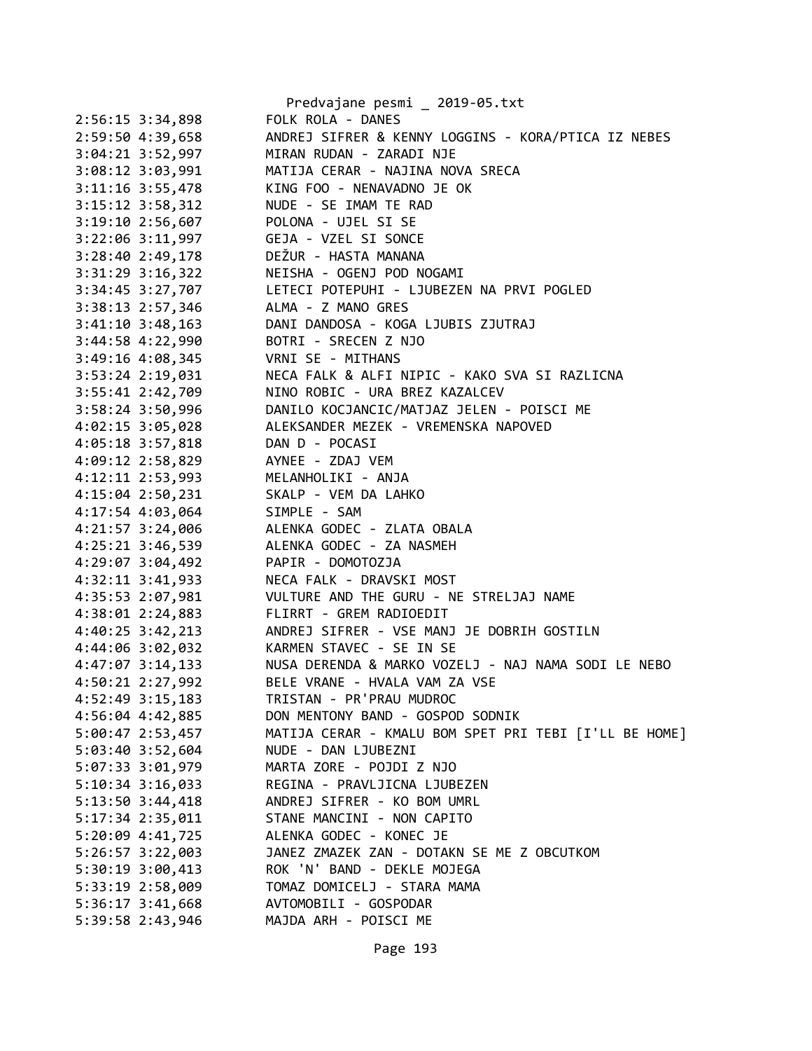```
2:56:15 3:34,898        FOLK ROLA - DANES
2:59:50 4:39,658        ANDREJ SIFRER & KENNY LOGGINS - KORA/PTICA IZ NEBES
3:04:21 3:52,997        MIRAN RUDAN - ZARADI NJE
3:08:12 3:03,991        MATIJA CERAR - NAJINA NOVA SRECA
3:11:16 3:55,478        KING FOO - NENAVADNO JE OK
3:15:12 3:58,312        NUDE - SE IMAM TE RAD
3:19:10 2:56,607        POLONA - UJEL SI SE
3:22:06 3:11,997        GEJA - VZEL SI SONCE
3:28:40 2:49,178        DEŽUR - HASTA MANANA
3:31:29 3:16,322        NEISHA - OGENJ POD NOGAMI
3:34:45 3:27,707        LETECI POTEPUHI - LJUBEZEN NA PRVI POGLED
3:38:13 2:57,346        ALMA - Z MANO GRES
3:41:10 3:48,163        DANI DANDOSA - KOGA LJUBIS ZJUTRAJ
3:44:58 4:22,990        BOTRI - SRECEN Z NJO
3:49:16 4:08,345        VRNI SE - MITHANS
3:53:24 2:19,031        NECA FALK & ALFI NIPIC - KAKO SVA SI RAZLICNA
3:55:41 2:42,709        NINO ROBIC - URA BREZ KAZALCEV
3:58:24 3:50,996        DANILO KOCJANCIC/MATJAZ JELEN - POISCI ME
4:02:15 3:05,028        ALEKSANDER MEZEK - VREMENSKA NAPOVED
4:05:18 3:57,818        DAN D - POCASI
4:09:12 2:58,829        AYNEE - ZDAJ VEM
4:12:11 2:53,993        MELANHOLIKI - ANJA
4:15:04 2:50,231        SKALP - VEM DA LAHKO
4:17:54 4:03,064        SIMPLE - SAM
4:21:57 3:24,006        ALENKA GODEC - ZLATA OBALA
4:25:21 3:46,539        ALENKA GODEC - ZA NASMEH
4:29:07 3:04,492        PAPIR - DOMOTOZJA
4:32:11 3:41,933        NECA FALK - DRAVSKI MOST
4:35:53 2:07,981        VULTURE AND THE GURU - NE STRELJAJ NAME
4:38:01 2:24,883        FLIRRT - GREM RADIOEDIT
4:40:25 3:42,213        ANDREJ SIFRER - VSE MANJ JE DOBRIH GOSTILN
4:44:06 3:02,032        KARMEN STAVEC - SE IN SE
4:47:07 3:14,133        NUSA DERENDA & MARKO VOZELJ - NAJ NAMA SODI LE NEBO
4:50:21 2:27,992        BELE VRANE - HVALA VAM ZA VSE
4:52:49 3:15,183        TRISTAN - PR'PRAU MUDROC
4:56:04 4:42,885        DON MENTONY BAND - GOSPOD SODNIK
5:00:47 2:53,457        MATIJA CERAR - KMALU BOM SPET PRI TEBI [I'LL BE HOME]
5:03:40 3:52,604        NUDE - DAN LJUBEZNI
5:07:33 3:01,979        MARTA ZORE - POJDI Z NJO
5:10:34 3:16,033        REGINA - PRAVLJICNA LJUBEZEN
5:13:50 3:44,418        ANDREJ SIFRER - KO BOM UMRL
5:17:34 2:35,011        STANE MANCINI - NON CAPITO
5:20:09 4:41,725        ALENKA GODEC - KONEC JE
5:26:57 3:22,003        JANEZ ZMAZEK ZAN - DOTAKN SE ME Z OBCUTKOM
5:30:19 3:00,413        ROK 'N' BAND - DEKLE MOJEGA
5:33:19 2:58,009        TOMAZ DOMICELJ - STARA MAMA
5:36:17 3:41,668        AVTOMOBILI - GOSPODAR
5:39:58 2:43,946        MAJDA ARH - POISCI ME
```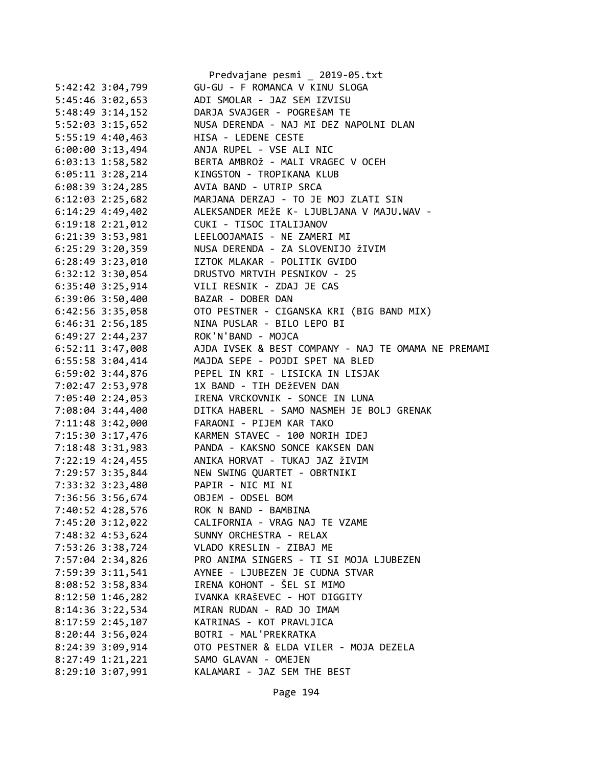```
5:42:42 3:04,799        GU-GU - F ROMANCA V KINU SLOGA
5:45:46 3:02,653        ADI SMOLAR - JAZ SEM IZVISU
5:48:49 3:14,152        DARJA SVAJGER - POGREŠAM TE
5:52:03 3:15,652        NUSA DERENDA - NAJ MI DEZ NAPOLNI DLAN
5:55:19 4:40,463        HISA - LEDENE CESTE
6:00:00 3:13,494        ANJA RUPEL - VSE ALI NIC
6:03:13 1:58,582        BERTA AMBROž - MALI VRAGEC V OCEH
6:05:11 3:28,214        KINGSTON - TROPIKANA KLUB
6:08:39 3:24,285        AVIA BAND - UTRIP SRCA
6:12:03 2:25,682        MARJANA DERZAJ - TO JE MOJ ZLATI SIN
6:14:29 4:49,402        ALEKSANDER MEžE K- LJUBLJANA V MAJU.WAV -
6:19:18 2:21,012        CUKI - TISOC ITALIJANOV
6:21:39 3:53,981        LEELOOJAMAIS - NE ZAMERI MI
6:25:29 3:20,359        NUSA DERENDA - ZA SLOVENIJO žIVIM
6:28:49 3:23,010        IZTOK MLAKAR - POLITIK GVIDO
6:32:12 3:30,054        DRUSTVO MRTVIH PESNIKOV - 25
6:35:40 3:25,914        VILI RESNIK - ZDAJ JE CAS
6:39:06 3:50,400        BAZAR - DOBER DAN
6:42:56 3:35,058        OTO PESTNER - CIGANSKA KRI (BIG BAND MIX)
6:46:31 2:56,185        NINA PUSLAR - BILO LEPO BI
6:49:27 2:44,237        ROK'N'BAND - MOJCA
6:52:11 3:47,008        AJDA IVSEK & BEST COMPANY - NAJ TE OMAMA NE PREMAMI
6:55:58 3:04,414        MAJDA SEPE - POJDI SPET NA BLED
6:59:02 3:44,876        PEPEL IN KRI - LISICKA IN LISJAK
7:02:47 2:53,978        1X BAND - TIH DEžEVEN DAN
7:05:40 2:24,053        IRENA VRCKOVNIK - SONCE IN LUNA
7:08:04 3:44,400        DITKA HABERL - SAMO NASMEH JE BOLJ GRENAK
7:11:48 3:42,000        FARAONI - PIJEM KAR TAKO
7:15:30 3:17,476        KARMEN STAVEC - 100 NORIH IDEJ
7:18:48 3:31,983        PANDA - KAKSNO SONCE KAKSEN DAN
7:22:19 4:24,455        ANIKA HORVAT - TUKAJ JAZ žIVIM
7:29:57 3:35,844        NEW SWING QUARTET - OBRTNIKI
7:33:32 3:23,480        PAPIR - NIC MI NI
7:36:56 3:56,674        OBJEM - ODSEL BOM
7:40:52 4:28,576        ROK N BAND - BAMBINA
7:45:20 3:12,022        CALIFORNIA - VRAG NAJ TE VZAME
7:48:32 4:53,624        SUNNY ORCHESTRA - RELAX
7:53:26 3:38,724        VLADO KRESLIN - ZIBAJ ME
7:57:04 2:34,826        PRO ANIMA SINGERS - TI SI MOJA LJUBEZEN
7:59:39 3:11,541        AYNEE - LJUBEZEN JE CUDNA STVAR
8:08:52 3:58,834        IRENA KOHONT - ŠEL SI MIMO
8:12:50 1:46,282        IVANKA KRAŠEVEC - HOT DIGGITY
8:14:36 3:22,534        MIRAN RUDAN - RAD JO IMAM
8:17:59 2:45,107        KATRINAS - KOT PRAVLJICA
8:20:44 3:56,024        BOTRI - MAL'PREKRATKA
8:24:39 3:09,914        OTO PESTNER & ELDA VILER - MOJA DEZELA
8:27:49 1:21,221        SAMO GLAVAN - OMEJEN
8:29:10 3:07,991        KALAMARI - JAZ SEM THE BEST
```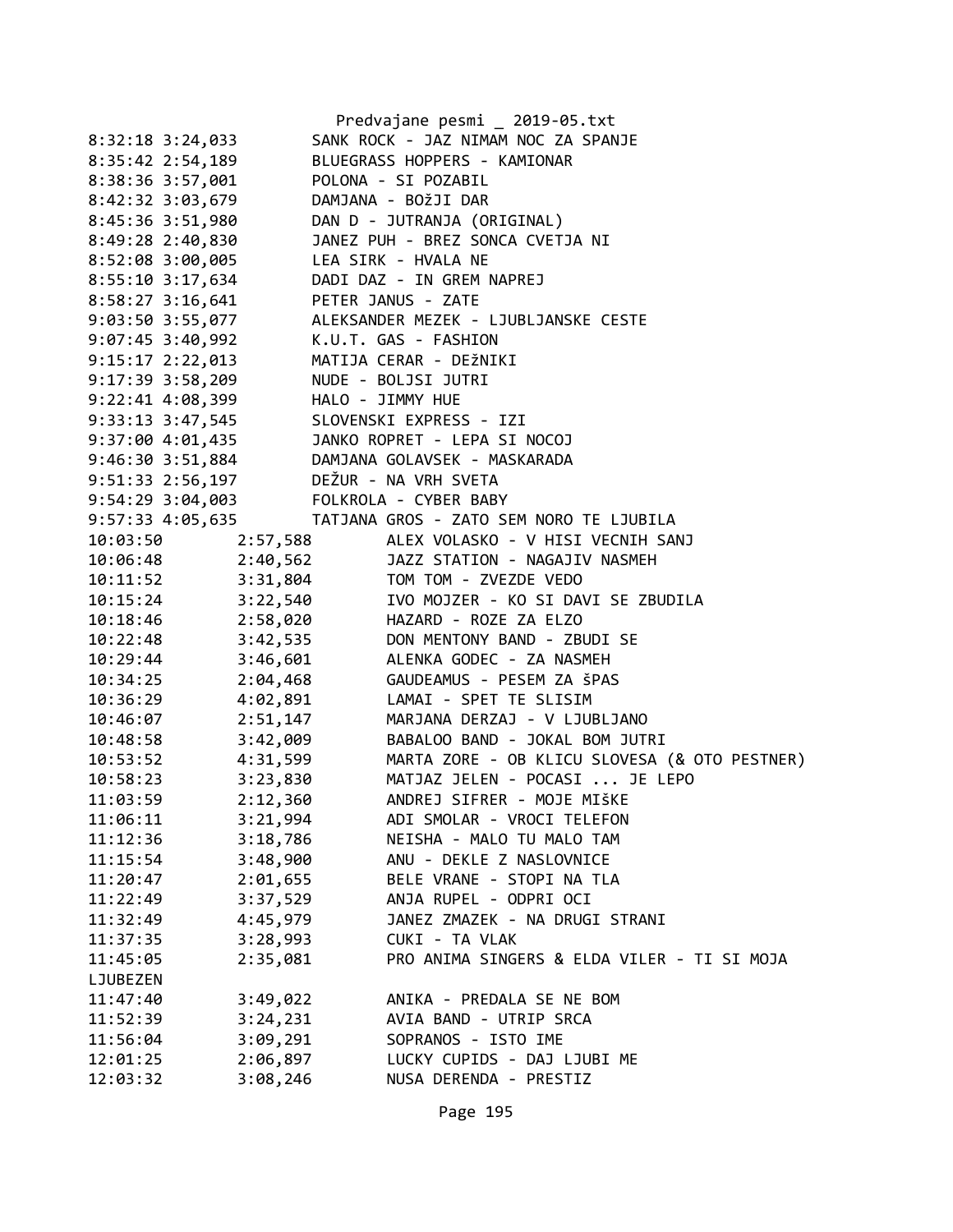8:32:18 3:24,033 SANK ROCK - JAZ NIMAM NOC ZA SPANJE
8:35:42 2:54,189 BLUEGRASS HOPPERS - KAMIONAR
8:38:36 3:57,001 POLONA - SI POZABIL
8:42:32 3:03,679 DAMJANA - BOžJI DAR
8:45:36 3:51,980 DAN D - JUTRANJA (ORIGINAL)
8:49:28 2:40,830 JANEZ PUH - BREZ SONCA CVETJA NI
8:52:08 3:00,005 LEA SIRK - HVALA NE
8:55:10 3:17,634 DADI DAZ - IN GREM NAPREJ
8:58:27 3:16,641 PETER JANUS - ZATE
9:03:50 3:55,077 ALEKSANDER MEZEK - LJUBLJANSKE CESTE
9:07:45 3:40,992 K.U.T. GAS - FASHION
9:15:17 2:22,013 MATIJA CERAR - DEžNIKI
9:17:39 3:58,209 NUDE - BOLJSI JUTRI
9:22:41 4:08,399 HALO - JIMMY HUE
9:33:13 3:47,545 SLOVENSKI EXPRESS - IZI
9:37:00 4:01,435 JANKO ROPRET - LEPA SI NOCOJ
9:46:30 3:51,884 DAMJANA GOLAVSEK - MASKARADA
9:51:33 2:56,197 DEŽUR - NA VRH SVETA
9:54:29 3:04,003 FOLKROLA - CYBER BABY
9:57:33 4:05,635 TATJANA GROS - ZATO SEM NORO TE LJUBILA
10:03:50 2:57,588 ALEX VOLASKO - V HISI VECNIH SANJ
10:06:48 2:40,562 JAZZ STATION - NAGAJIV NASMEH
10:11:52 3:31,804 TOM TOM - ZVEZDE VEDO
10:15:24 3:22,540 IVO MOJZER - KO SI DAVI SE ZBUDILA
10:18:46 2:58,020 HAZARD - ROZE ZA ELZO
10:22:48 3:42,535 DON MENTONY BAND - ZBUDI SE
10:29:44 3:46,601 ALENKA GODEC - ZA NASMEH
10:34:25 2:04,468 GAUDEAMUS - PESEM ZA ŠPAS
10:36:29 4:02,891 LAMAI - SPET TE SLISIM
10:46:07 2:51,147 MARJANA DERZAJ - V LJUBLJANO
10:48:58 3:42,009 BABALOO BAND - JOKAL BOM JUTRI
10:53:52 4:31,599 MARTA ZORE - OB KLICU SLOVESA (& OTO PESTNER)
10:58:23 3:23,830 MATJAZ JELEN - POCASI ... JE LEPO
11:03:59 2:12,360 ANDREJ SIFRER - MOJE MIŠKE
11:06:11 3:21,994 ADI SMOLAR - VROCI TELEFON
11:12:36 3:18,786 NEISHA - MALO TU MALO TAM
11:15:54 3:48,900 ANU - DEKLE Z NASLOVNICE
11:20:47 2:01,655 BELE VRANE - STOPI NA TLA
11:22:49 3:37,529 ANJA RUPEL - ODPRI OCI
11:32:49 4:45,979 JANEZ ZMAZEK - NA DRUGI STRANI
11:37:35 3:28,993 CUKI - TA VLAK
11:45:05 2:35,081 PRO ANIMA SINGERS & ELDA VILER - TI SI MOJA
LJUBEZEN
11:47:40 3:49,022 ANIKA - PREDALA SE NE BOM
11:52:39 3:24,231 AVIA BAND - UTRIP SRCA
11:56:04 3:09,291 SOPRANOS - ISTO IME
12:01:25 2:06,897 LUCKY CUPIDS - DAJ LJUBI ME
12:03:32 3:08,246 NUSA DERENDA - PRESTIZ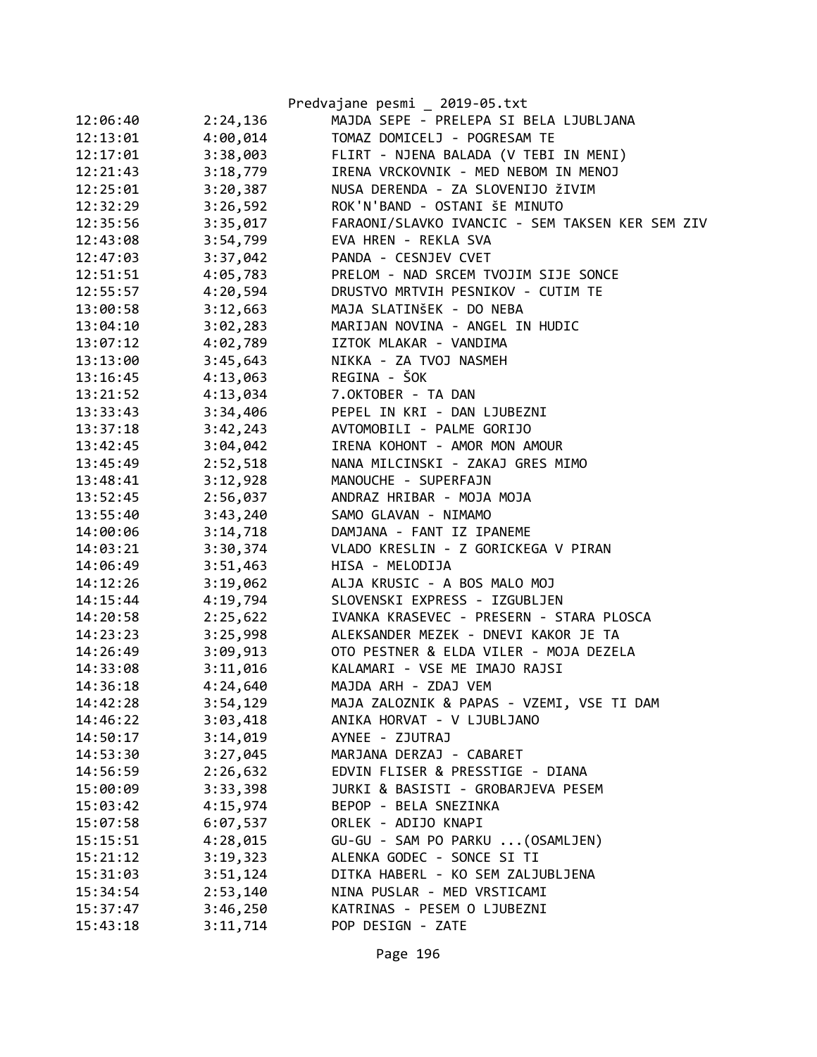| | | |
|---|---|---|
| 12:06:40 | 2:24,136 | MAJDA SEPE - PRELEPA SI BELA LJUBLJANA |
| 12:13:01 | 4:00,014 | TOMAZ DOMICELJ - POGRESAM TE |
| 12:17:01 | 3:38,003 | FLIRT - NJENA BALADA (V TEBI IN MENI) |
| 12:21:43 | 3:18,779 | IRENA VRCKOVNIK - MED NEBOM IN MENOJ |
| 12:25:01 | 3:20,387 | NUSA DERENDA - ZA SLOVENIJO žIVIM |
| 12:32:29 | 3:26,592 | ROK'N'BAND - OSTANI šE MINUTO |
| 12:35:56 | 3:35,017 | FARAONI/SLAVKO IVANCIC - SEM TAKSEN KER SEM ZIV |
| 12:43:08 | 3:54,799 | EVA HREN - REKLA SVA |
| 12:47:03 | 3:37,042 | PANDA - CESNJEV CVET |
| 12:51:51 | 4:05,783 | PRELOM - NAD SRCEM TVOJIM SIJE SONCE |
| 12:55:57 | 4:20,594 | DRUSTVO MRTVIH PESNIKOV - CUTIM TE |
| 13:00:58 | 3:12,663 | MAJA SLATINŠEK - DO NEBA |
| 13:04:10 | 3:02,283 | MARIJAN NOVINA - ANGEL IN HUDIC |
| 13:07:12 | 4:02,789 | IZTOK MLAKAR - VANDIMA |
| 13:13:00 | 3:45,643 | NIKKA - ZA TVOJ NASMEH |
| 13:16:45 | 4:13,063 | REGINA - ŠOK |
| 13:21:52 | 4:13,034 | 7.OKTOBER - TA DAN |
| 13:33:43 | 3:34,406 | PEPEL IN KRI - DAN LJUBEZNI |
| 13:37:18 | 3:42,243 | AVTOMOBILI - PALME GORIJO |
| 13:42:45 | 3:04,042 | IRENA KOHONT - AMOR MON AMOUR |
| 13:45:49 | 2:52,518 | NANA MILCINSKI - ZAKAJ GRES MIMO |
| 13:48:41 | 3:12,928 | MANOUCHE - SUPERFAJN |
| 13:52:45 | 2:56,037 | ANDRAZ HRIBAR - MOJA MOJA |
| 13:55:40 | 3:43,240 | SAMO GLAVAN - NIMAMO |
| 14:00:06 | 3:14,718 | DAMJANA - FANT IZ IPANEME |
| 14:03:21 | 3:30,374 | VLADO KRESLIN - Z GORICKEGA V PIRAN |
| 14:06:49 | 3:51,463 | HISA - MELODIJA |
| 14:12:26 | 3:19,062 | ALJA KRUSIC - A BOS MALO MOJ |
| 14:15:44 | 4:19,794 | SLOVENSKI EXPRESS - IZGUBLJEN |
| 14:20:58 | 2:25,622 | IVANKA KRASEVEC - PRESERN - STARA PLOSCA |
| 14:23:23 | 3:25,998 | ALEKSANDER MEZEK - DNEVI KAKOR JE TA |
| 14:26:49 | 3:09,913 | OTO PESTNER & ELDA VILER - MOJA DEZELA |
| 14:33:08 | 3:11,016 | KALAMARI - VSE ME IMAJO RAJSI |
| 14:36:18 | 4:24,640 | MAJDA ARH - ZDAJ VEM |
| 14:42:28 | 3:54,129 | MAJA ZALOZNIK & PAPAS - VZEMI, VSE TI DAM |
| 14:46:22 | 3:03,418 | ANIKA HORVAT - V LJUBLJANO |
| 14:50:17 | 3:14,019 | AYNEE - ZJUTRAJ |
| 14:53:30 | 3:27,045 | MARJANA DERZAJ - CABARET |
| 14:56:59 | 2:26,632 | EDVIN FLISER & PRESSTIGE - DIANA |
| 15:00:09 | 3:33,398 | JURKI & BASISTI - GROBARJEVA PESEM |
| 15:03:42 | 4:15,974 | BEPOP - BELA SNEZINKA |
| 15:07:58 | 6:07,537 | ORLEK - ADIJO KNAPI |
| 15:15:51 | 4:28,015 | GU-GU - SAM PO PARKU ...(OSAMLJEN) |
| 15:21:12 | 3:19,323 | ALENKA GODEC - SONCE SI TI |
| 15:31:03 | 3:51,124 | DITKA HABERL - KO SEM ZALJUBLJENA |
| 15:34:54 | 2:53,140 | NINA PUSLAR - MED VRSTICAMI |
| 15:37:47 | 3:46,250 | KATRINAS - PESEM O LJUBEZNI |
| 15:43:18 | 3:11,714 | POP DESIGN - ZATE |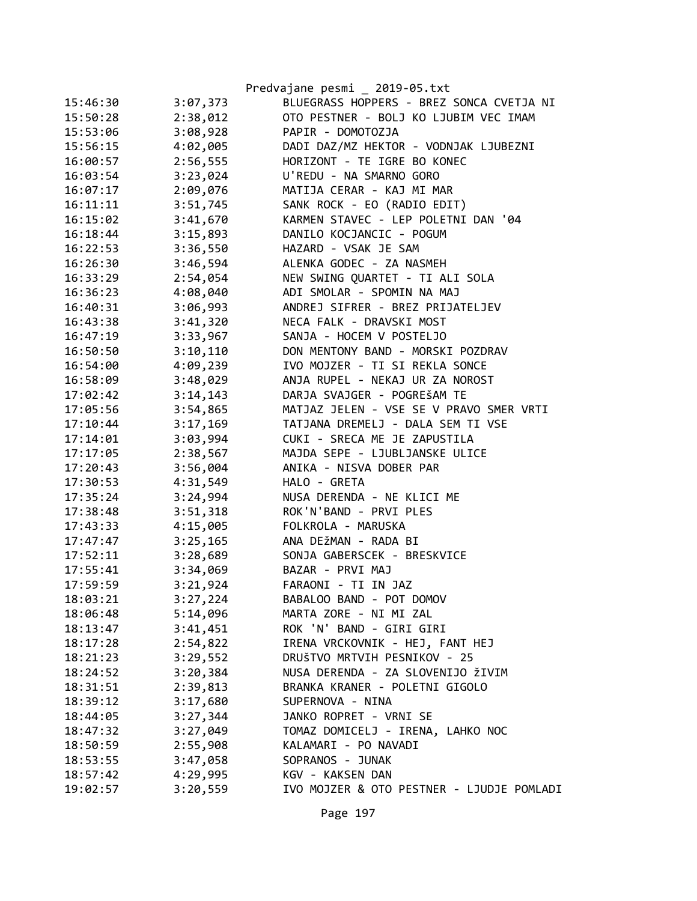| | | |
|---|---|---|
| 15:46:30 | 3:07,373 | BLUEGRASS HOPPERS - BREZ SONCA CVETJA NI |
| 15:50:28 | 2:38,012 | OTO PESTNER - BOLJ KO LJUBIM VEC IMAM |
| 15:53:06 | 3:08,928 | PAPIR - DOMOTOZJA |
| 15:56:15 | 4:02,005 | DADI DAZ/MZ HEKTOR - VODNJAK LJUBEZNI |
| 16:00:57 | 2:56,555 | HORIZONT - TE IGRE BO KONEC |
| 16:03:54 | 3:23,024 | U'REDU - NA SMARNO GORO |
| 16:07:17 | 2:09,076 | MATIJA CERAR - KAJ MI MAR |
| 16:11:11 | 3:51,745 | SANK ROCK - EO (RADIO EDIT) |
| 16:15:02 | 3:41,670 | KARMEN STAVEC - LEP POLETNI DAN '04 |
| 16:18:44 | 3:15,893 | DANILO KOCJANCIC - POGUM |
| 16:22:53 | 3:36,550 | HAZARD - VSAK JE SAM |
| 16:26:30 | 3:46,594 | ALENKA GODEC - ZA NASMEH |
| 16:33:29 | 2:54,054 | NEW SWING QUARTET - TI ALI SOLA |
| 16:36:23 | 4:08,040 | ADI SMOLAR - SPOMIN NA MAJ |
| 16:40:31 | 3:06,993 | ANDREJ SIFRER - BREZ PRIJATELJEV |
| 16:43:38 | 3:41,320 | NECA FALK - DRAVSKI MOST |
| 16:47:19 | 3:33,967 | SANJA - HOCEM V POSTELJO |
| 16:50:50 | 3:10,110 | DON MENTONY BAND - MORSKI POZDRAV |
| 16:54:00 | 4:09,239 | IVO MOJZER - TI SI REKLA SONCE |
| 16:58:09 | 3:48,029 | ANJA RUPEL - NEKAJ UR ZA NOROST |
| 17:02:42 | 3:14,143 | DARJA SVAJGER - POGREšAM TE |
| 17:05:56 | 3:54,865 | MATJAZ JELEN - VSE SE V PRAVO SMER VRTI |
| 17:10:44 | 3:17,169 | TATJANA DREMELJ - DALA SEM TI VSE |
| 17:14:01 | 3:03,994 | CUKI - SRECA ME JE ZAPUSTILA |
| 17:17:05 | 2:38,567 | MAJDA SEPE - LJUBLJANSKE ULICE |
| 17:20:43 | 3:56,004 | ANIKA - NISVA DOBER PAR |
| 17:30:53 | 4:31,549 | HALO - GRETA |
| 17:35:24 | 3:24,994 | NUSA DERENDA - NE KLICI ME |
| 17:38:48 | 3:51,318 | ROK'N'BAND - PRVI PLES |
| 17:43:33 | 4:15,005 | FOLKROLA - MARUSKA |
| 17:47:47 | 3:25,165 | ANA DEžMAN - RADA BI |
| 17:52:11 | 3:28,689 | SONJA GABERSCEK - BRESKVICE |
| 17:55:41 | 3:34,069 | BAZAR - PRVI MAJ |
| 17:59:59 | 3:21,924 | FARAONI - TI IN JAZ |
| 18:03:21 | 3:27,224 | BABALOO BAND - POT DOMOV |
| 18:06:48 | 5:14,096 | MARTA ZORE - NI MI ZAL |
| 18:13:47 | 3:41,451 | ROK 'N' BAND - GIRI GIRI |
| 18:17:28 | 2:54,822 | IRENA VRCKOVNIK - HEJ, FANT HEJ |
| 18:21:23 | 3:29,552 | DRUšTVO MRTVIH PESNIKOV - 25 |
| 18:24:52 | 3:20,384 | NUSA DERENDA - ZA SLOVENIJO žIVIM |
| 18:31:51 | 2:39,813 | BRANKA KRANER - POLETNI GIGOLO |
| 18:39:12 | 3:17,680 | SUPERNOVA - NINA |
| 18:44:05 | 3:27,344 | JANKO ROPRET - VRNI SE |
| 18:47:32 | 3:27,049 | TOMAZ DOMICELJ - IRENA, LAHKO NOC |
| 18:50:59 | 2:55,908 | KALAMARI - PO NAVADI |
| 18:53:55 | 3:47,058 | SOPRANOS - JUNAK |
| 18:57:42 | 4:29,995 | KGV - KAKSEN DAN |
| 19:02:57 | 3:20,559 | IVO MOJZER & OTO PESTNER - LJUDJE POMLADI |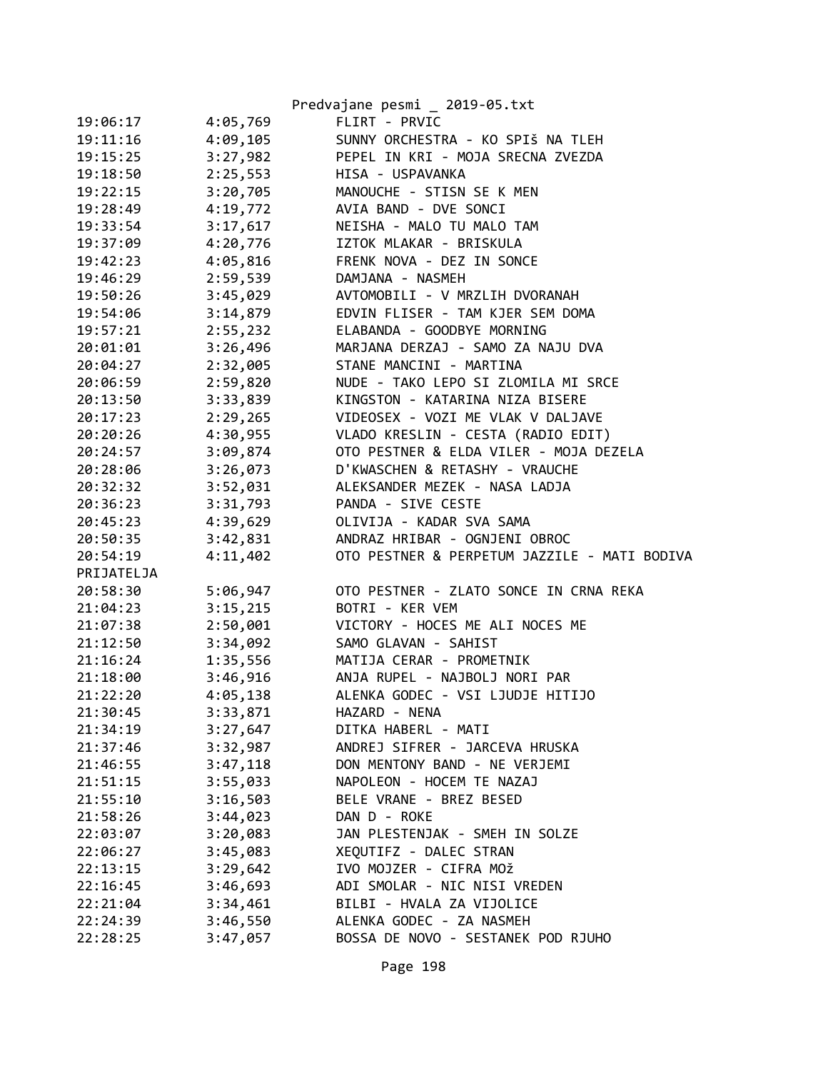| | | |
|---|---|---|
| 19:06:17 | 4:05,769 | FLIRT - PRVIC |
| 19:11:16 | 4:09,105 | SUNNY ORCHESTRA - KO SPIš NA TLEH |
| 19:15:25 | 3:27,982 | PEPEL IN KRI - MOJA SRECNA ZVEZDA |
| 19:18:50 | 2:25,553 | HISA - USPAVANKA |
| 19:22:15 | 3:20,705 | MANOUCHE - STISN SE K MEN |
| 19:28:49 | 4:19,772 | AVIA BAND - DVE SONCI |
| 19:33:54 | 3:17,617 | NEISHA - MALO TU MALO TAM |
| 19:37:09 | 4:20,776 | IZTOK MLAKAR - BRISKULA |
| 19:42:23 | 4:05,816 | FRENK NOVA - DEZ IN SONCE |
| 19:46:29 | 2:59,539 | DAMJANA - NASMEH |
| 19:50:26 | 3:45,029 | AVTOMOBILI - V MRZLIH DVORANAH |
| 19:54:06 | 3:14,879 | EDVIN FLISER - TAM KJER SEM DOMA |
| 19:57:21 | 2:55,232 | ELABANDA - GOODBYE MORNING |
| 20:01:01 | 3:26,496 | MARJANA DERZAJ - SAMO ZA NAJU DVA |
| 20:04:27 | 2:32,005 | STANE MANCINI - MARTINA |
| 20:06:59 | 2:59,820 | NUDE - TAKO LEPO SI ZLOMILA MI SRCE |
| 20:13:50 | 3:33,839 | KINGSTON - KATARINA NIZA BISERE |
| 20:17:23 | 2:29,265 | VIDEOSEX - VOZI ME VLAK V DALJAVE |
| 20:20:26 | 4:30,955 | VLADO KRESLIN - CESTA (RADIO EDIT) |
| 20:24:57 | 3:09,874 | OTO PESTNER & ELDA VILER - MOJA DEZELA |
| 20:28:06 | 3:26,073 | D'KWASCHEN & RETASHY - VRAUCHE |
| 20:32:32 | 3:52,031 | ALEKSANDER MEZEK - NASA LADJA |
| 20:36:23 | 3:31,793 | PANDA - SIVE CESTE |
| 20:45:23 | 4:39,629 | OLIVIJA - KADAR SVA SAMA |
| 20:50:35 | 3:42,831 | ANDRAZ HRIBAR - OGNJENI OBROC |
| 20:54:19 | 4:11,402 | OTO PESTNER & PERPETUM JAZZILE - MATI BODIVA PRIJATELJA |
| 20:58:30 | 5:06,947 | OTO PESTNER - ZLATO SONCE IN CRNA REKA |
| 21:04:23 | 3:15,215 | BOTRI - KER VEM |
| 21:07:38 | 2:50,001 | VICTORY - HOCES ME ALI NOCES ME |
| 21:12:50 | 3:34,092 | SAMO GLAVAN - SAHIST |
| 21:16:24 | 1:35,556 | MATIJA CERAR - PROMETNIK |
| 21:18:00 | 3:46,916 | ANJA RUPEL - NAJBOLJ NORI PAR |
| 21:22:20 | 4:05,138 | ALENKA GODEC - VSI LJUDJE HITIJO |
| 21:30:45 | 3:33,871 | HAZARD - NENA |
| 21:34:19 | 3:27,647 | DITKA HABERL - MATI |
| 21:37:46 | 3:32,987 | ANDREJ SIFRER - JARCEVA HRUSKA |
| 21:46:55 | 3:47,118 | DON MENTONY BAND - NE VERJEMI |
| 21:51:15 | 3:55,033 | NAPOLEON - HOCEM TE NAZAJ |
| 21:55:10 | 3:16,503 | BELE VRANE - BREZ BESED |
| 21:58:26 | 3:44,023 | DAN D - ROKE |
| 22:03:07 | 3:20,083 | JAN PLESTENJAK - SMEH IN SOLZE |
| 22:06:27 | 3:45,083 | XEQUTIFZ - DALEC STRAN |
| 22:13:15 | 3:29,642 | IVO MOJZER - CIFRA MOž |
| 22:16:45 | 3:46,693 | ADI SMOLAR - NIC NISI VREDEN |
| 22:21:04 | 3:34,461 | BILBI - HVALA ZA VIJOLICE |
| 22:24:39 | 3:46,550 | ALENKA GODEC - ZA NASMEH |
| 22:28:25 | 3:47,057 | BOSSA DE NOVO - SESTANEK POD RJUHO |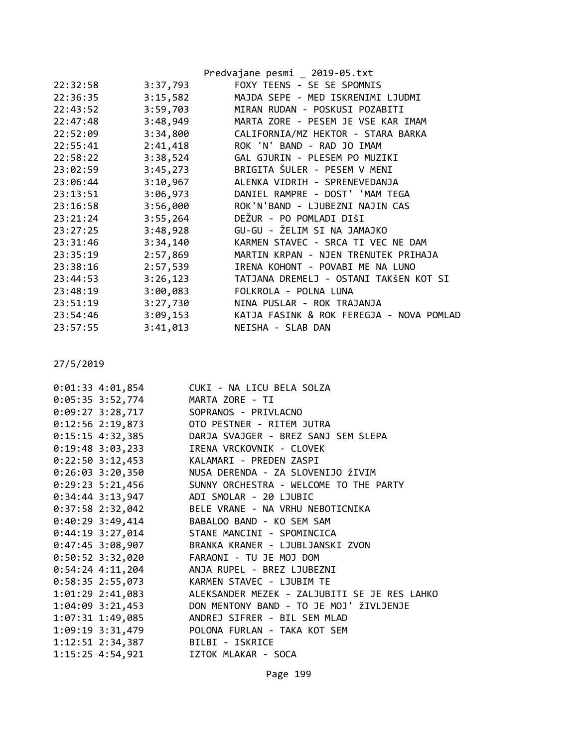| | | |
|---|---|---|
| 22:32:58 | 3:37,793 | FOXY TEENS - SE SE SPOMNIS |
| 22:36:35 | 3:15,582 | MAJDA SEPE - MED ISKRENIMI LJUDMI |
| 22:43:52 | 3:59,703 | MIRAN RUDAN - POSKUSI POZABITI |
| 22:47:48 | 3:48,949 | MARTA ZORE - PESEM JE VSE KAR IMAM |
| 22:52:09 | 3:34,800 | CALIFORNIA/MZ HEKTOR - STARA BARKA |
| 22:55:41 | 2:41,418 | ROK 'N' BAND - RAD JO IMAM |
| 22:58:22 | 3:38,524 | GAL GJURIN - PLESEM PO MUZIKI |
| 23:02:59 | 3:45,273 | BRIGITA ŠULER - PESEM V MENI |
| 23:06:44 | 3:10,967 | ALENKA VIDRIH - SPRENEVEDANJA |
| 23:13:51 | 3:06,973 | DANIEL RAMPRE - DOST' 'MAM TEGA |
| 23:16:58 | 3:56,000 | ROK'N'BAND - LJUBEZNI NAJIN CAS |
| 23:21:24 | 3:55,264 | DEŽUR - PO POMLADI DIŠI |
| 23:27:25 | 3:48,928 | GU-GU - ŽELIM SI NA JAMAJKO |
| 23:31:46 | 3:34,140 | KARMEN STAVEC - SRCA TI VEC NE DAM |
| 23:35:19 | 2:57,869 | MARTIN KRPAN - NJEN TRENUTEK PRIHAJA |
| 23:38:16 | 2:57,539 | IRENA KOHONT - POVABI ME NA LUNO |
| 23:44:53 | 3:26,123 | TATJANA DREMELJ - OSTANI TAKŠEN KOT SI |
| 23:48:19 | 3:00,083 | FOLKROLA - POLNA LUNA |
| 23:51:19 | 3:27,730 | NINA PUSLAR - ROK TRAJANJA |
| 23:54:46 | 3:09,153 | KATJA FASINK & ROK FEREGJA - NOVA POMLAD |
| 23:57:55 | 3:41,013 | NEISHA - SLAB DAN |

27/5/2019

| | | |
|---|---|---|
| 0:01:33 | 4:01,854 | CUKI - NA LICU BELA SOLZA |
| 0:05:35 | 3:52,774 | MARTA ZORE - TI |
| 0:09:27 | 3:28,717 | SOPRANOS - PRIVLACNO |
| 0:12:56 | 2:19,873 | OTO PESTNER - RITEM JUTRA |
| 0:15:15 | 4:32,385 | DARJA SVAJGER - BREZ SANJ SEM SLEPA |
| 0:19:48 | 3:03,233 | IRENA VRCKOVNIK - CLOVEK |
| 0:22:50 | 3:12,453 | KALAMARI - PREDEN ZASPI |
| 0:26:03 | 3:20,350 | NUSA DERENDA - ZA SLOVENIJO žIVIM |
| 0:29:23 | 5:21,456 | SUNNY ORCHESTRA - WELCOME TO THE PARTY |
| 0:34:44 | 3:13,947 | ADI SMOLAR - 20 LJUBIC |
| 0:37:58 | 2:32,042 | BELE VRANE - NA VRHU NEBOTICNIKA |
| 0:40:29 | 3:49,414 | BABALOO BAND - KO SEM SAM |
| 0:44:19 | 3:27,014 | STANE MANCINI - SPOMINCICA |
| 0:47:45 | 3:08,907 | BRANKA KRANER - LJUBLJANSKI ZVON |
| 0:50:52 | 3:32,020 | FARAONI - TU JE MOJ DOM |
| 0:54:24 | 4:11,204 | ANJA RUPEL - BREZ LJUBEZNI |
| 0:58:35 | 2:55,073 | KARMEN STAVEC - LJUBIM TE |
| 1:01:29 | 2:41,083 | ALEKSANDER MEZEK - ZALJUBITI SE JE RES LAHKO |
| 1:04:09 | 3:21,453 | DON MENTONY BAND - TO JE MOJ' žIVLJENJE |
| 1:07:31 | 1:49,085 | ANDREJ SIFRER - BIL SEM MLAD |
| 1:09:19 | 3:31,479 | POLONA FURLAN - TAKA KOT SEM |
| 1:12:51 | 2:34,387 | BILBI - ISKRICE |
| 1:15:25 | 4:54,921 | IZTOK MLAKAR - SOCA |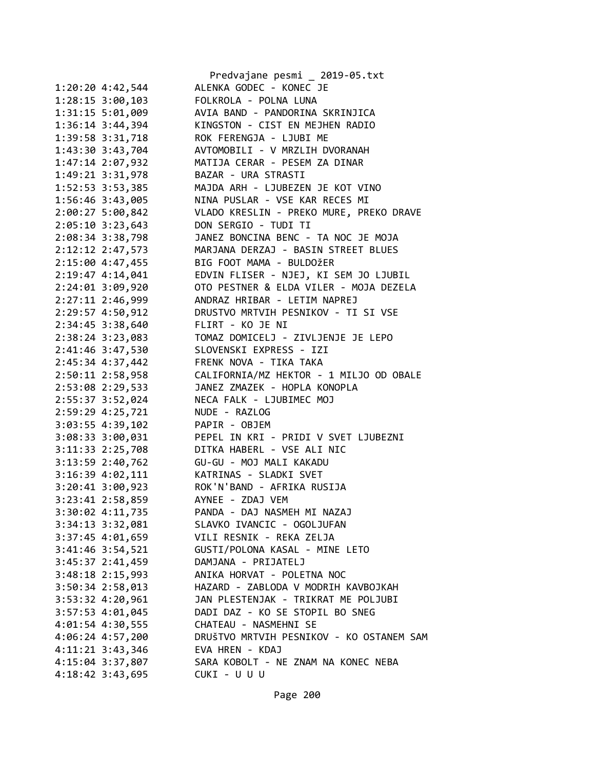Predvajane pesmi _ 2019-05.txt

```
1:20:20 4:42,544        ALENKA GODEC - KONEC JE
1:28:15 3:00,103        FOLKROLA - POLNA LUNA
1:31:15 5:01,009        AVIA BAND - PANDORINA SKRINJICA
1:36:14 3:44,394        KINGSTON - CIST EN MEJHEN RADIO
1:39:58 3:31,718        ROK FERENGJA - LJUBI ME
1:43:30 3:43,704        AVTOMOBILI - V MRZLIH DVORANAH
1:47:14 2:07,932        MATIJA CERAR - PESEM ZA DINAR
1:49:21 3:31,978        BAZAR - URA STRASTI
1:52:53 3:53,385        MAJDA ARH - LJUBEZEN JE KOT VINO
1:56:46 3:43,005        NINA PUSLAR - VSE KAR RECES MI
2:00:27 5:00,842        VLADO KRESLIN - PREKO MURE, PREKO DRAVE
2:05:10 3:23,643        DON SERGIO - TUDI TI
2:08:34 3:38,798        JANEZ BONCINA BENC - TA NOC JE MOJA
2:12:12 2:47,573        MARJANA DERZAJ - BASIN STREET BLUES
2:15:00 4:47,455        BIG FOOT MAMA - BULDOžER
2:19:47 4:14,041        EDVIN FLISER - NJEJ, KI SEM JO LJUBIL
2:24:01 3:09,920        OTO PESTNER & ELDA VILER - MOJA DEZELA
2:27:11 2:46,999        ANDRAZ HRIBAR - LETIM NAPREJ
2:29:57 4:50,912        DRUSTVO MRTVIH PESNIKOV - TI SI VSE
2:34:45 3:38,640        FLIRT - KO JE NI
2:38:24 3:23,083        TOMAZ DOMICELJ - ZIVLJENJE JE LEPO
2:41:46 3:47,530        SLOVENSKI EXPRESS - IZI
2:45:34 4:37,442        FRENK NOVA - TIKA TAKA
2:50:11 2:58,958        CALIFORNIA/MZ HEKTOR - 1 MILJO OD OBALE
2:53:08 2:29,533        JANEZ ZMAZEK - HOPLA KONOPLA
2:55:37 3:52,024        NECA FALK - LJUBIMEC MOJ
2:59:29 4:25,721        NUDE - RAZLOG
3:03:55 4:39,102        PAPIR - OBJEM
3:08:33 3:00,031        PEPEL IN KRI - PRIDI V SVET LJUBEZNI
3:11:33 2:25,708        DITKA HABERL - VSE ALI NIC
3:13:59 2:40,762        GU-GU - MOJ MALI KAKADU
3:16:39 4:02,111        KATRINAS - SLADKI SVET
3:20:41 3:00,923        ROK'N'BAND - AFRIKA RUSIJA
3:23:41 2:58,859        AYNEE - ZDAJ VEM
3:30:02 4:11,735        PANDA - DAJ NASMEH MI NAZAJ
3:34:13 3:32,081        SLAVKO IVANCIC - OGOLJUFAN
3:37:45 4:01,659        VILI RESNIK - REKA ZELJA
3:41:46 3:54,521        GUSTI/POLONA KASAL - MINE LETO
3:45:37 2:41,459        DAMJANA - PRIJATELJ
3:48:18 2:15,993        ANIKA HORVAT - POLETNA NOC
3:50:34 2:58,013        HAZARD - ZABLODA V MODRIH KAVBOJKAH
3:53:32 4:20,961        JAN PLESTENJAK - TRIKRAT ME POLJUBI
3:57:53 4:01,045        DADI DAZ - KO SE STOPIL BO SNEG
4:01:54 4:30,555        CHATEAU - NASMEHNI SE
4:06:24 4:57,200        DRUšTVO MRTVIH PESNIKOV - KO OSTANEM SAM
4:11:21 3:43,346        EVA HREN - KDAJ
4:15:04 3:37,807        SARA KOBOLT - NE ZNAM NA KONEC NEBA
4:18:42 3:43,695        CUKI - U U U
```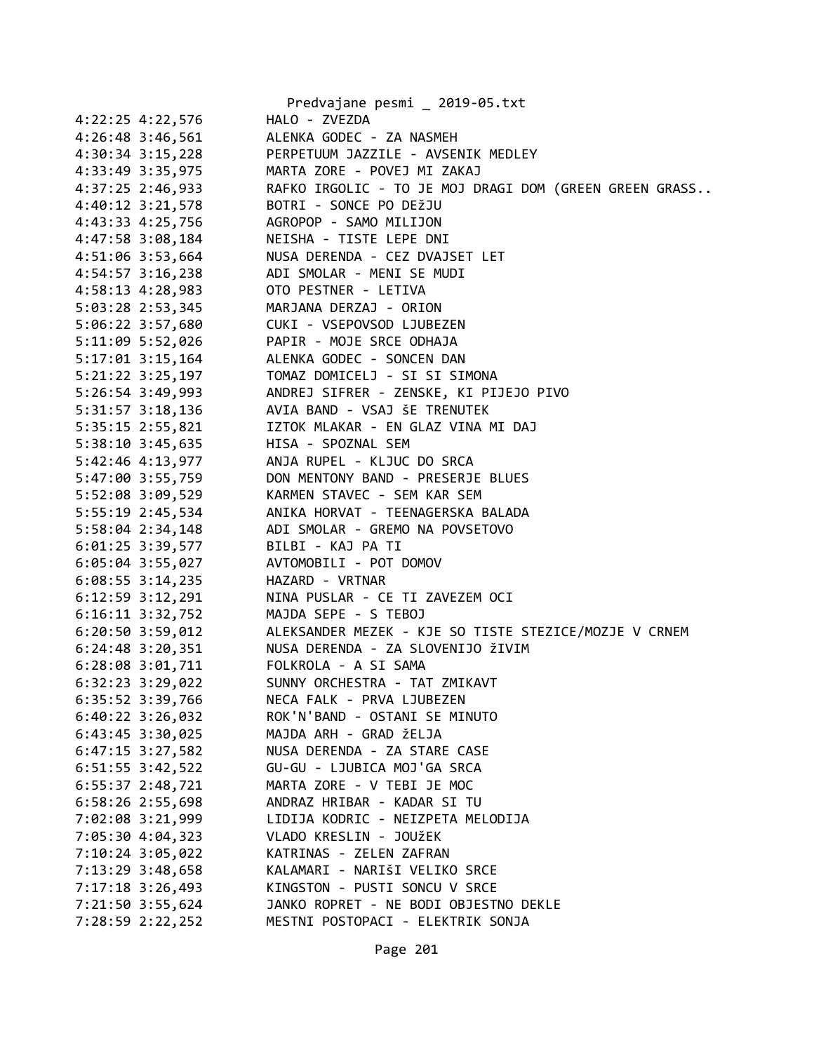```
4:22:25 4:22,576        HALO - ZVEZDA
4:26:48 3:46,561        ALENKA GODEC - ZA NASMEH
4:30:34 3:15,228        PERPETUUM JAZZILE - AVSENIK MEDLEY
4:33:49 3:35,975        MARTA ZORE - POVEJ MI ZAKAJ
4:37:25 2:46,933        RAFKO IRGOLIC - TO JE MOJ DRAGI DOM (GREEN GREEN GRASS..
4:40:12 3:21,578        BOTRI - SONCE PO DEžJU
4:43:33 4:25,756        AGROPOP - SAMO MILIJON
4:47:58 3:08,184        NEISHA - TISTE LEPE DNI
4:51:06 3:53,664        NUSA DERENDA - CEZ DVAJSET LET
4:54:57 3:16,238        ADI SMOLAR - MENI SE MUDI
4:58:13 4:28,983        OTO PESTNER - LETIVA
5:03:28 2:53,345        MARJANA DERZAJ - ORION
5:06:22 3:57,680        CUKI - VSEPOVSOD LJUBEZEN
5:11:09 5:52,026        PAPIR - MOJE SRCE ODHAJA
5:17:01 3:15,164        ALENKA GODEC - SONCEN DAN
5:21:22 3:25,197        TOMAZ DOMICELJ - SI SI SIMONA
5:26:54 3:49,993        ANDREJ SIFRER - ZENSKE, KI PIJEJO PIVO
5:31:57 3:18,136        AVIA BAND - VSAJ ŠE TRENUTEK
5:35:15 2:55,821        IZTOK MLAKAR - EN GLAZ VINA MI DAJ
5:38:10 3:45,635        HISA - SPOZNAL SEM
5:42:46 4:13,977        ANJA RUPEL - KLJUC DO SRCA
5:47:00 3:55,759        DON MENTONY BAND - PRESERJE BLUES
5:52:08 3:09,529        KARMEN STAVEC - SEM KAR SEM
5:55:19 2:45,534        ANIKA HORVAT - TEENAGERSKA BALADA
5:58:04 2:34,148        ADI SMOLAR - GREMO NA POVSETOVO
6:01:25 3:39,577        BILBI - KAJ PA TI
6:05:04 3:55,027        AVTOMOBILI - POT DOMOV
6:08:55 3:14,235        HAZARD - VRTNAR
6:12:59 3:12,291        NINA PUSLAR - CE TI ZAVEZEM OCI
6:16:11 3:32,752        MAJDA SEPE - S TEBOJ
6:20:50 3:59,012        ALEKSANDER MEZEK - KJE SO TISTE STEZICE/MOZJE V CRNEM
6:24:48 3:20,351        NUSA DERENDA - ZA SLOVENIJO žIVIM
6:28:08 3:01,711        FOLKROLA - A SI SAMA
6:32:23 3:29,022        SUNNY ORCHESTRA - TAT ZMIKAVT
6:35:52 3:39,766        NECA FALK - PRVA LJUBEZEN
6:40:22 3:26,032        ROK'N'BAND - OSTANI SE MINUTO
6:43:45 3:30,025        MAJDA ARH - GRAD žELJA
6:47:15 3:27,582        NUSA DERENDA - ZA STARE CASE
6:51:55 3:42,522        GU-GU - LJUBICA MOJ'GA SRCA
6:55:37 2:48,721        MARTA ZORE - V TEBI JE MOC
6:58:26 2:55,698        ANDRAZ HRIBAR - KADAR SI TU
7:02:08 3:21,999        LIDIJA KODRIC - NEIZPETA MELODIJA
7:05:30 4:04,323        VLADO KRESLIN - JOUžEK
7:10:24 3:05,022        KATRINAS - ZELEN ZAFRAN
7:13:29 3:48,658        KALAMARI - NARIŠI VELIKO SRCE
7:17:18 3:26,493        KINGSTON - PUSTI SONCU V SRCE
7:21:50 3:55,624        JANKO ROPRET - NE BODI OBJESTNO DEKLE
7:28:59 2:22,252        MESTNI POSTOPACI - ELEKTRIK SONJA
```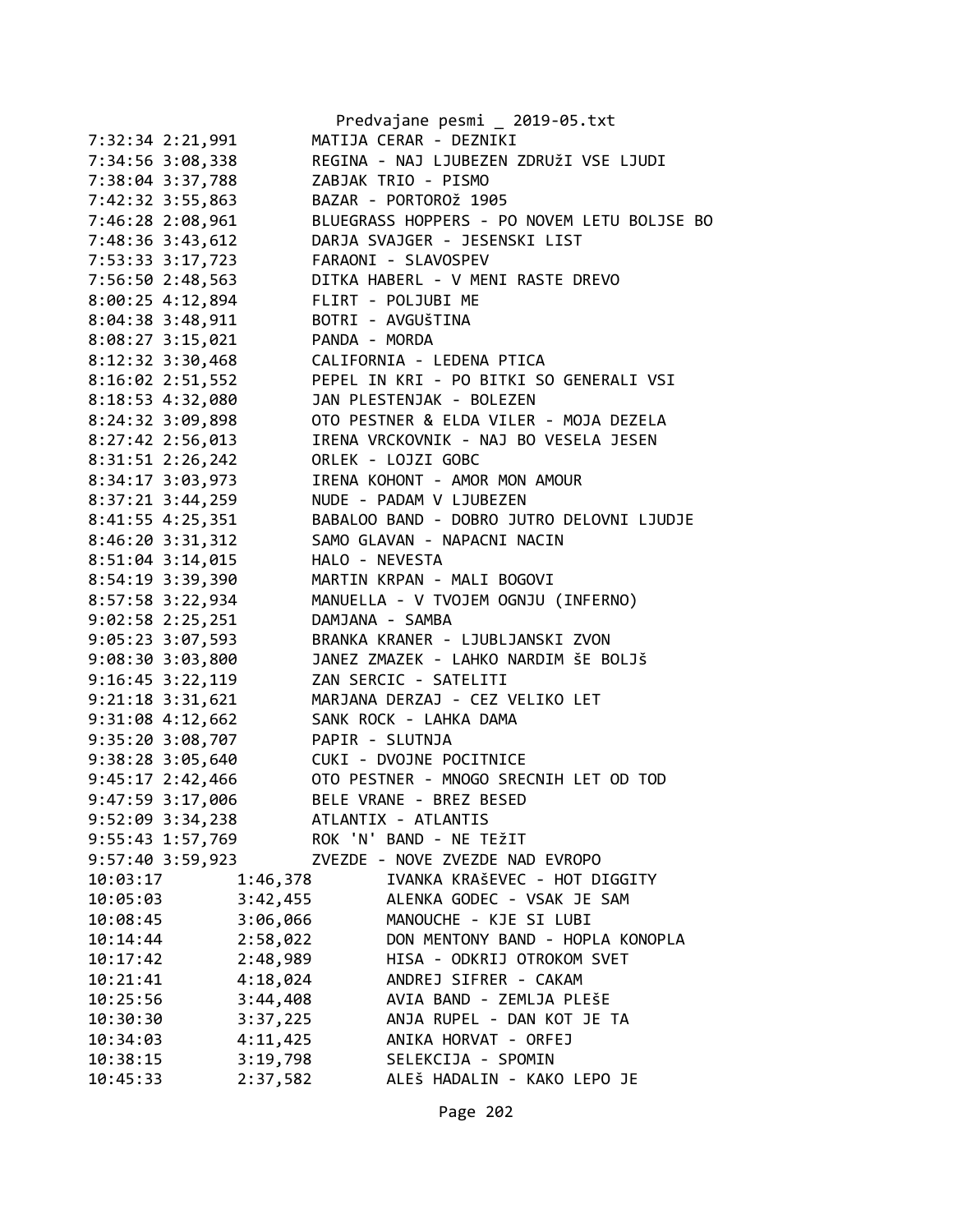```
7:32:34 2:21,991        MATIJA CERAR - DEZNIKI
7:34:56 3:08,338        REGINA - NAJ LJUBEZEN ZDRUžI VSE LJUDI
7:38:04 3:37,788        ZABJAK TRIO - PISMO
7:42:32 3:55,863        BAZAR - PORTOROž 1905
7:46:28 2:08,961        BLUEGRASS HOPPERS - PO NOVEM LETU BOLJSE BO
7:48:36 3:43,612        DARJA SVAJGER - JESENSKI LIST
7:53:33 3:17,723        FARAONI - SLAVOSPEV
7:56:50 2:48,563        DITKA HABERL - V MENI RASTE DREVO
8:00:25 4:12,894        FLIRT - POLJUBI ME
8:04:38 3:48,911        BOTRI - AVGUšTINA
8:08:27 3:15,021        PANDA - MORDA
8:12:32 3:30,468        CALIFORNIA - LEDENA PTICA
8:16:02 2:51,552        PEPEL IN KRI - PO BITKI SO GENERALI VSI
8:18:53 4:32,080        JAN PLESTENJAK - BOLEZEN
8:24:32 3:09,898        OTO PESTNER & ELDA VILER - MOJA DEZELA
8:27:42 2:56,013        IRENA VRCKOVNIK - NAJ BO VESELA JESEN
8:31:51 2:26,242        ORLEK - LOJZI GOBC
8:34:17 3:03,973        IRENA KOHONT - AMOR MON AMOUR
8:37:21 3:44,259        NUDE - PADAM V LJUBEZEN
8:41:55 4:25,351        BABALOO BAND - DOBRO JUTRO DELOVNI LJUDJE
8:46:20 3:31,312        SAMO GLAVAN - NAPACNI NACIN
8:51:04 3:14,015        HALO - NEVESTA
8:54:19 3:39,390        MARTIN KRPAN - MALI BOGOVI
8:57:58 3:22,934        MANUELLA - V TVOJEM OGNJU (INFERNO)
9:02:58 2:25,251        DAMJANA - SAMBA
9:05:23 3:07,593        BRANKA KRANER - LJUBLJANSKI ZVON
9:08:30 3:03,800        JANEZ ZMAZEK - LAHKO NARDIM šE BOLJš
9:16:45 3:22,119        ZAN SERCIC - SATELITI
9:21:18 3:31,621        MARJANA DERZAJ - CEZ VELIKO LET
9:31:08 4:12,662        SANK ROCK - LAHKA DAMA
9:35:20 3:08,707        PAPIR - SLUTNJA
9:38:28 3:05,640        CUKI - DVOJNE POCITNICE
9:45:17 2:42,466        OTO PESTNER - MNOGO SRECNIH LET OD TOD
9:47:59 3:17,006        BELE VRANE - BREZ BESED
9:52:09 3:34,238        ATLANTIX - ATLANTIS
9:55:43 1:57,769        ROK 'N' BAND - NE TEžIT
9:57:40 3:59,923        ZVEZDE - NOVE ZVEZDE NAD EVROPO
10:03:17        1:46,378        IVANKA KRAšEVEC - HOT DIGGITY
10:05:03        3:42,455        ALENKA GODEC - VSAK JE SAM
10:08:45        3:06,066        MANOUCHE - KJE SI LUBI
10:14:44        2:58,022        DON MENTONY BAND - HOPLA KONOPLA
10:17:42        2:48,989        HISA - ODKRIJ OTROKOM SVET
10:21:41        4:18,024        ANDREJ SIFRER - CAKAM
10:25:56        3:44,408        AVIA BAND - ZEMLJA PLEšE
10:30:30        3:37,225        ANJA RUPEL - DAN KOT JE TA
10:34:03        4:11,425        ANIKA HORVAT - ORFEJ
10:38:15        3:19,798        SELEKCIJA - SPOMIN
10:45:33        2:37,582        ALEš HADALIN - KAKO LEPO JE
```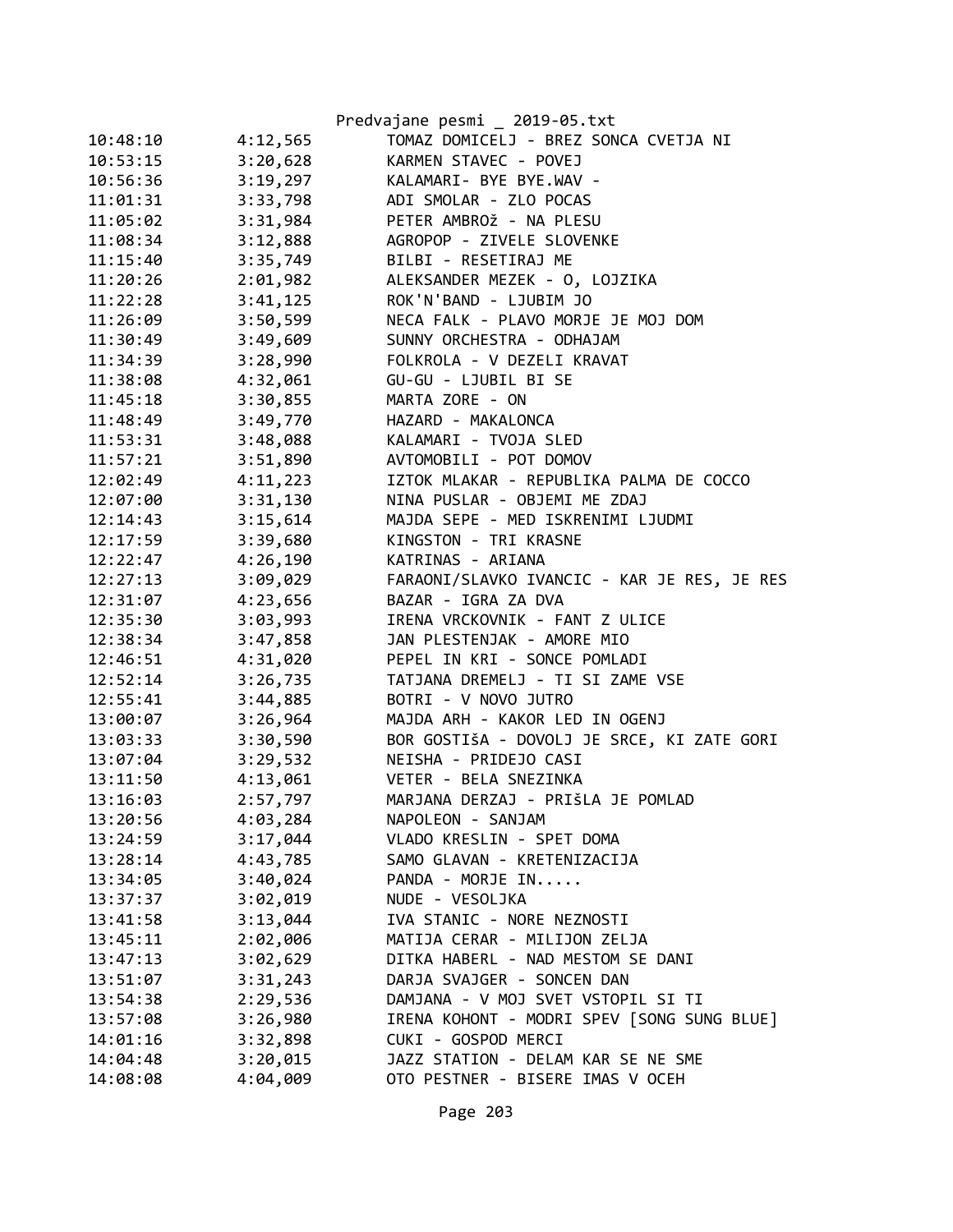| | | |
|---|---|---|
| 10:48:10 | 4:12,565 | TOMAZ DOMICELJ - BREZ SONCA CVETJA NI |
| 10:53:15 | 3:20,628 | KARMEN STAVEC - POVEJ |
| 10:56:36 | 3:19,297 | KALAMARI- BYE BYE.WAV - |
| 11:01:31 | 3:33,798 | ADI SMOLAR - ZLO POCAS |
| 11:05:02 | 3:31,984 | PETER AMBROž - NA PLESU |
| 11:08:34 | 3:12,888 | AGROPOP - ZIVELE SLOVENKE |
| 11:15:40 | 3:35,749 | BILBI - RESETIRAJ ME |
| 11:20:26 | 2:01,982 | ALEKSANDER MEZEK - O, LOJZIKA |
| 11:22:28 | 3:41,125 | ROK'N'BAND - LJUBIM JO |
| 11:26:09 | 3:50,599 | NECA FALK - PLAVO MORJE JE MOJ DOM |
| 11:30:49 | 3:49,609 | SUNNY ORCHESTRA - ODHAJAM |
| 11:34:39 | 3:28,990 | FOLKROLA - V DEZELI KRAVAT |
| 11:38:08 | 4:32,061 | GU-GU - LJUBIL BI SE |
| 11:45:18 | 3:30,855 | MARTA ZORE - ON |
| 11:48:49 | 3:49,770 | HAZARD - MAKALONCA |
| 11:53:31 | 3:48,088 | KALAMARI - TVOJA SLED |
| 11:57:21 | 3:51,890 | AVTOMOBILI - POT DOMOV |
| 12:02:49 | 4:11,223 | IZTOK MLAKAR - REPUBLIKA PALMA DE COCCO |
| 12:07:00 | 3:31,130 | NINA PUSLAR - OBJEMI ME ZDAJ |
| 12:14:43 | 3:15,614 | MAJDA SEPE - MED ISKRENIMI LJUDMI |
| 12:17:59 | 3:39,680 | KINGSTON - TRI KRASNE |
| 12:22:47 | 4:26,190 | KATRINAS - ARIANA |
| 12:27:13 | 3:09,029 | FARAONI/SLAVKO IVANCIC - KAR JE RES, JE RES |
| 12:31:07 | 4:23,656 | BAZAR - IGRA ZA DVA |
| 12:35:30 | 3:03,993 | IRENA VRCKOVNIK - FANT Z ULICE |
| 12:38:34 | 3:47,858 | JAN PLESTENJAK - AMORE MIO |
| 12:46:51 | 4:31,020 | PEPEL IN KRI - SONCE POMLADI |
| 12:52:14 | 3:26,735 | TATJANA DREMELJ - TI SI ZAME VSE |
| 12:55:41 | 3:44,885 | BOTRI - V NOVO JUTRO |
| 13:00:07 | 3:26,964 | MAJDA ARH - KAKOR LED IN OGENJ |
| 13:03:33 | 3:30,590 | BOR GOSTIšA - DOVOLJ JE SRCE, KI ZATE GORI |
| 13:07:04 | 3:29,532 | NEISHA - PRIDEJO CASI |
| 13:11:50 | 4:13,061 | VETER - BELA SNEZINKA |
| 13:16:03 | 2:57,797 | MARJANA DERZAJ - PRIšLA JE POMLAD |
| 13:20:56 | 4:03,284 | NAPOLEON - SANJAM |
| 13:24:59 | 3:17,044 | VLADO KRESLIN - SPET DOMA |
| 13:28:14 | 4:43,785 | SAMO GLAVAN - KRETENIZACIJA |
| 13:34:05 | 3:40,024 | PANDA - MORJE IN..... |
| 13:37:37 | 3:02,019 | NUDE - VESOLJKA |
| 13:41:58 | 3:13,044 | IVA STANIC - NORE NEZNOSTI |
| 13:45:11 | 2:02,006 | MATIJA CERAR - MILIJON ZELJA |
| 13:47:13 | 3:02,629 | DITKA HABERL - NAD MESTOM SE DANI |
| 13:51:07 | 3:31,243 | DARJA SVAJGER - SONCEN DAN |
| 13:54:38 | 2:29,536 | DAMJANA - V MOJ SVET VSTOPIL SI TI |
| 13:57:08 | 3:26,980 | IRENA KOHONT - MODRI SPEV [SONG SUNG BLUE] |
| 14:01:16 | 3:32,898 | CUKI - GOSPOD MERCI |
| 14:04:48 | 3:20,015 | JAZZ STATION - DELAM KAR SE NE SME |
| 14:08:08 | 4:04,009 | OTO PESTNER - BISERE IMAS V OCEH |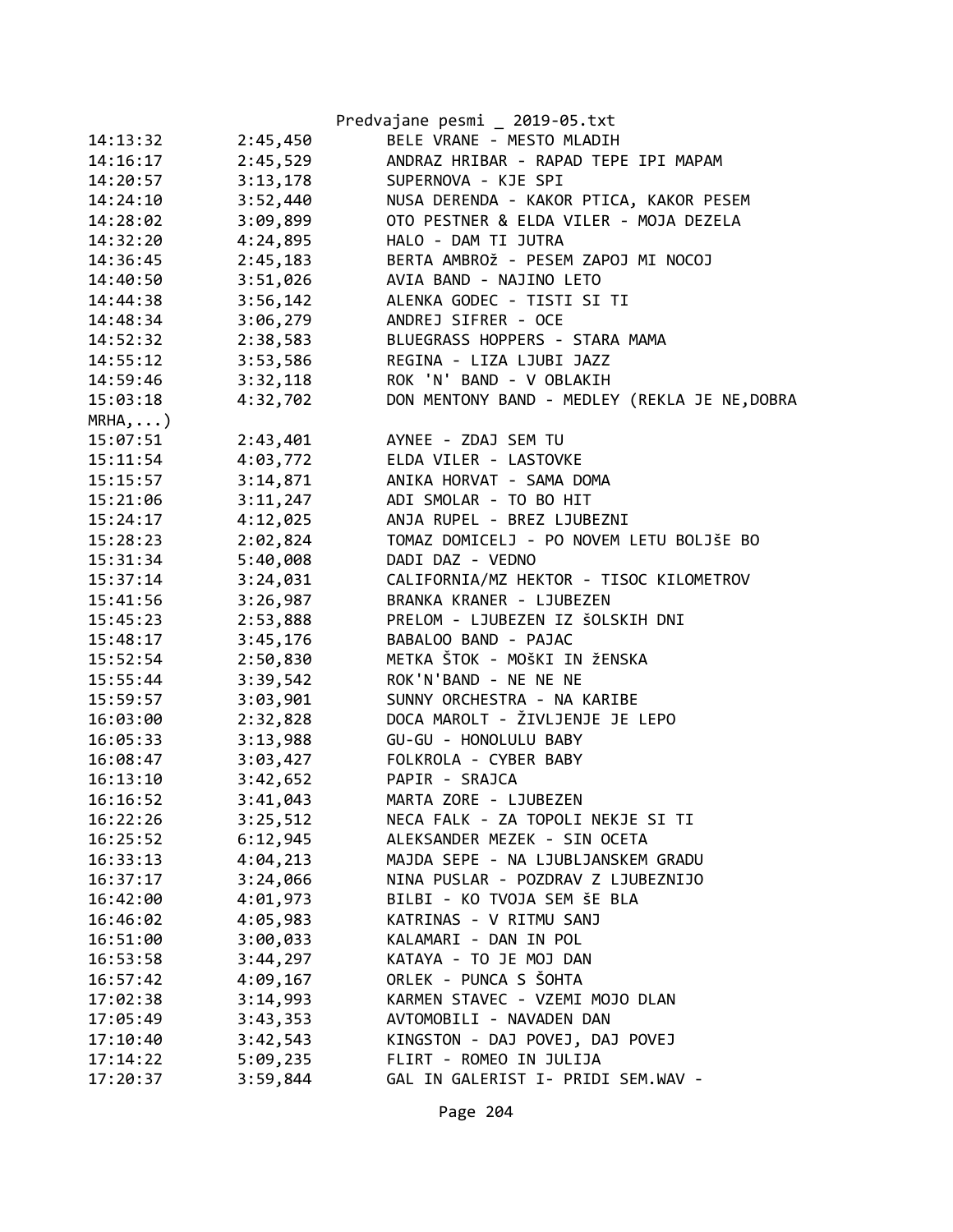Predvajane pesmi _ 2019-05.txt

```
14:13:32        2:45,450        BELE VRANE - MESTO MLADIH
14:16:17        2:45,529        ANDRAZ HRIBAR - RAPAD TEPE IPI MAPAM
14:20:57        3:13,178        SUPERNOVA - KJE SPI
14:24:10        3:52,440        NUSA DERENDA - KAKOR PTICA, KAKOR PESEM
14:28:02        3:09,899        OTO PESTNER & ELDA VILER - MOJA DEZELA
14:32:20        4:24,895        HALO - DAM TI JUTRA
14:36:45        2:45,183        BERTA AMBROž - PESEM ZAPOJ MI NOCOJ
14:40:50        3:51,026        AVIA BAND - NAJINO LETO
14:44:38        3:56,142        ALENKA GODEC - TISTI SI TI
14:48:34        3:06,279        ANDREJ SIFRER - OCE
14:52:32        2:38,583        BLUEGRASS HOPPERS - STARA MAMA
14:55:12        3:53,586        REGINA - LIZA LJUBI JAZZ
14:59:46        3:32,118        ROK 'N' BAND - V OBLAKIH
15:03:18        4:32,702        DON MENTONY BAND - MEDLEY (REKLA JE NE,DOBRA
MRHA,...)
15:07:51        2:43,401        AYNEE - ZDAJ SEM TU
15:11:54        4:03,772        ELDA VILER - LASTOVKE
15:15:57        3:14,871        ANIKA HORVAT - SAMA DOMA
15:21:06        3:11,247        ADI SMOLAR - TO BO HIT
15:24:17        4:12,025        ANJA RUPEL - BREZ LJUBEZNI
15:28:23        2:02,824        TOMAZ DOMICELJ - PO NOVEM LETU BOLJŠE BO
15:31:34        5:40,008        DADI DAZ - VEDNO
15:37:14        3:24,031        CALIFORNIA/MZ HEKTOR - TISOC KILOMETROV
15:41:56        3:26,987        BRANKA KRANER - LJUBEZEN
15:45:23        2:53,888        PRELOM - LJUBEZEN IZ ŠOLSKIH DNI
15:48:17        3:45,176        BABALOO BAND - PAJAC
15:52:54        2:50,830        METKA ŠTOK - MOŠKI IN ŽENSKA
15:55:44        3:39,542        ROK'N'BAND - NE NE NE
15:59:57        3:03,901        SUNNY ORCHESTRA - NA KARIBE
16:03:00        2:32,828        DOCA MAROLT - ŽIVLJENJE JE LEPO
16:05:33        3:13,988        GU-GU - HONOLULU BABY
16:08:47        3:03,427        FOLKROLA - CYBER BABY
16:13:10        3:42,652        PAPIR - SRAJCA
16:16:52        3:41,043        MARTA ZORE - LJUBEZEN
16:22:26        3:25,512        NECA FALK - ZA TOPOLI NEKJE SI TI
16:25:52        6:12,945        ALEKSANDER MEZEK - SIN OCETA
16:33:13        4:04,213        MAJDA SEPE - NA LJUBLJANSKEM GRADU
16:37:17        3:24,066        NINA PUSLAR - POZDRAV Z LJUBEZNIJO
16:42:00        4:01,973        BILBI - KO TVOJA SEM ŠE BLA
16:46:02        4:05,983        KATRINAS - V RITMU SANJ
16:51:00        3:00,033        KALAMARI - DAN IN POL
16:53:58        3:44,297        KATAYA - TO JE MOJ DAN
16:57:42        4:09,167        ORLEK - PUNCA S ŠOHTA
17:02:38        3:14,993        KARMEN STAVEC - VZEMI MOJO DLAN
17:05:49        3:43,353        AVTOMOBILI - NAVADEN DAN
17:10:40        3:42,543        KINGSTON - DAJ POVEJ, DAJ POVEJ
17:14:22        5:09,235        FLIRT - ROMEO IN JULIJA
17:20:37        3:59,844        GAL IN GALERIST I- PRIDI SEM.WAV -
```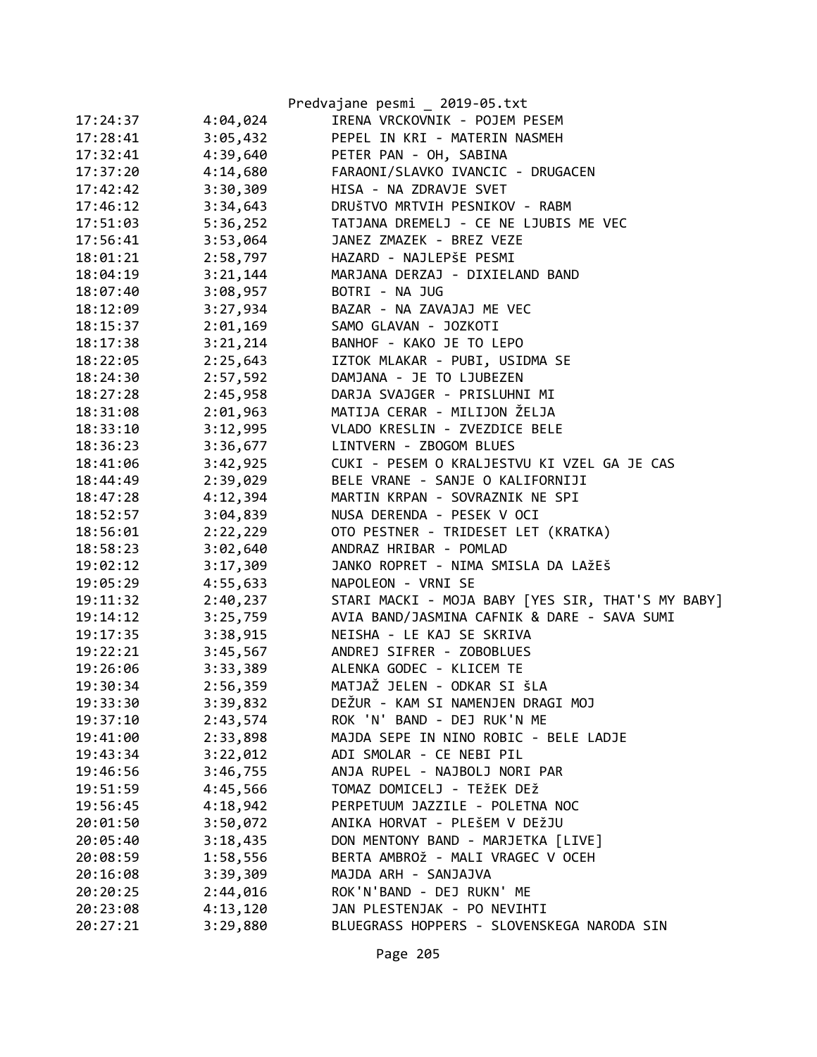Predvajane pesmi _ 2019-05.txt

| | | |
|---|---|---|
| 17:24:37 | 4:04,024 | IRENA VRCKOVNIK - POJEM PESEM |
| 17:28:41 | 3:05,432 | PEPEL IN KRI - MATERIN NASMEH |
| 17:32:41 | 4:39,640 | PETER PAN - OH, SABINA |
| 17:37:20 | 4:14,680 | FARAONI/SLAVKO IVANCIC - DRUGACEN |
| 17:42:42 | 3:30,309 | HISA - NA ZDRAVJE SVET |
| 17:46:12 | 3:34,643 | DRUŠTVO MRTVIH PESNIKOV - RABM |
| 17:51:03 | 5:36,252 | TATJANA DREMELJ - CE NE LJUBIS ME VEC |
| 17:56:41 | 3:53,064 | JANEZ ZMAZEK - BREZ VEZE |
| 18:01:21 | 2:58,797 | HAZARD - NAJLEPŠE PESMI |
| 18:04:19 | 3:21,144 | MARJANA DERZAJ - DIXIELAND BAND |
| 18:07:40 | 3:08,957 | BOTRI - NA JUG |
| 18:12:09 | 3:27,934 | BAZAR - NA ZAVAJAJ ME VEC |
| 18:15:37 | 2:01,169 | SAMO GLAVAN - JOZKOTI |
| 18:17:38 | 3:21,214 | BANHOF - KAKO JE TO LEPO |
| 18:22:05 | 2:25,643 | IZTOK MLAKAR - PUBI, USIDMA SE |
| 18:24:30 | 2:57,592 | DAMJANA - JE TO LJUBEZEN |
| 18:27:28 | 2:45,958 | DARJA SVAJGER - PRISLUHNI MI |
| 18:31:08 | 2:01,963 | MATIJA CERAR - MILIJON ŽELJA |
| 18:33:10 | 3:12,995 | VLADO KRESLIN - ZVEZDICE BELE |
| 18:36:23 | 3:36,677 | LINTVERN - ZBOGOM BLUES |
| 18:41:06 | 3:42,925 | CUKI - PESEM O KRALJESTVU KI VZEL GA JE CAS |
| 18:44:49 | 2:39,029 | BELE VRANE - SANJE O KALIFORNIJI |
| 18:47:28 | 4:12,394 | MARTIN KRPAN - SOVRAZNIK NE SPI |
| 18:52:57 | 3:04,839 | NUSA DERENDA - PESEK V OCI |
| 18:56:01 | 2:22,229 | OTO PESTNER - TRIDESET LET (KRATKA) |
| 18:58:23 | 3:02,640 | ANDRAZ HRIBAR - POMLAD |
| 19:02:12 | 3:17,309 | JANKO ROPRET - NIMA SMISLA DA LAŽEŠ |
| 19:05:29 | 4:55,633 | NAPOLEON - VRNI SE |
| 19:11:32 | 2:40,237 | STARI MACKI - MOJA BABY [YES SIR, THAT'S MY BABY] |
| 19:14:12 | 3:25,759 | AVIA BAND/JASMINA CAFNIK & DARE - SAVA SUMI |
| 19:17:35 | 3:38,915 | NEISHA - LE KAJ SE SKRIVA |
| 19:22:21 | 3:45,567 | ANDREJ SIFRER - ZOBOBLUES |
| 19:26:06 | 3:33,389 | ALENKA GODEC - KLICEM TE |
| 19:30:34 | 2:56,359 | MATJAŽ JELEN - ODKAR SI ŠLA |
| 19:33:30 | 3:39,832 | DEŽUR - KAM SI NAMENJEN DRAGI MOJ |
| 19:37:10 | 2:43,574 | ROK 'N' BAND - DEJ RUK'N ME |
| 19:41:00 | 2:33,898 | MAJDA SEPE IN NINO ROBIC - BELE LADJE |
| 19:43:34 | 3:22,012 | ADI SMOLAR - CE NEBI PIL |
| 19:46:56 | 3:46,755 | ANJA RUPEL - NAJBOLJ NORI PAR |
| 19:51:59 | 4:45,566 | TOMAZ DOMICELJ - TEŽEK DEŽ |
| 19:56:45 | 4:18,942 | PERPETUUM JAZZILE - POLETNA NOC |
| 20:01:50 | 3:50,072 | ANIKA HORVAT - PLEŠEM V DEŽJU |
| 20:05:40 | 3:18,435 | DON MENTONY BAND - MARJETKA [LIVE] |
| 20:08:59 | 1:58,556 | BERTA AMBROž - MALI VRAGEC V OCEH |
| 20:16:08 | 3:39,309 | MAJDA ARH - SANJAJVA |
| 20:20:25 | 2:44,016 | ROK'N'BAND - DEJ RUKN' ME |
| 20:23:08 | 4:13,120 | JAN PLESTENJAK - PO NEVIHTI |
| 20:27:21 | 3:29,880 | BLUEGRASS HOPPERS - SLOVENSKEGA NARODA SIN |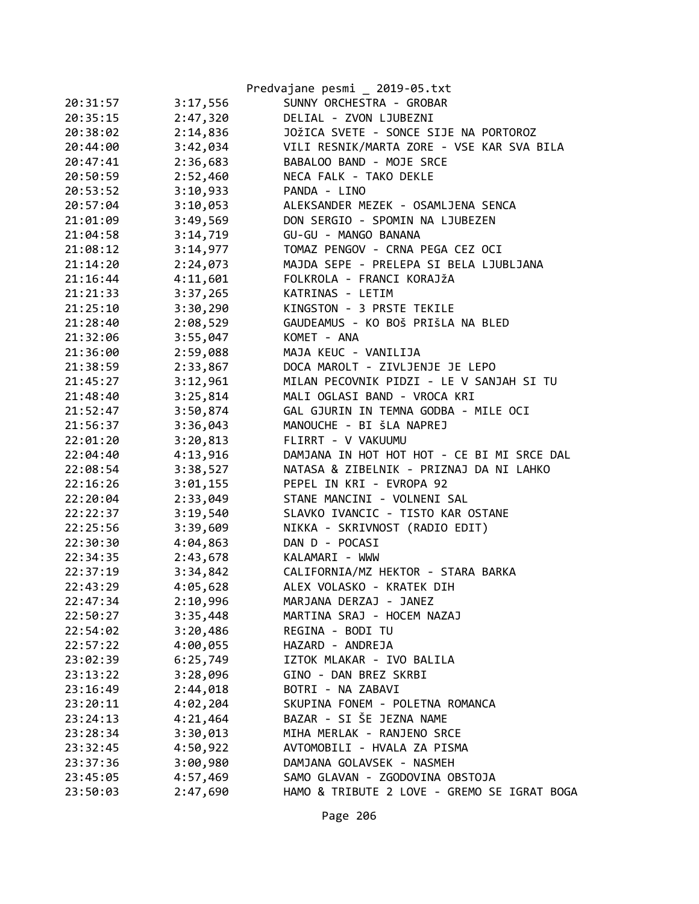Predvajane pesmi _ 2019-05.txt

| | | |
|---|---|---|
| 20:31:57 | 3:17,556 | SUNNY ORCHESTRA - GROBAR |
| 20:35:15 | 2:47,320 | DELIAL - ZVON LJUBEZNI |
| 20:38:02 | 2:14,836 | JOžICA SVETE - SONCE SIJE NA PORTOROZ |
| 20:44:00 | 3:42,034 | VILI RESNIK/MARTA ZORE - VSE KAR SVA BILA |
| 20:47:41 | 2:36,683 | BABALOO BAND - MOJE SRCE |
| 20:50:59 | 2:52,460 | NECA FALK - TAKO DEKLE |
| 20:53:52 | 3:10,933 | PANDA - LINO |
| 20:57:04 | 3:10,053 | ALEKSANDER MEZEK - OSAMLJENA SENCA |
| 21:01:09 | 3:49,569 | DON SERGIO - SPOMIN NA LJUBEZEN |
| 21:04:58 | 3:14,719 | GU-GU - MANGO BANANA |
| 21:08:12 | 3:14,977 | TOMAZ PENGOV - CRNA PEGA CEZ OCI |
| 21:14:20 | 2:24,073 | MAJDA SEPE - PRELEPA SI BELA LJUBLJANA |
| 21:16:44 | 4:11,601 | FOLKROLA - FRANCI KORAJžA |
| 21:21:33 | 3:37,265 | KATRINAS - LETIM |
| 21:25:10 | 3:30,290 | KINGSTON - 3 PRSTE TEKILE |
| 21:28:40 | 2:08,529 | GAUDEAMUS - KO BOš PRIšLA NA BLED |
| 21:32:06 | 3:55,047 | KOMET - ANA |
| 21:36:00 | 2:59,088 | MAJA KEUC - VANILIJA |
| 21:38:59 | 2:33,867 | DOCA MAROLT - ZIVLJENJE JE LEPO |
| 21:45:27 | 3:12,961 | MILAN PECOVNIK PIDZI - LE V SANJAH SI TU |
| 21:48:40 | 3:25,814 | MALI OGLASI BAND - VROCA KRI |
| 21:52:47 | 3:50,874 | GAL GJURIN IN TEMNA GODBA - MILE OCI |
| 21:56:37 | 3:36,043 | MANOUCHE - BI šLA NAPREJ |
| 22:01:20 | 3:20,813 | FLIRRT - V VAKUUMU |
| 22:04:40 | 4:13,916 | DAMJANA IN HOT HOT HOT - CE BI MI SRCE DAL |
| 22:08:54 | 3:38,527 | NATASA & ZIBELNIK - PRIZNAJ DA NI LAHKO |
| 22:16:26 | 3:01,155 | PEPEL IN KRI - EVROPA 92 |
| 22:20:04 | 2:33,049 | STANE MANCINI - VOLNENI SAL |
| 22:22:37 | 3:19,540 | SLAVKO IVANCIC - TISTO KAR OSTANE |
| 22:25:56 | 3:39,609 | NIKKA - SKRIVNOST (RADIO EDIT) |
| 22:30:30 | 4:04,863 | DAN D - POCASI |
| 22:34:35 | 2:43,678 | KALAMARI - WWW |
| 22:37:19 | 3:34,842 | CALIFORNIA/MZ HEKTOR - STARA BARKA |
| 22:43:29 | 4:05,628 | ALEX VOLASKO - KRATEK DIH |
| 22:47:34 | 2:10,996 | MARJANA DERZAJ - JANEZ |
| 22:50:27 | 3:35,448 | MARTINA SRAJ - HOCEM NAZAJ |
| 22:54:02 | 3:20,486 | REGINA - BODI TU |
| 22:57:22 | 4:00,055 | HAZARD - ANDREJA |
| 23:02:39 | 6:25,749 | IZTOK MLAKAR - IVO BALILA |
| 23:13:22 | 3:28,096 | GINO - DAN BREZ SKRBI |
| 23:16:49 | 2:44,018 | BOTRI - NA ZABAVI |
| 23:20:11 | 4:02,204 | SKUPINA FONEM - POLETNA ROMANCA |
| 23:24:13 | 4:21,464 | BAZAR - SI ŠE JEZNA NAME |
| 23:28:34 | 3:30,013 | MIHA MERLAK - RANJENO SRCE |
| 23:32:45 | 4:50,922 | AVTOMOBILI - HVALA ZA PISMA |
| 23:37:36 | 3:00,980 | DAMJANA GOLAVSEK - NASMEH |
| 23:45:05 | 4:57,469 | SAMO GLAVAN - ZGODOVINA OBSTOJA |
| 23:50:03 | 2:47,690 | HAMO & TRIBUTE 2 LOVE - GREMO SE IGRAT BOGA |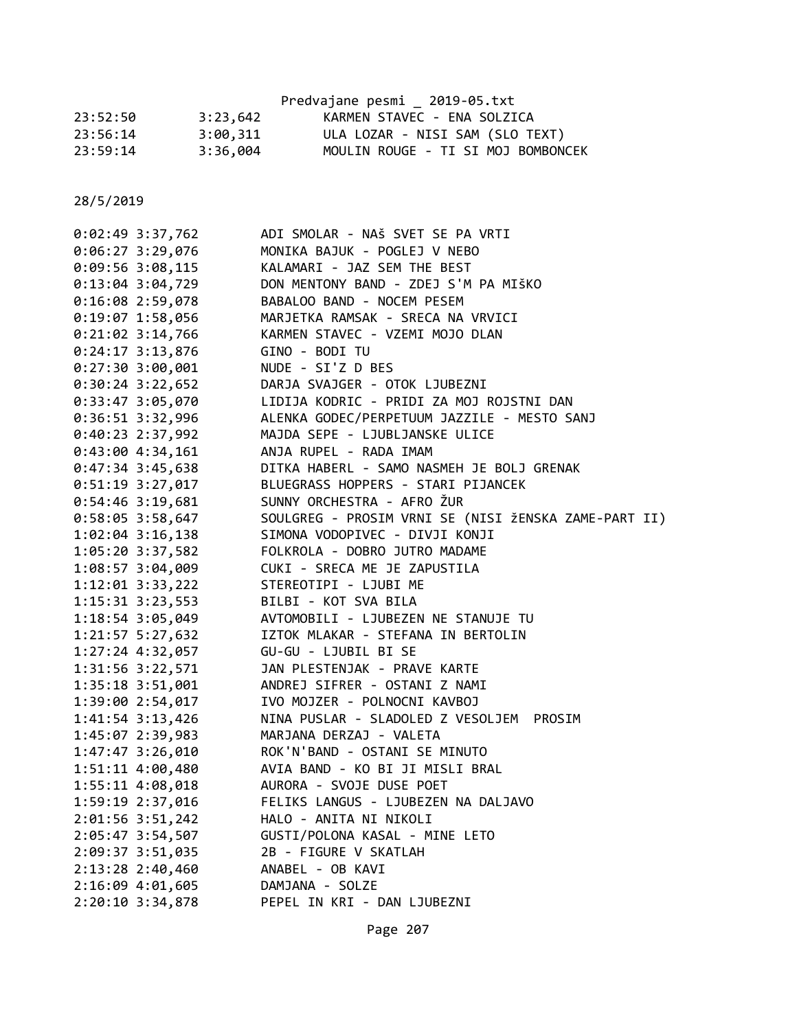| | | |
|---|---|---|
| 23:52:50 | 3:23,642 | KARMEN STAVEC - ENA SOLZICA |
| 23:56:14 | 3:00,311 | ULA LOZAR - NISI SAM (SLO TEXT) |
| 23:59:14 | 3:36,004 | MOULIN ROUGE - TI SI MOJ BOMBONCEK |

28/5/2019

| | | |
|---|---|---|
| 0:02:49 | 3:37,762 | ADI SMOLAR - NAš SVET SE PA VRTI |
| 0:06:27 | 3:29,076 | MONIKA BAJUK - POGLEJ V NEBO |
| 0:09:56 | 3:08,115 | KALAMARI - JAZ SEM THE BEST |
| 0:13:04 | 3:04,729 | DON MENTONY BAND - ZDEJ S'M PA MIŠKO |
| 0:16:08 | 2:59,078 | BABALOO BAND - NOCEM PESEM |
| 0:19:07 | 1:58,056 | MARJETKA RAMSAK - SRECA NA VRVICI |
| 0:21:02 | 3:14,766 | KARMEN STAVEC - VZEMI MOJO DLAN |
| 0:24:17 | 3:13,876 | GINO - BODI TU |
| 0:27:30 | 3:00,001 | NUDE - SI'Z D BES |
| 0:30:24 | 3:22,652 | DARJA SVAJGER - OTOK LJUBEZNI |
| 0:33:47 | 3:05,070 | LIDIJA KODRIC - PRIDI ZA MOJ ROJSTNI DAN |
| 0:36:51 | 3:32,996 | ALENKA GODEC/PERPETUUM JAZZILE - MESTO SANJ |
| 0:40:23 | 2:37,992 | MAJDA SEPE - LJUBLJANSKE ULICE |
| 0:43:00 | 4:34,161 | ANJA RUPEL - RADA IMAM |
| 0:47:34 | 3:45,638 | DITKA HABERL - SAMO NASMEH JE BOLJ GRENAK |
| 0:51:19 | 3:27,017 | BLUEGRASS HOPPERS - STARI PIJANCEK |
| 0:54:46 | 3:19,681 | SUNNY ORCHESTRA - AFRO ŽUR |
| 0:58:05 | 3:58,647 | SOULGREG - PROSIM VRNI SE (NISI žENSKA ZAME-PART II) |
| 1:02:04 | 3:16,138 | SIMONA VODOPIVEC - DIVJI KONJI |
| 1:05:20 | 3:37,582 | FOLKROLA - DOBRO JUTRO MADAME |
| 1:08:57 | 3:04,009 | CUKI - SRECA ME JE ZAPUSTILA |
| 1:12:01 | 3:33,222 | STEREOTIPI - LJUBI ME |
| 1:15:31 | 3:23,553 | BILBI - KOT SVA BILA |
| 1:18:54 | 3:05,049 | AVTOMOBILI - LJUBEZEN NE STANUJE TU |
| 1:21:57 | 5:27,632 | IZTOK MLAKAR - STEFANA IN BERTOLIN |
| 1:27:24 | 4:32,057 | GU-GU - LJUBIL BI SE |
| 1:31:56 | 3:22,571 | JAN PLESTENJAK - PRAVE KARTE |
| 1:35:18 | 3:51,001 | ANDREJ SIFRER - OSTANI Z NAMI |
| 1:39:00 | 2:54,017 | IVO MOJZER - POLNOCNI KAVBOJ |
| 1:41:54 | 3:13,426 | NINA PUSLAR - SLADOLED Z VESOLJEM PROSIM |
| 1:45:07 | 2:39,983 | MARJANA DERZAJ - VALETA |
| 1:47:47 | 3:26,010 | ROK'N'BAND - OSTANI SE MINUTO |
| 1:51:11 | 4:00,480 | AVIA BAND - KO BI JI MISLI BRAL |
| 1:55:11 | 4:08,018 | AURORA - SVOJE DUSE POET |
| 1:59:19 | 2:37,016 | FELIKS LANGUS - LJUBEZEN NA DALJAVO |
| 2:01:56 | 3:51,242 | HALO - ANITA NI NIKOLI |
| 2:05:47 | 3:54,507 | GUSTI/POLONA KASAL - MINE LETO |
| 2:09:37 | 3:51,035 | 2B - FIGURE V SKATLAH |
| 2:13:28 | 2:40,460 | ANABEL - OB KAVI |
| 2:16:09 | 4:01,605 | DAMJANA - SOLZE |
| 2:20:10 | 3:34,878 | PEPEL IN KRI - DAN LJUBEZNI |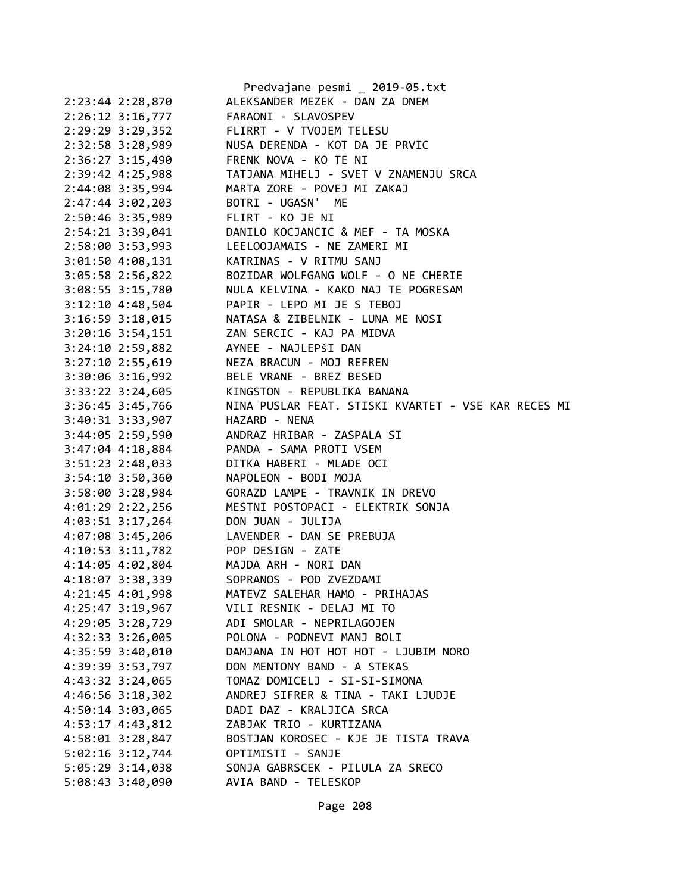```
2:23:44 2:28,870        ALEKSANDER MEZEK - DAN ZA DNEM
2:26:12 3:16,777        FARAONI - SLAVOSPEV
2:29:29 3:29,352        FLIRRT - V TVOJEM TELESU
2:32:58 3:28,989        NUSA DERENDA - KOT DA JE PRVIC
2:36:27 3:15,490        FRENK NOVA - KO TE NI
2:39:42 4:25,988        TATJANA MIHELJ - SVET V ZNAMENJU SRCA
2:44:08 3:35,994        MARTA ZORE - POVEJ MI ZAKAJ
2:47:44 3:02,203        BOTRI - UGASN'  ME
2:50:46 3:35,989        FLIRT - KO JE NI
2:54:21 3:39,041        DANILO KOCJANCIC & MEF - TA MOSKA
2:58:00 3:53,993        LEELOOJAMAIS - NE ZAMERI MI
3:01:50 4:08,131        KATRINAS - V RITMU SANJ
3:05:58 2:56,822        BOZIDAR WOLFGANG WOLF - O NE CHERIE
3:08:55 3:15,780        NULA KELVINA - KAKO NAJ TE POGRESAM
3:12:10 4:48,504        PAPIR - LEPO MI JE S TEBOJ
3:16:59 3:18,015        NATASA & ZIBELNIK - LUNA ME NOSI
3:20:16 3:54,151        ZAN SERCIC - KAJ PA MIDVA
3:24:10 2:59,882        AYNEE - NAJLEPšI DAN
3:27:10 2:55,619        NEZA BRACUN - MOJ REFREN
3:30:06 3:16,992        BELE VRANE - BREZ BESED
3:33:22 3:24,605        KINGSTON - REPUBLIKA BANANA
3:36:45 3:45,766        NINA PUSLAR FEAT. STISKI KVARTET - VSE KAR RECES MI
3:40:31 3:33,907        HAZARD - NENA
3:44:05 2:59,590        ANDRAZ HRIBAR - ZASPALA SI
3:47:04 4:18,884        PANDA - SAMA PROTI VSEM
3:51:23 2:48,033        DITKA HABERI - MLADE OCI
3:54:10 3:50,360        NAPOLEON - BODI MOJA
3:58:00 3:28,984        GORAZD LAMPE - TRAVNIK IN DREVO
4:01:29 2:22,256        MESTNI POSTOPACI - ELEKTRIK SONJA
4:03:51 3:17,264        DON JUAN - JULIJA
4:07:08 3:45,206        LAVENDER - DAN SE PREBUJA
4:10:53 3:11,782        POP DESIGN - ZATE
4:14:05 4:02,804        MAJDA ARH - NORI DAN
4:18:07 3:38,339        SOPRANOS - POD ZVEZDAMI
4:21:45 4:01,998        MATEVZ SALEHAR HAMO - PRIHAJAS
4:25:47 3:19,967        VILI RESNIK - DELAJ MI TO
4:29:05 3:28,729        ADI SMOLAR - NEPRILAGOJEN
4:32:33 3:26,005        POLONA - PODNEVI MANJ BOLI
4:35:59 3:40,010        DAMJANA IN HOT HOT HOT - LJUBIM NORO
4:39:39 3:53,797        DON MENTONY BAND - A STEKAS
4:43:32 3:24,065        TOMAZ DOMICELJ - SI-SI-SIMONA
4:46:56 3:18,302        ANDREJ SIFRER & TINA - TAKI LJUDJE
4:50:14 3:03,065        DADI DAZ - KRALJICA SRCA
4:53:17 4:43,812        ZABJAK TRIO - KURTIZANA
4:58:01 3:28,847        BOSTJAN KOROSEC - KJE JE TISTA TRAVA
5:02:16 3:12,744        OPTIMISTI - SANJE
5:05:29 3:14,038        SONJA GABRSCEK - PILULA ZA SRECO
5:08:43 3:40,090        AVIA BAND - TELESKOP
```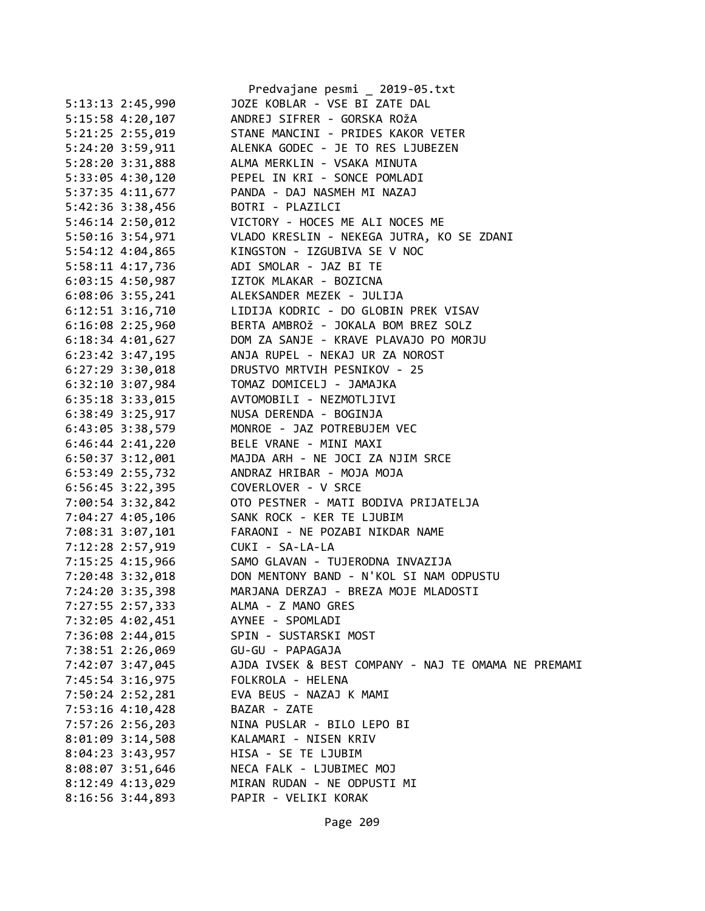```
5:13:13 2:45,990        JOZE KOBLAR - VSE BI ZATE DAL
5:15:58 4:20,107        ANDREJ SIFRER - GORSKA ROžA
5:21:25 2:55,019        STANE MANCINI - PRIDES KAKOR VETER
5:24:20 3:59,911        ALENKA GODEC - JE TO RES LJUBEZEN
5:28:20 3:31,888        ALMA MERKLIN - VSAKA MINUTA
5:33:05 4:30,120        PEPEL IN KRI - SONCE POMLADI
5:37:35 4:11,677        PANDA - DAJ NASMEH MI NAZAJ
5:42:36 3:38,456        BOTRI - PLAZILCI
5:46:14 2:50,012        VICTORY - HOCES ME ALI NOCES ME
5:50:16 3:54,971        VLADO KRESLIN - NEKEGA JUTRA, KO SE ZDANI
5:54:12 4:04,865        KINGSTON - IZGUBIVA SE V NOC
5:58:11 4:17,736        ADI SMOLAR - JAZ BI TE
6:03:15 4:50,987        IZTOK MLAKAR - BOZICNA
6:08:06 3:55,241        ALEKSANDER MEZEK - JULIJA
6:12:51 3:16,710        LIDIJA KODRIC - DO GLOBIN PREK VISAV
6:16:08 2:25,960        BERTA AMBROž - JOKALA BOM BREZ SOLZ
6:18:34 4:01,627        DOM ZA SANJE - KRAVE PLAVAJO PO MORJU
6:23:42 3:47,195        ANJA RUPEL - NEKAJ UR ZA NOROST
6:27:29 3:30,018        DRUSTVO MRTVIH PESNIKOV - 25
6:32:10 3:07,984        TOMAZ DOMICELJ - JAMAJKA
6:35:18 3:33,015        AVTOMOBILI - NEZMOTLJIVI
6:38:49 3:25,917        NUSA DERENDA - BOGINJA
6:43:05 3:38,579        MONROE - JAZ POTREBUJEM VEC
6:46:44 2:41,220        BELE VRANE - MINI MAXI
6:50:37 3:12,001        MAJDA ARH - NE JOCI ZA NJIM SRCE
6:53:49 2:55,732        ANDRAZ HRIBAR - MOJA MOJA
6:56:45 3:22,395        COVERLOVER - V SRCE
7:00:54 3:32,842        OTO PESTNER - MATI BODIVA PRIJATELJA
7:04:27 4:05,106        SANK ROCK - KER TE LJUBIM
7:08:31 3:07,101        FARAONI - NE POZABI NIKDAR NAME
7:12:28 2:57,919        CUKI - SA-LA-LA
7:15:25 4:15,966        SAMO GLAVAN - TUJERODNA INVAZIJA
7:20:48 3:32,018        DON MENTONY BAND - N'KOL SI NAM ODPUSTU
7:24:20 3:35,398        MARJANA DERZAJ - BREZA MOJE MLADOSTI
7:27:55 2:57,333        ALMA - Z MANO GRES
7:32:05 4:02,451        AYNEE - SPOMLADI
7:36:08 2:44,015        SPIN - SUSTARSKI MOST
7:38:51 2:26,069        GU-GU - PAPAGAJA
7:42:07 3:47,045        AJDA IVSEK & BEST COMPANY - NAJ TE OMAMA NE PREMAMI
7:45:54 3:16,975        FOLKROLA - HELENA
7:50:24 2:52,281        EVA BEUS - NAZAJ K MAMI
7:53:16 4:10,428        BAZAR - ZATE
7:57:26 2:56,203        NINA PUSLAR - BILO LEPO BI
8:01:09 3:14,508        KALAMARI - NISEN KRIV
8:04:23 3:43,957        HISA - SE TE LJUBIM
8:08:07 3:51,646        NECA FALK - LJUBIMEC MOJ
8:12:49 4:13,029        MIRAN RUDAN - NE ODPUSTI MI
8:16:56 3:44,893        PAPIR - VELIKI KORAK
```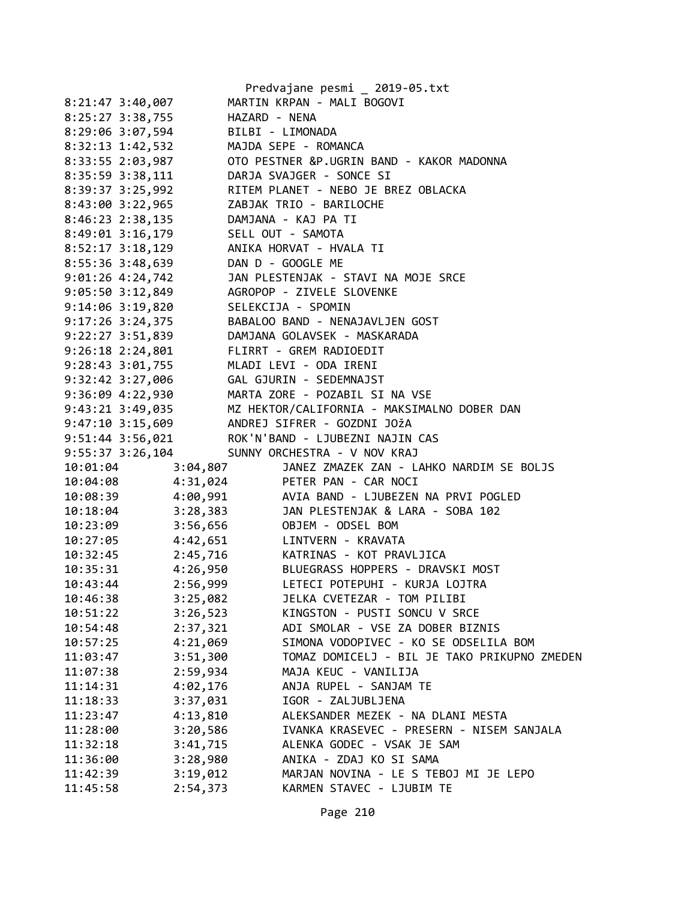```
8:21:47 3:40,007        MARTIN KRPAN - MALI BOGOVI
8:25:27 3:38,755        HAZARD - NENA
8:29:06 3:07,594        BILBI - LIMONADA
8:32:13 1:42,532        MAJDA SEPE - ROMANCA
8:33:55 2:03,987        OTO PESTNER &P.UGRIN BAND - KAKOR MADONNA
8:35:59 3:38,111        DARJA SVAJGER - SONCE SI
8:39:37 3:25,992        RITEM PLANET - NEBO JE BREZ OBLACKA
8:43:00 3:22,965        ZABJAK TRIO - BARILOCHE
8:46:23 2:38,135        DAMJANA - KAJ PA TI
8:49:01 3:16,179        SELL OUT - SAMOTA
8:52:17 3:18,129        ANIKA HORVAT - HVALA TI
8:55:36 3:48,639        DAN D - GOOGLE ME
9:01:26 4:24,742        JAN PLESTENJAK - STAVI NA MOJE SRCE
9:05:50 3:12,849        AGROPOP - ZIVELE SLOVENKE
9:14:06 3:19,820        SELEKCIJA - SPOMIN
9:17:26 3:24,375        BABALOO BAND - NENAJAVLJEN GOST
9:22:27 3:51,839        DAMJANA GOLAVSEK - MASKARADA
9:26:18 2:24,801        FLIRRT - GREM RADIOEDIT
9:28:43 3:01,755        MLADI LEVI - ODA IRENI
9:32:42 3:27,006        GAL GJURIN - SEDEMNAJST
9:36:09 4:22,930        MARTA ZORE - POZABIL SI NA VSE
9:43:21 3:49,035        MZ HEKTOR/CALIFORNIA - MAKSIMALNO DOBER DAN
9:47:10 3:15,609        ANDREJ SIFRER - GOZDNI JOžA
9:51:44 3:56,021        ROK'N'BAND - LJUBEZNI NAJIN CAS
9:55:37 3:26,104        SUNNY ORCHESTRA - V NOV KRAJ
10:01:04        3:04,807        JANEZ ZMAZEK ZAN - LAHKO NARDIM SE BOLJS
10:04:08        4:31,024        PETER PAN - CAR NOCI
10:08:39        4:00,991        AVIA BAND - LJUBEZEN NA PRVI POGLED
10:18:04        3:28,383        JAN PLESTENJAK & LARA - SOBA 102
10:23:09        3:56,656        OBJEM - ODSEL BOM
10:27:05        4:42,651        LINTVERN - KRAVATA
10:32:45        2:45,716        KATRINAS - KOT PRAVLJICA
10:35:31        4:26,950        BLUEGRASS HOPPERS - DRAVSKI MOST
10:43:44        2:56,999        LETECI POTEPUHI - KURJA LOJTRA
10:46:38        3:25,082        JELKA CVETEZAR - TOM PILIBI
10:51:22        3:26,523        KINGSTON - PUSTI SONCU V SRCE
10:54:48        2:37,321        ADI SMOLAR - VSE ZA DOBER BIZNIS
10:57:25        4:21,069        SIMONA VODOPIVEC - KO SE ODSELILA BOM
11:03:47        3:51,300        TOMAZ DOMICELJ - BIL JE TAKO PRIKUPNO ZMEDEN
11:07:38        2:59,934        MAJA KEUC - VANILIJA
11:14:31        4:02,176        ANJA RUPEL - SANJAM TE
11:18:33        3:37,031        IGOR - ZALJUBLJENA
11:23:47        4:13,810        ALEKSANDER MEZEK - NA DLANI MESTA
11:28:00        3:20,586        IVANKA KRASEVEC - PRESERN - NISEM SANJALA
11:32:18        3:41,715        ALENKA GODEC - VSAK JE SAM
11:36:00        3:28,980        ANIKA - ZDAJ KO SI SAMA
11:42:39        3:19,012        MARJAN NOVINA - LE S TEBOJ MI JE LEPO
11:45:58        2:54,373        KARMEN STAVEC - LJUBIM TE
```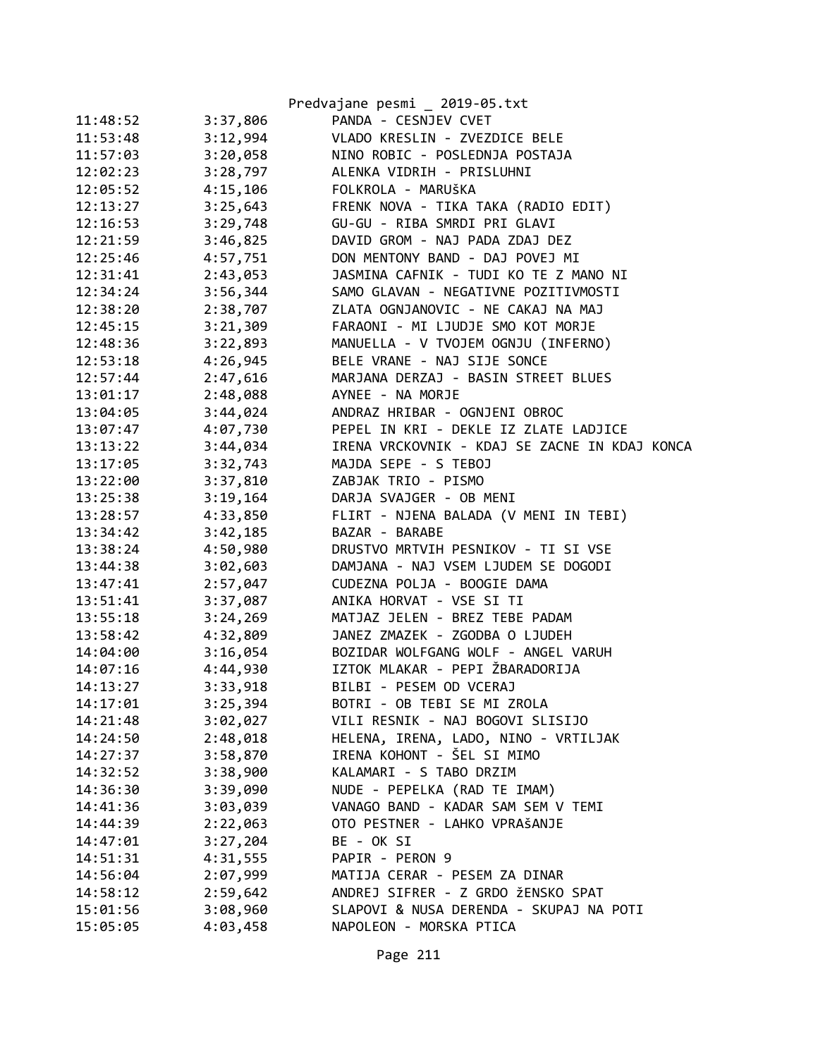| 11:48:52 | 3:37,806 | PANDA - CESNJEV CVET |
|---|---|---|
| 11:53:48 | 3:12,994 | VLADO KRESLIN - ZVEZDICE BELE |
| 11:57:03 | 3:20,058 | NINO ROBIC - POSLEDNJA POSTAJA |
| 12:02:23 | 3:28,797 | ALENKA VIDRIH - PRISLUHNI |
| 12:05:52 | 4:15,106 | FOLKROLA - MARUŠKA |
| 12:13:27 | 3:25,643 | FRENK NOVA - TIKA TAKA (RADIO EDIT) |
| 12:16:53 | 3:29,748 | GU-GU - RIBA SMRDI PRI GLAVI |
| 12:21:59 | 3:46,825 | DAVID GROM - NAJ PADA ZDAJ DEZ |
| 12:25:46 | 4:57,751 | DON MENTONY BAND - DAJ POVEJ MI |
| 12:31:41 | 2:43,053 | JASMINA CAFNIK - TUDI KO TE Z MANO NI |
| 12:34:24 | 3:56,344 | SAMO GLAVAN - NEGATIVNE POZITIVMOSTI |
| 12:38:20 | 2:38,707 | ZLATA OGNJANOVIC - NE CAKAJ NA MAJ |
| 12:45:15 | 3:21,309 | FARAONI - MI LJUDJE SMO KOT MORJE |
| 12:48:36 | 3:22,893 | MANUELLA - V TVOJEM OGNJU (INFERNO) |
| 12:53:18 | 4:26,945 | BELE VRANE - NAJ SIJE SONCE |
| 12:57:44 | 2:47,616 | MARJANA DERZAJ - BASIN STREET BLUES |
| 13:01:17 | 2:48,088 | AYNEE - NA MORJE |
| 13:04:05 | 3:44,024 | ANDRAZ HRIBAR - OGNJENI OBROC |
| 13:07:47 | 4:07,730 | PEPEL IN KRI - DEKLE IZ ZLATE LADJICE |
| 13:13:22 | 3:44,034 | IRENA VRCKOVNIK - KDAJ SE ZACNE IN KDAJ KONCA |
| 13:17:05 | 3:32,743 | MAJDA SEPE - S TEBOJ |
| 13:22:00 | 3:37,810 | ZABJAK TRIO - PISMO |
| 13:25:38 | 3:19,164 | DARJA SVAJGER - OB MENI |
| 13:28:57 | 4:33,850 | FLIRT - NJENA BALADA (V MENI IN TEBI) |
| 13:34:42 | 3:42,185 | BAZAR - BARABE |
| 13:38:24 | 4:50,980 | DRUSTVO MRTVIH PESNIKOV - TI SI VSE |
| 13:44:38 | 3:02,603 | DAMJANA - NAJ VSEM LJUDEM SE DOGODI |
| 13:47:41 | 2:57,047 | CUDEZNA POLJA - BOOGIE DAMA |
| 13:51:41 | 3:37,087 | ANIKA HORVAT - VSE SI TI |
| 13:55:18 | 3:24,269 | MATJAZ JELEN - BREZ TEBE PADAM |
| 13:58:42 | 4:32,809 | JANEZ ZMAZEK - ZGODBA O LJUDEH |
| 14:04:00 | 3:16,054 | BOZIDAR WOLFGANG WOLF - ANGEL VARUH |
| 14:07:16 | 4:44,930 | IZTOK MLAKAR - PEPI ŽBARADORIJA |
| 14:13:27 | 3:33,918 | BILBI - PESEM OD VCERAJ |
| 14:17:01 | 3:25,394 | BOTRI - OB TEBI SE MI ZROLA |
| 14:21:48 | 3:02,027 | VILI RESNIK - NAJ BOGOVI SLISIJO |
| 14:24:50 | 2:48,018 | HELENA, IRENA, LADO, NINO - VRTILJAK |
| 14:27:37 | 3:58,870 | IRENA KOHONT - ŠEL SI MIMO |
| 14:32:52 | 3:38,900 | KALAMARI - S TABO DRZIM |
| 14:36:30 | 3:39,090 | NUDE - PEPELKA (RAD TE IMAM) |
| 14:41:36 | 3:03,039 | VANAGO BAND - KADAR SAM SEM V TEMI |
| 14:44:39 | 2:22,063 | OTO PESTNER - LAHKO VPRAŠANJE |
| 14:47:01 | 3:27,204 | BE - OK SI |
| 14:51:31 | 4:31,555 | PAPIR - PERON 9 |
| 14:56:04 | 2:07,999 | MATIJA CERAR - PESEM ZA DINAR |
| 14:58:12 | 2:59,642 | ANDREJ SIFRER - Z GRDO ŽENSKO SPAT |
| 15:01:56 | 3:08,960 | SLAPOVI & NUSA DERENDA - SKUPAJ NA POTI |
| 15:05:05 | 4:03,458 | NAPOLEON - MORSKA PTICA |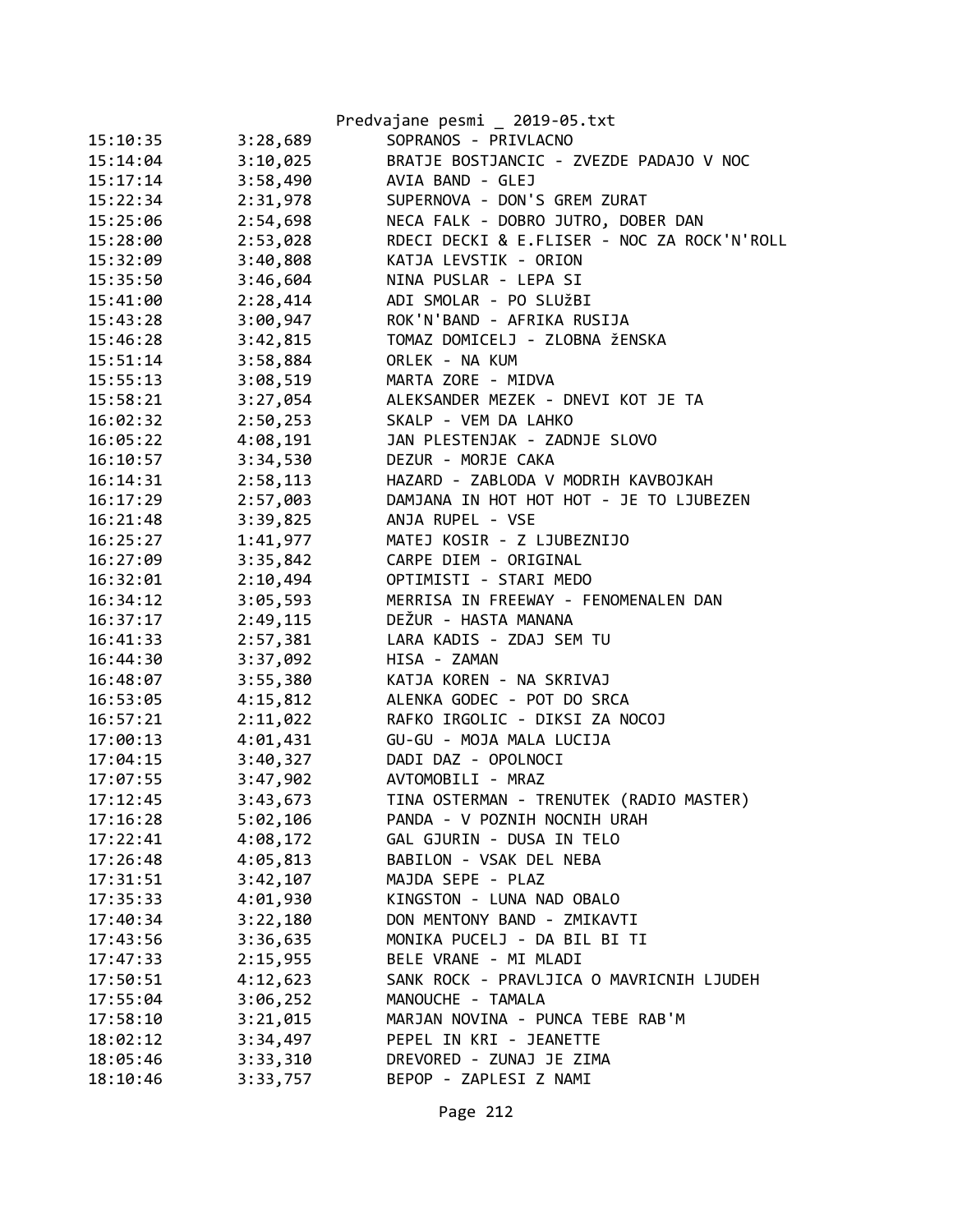| | | |
|---|---|---|
| 15:10:35 | 3:28,689 | SOPRANOS - PRIVLACNO |
| 15:14:04 | 3:10,025 | BRATJE BOSTJANCIC - ZVEZDE PADAJO V NOC |
| 15:17:14 | 3:58,490 | AVIA BAND - GLEJ |
| 15:22:34 | 2:31,978 | SUPERNOVA - DON'S GREM ZURAT |
| 15:25:06 | 2:54,698 | NECA FALK - DOBRO JUTRO, DOBER DAN |
| 15:28:00 | 2:53,028 | RDECI DECKI & E.FLISER - NOC ZA ROCK'N'ROLL |
| 15:32:09 | 3:40,808 | KATJA LEVSTIK - ORION |
| 15:35:50 | 3:46,604 | NINA PUSLAR - LEPA SI |
| 15:41:00 | 2:28,414 | ADI SMOLAR - PO SLUžBI |
| 15:43:28 | 3:00,947 | ROK'N'BAND - AFRIKA RUSIJA |
| 15:46:28 | 3:42,815 | TOMAZ DOMICELJ - ZLOBNA žENSKA |
| 15:51:14 | 3:58,884 | ORLEK - NA KUM |
| 15:55:13 | 3:08,519 | MARTA ZORE - MIDVA |
| 15:58:21 | 3:27,054 | ALEKSANDER MEZEK - DNEVI KOT JE TA |
| 16:02:32 | 2:50,253 | SKALP - VEM DA LAHKO |
| 16:05:22 | 4:08,191 | JAN PLESTENJAK - ZADNJE SLOVO |
| 16:10:57 | 3:34,530 | DEZUR - MORJE CAKA |
| 16:14:31 | 2:58,113 | HAZARD - ZABLODA V MODRIH KAVBOJKAH |
| 16:17:29 | 2:57,003 | DAMJANA IN HOT HOT HOT - JE TO LJUBEZEN |
| 16:21:48 | 3:39,825 | ANJA RUPEL - VSE |
| 16:25:27 | 1:41,977 | MATEJ KOSIR - Z LJUBEZNIJO |
| 16:27:09 | 3:35,842 | CARPE DIEM - ORIGINAL |
| 16:32:01 | 2:10,494 | OPTIMISTI - STARI MEDO |
| 16:34:12 | 3:05,593 | MERRISA IN FREEWAY - FENOMENALEN DAN |
| 16:37:17 | 2:49,115 | DEŽUR - HASTA MANANA |
| 16:41:33 | 2:57,381 | LARA KADIS - ZDAJ SEM TU |
| 16:44:30 | 3:37,092 | HISA - ZAMAN |
| 16:48:07 | 3:55,380 | KATJA KOREN - NA SKRIVAJ |
| 16:53:05 | 4:15,812 | ALENKA GODEC - POT DO SRCA |
| 16:57:21 | 2:11,022 | RAFKO IRGOLIC - DIKSI ZA NOCOJ |
| 17:00:13 | 4:01,431 | GU-GU - MOJA MALA LUCIJA |
| 17:04:15 | 3:40,327 | DADI DAZ - OPOLNOCI |
| 17:07:55 | 3:47,902 | AVTOMOBILI - MRAZ |
| 17:12:45 | 3:43,673 | TINA OSTERMAN - TRENUTEK (RADIO MASTER) |
| 17:16:28 | 5:02,106 | PANDA - V POZNIH NOCNIH URAH |
| 17:22:41 | 4:08,172 | GAL GJURIN - DUSA IN TELO |
| 17:26:48 | 4:05,813 | BABILON - VSAK DEL NEBA |
| 17:31:51 | 3:42,107 | MAJDA SEPE - PLAZ |
| 17:35:33 | 4:01,930 | KINGSTON - LUNA NAD OBALO |
| 17:40:34 | 3:22,180 | DON MENTONY BAND - ZMIKAVTI |
| 17:43:56 | 3:36,635 | MONIKA PUCELJ - DA BIL BI TI |
| 17:47:33 | 2:15,955 | BELE VRANE - MI MLADI |
| 17:50:51 | 4:12,623 | SANK ROCK - PRAVLJICA O MAVRICNIH LJUDEH |
| 17:55:04 | 3:06,252 | MANOUCHE - TAMALA |
| 17:58:10 | 3:21,015 | MARJAN NOVINA - PUNCA TEBE RAB'M |
| 18:02:12 | 3:34,497 | PEPEL IN KRI - JEANETTE |
| 18:05:46 | 3:33,310 | DREVORED - ZUNAJ JE ZIMA |
| 18:10:46 | 3:33,757 | BEPOP - ZAPLESI Z NAMI |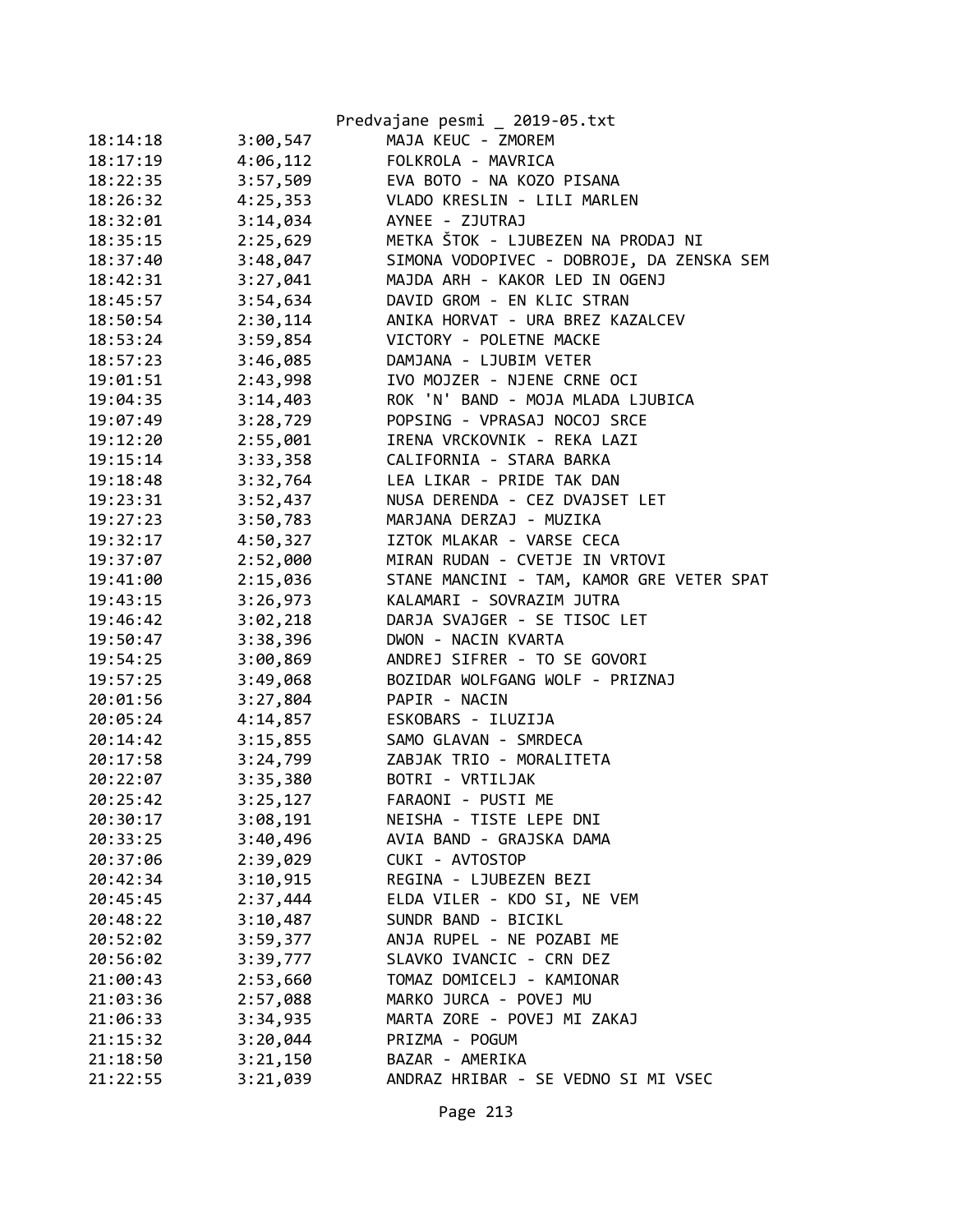| | | |
|---|---|---|
| 18:14:18 | 3:00,547 | MAJA KEUC - ZMOREM |
| 18:17:19 | 4:06,112 | FOLKROLA - MAVRICA |
| 18:22:35 | 3:57,509 | EVA BOTO - NA KOZO PISANA |
| 18:26:32 | 4:25,353 | VLADO KRESLIN - LILI MARLEN |
| 18:32:01 | 3:14,034 | AYNEE - ZJUTRAJ |
| 18:35:15 | 2:25,629 | METKA ŠTOK - LJUBEZEN NA PRODAJ NI |
| 18:37:40 | 3:48,047 | SIMONA VODOPIVEC - DOBROJE, DA ZENSKA SEM |
| 18:42:31 | 3:27,041 | MAJDA ARH - KAKOR LED IN OGENJ |
| 18:45:57 | 3:54,634 | DAVID GROM - EN KLIC STRAN |
| 18:50:54 | 2:30,114 | ANIKA HORVAT - URA BREZ KAZALCEV |
| 18:53:24 | 3:59,854 | VICTORY - POLETNE MACKE |
| 18:57:23 | 3:46,085 | DAMJANA - LJUBIM VETER |
| 19:01:51 | 2:43,998 | IVO MOJZER - NJENE CRNE OCI |
| 19:04:35 | 3:14,403 | ROK 'N' BAND - MOJA MLADA LJUBICA |
| 19:07:49 | 3:28,729 | POPSING - VPRASAJ NOCOJ SRCE |
| 19:12:20 | 2:55,001 | IRENA VRCKOVNIK - REKA LAZI |
| 19:15:14 | 3:33,358 | CALIFORNIA - STARA BARKA |
| 19:18:48 | 3:32,764 | LEA LIKAR - PRIDE TAK DAN |
| 19:23:31 | 3:52,437 | NUSA DERENDA - CEZ DVAJSET LET |
| 19:27:23 | 3:50,783 | MARJANA DERZAJ - MUZIKA |
| 19:32:17 | 4:50,327 | IZTOK MLAKAR - VARSE CECA |
| 19:37:07 | 2:52,000 | MIRAN RUDAN - CVETJE IN VRTOVI |
| 19:41:00 | 2:15,036 | STANE MANCINI - TAM, KAMOR GRE VETER SPAT |
| 19:43:15 | 3:26,973 | KALAMARI - SOVRAZIM JUTRA |
| 19:46:42 | 3:02,218 | DARJA SVAJGER - SE TISOC LET |
| 19:50:47 | 3:38,396 | DWON - NACIN KVARTA |
| 19:54:25 | 3:00,869 | ANDREJ SIFRER - TO SE GOVORI |
| 19:57:25 | 3:49,068 | BOZIDAR WOLFGANG WOLF - PRIZNAJ |
| 20:01:56 | 3:27,804 | PAPIR - NACIN |
| 20:05:24 | 4:14,857 | ESKOBARS - ILUZIJA |
| 20:14:42 | 3:15,855 | SAMO GLAVAN - SMRDECA |
| 20:17:58 | 3:24,799 | ZABJAK TRIO - MORALITETA |
| 20:22:07 | 3:35,380 | BOTRI - VRTILJAK |
| 20:25:42 | 3:25,127 | FARAONI - PUSTI ME |
| 20:30:17 | 3:08,191 | NEISHA - TISTE LEPE DNI |
| 20:33:25 | 3:40,496 | AVIA BAND - GRAJSKA DAMA |
| 20:37:06 | 2:39,029 | CUKI - AVTOSTOP |
| 20:42:34 | 3:10,915 | REGINA - LJUBEZEN BEZI |
| 20:45:45 | 2:37,444 | ELDA VILER - KDO SI, NE VEM |
| 20:48:22 | 3:10,487 | SUNDR BAND - BICIKL |
| 20:52:02 | 3:59,377 | ANJA RUPEL - NE POZABI ME |
| 20:56:02 | 3:39,777 | SLAVKO IVANCIC - CRN DEZ |
| 21:00:43 | 2:53,660 | TOMAZ DOMICELJ - KAMIONAR |
| 21:03:36 | 2:57,088 | MARKO JURCA - POVEJ MU |
| 21:06:33 | 3:34,935 | MARTA ZORE - POVEJ MI ZAKAJ |
| 21:15:32 | 3:20,044 | PRIZMA - POGUM |
| 21:18:50 | 3:21,150 | BAZAR - AMERIKA |
| 21:22:55 | 3:21,039 | ANDRAZ HRIBAR - SE VEDNO SI MI VSEC |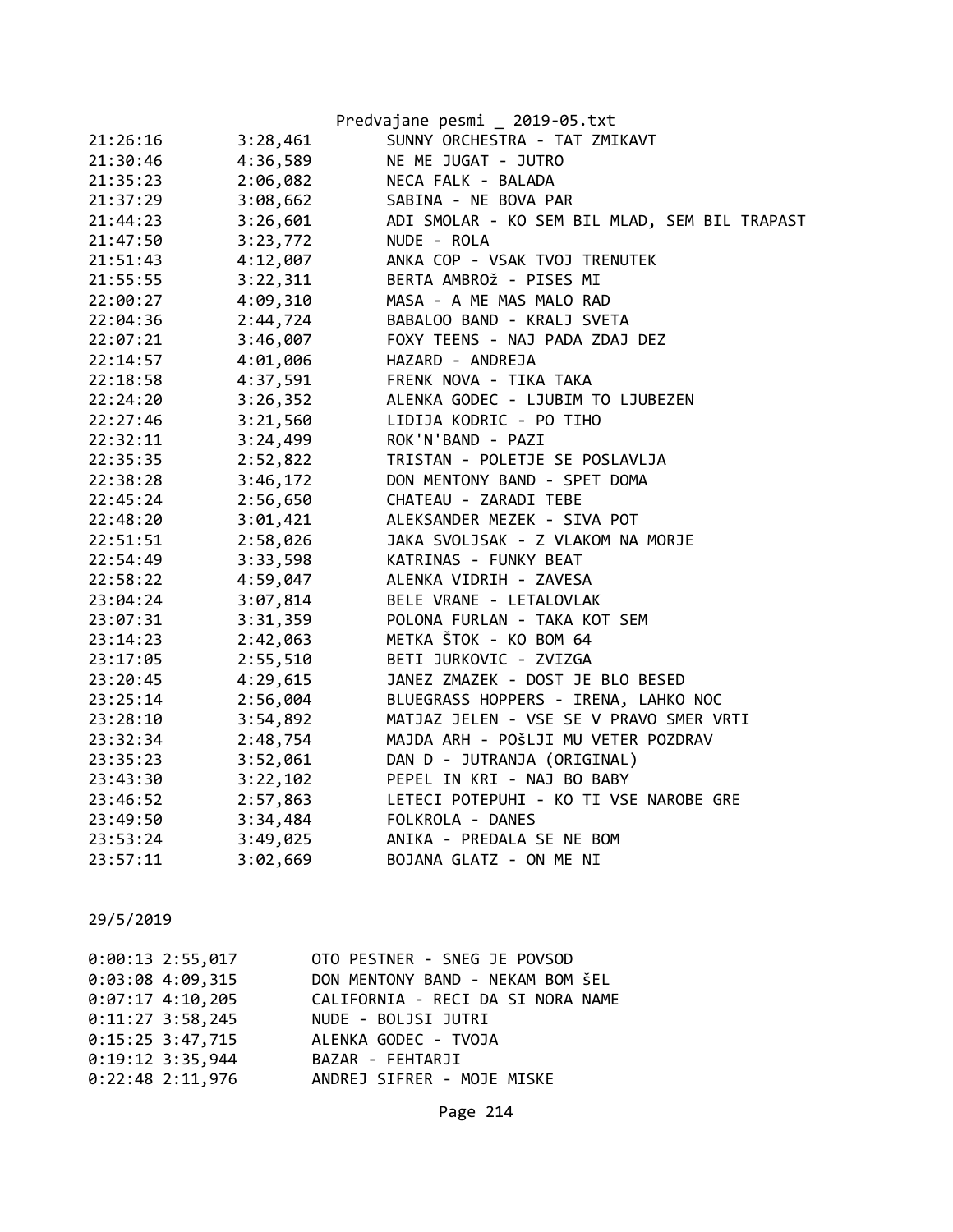| | | |
|---|---|---|
| 21:26:16 | 3:28,461 | SUNNY ORCHESTRA - TAT ZMIKAVT |
| 21:30:46 | 4:36,589 | NE ME JUGAT - JUTRO |
| 21:35:23 | 2:06,082 | NECA FALK - BALADA |
| 21:37:29 | 3:08,662 | SABINA - NE BOVA PAR |
| 21:44:23 | 3:26,601 | ADI SMOLAR - KO SEM BIL MLAD, SEM BIL TRAPAST |
| 21:47:50 | 3:23,772 | NUDE - ROLA |
| 21:51:43 | 4:12,007 | ANKA COP - VSAK TVOJ TRENUTEK |
| 21:55:55 | 3:22,311 | BERTA AMBROž - PISES MI |
| 22:00:27 | 4:09,310 | MASA - A ME MAS MALO RAD |
| 22:04:36 | 2:44,724 | BABALOO BAND - KRALJ SVETA |
| 22:07:21 | 3:46,007 | FOXY TEENS - NAJ PADA ZDAJ DEZ |
| 22:14:57 | 4:01,006 | HAZARD - ANDREJA |
| 22:18:58 | 4:37,591 | FRENK NOVA - TIKA TAKA |
| 22:24:20 | 3:26,352 | ALENKA GODEC - LJUBIM TO LJUBEZEN |
| 22:27:46 | 3:21,560 | LIDIJA KODRIC - PO TIHO |
| 22:32:11 | 3:24,499 | ROK'N'BAND - PAZI |
| 22:35:35 | 2:52,822 | TRISTAN - POLETJE SE POSLAVLJA |
| 22:38:28 | 3:46,172 | DON MENTONY BAND - SPET DOMA |
| 22:45:24 | 2:56,650 | CHATEAU - ZARADI TEBE |
| 22:48:20 | 3:01,421 | ALEKSANDER MEZEK - SIVA POT |
| 22:51:51 | 2:58,026 | JAKA SVOLJSAK - Z VLAKOM NA MORJE |
| 22:54:49 | 3:33,598 | KATRINAS - FUNKY BEAT |
| 22:58:22 | 4:59,047 | ALENKA VIDRIH - ZAVESA |
| 23:04:24 | 3:07,814 | BELE VRANE - LETALOVLAK |
| 23:07:31 | 3:31,359 | POLONA FURLAN - TAKA KOT SEM |
| 23:14:23 | 2:42,063 | METKA ŠTOK - KO BOM 64 |
| 23:17:05 | 2:55,510 | BETI JURKOVIC - ZVIZGA |
| 23:20:45 | 4:29,615 | JANEZ ZMAZEK - DOST JE BLO BESED |
| 23:25:14 | 2:56,004 | BLUEGRASS HOPPERS - IRENA, LAHKO NOC |
| 23:28:10 | 3:54,892 | MATJAZ JELEN - VSE SE V PRAVO SMER VRTI |
| 23:32:34 | 2:48,754 | MAJDA ARH - POŠLJI MU VETER POZDRAV |
| 23:35:23 | 3:52,061 | DAN D - JUTRANJA (ORIGINAL) |
| 23:43:30 | 3:22,102 | PEPEL IN KRI - NAJ BO BABY |
| 23:46:52 | 2:57,863 | LETECI POTEPUHI - KO TI VSE NAROBE GRE |
| 23:49:50 | 3:34,484 | FOLKROLA - DANES |
| 23:53:24 | 3:49,025 | ANIKA - PREDALA SE NE BOM |
| 23:57:11 | 3:02,669 | BOJANA GLATZ - ON ME NI |

29/5/2019

| | | |
|---|---|---|
| 0:00:13 | 2:55,017 | OTO PESTNER - SNEG JE POVSOD |
| 0:03:08 | 4:09,315 | DON MENTONY BAND - NEKAM BOM ŠEL |
| 0:07:17 | 4:10,205 | CALIFORNIA - RECI DA SI NORA NAME |
| 0:11:27 | 3:58,245 | NUDE - BOLJSI JUTRI |
| 0:15:25 | 3:47,715 | ALENKA GODEC - TVOJA |
| 0:19:12 | 3:35,944 | BAZAR - FEHTARJI |
| 0:22:48 | 2:11,976 | ANDREJ SIFRER - MOJE MISKE |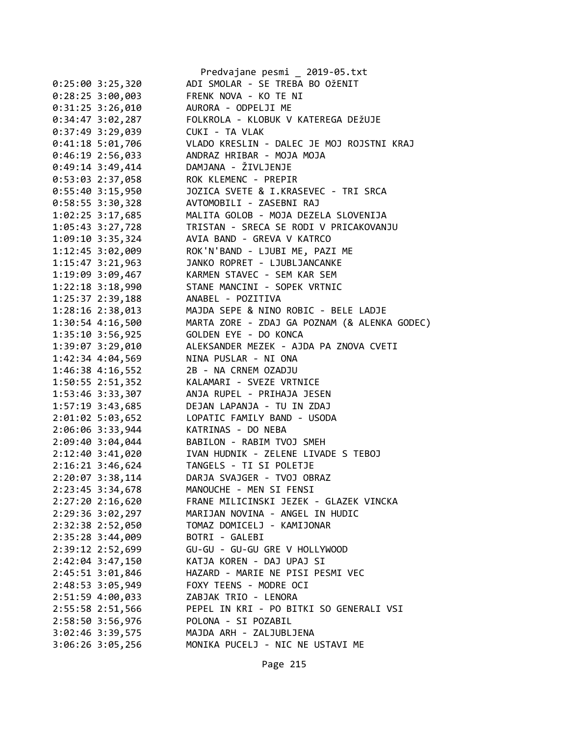Predvajane pesmi _ 2019-05.txt

```
0:25:00 3:25,320        ADI SMOLAR - SE TREBA BO OžENIT
0:28:25 3:00,003        FRENK NOVA - KO TE NI
0:31:25 3:26,010        AURORA - ODPELJI ME
0:34:47 3:02,287        FOLKROLA - KLOBUK V KATEREGA DEžUJE
0:37:49 3:29,039        CUKI - TA VLAK
0:41:18 5:01,706        VLADO KRESLIN - DALEC JE MOJ ROJSTNI KRAJ
0:46:19 2:56,033        ANDRAZ HRIBAR - MOJA MOJA
0:49:14 3:49,414        DAMJANA - ŽIVLJENJE
0:53:03 2:37,058        ROK KLEMENC - PREPIR
0:55:40 3:15,950        JOZICA SVETE & I.KRASEVEC - TRI SRCA
0:58:55 3:30,328        AVTOMOBILI - ZASEBNI RAJ
1:02:25 3:17,685        MALITA GOLOB - MOJA DEZELA SLOVENIJA
1:05:43 3:27,728        TRISTAN - SRECA SE RODI V PRICAKOVANJU
1:09:10 3:35,324        AVIA BAND - GREVA V KATRCO
1:12:45 3:02,009        ROK'N'BAND - LJUBI ME, PAZI ME
1:15:47 3:21,963        JANKO ROPRET - LJUBLJANCANKE
1:19:09 3:09,467        KARMEN STAVEC - SEM KAR SEM
1:22:18 3:18,990        STANE MANCINI - SOPEK VRTNIC
1:25:37 2:39,188        ANABEL - POZITIVA
1:28:16 2:38,013        MAJDA SEPE & NINO ROBIC - BELE LADJE
1:30:54 4:16,500        MARTA ZORE - ZDAJ GA POZNAM (& ALENKA GODEC)
1:35:10 3:56,925        GOLDEN EYE - DO KONCA
1:39:07 3:29,010        ALEKSANDER MEZEK - AJDA PA ZNOVA CVETI
1:42:34 4:04,569        NINA PUSLAR - NI ONA
1:46:38 4:16,552        2B - NA CRNEM OZADJU
1:50:55 2:51,352        KALAMARI - SVEZE VRTNICE
1:53:46 3:33,307        ANJA RUPEL - PRIHAJA JESEN
1:57:19 3:43,685        DEJAN LAPANJA - TU IN ZDAJ
2:01:02 5:03,652        LOPATIC FAMILY BAND - USODA
2:06:06 3:33,944        KATRINAS - DO NEBA
2:09:40 3:04,044        BABILON - RABIM TVOJ SMEH
2:12:40 3:41,020        IVAN HUDNIK - ZELENE LIVADE S TEBOJ
2:16:21 3:46,624        TANGELS - TI SI POLETJE
2:20:07 3:38,114        DARJA SVAJGER - TVOJ OBRAZ
2:23:45 3:34,678        MANOUCHE - MEN SI FENSI
2:27:20 2:16,620        FRANE MILICINSKI JEZEK - GLAZEK VINCKA
2:29:36 3:02,297        MARIJAN NOVINA - ANGEL IN HUDIC
2:32:38 2:52,050        TOMAZ DOMICELJ - KAMIJONAR
2:35:28 3:44,009        BOTRI - GALEBI
2:39:12 2:52,699        GU-GU - GU-GU GRE V HOLLYWOOD
2:42:04 3:47,150        KATJA KOREN - DAJ UPAJ SI
2:45:51 3:01,846        HAZARD - MARIE NE PISI PESMI VEC
2:48:53 3:05,949        FOXY TEENS - MODRE OCI
2:51:59 4:00,033        ZABJAK TRIO - LENORA
2:55:58 2:51,566        PEPEL IN KRI - PO BITKI SO GENERALI VSI
2:58:50 3:56,976        POLONA - SI POZABIL
3:02:46 3:39,575        MAJDA ARH - ZALJUBLJENA
3:06:26 3:05,256        MONIKA PUCELJ - NIC NE USTAVI ME
```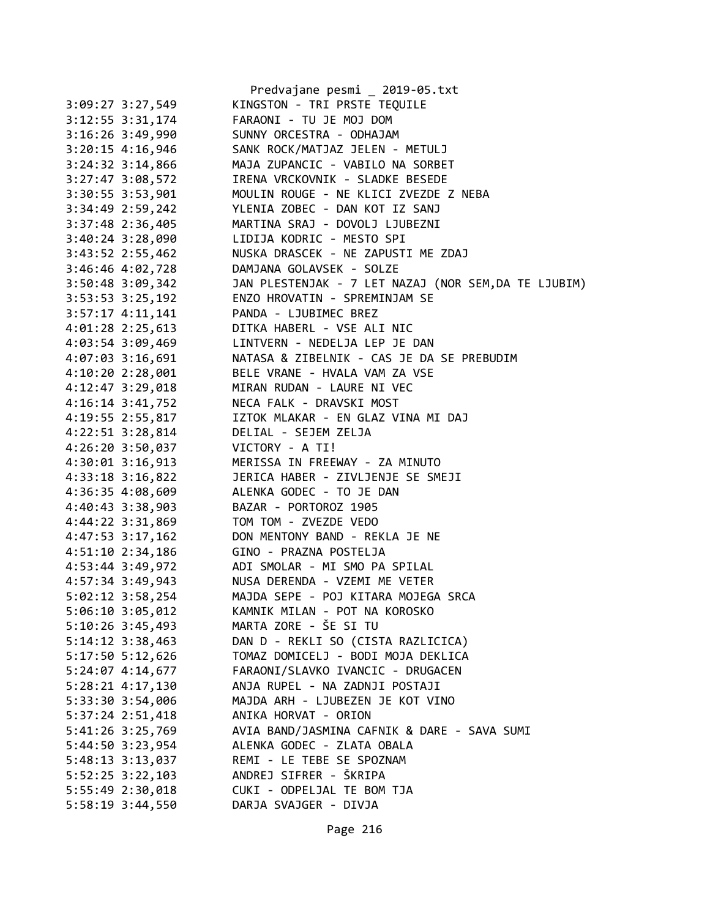```
3:09:27 3:27,549        KINGSTON - TRI PRSTE TEQUILE
3:12:55 3:31,174        FARAONI - TU JE MOJ DOM
3:16:26 3:49,990        SUNNY ORCESTRA - ODHAJAM
3:20:15 4:16,946        SANK ROCK/MATJAZ JELEN - METULJ
3:24:32 3:14,866        MAJA ZUPANCIC - VABILO NA SORBET
3:27:47 3:08,572        IRENA VRCKOVNIK - SLADKE BESEDE
3:30:55 3:53,901        MOULIN ROUGE - NE KLICI ZVEZDE Z NEBA
3:34:49 2:59,242        YLENIA ZOBEC - DAN KOT IZ SANJ
3:37:48 2:36,405        MARTINA SRAJ - DOVOLJ LJUBEZNI
3:40:24 3:28,090        LIDIJA KODRIC - MESTO SPI
3:43:52 2:55,462        NUSKA DRASCEK - NE ZAPUSTI ME ZDAJ
3:46:46 4:02,728        DAMJANA GOLAVSEK - SOLZE
3:50:48 3:09,342        JAN PLESTENJAK - 7 LET NAZAJ (NOR SEM,DA TE LJUBIM)
3:53:53 3:25,192        ENZO HROVATIN - SPREMINJAM SE
3:57:17 4:11,141        PANDA - LJUBIMEC BREZ
4:01:28 2:25,613        DITKA HABERL - VSE ALI NIC
4:03:54 3:09,469        LINTVERN - NEDELJA LEP JE DAN
4:07:03 3:16,691        NATASA & ZIBELNIK - CAS JE DA SE PREBUDIM
4:10:20 2:28,001        BELE VRANE - HVALA VAM ZA VSE
4:12:47 3:29,018        MIRAN RUDAN - LAURE NI VEC
4:16:14 3:41,752        NECA FALK - DRAVSKI MOST
4:19:55 2:55,817        IZTOK MLAKAR - EN GLAZ VINA MI DAJ
4:22:51 3:28,814        DELIAL - SEJEM ZELJA
4:26:20 3:50,037        VICTORY - A TI!
4:30:01 3:16,913        MERISSA IN FREEWAY - ZA MINUTO
4:33:18 3:16,822        JERICA HABER - ZIVLJENJE SE SMEJI
4:36:35 4:08,609        ALENKA GODEC - TO JE DAN
4:40:43 3:38,903        BAZAR - PORTOROZ 1905
4:44:22 3:31,869        TOM TOM - ZVEZDE VEDO
4:47:53 3:17,162        DON MENTONY BAND - REKLA JE NE
4:51:10 2:34,186        GINO - PRAZNA POSTELJA
4:53:44 3:49,972        ADI SMOLAR - MI SMO PA SPILAL
4:57:34 3:49,943        NUSA DERENDA - VZEMI ME VETER
5:02:12 3:58,254        MAJDA SEPE - POJ KITARA MOJEGA SRCA
5:06:10 3:05,012        KAMNIK MILAN - POT NA KOROSKO
5:10:26 3:45,493        MARTA ZORE - ŠE SI TU
5:14:12 3:38,463        DAN D - REKLI SO (CISTA RAZLICICA)
5:17:50 5:12,626        TOMAZ DOMICELJ - BODI MOJA DEKLICA
5:24:07 4:14,677        FARAONI/SLAVKO IVANCIC - DRUGACEN
5:28:21 4:17,130        ANJA RUPEL - NA ZADNJI POSTAJI
5:33:30 3:54,006        MAJDA ARH - LJUBEZEN JE KOT VINO
5:37:24 2:51,418        ANIKA HORVAT - ORION
5:41:26 3:25,769        AVIA BAND/JASMINA CAFNIK & DARE - SAVA SUMI
5:44:50 3:23,954        ALENKA GODEC - ZLATA OBALA
5:48:13 3:13,037        REMI - LE TEBE SE SPOZNAM
5:52:25 3:22,103        ANDREJ SIFRER - ŠKRIPA
5:55:49 2:30,018        CUKI - ODPELJAL TE BOM TJA
5:58:19 3:44,550        DARJA SVAJGER - DIVJA
```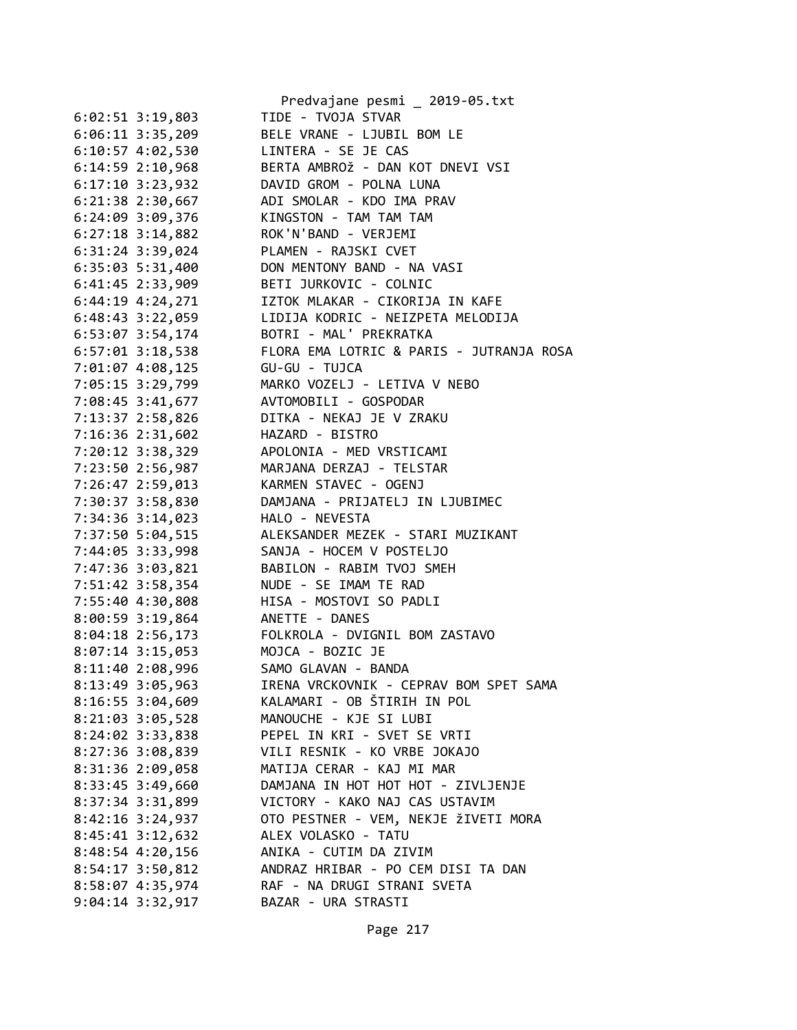```
6:02:51 3:19,803        TIDE - TVOJA STVAR
6:06:11 3:35,209        BELE VRANE - LJUBIL BOM LE
6:10:57 4:02,530        LINTERA - SE JE CAS
6:14:59 2:10,968        BERTA AMBROž - DAN KOT DNEVI VSI
6:17:10 3:23,932        DAVID GROM - POLNA LUNA
6:21:38 2:30,667        ADI SMOLAR - KDO IMA PRAV
6:24:09 3:09,376        KINGSTON - TAM TAM TAM
6:27:18 3:14,882        ROK'N'BAND - VERJEMI
6:31:24 3:39,024        PLAMEN - RAJSKI CVET
6:35:03 5:31,400        DON MENTONY BAND - NA VASI
6:41:45 2:33,909        BETI JURKOVIC - COLNIC
6:44:19 4:24,271        IZTOK MLAKAR - CIKORIJA IN KAFE
6:48:43 3:22,059        LIDIJA KODRIC - NEIZPETA MELODIJA
6:53:07 3:54,174        BOTRI - MAL' PREKRATKA
6:57:01 3:18,538        FLORA EMA LOTRIC & PARIS - JUTRANJA ROSA
7:01:07 4:08,125        GU-GU - TUJCA
7:05:15 3:29,799        MARKO VOZELJ - LETIVA V NEBO
7:08:45 3:41,677        AVTOMOBILI - GOSPODAR
7:13:37 2:58,826        DITKA - NEKAJ JE V ZRAKU
7:16:36 2:31,602        HAZARD - BISTRO
7:20:12 3:38,329        APOLONIA - MED VRSTICAMI
7:23:50 2:56,987        MARJANA DERZAJ - TELSTAR
7:26:47 2:59,013        KARMEN STAVEC - OGENJ
7:30:37 3:58,830        DAMJANA - PRIJATELJ IN LJUBIMEC
7:34:36 3:14,023        HALO - NEVESTA
7:37:50 5:04,515        ALEKSANDER MEZEK - STARI MUZIKANT
7:44:05 3:33,998        SANJA - HOCEM V POSTELJO
7:47:36 3:03,821        BABILON - RABIM TVOJ SMEH
7:51:42 3:58,354        NUDE - SE IMAM TE RAD
7:55:40 4:30,808        HISA - MOSTOVI SO PADLI
8:00:59 3:19,864        ANETTE - DANES
8:04:18 2:56,173        FOLKROLA - DVIGNIL BOM ZASTAVO
8:07:14 3:15,053        MOJCA - BOZIC JE
8:11:40 2:08,996        SAMO GLAVAN - BANDA
8:13:49 3:05,963        IRENA VRCKOVNIK - CEPRAV BOM SPET SAMA
8:16:55 3:04,609        KALAMARI - OB ŠTIRIH IN POL
8:21:03 3:05,528        MANOUCHE - KJE SI LUBI
8:24:02 3:33,838        PEPEL IN KRI - SVET SE VRTI
8:27:36 3:08,839        VILI RESNIK - KO VRBE JOKAJO
8:31:36 2:09,058        MATIJA CERAR - KAJ MI MAR
8:33:45 3:49,660        DAMJANA IN HOT HOT HOT - ZIVLJENJE
8:37:34 3:31,899        VICTORY - KAKO NAJ CAS USTAVIM
8:42:16 3:24,937        OTO PESTNER - VEM, NEKJE žIVETI MORA
8:45:41 3:12,632        ALEX VOLASKO - TATU
8:48:54 4:20,156        ANIKA - CUTIM DA ZIVIM
8:54:17 3:50,812        ANDRAZ HRIBAR - PO CEM DISI TA DAN
8:58:07 4:35,974        RAF - NA DRUGI STRANI SVETA
9:04:14 3:32,917        BAZAR - URA STRASTI
```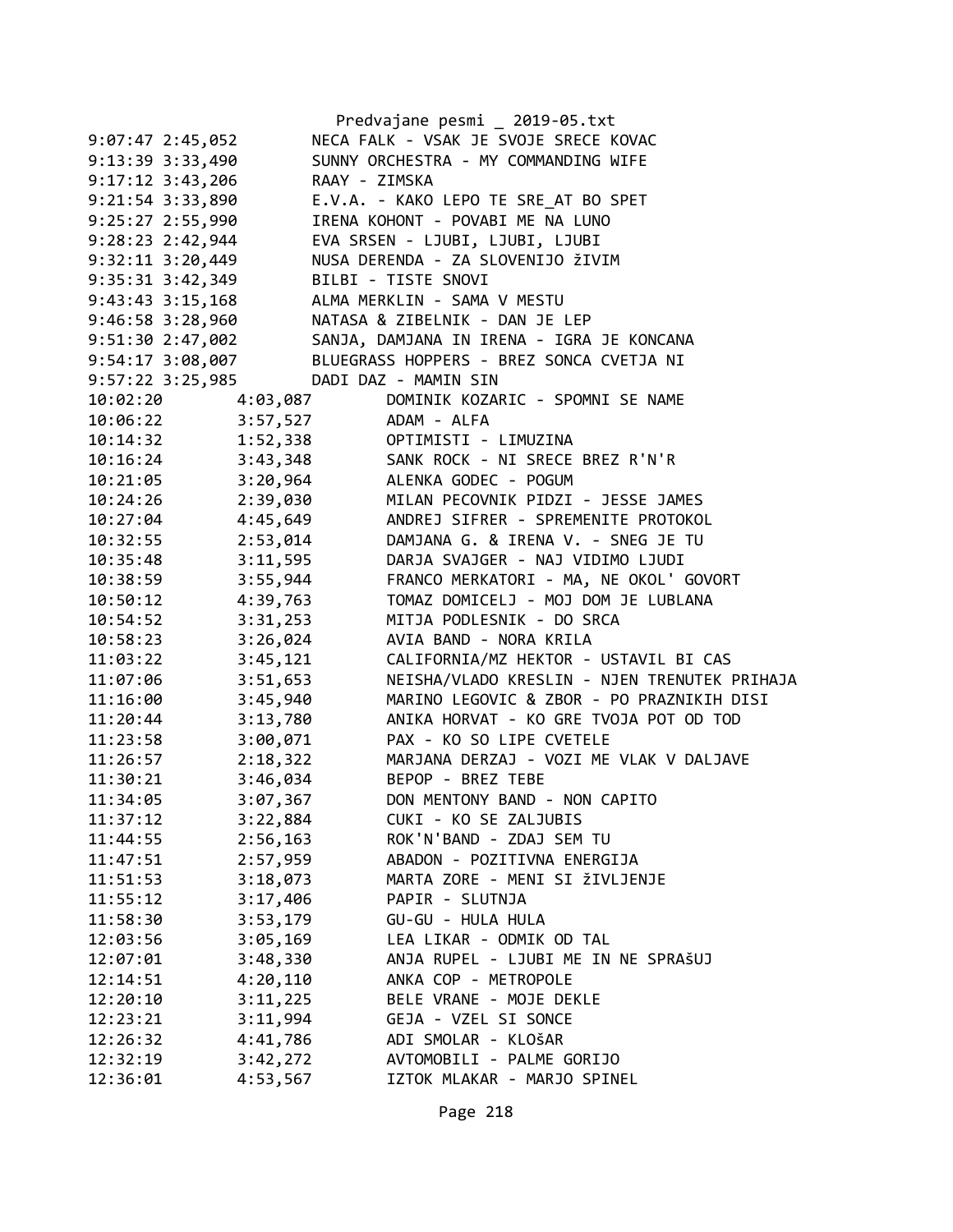Predvajane pesmi _ 2019-05.txt

```
9:07:47 2:45,052        NECA FALK - VSAK JE SVOJE SRECE KOVAC
9:13:39 3:33,490        SUNNY ORCHESTRA - MY COMMANDING WIFE
9:17:12 3:43,206        RAAY - ZIMSKA
9:21:54 3:33,890        E.V.A. - KAKO LEPO TE SRE_AT BO SPET
9:25:27 2:55,990        IRENA KOHONT - POVABI ME NA LUNO
9:28:23 2:42,944        EVA SRSEN - LJUBI, LJUBI, LJUBI
9:32:11 3:20,449        NUSA DERENDA - ZA SLOVENIJO žIVIM
9:35:31 3:42,349        BILBI - TISTE SNOVI
9:43:43 3:15,168        ALMA MERKLIN - SAMA V MESTU
9:46:58 3:28,960        NATASA & ZIBELNIK - DAN JE LEP
9:51:30 2:47,002        SANJA, DAMJANA IN IRENA - IGRA JE KONCANA
9:54:17 3:08,007        BLUEGRASS HOPPERS - BREZ SONCA CVETJA NI
9:57:22 3:25,985        DADI DAZ - MAMIN SIN
10:02:20        4:03,087        DOMINIK KOZARIC - SPOMNI SE NAME
10:06:22        3:57,527        ADAM - ALFA
10:14:32        1:52,338        OPTIMISTI - LIMUZINA
10:16:24        3:43,348        SANK ROCK - NI SRECE BREZ R'N'R
10:21:05        3:20,964        ALENKA GODEC - POGUM
10:24:26        2:39,030        MILAN PECOVNIK PIDZI - JESSE JAMES
10:27:04        4:45,649        ANDREJ SIFRER - SPREMENITE PROTOKOL
10:32:55        2:53,014        DAMJANA G. & IRENA V. - SNEG JE TU
10:35:48        3:11,595        DARJA SVAJGER - NAJ VIDIMO LJUDI
10:38:59        3:55,944        FRANCO MERKATORI - MA, NE OKOL' GOVORT
10:50:12        4:39,763        TOMAZ DOMICELJ - MOJ DOM JE LUBLANA
10:54:52        3:31,253        MITJA PODLESNIK - DO SRCA
10:58:23        3:26,024        AVIA BAND - NORA KRILA
11:03:22        3:45,121        CALIFORNIA/MZ HEKTOR - USTAVIL BI CAS
11:07:06        3:51,653        NEISHA/VLADO KRESLIN - NJEN TRENUTEK PRIHAJA
11:16:00        3:45,940        MARINO LEGOVIC & ZBOR - PO PRAZNIKIH DISI
11:20:44        3:13,780        ANIKA HORVAT - KO GRE TVOJA POT OD TOD
11:23:58        3:00,071        PAX - KO SO LIPE CVETELE
11:26:57        2:18,322        MARJANA DERZAJ - VOZI ME VLAK V DALJAVE
11:30:21        3:46,034        BEPOP - BREZ TEBE
11:34:05        3:07,367        DON MENTONY BAND - NON CAPITO
11:37:12        3:22,884        CUKI - KO SE ZALJUBIS
11:44:55        2:56,163        ROK'N'BAND - ZDAJ SEM TU
11:47:51        2:57,959        ABADON - POZITIVNA ENERGIJA
11:51:53        3:18,073        MARTA ZORE - MENI SI žIVLJENJE
11:55:12        3:17,406        PAPIR - SLUTNJA
11:58:30        3:53,179        GU-GU - HULA HULA
12:03:56        3:05,169        LEA LIKAR - ODMIK OD TAL
12:07:01        3:48,330        ANJA RUPEL - LJUBI ME IN NE SPRAšUJ
12:14:51        4:20,110        ANKA COP - METROPOLE
12:20:10        3:11,225        BELE VRANE - MOJE DEKLE
12:23:21        3:11,994        GEJA - VZEL SI SONCE
12:26:32        4:41,786        ADI SMOLAR - KLOšAR
12:32:19        3:42,272        AVTOMOBILI - PALME GORIJO
12:36:01        4:53,567        IZTOK MLAKAR - MARJO SPINEL
```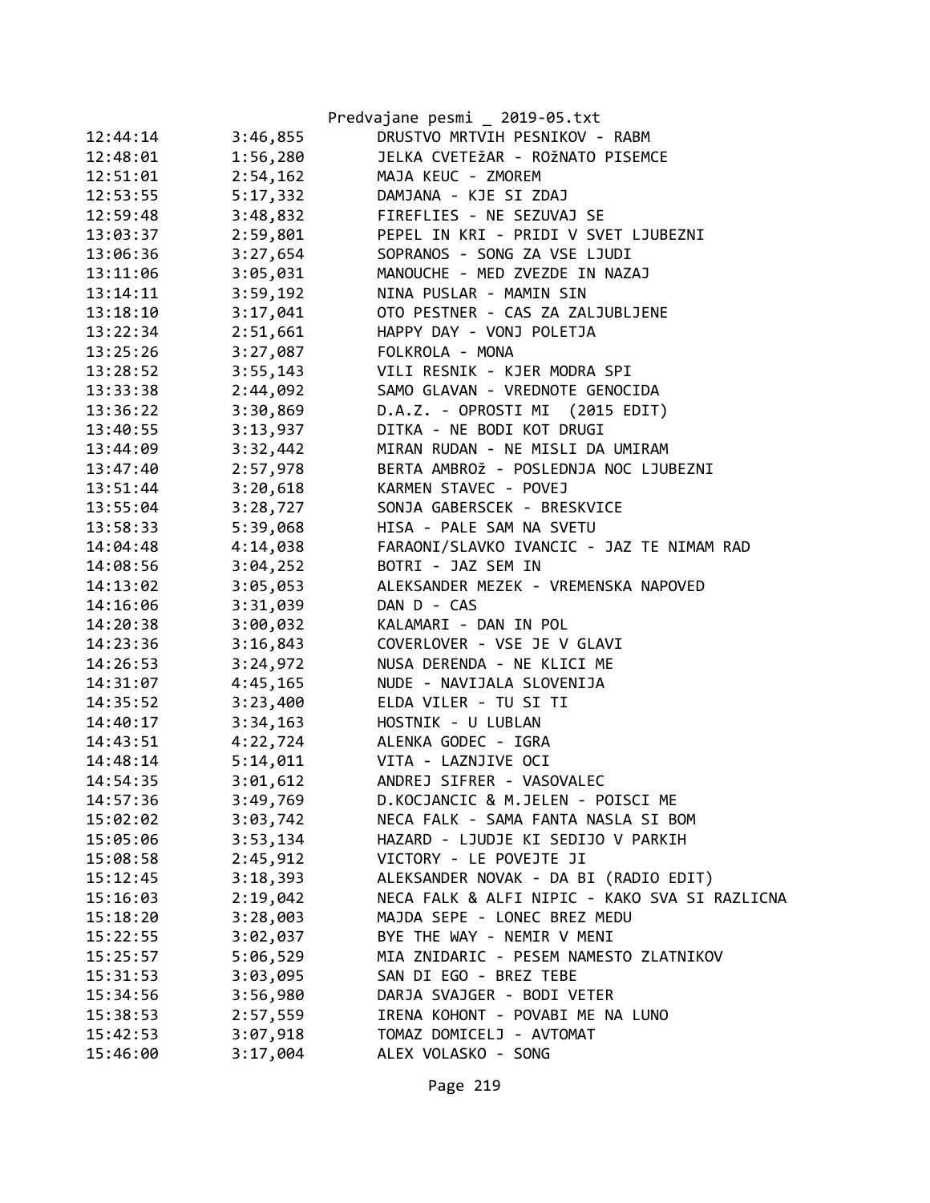| | | |
|---|---|---|
| 12:44:14 | 3:46,855 | DRUSTVO MRTVIH PESNIKOV - RABM |
| 12:48:01 | 1:56,280 | JELKA CVETEžAR - ROžNATO PISEMCE |
| 12:51:01 | 2:54,162 | MAJA KEUC - ZMOREM |
| 12:53:55 | 5:17,332 | DAMJANA - KJE SI ZDAJ |
| 12:59:48 | 3:48,832 | FIREFLIES - NE SEZUVAJ SE |
| 13:03:37 | 2:59,801 | PEPEL IN KRI - PRIDI V SVET LJUBEZNI |
| 13:06:36 | 3:27,654 | SOPRANOS - SONG ZA VSE LJUDI |
| 13:11:06 | 3:05,031 | MANOUCHE - MED ZVEZDE IN NAZAJ |
| 13:14:11 | 3:59,192 | NINA PUSLAR - MAMIN SIN |
| 13:18:10 | 3:17,041 | OTO PESTNER - CAS ZA ZALJUBLJENE |
| 13:22:34 | 2:51,661 | HAPPY DAY - VONJ POLETJA |
| 13:25:26 | 3:27,087 | FOLKROLA - MONA |
| 13:28:52 | 3:55,143 | VILI RESNIK - KJER MODRA SPI |
| 13:33:38 | 2:44,092 | SAMO GLAVAN - VREDNOTE GENOCIDA |
| 13:36:22 | 3:30,869 | D.A.Z. - OPROSTI MI  (2015 EDIT) |
| 13:40:55 | 3:13,937 | DITKA - NE BODI KOT DRUGI |
| 13:44:09 | 3:32,442 | MIRAN RUDAN - NE MISLI DA UMIRAM |
| 13:47:40 | 2:57,978 | BERTA AMBROž - POSLEDNJA NOC LJUBEZNI |
| 13:51:44 | 3:20,618 | KARMEN STAVEC - POVEJ |
| 13:55:04 | 3:28,727 | SONJA GABERSCEK - BRESKVICE |
| 13:58:33 | 5:39,068 | HISA - PALE SAM NA SVETU |
| 14:04:48 | 4:14,038 | FARAONI/SLAVKO IVANCIC - JAZ TE NIMAM RAD |
| 14:08:56 | 3:04,252 | BOTRI - JAZ SEM IN |
| 14:13:02 | 3:05,053 | ALEKSANDER MEZEK - VREMENSKA NAPOVED |
| 14:16:06 | 3:31,039 | DAN D - CAS |
| 14:20:38 | 3:00,032 | KALAMARI - DAN IN POL |
| 14:23:36 | 3:16,843 | COVERLOVER - VSE JE V GLAVI |
| 14:26:53 | 3:24,972 | NUSA DERENDA - NE KLICI ME |
| 14:31:07 | 4:45,165 | NUDE - NAVIJALA SLOVENIJA |
| 14:35:52 | 3:23,400 | ELDA VILER - TU SI TI |
| 14:40:17 | 3:34,163 | HOSTNIK - U LUBLAN |
| 14:43:51 | 4:22,724 | ALENKA GODEC - IGRA |
| 14:48:14 | 5:14,011 | VITA - LAZNJIVE OCI |
| 14:54:35 | 3:01,612 | ANDREJ SIFRER - VASOVALEC |
| 14:57:36 | 3:49,769 | D.KOCJANCIC & M.JELEN - POISCI ME |
| 15:02:02 | 3:03,742 | NECA FALK - SAMA FANTA NASLA SI BOM |
| 15:05:06 | 3:53,134 | HAZARD - LJUDJE KI SEDIJO V PARKIH |
| 15:08:58 | 2:45,912 | VICTORY - LE POVEJTE JI |
| 15:12:45 | 3:18,393 | ALEKSANDER NOVAK - DA BI (RADIO EDIT) |
| 15:16:03 | 2:19,042 | NECA FALK & ALFI NIPIC - KAKO SVA SI RAZLICNA |
| 15:18:20 | 3:28,003 | MAJDA SEPE - LONEC BREZ MEDU |
| 15:22:55 | 3:02,037 | BYE THE WAY - NEMIR V MENI |
| 15:25:57 | 5:06,529 | MIA ZNIDARIC - PESEM NAMESTO ZLATNIKOV |
| 15:31:53 | 3:03,095 | SAN DI EGO - BREZ TEBE |
| 15:34:56 | 3:56,980 | DARJA SVAJGER - BODI VETER |
| 15:38:53 | 2:57,559 | IRENA KOHONT - POVABI ME NA LUNO |
| 15:42:53 | 3:07,918 | TOMAZ DOMICELJ - AVTOMAT |
| 15:46:00 | 3:17,004 | ALEX VOLASKO - SONG |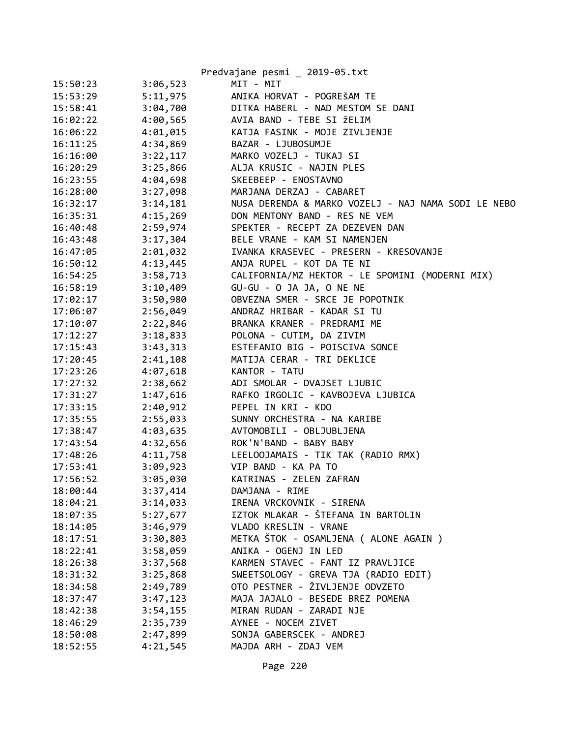| | | |
|---|---|---|
| 15:50:23 | 3:06,523 | MIT - MIT |
| 15:53:29 | 5:11,975 | ANIKA HORVAT - POGREŠAM TE |
| 15:58:41 | 3:04,700 | DITKA HABERL - NAD MESTOM SE DANI |
| 16:02:22 | 4:00,565 | AVIA BAND - TEBE SI žELIM |
| 16:06:22 | 4:01,015 | KATJA FASINK - MOJE ZIVLJENJE |
| 16:11:25 | 4:34,869 | BAZAR - LJUBOSUMJE |
| 16:16:00 | 3:22,117 | MARKO VOZELJ - TUKAJ SI |
| 16:20:29 | 3:25,866 | ALJA KRUSIC - NAJIN PLES |
| 16:23:55 | 4:04,698 | SKEEBEEP - ENOSTAVNO |
| 16:28:00 | 3:27,098 | MARJANA DERZAJ - CABARET |
| 16:32:17 | 3:14,181 | NUSA DERENDA & MARKO VOZELJ - NAJ NAMA SODI LE NEBO |
| 16:35:31 | 4:15,269 | DON MENTONY BAND - RES NE VEM |
| 16:40:48 | 2:59,974 | SPEKTER - RECEPT ZA DEZEVEN DAN |
| 16:43:48 | 3:17,304 | BELE VRANE - KAM SI NAMENJEN |
| 16:47:05 | 2:01,032 | IVANKA KRASEVEC - PRESERN - KRESOVANJE |
| 16:50:12 | 4:13,445 | ANJA RUPEL - KOT DA TE NI |
| 16:54:25 | 3:58,713 | CALIFORNIA/MZ HEKTOR - LE SPOMINI (MODERNI MIX) |
| 16:58:19 | 3:10,409 | GU-GU - O JA JA, O NE NE |
| 17:02:17 | 3:50,980 | OBVEZNA SMER - SRCE JE POPOTNIK |
| 17:06:07 | 2:56,049 | ANDRAZ HRIBAR - KADAR SI TU |
| 17:10:07 | 2:22,846 | BRANKA KRANER - PREDRAMI ME |
| 17:12:27 | 3:18,833 | POLONA - CUTIM, DA ZIVIM |
| 17:15:43 | 3:43,313 | ESTEFANIO BIG - POISCIVA SONCE |
| 17:20:45 | 2:41,108 | MATIJA CERAR - TRI DEKLICE |
| 17:23:26 | 4:07,618 | KANTOR - TATU |
| 17:27:32 | 2:38,662 | ADI SMOLAR - DVAJSET LJUBIC |
| 17:31:27 | 1:47,616 | RAFKO IRGOLIC - KAVBOJEVA LJUBICA |
| 17:33:15 | 2:40,912 | PEPEL IN KRI - KDO |
| 17:35:55 | 2:55,033 | SUNNY ORCHESTRA - NA KARIBE |
| 17:38:47 | 4:03,635 | AVTOMOBILI - OBLJUBLJENA |
| 17:43:54 | 4:32,656 | ROK'N'BAND - BABY BABY |
| 17:48:26 | 4:11,758 | LEELOOJAMAIS - TIK TAK (RADIO RMX) |
| 17:53:41 | 3:09,923 | VIP BAND - KA PA TO |
| 17:56:52 | 3:05,030 | KATRINAS - ZELEN ZAFRAN |
| 18:00:44 | 3:37,414 | DAMJANA - RIME |
| 18:04:21 | 3:14,033 | IRENA VRCKOVNIK - SIRENA |
| 18:07:35 | 5:27,677 | IZTOK MLAKAR - ŠTEFANA IN BARTOLIN |
| 18:14:05 | 3:46,979 | VLADO KRESLIN - VRANE |
| 18:17:51 | 3:30,803 | METKA ŠTOK - OSAMLJENA ( ALONE AGAIN ) |
| 18:22:41 | 3:58,059 | ANIKA - OGENJ IN LED |
| 18:26:38 | 3:37,568 | KARMEN STAVEC - FANT IZ PRAVLJICE |
| 18:31:32 | 3:25,868 | SWEETSOLOGY - GREVA TJA (RADIO EDIT) |
| 18:34:58 | 2:49,789 | OTO PESTNER - ŽIVLJENJE ODVZETO |
| 18:37:47 | 3:47,123 | MAJA JAJALO - BESEDE BREZ POMENA |
| 18:42:38 | 3:54,155 | MIRAN RUDAN - ZARADI NJE |
| 18:46:29 | 2:35,739 | AYNEE - NOCEM ZIVET |
| 18:50:08 | 2:47,899 | SONJA GABERSCEK - ANDREJ |
| 18:52:55 | 4:21,545 | MAJDA ARH - ZDAJ VEM |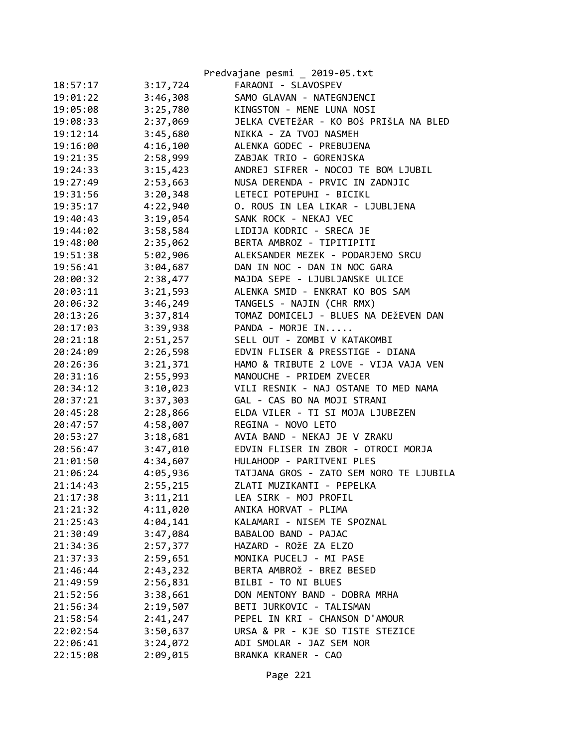| 18:57:17 | 3:17,724 | FARAONI - SLAVOSPEV |
|---|---|---|
| 19:01:22 | 3:46,308 | SAMO GLAVAN - NATEGNJENCI |
| 19:05:08 | 3:25,780 | KINGSTON - MENE LUNA NOSI |
| 19:08:33 | 2:37,069 | JELKA CVETEžAR - KO BOš PRIšLA NA BLED |
| 19:12:14 | 3:45,680 | NIKKA - ZA TVOJ NASMEH |
| 19:16:00 | 4:16,100 | ALENKA GODEC - PREBUJENA |
| 19:21:35 | 2:58,999 | ZABJAK TRIO - GORENJSKA |
| 19:24:33 | 3:15,423 | ANDREJ SIFRER - NOCOJ TE BOM LJUBIL |
| 19:27:49 | 2:53,663 | NUSA DERENDA - PRVIC IN ZADNJIC |
| 19:31:56 | 3:20,348 | LETECI POTEPUHI - BICIKL |
| 19:35:17 | 4:22,940 | O. ROUS IN LEA LIKAR - LJUBLJENA |
| 19:40:43 | 3:19,054 | SANK ROCK - NEKAJ VEC |
| 19:44:02 | 3:58,584 | LIDIJA KODRIC - SRECA JE |
| 19:48:00 | 2:35,062 | BERTA AMBROZ - TIPITIPITI |
| 19:51:38 | 5:02,906 | ALEKSANDER MEZEK - PODARJENO SRCU |
| 19:56:41 | 3:04,687 | DAN IN NOC - DAN IN NOC GARA |
| 20:00:32 | 2:38,477 | MAJDA SEPE - LJUBLJANSKE ULICE |
| 20:03:11 | 3:21,593 | ALENKA SMID - ENKRAT KO BOS SAM |
| 20:06:32 | 3:46,249 | TANGELS - NAJIN (CHR RMX) |
| 20:13:26 | 3:37,814 | TOMAZ DOMICELJ - BLUES NA DEžEVEN DAN |
| 20:17:03 | 3:39,938 | PANDA - MORJE IN..... |
| 20:21:18 | 2:51,257 | SELL OUT - ZOMBI V KATAKOMBI |
| 20:24:09 | 2:26,598 | EDVIN FLISER & PRESSTIGE - DIANA |
| 20:26:36 | 3:21,371 | HAMO & TRIBUTE 2 LOVE - VIJA VAJA VEN |
| 20:31:16 | 2:55,993 | MANOUCHE - PRIDEM ZVECER |
| 20:34:12 | 3:10,023 | VILI RESNIK - NAJ OSTANE TO MED NAMA |
| 20:37:21 | 3:37,303 | GAL - CAS BO NA MOJI STRANI |
| 20:45:28 | 2:28,866 | ELDA VILER - TI SI MOJA LJUBEZEN |
| 20:47:57 | 4:58,007 | REGINA - NOVO LETO |
| 20:53:27 | 3:18,681 | AVIA BAND - NEKAJ JE V ZRAKU |
| 20:56:47 | 3:47,010 | EDVIN FLISER IN ZBOR - OTROCI MORJA |
| 21:01:50 | 4:34,607 | HULAHOOP - PARITVENI PLES |
| 21:06:24 | 4:05,936 | TATJANA GROS - ZATO SEM NORO TE LJUBILA |
| 21:14:43 | 2:55,215 | ZLATI MUZIKANTI - PEPELKA |
| 21:17:38 | 3:11,211 | LEA SIRK - MOJ PROFIL |
| 21:21:32 | 4:11,020 | ANIKA HORVAT - PLIMA |
| 21:25:43 | 4:04,141 | KALAMARI - NISEM TE SPOZNAL |
| 21:30:49 | 3:47,084 | BABALOO BAND - PAJAC |
| 21:34:36 | 2:57,377 | HAZARD - ROžE ZA ELZO |
| 21:37:33 | 2:59,651 | MONIKA PUCELJ - MI PASE |
| 21:46:44 | 2:43,232 | BERTA AMBROž - BREZ BESED |
| 21:49:59 | 2:56,831 | BILBI - TO NI BLUES |
| 21:52:56 | 3:38,661 | DON MENTONY BAND - DOBRA MRHA |
| 21:56:34 | 2:19,507 | BETI JURKOVIC - TALISMAN |
| 21:58:54 | 2:41,247 | PEPEL IN KRI - CHANSON D'AMOUR |
| 22:02:54 | 3:50,637 | URSA & PR - KJE SO TISTE STEZICE |
| 22:06:41 | 3:24,072 | ADI SMOLAR - JAZ SEM NOR |
| 22:15:08 | 2:09,015 | BRANKA KRANER - CAO |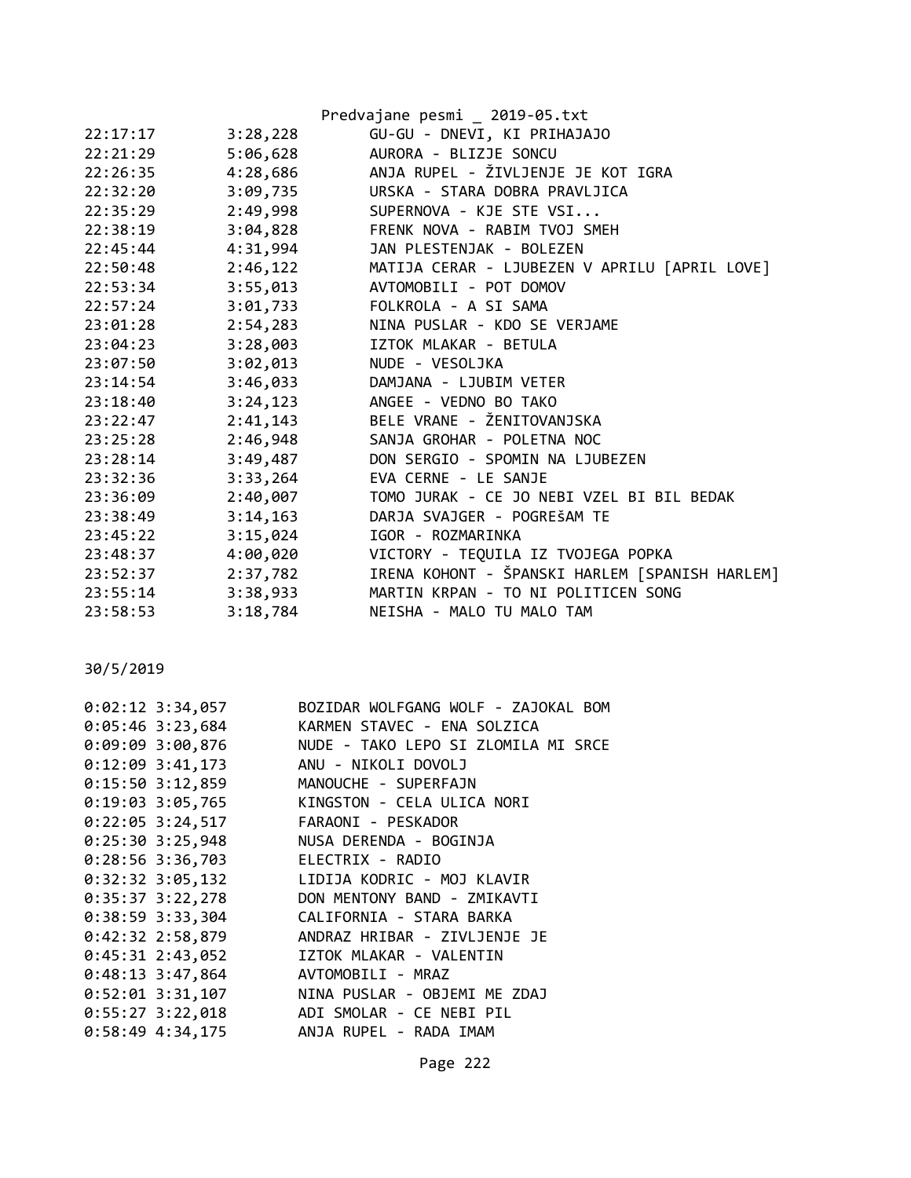| | | |
|---|---|---|
| 22:17:17 | 3:28,228 | GU-GU - DNEVI, KI PRIHAJAJO |
| 22:21:29 | 5:06,628 | AURORA - BLIZJE SONCU |
| 22:26:35 | 4:28,686 | ANJA RUPEL - ŽIVLJENJE JE KOT IGRA |
| 22:32:20 | 3:09,735 | URSKA - STARA DOBRA PRAVLJICA |
| 22:35:29 | 2:49,998 | SUPERNOVA - KJE STE VSI... |
| 22:38:19 | 3:04,828 | FRENK NOVA - RABIM TVOJ SMEH |
| 22:45:44 | 4:31,994 | JAN PLESTENJAK - BOLEZEN |
| 22:50:48 | 2:46,122 | MATIJA CERAR - LJUBEZEN V APRILU [APRIL LOVE] |
| 22:53:34 | 3:55,013 | AVTOMOBILI - POT DOMOV |
| 22:57:24 | 3:01,733 | FOLKROLA - A SI SAMA |
| 23:01:28 | 2:54,283 | NINA PUSLAR - KDO SE VERJAME |
| 23:04:23 | 3:28,003 | IZTOK MLAKAR - BETULA |
| 23:07:50 | 3:02,013 | NUDE - VESOLJKA |
| 23:14:54 | 3:46,033 | DAMJANA - LJUBIM VETER |
| 23:18:40 | 3:24,123 | ANGEE - VEDNO BO TAKO |
| 23:22:47 | 2:41,143 | BELE VRANE - ŽENITOVANJSKA |
| 23:25:28 | 2:46,948 | SANJA GROHAR - POLETNA NOC |
| 23:28:14 | 3:49,487 | DON SERGIO - SPOMIN NA LJUBEZEN |
| 23:32:36 | 3:33,264 | EVA CERNE - LE SANJE |
| 23:36:09 | 2:40,007 | TOMO JURAK - CE JO NEBI VZEL BI BIL BEDAK |
| 23:38:49 | 3:14,163 | DARJA SVAJGER - POGREŠAM TE |
| 23:45:22 | 3:15,024 | IGOR - ROZMARINKA |
| 23:48:37 | 4:00,020 | VICTORY - TEQUILA IZ TVOJEGA POPKA |
| 23:52:37 | 2:37,782 | IRENA KOHONT - ŠPANSKI HARLEM [SPANISH HARLEM] |
| 23:55:14 | 3:38,933 | MARTIN KRPAN - TO NI POLITICEN SONG |
| 23:58:53 | 3:18,784 | NEISHA - MALO TU MALO TAM |

30/5/2019

| | | |
|---|---|---|
| 0:02:12 | 3:34,057 | BOZIDAR WOLFGANG WOLF - ZAJOKAL BOM |
| 0:05:46 | 3:23,684 | KARMEN STAVEC - ENA SOLZICA |
| 0:09:09 | 3:00,876 | NUDE - TAKO LEPO SI ZLOMILA MI SRCE |
| 0:12:09 | 3:41,173 | ANU - NIKOLI DOVOLJ |
| 0:15:50 | 3:12,859 | MANOUCHE - SUPERFAJN |
| 0:19:03 | 3:05,765 | KINGSTON - CELA ULICA NORI |
| 0:22:05 | 3:24,517 | FARAONI - PESKADOR |
| 0:25:30 | 3:25,948 | NUSA DERENDA - BOGINJA |
| 0:28:56 | 3:36,703 | ELECTRIX - RADIO |
| 0:32:32 | 3:05,132 | LIDIJA KODRIC - MOJ KLAVIR |
| 0:35:37 | 3:22,278 | DON MENTONY BAND - ZMIKAVTI |
| 0:38:59 | 3:33,304 | CALIFORNIA - STARA BARKA |
| 0:42:32 | 2:58,879 | ANDRAZ HRIBAR - ZIVLJENJE JE |
| 0:45:31 | 2:43,052 | IZTOK MLAKAR - VALENTIN |
| 0:48:13 | 3:47,864 | AVTOMOBILI - MRAZ |
| 0:52:01 | 3:31,107 | NINA PUSLAR - OBJEMI ME ZDAJ |
| 0:55:27 | 3:22,018 | ADI SMOLAR - CE NEBI PIL |
| 0:58:49 | 4:34,175 | ANJA RUPEL - RADA IMAM |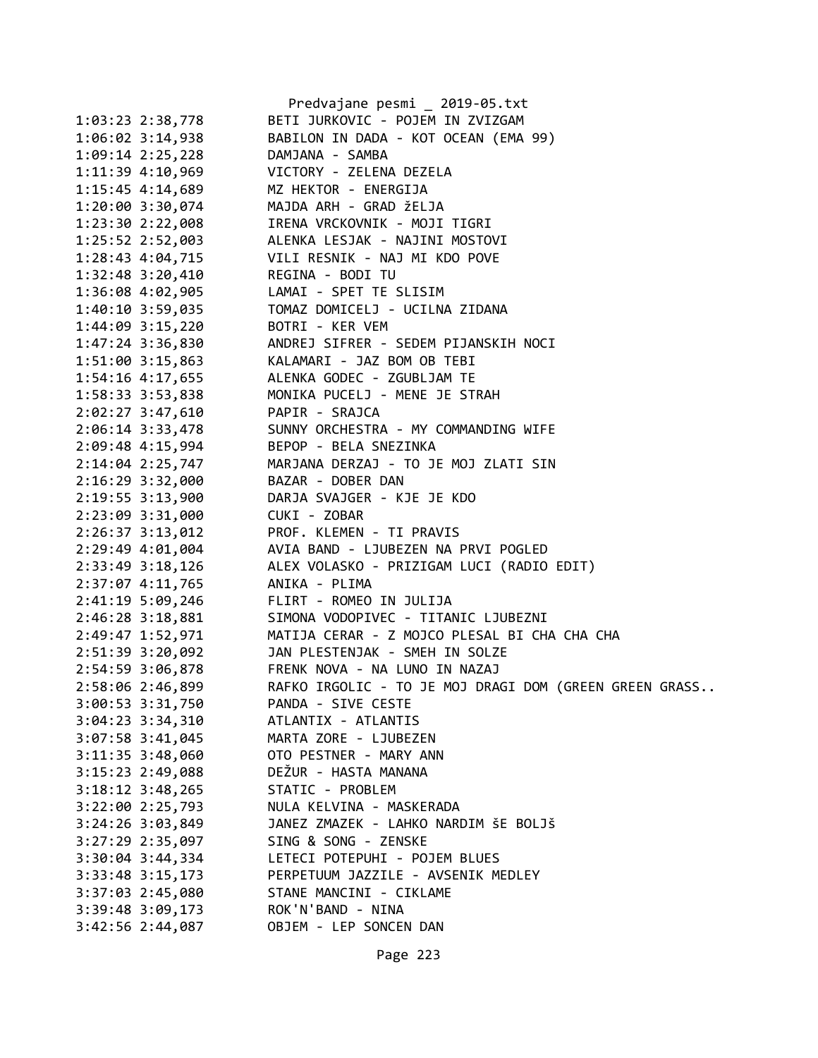```
1:03:23 2:38,778        BETI JURKOVIC - POJEM IN ZVIZGAM
1:06:02 3:14,938        BABILON IN DADA - KOT OCEAN (EMA 99)
1:09:14 2:25,228        DAMJANA - SAMBA
1:11:39 4:10,969        VICTORY - ZELENA DEZELA
1:15:45 4:14,689        MZ HEKTOR - ENERGIJA
1:20:00 3:30,074        MAJDA ARH - GRAD žELJA
1:23:30 2:22,008        IRENA VRCKOVNIK - MOJI TIGRI
1:25:52 2:52,003        ALENKA LESJAK - NAJINI MOSTOVI
1:28:43 4:04,715        VILI RESNIK - NAJ MI KDO POVE
1:32:48 3:20,410        REGINA - BODI TU
1:36:08 4:02,905        LAMAI - SPET TE SLISIM
1:40:10 3:59,035        TOMAZ DOMICELJ - UCILNA ZIDANA
1:44:09 3:15,220        BOTRI - KER VEM
1:47:24 3:36,830        ANDREJ SIFRER - SEDEM PIJANSKIH NOCI
1:51:00 3:15,863        KALAMARI - JAZ BOM OB TEBI
1:54:16 4:17,655        ALENKA GODEC - ZGUBLJAM TE
1:58:33 3:53,838        MONIKA PUCELJ - MENE JE STRAH
2:02:27 3:47,610        PAPIR - SRAJCA
2:06:14 3:33,478        SUNNY ORCHESTRA - MY COMMANDING WIFE
2:09:48 4:15,994        BEPOP - BELA SNEZINKA
2:14:04 2:25,747        MARJANA DERZAJ - TO JE MOJ ZLATI SIN
2:16:29 3:32,000        BAZAR - DOBER DAN
2:19:55 3:13,900        DARJA SVAJGER - KJE JE KDO
2:23:09 3:31,000        CUKI - ZOBAR
2:26:37 3:13,012        PROF. KLEMEN - TI PRAVIS
2:29:49 4:01,004        AVIA BAND - LJUBEZEN NA PRVI POGLED
2:33:49 3:18,126        ALEX VOLASKO - PRIZIGAM LUCI (RADIO EDIT)
2:37:07 4:11,765        ANIKA - PLIMA
2:41:19 5:09,246        FLIRT - ROMEO IN JULIJA
2:46:28 3:18,881        SIMONA VODOPIVEC - TITANIC LJUBEZNI
2:49:47 1:52,971        MATIJA CERAR - Z MOJCO PLESAL BI CHA CHA CHA
2:51:39 3:20,092        JAN PLESTENJAK - SMEH IN SOLZE
2:54:59 3:06,878        FRENK NOVA - NA LUNO IN NAZAJ
2:58:06 2:46,899        RAFKO IRGOLIC - TO JE MOJ DRAGI DOM (GREEN GREEN GRASS..
3:00:53 3:31,750        PANDA - SIVE CESTE
3:04:23 3:34,310        ATLANTIX - ATLANTIS
3:07:58 3:41,045        MARTA ZORE - LJUBEZEN
3:11:35 3:48,060        OTO PESTNER - MARY ANN
3:15:23 2:49,088        DEŽUR - HASTA MANANA
3:18:12 3:48,265        STATIC - PROBLEM
3:22:00 2:25,793        NULA KELVINA - MASKERADA
3:24:26 3:03,849        JANEZ ZMAZEK - LAHKO NARDIM ŠE BOLJŠ
3:27:29 2:35,097        SING & SONG - ZENSKE
3:30:04 3:44,334        LETECI POTEPUHI - POJEM BLUES
3:33:48 3:15,173        PERPETUUM JAZZILE - AVSENIK MEDLEY
3:37:03 2:45,080        STANE MANCINI - CIKLAME
3:39:48 3:09,173        ROK'N'BAND - NINA
3:42:56 2:44,087        OBJEM - LEP SONCEN DAN
```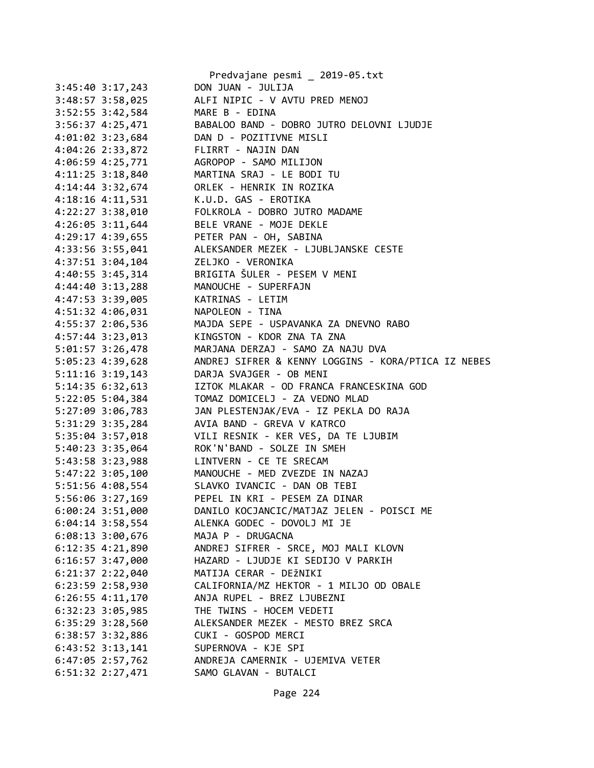```
3:45:40 3:17,243        DON JUAN - JULIJA
3:48:57 3:58,025        ALFI NIPIC - V AVTU PRED MENOJ
3:52:55 3:42,584        MARE B - EDINA
3:56:37 4:25,471        BABALOO BAND - DOBRO JUTRO DELOVNI LJUDJE
4:01:02 3:23,684        DAN D - POZITIVNE MISLI
4:04:26 2:33,872        FLIRRT - NAJIN DAN
4:06:59 4:25,771        AGROPOP - SAMO MILIJON
4:11:25 3:18,840        MARTINA SRAJ - LE BODI TU
4:14:44 3:32,674        ORLEK - HENRIK IN ROZIKA
4:18:16 4:11,531        K.U.D. GAS - EROTIKA
4:22:27 3:38,010        FOLKROLA - DOBRO JUTRO MADAME
4:26:05 3:11,644        BELE VRANE - MOJE DEKLE
4:29:17 4:39,655        PETER PAN - OH, SABINA
4:33:56 3:55,041        ALEKSANDER MEZEK - LJUBLJANSKE CESTE
4:37:51 3:04,104        ZELJKO - VERONIKA
4:40:55 3:45,314        BRIGITA ŠULER - PESEM V MENI
4:44:40 3:13,288        MANOUCHE - SUPERFAJN
4:47:53 3:39,005        KATRINAS - LETIM
4:51:32 4:06,031        NAPOLEON - TINA
4:55:37 2:06,536        MAJDA SEPE - USPAVANKA ZA DNEVNO RABO
4:57:44 3:23,013        KINGSTON - KDOR ZNA TA ZNA
5:01:57 3:26,478        MARJANA DERZAJ - SAMO ZA NAJU DVA
5:05:23 4:39,628        ANDREJ SIFRER & KENNY LOGGINS - KORA/PTICA IZ NEBES
5:11:16 3:19,143        DARJA SVAJGER - OB MENI
5:14:35 6:32,613        IZTOK MLAKAR - OD FRANCA FRANCESKINA GOD
5:22:05 5:04,384        TOMAZ DOMICELJ - ZA VEDNO MLAD
5:27:09 3:06,783        JAN PLESTENJAK/EVA - IZ PEKLA DO RAJA
5:31:29 3:35,284        AVIA BAND - GREVA V KATRCO
5:35:04 3:57,018        VILI RESNIK - KER VES, DA TE LJUBIM
5:40:23 3:35,064        ROK'N'BAND - SOLZE IN SMEH
5:43:58 3:23,988        LINTVERN - CE TE SRECAM
5:47:22 3:05,100        MANOUCHE - MED ZVEZDE IN NAZAJ
5:51:56 4:08,554        SLAVKO IVANCIC - DAN OB TEBI
5:56:06 3:27,169        PEPEL IN KRI - PESEM ZA DINAR
6:00:24 3:51,000        DANILO KOCJANCIC/MATJAZ JELEN - POISCI ME
6:04:14 3:58,554        ALENKA GODEC - DOVOLJ MI JE
6:08:13 3:00,676        MAJA P - DRUGACNA
6:12:35 4:21,890        ANDREJ SIFRER - SRCE, MOJ MALI KLOVN
6:16:57 3:47,000        HAZARD - LJUDJE KI SEDIJO V PARKIH
6:21:37 2:22,040        MATIJA CERAR - DEžNIKI
6:23:59 2:58,930        CALIFORNIA/MZ HEKTOR - 1 MILJO OD OBALE
6:26:55 4:11,170        ANJA RUPEL - BREZ LJUBEZNI
6:32:23 3:05,985        THE TWINS - HOCEM VEDETI
6:35:29 3:28,560        ALEKSANDER MEZEK - MESTO BREZ SRCA
6:38:57 3:32,886        CUKI - GOSPOD MERCI
6:43:52 3:13,141        SUPERNOVA - KJE SPI
6:47:05 2:57,762        ANDREJA CAMERNIK - UJEMIVA VETER
6:51:32 2:27,471        SAMO GLAVAN - BUTALCI
```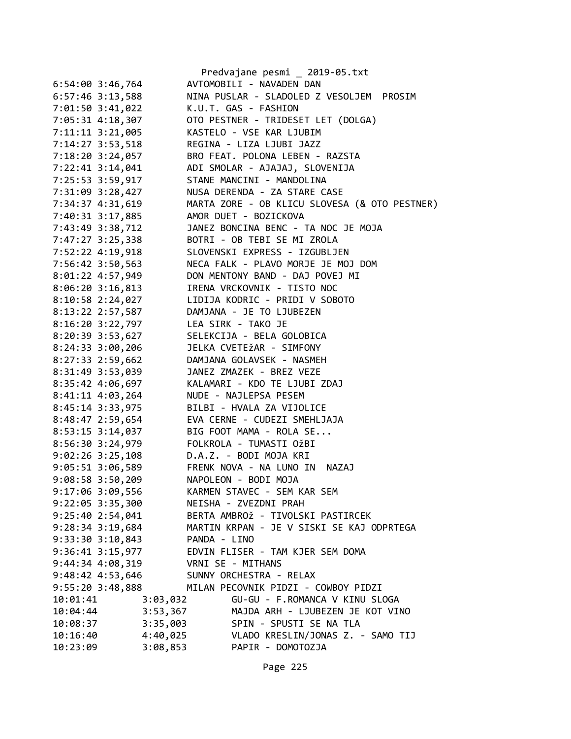```
6:54:00 3:46,764        AVTOMOBILI - NAVADEN DAN
6:57:46 3:13,588        NINA PUSLAR - SLADOLED Z VESOLJEM  PROSIM
7:01:50 3:41,022        K.U.T. GAS - FASHION
7:05:31 4:18,307        OTO PESTNER - TRIDESET LET (DOLGA)
7:11:11 3:21,005        KASTELO - VSE KAR LJUBIM
7:14:27 3:53,518        REGINA - LIZA LJUBI JAZZ
7:18:20 3:24,057        BRO FEAT. POLONA LEBEN - RAZSTA
7:22:41 3:14,041        ADI SMOLAR - AJAJAJ, SLOVENIJA
7:25:53 3:59,917        STANE MANCINI - MANDOLINA
7:31:09 3:28,427        NUSA DERENDA - ZA STARE CASE
7:34:37 4:31,619        MARTA ZORE - OB KLICU SLOVESA (& OTO PESTNER)
7:40:31 3:17,885        AMOR DUET - BOZICKOVA
7:43:49 3:38,712        JANEZ BONCINA BENC - TA NOC JE MOJA
7:47:27 3:25,338        BOTRI - OB TEBI SE MI ZROLA
7:52:22 4:19,918        SLOVENSKI EXPRESS - IZGUBLJEN
7:56:42 3:50,563        NECA FALK - PLAVO MORJE JE MOJ DOM
8:01:22 4:57,949        DON MENTONY BAND - DAJ POVEJ MI
8:06:20 3:16,813        IRENA VRCKOVNIK - TISTO NOC
8:10:58 2:24,027        LIDIJA KODRIC - PRIDI V SOBOTO
8:13:22 2:57,587        DAMJANA - JE TO LJUBEZEN
8:16:20 3:22,797        LEA SIRK - TAKO JE
8:20:39 3:53,627        SELEKCIJA - BELA GOLOBICA
8:24:33 3:00,206        JELKA CVETEžAR - SIMFONY
8:27:33 2:59,662        DAMJANA GOLAVSEK - NASMEH
8:31:49 3:53,039        JANEZ ZMAZEK - BREZ VEZE
8:35:42 4:06,697        KALAMARI - KDO TE LJUBI ZDAJ
8:41:11 4:03,264        NUDE - NAJLEPSA PESEM
8:45:14 3:33,975        BILBI - HVALA ZA VIJOLICE
8:48:47 2:59,654        EVA CERNE - CUDEZI SMEHLJAJA
8:53:15 3:14,037        BIG FOOT MAMA - ROLA SE...
8:56:30 3:24,979        FOLKROLA - TUMASTI OžBI
9:02:26 3:25,108        D.A.Z. - BODI MOJA KRI
9:05:51 3:06,589        FRENK NOVA - NA LUNO IN  NAZAJ
9:08:58 3:50,209        NAPOLEON - BODI MOJA
9:17:06 3:09,556        KARMEN STAVEC - SEM KAR SEM
9:22:05 3:35,300        NEISHA - ZVEZDNI PRAH
9:25:40 2:54,041        BERTA AMBROž - TIVOLSKI PASTIRCEK
9:28:34 3:19,684        MARTIN KRPAN - JE V SISKI SE KAJ ODPRTEGA
9:33:30 3:10,843        PANDA - LINO
9:36:41 3:15,977        EDVIN FLISER - TAM KJER SEM DOMA
9:44:34 4:08,319        VRNI SE - MITHANS
9:48:42 4:53,646        SUNNY ORCHESTRA - RELAX
9:55:20 3:48,888        MILAN PECOVNIK PIDZI - COWBOY PIDZI
10:01:41        3:03,032        GU-GU - F.ROMANCA V KINU SLOGA
10:04:44        3:53,367        MAJDA ARH - LJUBEZEN JE KOT VINO
10:08:37        3:35,003        SPIN - SPUSTI SE NA TLA
10:16:40        4:40,025        VLADO KRESLIN/JONAS Z. - SAMO TIJ
10:23:09        3:08,853        PAPIR - DOMOTOZJA
```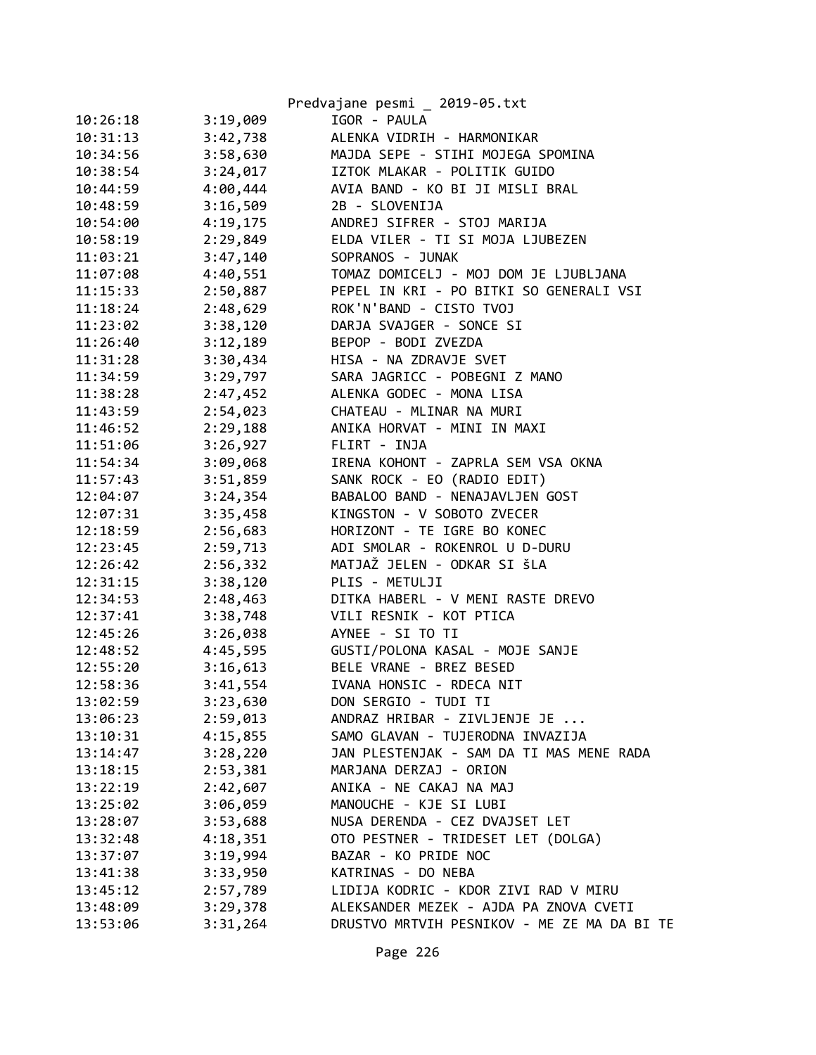| | | |
|---|---|---|
| 10:26:18 | 3:19,009 | IGOR - PAULA |
| 10:31:13 | 3:42,738 | ALENKA VIDRIH - HARMONIKAR |
| 10:34:56 | 3:58,630 | MAJDA SEPE - STIHI MOJEGA SPOMINA |
| 10:38:54 | 3:24,017 | IZTOK MLAKAR - POLITIK GUIDO |
| 10:44:59 | 4:00,444 | AVIA BAND - KO BI JI MISLI BRAL |
| 10:48:59 | 3:16,509 | 2B - SLOVENIJA |
| 10:54:00 | 4:19,175 | ANDREJ SIFRER - STOJ MARIJA |
| 10:58:19 | 2:29,849 | ELDA VILER - TI SI MOJA LJUBEZEN |
| 11:03:21 | 3:47,140 | SOPRANOS - JUNAK |
| 11:07:08 | 4:40,551 | TOMAZ DOMICELJ - MOJ DOM JE LJUBLJANA |
| 11:15:33 | 2:50,887 | PEPEL IN KRI - PO BITKI SO GENERALI VSI |
| 11:18:24 | 2:48,629 | ROK'N'BAND - CISTO TVOJ |
| 11:23:02 | 3:38,120 | DARJA SVAJGER - SONCE SI |
| 11:26:40 | 3:12,189 | BEPOP - BODI ZVEZDA |
| 11:31:28 | 3:30,434 | HISA - NA ZDRAVJE SVET |
| 11:34:59 | 3:29,797 | SARA JAGRICC - POBEGNI Z MANO |
| 11:38:28 | 2:47,452 | ALENKA GODEC - MONA LISA |
| 11:43:59 | 2:54,023 | CHATEAU - MLINAR NA MURI |
| 11:46:52 | 2:29,188 | ANIKA HORVAT - MINI IN MAXI |
| 11:51:06 | 3:26,927 | FLIRT - INJA |
| 11:54:34 | 3:09,068 | IRENA KOHONT - ZAPRLA SEM VSA OKNA |
| 11:57:43 | 3:51,859 | SANK ROCK - EO (RADIO EDIT) |
| 12:04:07 | 3:24,354 | BABALOO BAND - NENAJAVLJEN GOST |
| 12:07:31 | 3:35,458 | KINGSTON - V SOBOTO ZVECER |
| 12:18:59 | 2:56,683 | HORIZONT - TE IGRE BO KONEC |
| 12:23:45 | 2:59,713 | ADI SMOLAR - ROKENROL U D-DURU |
| 12:26:42 | 2:56,332 | MATJAŽ JELEN - ODKAR SI ŠLA |
| 12:31:15 | 3:38,120 | PLIS - METULJI |
| 12:34:53 | 2:48,463 | DITKA HABERL - V MENI RASTE DREVO |
| 12:37:41 | 3:38,748 | VILI RESNIK - KOT PTICA |
| 12:45:26 | 3:26,038 | AYNEE - SI TO TI |
| 12:48:52 | 4:45,595 | GUSTI/POLONA KASAL - MOJE SANJE |
| 12:55:20 | 3:16,613 | BELE VRANE - BREZ BESED |
| 12:58:36 | 3:41,554 | IVANA HONSIC - RDECA NIT |
| 13:02:59 | 3:23,630 | DON SERGIO - TUDI TI |
| 13:06:23 | 2:59,013 | ANDRAZ HRIBAR - ZIVLJENJE JE ... |
| 13:10:31 | 4:15,855 | SAMO GLAVAN - TUJERODNA INVAZIJA |
| 13:14:47 | 3:28,220 | JAN PLESTENJAK - SAM DA TI MAS MENE RADA |
| 13:18:15 | 2:53,381 | MARJANA DERZAJ - ORION |
| 13:22:19 | 2:42,607 | ANIKA - NE CAKAJ NA MAJ |
| 13:25:02 | 3:06,059 | MANOUCHE - KJE SI LUBI |
| 13:28:07 | 3:53,688 | NUSA DERENDA - CEZ DVAJSET LET |
| 13:32:48 | 4:18,351 | OTO PESTNER - TRIDESET LET (DOLGA) |
| 13:37:07 | 3:19,994 | BAZAR - KO PRIDE NOC |
| 13:41:38 | 3:33,950 | KATRINAS - DO NEBA |
| 13:45:12 | 2:57,789 | LIDIJA KODRIC - KDOR ZIVI RAD V MIRU |
| 13:48:09 | 3:29,378 | ALEKSANDER MEZEK - AJDA PA ZNOVA CVETI |
| 13:53:06 | 3:31,264 | DRUSTVO MRTVIH PESNIKOV - ME ZE MA DA BI TE |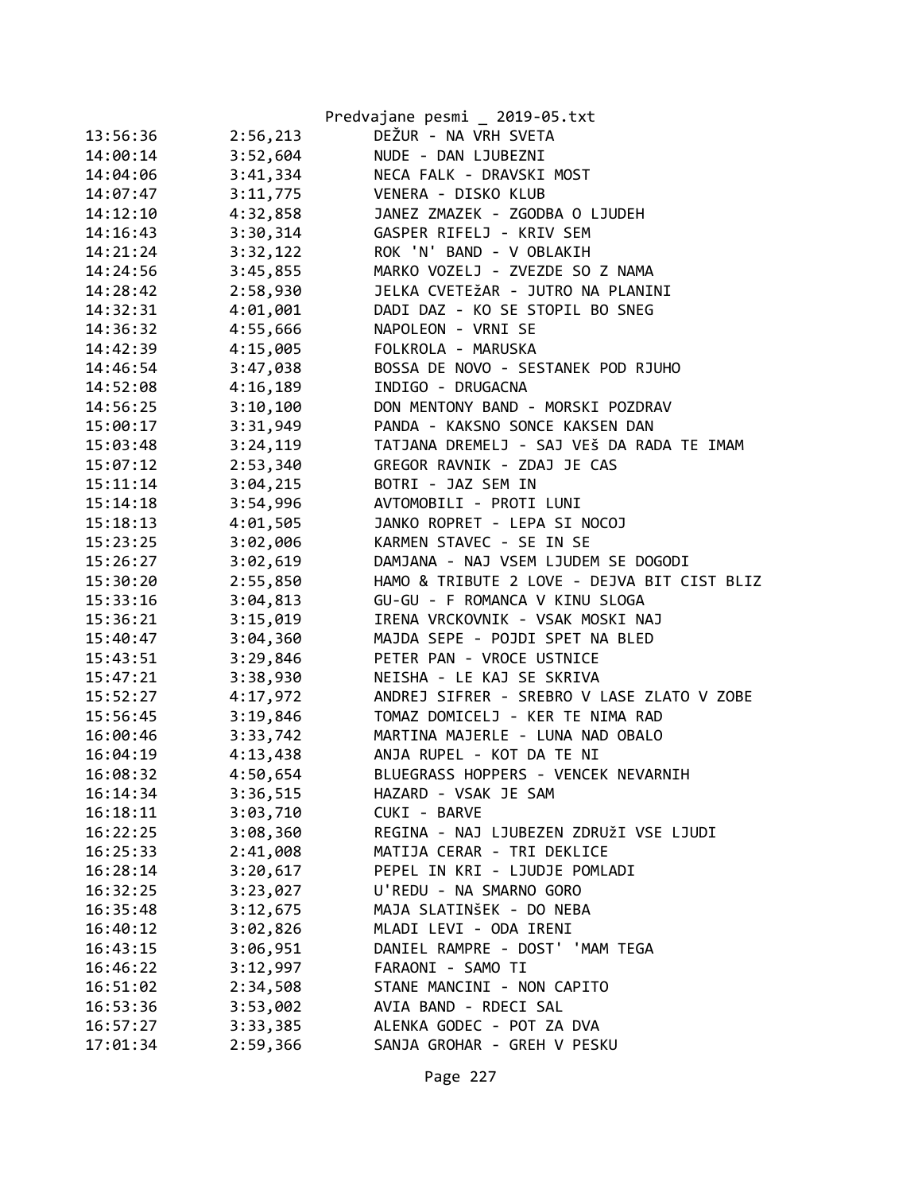Predvajane pesmi _ 2019-05.txt

| | | |
|---|---|---|
| 13:56:36 | 2:56,213 | DEŽUR - NA VRH SVETA |
| 14:00:14 | 3:52,604 | NUDE - DAN LJUBEZNI |
| 14:04:06 | 3:41,334 | NECA FALK - DRAVSKI MOST |
| 14:07:47 | 3:11,775 | VENERA - DISKO KLUB |
| 14:12:10 | 4:32,858 | JANEZ ZMAZEK - ZGODBA O LJUDEH |
| 14:16:43 | 3:30,314 | GASPER RIFELJ - KRIV SEM |
| 14:21:24 | 3:32,122 | ROK 'N' BAND - V OBLAKIH |
| 14:24:56 | 3:45,855 | MARKO VOZELJ - ZVEZDE SO Z NAMA |
| 14:28:42 | 2:58,930 | JELKA CVETEžAR - JUTRO NA PLANINI |
| 14:32:31 | 4:01,001 | DADI DAZ - KO SE STOPIL BO SNEG |
| 14:36:32 | 4:55,666 | NAPOLEON - VRNI SE |
| 14:42:39 | 4:15,005 | FOLKROLA - MARUSKA |
| 14:46:54 | 3:47,038 | BOSSA DE NOVO - SESTANEK POD RJUHO |
| 14:52:08 | 4:16,189 | INDIGO - DRUGACNA |
| 14:56:25 | 3:10,100 | DON MENTONY BAND - MORSKI POZDRAV |
| 15:00:17 | 3:31,949 | PANDA - KAKSNO SONCE KAKSEN DAN |
| 15:03:48 | 3:24,119 | TATJANA DREMELJ - SAJ VEš DA RADA TE IMAM |
| 15:07:12 | 2:53,340 | GREGOR RAVNIK - ZDAJ JE CAS |
| 15:11:14 | 3:04,215 | BOTRI - JAZ SEM IN |
| 15:14:18 | 3:54,996 | AVTOMOBILI - PROTI LUNI |
| 15:18:13 | 4:01,505 | JANKO ROPRET - LEPA SI NOCOJ |
| 15:23:25 | 3:02,006 | KARMEN STAVEC - SE IN SE |
| 15:26:27 | 3:02,619 | DAMJANA - NAJ VSEM LJUDEM SE DOGODI |
| 15:30:20 | 2:55,850 | HAMO & TRIBUTE 2 LOVE - DEJVA BIT CIST BLIZ |
| 15:33:16 | 3:04,813 | GU-GU - F ROMANCA V KINU SLOGA |
| 15:36:21 | 3:15,019 | IRENA VRCKOVNIK - VSAK MOSKI NAJ |
| 15:40:47 | 3:04,360 | MAJDA SEPE - POJDI SPET NA BLED |
| 15:43:51 | 3:29,846 | PETER PAN - VROCE USTNICE |
| 15:47:21 | 3:38,930 | NEISHA - LE KAJ SE SKRIVA |
| 15:52:27 | 4:17,972 | ANDREJ SIFRER - SREBRO V LASE ZLATO V ZOBE |
| 15:56:45 | 3:19,846 | TOMAZ DOMICELJ - KER TE NIMA RAD |
| 16:00:46 | 3:33,742 | MARTINA MAJERLE - LUNA NAD OBALO |
| 16:04:19 | 4:13,438 | ANJA RUPEL - KOT DA TE NI |
| 16:08:32 | 4:50,654 | BLUEGRASS HOPPERS - VENCEK NEVARNIH |
| 16:14:34 | 3:36,515 | HAZARD - VSAK JE SAM |
| 16:18:11 | 3:03,710 | CUKI - BARVE |
| 16:22:25 | 3:08,360 | REGINA - NAJ LJUBEZEN ZDRUžI VSE LJUDI |
| 16:25:33 | 2:41,008 | MATIJA CERAR - TRI DEKLICE |
| 16:28:14 | 3:20,617 | PEPEL IN KRI - LJUDJE POMLADI |
| 16:32:25 | 3:23,027 | U'REDU - NA SMARNO GORO |
| 16:35:48 | 3:12,675 | MAJA SLATINšEK - DO NEBA |
| 16:40:12 | 3:02,826 | MLADI LEVI - ODA IRENI |
| 16:43:15 | 3:06,951 | DANIEL RAMPRE - DOST' 'MAM TEGA |
| 16:46:22 | 3:12,997 | FARAONI - SAMO TI |
| 16:51:02 | 2:34,508 | STANE MANCINI - NON CAPITO |
| 16:53:36 | 3:53,002 | AVIA BAND - RDECI SAL |
| 16:57:27 | 3:33,385 | ALENKA GODEC - POT ZA DVA |
| 17:01:34 | 2:59,366 | SANJA GROHAR - GREH V PESKU |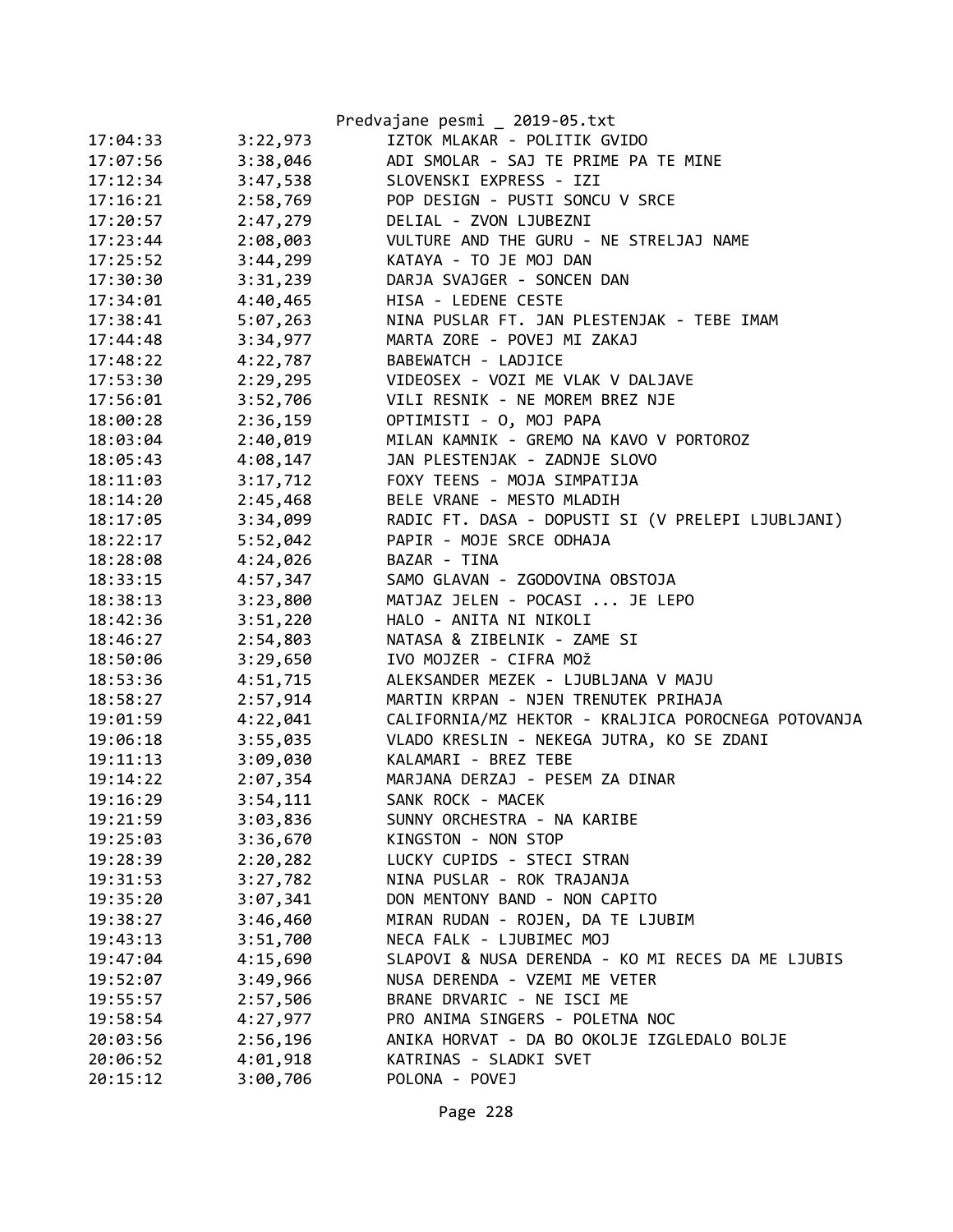| | | |
|---|---|---|
| 17:04:33 | 3:22,973 | IZTOK MLAKAR - POLITIK GVIDO |
| 17:07:56 | 3:38,046 | ADI SMOLAR - SAJ TE PRIME PA TE MINE |
| 17:12:34 | 3:47,538 | SLOVENSKI EXPRESS - IZI |
| 17:16:21 | 2:58,769 | POP DESIGN - PUSTI SONCU V SRCE |
| 17:20:57 | 2:47,279 | DELIAL - ZVON LJUBEZNI |
| 17:23:44 | 2:08,003 | VULTURE AND THE GURU - NE STRELJAJ NAME |
| 17:25:52 | 3:44,299 | KATAYA - TO JE MOJ DAN |
| 17:30:30 | 3:31,239 | DARJA SVAJGER - SONCEN DAN |
| 17:34:01 | 4:40,465 | HISA - LEDENE CESTE |
| 17:38:41 | 5:07,263 | NINA PUSLAR FT. JAN PLESTENJAK - TEBE IMAM |
| 17:44:48 | 3:34,977 | MARTA ZORE - POVEJ MI ZAKAJ |
| 17:48:22 | 4:22,787 | BABEWATCH - LADJICE |
| 17:53:30 | 2:29,295 | VIDEOSEX - VOZI ME VLAK V DALJAVE |
| 17:56:01 | 3:52,706 | VILI RESNIK - NE MOREM BREZ NJE |
| 18:00:28 | 2:36,159 | OPTIMISTI - O, MOJ PAPA |
| 18:03:04 | 2:40,019 | MILAN KAMNIK - GREMO NA KAVO V PORTOROZ |
| 18:05:43 | 4:08,147 | JAN PLESTENJAK - ZADNJE SLOVO |
| 18:11:03 | 3:17,712 | FOXY TEENS - MOJA SIMPATIJA |
| 18:14:20 | 2:45,468 | BELE VRANE - MESTO MLADIH |
| 18:17:05 | 3:34,099 | RADIC FT. DASA - DOPUSTI SI (V PRELEPI LJUBLJANI) |
| 18:22:17 | 5:52,042 | PAPIR - MOJE SRCE ODHAJA |
| 18:28:08 | 4:24,026 | BAZAR - TINA |
| 18:33:15 | 4:57,347 | SAMO GLAVAN - ZGODOVINA OBSTOJA |
| 18:38:13 | 3:23,800 | MATJAZ JELEN - POCASI ... JE LEPO |
| 18:42:36 | 3:51,220 | HALO - ANITA NI NIKOLI |
| 18:46:27 | 2:54,803 | NATASA & ZIBELNIK - ZAME SI |
| 18:50:06 | 3:29,650 | IVO MOJZER - CIFRA MOž |
| 18:53:36 | 4:51,715 | ALEKSANDER MEZEK - LJUBLJANA V MAJU |
| 18:58:27 | 2:57,914 | MARTIN KRPAN - NJEN TRENUTEK PRIHAJA |
| 19:01:59 | 4:22,041 | CALIFORNIA/MZ HEKTOR - KRALJICA POROCNEGA POTOVANJA |
| 19:06:18 | 3:55,035 | VLADO KRESLIN - NEKEGA JUTRA, KO SE ZDANI |
| 19:11:13 | 3:09,030 | KALAMARI - BREZ TEBE |
| 19:14:22 | 2:07,354 | MARJANA DERZAJ - PESEM ZA DINAR |
| 19:16:29 | 3:54,111 | SANK ROCK - MACEK |
| 19:21:59 | 3:03,836 | SUNNY ORCHESTRA - NA KARIBE |
| 19:25:03 | 3:36,670 | KINGSTON - NON STOP |
| 19:28:39 | 2:20,282 | LUCKY CUPIDS - STECI STRAN |
| 19:31:53 | 3:27,782 | NINA PUSLAR - ROK TRAJANJA |
| 19:35:20 | 3:07,341 | DON MENTONY BAND - NON CAPITO |
| 19:38:27 | 3:46,460 | MIRAN RUDAN - ROJEN, DA TE LJUBIM |
| 19:43:13 | 3:51,700 | NECA FALK - LJUBIMEC MOJ |
| 19:47:04 | 4:15,690 | SLAPOVI & NUSA DERENDA - KO MI RECES DA ME LJUBIS |
| 19:52:07 | 3:49,966 | NUSA DERENDA - VZEMI ME VETER |
| 19:55:57 | 2:57,506 | BRANE DRVARIC - NE ISCI ME |
| 19:58:54 | 4:27,977 | PRO ANIMA SINGERS - POLETNA NOC |
| 20:03:56 | 2:56,196 | ANIKA HORVAT - DA BO OKOLJE IZGLEDALO BOLJE |
| 20:06:52 | 4:01,918 | KATRINAS - SLADKI SVET |
| 20:15:12 | 3:00,706 | POLONA - POVEJ |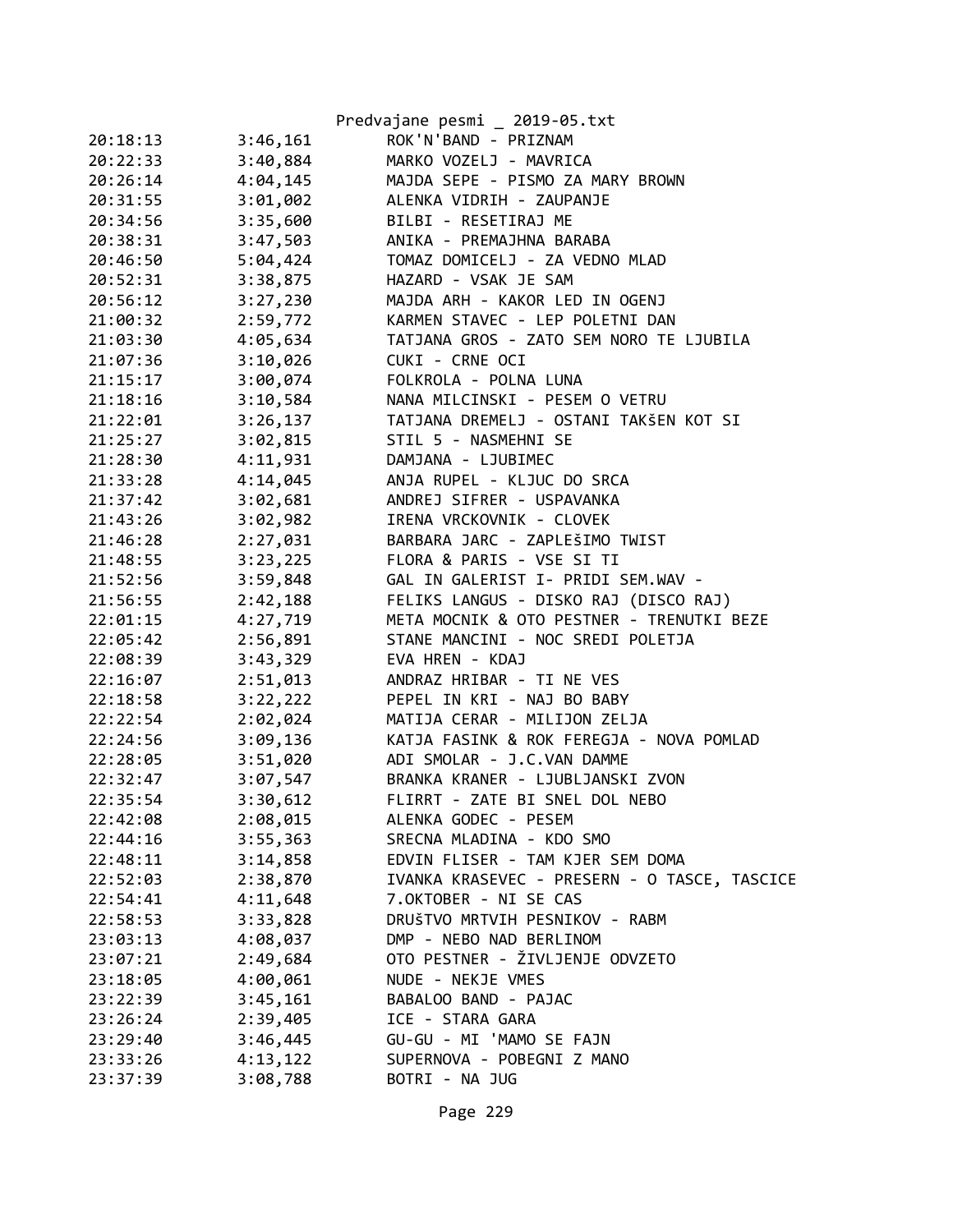| | | |
|---|---|---|
| 20:18:13 | 3:46,161 | ROK'N'BAND - PRIZNAM |
| 20:22:33 | 3:40,884 | MARKO VOZELJ - MAVRICA |
| 20:26:14 | 4:04,145 | MAJDA SEPE - PISMO ZA MARY BROWN |
| 20:31:55 | 3:01,002 | ALENKA VIDRIH - ZAUPANJE |
| 20:34:56 | 3:35,600 | BILBI - RESETIRAJ ME |
| 20:38:31 | 3:47,503 | ANIKA - PREMAJHNA BARABA |
| 20:46:50 | 5:04,424 | TOMAZ DOMICELJ - ZA VEDNO MLAD |
| 20:52:31 | 3:38,875 | HAZARD - VSAK JE SAM |
| 20:56:12 | 3:27,230 | MAJDA ARH - KAKOR LED IN OGENJ |
| 21:00:32 | 2:59,772 | KARMEN STAVEC - LEP POLETNI DAN |
| 21:03:30 | 4:05,634 | TATJANA GROS - ZATO SEM NORO TE LJUBILA |
| 21:07:36 | 3:10,026 | CUKI - CRNE OCI |
| 21:15:17 | 3:00,074 | FOLKROLA - POLNA LUNA |
| 21:18:16 | 3:10,584 | NANA MILCINSKI - PESEM O VETRU |
| 21:22:01 | 3:26,137 | TATJANA DREMELJ - OSTANI TAKšEN KOT SI |
| 21:25:27 | 3:02,815 | STIL 5 - NASMEHNI SE |
| 21:28:30 | 4:11,931 | DAMJANA - LJUBIMEC |
| 21:33:28 | 4:14,045 | ANJA RUPEL - KLJUC DO SRCA |
| 21:37:42 | 3:02,681 | ANDREJ SIFRER - USPAVANKA |
| 21:43:26 | 3:02,982 | IRENA VRCKOVNIK - CLOVEK |
| 21:46:28 | 2:27,031 | BARBARA JARC - ZAPLEšIMO TWIST |
| 21:48:55 | 3:23,225 | FLORA & PARIS - VSE SI TI |
| 21:52:56 | 3:59,848 | GAL IN GALERIST I- PRIDI SEM.WAV - |
| 21:56:55 | 2:42,188 | FELIKS LANGUS - DISKO RAJ (DISCO RAJ) |
| 22:01:15 | 4:27,719 | META MOCNIK & OTO PESTNER - TRENUTKI BEZE |
| 22:05:42 | 2:56,891 | STANE MANCINI - NOC SREDI POLETJA |
| 22:08:39 | 3:43,329 | EVA HREN - KDAJ |
| 22:16:07 | 2:51,013 | ANDRAZ HRIBAR - TI NE VES |
| 22:18:58 | 3:22,222 | PEPEL IN KRI - NAJ BO BABY |
| 22:22:54 | 2:02,024 | MATIJA CERAR - MILIJON ZELJA |
| 22:24:56 | 3:09,136 | KATJA FASINK & ROK FEREGJA - NOVA POMLAD |
| 22:28:05 | 3:51,020 | ADI SMOLAR - J.C.VAN DAMME |
| 22:32:47 | 3:07,547 | BRANKA KRANER - LJUBLJANSKI ZVON |
| 22:35:54 | 3:30,612 | FLIRRT - ZATE BI SNEL DOL NEBO |
| 22:42:08 | 2:08,015 | ALENKA GODEC - PESEM |
| 22:44:16 | 3:55,363 | SRECNA MLADINA - KDO SMO |
| 22:48:11 | 3:14,858 | EDVIN FLISER - TAM KJER SEM DOMA |
| 22:52:03 | 2:38,870 | IVANKA KRASEVEC - PRESERN - O TASCE, TASCICE |
| 22:54:41 | 4:11,648 | 7.OKTOBER - NI SE CAS |
| 22:58:53 | 3:33,828 | DRUšTVO MRTVIH PESNIKOV - RABM |
| 23:03:13 | 4:08,037 | DMP - NEBO NAD BERLINOM |
| 23:07:21 | 2:49,684 | OTO PESTNER - ŽIVLJENJE ODVZETO |
| 23:18:05 | 4:00,061 | NUDE - NEKJE VMES |
| 23:22:39 | 3:45,161 | BABALOO BAND - PAJAC |
| 23:26:24 | 2:39,405 | ICE - STARA GARA |
| 23:29:40 | 3:46,445 | GU-GU - MI 'MAMO SE FAJN |
| 23:33:26 | 4:13,122 | SUPERNOVA - POBEGNI Z MANO |
| 23:37:39 | 3:08,788 | BOTRI - NA JUG |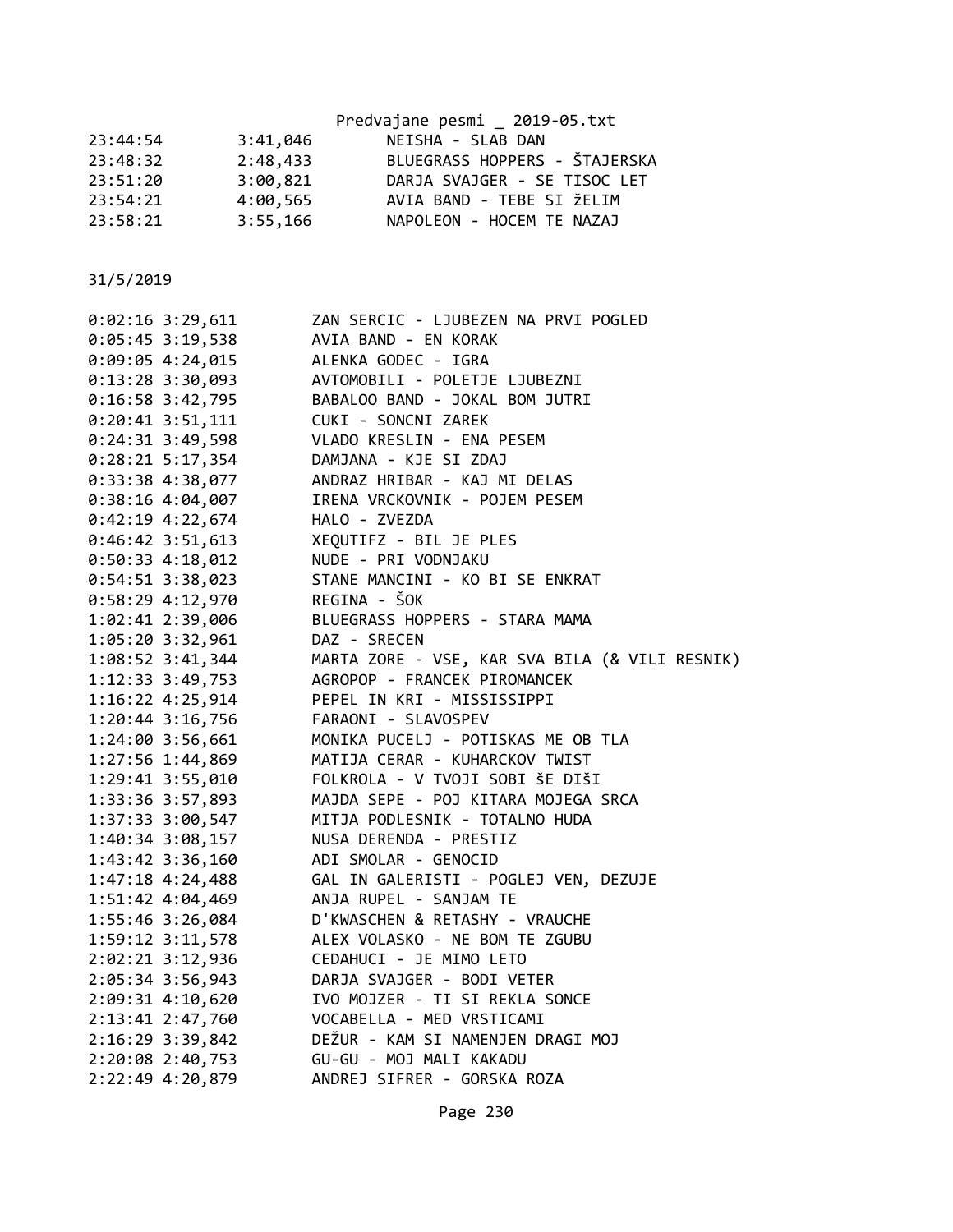| | | |
|---|---|---|
| 23:44:54 | 3:41,046 | NEISHA - SLAB DAN |
| 23:48:32 | 2:48,433 | BLUEGRASS HOPPERS - ŠTAJERSKA |
| 23:51:20 | 3:00,821 | DARJA SVAJGER - SE TISOC LET |
| 23:54:21 | 4:00,565 | AVIA BAND - TEBE SI žELIM |
| 23:58:21 | 3:55,166 | NAPOLEON - HOCEM TE NAZAJ |

31/5/2019

```
0:02:16 3:29,611        ZAN SERCIC - LJUBEZEN NA PRVI POGLED
0:05:45 3:19,538        AVIA BAND - EN KORAK
0:09:05 4:24,015        ALENKA GODEC - IGRA
0:13:28 3:30,093        AVTOMOBILI - POLETJE LJUBEZNI
0:16:58 3:42,795        BABALOO BAND - JOKAL BOM JUTRI
0:20:41 3:51,111        CUKI - SONCNI ZAREK
0:24:31 3:49,598        VLADO KRESLIN - ENA PESEM
0:28:21 5:17,354        DAMJANA - KJE SI ZDAJ
0:33:38 4:38,077        ANDRAZ HRIBAR - KAJ MI DELAS
0:38:16 4:04,007        IRENA VRCKOVNIK - POJEM PESEM
0:42:19 4:22,674        HALO - ZVEZDA
0:46:42 3:51,613        XEQUTIFZ - BIL JE PLES
0:50:33 4:18,012        NUDE - PRI VODNJAKU
0:54:51 3:38,023        STANE MANCINI - KO BI SE ENKRAT
0:58:29 4:12,970        REGINA - ŠOK
1:02:41 2:39,006        BLUEGRASS HOPPERS - STARA MAMA
1:05:20 3:32,961        DAZ - SRECEN
1:08:52 3:41,344        MARTA ZORE - VSE, KAR SVA BILA (& VILI RESNIK)
1:12:33 3:49,753        AGROPOP - FRANCEK PIROMANCEK
1:16:22 4:25,914        PEPEL IN KRI - MISSISSIPPI
1:20:44 3:16,756        FARAONI - SLAVOSPEV
1:24:00 3:56,661        MONIKA PUCELJ - POTISKAS ME OB TLA
1:27:56 1:44,869        MATIJA CERAR - KUHARCKOV TWIST
1:29:41 3:55,010        FOLKROLA - V TVOJI SOBI ŠE DIŠI
1:33:36 3:57,893        MAJDA SEPE - POJ KITARA MOJEGA SRCA
1:37:33 3:00,547        MITJA PODLESNIK - TOTALNO HUDA
1:40:34 3:08,157        NUSA DERENDA - PRESTIZ
1:43:42 3:36,160        ADI SMOLAR - GENOCID
1:47:18 4:24,488        GAL IN GALERISTI - POGLEJ VEN, DEZUJE
1:51:42 4:04,469        ANJA RUPEL - SANJAM TE
1:55:46 3:26,084        D'KWASCHEN & RETASHY - VRAUCHE
1:59:12 3:11,578        ALEX VOLASKO - NE BOM TE ZGUBU
2:02:21 3:12,936        CEDAHUCI - JE MIMO LETO
2:05:34 3:56,943        DARJA SVAJGER - BODI VETER
2:09:31 4:10,620        IVO MOJZER - TI SI REKLA SONCE
2:13:41 2:47,760        VOCABELLA - MED VRSTICAMI
2:16:29 3:39,842        DEŽUR - KAM SI NAMENJEN DRAGI MOJ
2:20:08 2:40,753        GU-GU - MOJ MALI KAKADU
2:22:49 4:20,879        ANDREJ SIFRER - GORSKA ROZA
```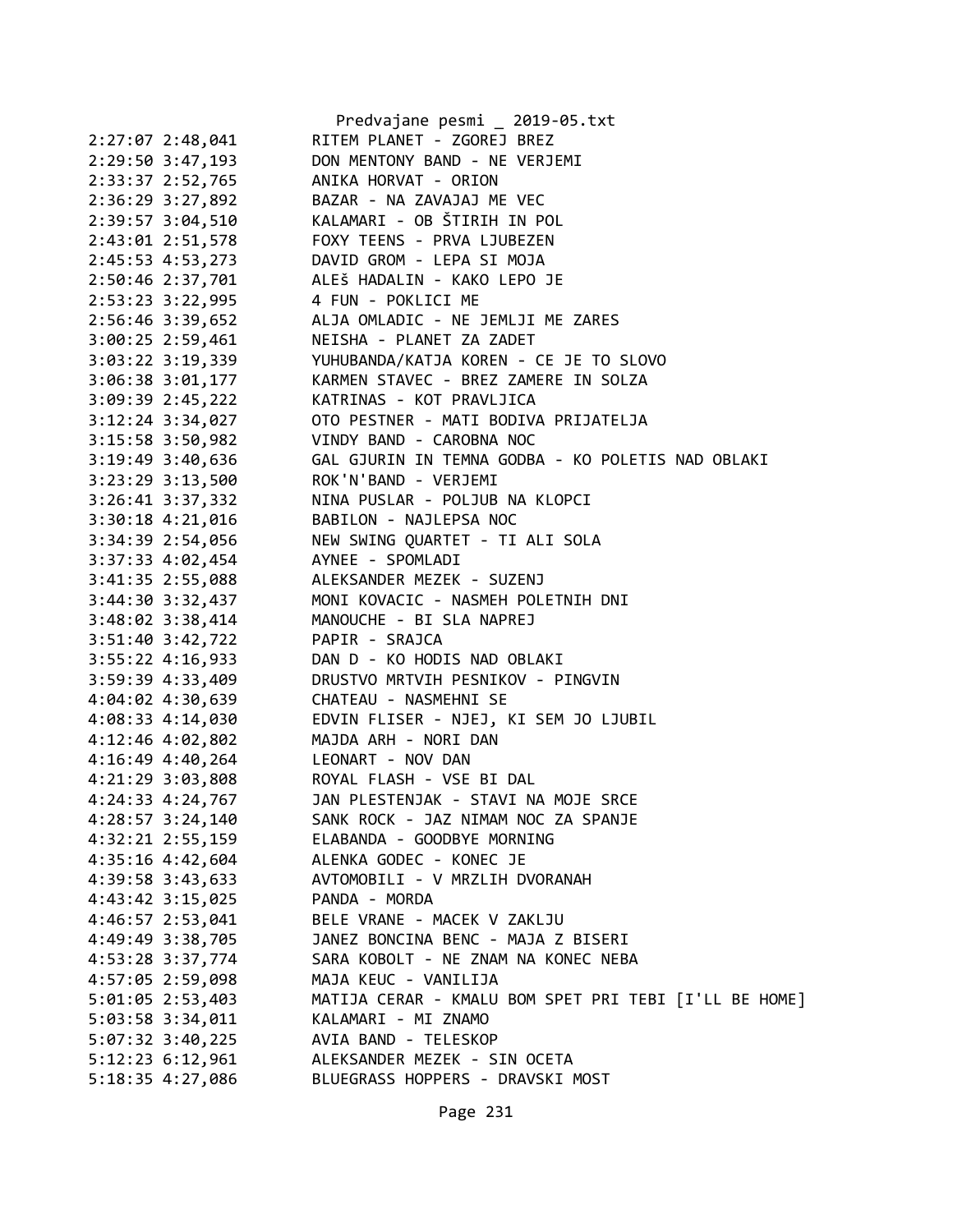```
2:27:07 2:48,041        RITEM PLANET - ZGOREJ BREZ
2:29:50 3:47,193        DON MENTONY BAND - NE VERJEMI
2:33:37 2:52,765        ANIKA HORVAT - ORION
2:36:29 3:27,892        BAZAR - NA ZAVAJAJ ME VEC
2:39:57 3:04,510        KALAMARI - OB ŠTIRIH IN POL
2:43:01 2:51,578        FOXY TEENS - PRVA LJUBEZEN
2:45:53 4:53,273        DAVID GROM - LEPA SI MOJA
2:50:46 2:37,701        ALEš HADALIN - KAKO LEPO JE
2:53:23 3:22,995        4 FUN - POKLICI ME
2:56:46 3:39,652        ALJA OMLADIC - NE JEMLJI ME ZARES
3:00:25 2:59,461        NEISHA - PLANET ZA ZADET
3:03:22 3:19,339        YUHUBANDA/KATJA KOREN - CE JE TO SLOVO
3:06:38 3:01,177        KARMEN STAVEC - BREZ ZAMERE IN SOLZA
3:09:39 2:45,222        KATRINAS - KOT PRAVLJICA
3:12:24 3:34,027        OTO PESTNER - MATI BODIVA PRIJATELJA
3:15:58 3:50,982        VINDY BAND - CAROBNA NOC
3:19:49 3:40,636        GAL GJURIN IN TEMNA GODBA - KO POLETIS NAD OBLAKI
3:23:29 3:13,500        ROK'N'BAND - VERJEMI
3:26:41 3:37,332        NINA PUSLAR - POLJUB NA KLOPCI
3:30:18 4:21,016        BABILON - NAJLEPSA NOC
3:34:39 2:54,056        NEW SWING QUARTET - TI ALI SOLA
3:37:33 4:02,454        AYNEE - SPOMLADI
3:41:35 2:55,088        ALEKSANDER MEZEK - SUZENJ
3:44:30 3:32,437        MONI KOVACIC - NASMEH POLETNIH DNI
3:48:02 3:38,414        MANOUCHE - BI SLA NAPREJ
3:51:40 3:42,722        PAPIR - SRAJCA
3:55:22 4:16,933        DAN D - KO HODIS NAD OBLAKI
3:59:39 4:33,409        DRUSTVO MRTVIH PESNIKOV - PINGVIN
4:04:02 4:30,639        CHATEAU - NASMEHNI SE
4:08:33 4:14,030        EDVIN FLISER - NJEJ, KI SEM JO LJUBIL
4:12:46 4:02,802        MAJDA ARH - NORI DAN
4:16:49 4:40,264        LEONART - NOV DAN
4:21:29 3:03,808        ROYAL FLASH - VSE BI DAL
4:24:33 4:24,767        JAN PLESTENJAK - STAVI NA MOJE SRCE
4:28:57 3:24,140        SANK ROCK - JAZ NIMAM NOC ZA SPANJE
4:32:21 2:55,159        ELABANDA - GOODBYE MORNING
4:35:16 4:42,604        ALENKA GODEC - KONEC JE
4:39:58 3:43,633        AVTOMOBILI - V MRZLIH DVORANAH
4:43:42 3:15,025        PANDA - MORDA
4:46:57 2:53,041        BELE VRANE - MACEK V ZAKLJU
4:49:49 3:38,705        JANEZ BONCINA BENC - MAJA Z BISERI
4:53:28 3:37,774        SARA KOBOLT - NE ZNAM NA KONEC NEBA
4:57:05 2:59,098        MAJA KEUC - VANILIJA
5:01:05 2:53,403        MATIJA CERAR - KMALU BOM SPET PRI TEBI [I'LL BE HOME]
5:03:58 3:34,011        KALAMARI - MI ZNAMO
5:07:32 3:40,225        AVIA BAND - TELESKOP
5:12:23 6:12,961        ALEKSANDER MEZEK - SIN OCETA
5:18:35 4:27,086        BLUEGRASS HOPPERS - DRAVSKI MOST
```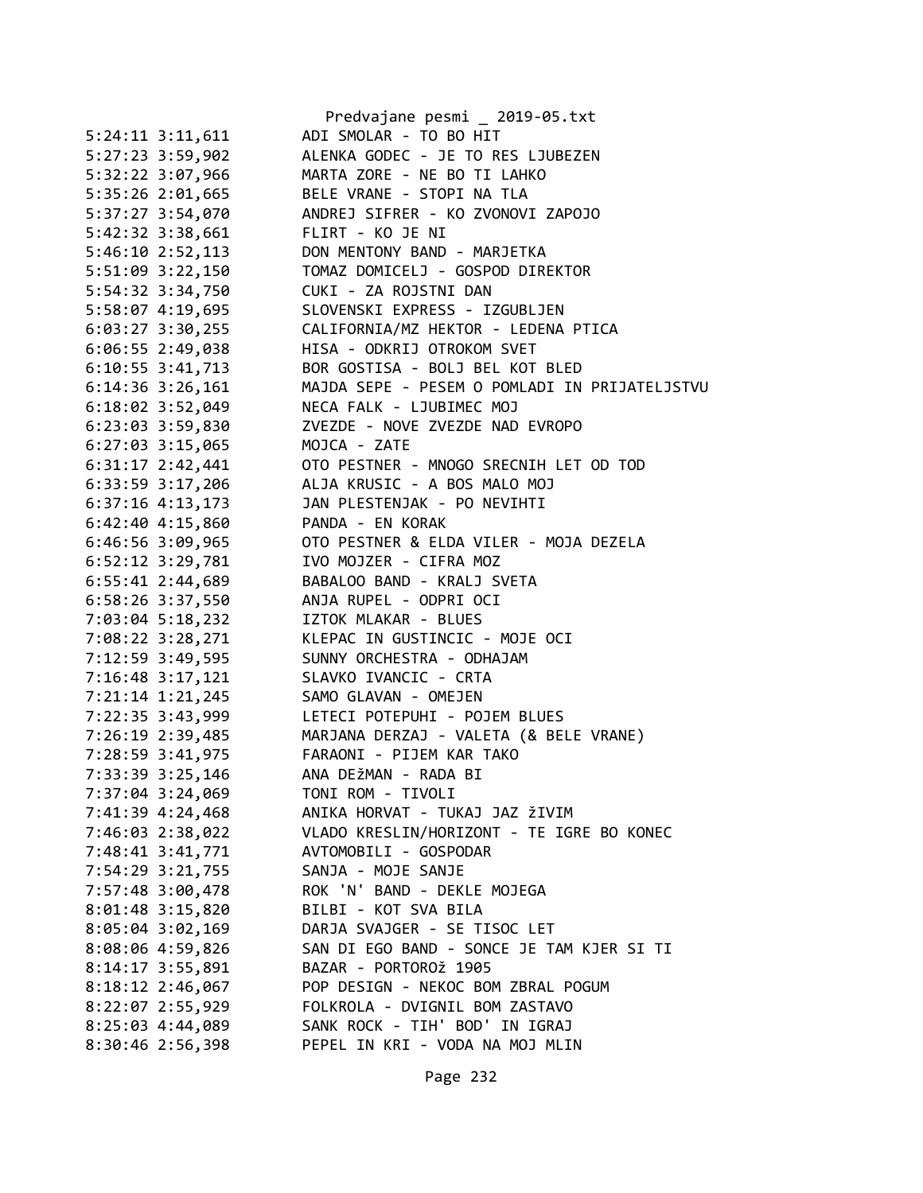```
5:24:11 3:11,611        ADI SMOLAR - TO BO HIT
5:27:23 3:59,902        ALENKA GODEC - JE TO RES LJUBEZEN
5:32:22 3:07,966        MARTA ZORE - NE BO TI LAHKO
5:35:26 2:01,665        BELE VRANE - STOPI NA TLA
5:37:27 3:54,070        ANDREJ SIFRER - KO ZVONOVI ZAPOJO
5:42:32 3:38,661        FLIRT - KO JE NI
5:46:10 2:52,113        DON MENTONY BAND - MARJETKA
5:51:09 3:22,150        TOMAZ DOMICELJ - GOSPOD DIREKTOR
5:54:32 3:34,750        CUKI - ZA ROJSTNI DAN
5:58:07 4:19,695        SLOVENSKI EXPRESS - IZGUBLJEN
6:03:27 3:30,255        CALIFORNIA/MZ HEKTOR - LEDENA PTICA
6:06:55 2:49,038        HISA - ODKRIJ OTROKOM SVET
6:10:55 3:41,713        BOR GOSTISA - BOLJ BEL KOT BLED
6:14:36 3:26,161        MAJDA SEPE - PESEM O POMLADI IN PRIJATELJSTVU
6:18:02 3:52,049        NECA FALK - LJUBIMEC MOJ
6:23:03 3:59,830        ZVEZDE - NOVE ZVEZDE NAD EVROPO
6:27:03 3:15,065        MOJCA - ZATE
6:31:17 2:42,441        OTO PESTNER - MNOGO SRECNIH LET OD TOD
6:33:59 3:17,206        ALJA KRUSIC - A BOS MALO MOJ
6:37:16 4:13,173        JAN PLESTENJAK - PO NEVIHTI
6:42:40 4:15,860        PANDA - EN KORAK
6:46:56 3:09,965        OTO PESTNER & ELDA VILER - MOJA DEZELA
6:52:12 3:29,781        IVO MOJZER - CIFRA MOZ
6:55:41 2:44,689        BABALOO BAND - KRALJ SVETA
6:58:26 3:37,550        ANJA RUPEL - ODPRI OCI
7:03:04 5:18,232        IZTOK MLAKAR - BLUES
7:08:22 3:28,271        KLEPAC IN GUSTINCIC - MOJE OCI
7:12:59 3:49,595        SUNNY ORCHESTRA - ODHAJAM
7:16:48 3:17,121        SLAVKO IVANCIC - CRTA
7:21:14 1:21,245        SAMO GLAVAN - OMEJEN
7:22:35 3:43,999        LETECI POTEPUHI - POJEM BLUES
7:26:19 2:39,485        MARJANA DERZAJ - VALETA (& BELE VRANE)
7:28:59 3:41,975        FARAONI - PIJEM KAR TAKO
7:33:39 3:25,146        ANA DEžMAN - RADA BI
7:37:04 3:24,069        TONI ROM - TIVOLI
7:41:39 4:24,468        ANIKA HORVAT - TUKAJ JAZ žIVIM
7:46:03 2:38,022        VLADO KRESLIN/HORIZONT - TE IGRE BO KONEC
7:48:41 3:41,771        AVTOMOBILI - GOSPODAR
7:54:29 3:21,755        SANJA - MOJE SANJE
7:57:48 3:00,478        ROK 'N' BAND - DEKLE MOJEGA
8:01:48 3:15,820        BILBI - KOT SVA BILA
8:05:04 3:02,169        DARJA SVAJGER - SE TISOC LET
8:08:06 4:59,826        SAN DI EGO BAND - SONCE JE TAM KJER SI TI
8:14:17 3:55,891        BAZAR - PORTOROž 1905
8:18:12 2:46,067        POP DESIGN - NEKOC BOM ZBRAL POGUM
8:22:07 2:55,929        FOLKROLA - DVIGNIL BOM ZASTAVO
8:25:03 4:44,089        SANK ROCK - TIH' BOD' IN IGRAJ
8:30:46 2:56,398        PEPEL IN KRI - VODA NA MOJ MLIN
```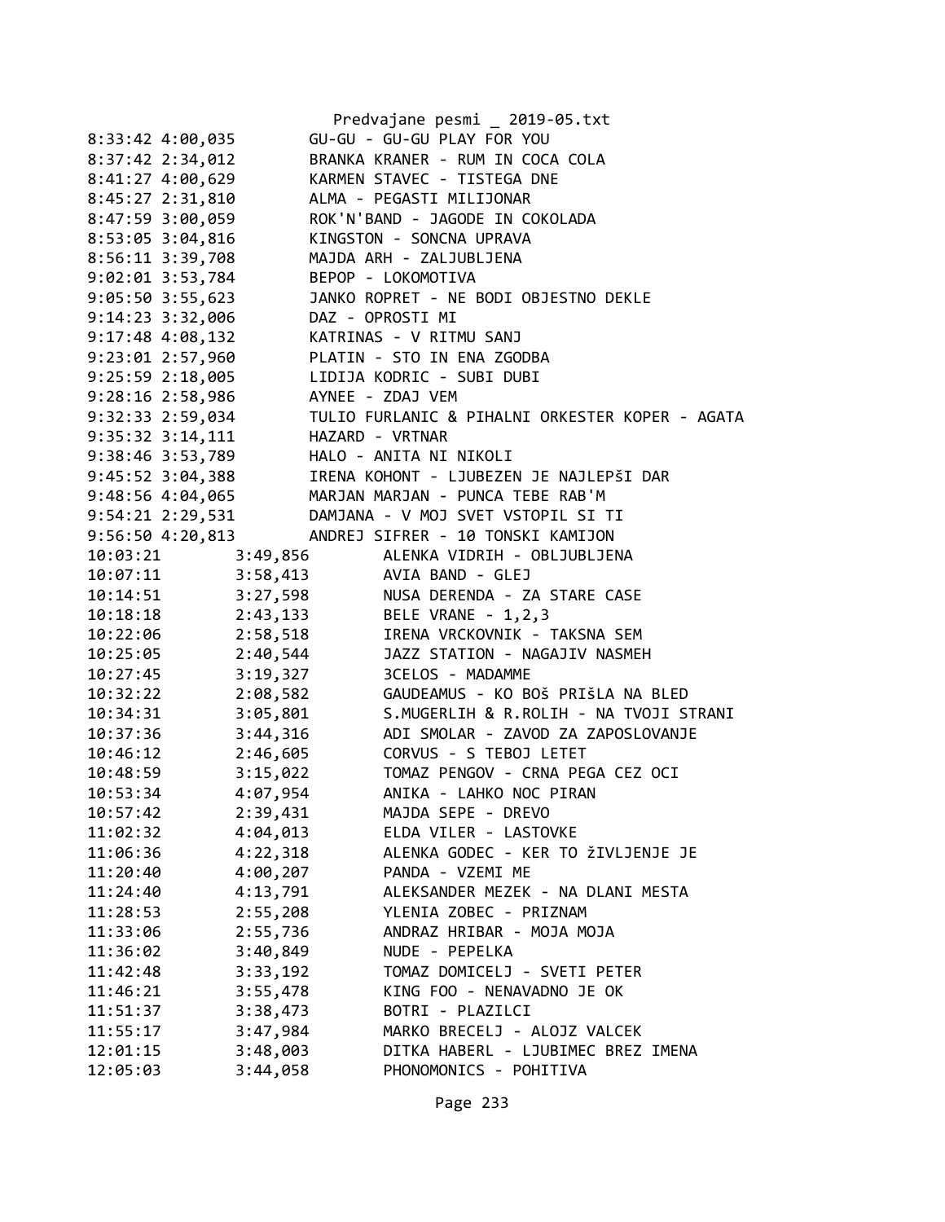```
8:33:42 4:00,035        GU-GU - GU-GU PLAY FOR YOU
8:37:42 2:34,012        BRANKA KRANER - RUM IN COCA COLA
8:41:27 4:00,629        KARMEN STAVEC - TISTEGA DNE
8:45:27 2:31,810        ALMA - PEGASTI MILIJONAR
8:47:59 3:00,059        ROK'N'BAND - JAGODE IN COKOLADA
8:53:05 3:04,816        KINGSTON - SONCNA UPRAVA
8:56:11 3:39,708        MAJDA ARH - ZALJUBLJENA
9:02:01 3:53,784        BEPOP - LOKOMOTIVA
9:05:50 3:55,623        JANKO ROPRET - NE BODI OBJESTNO DEKLE
9:14:23 3:32,006        DAZ - OPROSTI MI
9:17:48 4:08,132        KATRINAS - V RITMU SANJ
9:23:01 2:57,960        PLATIN - STO IN ENA ZGODBA
9:25:59 2:18,005        LIDIJA KODRIC - SUBI DUBI
9:28:16 2:58,986        AYNEE - ZDAJ VEM
9:32:33 2:59,034        TULIO FURLANIC & PIHALNI ORKESTER KOPER - AGATA
9:35:32 3:14,111        HAZARD - VRTNAR
9:38:46 3:53,789        HALO - ANITA NI NIKOLI
9:45:52 3:04,388        IRENA KOHONT - LJUBEZEN JE NAJLEPŠI DAR
9:48:56 4:04,065        MARJAN MARJAN - PUNCA TEBE RAB'M
9:54:21 2:29,531        DAMJANA - V MOJ SVET VSTOPIL SI TI
9:56:50 4:20,813        ANDREJ SIFRER - 10 TONSKI KAMIJON
10:03:21        3:49,856        ALENKA VIDRIH - OBLJUBLJENA
10:07:11        3:58,413        AVIA BAND - GLEJ
10:14:51        3:27,598        NUSA DERENDA - ZA STARE CASE
10:18:18        2:43,133        BELE VRANE - 1,2,3
10:22:06        2:58,518        IRENA VRCKOVNIK - TAKSNA SEM
10:25:05        2:40,544        JAZZ STATION - NAGAJIV NASMEH
10:27:45        3:19,327        3CELOS - MADAMME
10:32:22        2:08,582        GAUDEAMUS - KO BOŠ PRIŠLA NA BLED
10:34:31        3:05,801        S.MUGERLIH & R.ROLIH - NA TVOJI STRANI
10:37:36        3:44,316        ADI SMOLAR - ZAVOD ZA ZAPOSLOVANJE
10:46:12        2:46,605        CORVUS - S TEBOJ LETET
10:48:59        3:15,022        TOMAZ PENGOV - CRNA PEGA CEZ OCI
10:53:34        4:07,954        ANIKA - LAHKO NOC PIRAN
10:57:42        2:39,431        MAJDA SEPE - DREVO
11:02:32        4:04,013        ELDA VILER - LASTOVKE
11:06:36        4:22,318        ALENKA GODEC - KER TO žIVLJENJE JE
11:20:40        4:00,207        PANDA - VZEMI ME
11:24:40        4:13,791        ALEKSANDER MEZEK - NA DLANI MESTA
11:28:53        2:55,208        YLENIA ZOBEC - PRIZNAM
11:33:06        2:55,736        ANDRAZ HRIBAR - MOJA MOJA
11:36:02        3:40,849        NUDE - PEPELKA
11:42:48        3:33,192        TOMAZ DOMICELJ - SVETI PETER
11:46:21        3:55,478        KING FOO - NENAVADNO JE OK
11:51:37        3:38,473        BOTRI - PLAZILCI
11:55:17        3:47,984        MARKO BRECELJ - ALOJZ VALCEK
12:01:15        3:48,003        DITKA HABERL - LJUBIMEC BREZ IMENA
12:05:03        3:44,058        PHONOMONICS - POHITIVA
```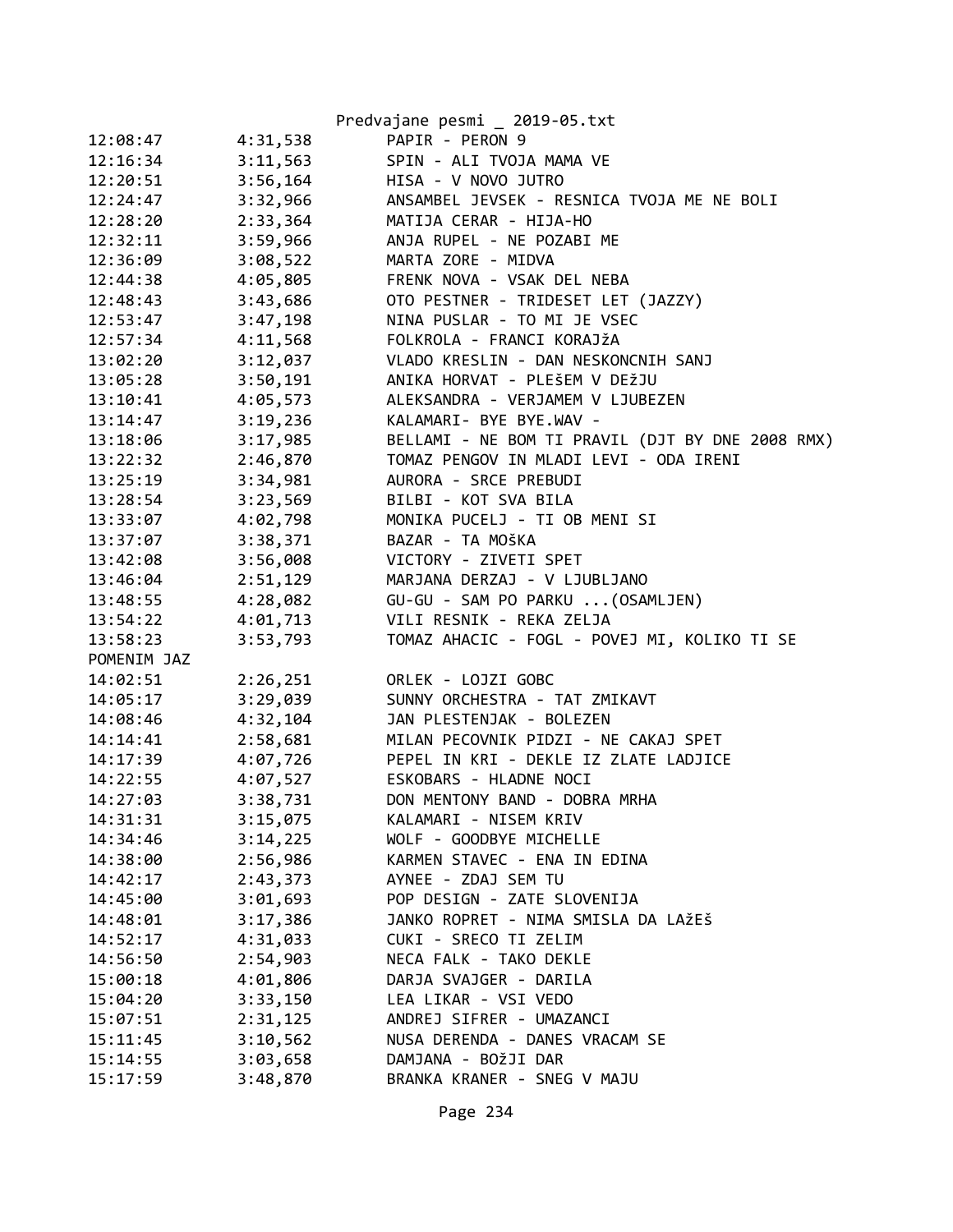| | | |
|---|---|---|
| 12:08:47 | 4:31,538 | PAPIR - PERON 9 |
| 12:16:34 | 3:11,563 | SPIN - ALI TVOJA MAMA VE |
| 12:20:51 | 3:56,164 | HISA - V NOVO JUTRO |
| 12:24:47 | 3:32,966 | ANSAMBEL JEVSEK - RESNICA TVOJA ME NE BOLI |
| 12:28:20 | 2:33,364 | MATIJA CERAR - HIJA-HO |
| 12:32:11 | 3:59,966 | ANJA RUPEL - NE POZABI ME |
| 12:36:09 | 3:08,522 | MARTA ZORE - MIDVA |
| 12:44:38 | 4:05,805 | FRENK NOVA - VSAK DEL NEBA |
| 12:48:43 | 3:43,686 | OTO PESTNER - TRIDESET LET (JAZZY) |
| 12:53:47 | 3:47,198 | NINA PUSLAR - TO MI JE VSEC |
| 12:57:34 | 4:11,568 | FOLKROLA - FRANCI KORAJžA |
| 13:02:20 | 3:12,037 | VLADO KRESLIN - DAN NESKONCNIH SANJ |
| 13:05:28 | 3:50,191 | ANIKA HORVAT - PLEšEM V DEžJU |
| 13:10:41 | 4:05,573 | ALEKSANDRA - VERJAMEM V LJUBEZEN |
| 13:14:47 | 3:19,236 | KALAMARI- BYE BYE.WAV - |
| 13:18:06 | 3:17,985 | BELLAMI - NE BOM TI PRAVIL (DJT BY DNE 2008 RMX) |
| 13:22:32 | 2:46,870 | TOMAZ PENGOV IN MLADI LEVI - ODA IRENI |
| 13:25:19 | 3:34,981 | AURORA - SRCE PREBUDI |
| 13:28:54 | 3:23,569 | BILBI - KOT SVA BILA |
| 13:33:07 | 4:02,798 | MONIKA PUCELJ - TI OB MENI SI |
| 13:37:07 | 3:38,371 | BAZAR - TA MOšKA |
| 13:42:08 | 3:56,008 | VICTORY - ZIVETI SPET |
| 13:46:04 | 2:51,129 | MARJANA DERZAJ - V LJUBLJANO |
| 13:48:55 | 4:28,082 | GU-GU - SAM PO PARKU ...(OSAMLJEN) |
| 13:54:22 | 4:01,713 | VILI RESNIK - REKA ZELJA |
| 13:58:23 | 3:53,793 | TOMAZ AHACIC - FOGL - POVEJ MI, KOLIKO TI SE POMENIM JAZ |
| 14:02:51 | 2:26,251 | ORLEK - LOJZI GOBC |
| 14:05:17 | 3:29,039 | SUNNY ORCHESTRA - TAT ZMIKAVT |
| 14:08:46 | 4:32,104 | JAN PLESTENJAK - BOLEZEN |
| 14:14:41 | 2:58,681 | MILAN PECOVNIK PIDZI - NE CAKAJ SPET |
| 14:17:39 | 4:07,726 | PEPEL IN KRI - DEKLE IZ ZLATE LADJICE |
| 14:22:55 | 4:07,527 | ESKOBARS - HLADNE NOCI |
| 14:27:03 | 3:38,731 | DON MENTONY BAND - DOBRA MRHA |
| 14:31:31 | 3:15,075 | KALAMARI - NISEM KRIV |
| 14:34:46 | 3:14,225 | WOLF - GOODBYE MICHELLE |
| 14:38:00 | 2:56,986 | KARMEN STAVEC - ENA IN EDINA |
| 14:42:17 | 2:43,373 | AYNEE - ZDAJ SEM TU |
| 14:45:00 | 3:01,693 | POP DESIGN - ZATE SLOVENIJA |
| 14:48:01 | 3:17,386 | JANKO ROPRET - NIMA SMISLA DA LAžEš |
| 14:52:17 | 4:31,033 | CUKI - SRECO TI ZELIM |
| 14:56:50 | 2:54,903 | NECA FALK - TAKO DEKLE |
| 15:00:18 | 4:01,806 | DARJA SVAJGER - DARILA |
| 15:04:20 | 3:33,150 | LEA LIKAR - VSI VEDO |
| 15:07:51 | 2:31,125 | ANDREJ SIFRER - UMAZANCI |
| 15:11:45 | 3:10,562 | NUSA DERENDA - DANES VRACAM SE |
| 15:14:55 | 3:03,658 | DAMJANA - BOžJI DAR |
| 15:17:59 | 3:48,870 | BRANKA KRANER - SNEG V MAJU |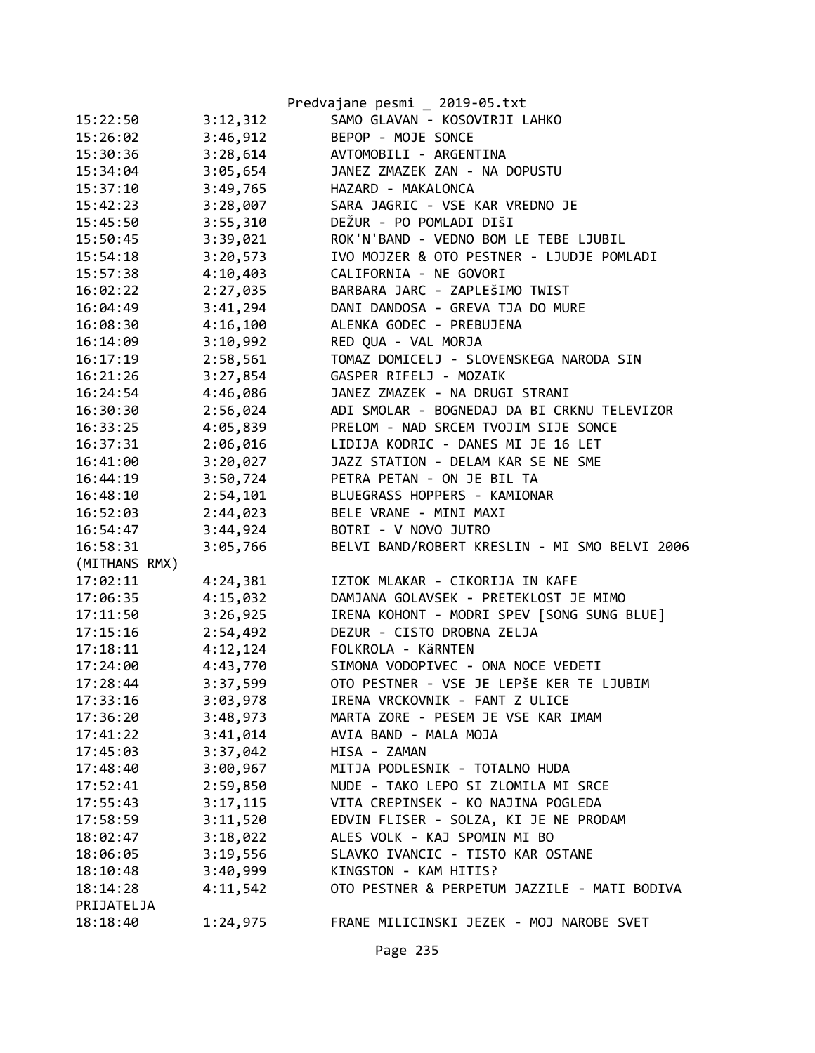Predvajane pesmi _ 2019-05.txt

```
15:22:50        3:12,312        SAMO GLAVAN - KOSOVIRJI LAHKO
15:26:02        3:46,912        BEPOP - MOJE SONCE
15:30:36        3:28,614        AVTOMOBILI - ARGENTINA
15:34:04        3:05,654        JANEZ ZMAZEK ZAN - NA DOPUSTU
15:37:10        3:49,765        HAZARD - MAKALONCA
15:42:23        3:28,007        SARA JAGRIC - VSE KAR VREDNO JE
15:45:50        3:55,310        DEŽUR - PO POMLADI DIŠI
15:50:45        3:39,021        ROK'N'BAND - VEDNO BOM LE TEBE LJUBIL
15:54:18        3:20,573        IVO MOJZER & OTO PESTNER - LJUDJE POMLADI
15:57:38        4:10,403        CALIFORNIA - NE GOVORI
16:02:22        2:27,035        BARBARA JARC - ZAPLEŠIMO TWIST
16:04:49        3:41,294        DANI DANDOSA - GREVA TJA DO MURE
16:08:30        4:16,100        ALENKA GODEC - PREBUJENA
16:14:09        3:10,992        RED QUA - VAL MORJA
16:17:19        2:58,561        TOMAZ DOMICELJ - SLOVENSKEGA NARODA SIN
16:21:26        3:27,854        GASPER RIFELJ - MOZAIK
16:24:54        4:46,086        JANEZ ZMAZEK - NA DRUGI STRANI
16:30:30        2:56,024        ADI SMOLAR - BOGNEDAJ DA BI CRKNU TELEVIZOR
16:33:25        4:05,839        PRELOM - NAD SRCEM TVOJIM SIJE SONCE
16:37:31        2:06,016        LIDIJA KODRIC - DANES MI JE 16 LET
16:41:00        3:20,027        JAZZ STATION - DELAM KAR SE NE SME
16:44:19        3:50,724        PETRA PETAN - ON JE BIL TA
16:48:10        2:54,101        BLUEGRASS HOPPERS - KAMIONAR
16:52:03        2:44,023        BELE VRANE - MINI MAXI
16:54:47        3:44,924        BOTRI - V NOVO JUTRO
16:58:31        3:05,766        BELVI BAND/ROBERT KRESLIN - MI SMO BELVI 2006
(MITHANS RMX)
17:02:11        4:24,381        IZTOK MLAKAR - CIKORIJA IN KAFE
17:06:35        4:15,032        DAMJANA GOLAVSEK - PRETEKLOST JE MIMO
17:11:50        3:26,925        IRENA KOHONT - MODRI SPEV [SONG SUNG BLUE]
17:15:16        2:54,492        DEZUR - CISTO DROBNA ZELJA
17:18:11        4:12,124        FOLKROLA - KäRNTEN
17:24:00        4:43,770        SIMONA VODOPIVEC - ONA NOCE VEDETI
17:28:44        3:37,599        OTO PESTNER - VSE JE LEPŠE KER TE LJUBIM
17:33:16        3:03,978        IRENA VRCKOVNIK - FANT Z ULICE
17:36:20        3:48,973        MARTA ZORE - PESEM JE VSE KAR IMAM
17:41:22        3:41,014        AVIA BAND - MALA MOJA
17:45:03        3:37,042        HISA - ZAMAN
17:48:40        3:00,967        MITJA PODLESNIK - TOTALNO HUDA
17:52:41        2:59,850        NUDE - TAKO LEPO SI ZLOMILA MI SRCE
17:55:43        3:17,115        VITA CREPINSEK - KO NAJINA POGLEDA
17:58:59        3:11,520        EDVIN FLISER - SOLZA, KI JE NE PRODAM
18:02:47        3:18,022        ALES VOLK - KAJ SPOMIN MI BO
18:06:05        3:19,556        SLAVKO IVANCIC - TISTO KAR OSTANE
18:10:48        3:40,999        KINGSTON - KAM HITIS?
18:14:28        4:11,542        OTO PESTNER & PERPETUM JAZZILE - MATI BODIVA
PRIJATELJA
18:18:40        1:24,975        FRANE MILICINSKI JEZEK - MOJ NAROBE SVET
```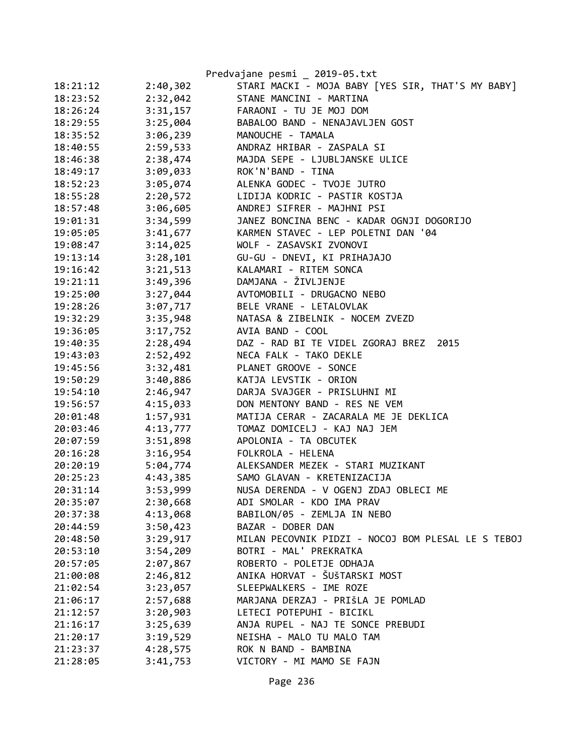| | | |
|---|---|---|
| 18:21:12 | 2:40,302 | STARI MACKI - MOJA BABY [YES SIR, THAT'S MY BABY] |
| 18:23:52 | 2:32,042 | STANE MANCINI - MARTINA |
| 18:26:24 | 3:31,157 | FARAONI - TU JE MOJ DOM |
| 18:29:55 | 3:25,004 | BABALOO BAND - NENAJAVLJEN GOST |
| 18:35:52 | 3:06,239 | MANOUCHE - TAMALA |
| 18:40:55 | 2:59,533 | ANDRAZ HRIBAR - ZASPALA SI |
| 18:46:38 | 2:38,474 | MAJDA SEPE - LJUBLJANSKE ULICE |
| 18:49:17 | 3:09,033 | ROK'N'BAND - TINA |
| 18:52:23 | 3:05,074 | ALENKA GODEC - TVOJE JUTRO |
| 18:55:28 | 2:20,572 | LIDIJA KODRIC - PASTIR KOSTJA |
| 18:57:48 | 3:06,605 | ANDREJ SIFRER - MAJHNI PSI |
| 19:01:31 | 3:34,599 | JANEZ BONCINA BENC - KADAR OGNJI DOGORIJO |
| 19:05:05 | 3:41,677 | KARMEN STAVEC - LEP POLETNI DAN '04 |
| 19:08:47 | 3:14,025 | WOLF - ZASAVSKI ZVONOVI |
| 19:13:14 | 3:28,101 | GU-GU - DNEVI, KI PRIHAJAJO |
| 19:16:42 | 3:21,513 | KALAMARI - RITEM SONCA |
| 19:21:11 | 3:49,396 | DAMJANA - ŽIVLJENJE |
| 19:25:00 | 3:27,044 | AVTOMOBILI - DRUGACNO NEBO |
| 19:28:26 | 3:07,717 | BELE VRANE - LETALOVLAK |
| 19:32:29 | 3:35,948 | NATASA & ZIBELNIK - NOCEM ZVEZD |
| 19:36:05 | 3:17,752 | AVIA BAND - COOL |
| 19:40:35 | 2:28,494 | DAZ - RAD BI TE VIDEL ZGORAJ BREZ 2015 |
| 19:43:03 | 2:52,492 | NECA FALK - TAKO DEKLE |
| 19:45:56 | 3:32,481 | PLANET GROOVE - SONCE |
| 19:50:29 | 3:40,886 | KATJA LEVSTIK - ORION |
| 19:54:10 | 2:46,947 | DARJA SVAJGER - PRISLUHNI MI |
| 19:56:57 | 4:15,033 | DON MENTONY BAND - RES NE VEM |
| 20:01:48 | 1:57,931 | MATIJA CERAR - ZACARALA ME JE DEKLICA |
| 20:03:46 | 4:13,777 | TOMAZ DOMICELJ - KAJ NAJ JEM |
| 20:07:59 | 3:51,898 | APOLONIA - TA OBCUTEK |
| 20:16:28 | 3:16,954 | FOLKROLA - HELENA |
| 20:20:19 | 5:04,774 | ALEKSANDER MEZEK - STARI MUZIKANT |
| 20:25:23 | 4:43,385 | SAMO GLAVAN - KRETENIZACIJA |
| 20:31:14 | 3:53,999 | NUSA DERENDA - V OGENJ ZDAJ OBLECI ME |
| 20:35:07 | 2:30,668 | ADI SMOLAR - KDO IMA PRAV |
| 20:37:38 | 4:13,068 | BABILON/05 - ZEMLJA IN NEBO |
| 20:44:59 | 3:50,423 | BAZAR - DOBER DAN |
| 20:48:50 | 3:29,917 | MILAN PECOVNIK PIDZI - NOCOJ BOM PLESAL LE S TEBOJ |
| 20:53:10 | 3:54,209 | BOTRI - MAL' PREKRATKA |
| 20:57:05 | 2:07,867 | ROBERTO - POLETJE ODHAJA |
| 21:00:08 | 2:46,812 | ANIKA HORVAT - ŠUŠTARSKI MOST |
| 21:02:54 | 3:23,057 | SLEEPWALKERS - IME ROZE |
| 21:06:17 | 2:57,688 | MARJANA DERZAJ - PRIŠLA JE POMLAD |
| 21:12:57 | 3:20,903 | LETECI POTEPUHI - BICIKL |
| 21:16:17 | 3:25,639 | ANJA RUPEL - NAJ TE SONCE PREBUDI |
| 21:20:17 | 3:19,529 | NEISHA - MALO TU MALO TAM |
| 21:23:37 | 4:28,575 | ROK N BAND - BAMBINA |
| 21:28:05 | 3:41,753 | VICTORY - MI MAMO SE FAJN |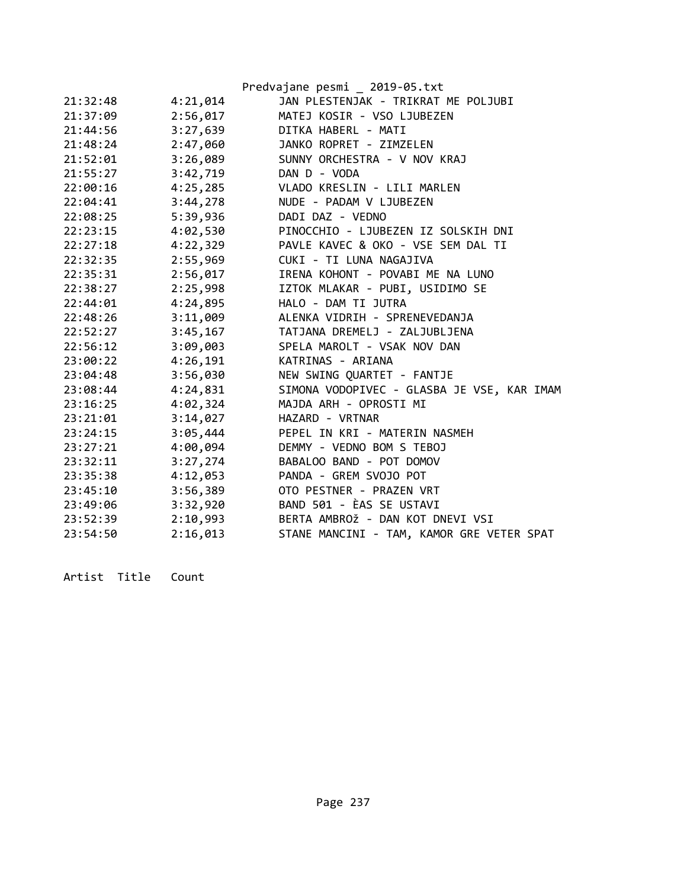| | | |
|---|---|---|
| 21:32:48 | 4:21,014 | JAN PLESTENJAK - TRIKRAT ME POLJUBI |
| 21:37:09 | 2:56,017 | MATEJ KOSIR - VSO LJUBEZEN |
| 21:44:56 | 3:27,639 | DITKA HABERL - MATI |
| 21:48:24 | 2:47,060 | JANKO ROPRET - ZIMZELEN |
| 21:52:01 | 3:26,089 | SUNNY ORCHESTRA - V NOV KRAJ |
| 21:55:27 | 3:42,719 | DAN D - VODA |
| 22:00:16 | 4:25,285 | VLADO KRESLIN - LILI MARLEN |
| 22:04:41 | 3:44,278 | NUDE - PADAM V LJUBEZEN |
| 22:08:25 | 5:39,936 | DADI DAZ - VEDNO |
| 22:23:15 | 4:02,530 | PINOCCHIO - LJUBEZEN IZ SOLSKIH DNI |
| 22:27:18 | 4:22,329 | PAVLE KAVEC & OKO - VSE SEM DAL TI |
| 22:32:35 | 2:55,969 | CUKI - TI LUNA NAGAJIVA |
| 22:35:31 | 2:56,017 | IRENA KOHONT - POVABI ME NA LUNO |
| 22:38:27 | 2:25,998 | IZTOK MLAKAR - PUBI, USIDIMO SE |
| 22:44:01 | 4:24,895 | HALO - DAM TI JUTRA |
| 22:48:26 | 3:11,009 | ALENKA VIDRIH - SPRENEVEDANJA |
| 22:52:27 | 3:45,167 | TATJANA DREMELJ - ZALJUBLJENA |
| 22:56:12 | 3:09,003 | SPELA MAROLT - VSAK NOV DAN |
| 23:00:22 | 4:26,191 | KATRINAS - ARIANA |
| 23:04:48 | 3:56,030 | NEW SWING QUARTET - FANTJE |
| 23:08:44 | 4:24,831 | SIMONA VODOPIVEC - GLASBA JE VSE, KAR IMAM |
| 23:16:25 | 4:02,324 | MAJDA ARH - OPROSTI MI |
| 23:21:01 | 3:14,027 | HAZARD - VRTNAR |
| 23:24:15 | 3:05,444 | PEPEL IN KRI - MATERIN NASMEH |
| 23:27:21 | 4:00,094 | DEMMY - VEDNO BOM S TEBOJ |
| 23:32:11 | 3:27,274 | BABALOO BAND - POT DOMOV |
| 23:35:38 | 4:12,053 | PANDA - GREM SVOJO POT |
| 23:45:10 | 3:56,389 | OTO PESTNER - PRAZEN VRT |
| 23:49:06 | 3:32,920 | BAND 501 - ÈAS SE USTAVI |
| 23:52:39 | 2:10,993 | BERTA AMBROž - DAN KOT DNEVI VSI |
| 23:54:50 | 2:16,013 | STANE MANCINI - TAM, KAMOR GRE VETER SPAT |

Artist Title Count